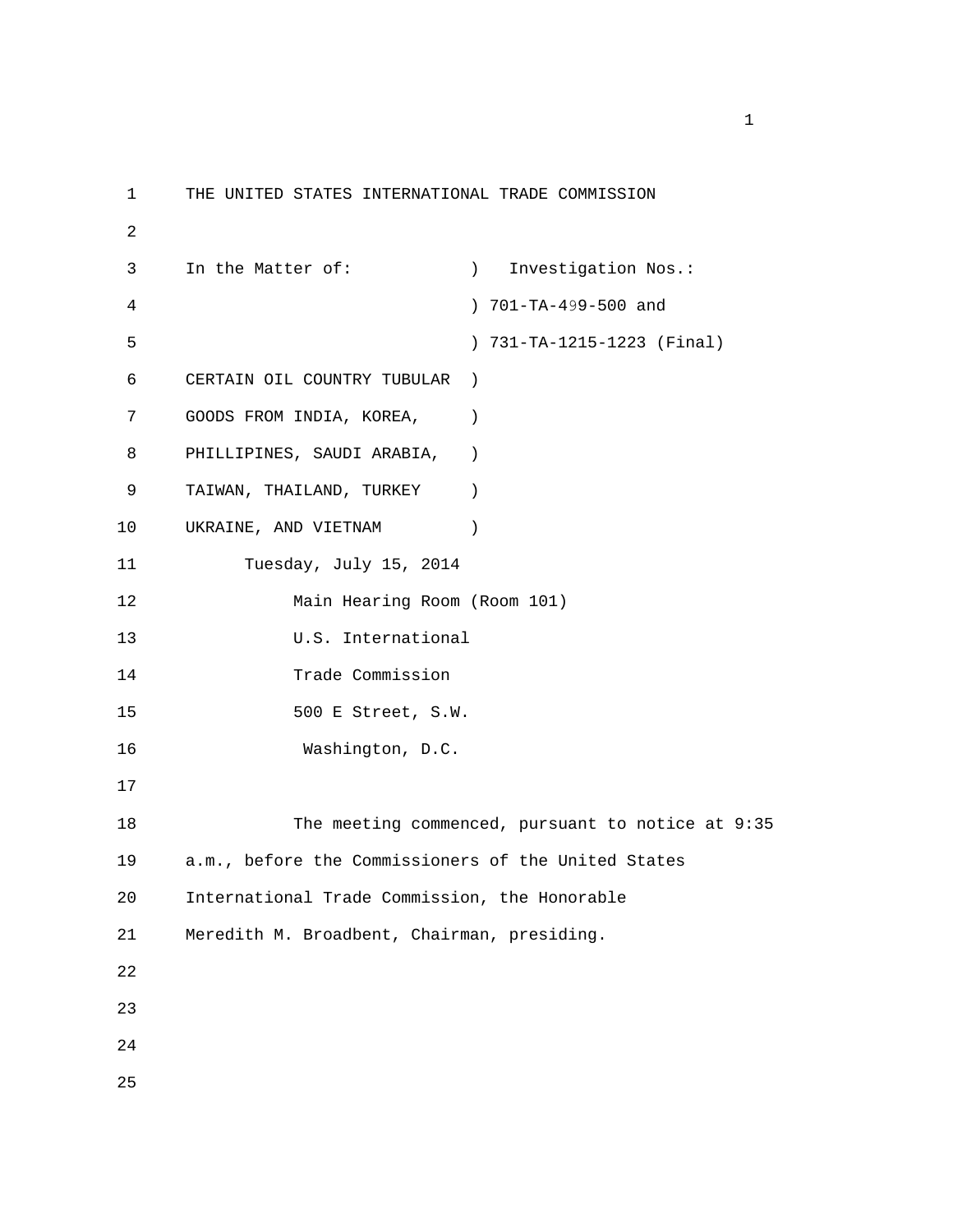THE UNITED STATES INTERNATIONAL TRADE COMMISSION

In the Matter of: ) Investigation Nos.:
) 701-TA-499-500 and
) 731-TA-1215-1223 (Final)
CERTAIN OIL COUNTRY TUBULAR )
GOODS FROM INDIA, KOREA, )
PHILLIPINES, SAUDI ARABIA, )
TAIWAN, THAILAND, TURKEY )
UKRAINE, AND VIETNAM )

Tuesday, July 15, 2014

Main Hearing Room (Room 101)
U.S. International
Trade Commission
500 E Street, S.W.
Washington, D.C.

The meeting commenced, pursuant to notice at 9:35 a.m., before the Commissioners of the United States International Trade Commission, the Honorable Meredith M. Broadbent, Chairman, presiding.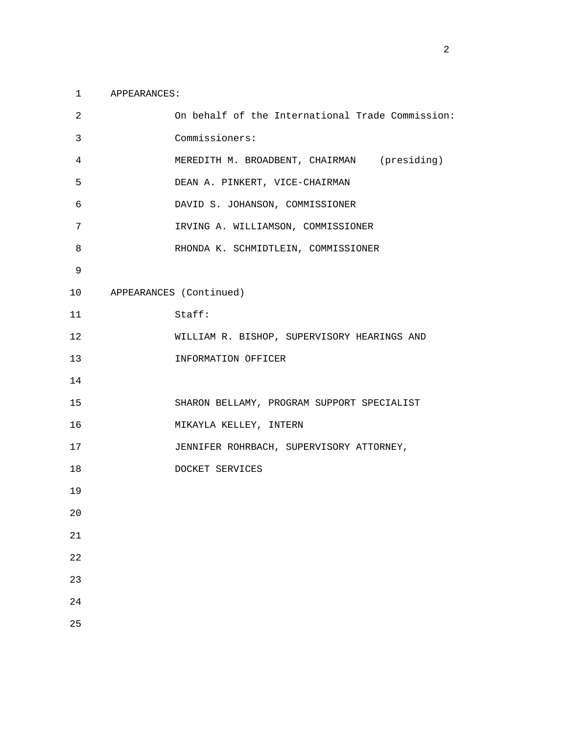APPEARANCES:

On behalf of the International Trade Commission:

Commissioners:

MEREDITH M. BROADBENT, CHAIRMAN (presiding)

DEAN A. PINKERT, VICE-CHAIRMAN

DAVID S. JOHANSON, COMMISSIONER

IRVING A. WILLIAMSON, COMMISSIONER

RHONDA K. SCHMIDTLEIN, COMMISSIONER

APPEARANCES (Continued)

Staff:

WILLIAM R. BISHOP, SUPERVISORY HEARINGS AND INFORMATION OFFICER

SHARON BELLAMY, PROGRAM SUPPORT SPECIALIST

MIKAYLA KELLEY, INTERN

JENNIFER ROHRBACH, SUPERVISORY ATTORNEY, DOCKET SERVICES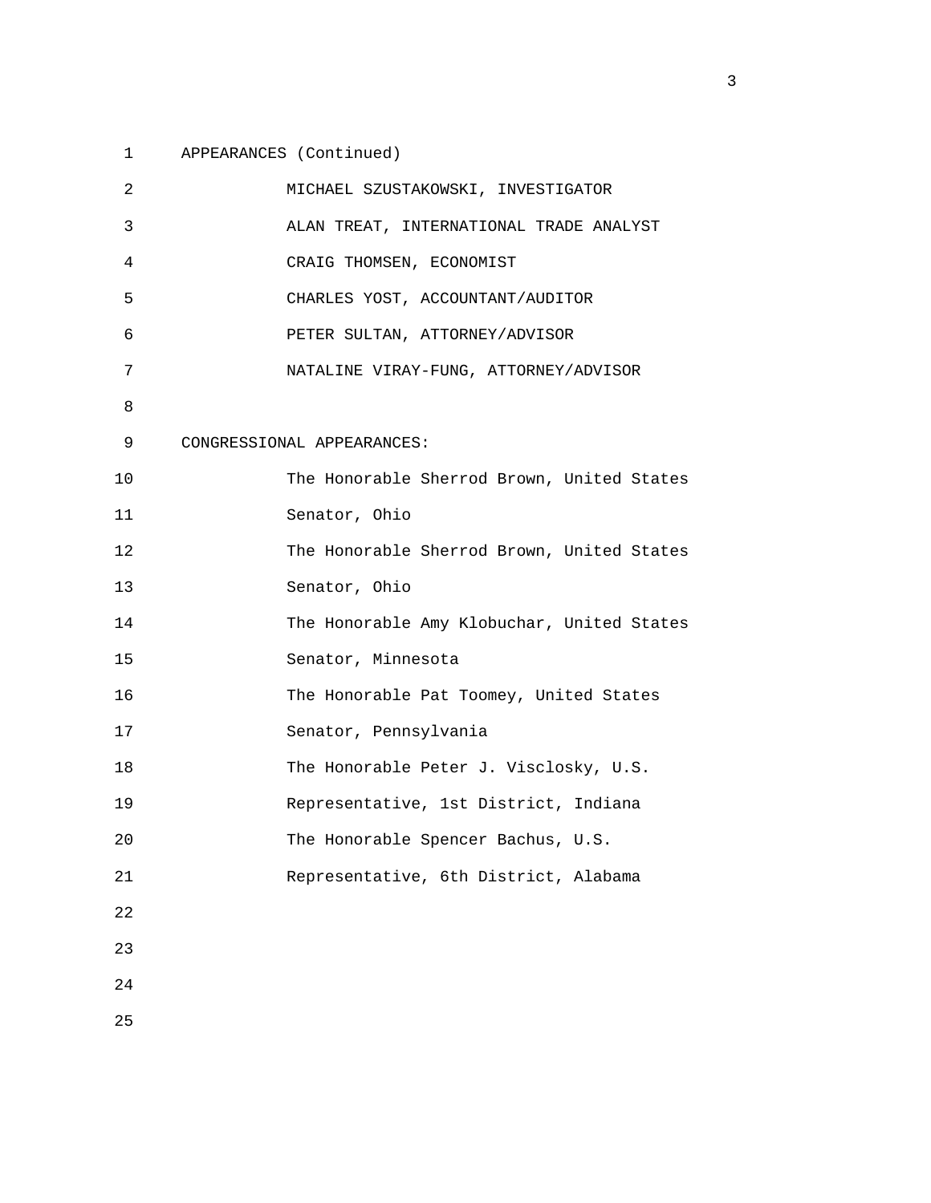APPEARANCES (Continued)

MICHAEL SZUSTAKOWSKI, INVESTIGATOR

ALAN TREAT, INTERNATIONAL TRADE ANALYST

CRAIG THOMSEN, ECONOMIST

CHARLES YOST, ACCOUNTANT/AUDITOR

PETER SULTAN, ATTORNEY/ADVISOR

NATALINE VIRAY-FUNG, ATTORNEY/ADVISOR

CONGRESSIONAL APPEARANCES:

The Honorable Sherrod Brown, United States Senator, Ohio

The Honorable Sherrod Brown, United States Senator, Ohio

The Honorable Amy Klobuchar, United States Senator, Minnesota

The Honorable Pat Toomey, United States Senator, Pennsylvania

The Honorable Peter J. Visclosky, U.S. Representative, 1st District, Indiana

The Honorable Spencer Bachus, U.S. Representative, 6th District, Alabama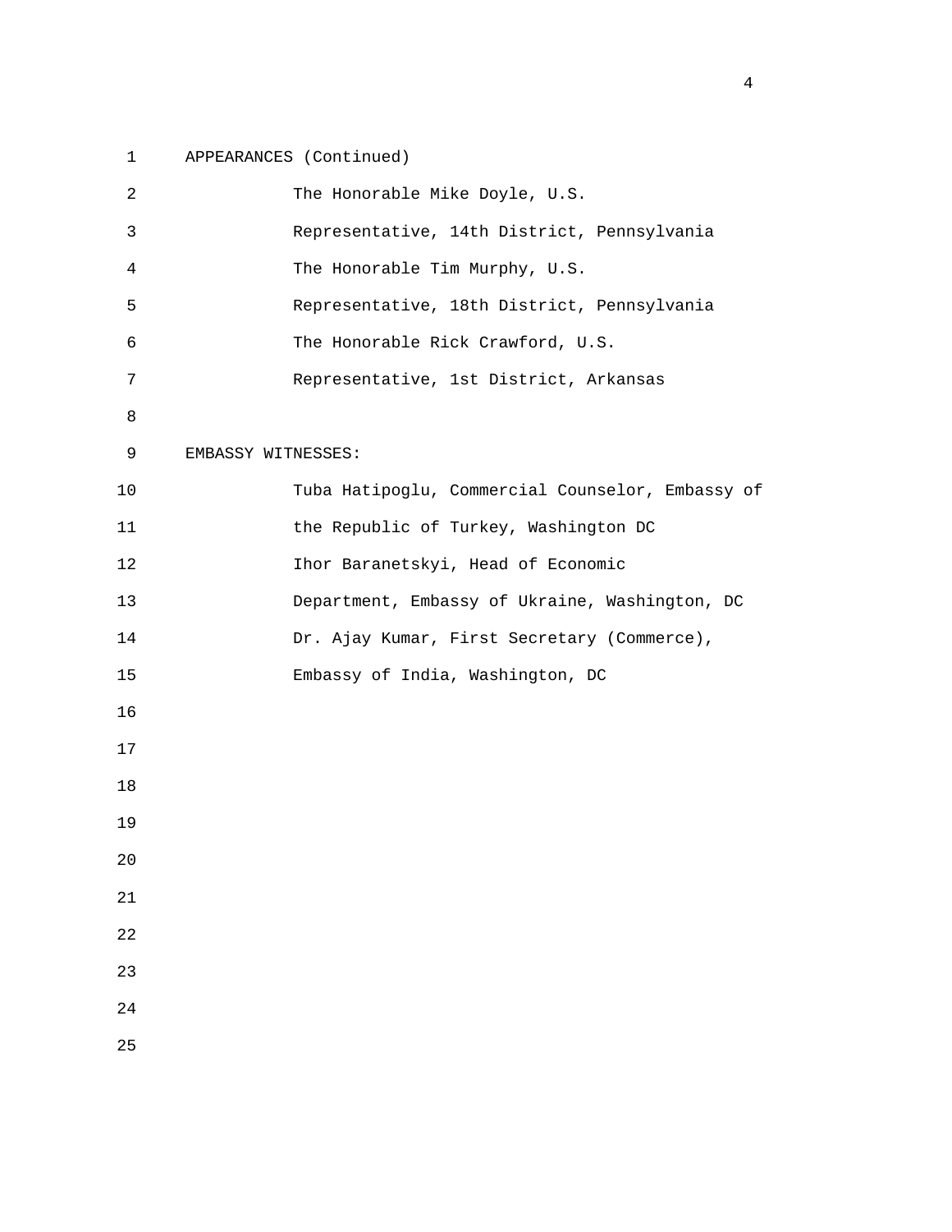APPEARANCES (Continued)

The Honorable Mike Doyle, U.S. Representative, 14th District, Pennsylvania

The Honorable Tim Murphy, U.S. Representative, 18th District, Pennsylvania

The Honorable Rick Crawford, U.S. Representative, 1st District, Arkansas

EMBASSY WITNESSES:

Tuba Hatipoglu, Commercial Counselor, Embassy of the Republic of Turkey, Washington DC

Ihor Baranetskyi, Head of Economic Department, Embassy of Ukraine, Washington, DC

Dr. Ajay Kumar, First Secretary (Commerce), Embassy of India, Washington, DC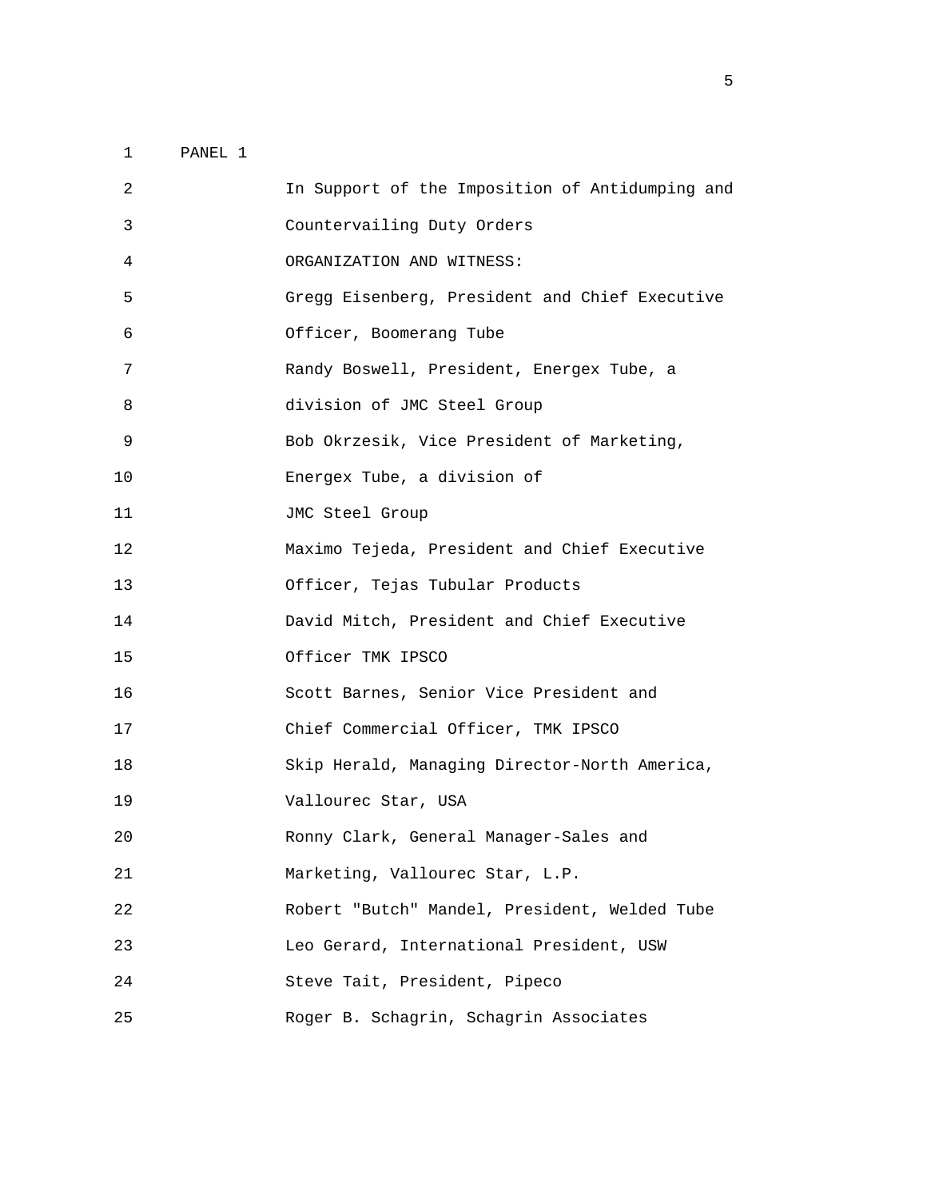PANEL 1

In Support of the Imposition of Antidumping and Countervailing Duty Orders

ORGANIZATION AND WITNESS:

Gregg Eisenberg, President and Chief Executive Officer, Boomerang Tube

Randy Boswell, President, Energex Tube, a division of JMC Steel Group

Bob Okrzesik, Vice President of Marketing, Energex Tube, a division of JMC Steel Group

Maximo Tejeda, President and Chief Executive Officer, Tejas Tubular Products

David Mitch, President and Chief Executive Officer TMK IPSCO

Scott Barnes, Senior Vice President and Chief Commercial Officer, TMK IPSCO

Skip Herald, Managing Director-North America, Vallourec Star, USA

Ronny Clark, General Manager-Sales and Marketing, Vallourec Star, L.P.

Robert "Butch" Mandel, President, Welded Tube

Leo Gerard, International President, USW

Steve Tait, President, Pipeco

Roger B. Schagrin, Schagrin Associates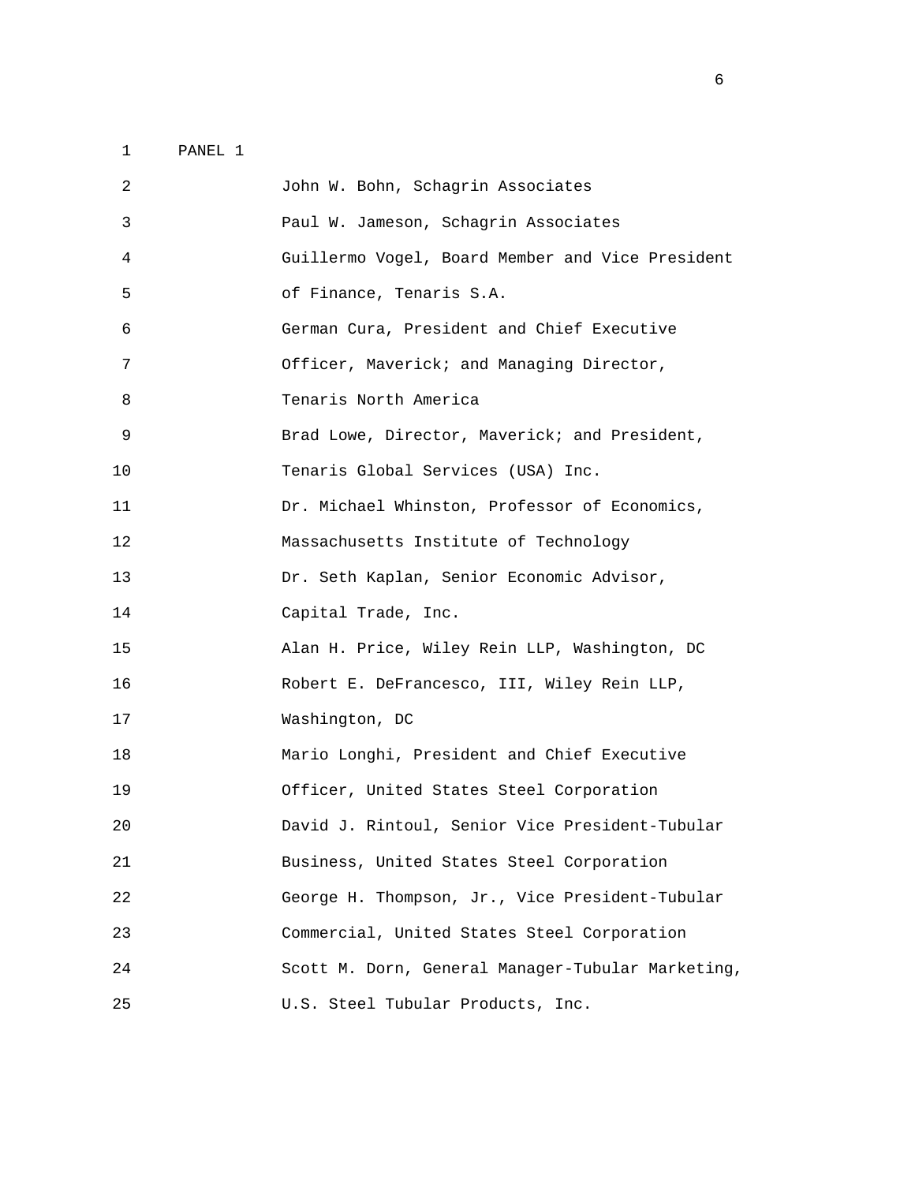PANEL 1

John W. Bohn, Schagrin Associates

Paul W. Jameson, Schagrin Associates

Guillermo Vogel, Board Member and Vice President of Finance, Tenaris S.A.

German Cura, President and Chief Executive Officer, Maverick; and Managing Director, Tenaris North America

Brad Lowe, Director, Maverick; and President, Tenaris Global Services (USA) Inc.

Dr. Michael Whinston, Professor of Economics, Massachusetts Institute of Technology

Dr. Seth Kaplan, Senior Economic Advisor, Capital Trade, Inc.

Alan H. Price, Wiley Rein LLP, Washington, DC

Robert E. DeFrancesco, III, Wiley Rein LLP, Washington, DC

Mario Longhi, President and Chief Executive Officer, United States Steel Corporation

David J. Rintoul, Senior Vice President-Tubular Business, United States Steel Corporation

George H. Thompson, Jr., Vice President-Tubular Commercial, United States Steel Corporation

Scott M. Dorn, General Manager-Tubular Marketing, U.S. Steel Tubular Products, Inc.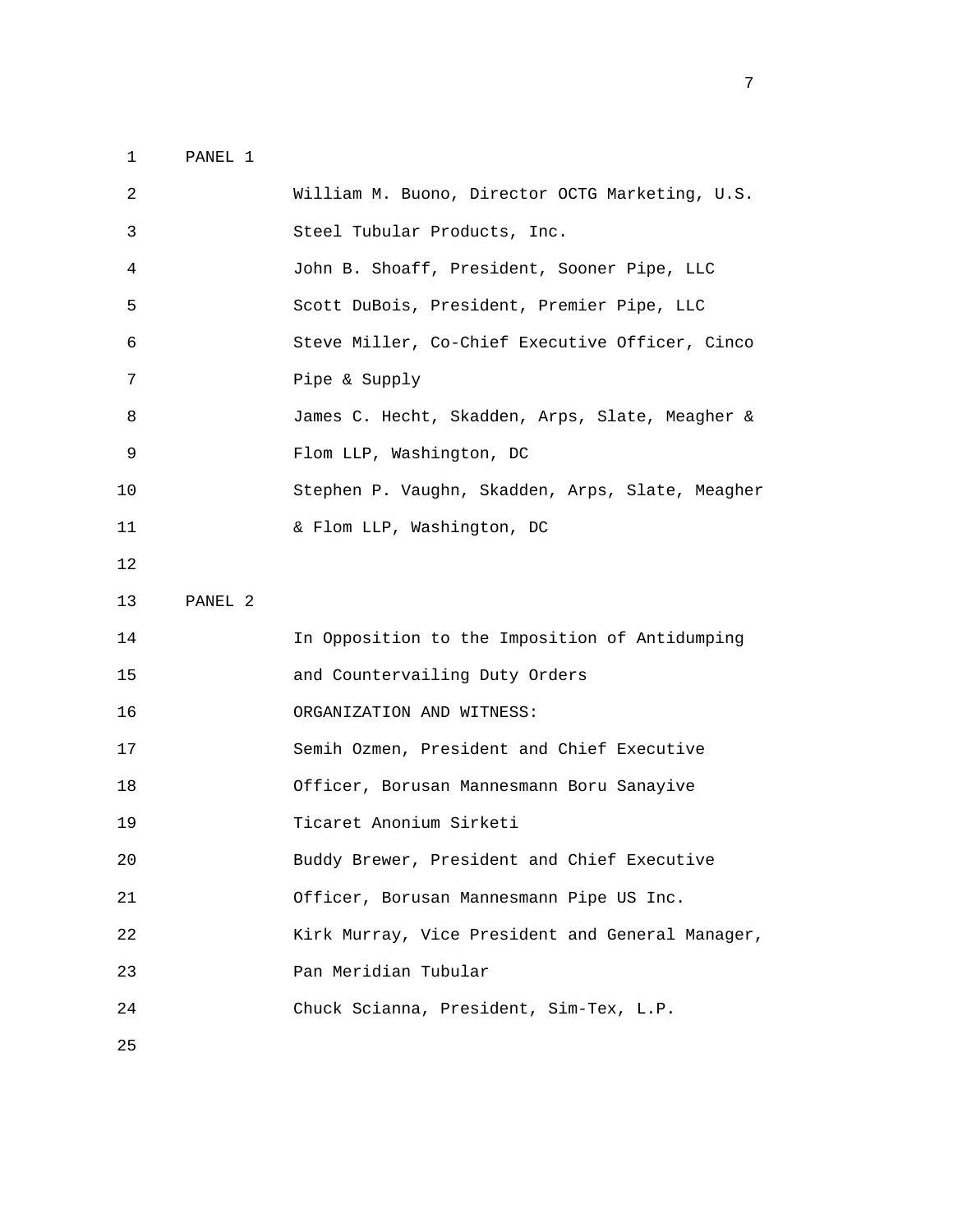PANEL 1

William M. Buono, Director OCTG Marketing, U.S. Steel Tubular Products, Inc.

John B. Shoaff, President, Sooner Pipe, LLC

Scott DuBois, President, Premier Pipe, LLC

Steve Miller, Co-Chief Executive Officer, Cinco Pipe & Supply

James C. Hecht, Skadden, Arps, Slate, Meagher & Flom LLP, Washington, DC

Stephen P. Vaughn, Skadden, Arps, Slate, Meagher & Flom LLP, Washington, DC

PANEL 2

In Opposition to the Imposition of Antidumping and Countervailing Duty Orders

ORGANIZATION AND WITNESS:

Semih Ozmen, President and Chief Executive Officer, Borusan Mannesmann Boru Sanayive Ticaret Anonium Sirketi

Buddy Brewer, President and Chief Executive Officer, Borusan Mannesmann Pipe US Inc.

Kirk Murray, Vice President and General Manager, Pan Meridian Tubular

Chuck Scianna, President, Sim-Tex, L.P.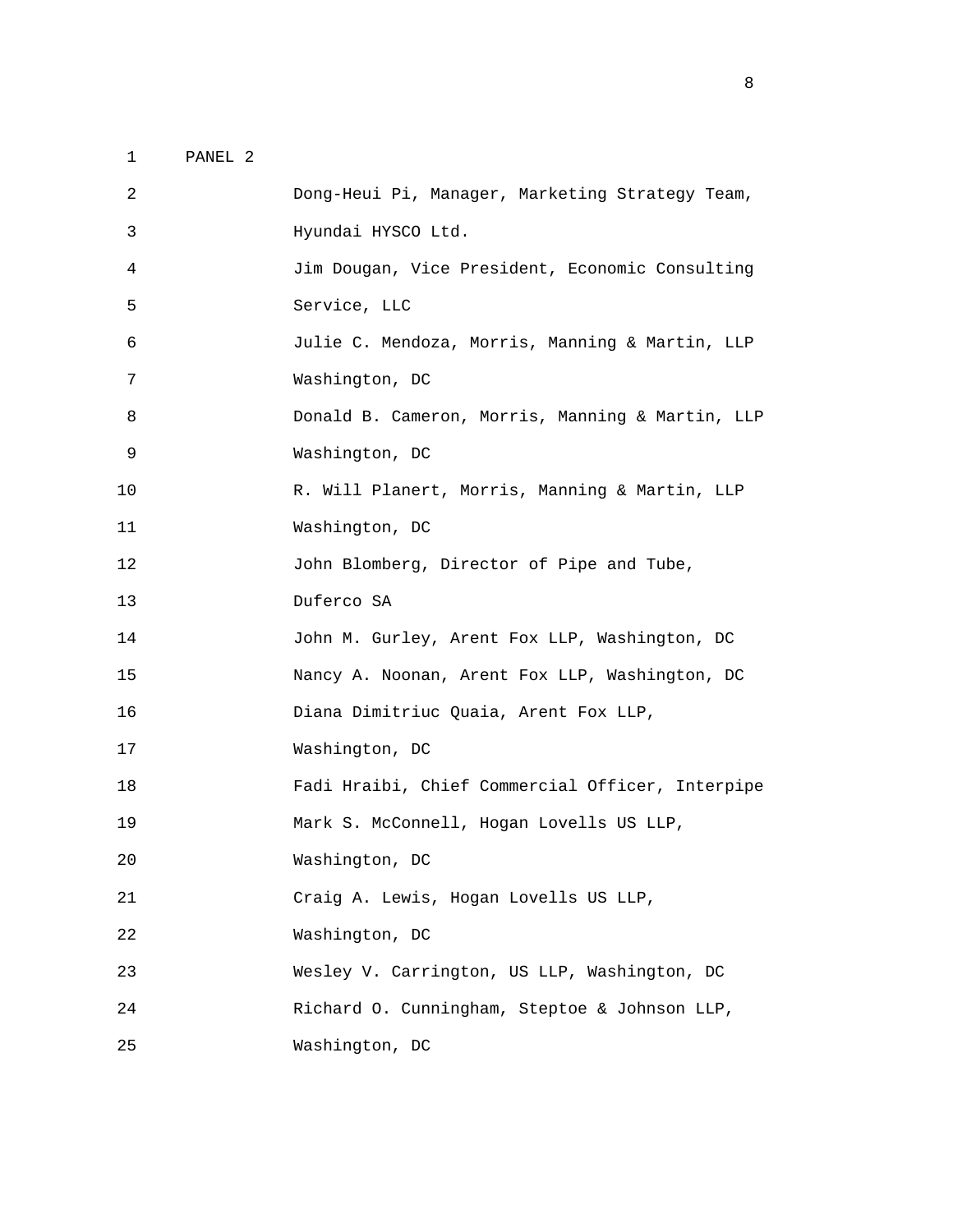PANEL 2

Dong-Heui Pi, Manager, Marketing Strategy Team, Hyundai HYSCO Ltd.

Jim Dougan, Vice President, Economic Consulting Service, LLC

Julie C. Mendoza, Morris, Manning & Martin, LLP Washington, DC

Donald B. Cameron, Morris, Manning & Martin, LLP Washington, DC

R. Will Planert, Morris, Manning & Martin, LLP Washington, DC

John Blomberg, Director of Pipe and Tube, Duferco SA

John M. Gurley, Arent Fox LLP, Washington, DC

Nancy A. Noonan, Arent Fox LLP, Washington, DC

Diana Dimitriuc Quaia, Arent Fox LLP, Washington, DC

Fadi Hraibi, Chief Commercial Officer, Interpipe

Mark S. McConnell, Hogan Lovells US LLP, Washington, DC

Craig A. Lewis, Hogan Lovells US LLP, Washington, DC

Wesley V. Carrington, US LLP, Washington, DC

Richard O. Cunningham, Steptoe & Johnson LLP, Washington, DC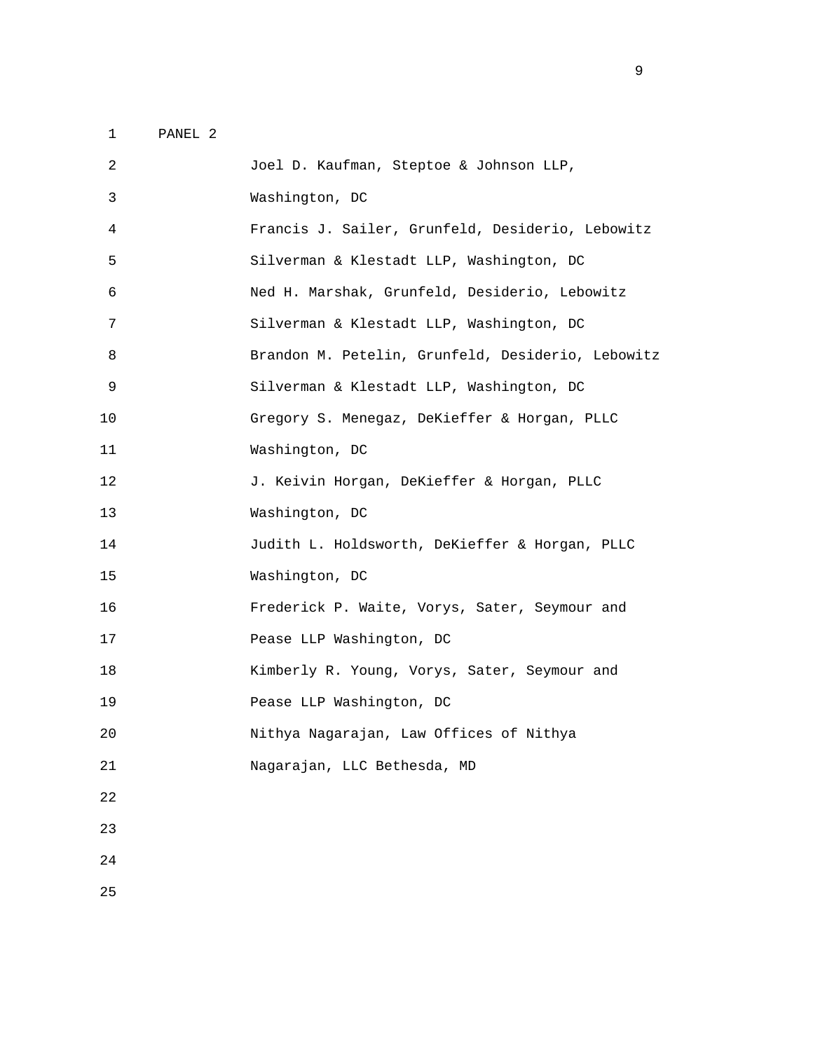PANEL 2

Joel D. Kaufman, Steptoe & Johnson LLP,
Washington, DC

Francis J. Sailer, Grunfeld, Desiderio, Lebowitz
Silverman & Klestadt LLP, Washington, DC

Ned H. Marshak, Grunfeld, Desiderio, Lebowitz
Silverman & Klestadt LLP, Washington, DC

Brandon M. Petelin, Grunfeld, Desiderio, Lebowitz
Silverman & Klestadt LLP, Washington, DC

Gregory S. Menegaz, DeKieffer & Horgan, PLLC
Washington, DC

J. Keivin Horgan, DeKieffer & Horgan, PLLC
Washington, DC

Judith L. Holdsworth, DeKieffer & Horgan, PLLC
Washington, DC

Frederick P. Waite, Vorys, Sater, Seymour and
Pease LLP Washington, DC

Kimberly R. Young, Vorys, Sater, Seymour and
Pease LLP Washington, DC

Nithya Nagarajan, Law Offices of Nithya
Nagarajan, LLC Bethesda, MD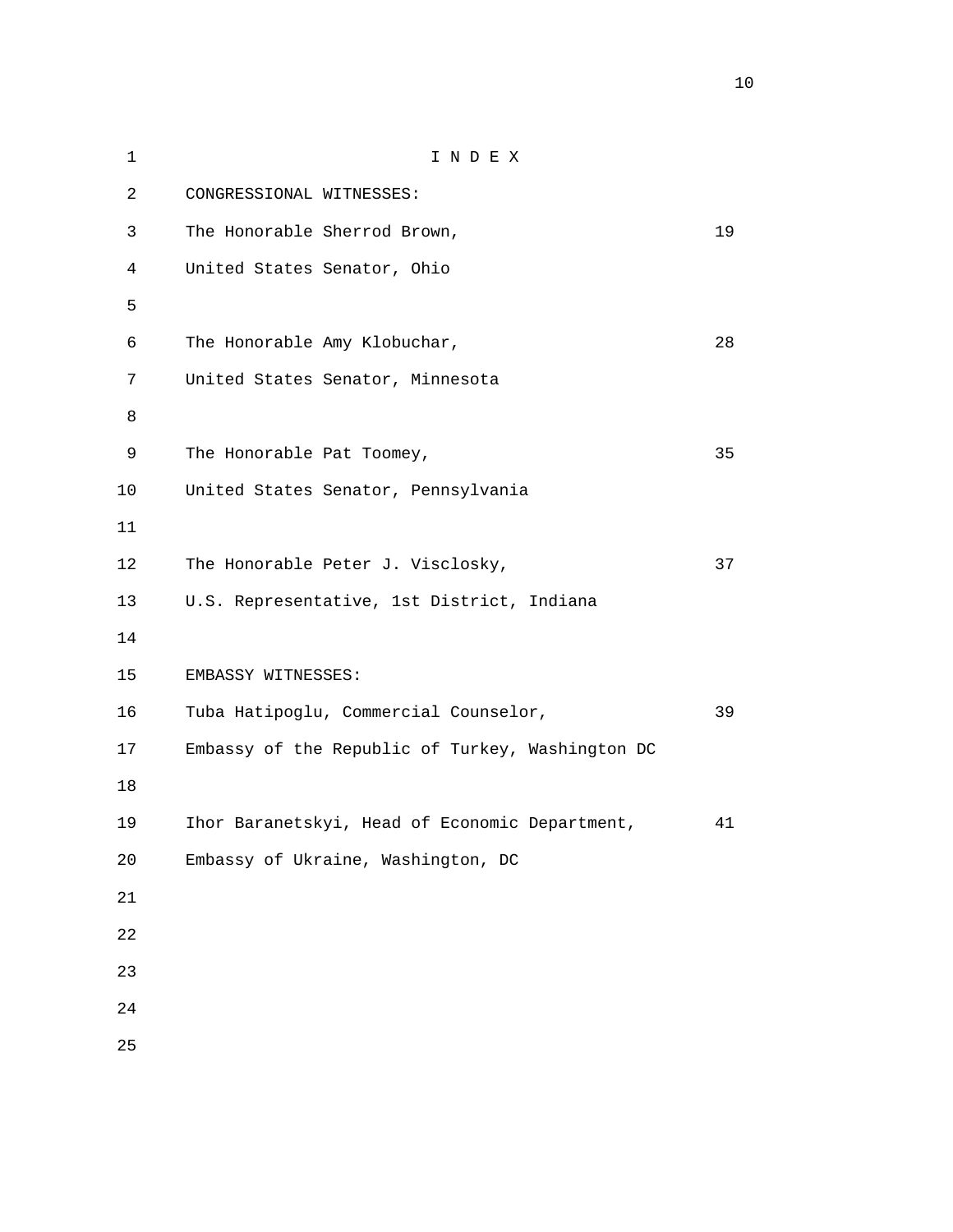# I N D E X

CONGRESSIONAL WITNESSES:

| Witness | Page |
|---|---|
| The Honorable Sherrod Brown, United States Senator, Ohio | 19 |
| The Honorable Amy Klobuchar, United States Senator, Minnesota | 28 |
| The Honorable Pat Toomey, United States Senator, Pennsylvania | 35 |
| The Honorable Peter J. Visclosky, U.S. Representative, 1st District, Indiana | 37 |

EMBASSY WITNESSES:

| Witness | Page |
|---|---|
| Tuba Hatipoglu, Commercial Counselor, Embassy of the Republic of Turkey, Washington DC | 39 |
| Ihor Baranetskyi, Head of Economic Department, Embassy of Ukraine, Washington, DC | 41 |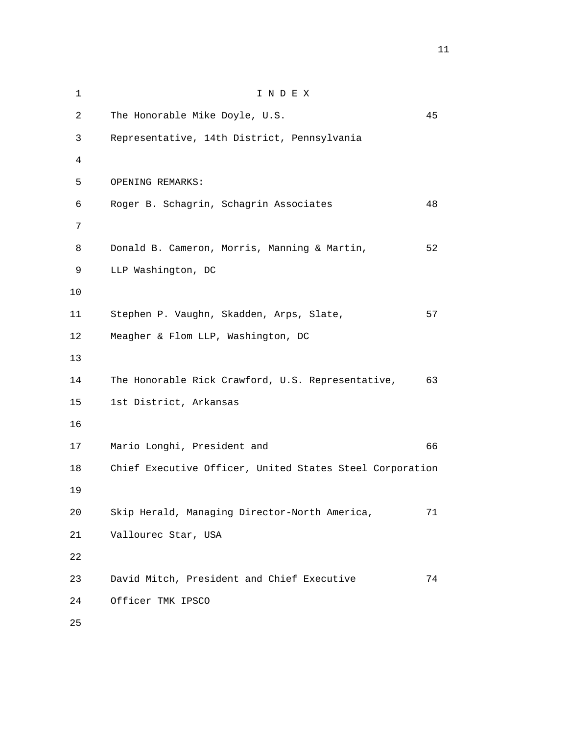# I N D E X

| | |
|---|---|
| The Honorable Mike Doyle, U.S. Representative, 14th District, Pennsylvania | 45 |
| **OPENING REMARKS:** | |
| Roger B. Schagrin, Schagrin Associates | 48 |
| Donald B. Cameron, Morris, Manning & Martin, LLP Washington, DC | 52 |
| Stephen P. Vaughn, Skadden, Arps, Slate, Meagher & Flom LLP, Washington, DC | 57 |
| The Honorable Rick Crawford, U.S. Representative, 1st District, Arkansas | 63 |
| Mario Longhi, President and Chief Executive Officer, United States Steel Corporation | 66 |
| Skip Herald, Managing Director-North America, Vallourec Star, USA | 71 |
| David Mitch, President and Chief Executive Officer TMK IPSCO | 74 |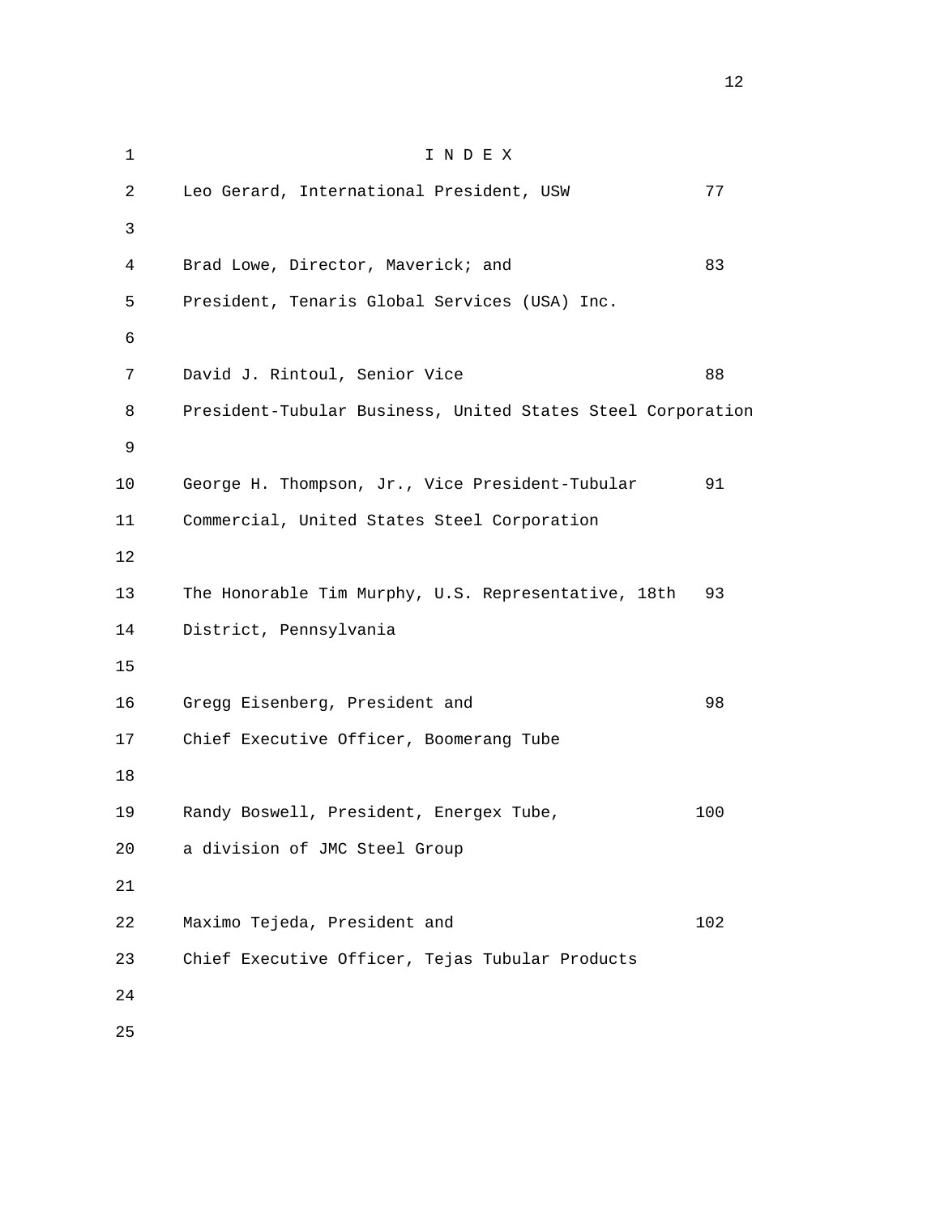# I N D E X

| | |
|---|---|
| Leo Gerard, International President, USW | 77 |
| Brad Lowe, Director, Maverick; and President, Tenaris Global Services (USA) Inc. | 83 |
| David J. Rintoul, Senior Vice President-Tubular Business, United States Steel Corporation | 88 |
| George H. Thompson, Jr., Vice President-Tubular Commercial, United States Steel Corporation | 91 |
| The Honorable Tim Murphy, U.S. Representative, 18th District, Pennsylvania | 93 |
| Gregg Eisenberg, President and Chief Executive Officer, Boomerang Tube | 98 |
| Randy Boswell, President, Energex Tube, a division of JMC Steel Group | 100 |
| Maximo Tejeda, President and Chief Executive Officer, Tejas Tubular Products | 102 |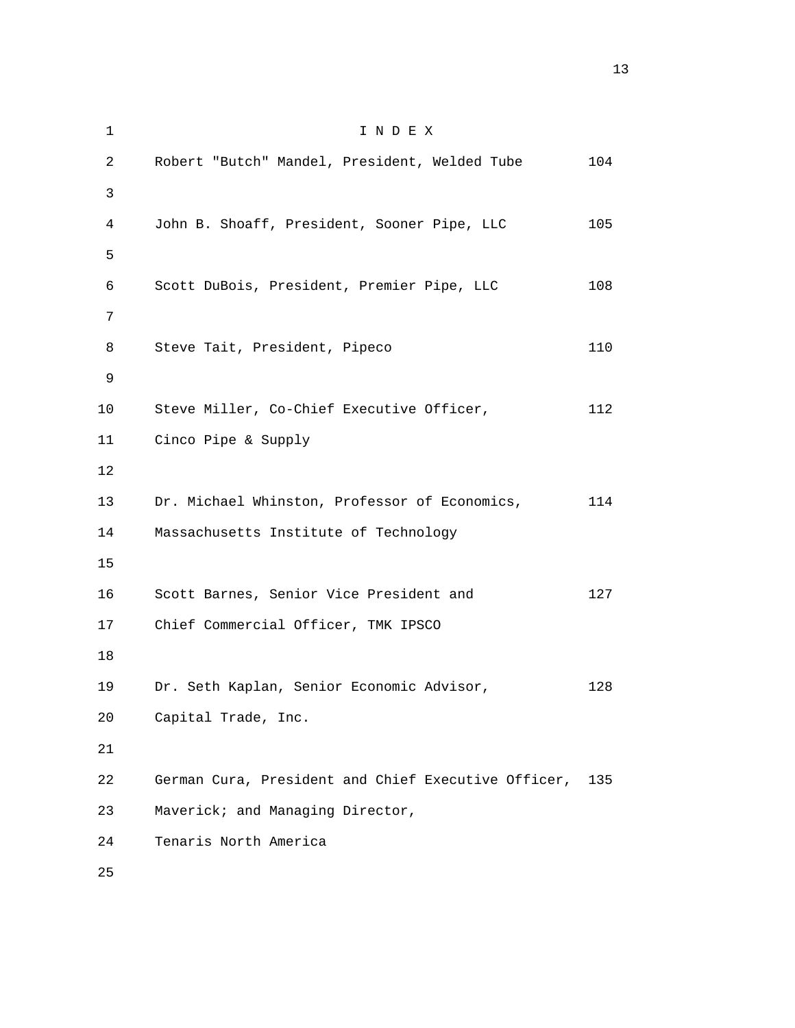# I N D E X

| | |
|---|---|
| Robert "Butch" Mandel, President, Welded Tube | 104 |
| John B. Shoaff, President, Sooner Pipe, LLC | 105 |
| Scott DuBois, President, Premier Pipe, LLC | 108 |
| Steve Tait, President, Pipeco | 110 |
| Steve Miller, Co-Chief Executive Officer, Cinco Pipe & Supply | 112 |
| Dr. Michael Whinston, Professor of Economics, Massachusetts Institute of Technology | 114 |
| Scott Barnes, Senior Vice President and Chief Commercial Officer, TMK IPSCO | 127 |
| Dr. Seth Kaplan, Senior Economic Advisor, Capital Trade, Inc. | 128 |
| German Cura, President and Chief Executive Officer, Maverick; and Managing Director, Tenaris North America | 135 |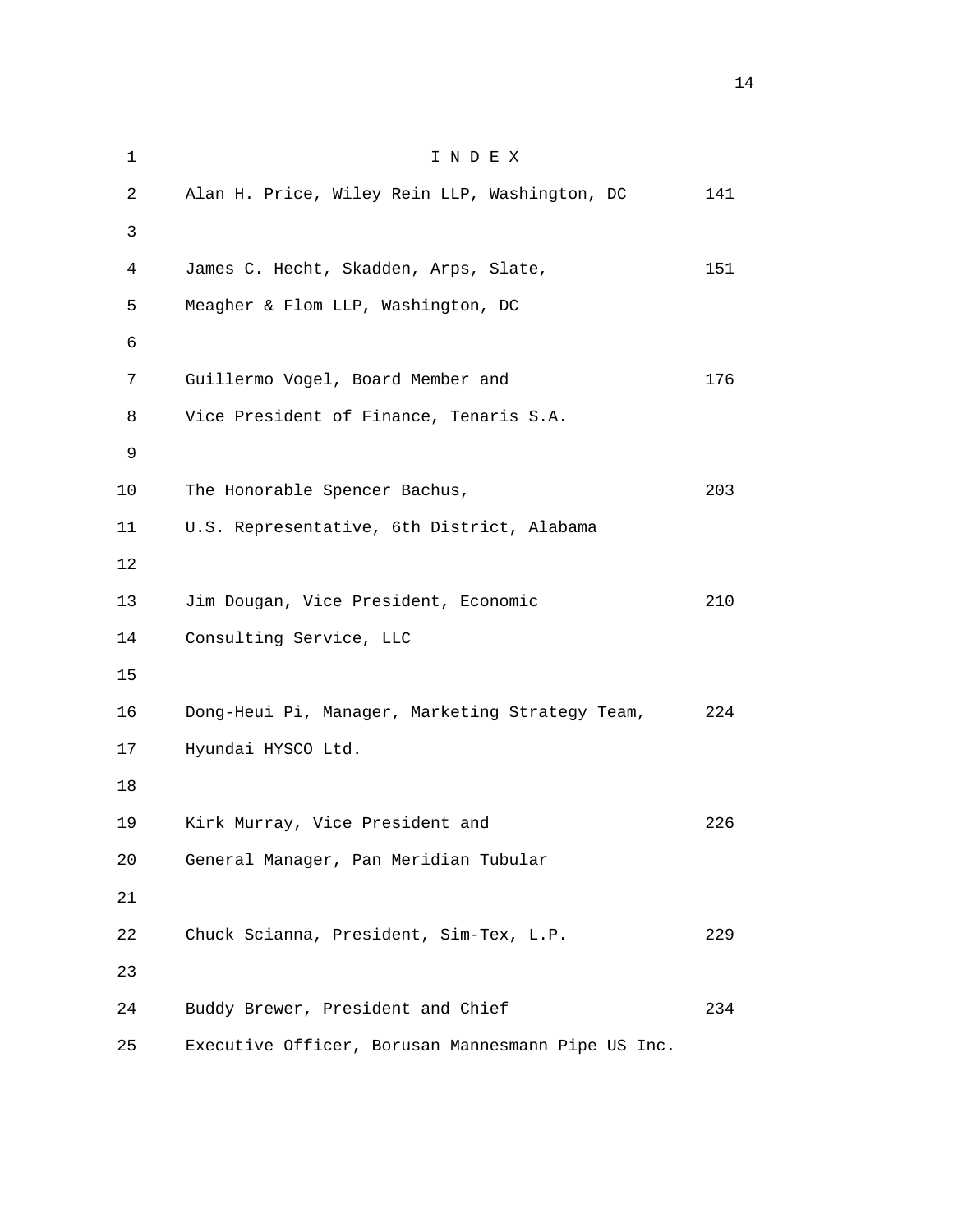# I N D E X

| | |
|---|---|
| Alan H. Price, Wiley Rein LLP, Washington, DC | 141 |
| James C. Hecht, Skadden, Arps, Slate, Meagher & Flom LLP, Washington, DC | 151 |
| Guillermo Vogel, Board Member and Vice President of Finance, Tenaris S.A. | 176 |
| The Honorable Spencer Bachus, U.S. Representative, 6th District, Alabama | 203 |
| Jim Dougan, Vice President, Economic Consulting Service, LLC | 210 |
| Dong-Heui Pi, Manager, Marketing Strategy Team, Hyundai HYSCO Ltd. | 224 |
| Kirk Murray, Vice President and General Manager, Pan Meridian Tubular | 226 |
| Chuck Scianna, President, Sim-Tex, L.P. | 229 |
| Buddy Brewer, President and Chief Executive Officer, Borusan Mannesmann Pipe US Inc. | 234 |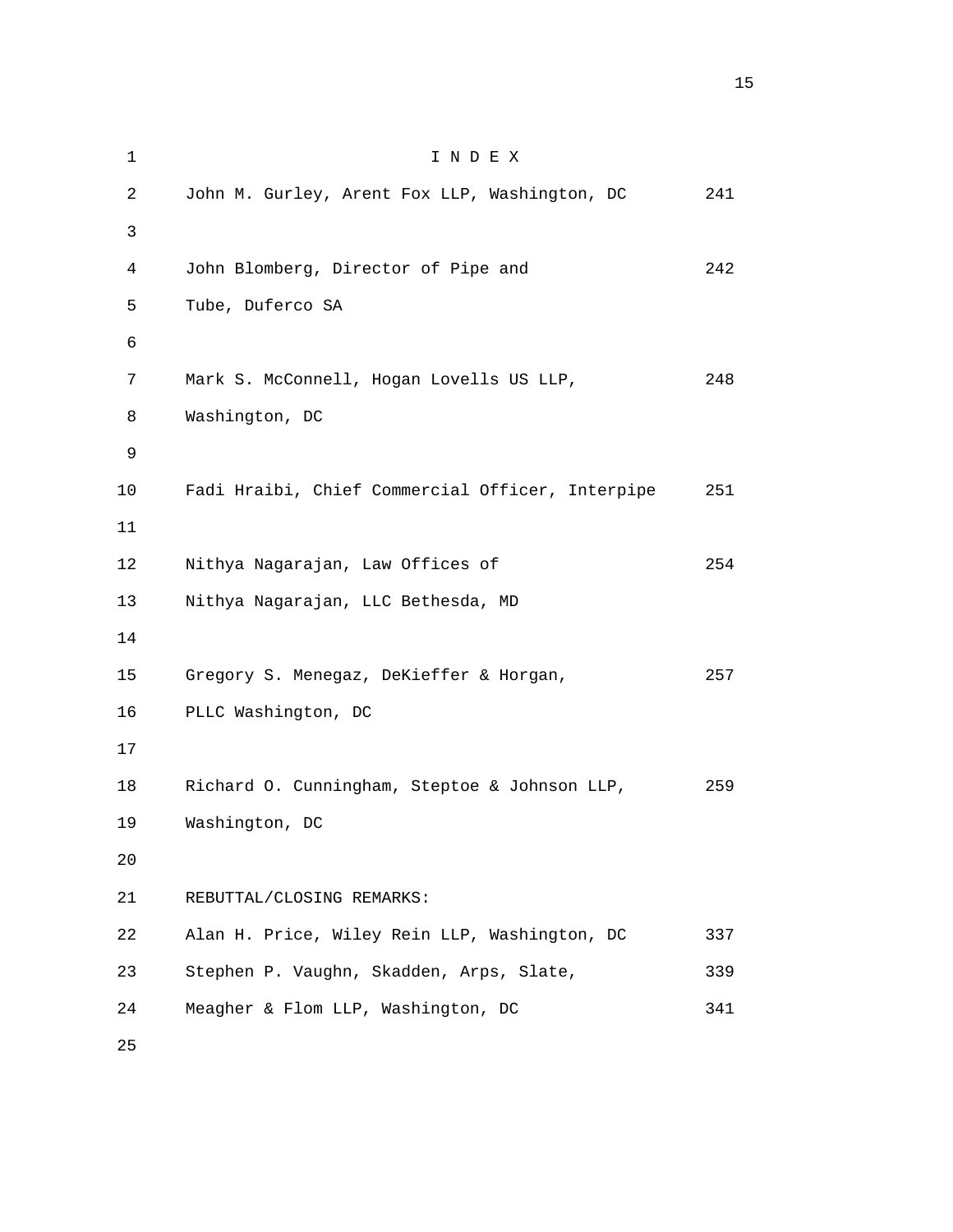# I N D E X

| | |
|---|---|
| John M. Gurley, Arent Fox LLP, Washington, DC | 241 |
| John Blomberg, Director of Pipe and Tube, Duferco SA | 242 |
| Mark S. McConnell, Hogan Lovells US LLP, Washington, DC | 248 |
| Fadi Hraibi, Chief Commercial Officer, Interpipe | 251 |
| Nithya Nagarajan, Law Offices of Nithya Nagarajan, LLC Bethesda, MD | 254 |
| Gregory S. Menegaz, DeKieffer & Horgan, PLLC Washington, DC | 257 |
| Richard O. Cunningham, Steptoe & Johnson LLP, Washington, DC | 259 |

REBUTTAL/CLOSING REMARKS:

| | |
|---|---|
| Alan H. Price, Wiley Rein LLP, Washington, DC | 337 |
| Stephen P. Vaughn, Skadden, Arps, Slate, | 339 |
| Meagher & Flom LLP, Washington, DC | 341 |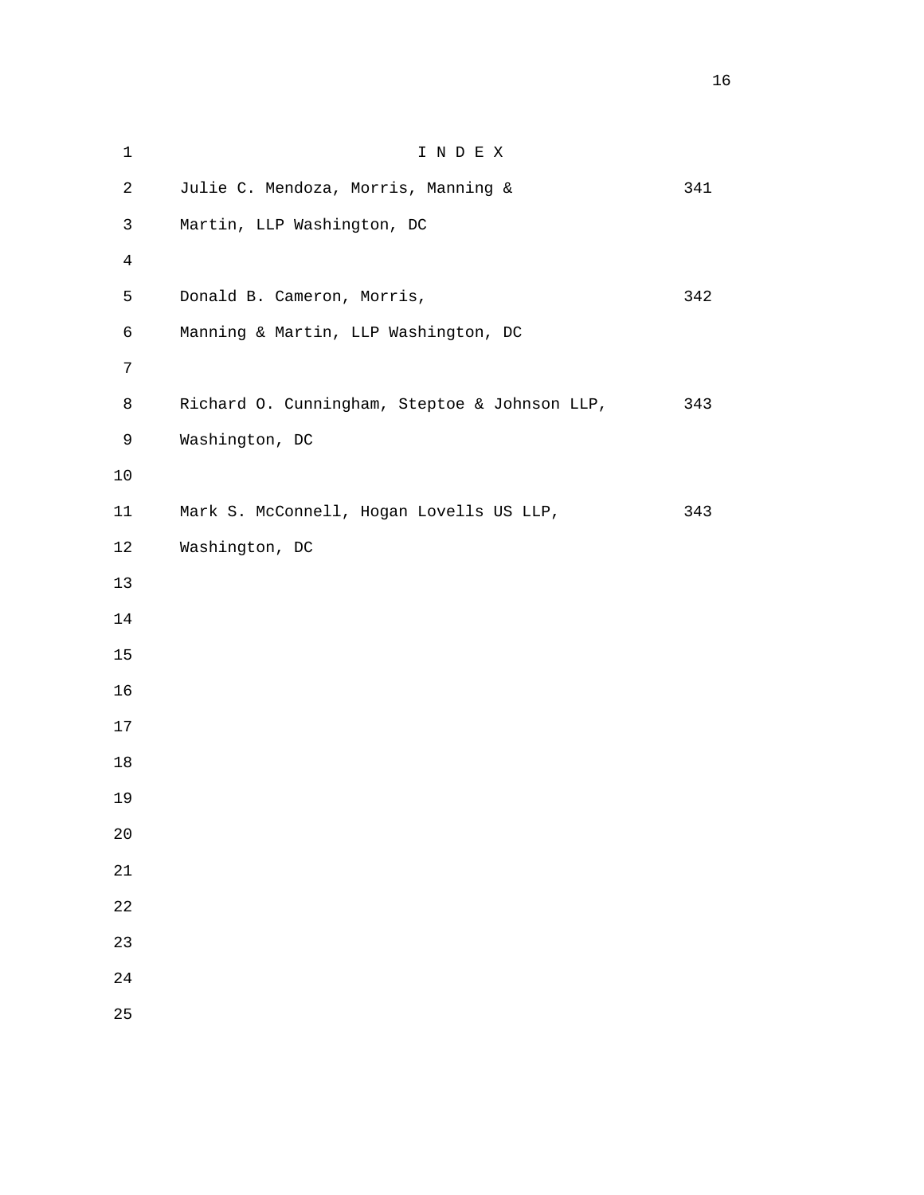# I N D E X

| | |
|---|---|
| Julie C. Mendoza, Morris, Manning & Martin, LLP Washington, DC | 341 |
| Donald B. Cameron, Morris, Manning & Martin, LLP Washington, DC | 342 |
| Richard O. Cunningham, Steptoe & Johnson LLP, Washington, DC | 343 |
| Mark S. McConnell, Hogan Lovells US LLP, Washington, DC | 343 |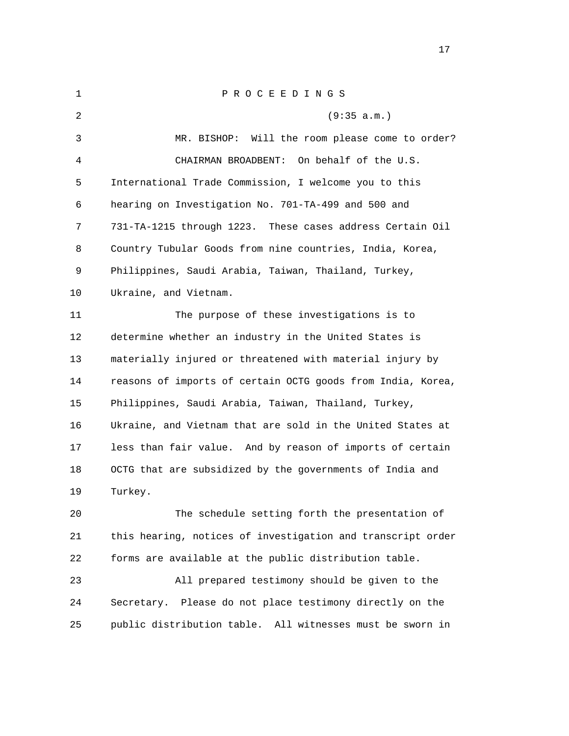P R O C E E D I N G S

(9:35 a.m.)

MR. BISHOP: Will the room please come to order?

CHAIRMAN BROADBENT: On behalf of the U.S. International Trade Commission, I welcome you to this hearing on Investigation No. 701-TA-499 and 500 and 731-TA-1215 through 1223. These cases address Certain Oil Country Tubular Goods from nine countries, India, Korea, Philippines, Saudi Arabia, Taiwan, Thailand, Turkey, Ukraine, and Vietnam.

The purpose of these investigations is to determine whether an industry in the United States is materially injured or threatened with material injury by reasons of imports of certain OCTG goods from India, Korea, Philippines, Saudi Arabia, Taiwan, Thailand, Turkey, Ukraine, and Vietnam that are sold in the United States at less than fair value. And by reason of imports of certain OCTG that are subsidized by the governments of India and Turkey.

The schedule setting forth the presentation of this hearing, notices of investigation and transcript order forms are available at the public distribution table.

All prepared testimony should be given to the Secretary. Please do not place testimony directly on the public distribution table. All witnesses must be sworn in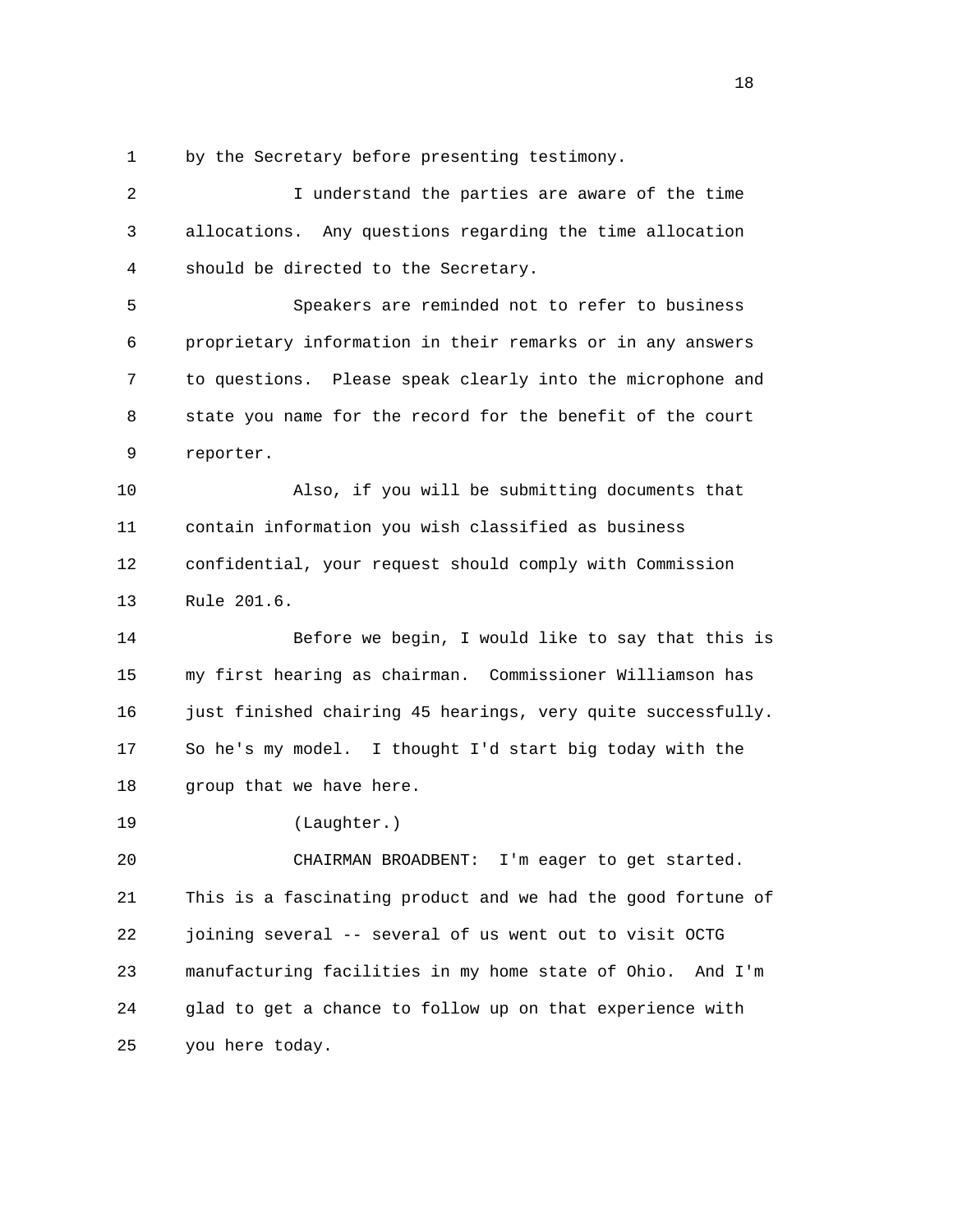by the Secretary before presenting testimony.

I understand the parties are aware of the time allocations. Any questions regarding the time allocation should be directed to the Secretary.

Speakers are reminded not to refer to business proprietary information in their remarks or in any answers to questions. Please speak clearly into the microphone and state you name for the record for the benefit of the court reporter.

Also, if you will be submitting documents that contain information you wish classified as business confidential, your request should comply with Commission Rule 201.6.

Before we begin, I would like to say that this is my first hearing as chairman. Commissioner Williamson has just finished chairing 45 hearings, very quite successfully. So he's my model. I thought I'd start big today with the group that we have here.

(Laughter.)

CHAIRMAN BROADBENT: I'm eager to get started. This is a fascinating product and we had the good fortune of joining several -- several of us went out to visit OCTG manufacturing facilities in my home state of Ohio. And I'm glad to get a chance to follow up on that experience with you here today.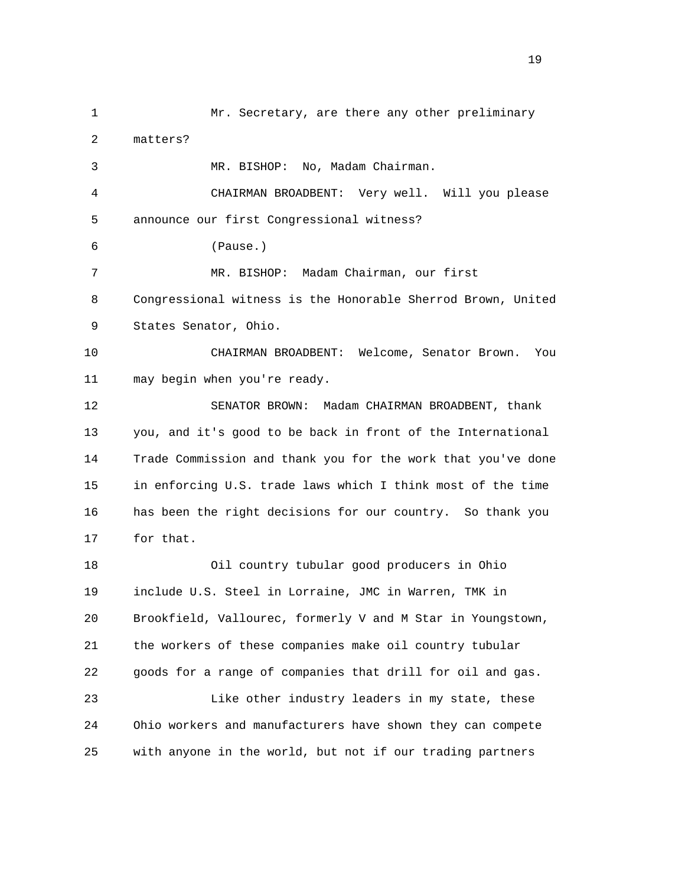Mr. Secretary, are there any other preliminary matters?

MR. BISHOP: No, Madam Chairman.

CHAIRMAN BROADBENT: Very well. Will you please announce our first Congressional witness?

(Pause.)

MR. BISHOP: Madam Chairman, our first Congressional witness is the Honorable Sherrod Brown, United States Senator, Ohio.

CHAIRMAN BROADBENT: Welcome, Senator Brown. You may begin when you're ready.

SENATOR BROWN: Madam CHAIRMAN BROADBENT, thank you, and it's good to be back in front of the International Trade Commission and thank you for the work that you've done in enforcing U.S. trade laws which I think most of the time has been the right decisions for our country. So thank you for that.

Oil country tubular good producers in Ohio include U.S. Steel in Lorraine, JMC in Warren, TMK in Brookfield, Vallourec, formerly V and M Star in Youngstown, the workers of these companies make oil country tubular goods for a range of companies that drill for oil and gas.

Like other industry leaders in my state, these Ohio workers and manufacturers have shown they can compete with anyone in the world, but not if our trading partners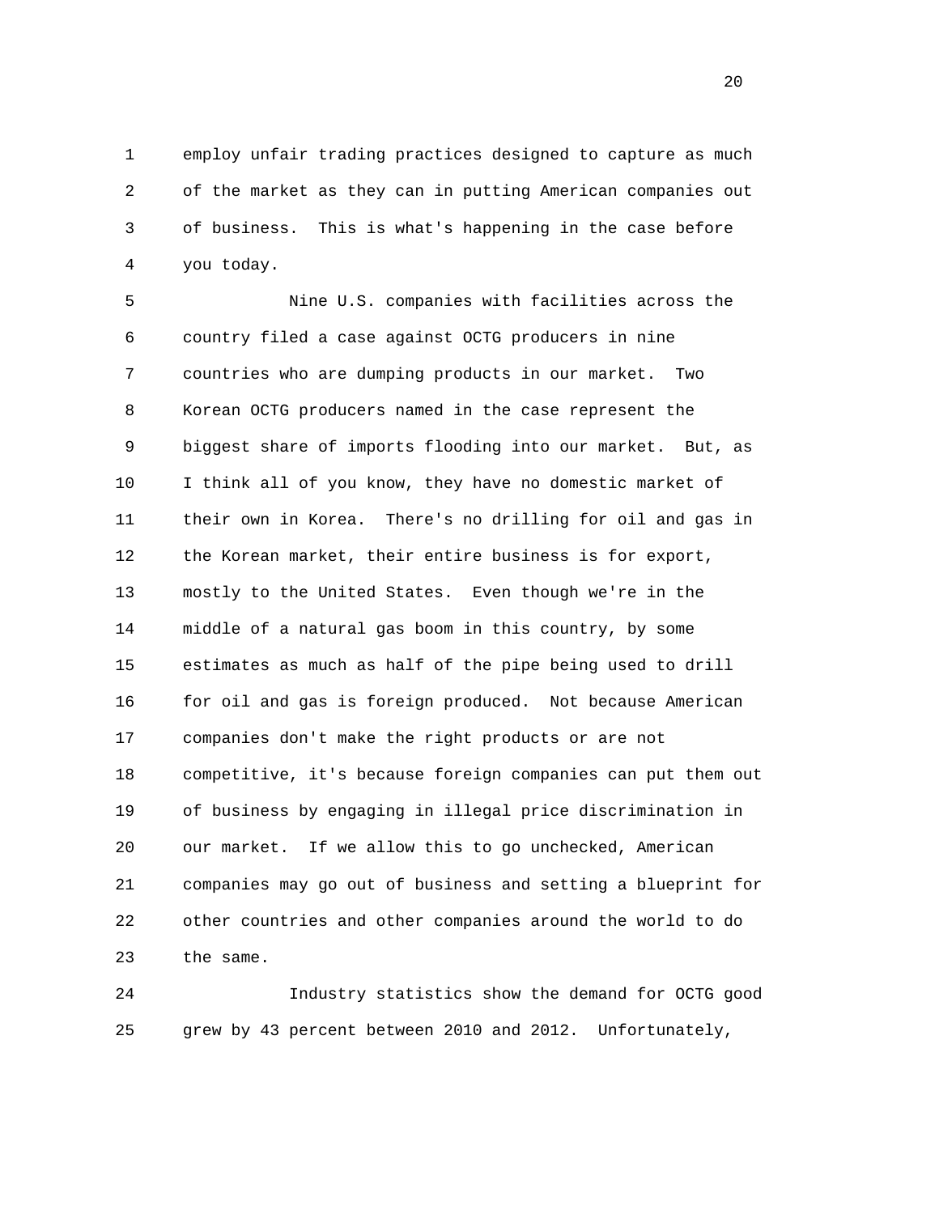employ unfair trading practices designed to capture as much of the market as they can in putting American companies out of business. This is what's happening in the case before you today.

Nine U.S. companies with facilities across the country filed a case against OCTG producers in nine countries who are dumping products in our market. Two Korean OCTG producers named in the case represent the biggest share of imports flooding into our market. But, as I think all of you know, they have no domestic market of their own in Korea. There's no drilling for oil and gas in the Korean market, their entire business is for export, mostly to the United States. Even though we're in the middle of a natural gas boom in this country, by some estimates as much as half of the pipe being used to drill for oil and gas is foreign produced. Not because American companies don't make the right products or are not competitive, it's because foreign companies can put them out of business by engaging in illegal price discrimination in our market. If we allow this to go unchecked, American companies may go out of business and setting a blueprint for other countries and other companies around the world to do the same.

Industry statistics show the demand for OCTG good grew by 43 percent between 2010 and 2012. Unfortunately,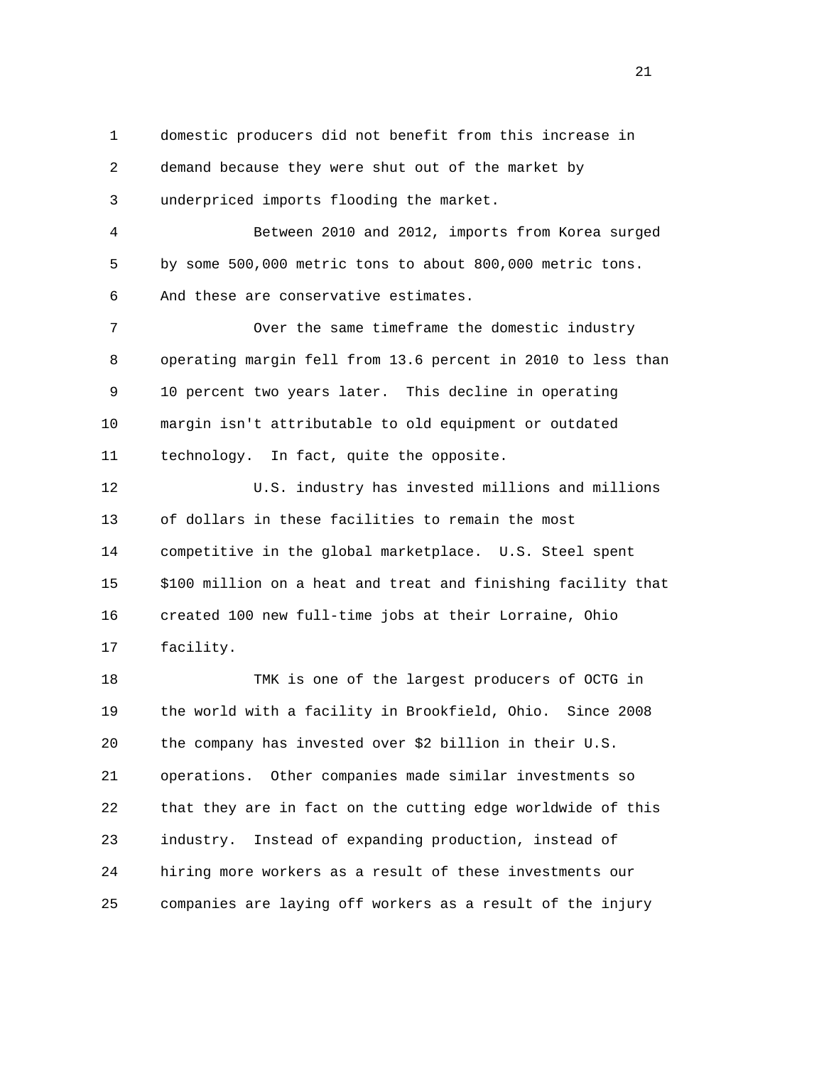domestic producers did not benefit from this increase in demand because they were shut out of the market by underpriced imports flooding the market.

Between 2010 and 2012, imports from Korea surged by some 500,000 metric tons to about 800,000 metric tons. And these are conservative estimates.

Over the same timeframe the domestic industry operating margin fell from 13.6 percent in 2010 to less than 10 percent two years later. This decline in operating margin isn't attributable to old equipment or outdated technology. In fact, quite the opposite.

U.S. industry has invested millions and millions of dollars in these facilities to remain the most competitive in the global marketplace. U.S. Steel spent $100 million on a heat and treat and finishing facility that created 100 new full-time jobs at their Lorraine, Ohio facility.

TMK is one of the largest producers of OCTG in the world with a facility in Brookfield, Ohio. Since 2008 the company has invested over $2 billion in their U.S. operations. Other companies made similar investments so that they are in fact on the cutting edge worldwide of this industry. Instead of expanding production, instead of hiring more workers as a result of these investments our companies are laying off workers as a result of the injury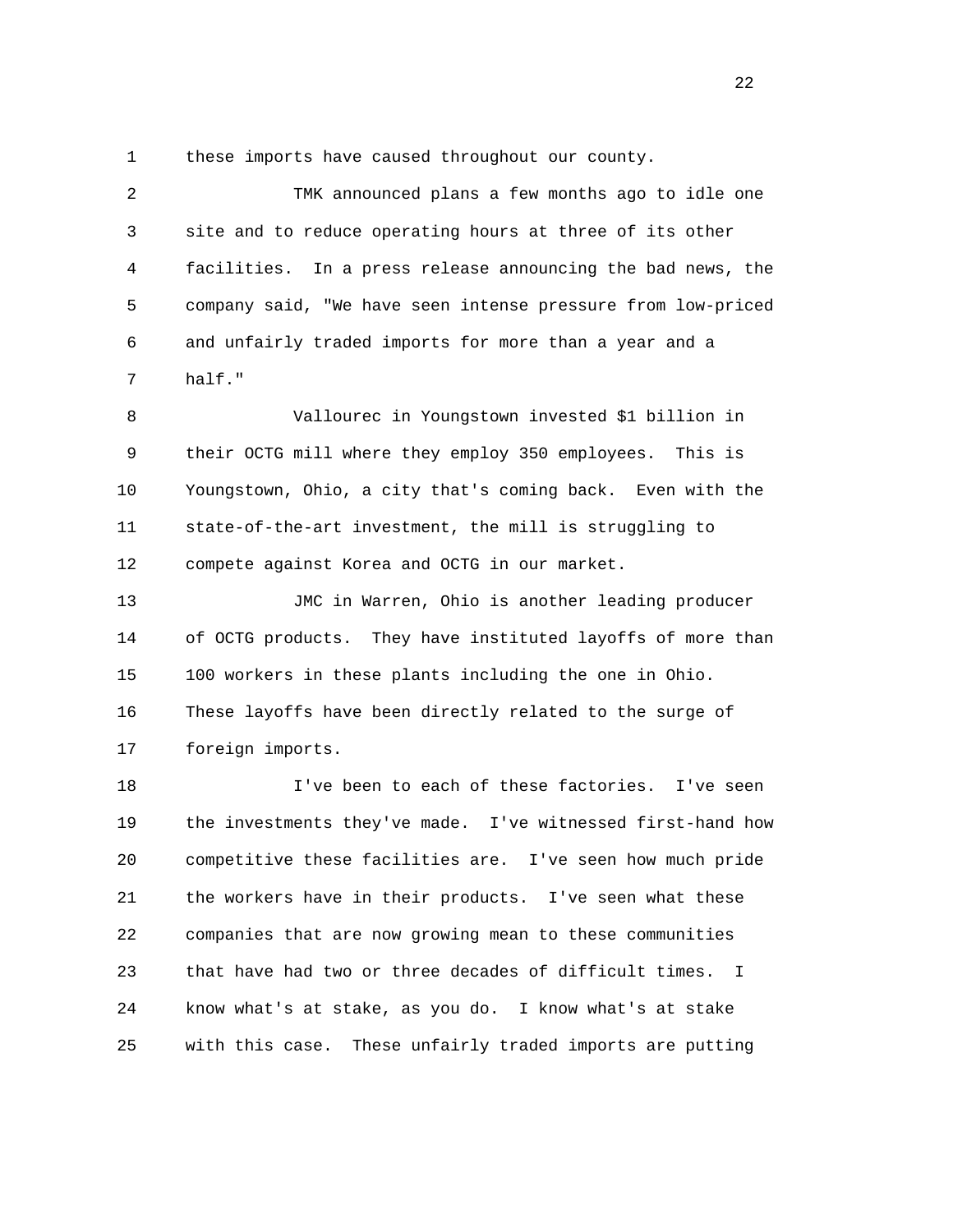these imports have caused throughout our county.

TMK announced plans a few months ago to idle one site and to reduce operating hours at three of its other facilities. In a press release announcing the bad news, the company said, "We have seen intense pressure from low-priced and unfairly traded imports for more than a year and a half."

Vallourec in Youngstown invested $1 billion in their OCTG mill where they employ 350 employees. This is Youngstown, Ohio, a city that's coming back. Even with the state-of-the-art investment, the mill is struggling to compete against Korea and OCTG in our market.

JMC in Warren, Ohio is another leading producer of OCTG products. They have instituted layoffs of more than 100 workers in these plants including the one in Ohio. These layoffs have been directly related to the surge of foreign imports.

I've been to each of these factories. I've seen the investments they've made. I've witnessed first-hand how competitive these facilities are. I've seen how much pride the workers have in their products. I've seen what these companies that are now growing mean to these communities that have had two or three decades of difficult times. I know what's at stake, as you do. I know what's at stake with this case. These unfairly traded imports are putting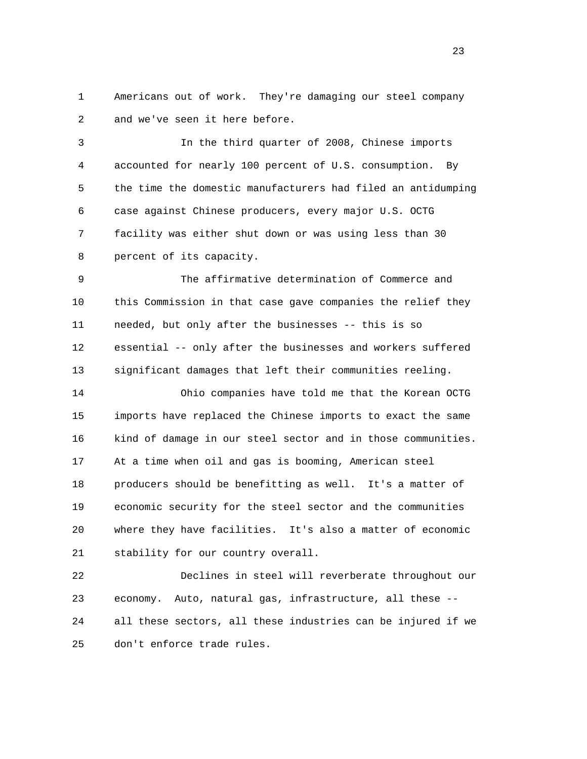Americans out of work. They're damaging our steel company and we've seen it here before.

In the third quarter of 2008, Chinese imports accounted for nearly 100 percent of U.S. consumption. By the time the domestic manufacturers had filed an antidumping case against Chinese producers, every major U.S. OCTG facility was either shut down or was using less than 30 percent of its capacity.

The affirmative determination of Commerce and this Commission in that case gave companies the relief they needed, but only after the businesses -- this is so essential -- only after the businesses and workers suffered significant damages that left their communities reeling.

Ohio companies have told me that the Korean OCTG imports have replaced the Chinese imports to exact the same kind of damage in our steel sector and in those communities. At a time when oil and gas is booming, American steel producers should be benefitting as well. It's a matter of economic security for the steel sector and the communities where they have facilities. It's also a matter of economic stability for our country overall.

Declines in steel will reverberate throughout our economy. Auto, natural gas, infrastructure, all these -- all these sectors, all these industries can be injured if we don't enforce trade rules.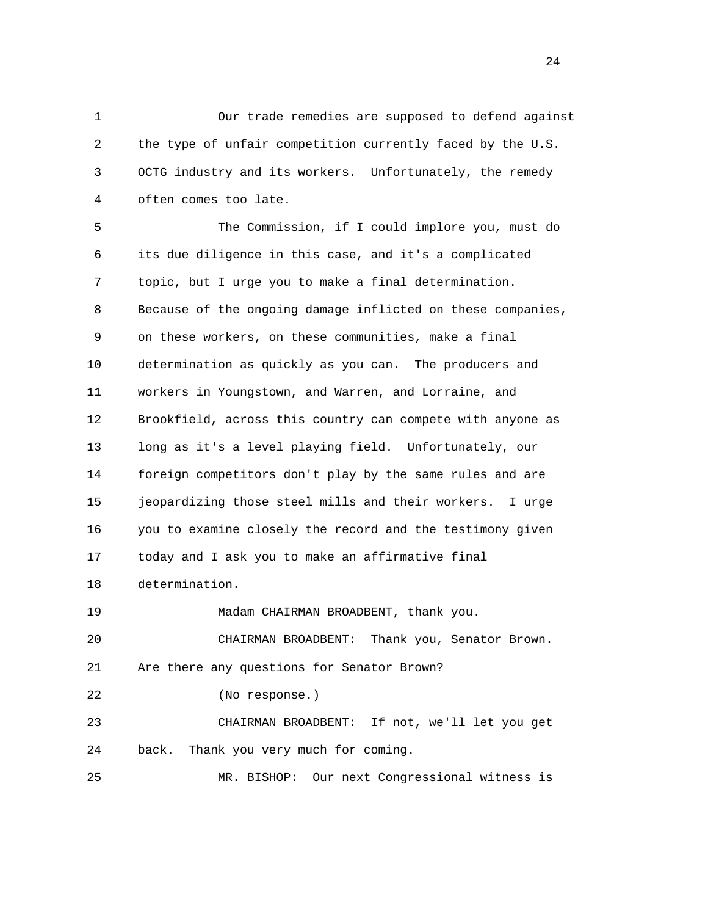Our trade remedies are supposed to defend against the type of unfair competition currently faced by the U.S. OCTG industry and its workers. Unfortunately, the remedy often comes too late.

The Commission, if I could implore you, must do its due diligence in this case, and it's a complicated topic, but I urge you to make a final determination. Because of the ongoing damage inflicted on these companies, on these workers, on these communities, make a final determination as quickly as you can. The producers and workers in Youngstown, and Warren, and Lorraine, and Brookfield, across this country can compete with anyone as long as it's a level playing field. Unfortunately, our foreign competitors don't play by the same rules and are jeopardizing those steel mills and their workers. I urge you to examine closely the record and the testimony given today and I ask you to make an affirmative final determination.

Madam CHAIRMAN BROADBENT, thank you.

CHAIRMAN BROADBENT: Thank you, Senator Brown. Are there any questions for Senator Brown?

(No response.)

CHAIRMAN BROADBENT: If not, we'll let you get back. Thank you very much for coming.

MR. BISHOP: Our next Congressional witness is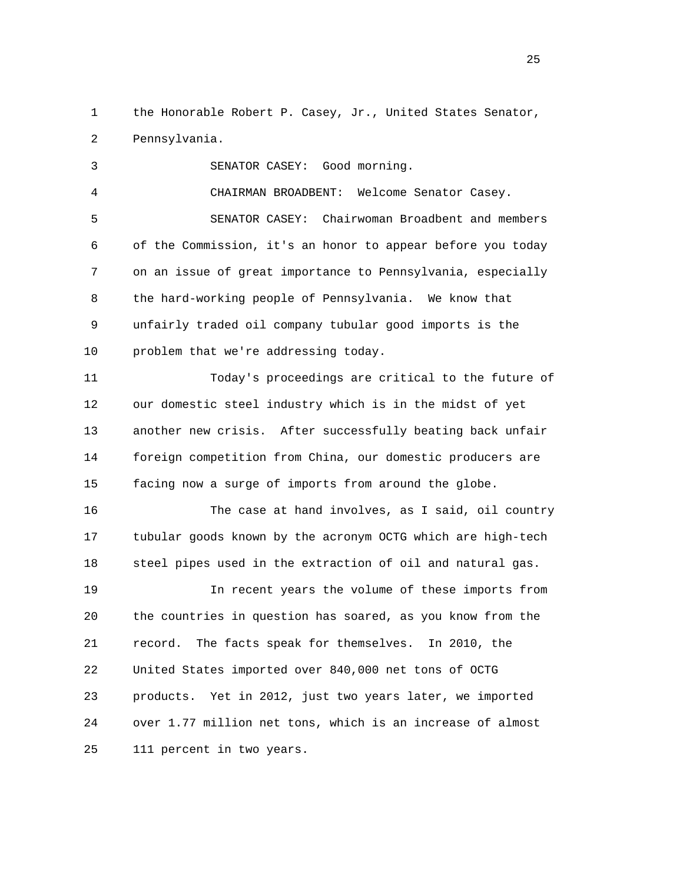the Honorable Robert P. Casey, Jr., United States Senator, Pennsylvania.

SENATOR CASEY: Good morning.

CHAIRMAN BROADBENT: Welcome Senator Casey.

SENATOR CASEY: Chairwoman Broadbent and members of the Commission, it's an honor to appear before you today on an issue of great importance to Pennsylvania, especially the hard-working people of Pennsylvania. We know that unfairly traded oil company tubular good imports is the problem that we're addressing today.

Today's proceedings are critical to the future of our domestic steel industry which is in the midst of yet another new crisis. After successfully beating back unfair foreign competition from China, our domestic producers are facing now a surge of imports from around the globe.

The case at hand involves, as I said, oil country tubular goods known by the acronym OCTG which are high-tech steel pipes used in the extraction of oil and natural gas.

In recent years the volume of these imports from the countries in question has soared, as you know from the record. The facts speak for themselves. In 2010, the United States imported over 840,000 net tons of OCTG products. Yet in 2012, just two years later, we imported over 1.77 million net tons, which is an increase of almost 111 percent in two years.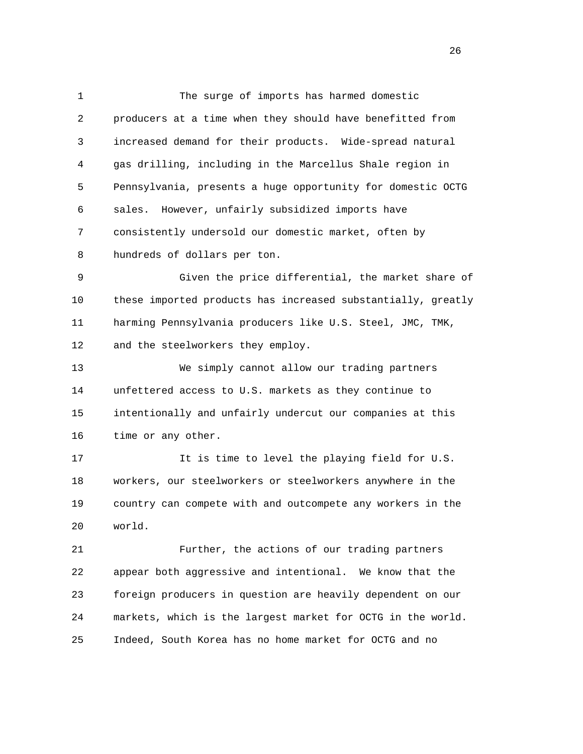The surge of imports has harmed domestic producers at a time when they should have benefitted from increased demand for their products. Wide-spread natural gas drilling, including in the Marcellus Shale region in Pennsylvania, presents a huge opportunity for domestic OCTG sales. However, unfairly subsidized imports have consistently undersold our domestic market, often by hundreds of dollars per ton.

Given the price differential, the market share of these imported products has increased substantially, greatly harming Pennsylvania producers like U.S. Steel, JMC, TMK, and the steelworkers they employ.

We simply cannot allow our trading partners unfettered access to U.S. markets as they continue to intentionally and unfairly undercut our companies at this time or any other.

It is time to level the playing field for U.S. workers, our steelworkers or steelworkers anywhere in the country can compete with and outcompete any workers in the world.

Further, the actions of our trading partners appear both aggressive and intentional. We know that the foreign producers in question are heavily dependent on our markets, which is the largest market for OCTG in the world. Indeed, South Korea has no home market for OCTG and no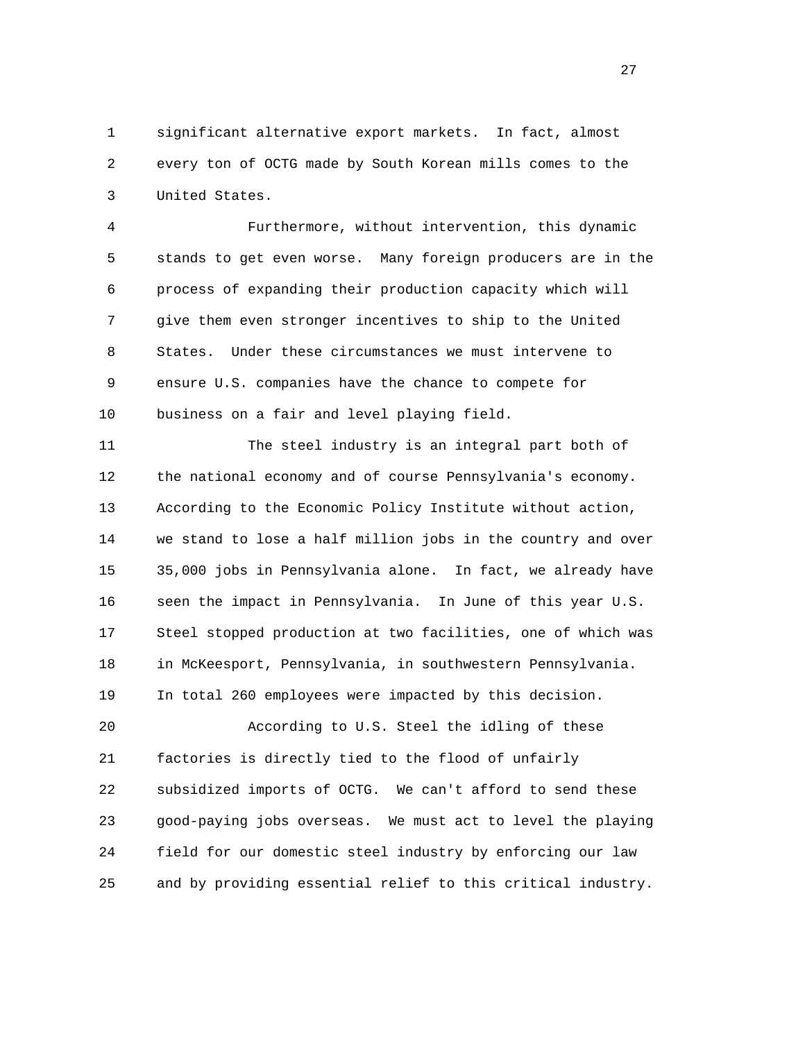significant alternative export markets. In fact, almost every ton of OCTG made by South Korean mills comes to the United States.

Furthermore, without intervention, this dynamic stands to get even worse. Many foreign producers are in the process of expanding their production capacity which will give them even stronger incentives to ship to the United States. Under these circumstances we must intervene to ensure U.S. companies have the chance to compete for business on a fair and level playing field.

The steel industry is an integral part both of the national economy and of course Pennsylvania's economy. According to the Economic Policy Institute without action, we stand to lose a half million jobs in the country and over 35,000 jobs in Pennsylvania alone. In fact, we already have seen the impact in Pennsylvania. In June of this year U.S. Steel stopped production at two facilities, one of which was in McKeesport, Pennsylvania, in southwestern Pennsylvania. In total 260 employees were impacted by this decision.

According to U.S. Steel the idling of these factories is directly tied to the flood of unfairly subsidized imports of OCTG. We can't afford to send these good-paying jobs overseas. We must act to level the playing field for our domestic steel industry by enforcing our law and by providing essential relief to this critical industry.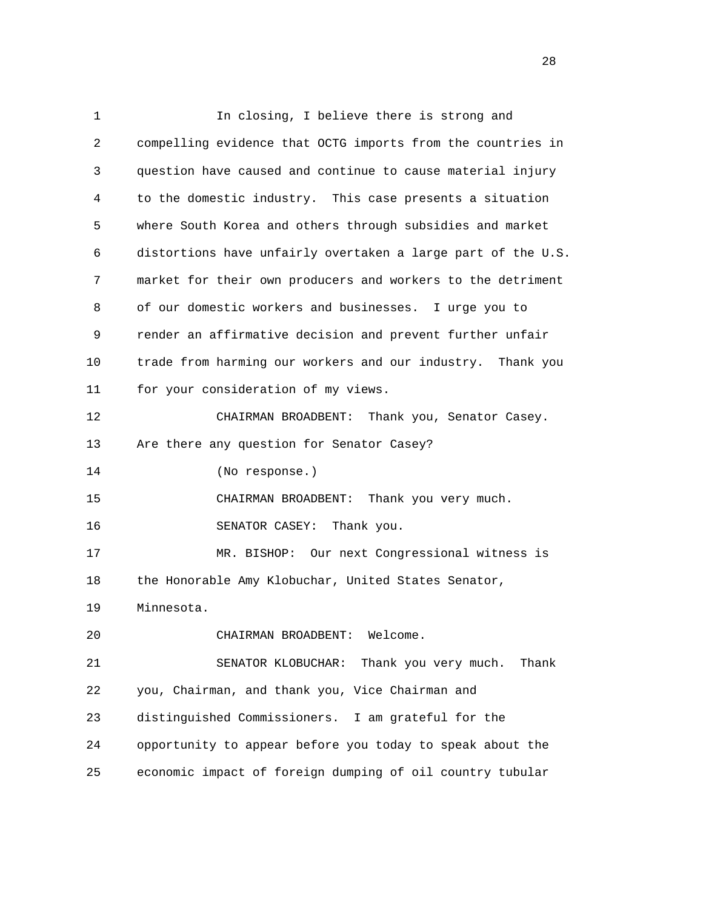In closing, I believe there is strong and compelling evidence that OCTG imports from the countries in question have caused and continue to cause material injury to the domestic industry. This case presents a situation where South Korea and others through subsidies and market distortions have unfairly overtaken a large part of the U.S. market for their own producers and workers to the detriment of our domestic workers and businesses. I urge you to render an affirmative decision and prevent further unfair trade from harming our workers and our industry. Thank you for your consideration of my views.

CHAIRMAN BROADBENT: Thank you, Senator Casey. Are there any question for Senator Casey?

(No response.)

CHAIRMAN BROADBENT: Thank you very much.

SENATOR CASEY: Thank you.

MR. BISHOP: Our next Congressional witness is the Honorable Amy Klobuchar, United States Senator, Minnesota.

CHAIRMAN BROADBENT: Welcome.

SENATOR KLOBUCHAR: Thank you very much. Thank you, Chairman, and thank you, Vice Chairman and distinguished Commissioners. I am grateful for the opportunity to appear before you today to speak about the economic impact of foreign dumping of oil country tubular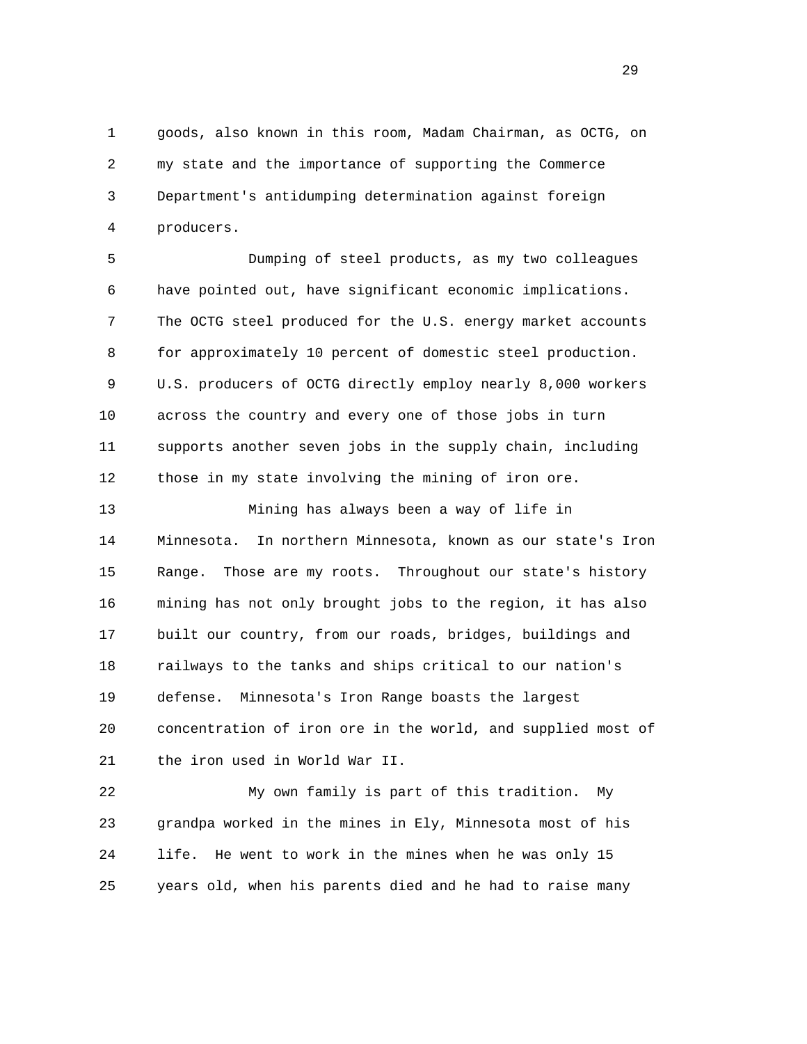goods, also known in this room, Madam Chairman, as OCTG, on my state and the importance of supporting the Commerce Department's antidumping determination against foreign producers.

Dumping of steel products, as my two colleagues have pointed out, have significant economic implications. The OCTG steel produced for the U.S. energy market accounts for approximately 10 percent of domestic steel production. U.S. producers of OCTG directly employ nearly 8,000 workers across the country and every one of those jobs in turn supports another seven jobs in the supply chain, including those in my state involving the mining of iron ore.

Mining has always been a way of life in Minnesota. In northern Minnesota, known as our state's Iron Range. Those are my roots. Throughout our state's history mining has not only brought jobs to the region, it has also built our country, from our roads, bridges, buildings and railways to the tanks and ships critical to our nation's defense. Minnesota's Iron Range boasts the largest concentration of iron ore in the world, and supplied most of the iron used in World War II.

My own family is part of this tradition. My grandpa worked in the mines in Ely, Minnesota most of his life. He went to work in the mines when he was only 15 years old, when his parents died and he had to raise many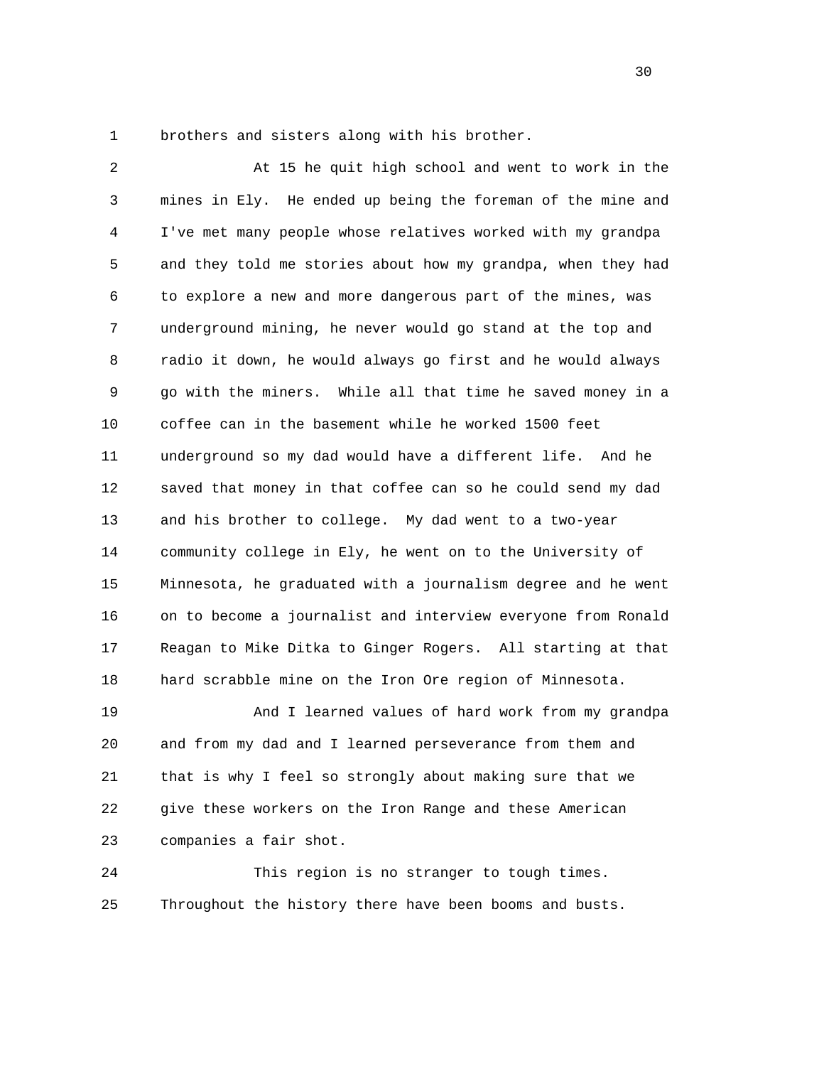brothers and sisters along with his brother.

At 15 he quit high school and went to work in the mines in Ely. He ended up being the foreman of the mine and I've met many people whose relatives worked with my grandpa and they told me stories about how my grandpa, when they had to explore a new and more dangerous part of the mines, was underground mining, he never would go stand at the top and radio it down, he would always go first and he would always go with the miners. While all that time he saved money in a coffee can in the basement while he worked 1500 feet underground so my dad would have a different life. And he saved that money in that coffee can so he could send my dad and his brother to college. My dad went to a two-year community college in Ely, he went on to the University of Minnesota, he graduated with a journalism degree and he went on to become a journalist and interview everyone from Ronald Reagan to Mike Ditka to Ginger Rogers. All starting at that hard scrabble mine on the Iron Ore region of Minnesota.

And I learned values of hard work from my grandpa and from my dad and I learned perseverance from them and that is why I feel so strongly about making sure that we give these workers on the Iron Range and these American companies a fair shot.

This region is no stranger to tough times. Throughout the history there have been booms and busts.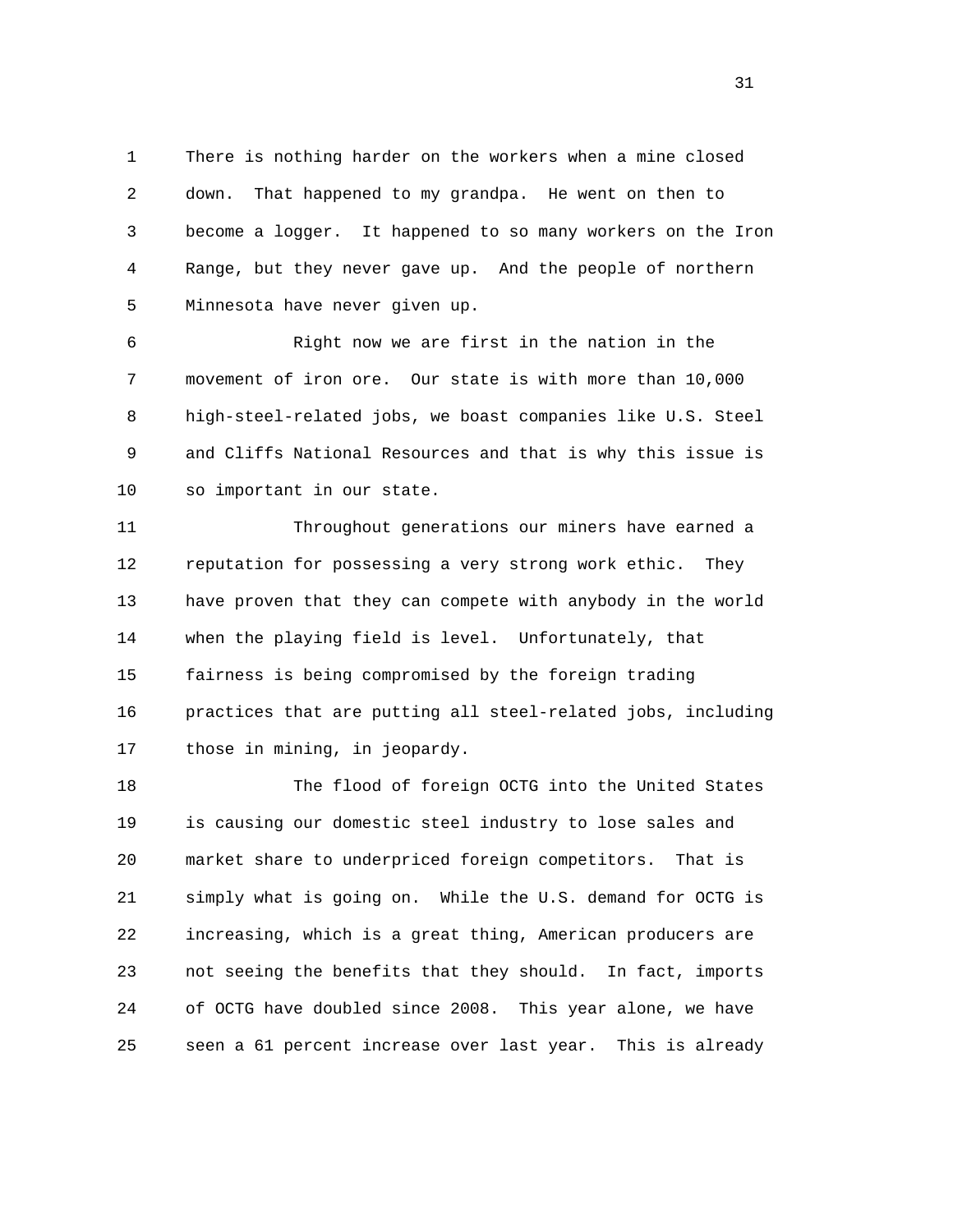There is nothing harder on the workers when a mine closed down. That happened to my grandpa. He went on then to become a logger. It happened to so many workers on the Iron Range, but they never gave up. And the people of northern Minnesota have never given up.

Right now we are first in the nation in the movement of iron ore. Our state is with more than 10,000 high-steel-related jobs, we boast companies like U.S. Steel and Cliffs National Resources and that is why this issue is so important in our state.

Throughout generations our miners have earned a reputation for possessing a very strong work ethic. They have proven that they can compete with anybody in the world when the playing field is level. Unfortunately, that fairness is being compromised by the foreign trading practices that are putting all steel-related jobs, including those in mining, in jeopardy.

The flood of foreign OCTG into the United States is causing our domestic steel industry to lose sales and market share to underpriced foreign competitors. That is simply what is going on. While the U.S. demand for OCTG is increasing, which is a great thing, American producers are not seeing the benefits that they should. In fact, imports of OCTG have doubled since 2008. This year alone, we have seen a 61 percent increase over last year. This is already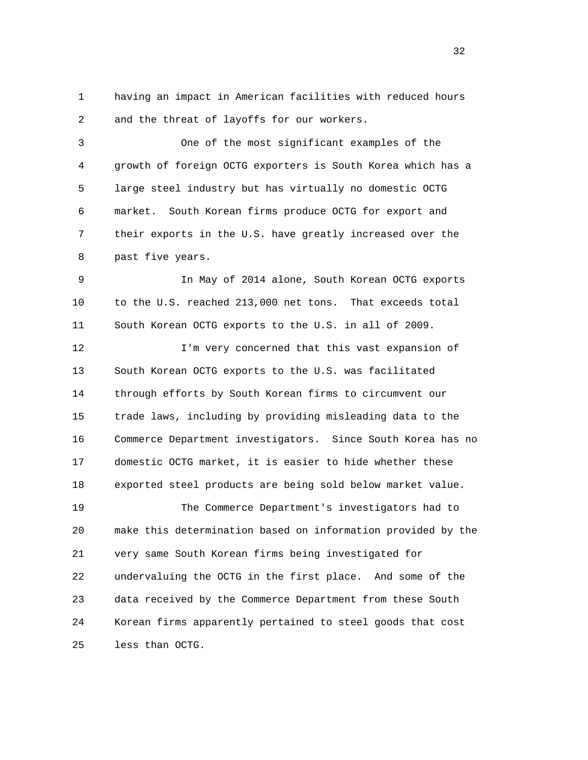having an impact in American facilities with reduced hours and the threat of layoffs for our workers.

One of the most significant examples of the growth of foreign OCTG exporters is South Korea which has a large steel industry but has virtually no domestic OCTG market. South Korean firms produce OCTG for export and their exports in the U.S. have greatly increased over the past five years.

In May of 2014 alone, South Korean OCTG exports to the U.S. reached 213,000 net tons. That exceeds total South Korean OCTG exports to the U.S. in all of 2009.

I'm very concerned that this vast expansion of South Korean OCTG exports to the U.S. was facilitated through efforts by South Korean firms to circumvent our trade laws, including by providing misleading data to the Commerce Department investigators. Since South Korea has no domestic OCTG market, it is easier to hide whether these exported steel products are being sold below market value.

The Commerce Department's investigators had to make this determination based on information provided by the very same South Korean firms being investigated for undervaluing the OCTG in the first place. And some of the data received by the Commerce Department from these South Korean firms apparently pertained to steel goods that cost less than OCTG.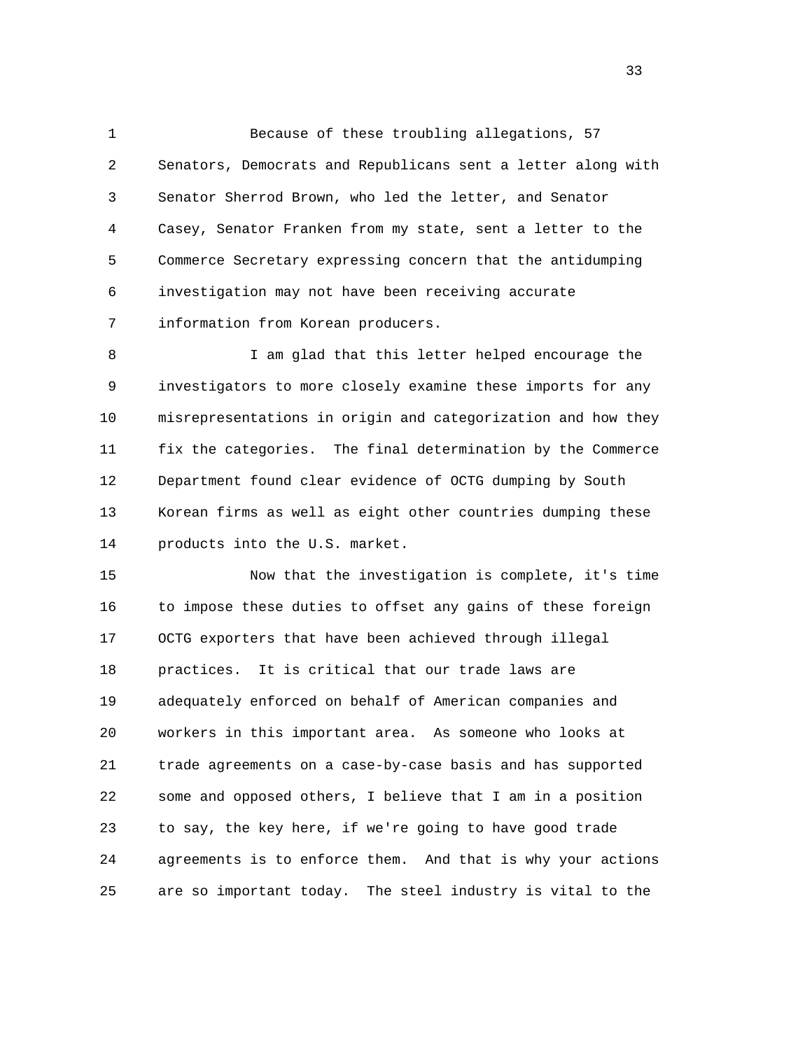Because of these troubling allegations, 57 Senators, Democrats and Republicans sent a letter along with Senator Sherrod Brown, who led the letter, and Senator Casey, Senator Franken from my state, sent a letter to the Commerce Secretary expressing concern that the antidumping investigation may not have been receiving accurate information from Korean producers.

I am glad that this letter helped encourage the investigators to more closely examine these imports for any misrepresentations in origin and categorization and how they fix the categories. The final determination by the Commerce Department found clear evidence of OCTG dumping by South Korean firms as well as eight other countries dumping these products into the U.S. market.

Now that the investigation is complete, it's time to impose these duties to offset any gains of these foreign OCTG exporters that have been achieved through illegal practices. It is critical that our trade laws are adequately enforced on behalf of American companies and workers in this important area. As someone who looks at trade agreements on a case-by-case basis and has supported some and opposed others, I believe that I am in a position to say, the key here, if we're going to have good trade agreements is to enforce them. And that is why your actions are so important today. The steel industry is vital to the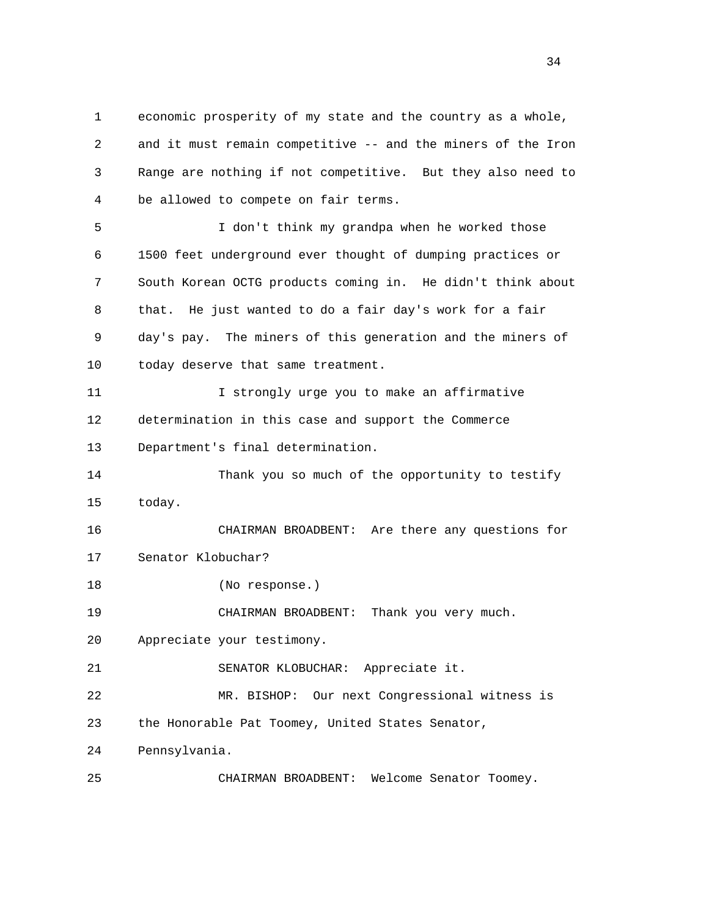economic prosperity of my state and the country as a whole, and it must remain competitive -- and the miners of the Iron Range are nothing if not competitive. But they also need to be allowed to compete on fair terms.

I don't think my grandpa when he worked those 1500 feet underground ever thought of dumping practices or South Korean OCTG products coming in. He didn't think about that. He just wanted to do a fair day's work for a fair day's pay. The miners of this generation and the miners of today deserve that same treatment.

I strongly urge you to make an affirmative determination in this case and support the Commerce Department's final determination.

Thank you so much of the opportunity to testify today.

CHAIRMAN BROADBENT: Are there any questions for Senator Klobuchar?

(No response.)

CHAIRMAN BROADBENT: Thank you very much. Appreciate your testimony.

SENATOR KLOBUCHAR: Appreciate it.

MR. BISHOP: Our next Congressional witness is the Honorable Pat Toomey, United States Senator, Pennsylvania.

CHAIRMAN BROADBENT: Welcome Senator Toomey.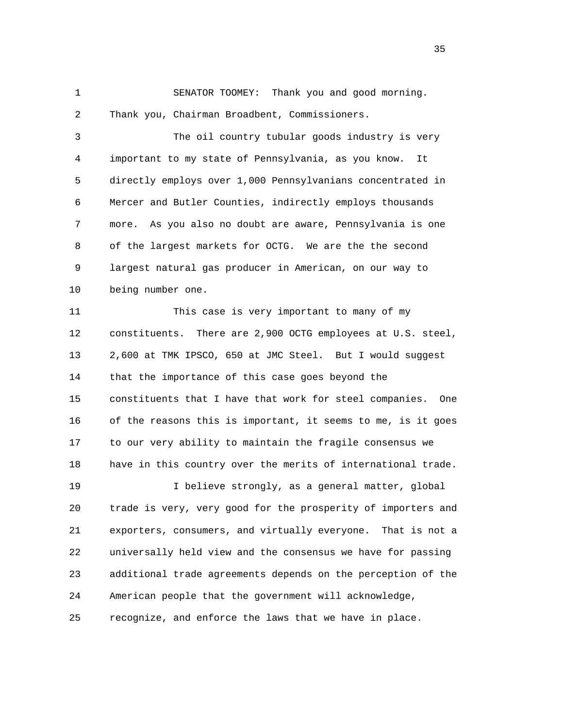SENATOR TOOMEY: Thank you and good morning. Thank you, Chairman Broadbent, Commissioners.

The oil country tubular goods industry is very important to my state of Pennsylvania, as you know. It directly employs over 1,000 Pennsylvanians concentrated in Mercer and Butler Counties, indirectly employs thousands more. As you also no doubt are aware, Pennsylvania is one of the largest markets for OCTG. We are the the second largest natural gas producer in American, on our way to being number one.

This case is very important to many of my constituents. There are 2,900 OCTG employees at U.S. steel, 2,600 at TMK IPSCO, 650 at JMC Steel. But I would suggest that the importance of this case goes beyond the constituents that I have that work for steel companies. One of the reasons this is important, it seems to me, is it goes to our very ability to maintain the fragile consensus we have in this country over the merits of international trade.

I believe strongly, as a general matter, global trade is very, very good for the prosperity of importers and exporters, consumers, and virtually everyone. That is not a universally held view and the consensus we have for passing additional trade agreements depends on the perception of the American people that the government will acknowledge, recognize, and enforce the laws that we have in place.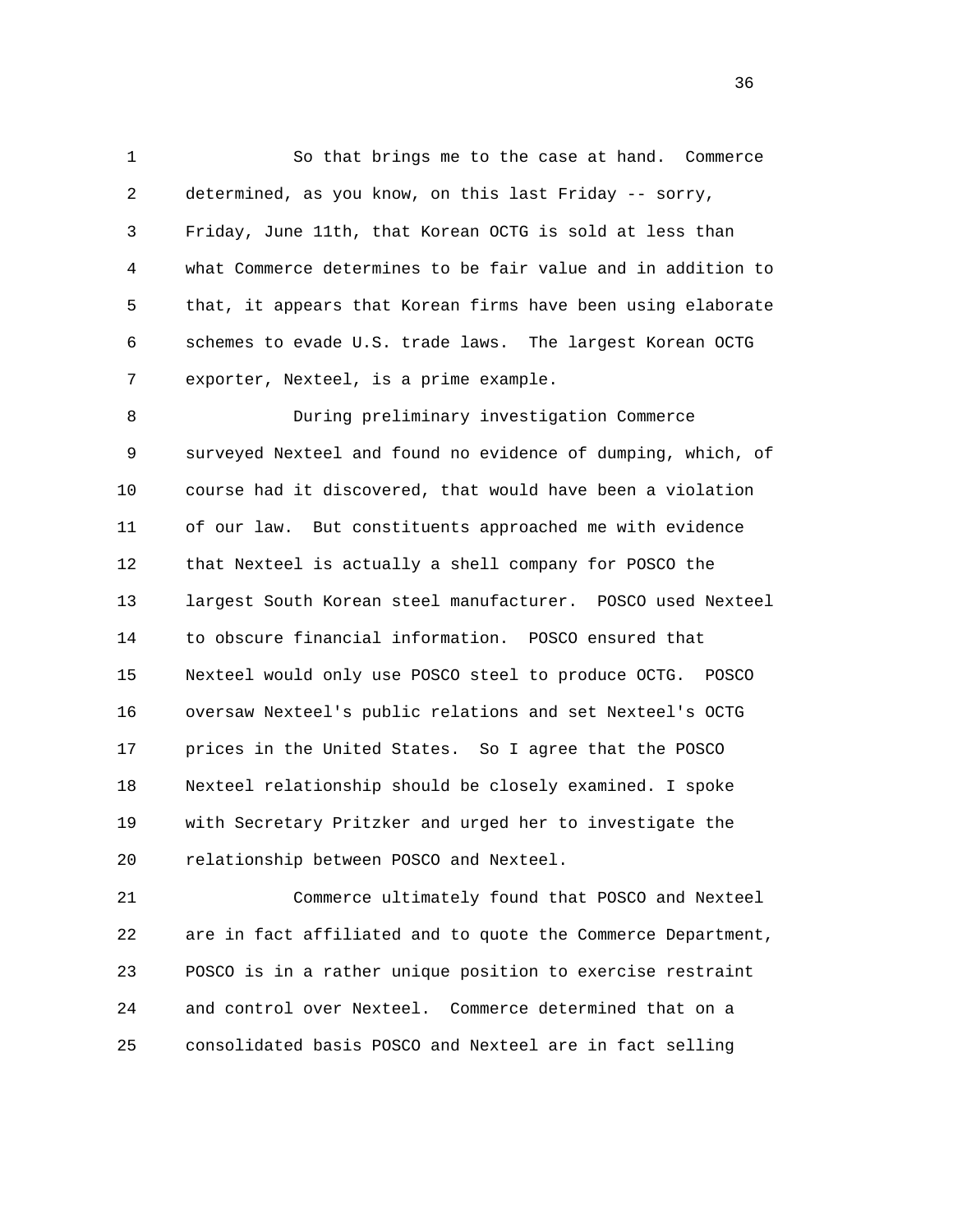So that brings me to the case at hand. Commerce determined, as you know, on this last Friday -- sorry, Friday, June 11th, that Korean OCTG is sold at less than what Commerce determines to be fair value and in addition to that, it appears that Korean firms have been using elaborate schemes to evade U.S. trade laws. The largest Korean OCTG exporter, Nexteel, is a prime example.

During preliminary investigation Commerce surveyed Nexteel and found no evidence of dumping, which, of course had it discovered, that would have been a violation of our law. But constituents approached me with evidence that Nexteel is actually a shell company for POSCO the largest South Korean steel manufacturer. POSCO used Nexteel to obscure financial information. POSCO ensured that Nexteel would only use POSCO steel to produce OCTG. POSCO oversaw Nexteel's public relations and set Nexteel's OCTG prices in the United States. So I agree that the POSCO Nexteel relationship should be closely examined. I spoke with Secretary Pritzker and urged her to investigate the relationship between POSCO and Nexteel.

Commerce ultimately found that POSCO and Nexteel are in fact affiliated and to quote the Commerce Department, POSCO is in a rather unique position to exercise restraint and control over Nexteel. Commerce determined that on a consolidated basis POSCO and Nexteel are in fact selling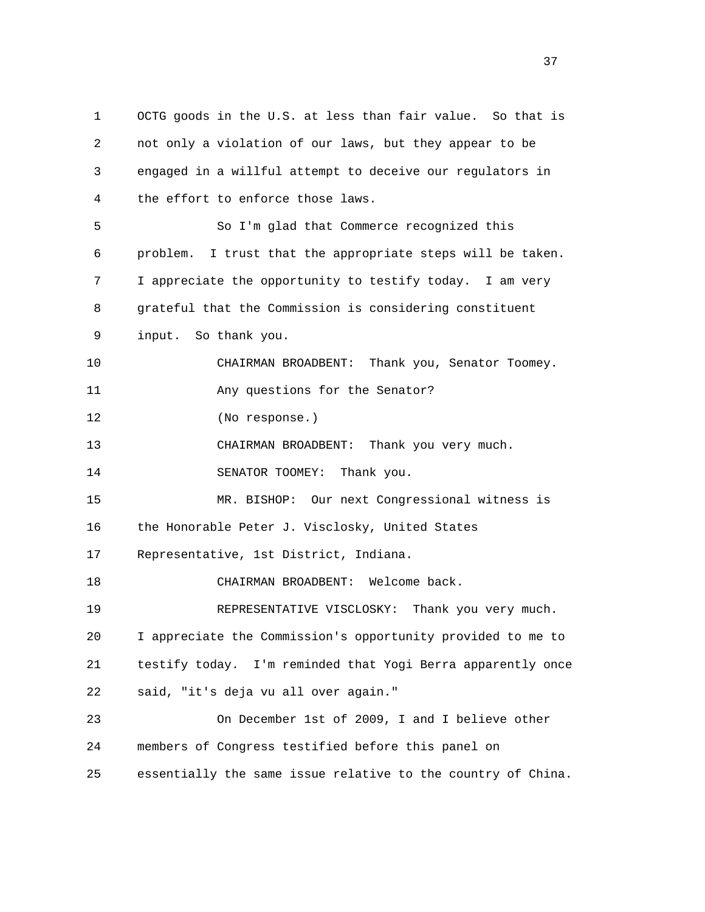OCTG goods in the U.S. at less than fair value. So that is not only a violation of our laws, but they appear to be engaged in a willful attempt to deceive our regulators in the effort to enforce those laws.

So I'm glad that Commerce recognized this problem. I trust that the appropriate steps will be taken. I appreciate the opportunity to testify today. I am very grateful that the Commission is considering constituent input. So thank you.

CHAIRMAN BROADBENT: Thank you, Senator Toomey.

Any questions for the Senator?

(No response.)

CHAIRMAN BROADBENT: Thank you very much.

SENATOR TOOMEY: Thank you.

MR. BISHOP: Our next Congressional witness is the Honorable Peter J. Visclosky, United States Representative, 1st District, Indiana.

CHAIRMAN BROADBENT: Welcome back.

REPRESENTATIVE VISCLOSKY: Thank you very much. I appreciate the Commission's opportunity provided to me to testify today. I'm reminded that Yogi Berra apparently once said, "it's deja vu all over again."

On December 1st of 2009, I and I believe other members of Congress testified before this panel on essentially the same issue relative to the country of China.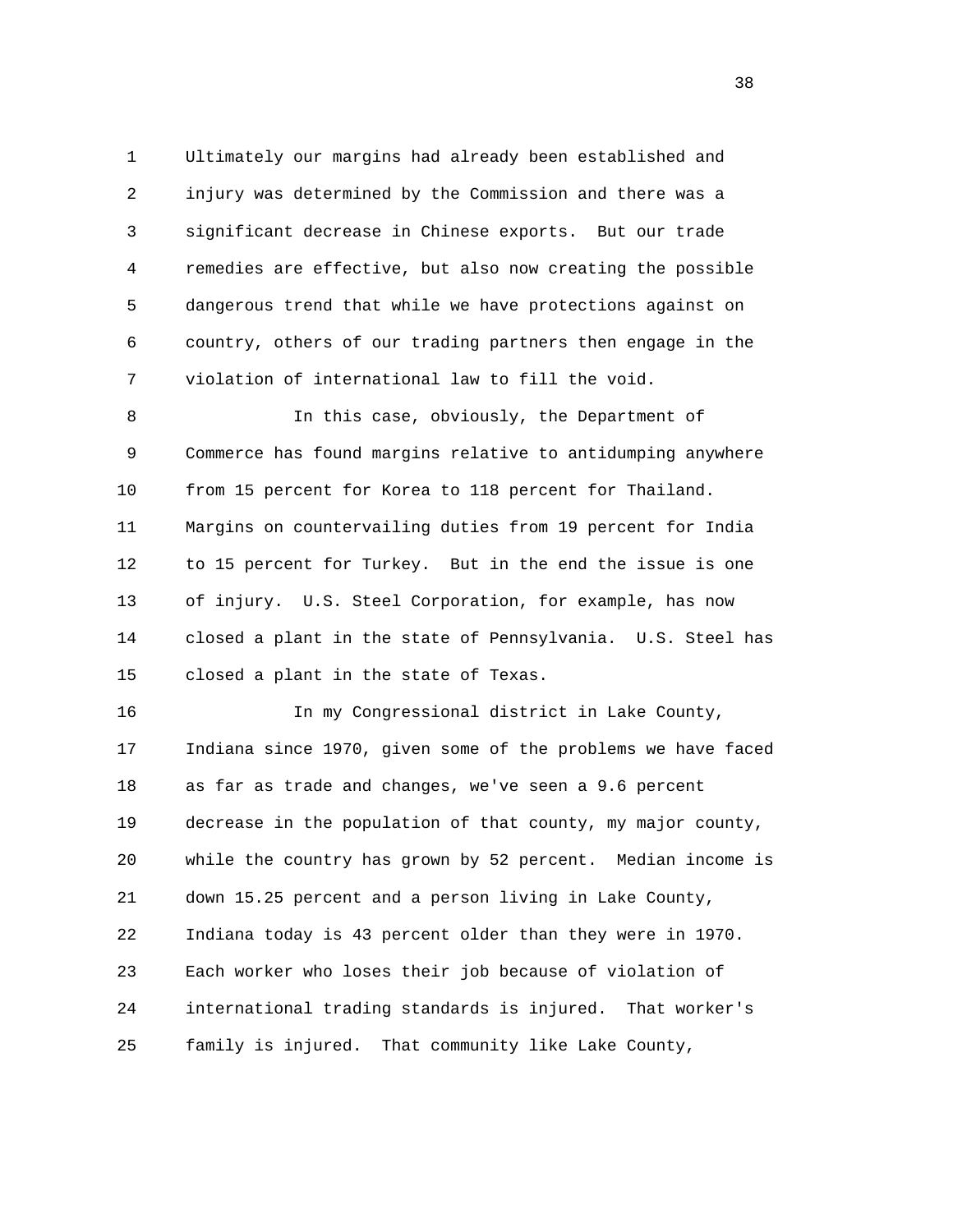Ultimately our margins had already been established and injury was determined by the Commission and there was a significant decrease in Chinese exports. But our trade remedies are effective, but also now creating the possible dangerous trend that while we have protections against on country, others of our trading partners then engage in the violation of international law to fill the void.

In this case, obviously, the Department of Commerce has found margins relative to antidumping anywhere from 15 percent for Korea to 118 percent for Thailand. Margins on countervailing duties from 19 percent for India to 15 percent for Turkey. But in the end the issue is one of injury. U.S. Steel Corporation, for example, has now closed a plant in the state of Pennsylvania. U.S. Steel has closed a plant in the state of Texas.

In my Congressional district in Lake County, Indiana since 1970, given some of the problems we have faced as far as trade and changes, we've seen a 9.6 percent decrease in the population of that county, my major county, while the country has grown by 52 percent. Median income is down 15.25 percent and a person living in Lake County, Indiana today is 43 percent older than they were in 1970. Each worker who loses their job because of violation of international trading standards is injured. That worker's family is injured. That community like Lake County,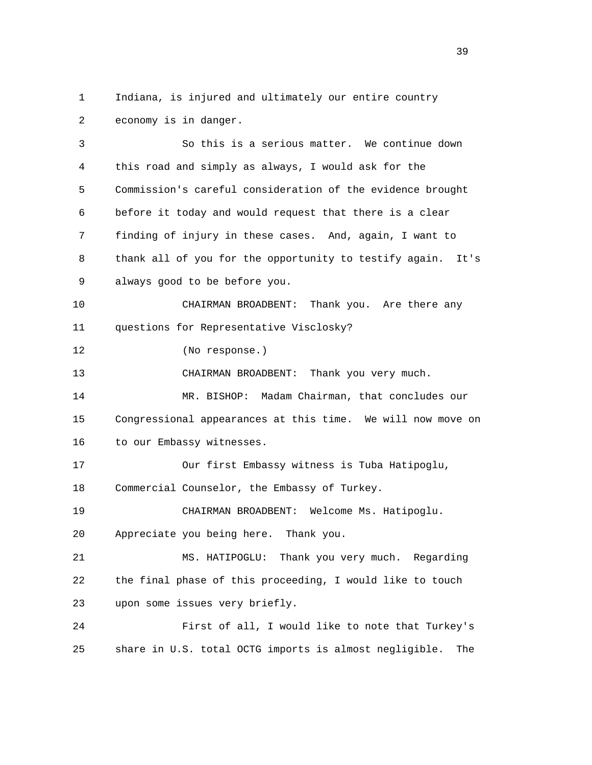Indiana, is injured and ultimately our entire country economy is in danger.

So this is a serious matter. We continue down this road and simply as always, I would ask for the Commission's careful consideration of the evidence brought before it today and would request that there is a clear finding of injury in these cases. And, again, I want to thank all of you for the opportunity to testify again. It's always good to be before you.

CHAIRMAN BROADBENT: Thank you. Are there any questions for Representative Visclosky?

(No response.)

CHAIRMAN BROADBENT: Thank you very much.

MR. BISHOP: Madam Chairman, that concludes our Congressional appearances at this time. We will now move on to our Embassy witnesses.

Our first Embassy witness is Tuba Hatipoglu, Commercial Counselor, the Embassy of Turkey.

CHAIRMAN BROADBENT: Welcome Ms. Hatipoglu. Appreciate you being here. Thank you.

MS. HATIPOGLU: Thank you very much. Regarding the final phase of this proceeding, I would like to touch upon some issues very briefly.

First of all, I would like to note that Turkey's share in U.S. total OCTG imports is almost negligible. The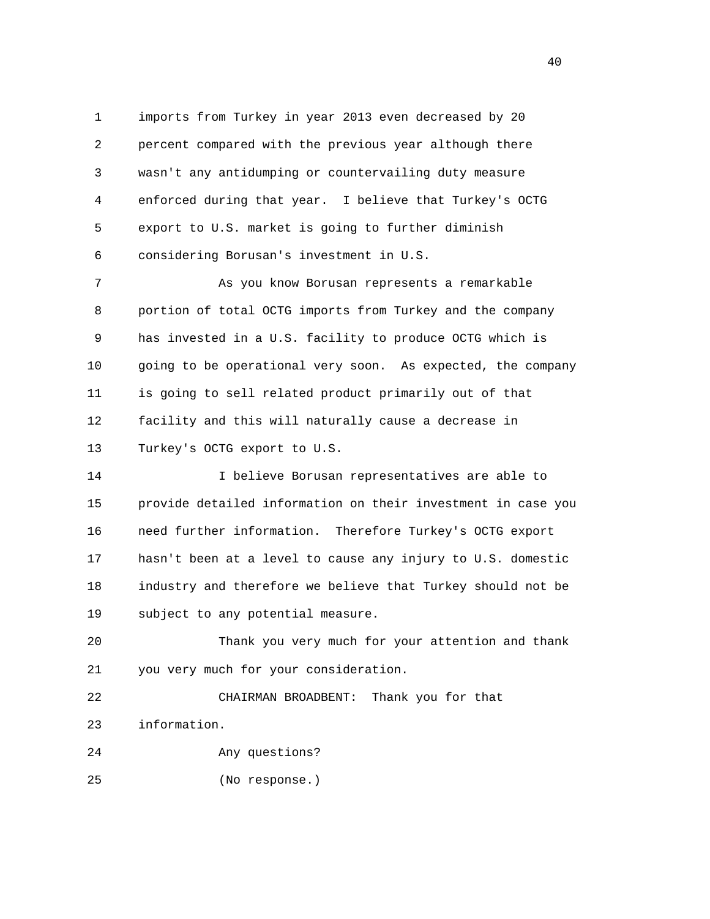imports from Turkey in year 2013 even decreased by 20 percent compared with the previous year although there wasn't any antidumping or countervailing duty measure enforced during that year. I believe that Turkey's OCTG export to U.S. market is going to further diminish considering Borusan's investment in U.S.

As you know Borusan represents a remarkable portion of total OCTG imports from Turkey and the company has invested in a U.S. facility to produce OCTG which is going to be operational very soon. As expected, the company is going to sell related product primarily out of that facility and this will naturally cause a decrease in Turkey's OCTG export to U.S.

I believe Borusan representatives are able to provide detailed information on their investment in case you need further information. Therefore Turkey's OCTG export hasn't been at a level to cause any injury to U.S. domestic industry and therefore we believe that Turkey should not be subject to any potential measure.

Thank you very much for your attention and thank you very much for your consideration.

CHAIRMAN BROADBENT: Thank you for that information.

Any questions?

(No response.)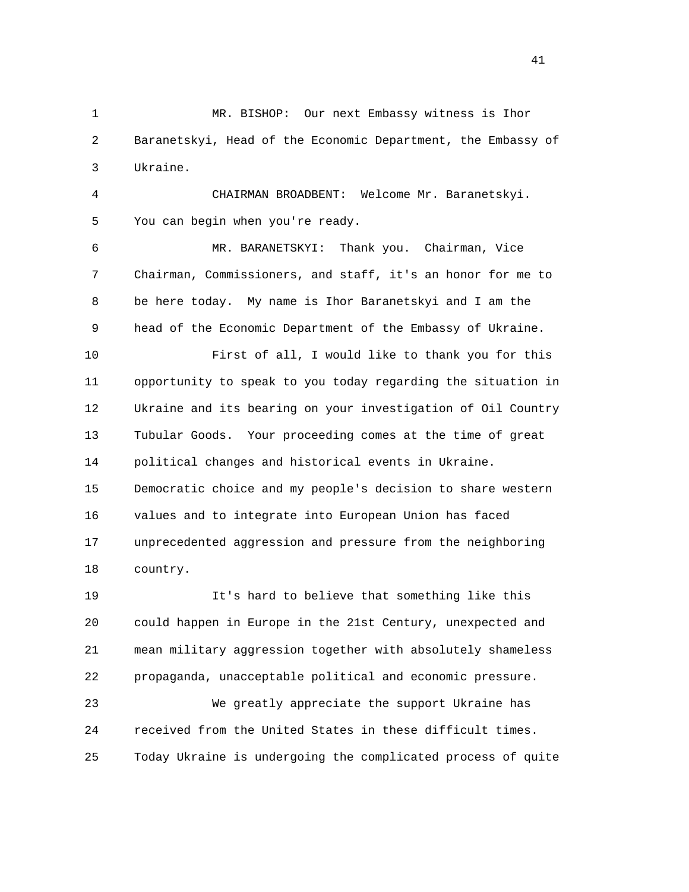MR. BISHOP: Our next Embassy witness is Ihor Baranetskyi, Head of the Economic Department, the Embassy of Ukraine.

CHAIRMAN BROADBENT: Welcome Mr. Baranetskyi. You can begin when you're ready.

MR. BARANETSKYI: Thank you. Chairman, Vice Chairman, Commissioners, and staff, it's an honor for me to be here today. My name is Ihor Baranetskyi and I am the head of the Economic Department of the Embassy of Ukraine.

First of all, I would like to thank you for this opportunity to speak to you today regarding the situation in Ukraine and its bearing on your investigation of Oil Country Tubular Goods. Your proceeding comes at the time of great political changes and historical events in Ukraine. Democratic choice and my people's decision to share western values and to integrate into European Union has faced unprecedented aggression and pressure from the neighboring country.

It's hard to believe that something like this could happen in Europe in the 21st Century, unexpected and mean military aggression together with absolutely shameless propaganda, unacceptable political and economic pressure.

We greatly appreciate the support Ukraine has received from the United States in these difficult times. Today Ukraine is undergoing the complicated process of quite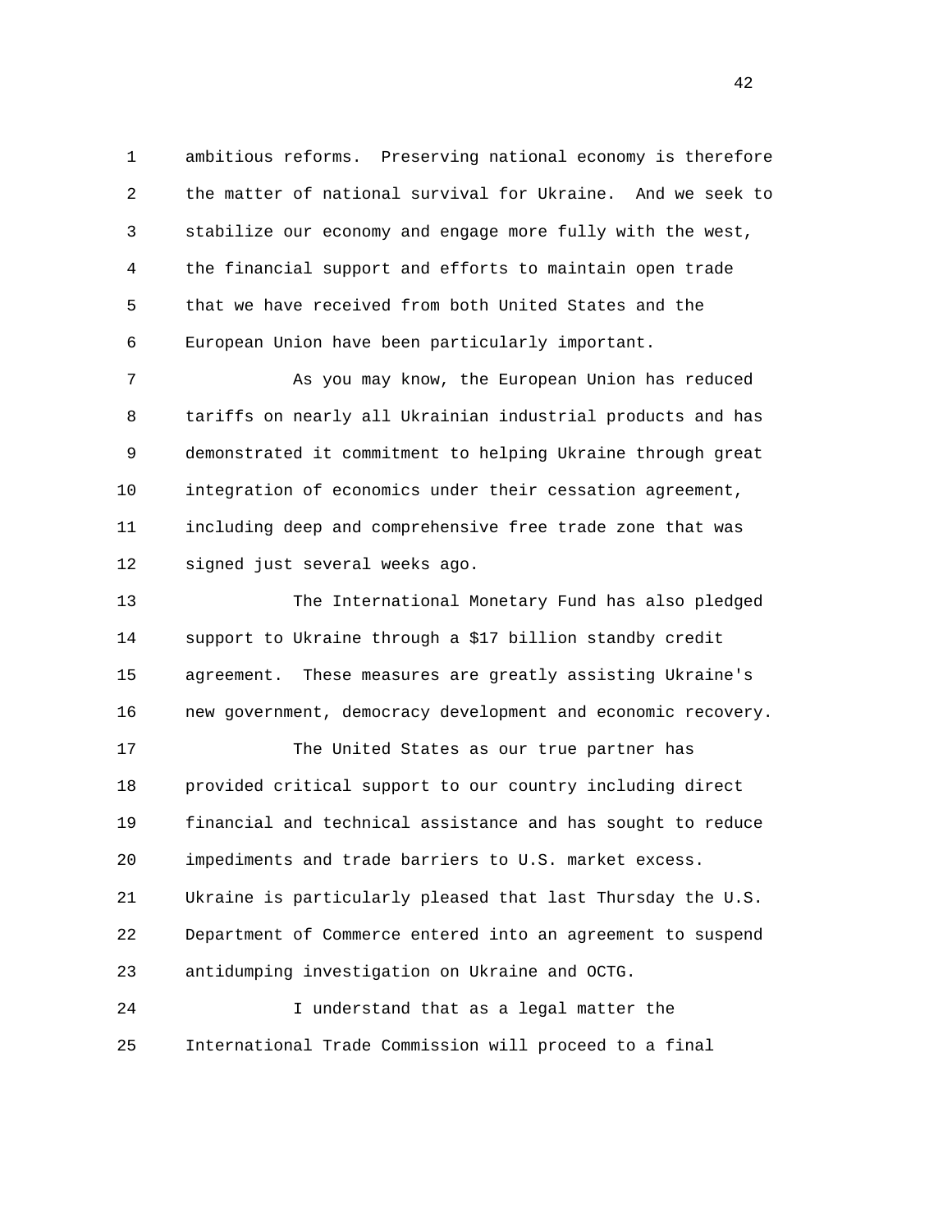ambitious reforms. Preserving national economy is therefore the matter of national survival for Ukraine. And we seek to stabilize our economy and engage more fully with the west, the financial support and efforts to maintain open trade that we have received from both United States and the European Union have been particularly important.

As you may know, the European Union has reduced tariffs on nearly all Ukrainian industrial products and has demonstrated it commitment to helping Ukraine through great integration of economics under their cessation agreement, including deep and comprehensive free trade zone that was signed just several weeks ago.

The International Monetary Fund has also pledged support to Ukraine through a $17 billion standby credit agreement. These measures are greatly assisting Ukraine's new government, democracy development and economic recovery.

The United States as our true partner has provided critical support to our country including direct financial and technical assistance and has sought to reduce impediments and trade barriers to U.S. market excess. Ukraine is particularly pleased that last Thursday the U.S. Department of Commerce entered into an agreement to suspend antidumping investigation on Ukraine and OCTG.

I understand that as a legal matter the International Trade Commission will proceed to a final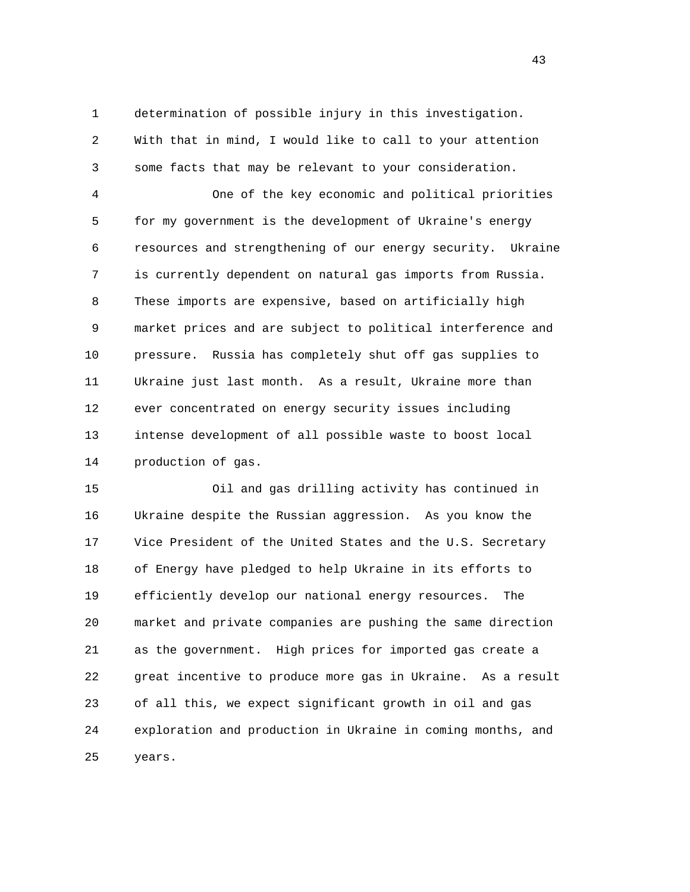determination of possible injury in this investigation. With that in mind, I would like to call to your attention some facts that may be relevant to your consideration.

One of the key economic and political priorities for my government is the development of Ukraine's energy resources and strengthening of our energy security. Ukraine is currently dependent on natural gas imports from Russia. These imports are expensive, based on artificially high market prices and are subject to political interference and pressure. Russia has completely shut off gas supplies to Ukraine just last month. As a result, Ukraine more than ever concentrated on energy security issues including intense development of all possible waste to boost local production of gas.

Oil and gas drilling activity has continued in Ukraine despite the Russian aggression. As you know the Vice President of the United States and the U.S. Secretary of Energy have pledged to help Ukraine in its efforts to efficiently develop our national energy resources. The market and private companies are pushing the same direction as the government. High prices for imported gas create a great incentive to produce more gas in Ukraine. As a result of all this, we expect significant growth in oil and gas exploration and production in Ukraine in coming months, and years.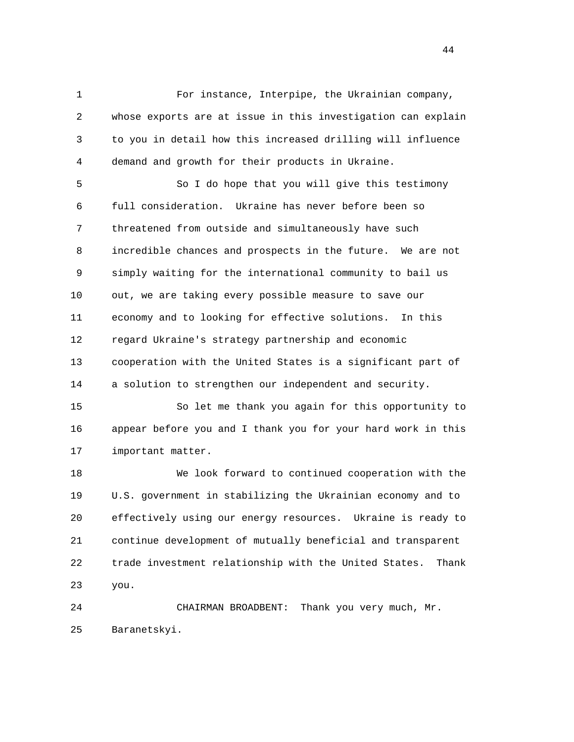For instance, Interpipe, the Ukrainian company, whose exports are at issue in this investigation can explain to you in detail how this increased drilling will influence demand and growth for their products in Ukraine.

So I do hope that you will give this testimony full consideration. Ukraine has never before been so threatened from outside and simultaneously have such incredible chances and prospects in the future. We are not simply waiting for the international community to bail us out, we are taking every possible measure to save our economy and to looking for effective solutions. In this regard Ukraine's strategy partnership and economic cooperation with the United States is a significant part of a solution to strengthen our independent and security.

So let me thank you again for this opportunity to appear before you and I thank you for your hard work in this important matter.

We look forward to continued cooperation with the U.S. government in stabilizing the Ukrainian economy and to effectively using our energy resources. Ukraine is ready to continue development of mutually beneficial and transparent trade investment relationship with the United States. Thank you.

CHAIRMAN BROADBENT: Thank you very much, Mr. Baranetskyi.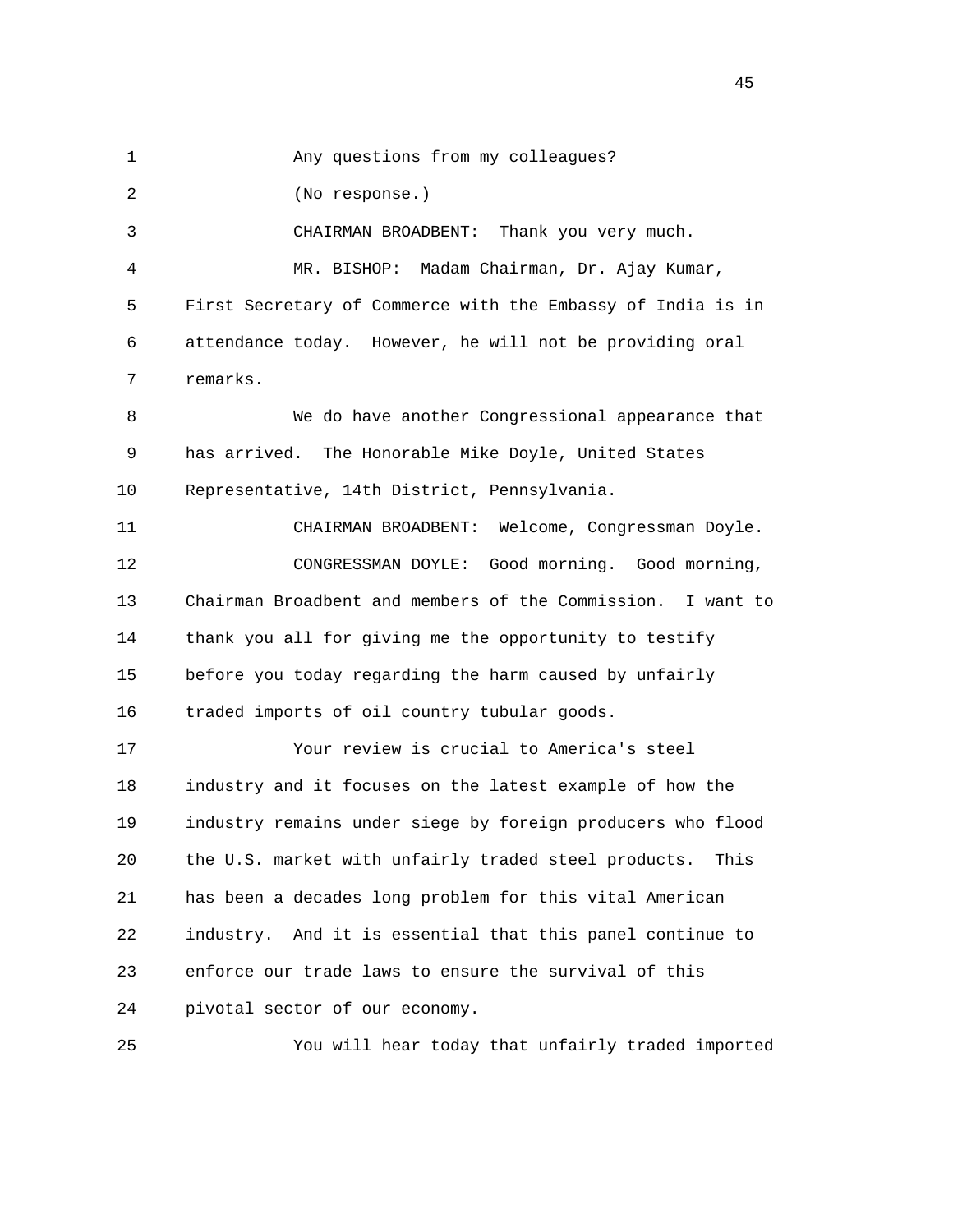Any questions from my colleagues?

(No response.)

CHAIRMAN BROADBENT: Thank you very much.

MR. BISHOP: Madam Chairman, Dr. Ajay Kumar, First Secretary of Commerce with the Embassy of India is in attendance today. However, he will not be providing oral remarks.

We do have another Congressional appearance that has arrived. The Honorable Mike Doyle, United States Representative, 14th District, Pennsylvania.

CHAIRMAN BROADBENT: Welcome, Congressman Doyle.

CONGRESSMAN DOYLE: Good morning. Good morning, Chairman Broadbent and members of the Commission. I want to thank you all for giving me the opportunity to testify before you today regarding the harm caused by unfairly traded imports of oil country tubular goods.

Your review is crucial to America's steel industry and it focuses on the latest example of how the industry remains under siege by foreign producers who flood the U.S. market with unfairly traded steel products. This has been a decades long problem for this vital American industry. And it is essential that this panel continue to enforce our trade laws to ensure the survival of this pivotal sector of our economy.

You will hear today that unfairly traded imported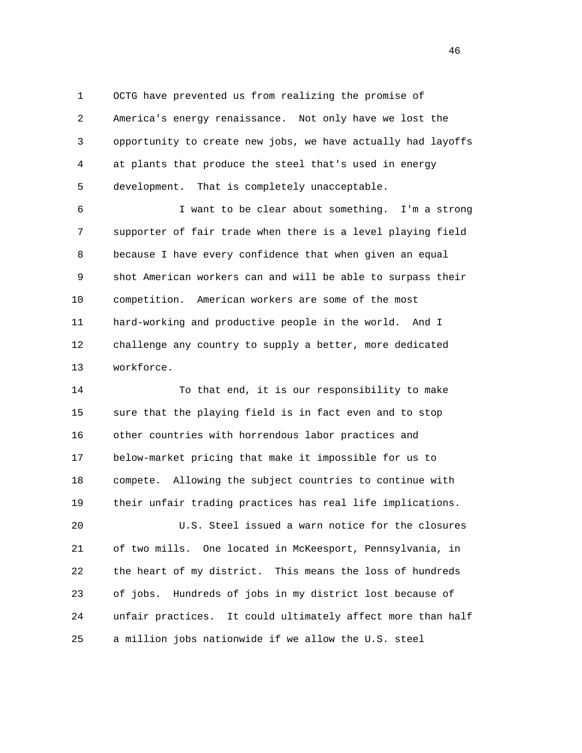OCTG have prevented us from realizing the promise of America's energy renaissance. Not only have we lost the opportunity to create new jobs, we have actually had layoffs at plants that produce the steel that's used in energy development. That is completely unacceptable.

I want to be clear about something. I'm a strong supporter of fair trade when there is a level playing field because I have every confidence that when given an equal shot American workers can and will be able to surpass their competition. American workers are some of the most hard-working and productive people in the world. And I challenge any country to supply a better, more dedicated workforce.

To that end, it is our responsibility to make sure that the playing field is in fact even and to stop other countries with horrendous labor practices and below-market pricing that make it impossible for us to compete. Allowing the subject countries to continue with their unfair trading practices has real life implications.

U.S. Steel issued a warn notice for the closures of two mills. One located in McKeesport, Pennsylvania, in the heart of my district. This means the loss of hundreds of jobs. Hundreds of jobs in my district lost because of unfair practices. It could ultimately affect more than half a million jobs nationwide if we allow the U.S. steel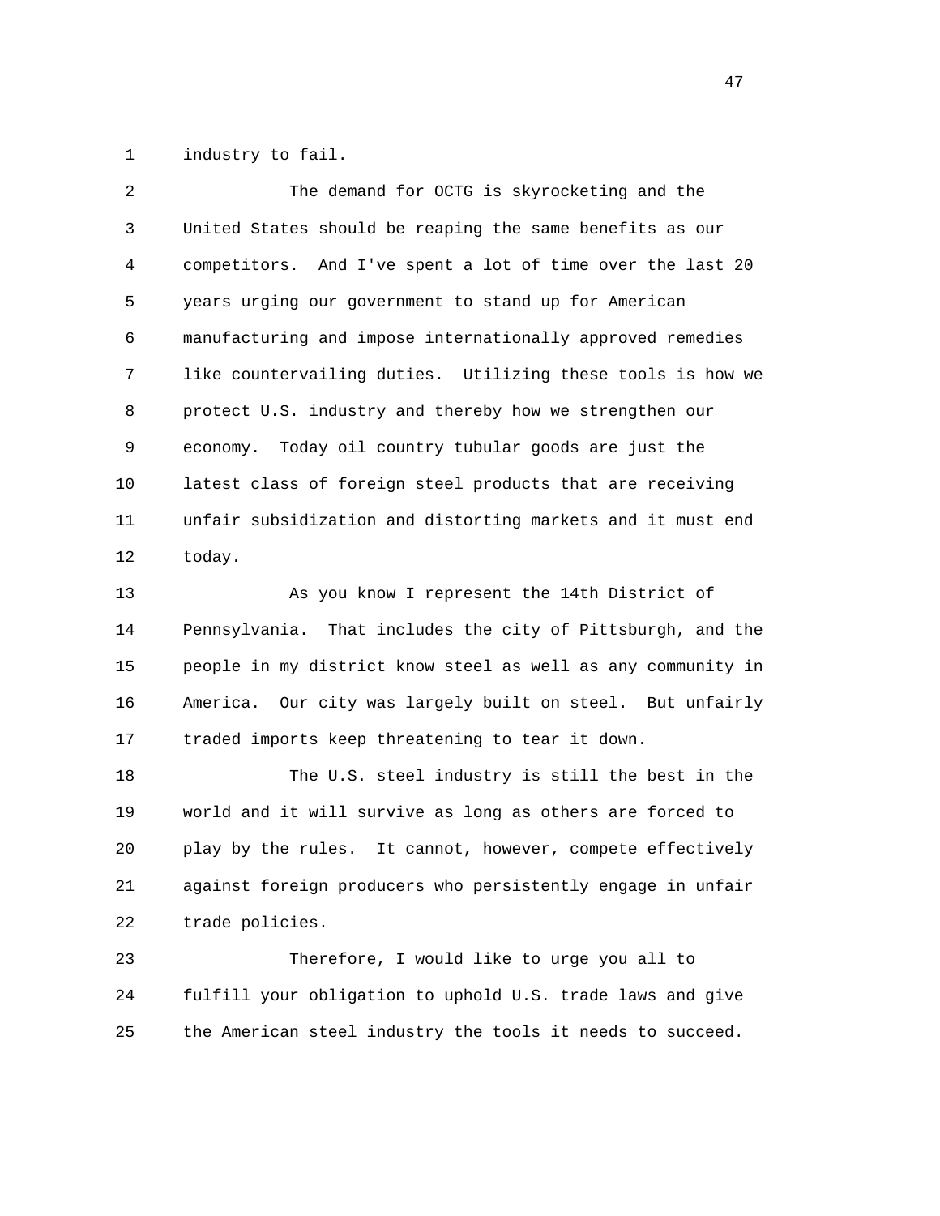industry to fail.

The demand for OCTG is skyrocketing and the United States should be reaping the same benefits as our competitors. And I've spent a lot of time over the last 20 years urging our government to stand up for American manufacturing and impose internationally approved remedies like countervailing duties. Utilizing these tools is how we protect U.S. industry and thereby how we strengthen our economy. Today oil country tubular goods are just the latest class of foreign steel products that are receiving unfair subsidization and distorting markets and it must end today.

As you know I represent the 14th District of Pennsylvania. That includes the city of Pittsburgh, and the people in my district know steel as well as any community in America. Our city was largely built on steel. But unfairly traded imports keep threatening to tear it down.

The U.S. steel industry is still the best in the world and it will survive as long as others are forced to play by the rules. It cannot, however, compete effectively against foreign producers who persistently engage in unfair trade policies.

Therefore, I would like to urge you all to fulfill your obligation to uphold U.S. trade laws and give the American steel industry the tools it needs to succeed.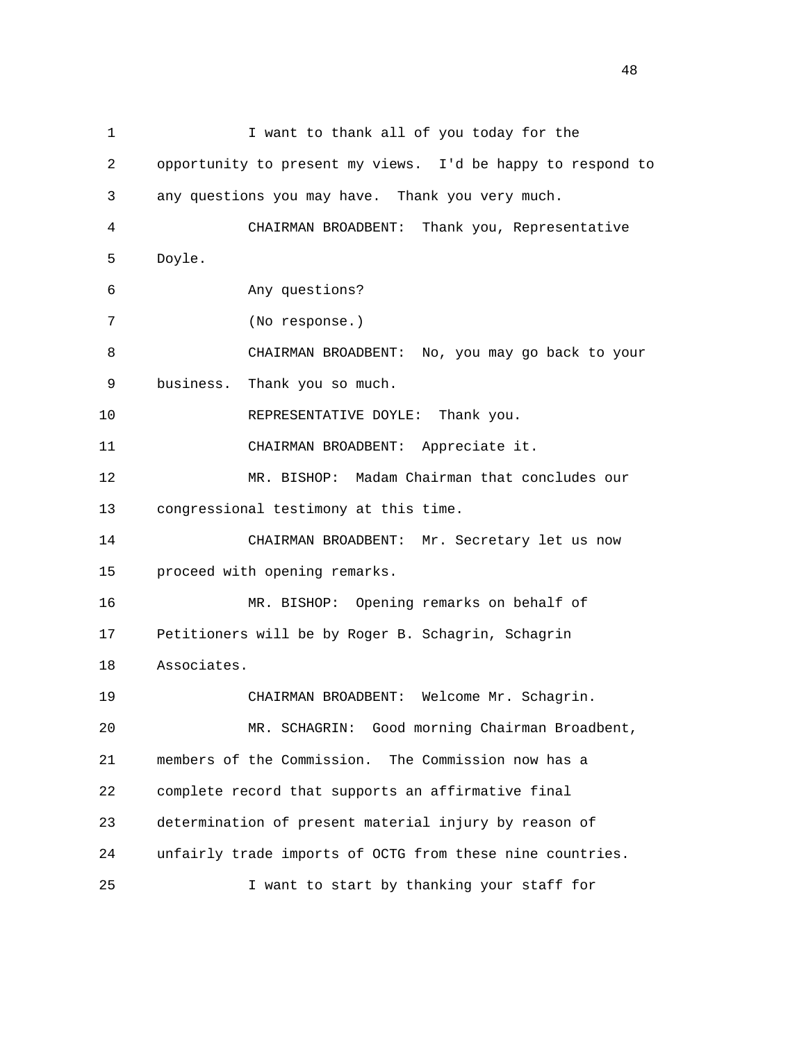I want to thank all of you today for the opportunity to present my views. I'd be happy to respond to any questions you may have. Thank you very much.

CHAIRMAN BROADBENT: Thank you, Representative Doyle.

Any questions?

(No response.)

CHAIRMAN BROADBENT: No, you may go back to your business. Thank you so much.

REPRESENTATIVE DOYLE: Thank you.

CHAIRMAN BROADBENT: Appreciate it.

MR. BISHOP: Madam Chairman that concludes our congressional testimony at this time.

CHAIRMAN BROADBENT: Mr. Secretary let us now proceed with opening remarks.

MR. BISHOP: Opening remarks on behalf of Petitioners will be by Roger B. Schagrin, Schagrin Associates.

CHAIRMAN BROADBENT: Welcome Mr. Schagrin.

MR. SCHAGRIN: Good morning Chairman Broadbent, members of the Commission. The Commission now has a complete record that supports an affirmative final determination of present material injury by reason of unfairly trade imports of OCTG from these nine countries.

I want to start by thanking your staff for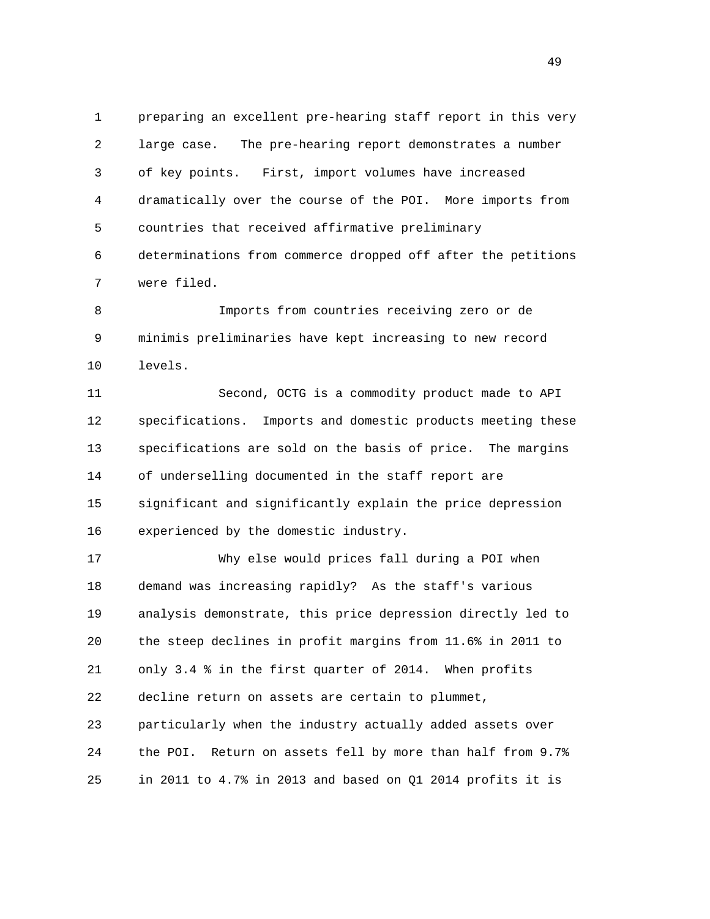preparing an excellent pre-hearing staff report in this very large case. The pre-hearing report demonstrates a number of key points. First, import volumes have increased dramatically over the course of the POI. More imports from countries that received affirmative preliminary determinations from commerce dropped off after the petitions were filed.

Imports from countries receiving zero or de minimis preliminaries have kept increasing to new record levels.

Second, OCTG is a commodity product made to API specifications. Imports and domestic products meeting these specifications are sold on the basis of price. The margins of underselling documented in the staff report are significant and significantly explain the price depression experienced by the domestic industry.

Why else would prices fall during a POI when demand was increasing rapidly? As the staff's various analysis demonstrate, this price depression directly led to the steep declines in profit margins from 11.6% in 2011 to only 3.4 % in the first quarter of 2014. When profits decline return on assets are certain to plummet, particularly when the industry actually added assets over the POI. Return on assets fell by more than half from 9.7% in 2011 to 4.7% in 2013 and based on Q1 2014 profits it is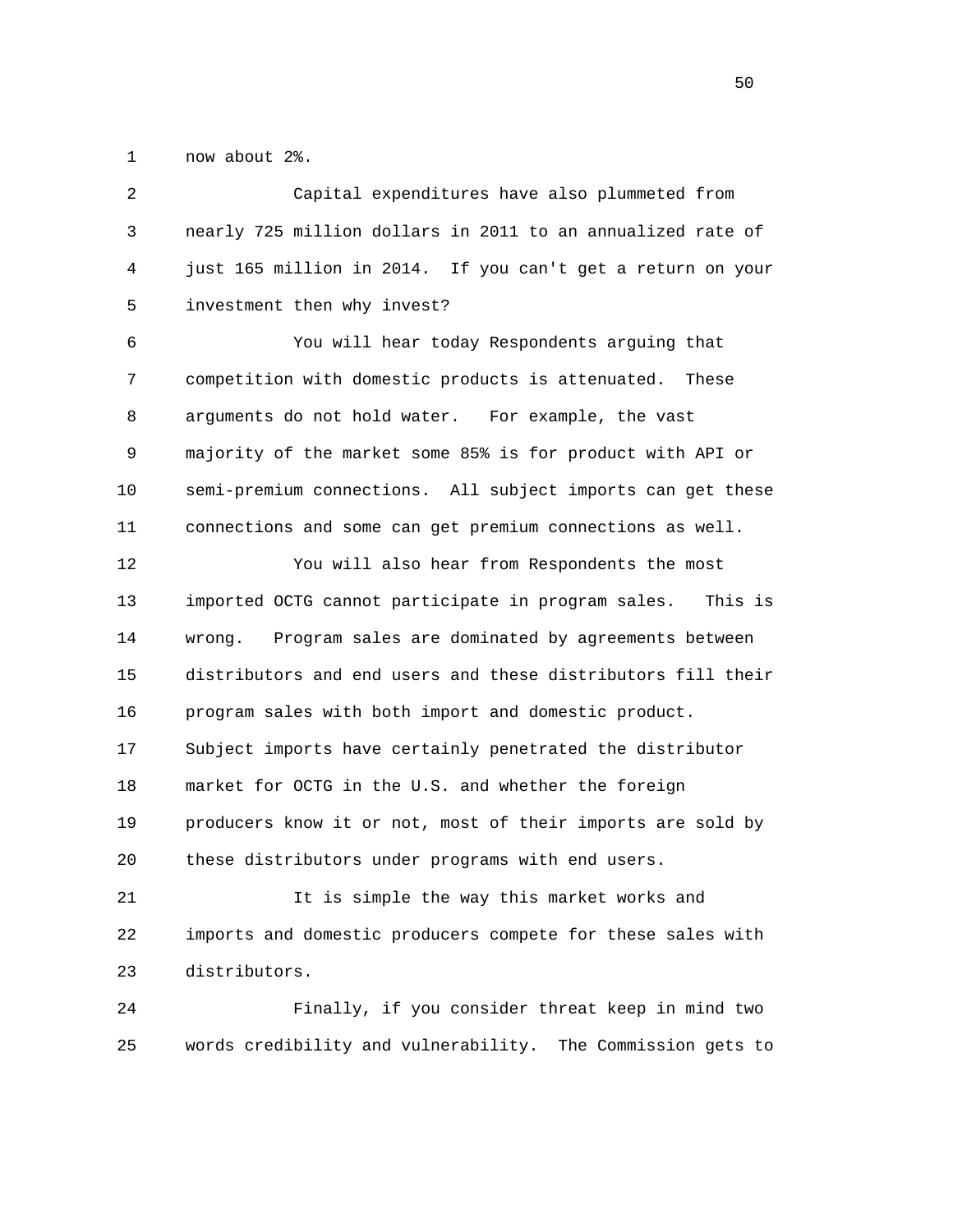now about 2%.

Capital expenditures have also plummeted from nearly 725 million dollars in 2011 to an annualized rate of just 165 million in 2014. If you can't get a return on your investment then why invest?

You will hear today Respondents arguing that competition with domestic products is attenuated. These arguments do not hold water. For example, the vast majority of the market some 85% is for product with API or semi-premium connections. All subject imports can get these connections and some can get premium connections as well.

You will also hear from Respondents the most imported OCTG cannot participate in program sales. This is wrong. Program sales are dominated by agreements between distributors and end users and these distributors fill their program sales with both import and domestic product. Subject imports have certainly penetrated the distributor market for OCTG in the U.S. and whether the foreign producers know it or not, most of their imports are sold by these distributors under programs with end users.

It is simple the way this market works and imports and domestic producers compete for these sales with distributors.

Finally, if you consider threat keep in mind two words credibility and vulnerability. The Commission gets to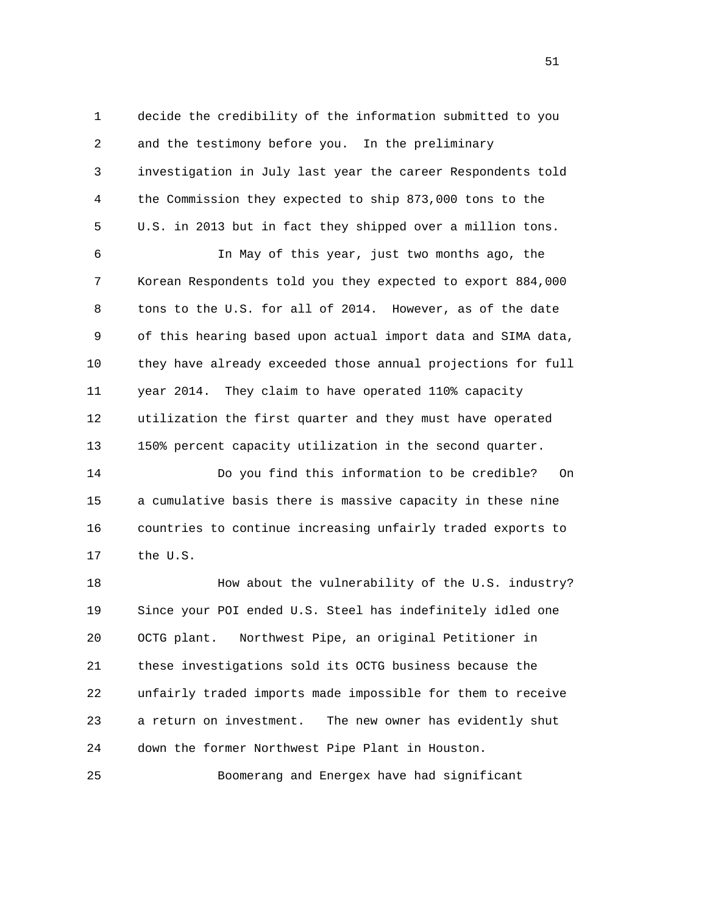decide the credibility of the information submitted to you and the testimony before you. In the preliminary investigation in July last year the career Respondents told the Commission they expected to ship 873,000 tons to the U.S. in 2013 but in fact they shipped over a million tons.

In May of this year, just two months ago, the Korean Respondents told you they expected to export 884,000 tons to the U.S. for all of 2014. However, as of the date of this hearing based upon actual import data and SIMA data, they have already exceeded those annual projections for full year 2014. They claim to have operated 110% capacity utilization the first quarter and they must have operated 150% percent capacity utilization in the second quarter.

Do you find this information to be credible? On a cumulative basis there is massive capacity in these nine countries to continue increasing unfairly traded exports to the U.S.

How about the vulnerability of the U.S. industry? Since your POI ended U.S. Steel has indefinitely idled one OCTG plant. Northwest Pipe, an original Petitioner in these investigations sold its OCTG business because the unfairly traded imports made impossible for them to receive a return on investment. The new owner has evidently shut down the former Northwest Pipe Plant in Houston.

Boomerang and Energex have had significant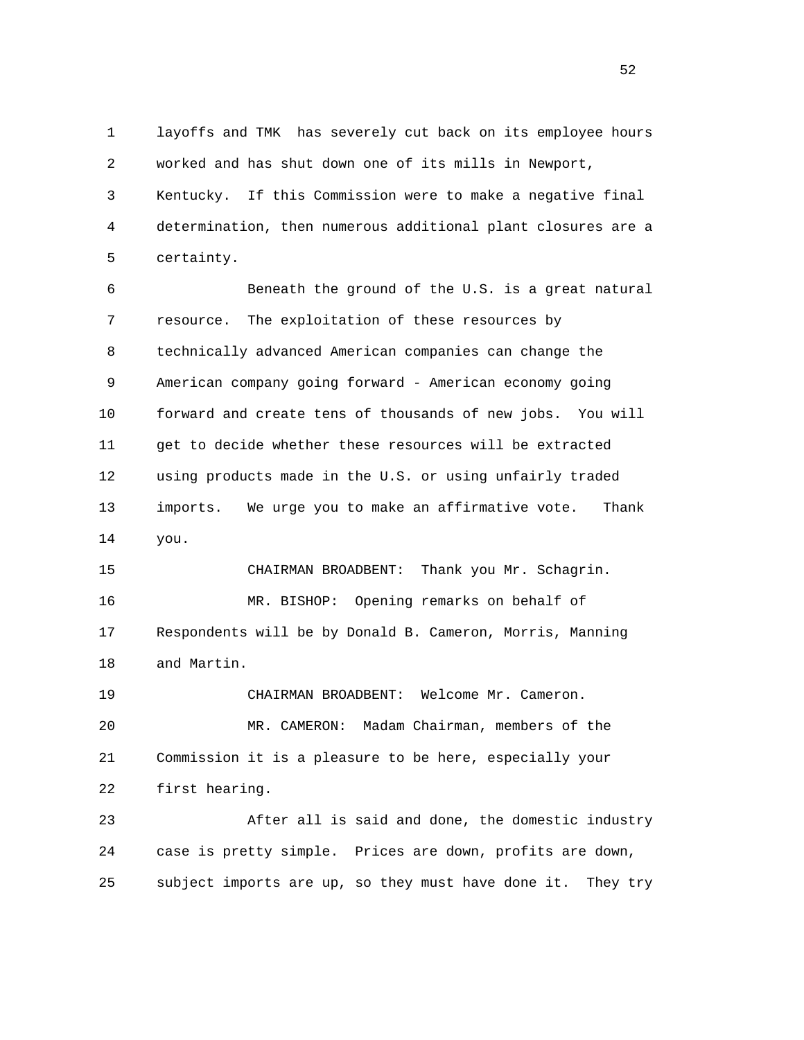layoffs and TMK has severely cut back on its employee hours worked and has shut down one of its mills in Newport, Kentucky. If this Commission were to make a negative final determination, then numerous additional plant closures are a certainty.

Beneath the ground of the U.S. is a great natural resource. The exploitation of these resources by technically advanced American companies can change the American company going forward - American economy going forward and create tens of thousands of new jobs. You will get to decide whether these resources will be extracted using products made in the U.S. or using unfairly traded imports. We urge you to make an affirmative vote. Thank you.

CHAIRMAN BROADBENT: Thank you Mr. Schagrin.

MR. BISHOP: Opening remarks on behalf of Respondents will be by Donald B. Cameron, Morris, Manning and Martin.

CHAIRMAN BROADBENT: Welcome Mr. Cameron.

MR. CAMERON: Madam Chairman, members of the Commission it is a pleasure to be here, especially your first hearing.

After all is said and done, the domestic industry case is pretty simple. Prices are down, profits are down, subject imports are up, so they must have done it. They try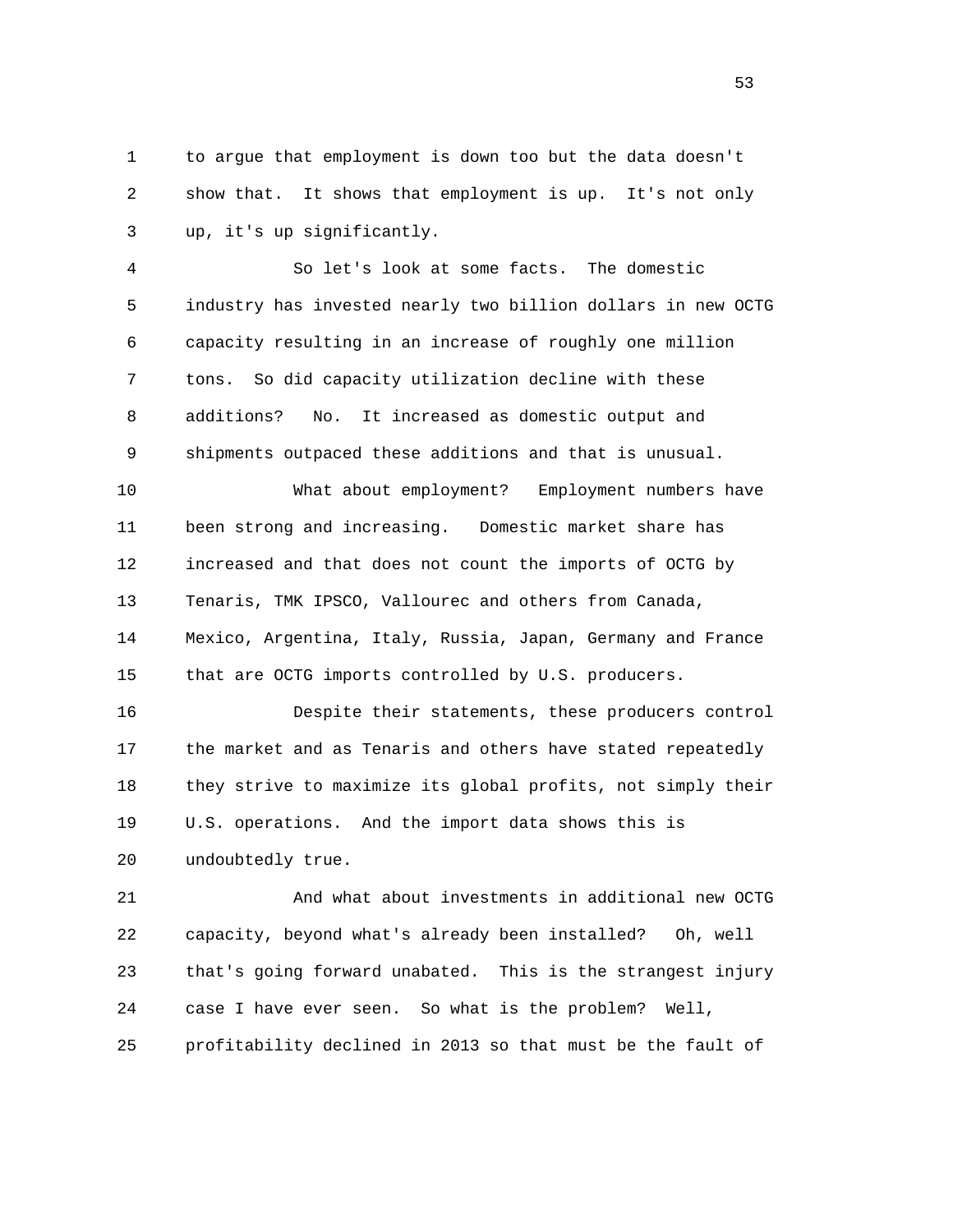to argue that employment is down too but the data doesn't show that. It shows that employment is up. It's not only up, it's up significantly.

So let's look at some facts. The domestic industry has invested nearly two billion dollars in new OCTG capacity resulting in an increase of roughly one million tons. So did capacity utilization decline with these additions? No. It increased as domestic output and shipments outpaced these additions and that is unusual.

What about employment? Employment numbers have been strong and increasing. Domestic market share has increased and that does not count the imports of OCTG by Tenaris, TMK IPSCO, Vallourec and others from Canada, Mexico, Argentina, Italy, Russia, Japan, Germany and France that are OCTG imports controlled by U.S. producers.

Despite their statements, these producers control the market and as Tenaris and others have stated repeatedly they strive to maximize its global profits, not simply their U.S. operations. And the import data shows this is undoubtedly true.

And what about investments in additional new OCTG capacity, beyond what's already been installed? Oh, well that's going forward unabated. This is the strangest injury case I have ever seen. So what is the problem? Well, profitability declined in 2013 so that must be the fault of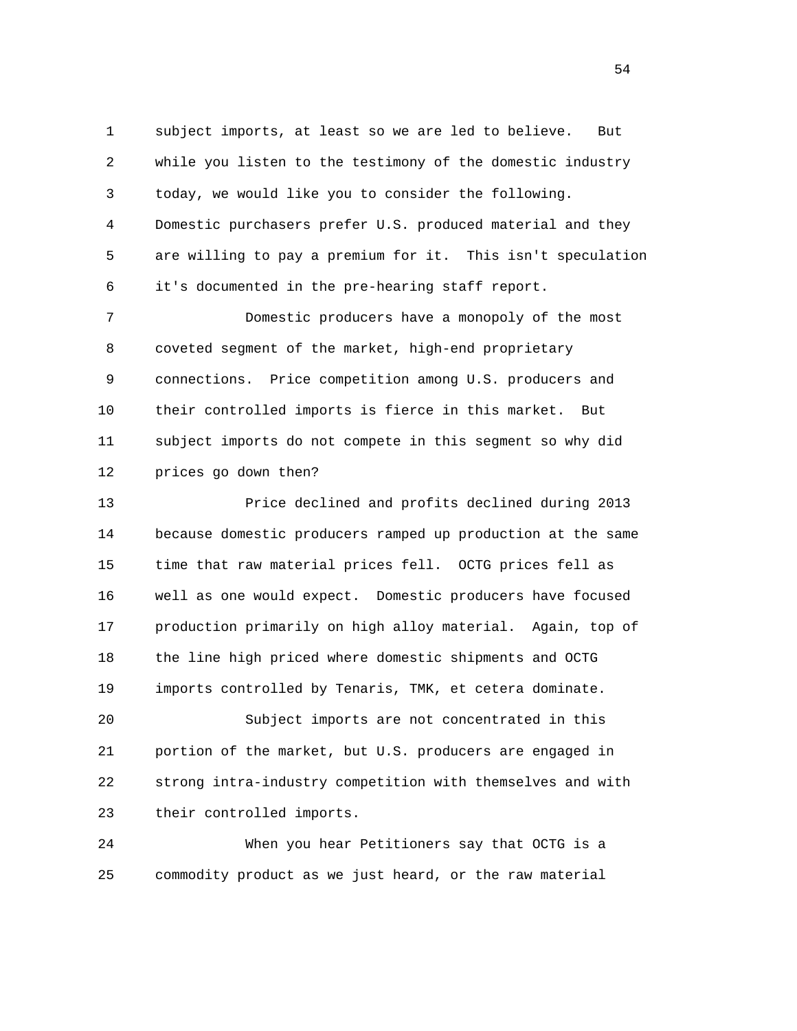subject imports, at least so we are led to believe. But while you listen to the testimony of the domestic industry today, we would like you to consider the following. Domestic purchasers prefer U.S. produced material and they are willing to pay a premium for it. This isn't speculation it's documented in the pre-hearing staff report.

Domestic producers have a monopoly of the most coveted segment of the market, high-end proprietary connections. Price competition among U.S. producers and their controlled imports is fierce in this market. But subject imports do not compete in this segment so why did prices go down then?

Price declined and profits declined during 2013 because domestic producers ramped up production at the same time that raw material prices fell. OCTG prices fell as well as one would expect. Domestic producers have focused production primarily on high alloy material. Again, top of the line high priced where domestic shipments and OCTG imports controlled by Tenaris, TMK, et cetera dominate.

Subject imports are not concentrated in this portion of the market, but U.S. producers are engaged in strong intra-industry competition with themselves and with their controlled imports.

When you hear Petitioners say that OCTG is a commodity product as we just heard, or the raw material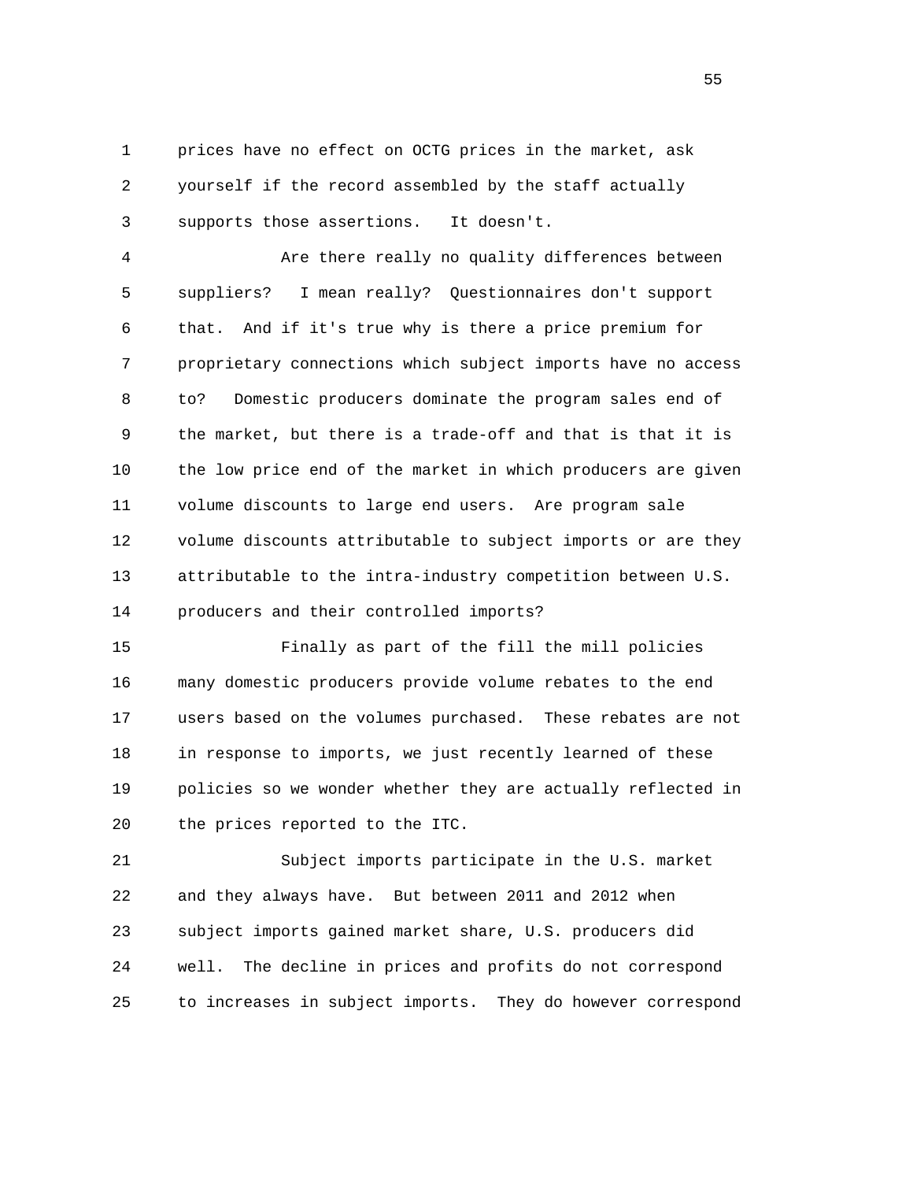prices have no effect on OCTG prices in the market, ask yourself if the record assembled by the staff actually supports those assertions. It doesn't.

Are there really no quality differences between suppliers? I mean really? Questionnaires don't support that. And if it's true why is there a price premium for proprietary connections which subject imports have no access to? Domestic producers dominate the program sales end of the market, but there is a trade-off and that is that it is the low price end of the market in which producers are given volume discounts to large end users. Are program sale volume discounts attributable to subject imports or are they attributable to the intra-industry competition between U.S. producers and their controlled imports?

Finally as part of the fill the mill policies many domestic producers provide volume rebates to the end users based on the volumes purchased. These rebates are not in response to imports, we just recently learned of these policies so we wonder whether they are actually reflected in the prices reported to the ITC.

Subject imports participate in the U.S. market and they always have. But between 2011 and 2012 when subject imports gained market share, U.S. producers did well. The decline in prices and profits do not correspond to increases in subject imports. They do however correspond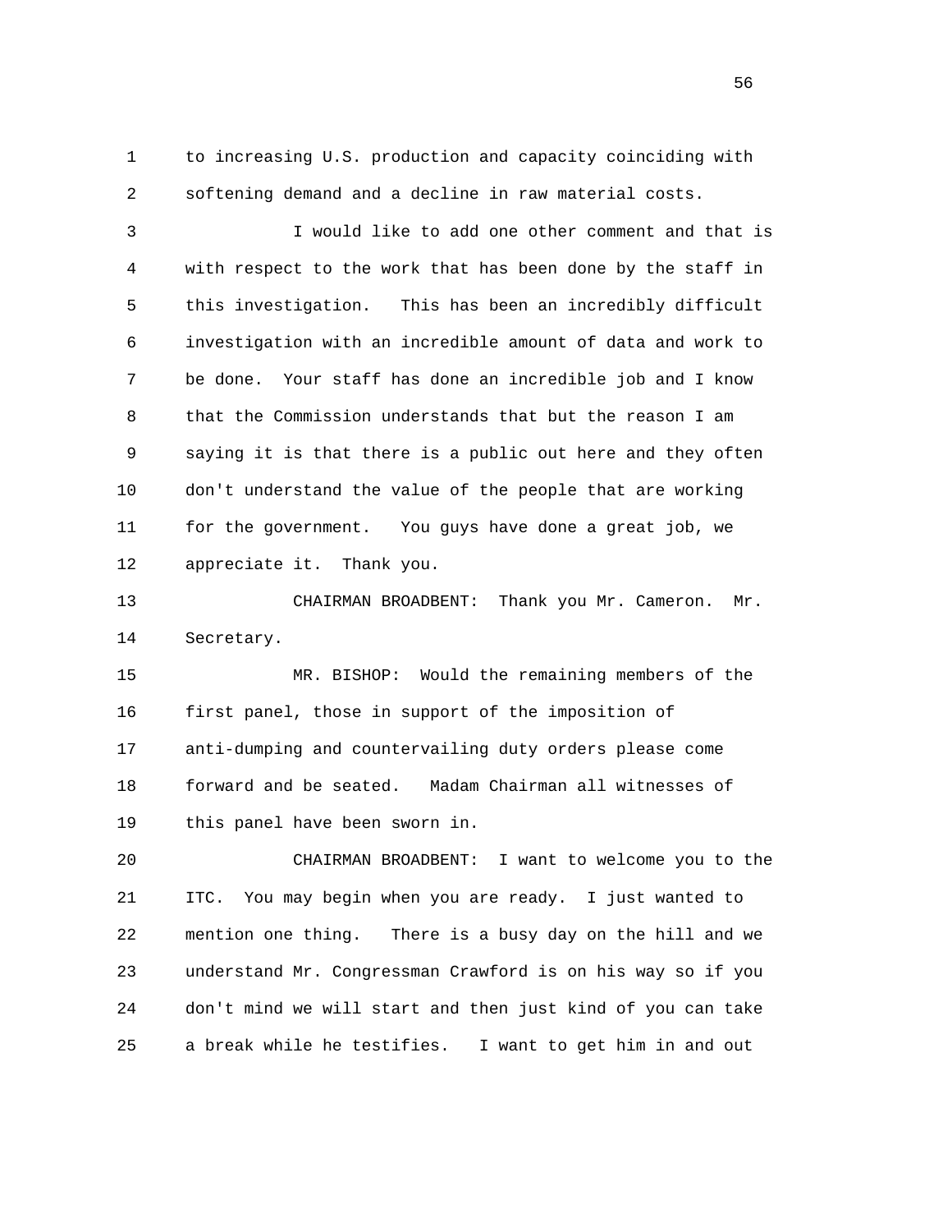to increasing U.S. production and capacity coinciding with softening demand and a decline in raw material costs.

I would like to add one other comment and that is with respect to the work that has been done by the staff in this investigation. This has been an incredibly difficult investigation with an incredible amount of data and work to be done. Your staff has done an incredible job and I know that the Commission understands that but the reason I am saying it is that there is a public out here and they often don't understand the value of the people that are working for the government. You guys have done a great job, we appreciate it. Thank you.

CHAIRMAN BROADBENT: Thank you Mr. Cameron. Mr. Secretary.

MR. BISHOP: Would the remaining members of the first panel, those in support of the imposition of anti-dumping and countervailing duty orders please come forward and be seated. Madam Chairman all witnesses of this panel have been sworn in.

CHAIRMAN BROADBENT: I want to welcome you to the ITC. You may begin when you are ready. I just wanted to mention one thing. There is a busy day on the hill and we understand Mr. Congressman Crawford is on his way so if you don't mind we will start and then just kind of you can take a break while he testifies. I want to get him in and out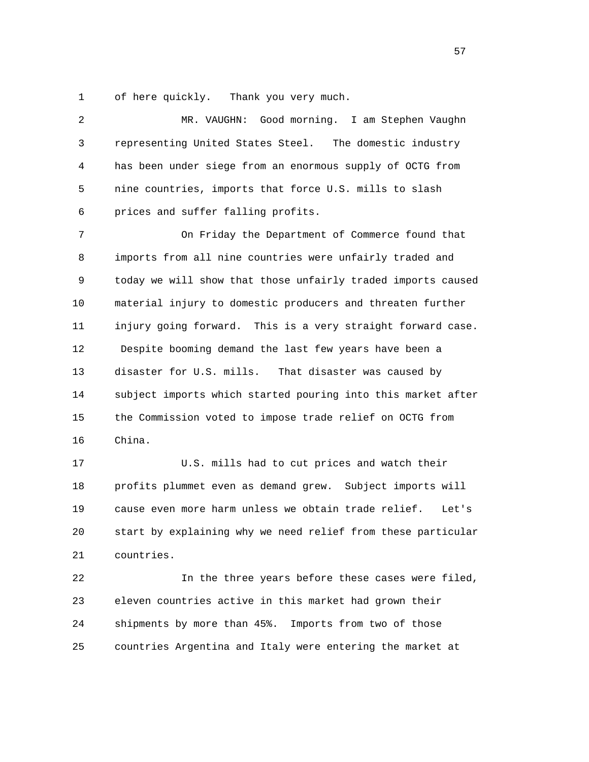of here quickly. Thank you very much.

MR. VAUGHN: Good morning. I am Stephen Vaughn representing United States Steel. The domestic industry has been under siege from an enormous supply of OCTG from nine countries, imports that force U.S. mills to slash prices and suffer falling profits.

On Friday the Department of Commerce found that imports from all nine countries were unfairly traded and today we will show that those unfairly traded imports caused material injury to domestic producers and threaten further injury going forward. This is a very straight forward case. Despite booming demand the last few years have been a disaster for U.S. mills. That disaster was caused by subject imports which started pouring into this market after the Commission voted to impose trade relief on OCTG from China.

U.S. mills had to cut prices and watch their profits plummet even as demand grew. Subject imports will cause even more harm unless we obtain trade relief. Let's start by explaining why we need relief from these particular countries.

In the three years before these cases were filed, eleven countries active in this market had grown their shipments by more than 45%. Imports from two of those countries Argentina and Italy were entering the market at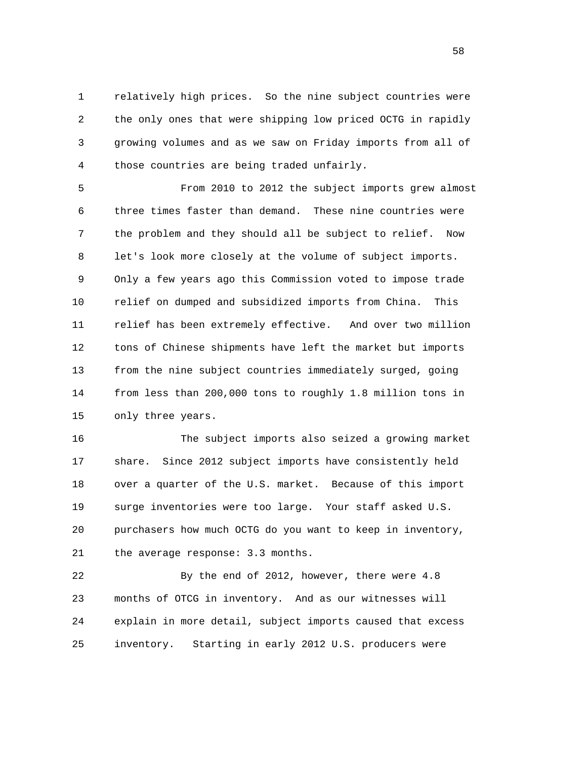relatively high prices. So the nine subject countries were the only ones that were shipping low priced OCTG in rapidly growing volumes and as we saw on Friday imports from all of those countries are being traded unfairly.

From 2010 to 2012 the subject imports grew almost three times faster than demand. These nine countries were the problem and they should all be subject to relief. Now let's look more closely at the volume of subject imports. Only a few years ago this Commission voted to impose trade relief on dumped and subsidized imports from China. This relief has been extremely effective. And over two million tons of Chinese shipments have left the market but imports from the nine subject countries immediately surged, going from less than 200,000 tons to roughly 1.8 million tons in only three years.

The subject imports also seized a growing market share. Since 2012 subject imports have consistently held over a quarter of the U.S. market. Because of this import surge inventories were too large. Your staff asked U.S. purchasers how much OCTG do you want to keep in inventory, the average response: 3.3 months.

By the end of 2012, however, there were 4.8 months of OTCG in inventory. And as our witnesses will explain in more detail, subject imports caused that excess inventory. Starting in early 2012 U.S. producers were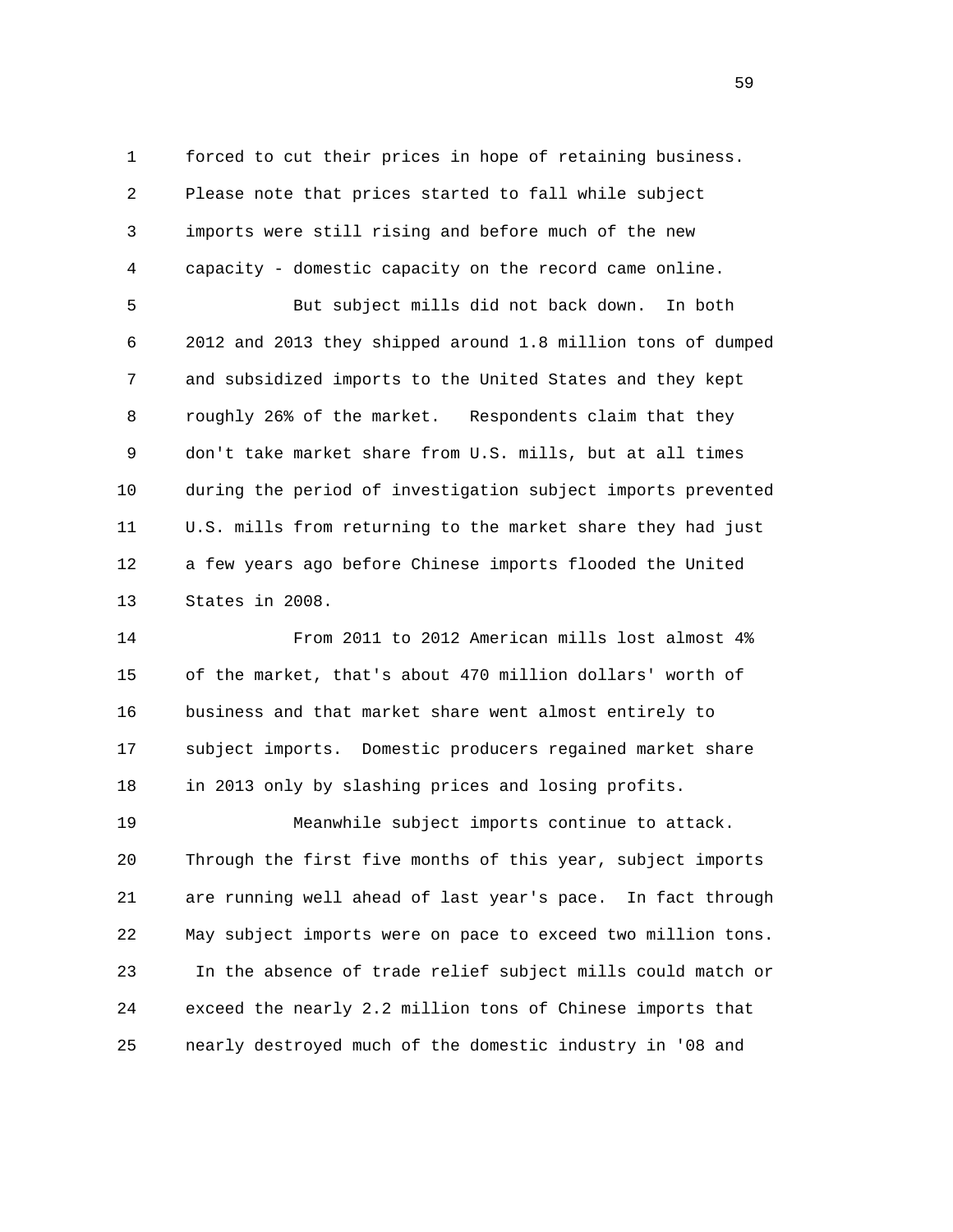forced to cut their prices in hope of retaining business. Please note that prices started to fall while subject imports were still rising and before much of the new capacity - domestic capacity on the record came online.

But subject mills did not back down. In both 2012 and 2013 they shipped around 1.8 million tons of dumped and subsidized imports to the United States and they kept roughly 26% of the market. Respondents claim that they don't take market share from U.S. mills, but at all times during the period of investigation subject imports prevented U.S. mills from returning to the market share they had just a few years ago before Chinese imports flooded the United States in 2008.

From 2011 to 2012 American mills lost almost 4% of the market, that's about 470 million dollars' worth of business and that market share went almost entirely to subject imports. Domestic producers regained market share in 2013 only by slashing prices and losing profits.

Meanwhile subject imports continue to attack. Through the first five months of this year, subject imports are running well ahead of last year's pace. In fact through May subject imports were on pace to exceed two million tons. In the absence of trade relief subject mills could match or exceed the nearly 2.2 million tons of Chinese imports that nearly destroyed much of the domestic industry in '08 and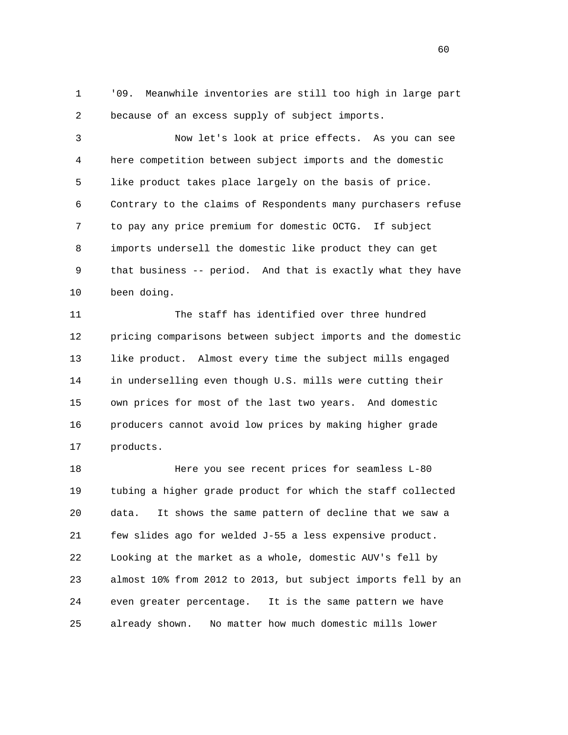'09. Meanwhile inventories are still too high in large part because of an excess supply of subject imports.

Now let's look at price effects. As you can see here competition between subject imports and the domestic like product takes place largely on the basis of price. Contrary to the claims of Respondents many purchasers refuse to pay any price premium for domestic OCTG. If subject imports undersell the domestic like product they can get that business -- period. And that is exactly what they have been doing.

The staff has identified over three hundred pricing comparisons between subject imports and the domestic like product. Almost every time the subject mills engaged in underselling even though U.S. mills were cutting their own prices for most of the last two years. And domestic producers cannot avoid low prices by making higher grade products.

Here you see recent prices for seamless L-80 tubing a higher grade product for which the staff collected data. It shows the same pattern of decline that we saw a few slides ago for welded J-55 a less expensive product. Looking at the market as a whole, domestic AUV's fell by almost 10% from 2012 to 2013, but subject imports fell by an even greater percentage. It is the same pattern we have already shown. No matter how much domestic mills lower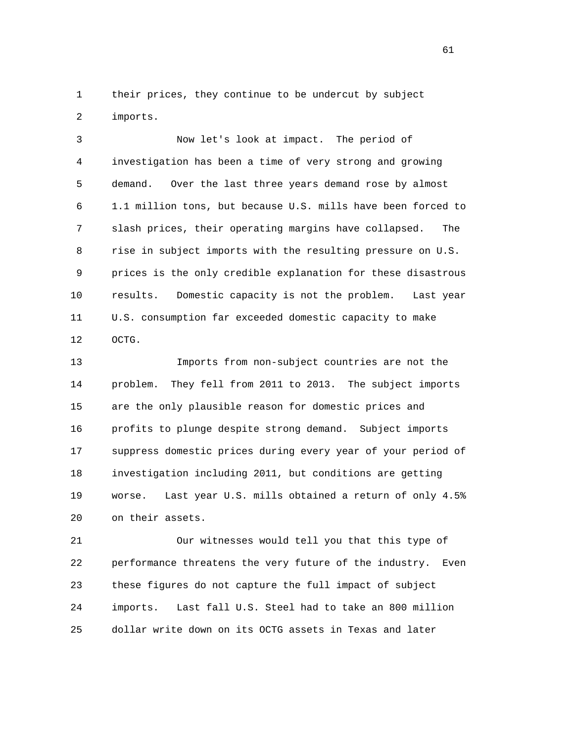their prices, they continue to be undercut by subject imports.

Now let's look at impact. The period of investigation has been a time of very strong and growing demand. Over the last three years demand rose by almost 1.1 million tons, but because U.S. mills have been forced to slash prices, their operating margins have collapsed. The rise in subject imports with the resulting pressure on U.S. prices is the only credible explanation for these disastrous results. Domestic capacity is not the problem. Last year U.S. consumption far exceeded domestic capacity to make OCTG.

Imports from non-subject countries are not the problem. They fell from 2011 to 2013. The subject imports are the only plausible reason for domestic prices and profits to plunge despite strong demand. Subject imports suppress domestic prices during every year of your period of investigation including 2011, but conditions are getting worse. Last year U.S. mills obtained a return of only 4.5% on their assets.

Our witnesses would tell you that this type of performance threatens the very future of the industry. Even these figures do not capture the full impact of subject imports. Last fall U.S. Steel had to take an 800 million dollar write down on its OCTG assets in Texas and later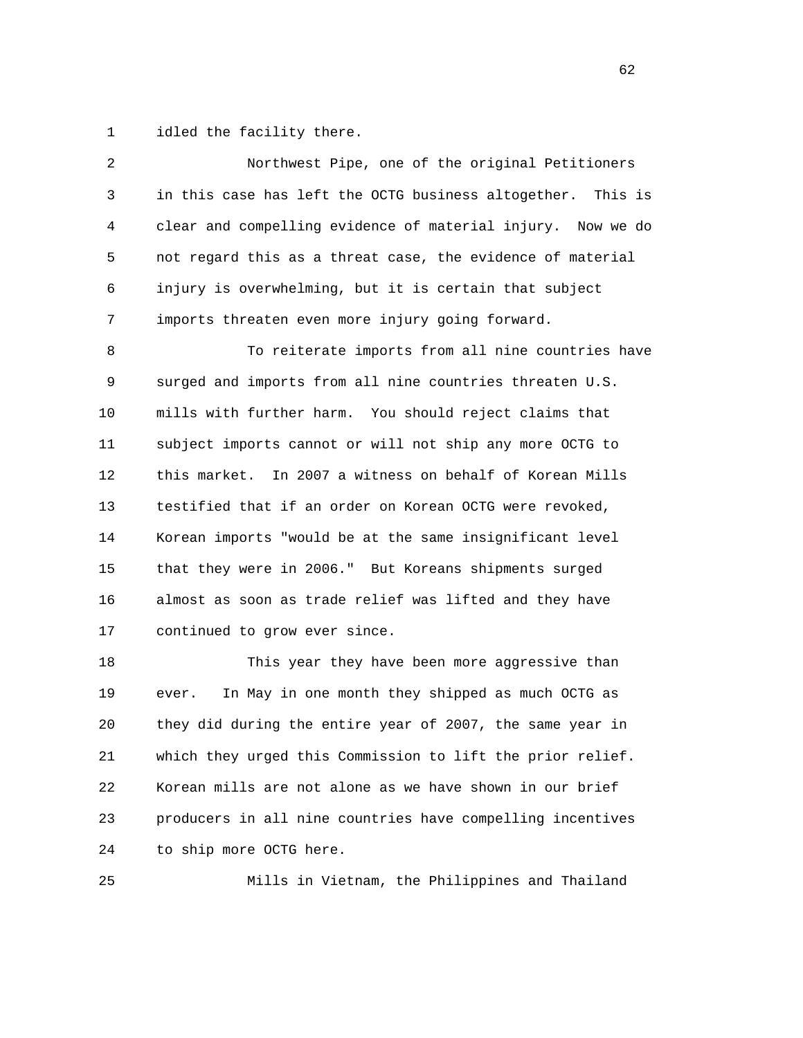idled the facility there.

Northwest Pipe, one of the original Petitioners in this case has left the OCTG business altogether. This is clear and compelling evidence of material injury. Now we do not regard this as a threat case, the evidence of material injury is overwhelming, but it is certain that subject imports threaten even more injury going forward.

To reiterate imports from all nine countries have surged and imports from all nine countries threaten U.S. mills with further harm. You should reject claims that subject imports cannot or will not ship any more OCTG to this market. In 2007 a witness on behalf of Korean Mills testified that if an order on Korean OCTG were revoked, Korean imports "would be at the same insignificant level that they were in 2006." But Koreans shipments surged almost as soon as trade relief was lifted and they have continued to grow ever since.

This year they have been more aggressive than ever. In May in one month they shipped as much OCTG as they did during the entire year of 2007, the same year in which they urged this Commission to lift the prior relief. Korean mills are not alone as we have shown in our brief producers in all nine countries have compelling incentives to ship more OCTG here.

Mills in Vietnam, the Philippines and Thailand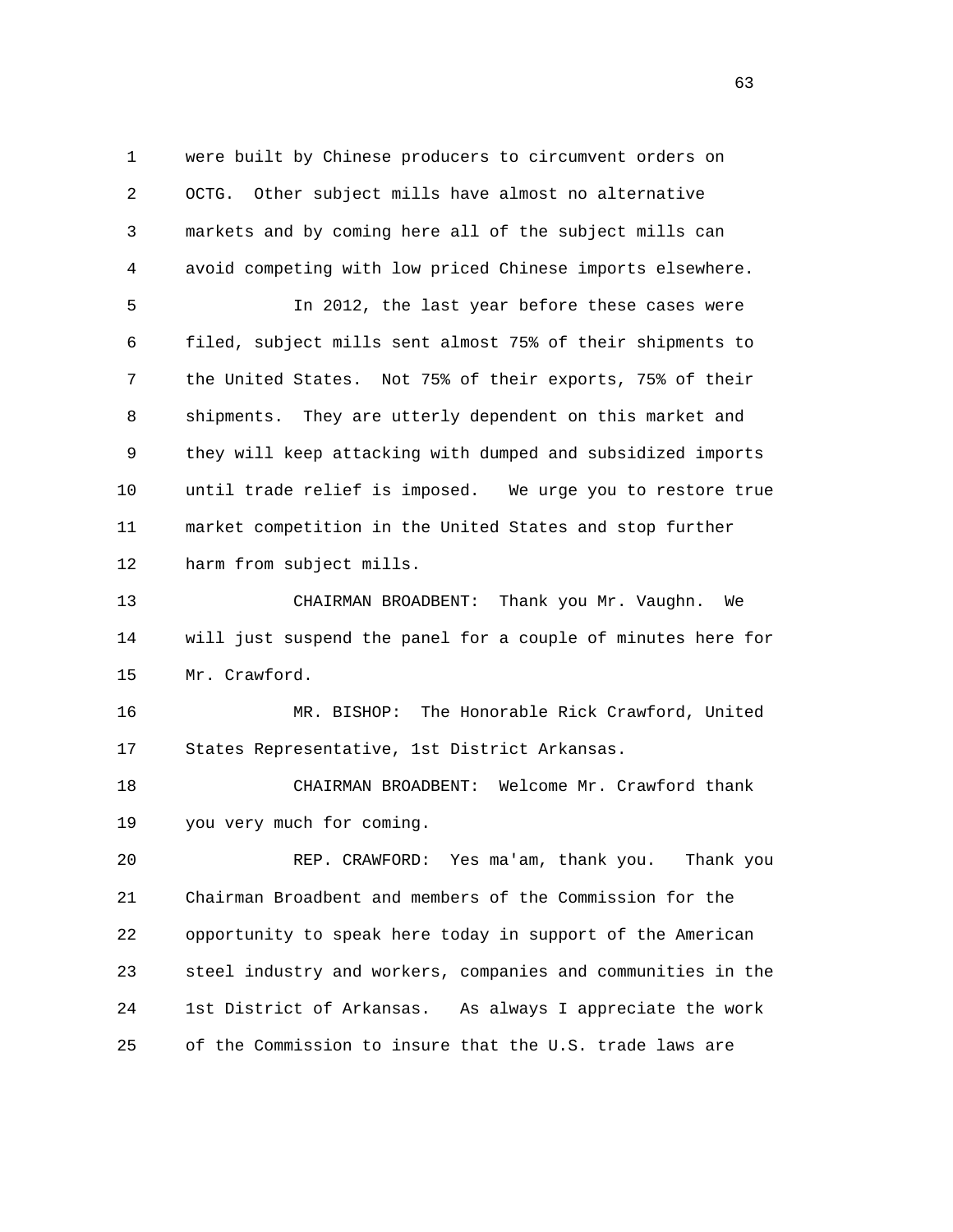were built by Chinese producers to circumvent orders on OCTG. Other subject mills have almost no alternative markets and by coming here all of the subject mills can avoid competing with low priced Chinese imports elsewhere.

In 2012, the last year before these cases were filed, subject mills sent almost 75% of their shipments to the United States. Not 75% of their exports, 75% of their shipments. They are utterly dependent on this market and they will keep attacking with dumped and subsidized imports until trade relief is imposed. We urge you to restore true market competition in the United States and stop further harm from subject mills.

CHAIRMAN BROADBENT: Thank you Mr. Vaughn. We will just suspend the panel for a couple of minutes here for Mr. Crawford.

MR. BISHOP: The Honorable Rick Crawford, United States Representative, 1st District Arkansas.

CHAIRMAN BROADBENT: Welcome Mr. Crawford thank you very much for coming.

REP. CRAWFORD: Yes ma'am, thank you. Thank you Chairman Broadbent and members of the Commission for the opportunity to speak here today in support of the American steel industry and workers, companies and communities in the 1st District of Arkansas. As always I appreciate the work of the Commission to insure that the U.S. trade laws are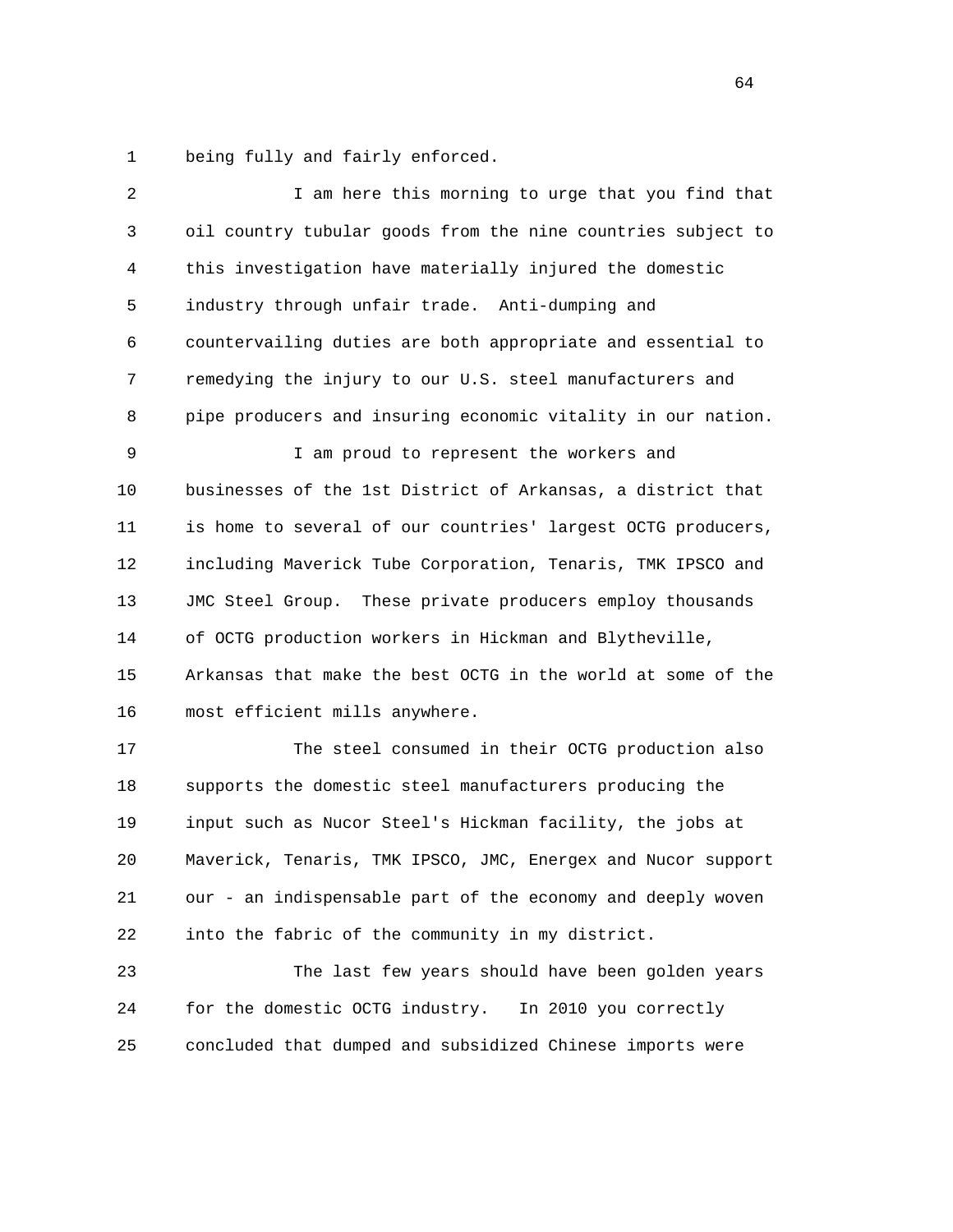being fully and fairly enforced.

I am here this morning to urge that you find that oil country tubular goods from the nine countries subject to this investigation have materially injured the domestic industry through unfair trade. Anti-dumping and countervailing duties are both appropriate and essential to remedying the injury to our U.S. steel manufacturers and pipe producers and insuring economic vitality in our nation.

I am proud to represent the workers and businesses of the 1st District of Arkansas, a district that is home to several of our countries' largest OCTG producers, including Maverick Tube Corporation, Tenaris, TMK IPSCO and JMC Steel Group. These private producers employ thousands of OCTG production workers in Hickman and Blytheville, Arkansas that make the best OCTG in the world at some of the most efficient mills anywhere.

The steel consumed in their OCTG production also supports the domestic steel manufacturers producing the input such as Nucor Steel's Hickman facility, the jobs at Maverick, Tenaris, TMK IPSCO, JMC, Energex and Nucor support our - an indispensable part of the economy and deeply woven into the fabric of the community in my district.

The last few years should have been golden years for the domestic OCTG industry. In 2010 you correctly concluded that dumped and subsidized Chinese imports were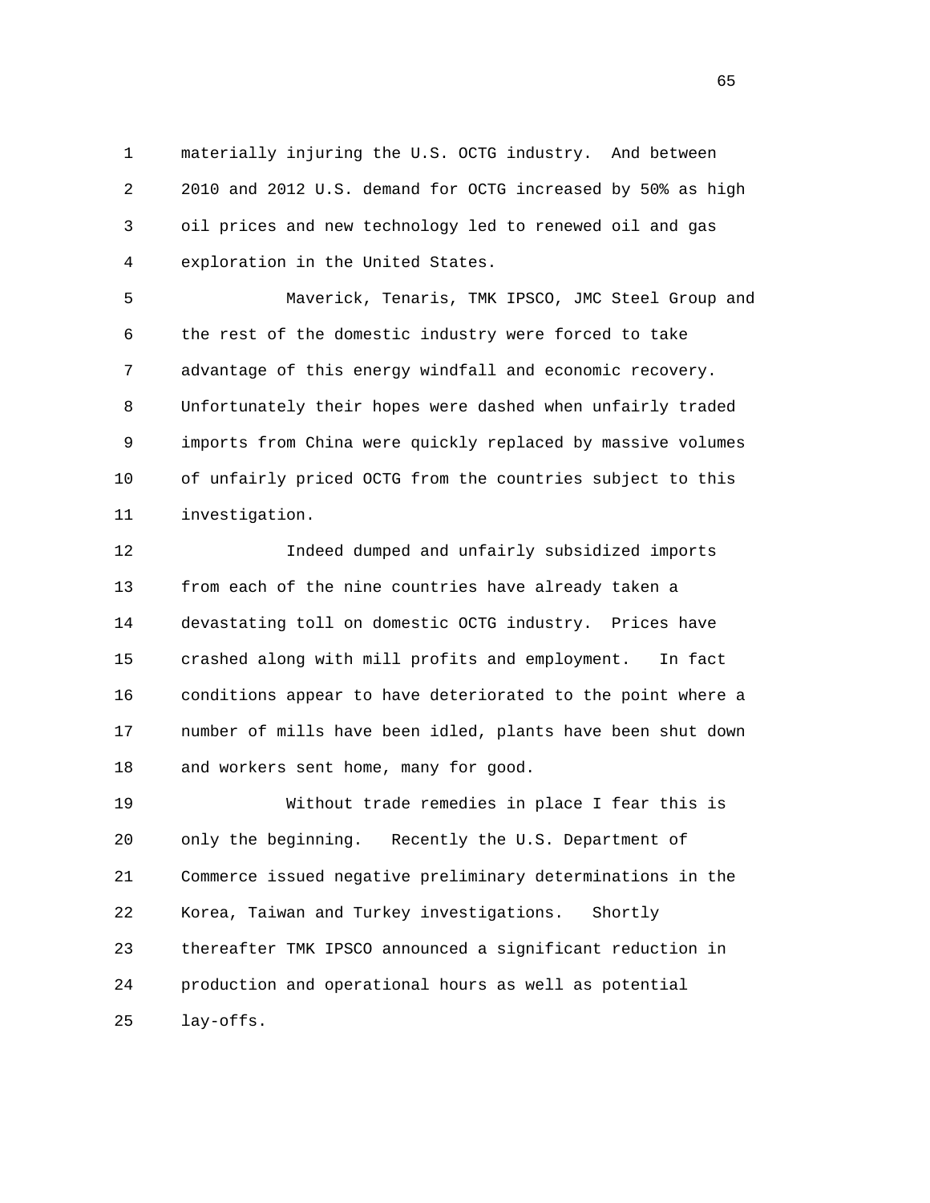materially injuring the U.S. OCTG industry. And between 2010 and 2012 U.S. demand for OCTG increased by 50% as high oil prices and new technology led to renewed oil and gas exploration in the United States.

Maverick, Tenaris, TMK IPSCO, JMC Steel Group and the rest of the domestic industry were forced to take advantage of this energy windfall and economic recovery. Unfortunately their hopes were dashed when unfairly traded imports from China were quickly replaced by massive volumes of unfairly priced OCTG from the countries subject to this investigation.

Indeed dumped and unfairly subsidized imports from each of the nine countries have already taken a devastating toll on domestic OCTG industry. Prices have crashed along with mill profits and employment. In fact conditions appear to have deteriorated to the point where a number of mills have been idled, plants have been shut down and workers sent home, many for good.

Without trade remedies in place I fear this is only the beginning. Recently the U.S. Department of Commerce issued negative preliminary determinations in the Korea, Taiwan and Turkey investigations. Shortly thereafter TMK IPSCO announced a significant reduction in production and operational hours as well as potential lay-offs.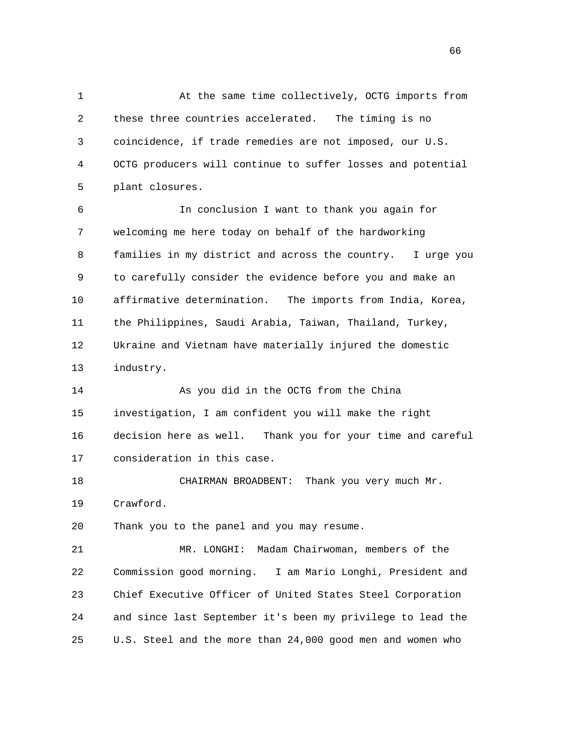At the same time collectively, OCTG imports from these three countries accelerated. The timing is no coincidence, if trade remedies are not imposed, our U.S. OCTG producers will continue to suffer losses and potential plant closures.

In conclusion I want to thank you again for welcoming me here today on behalf of the hardworking families in my district and across the country. I urge you to carefully consider the evidence before you and make an affirmative determination. The imports from India, Korea, the Philippines, Saudi Arabia, Taiwan, Thailand, Turkey, Ukraine and Vietnam have materially injured the domestic industry.

As you did in the OCTG from the China investigation, I am confident you will make the right decision here as well. Thank you for your time and careful consideration in this case.

CHAIRMAN BROADBENT: Thank you very much Mr. Crawford.

Thank you to the panel and you may resume.

MR. LONGHI: Madam Chairwoman, members of the Commission good morning. I am Mario Longhi, President and Chief Executive Officer of United States Steel Corporation and since last September it's been my privilege to lead the U.S. Steel and the more than 24,000 good men and women who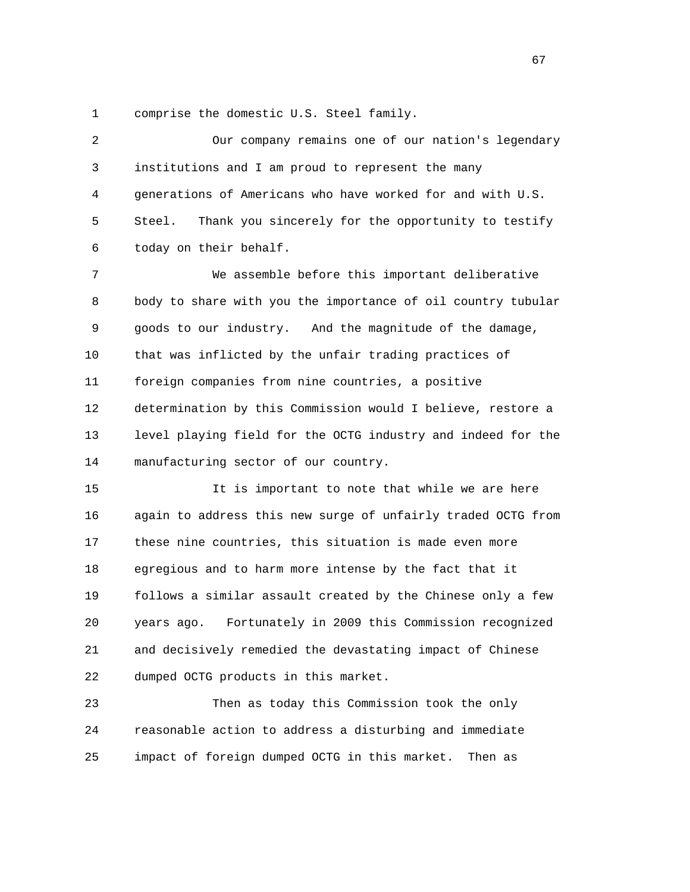comprise the domestic U.S. Steel family.

Our company remains one of our nation's legendary institutions and I am proud to represent the many generations of Americans who have worked for and with U.S. Steel. Thank you sincerely for the opportunity to testify today on their behalf.

We assemble before this important deliberative body to share with you the importance of oil country tubular goods to our industry. And the magnitude of the damage, that was inflicted by the unfair trading practices of foreign companies from nine countries, a positive determination by this Commission would I believe, restore a level playing field for the OCTG industry and indeed for the manufacturing sector of our country.

It is important to note that while we are here again to address this new surge of unfairly traded OCTG from these nine countries, this situation is made even more egregious and to harm more intense by the fact that it follows a similar assault created by the Chinese only a few years ago. Fortunately in 2009 this Commission recognized and decisively remedied the devastating impact of Chinese dumped OCTG products in this market.

Then as today this Commission took the only reasonable action to address a disturbing and immediate impact of foreign dumped OCTG in this market. Then as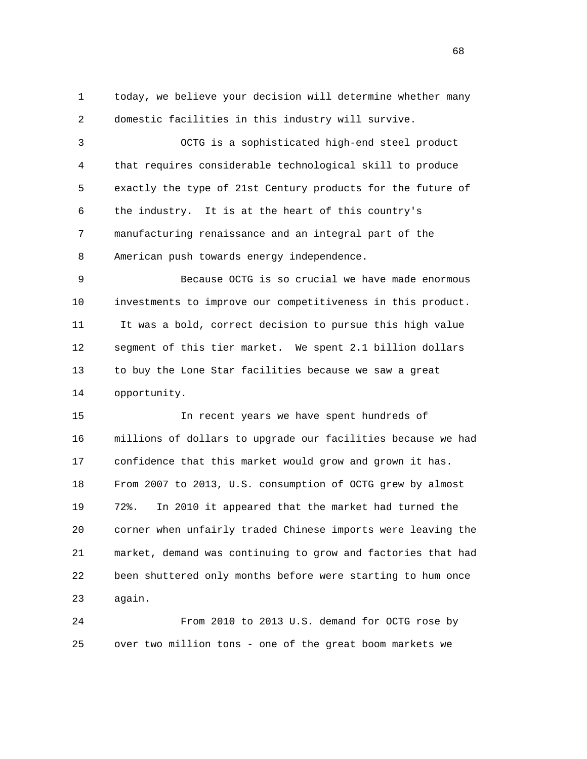today, we believe your decision will determine whether many domestic facilities in this industry will survive.

OCTG is a sophisticated high-end steel product that requires considerable technological skill to produce exactly the type of 21st Century products for the future of the industry. It is at the heart of this country's manufacturing renaissance and an integral part of the American push towards energy independence.

Because OCTG is so crucial we have made enormous investments to improve our competitiveness in this product. It was a bold, correct decision to pursue this high value segment of this tier market. We spent 2.1 billion dollars to buy the Lone Star facilities because we saw a great opportunity.

In recent years we have spent hundreds of millions of dollars to upgrade our facilities because we had confidence that this market would grow and grown it has. From 2007 to 2013, U.S. consumption of OCTG grew by almost 72%. In 2010 it appeared that the market had turned the corner when unfairly traded Chinese imports were leaving the market, demand was continuing to grow and factories that had been shuttered only months before were starting to hum once again.

From 2010 to 2013 U.S. demand for OCTG rose by over two million tons - one of the great boom markets we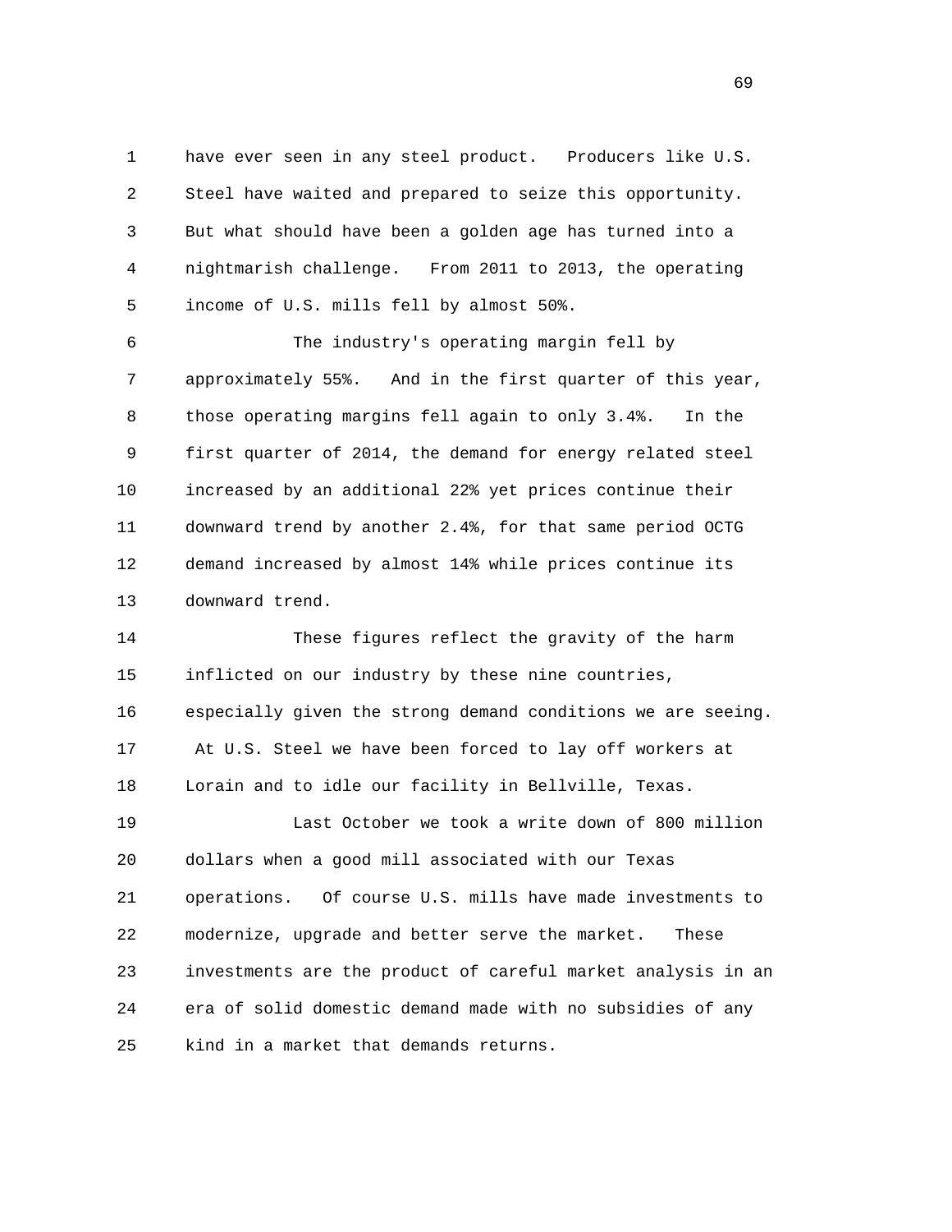have ever seen in any steel product. Producers like U.S. Steel have waited and prepared to seize this opportunity. But what should have been a golden age has turned into a nightmarish challenge. From 2011 to 2013, the operating income of U.S. mills fell by almost 50%.

The industry's operating margin fell by approximately 55%. And in the first quarter of this year, those operating margins fell again to only 3.4%. In the first quarter of 2014, the demand for energy related steel increased by an additional 22% yet prices continue their downward trend by another 2.4%, for that same period OCTG demand increased by almost 14% while prices continue its downward trend.

These figures reflect the gravity of the harm inflicted on our industry by these nine countries, especially given the strong demand conditions we are seeing. At U.S. Steel we have been forced to lay off workers at Lorain and to idle our facility in Bellville, Texas.

Last October we took a write down of 800 million dollars when a good mill associated with our Texas operations. Of course U.S. mills have made investments to modernize, upgrade and better serve the market. These investments are the product of careful market analysis in an era of solid domestic demand made with no subsidies of any kind in a market that demands returns.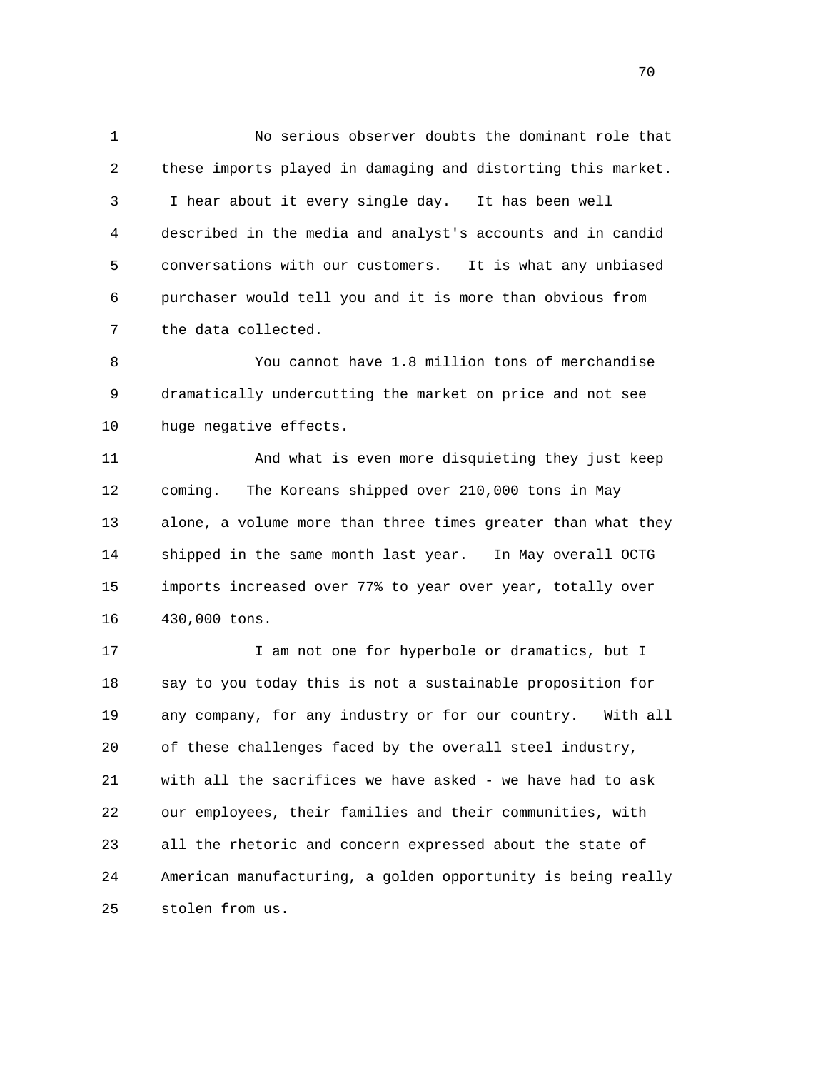No serious observer doubts the dominant role that these imports played in damaging and distorting this market. I hear about it every single day. It has been well described in the media and analyst's accounts and in candid conversations with our customers. It is what any unbiased purchaser would tell you and it is more than obvious from the data collected.

You cannot have 1.8 million tons of merchandise dramatically undercutting the market on price and not see huge negative effects.

And what is even more disquieting they just keep coming. The Koreans shipped over 210,000 tons in May alone, a volume more than three times greater than what they shipped in the same month last year. In May overall OCTG imports increased over 77% to year over year, totally over 430,000 tons.

I am not one for hyperbole or dramatics, but I say to you today this is not a sustainable proposition for any company, for any industry or for our country. With all of these challenges faced by the overall steel industry, with all the sacrifices we have asked - we have had to ask our employees, their families and their communities, with all the rhetoric and concern expressed about the state of American manufacturing, a golden opportunity is being really stolen from us.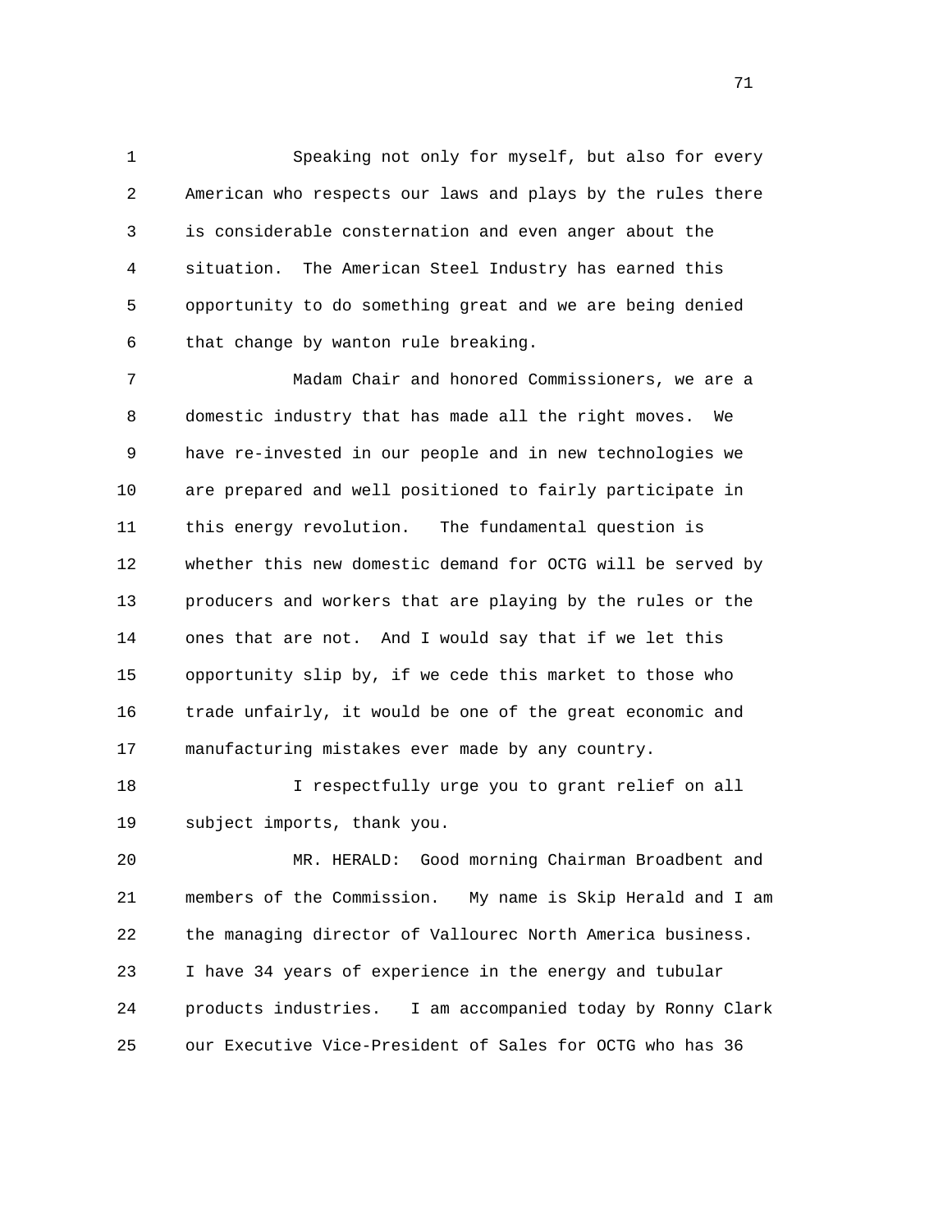Speaking not only for myself, but also for every American who respects our laws and plays by the rules there is considerable consternation and even anger about the situation. The American Steel Industry has earned this opportunity to do something great and we are being denied that change by wanton rule breaking.

Madam Chair and honored Commissioners, we are a domestic industry that has made all the right moves. We have re-invested in our people and in new technologies we are prepared and well positioned to fairly participate in this energy revolution. The fundamental question is whether this new domestic demand for OCTG will be served by producers and workers that are playing by the rules or the ones that are not. And I would say that if we let this opportunity slip by, if we cede this market to those who trade unfairly, it would be one of the great economic and manufacturing mistakes ever made by any country.

I respectfully urge you to grant relief on all subject imports, thank you.

MR. HERALD: Good morning Chairman Broadbent and members of the Commission. My name is Skip Herald and I am the managing director of Vallourec North America business. I have 34 years of experience in the energy and tubular products industries. I am accompanied today by Ronny Clark our Executive Vice-President of Sales for OCTG who has 36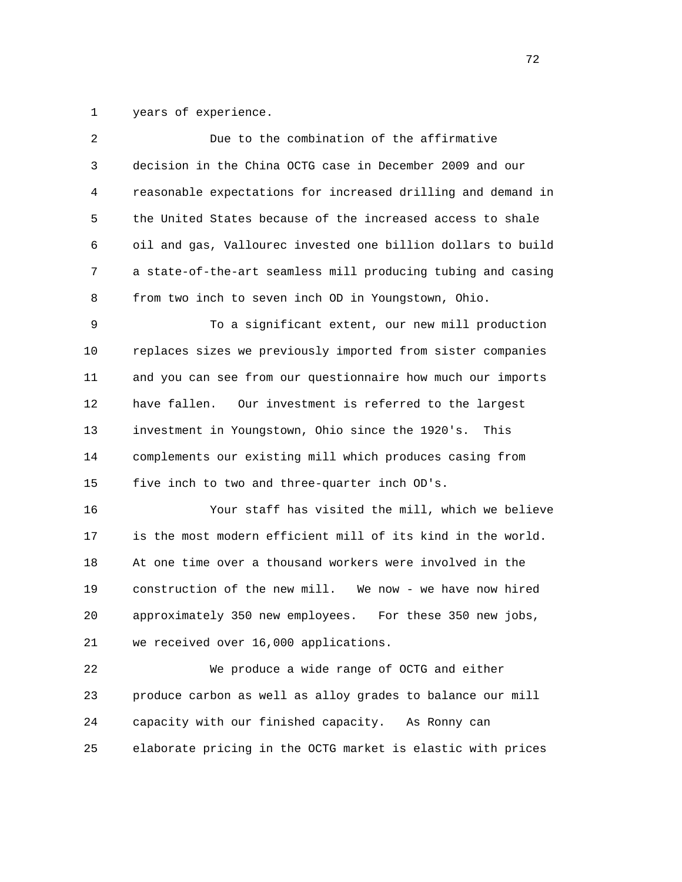years of experience.

Due to the combination of the affirmative decision in the China OCTG case in December 2009 and our reasonable expectations for increased drilling and demand in the United States because of the increased access to shale oil and gas, Vallourec invested one billion dollars to build a state-of-the-art seamless mill producing tubing and casing from two inch to seven inch OD in Youngstown, Ohio.

To a significant extent, our new mill production replaces sizes we previously imported from sister companies and you can see from our questionnaire how much our imports have fallen. Our investment is referred to the largest investment in Youngstown, Ohio since the 1920's. This complements our existing mill which produces casing from five inch to two and three-quarter inch OD's.

Your staff has visited the mill, which we believe is the most modern efficient mill of its kind in the world. At one time over a thousand workers were involved in the construction of the new mill. We now - we have now hired approximately 350 new employees. For these 350 new jobs, we received over 16,000 applications.

We produce a wide range of OCTG and either produce carbon as well as alloy grades to balance our mill capacity with our finished capacity. As Ronny can elaborate pricing in the OCTG market is elastic with prices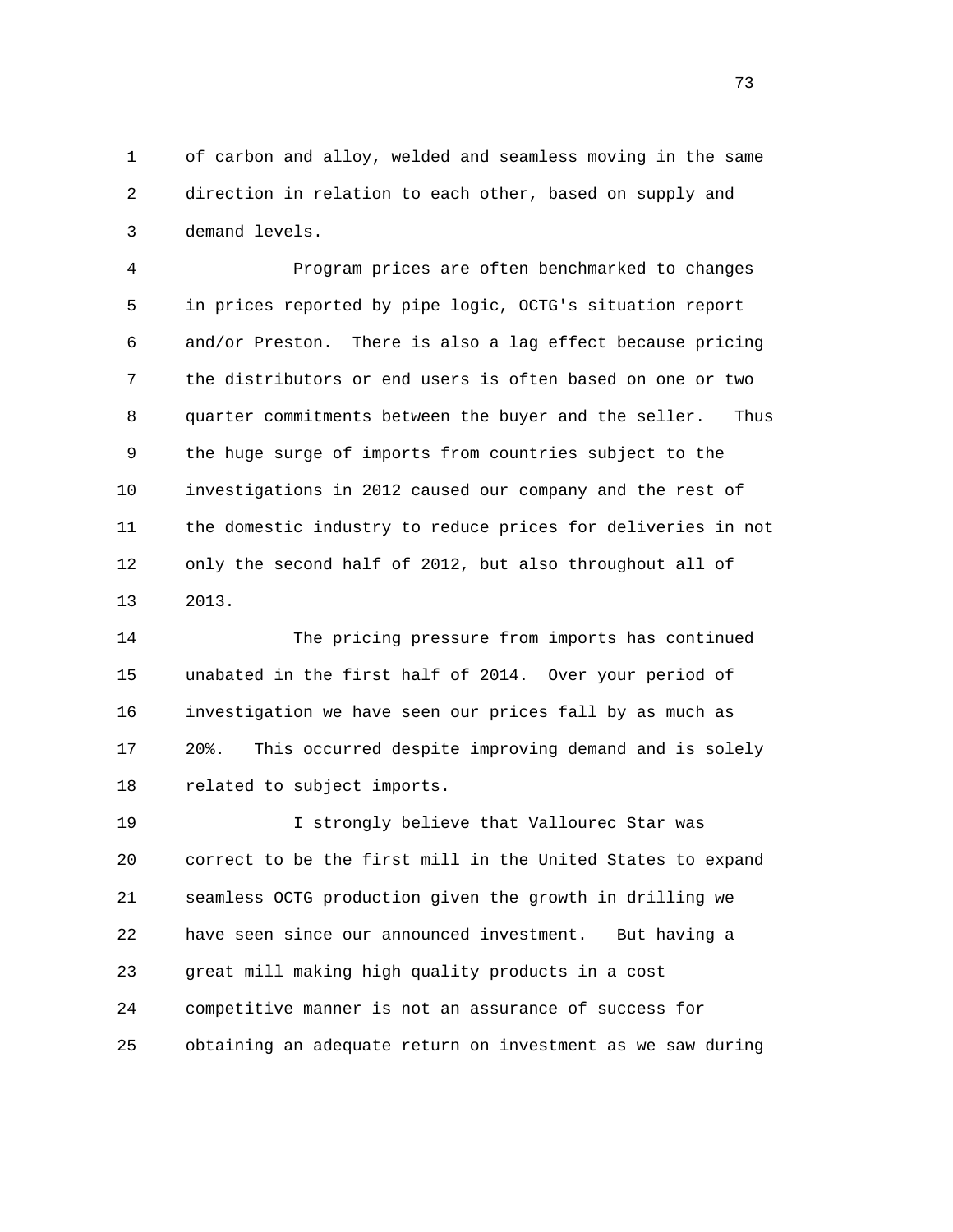of carbon and alloy, welded and seamless moving in the same direction in relation to each other, based on supply and demand levels.

Program prices are often benchmarked to changes in prices reported by pipe logic, OCTG's situation report and/or Preston. There is also a lag effect because pricing the distributors or end users is often based on one or two quarter commitments between the buyer and the seller. Thus the huge surge of imports from countries subject to the investigations in 2012 caused our company and the rest of the domestic industry to reduce prices for deliveries in not only the second half of 2012, but also throughout all of 2013.

The pricing pressure from imports has continued unabated in the first half of 2014. Over your period of investigation we have seen our prices fall by as much as 20%. This occurred despite improving demand and is solely related to subject imports.

I strongly believe that Vallourec Star was correct to be the first mill in the United States to expand seamless OCTG production given the growth in drilling we have seen since our announced investment. But having a great mill making high quality products in a cost competitive manner is not an assurance of success for obtaining an adequate return on investment as we saw during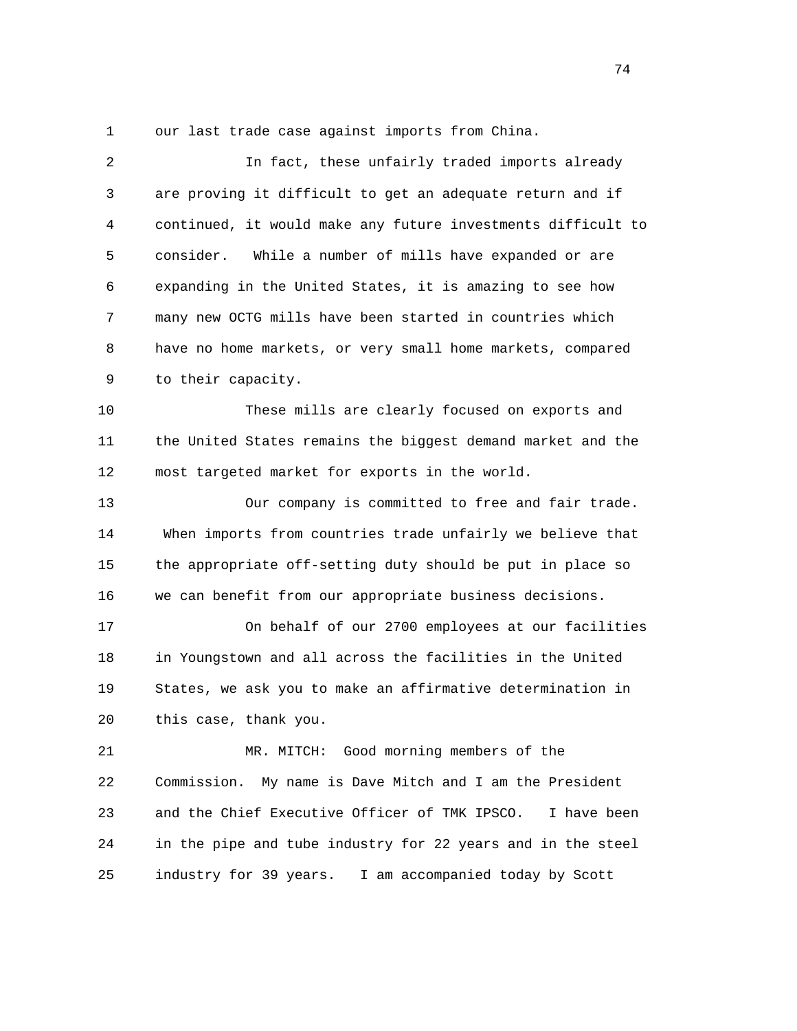our last trade case against imports from China.

In fact, these unfairly traded imports already are proving it difficult to get an adequate return and if continued, it would make any future investments difficult to consider. While a number of mills have expanded or are expanding in the United States, it is amazing to see how many new OCTG mills have been started in countries which have no home markets, or very small home markets, compared to their capacity.

These mills are clearly focused on exports and the United States remains the biggest demand market and the most targeted market for exports in the world.

Our company is committed to free and fair trade. When imports from countries trade unfairly we believe that the appropriate off-setting duty should be put in place so we can benefit from our appropriate business decisions.

On behalf of our 2700 employees at our facilities in Youngstown and all across the facilities in the United States, we ask you to make an affirmative determination in this case, thank you.

MR. MITCH: Good morning members of the Commission. My name is Dave Mitch and I am the President and the Chief Executive Officer of TMK IPSCO. I have been in the pipe and tube industry for 22 years and in the steel industry for 39 years. I am accompanied today by Scott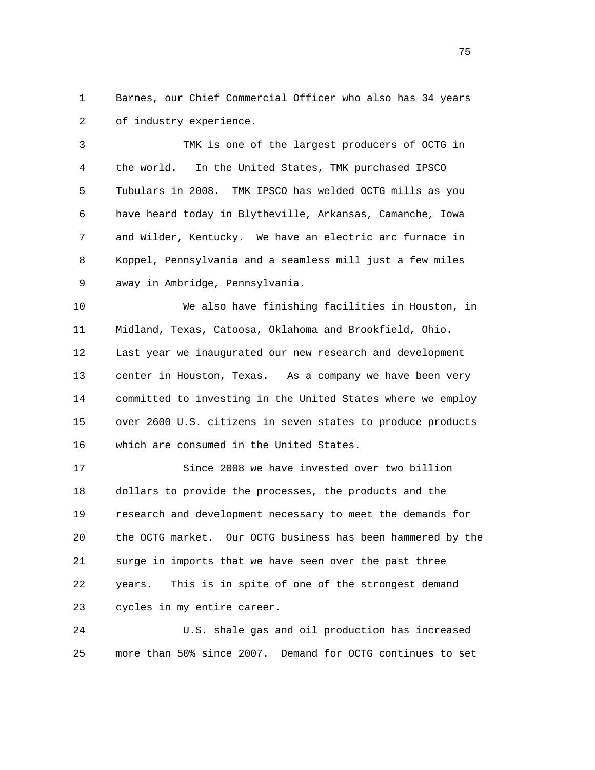Barnes, our Chief Commercial Officer who also has 34 years of industry experience.

TMK is one of the largest producers of OCTG in the world. In the United States, TMK purchased IPSCO Tubulars in 2008. TMK IPSCO has welded OCTG mills as you have heard today in Blytheville, Arkansas, Camanche, Iowa and Wilder, Kentucky. We have an electric arc furnace in Koppel, Pennsylvania and a seamless mill just a few miles away in Ambridge, Pennsylvania.

We also have finishing facilities in Houston, in Midland, Texas, Catoosa, Oklahoma and Brookfield, Ohio. Last year we inaugurated our new research and development center in Houston, Texas. As a company we have been very committed to investing in the United States where we employ over 2600 U.S. citizens in seven states to produce products which are consumed in the United States.

Since 2008 we have invested over two billion dollars to provide the processes, the products and the research and development necessary to meet the demands for the OCTG market. Our OCTG business has been hammered by the surge in imports that we have seen over the past three years. This is in spite of one of the strongest demand cycles in my entire career.

U.S. shale gas and oil production has increased more than 50% since 2007. Demand for OCTG continues to set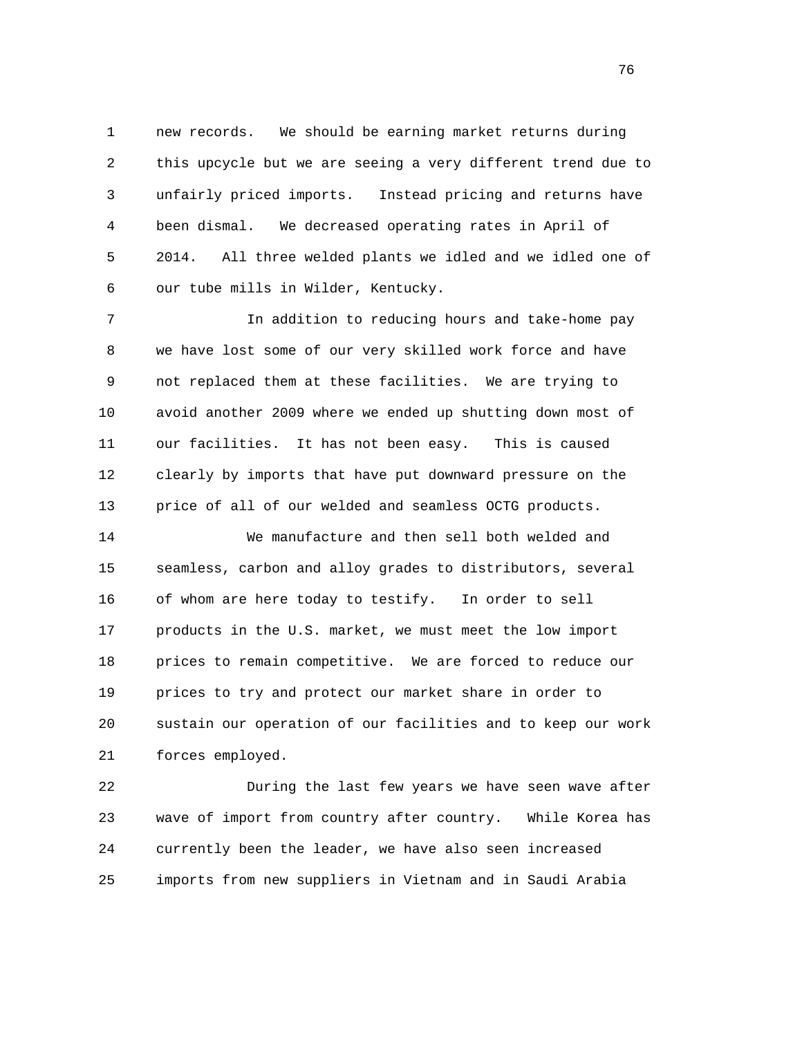new records. We should be earning market returns during this upcycle but we are seeing a very different trend due to unfairly priced imports. Instead pricing and returns have been dismal. We decreased operating rates in April of 2014. All three welded plants we idled and we idled one of our tube mills in Wilder, Kentucky.

In addition to reducing hours and take-home pay we have lost some of our very skilled work force and have not replaced them at these facilities. We are trying to avoid another 2009 where we ended up shutting down most of our facilities. It has not been easy. This is caused clearly by imports that have put downward pressure on the price of all of our welded and seamless OCTG products.

We manufacture and then sell both welded and seamless, carbon and alloy grades to distributors, several of whom are here today to testify. In order to sell products in the U.S. market, we must meet the low import prices to remain competitive. We are forced to reduce our prices to try and protect our market share in order to sustain our operation of our facilities and to keep our work forces employed.

During the last few years we have seen wave after wave of import from country after country. While Korea has currently been the leader, we have also seen increased imports from new suppliers in Vietnam and in Saudi Arabia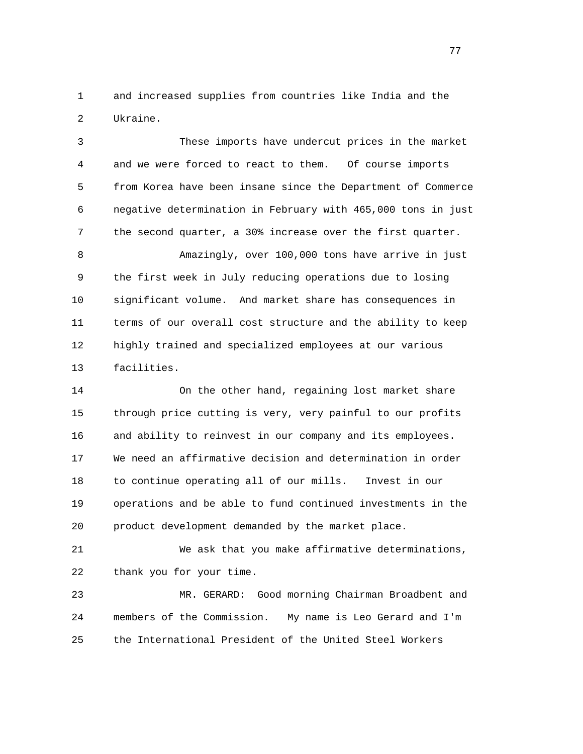and increased supplies from countries like India and the Ukraine.

These imports have undercut prices in the market and we were forced to react to them. Of course imports from Korea have been insane since the Department of Commerce negative determination in February with 465,000 tons in just the second quarter, a 30% increase over the first quarter.

Amazingly, over 100,000 tons have arrive in just the first week in July reducing operations due to losing significant volume. And market share has consequences in terms of our overall cost structure and the ability to keep highly trained and specialized employees at our various facilities.

On the other hand, regaining lost market share through price cutting is very, very painful to our profits and ability to reinvest in our company and its employees. We need an affirmative decision and determination in order to continue operating all of our mills. Invest in our operations and be able to fund continued investments in the product development demanded by the market place.

We ask that you make affirmative determinations, thank you for your time.

MR. GERARD: Good morning Chairman Broadbent and members of the Commission. My name is Leo Gerard and I'm the International President of the United Steel Workers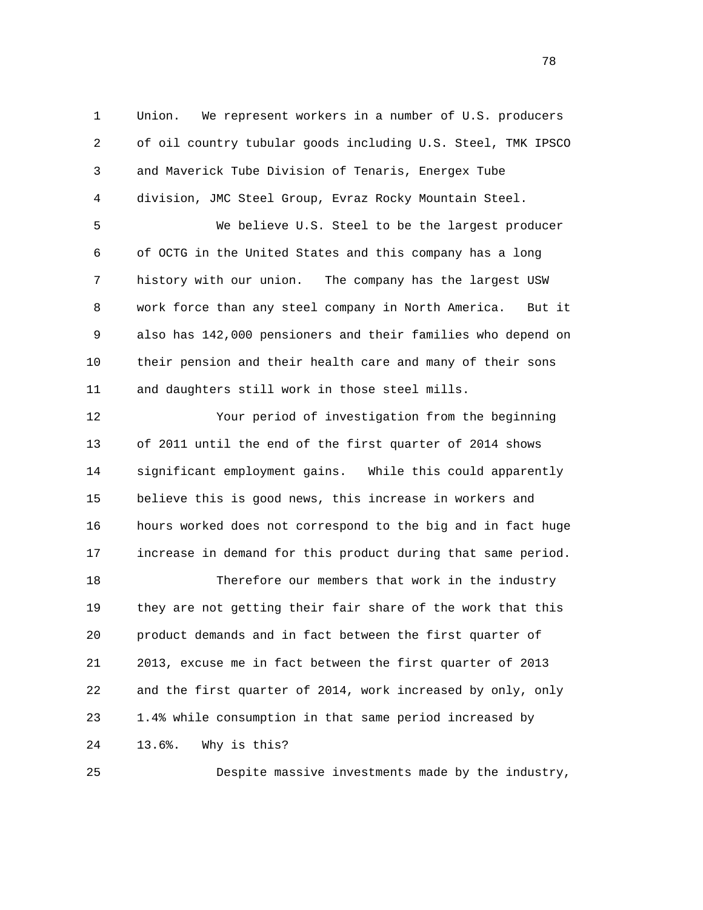Union. We represent workers in a number of U.S. producers of oil country tubular goods including U.S. Steel, TMK IPSCO and Maverick Tube Division of Tenaris, Energex Tube division, JMC Steel Group, Evraz Rocky Mountain Steel.

We believe U.S. Steel to be the largest producer of OCTG in the United States and this company has a long history with our union. The company has the largest USW work force than any steel company in North America. But it also has 142,000 pensioners and their families who depend on their pension and their health care and many of their sons and daughters still work in those steel mills.

Your period of investigation from the beginning of 2011 until the end of the first quarter of 2014 shows significant employment gains. While this could apparently believe this is good news, this increase in workers and hours worked does not correspond to the big and in fact huge increase in demand for this product during that same period.

Therefore our members that work in the industry they are not getting their fair share of the work that this product demands and in fact between the first quarter of 2013, excuse me in fact between the first quarter of 2013 and the first quarter of 2014, work increased by only, only 1.4% while consumption in that same period increased by 13.6%. Why is this?

Despite massive investments made by the industry,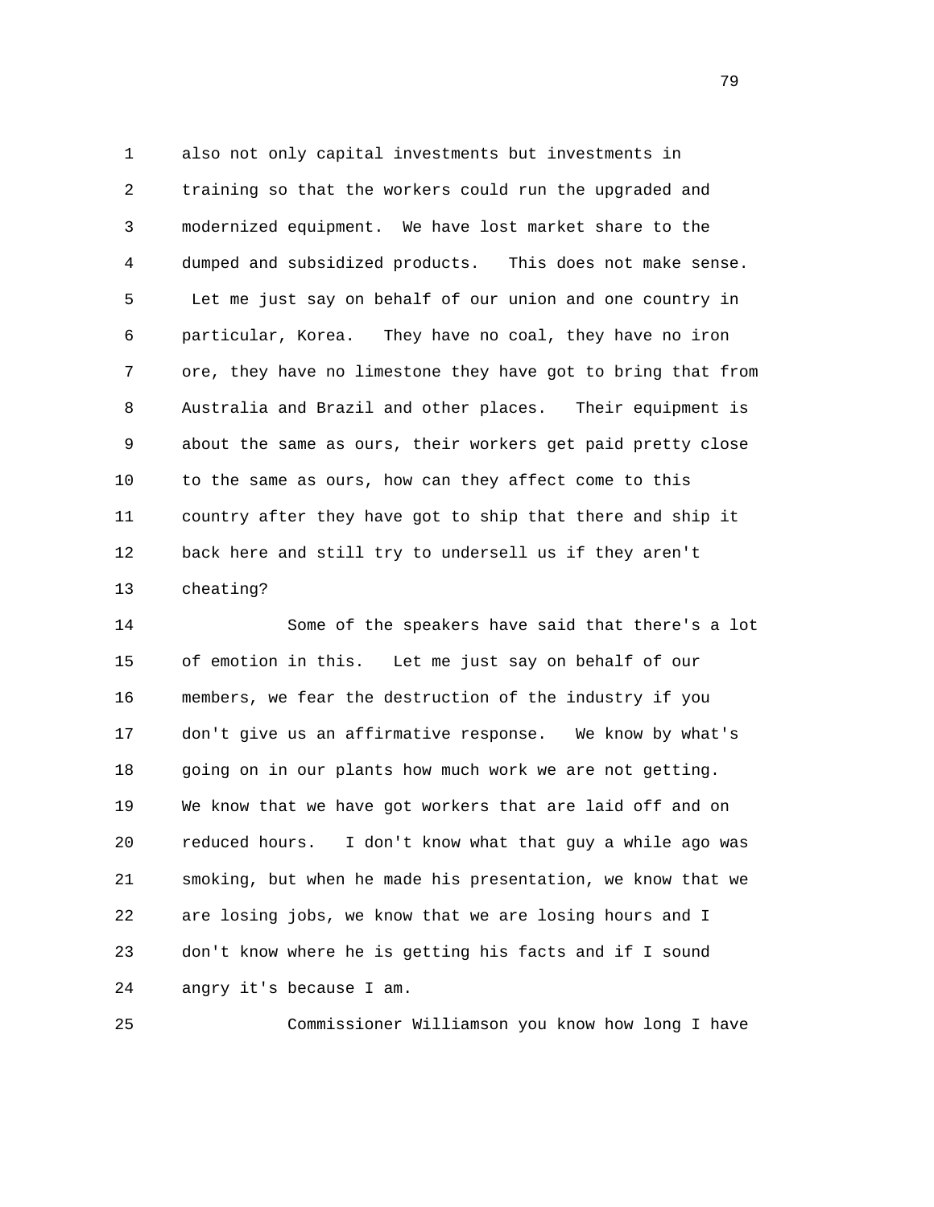also not only capital investments but investments in training so that the workers could run the upgraded and modernized equipment. We have lost market share to the dumped and subsidized products. This does not make sense. Let me just say on behalf of our union and one country in particular, Korea. They have no coal, they have no iron ore, they have no limestone they have got to bring that from Australia and Brazil and other places. Their equipment is about the same as ours, their workers get paid pretty close to the same as ours, how can they affect come to this country after they have got to ship that there and ship it back here and still try to undersell us if they aren't cheating?

Some of the speakers have said that there's a lot of emotion in this. Let me just say on behalf of our members, we fear the destruction of the industry if you don't give us an affirmative response. We know by what's going on in our plants how much work we are not getting. We know that we have got workers that are laid off and on reduced hours. I don't know what that guy a while ago was smoking, but when he made his presentation, we know that we are losing jobs, we know that we are losing hours and I don't know where he is getting his facts and if I sound angry it's because I am.

Commissioner Williamson you know how long I have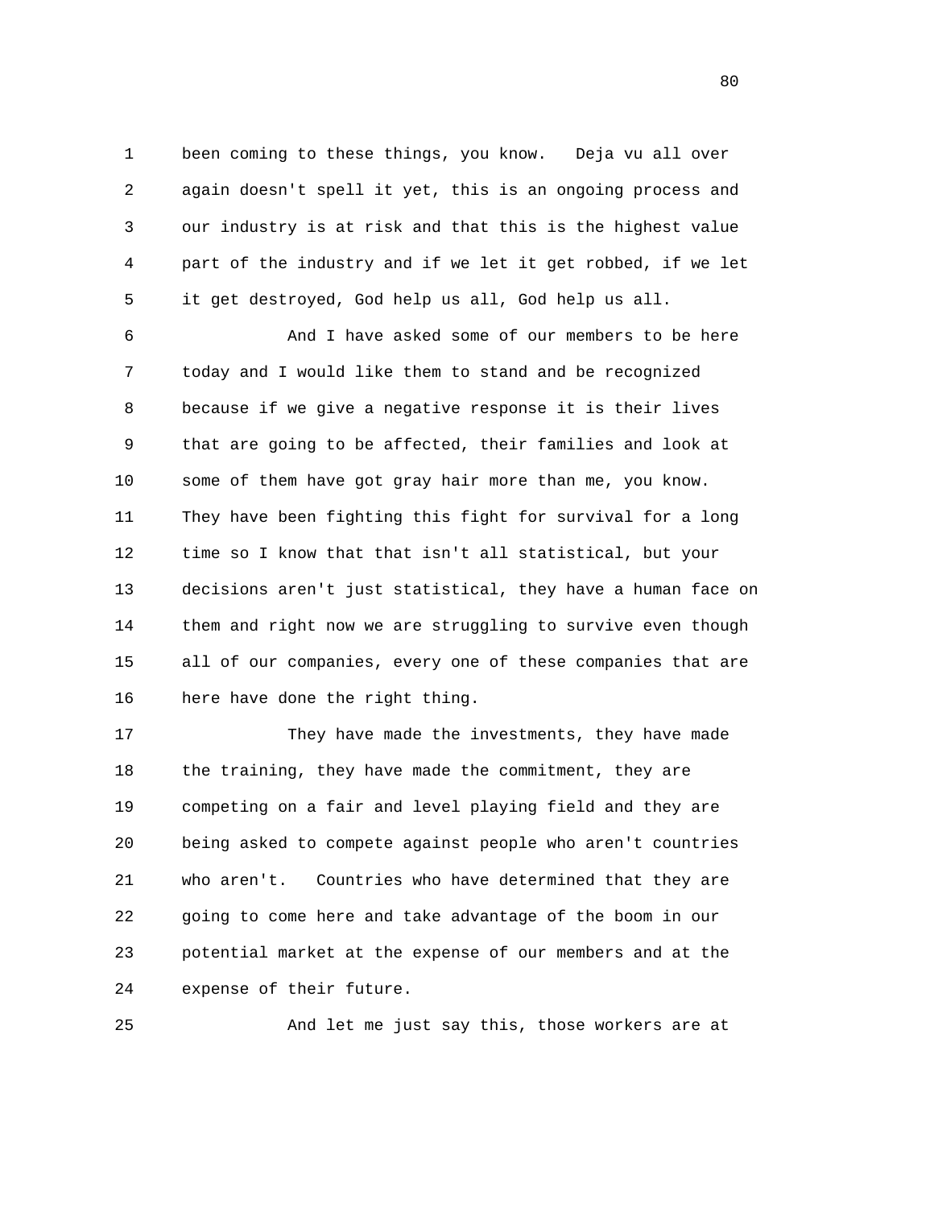been coming to these things, you know. Deja vu all over again doesn't spell it yet, this is an ongoing process and our industry is at risk and that this is the highest value part of the industry and if we let it get robbed, if we let it get destroyed, God help us all, God help us all.

And I have asked some of our members to be here today and I would like them to stand and be recognized because if we give a negative response it is their lives that are going to be affected, their families and look at some of them have got gray hair more than me, you know. They have been fighting this fight for survival for a long time so I know that that isn't all statistical, but your decisions aren't just statistical, they have a human face on them and right now we are struggling to survive even though all of our companies, every one of these companies that are here have done the right thing.

They have made the investments, they have made the training, they have made the commitment, they are competing on a fair and level playing field and they are being asked to compete against people who aren't countries who aren't. Countries who have determined that they are going to come here and take advantage of the boom in our potential market at the expense of our members and at the expense of their future.

And let me just say this, those workers are at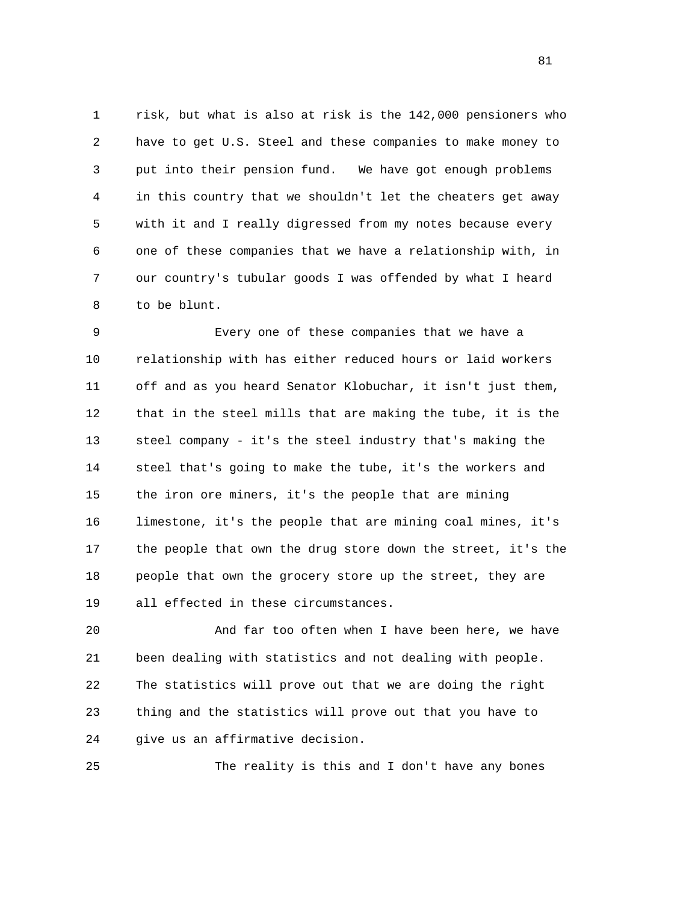risk, but what is also at risk is the 142,000 pensioners who have to get U.S. Steel and these companies to make money to put into their pension fund. We have got enough problems in this country that we shouldn't let the cheaters get away with it and I really digressed from my notes because every one of these companies that we have a relationship with, in our country's tubular goods I was offended by what I heard to be blunt.

Every one of these companies that we have a relationship with has either reduced hours or laid workers off and as you heard Senator Klobuchar, it isn't just them, that in the steel mills that are making the tube, it is the steel company - it's the steel industry that's making the steel that's going to make the tube, it's the workers and the iron ore miners, it's the people that are mining limestone, it's the people that are mining coal mines, it's the people that own the drug store down the street, it's the people that own the grocery store up the street, they are all effected in these circumstances.

And far too often when I have been here, we have been dealing with statistics and not dealing with people. The statistics will prove out that we are doing the right thing and the statistics will prove out that you have to give us an affirmative decision.

The reality is this and I don't have any bones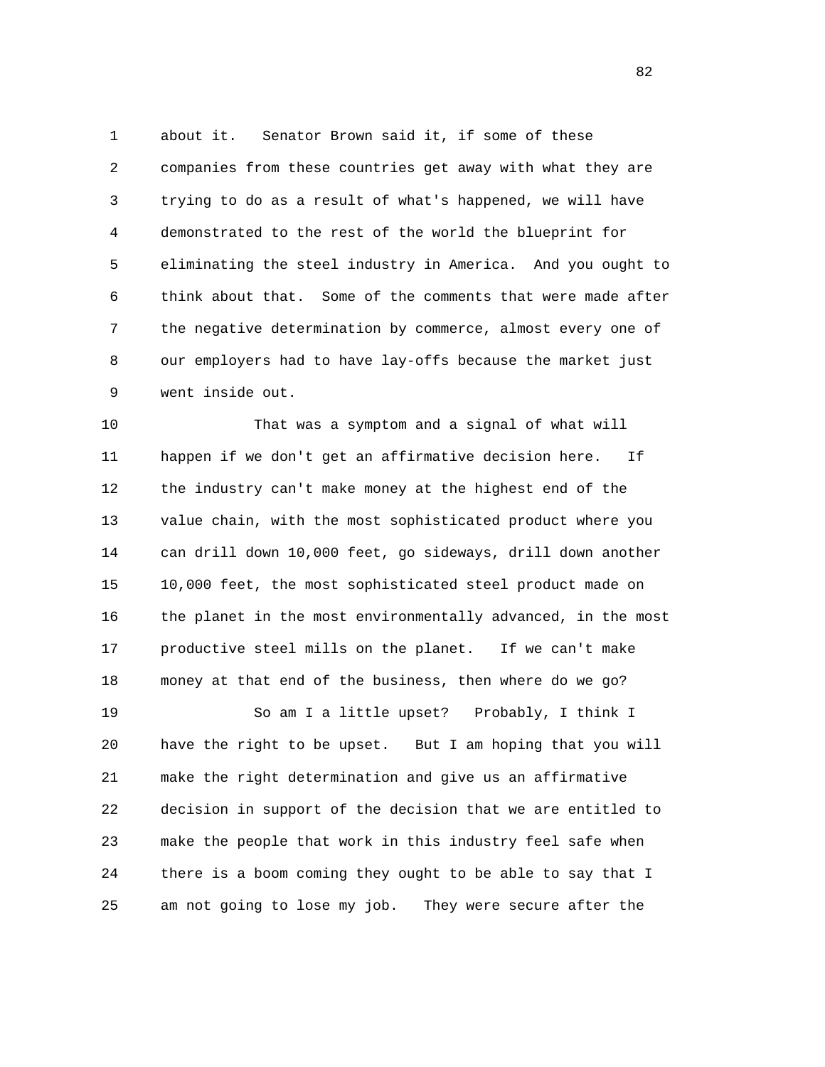about it. Senator Brown said it, if some of these companies from these countries get away with what they are trying to do as a result of what's happened, we will have demonstrated to the rest of the world the blueprint for eliminating the steel industry in America. And you ought to think about that. Some of the comments that were made after the negative determination by commerce, almost every one of our employers had to have lay-offs because the market just went inside out.

That was a symptom and a signal of what will happen if we don't get an affirmative decision here. If the industry can't make money at the highest end of the value chain, with the most sophisticated product where you can drill down 10,000 feet, go sideways, drill down another 10,000 feet, the most sophisticated steel product made on the planet in the most environmentally advanced, in the most productive steel mills on the planet. If we can't make money at that end of the business, then where do we go?

So am I a little upset? Probably, I think I have the right to be upset. But I am hoping that you will make the right determination and give us an affirmative decision in support of the decision that we are entitled to make the people that work in this industry feel safe when there is a boom coming they ought to be able to say that I am not going to lose my job. They were secure after the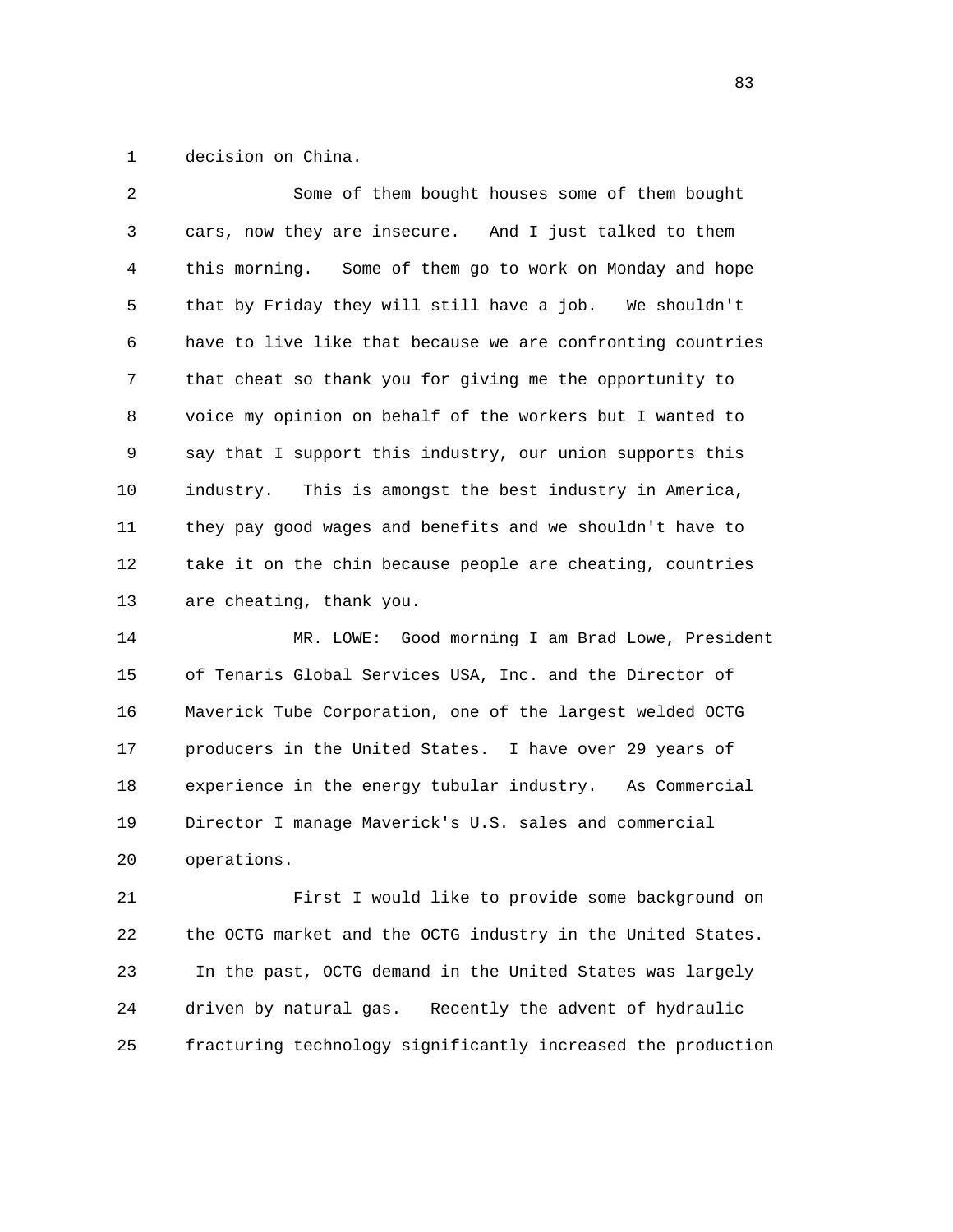decision on China.

Some of them bought houses some of them bought cars, now they are insecure. And I just talked to them this morning. Some of them go to work on Monday and hope that by Friday they will still have a job. We shouldn't have to live like that because we are confronting countries that cheat so thank you for giving me the opportunity to voice my opinion on behalf of the workers but I wanted to say that I support this industry, our union supports this industry. This is amongst the best industry in America, they pay good wages and benefits and we shouldn't have to take it on the chin because people are cheating, countries are cheating, thank you.

MR. LOWE: Good morning I am Brad Lowe, President of Tenaris Global Services USA, Inc. and the Director of Maverick Tube Corporation, one of the largest welded OCTG producers in the United States. I have over 29 years of experience in the energy tubular industry. As Commercial Director I manage Maverick's U.S. sales and commercial operations.

First I would like to provide some background on the OCTG market and the OCTG industry in the United States. In the past, OCTG demand in the United States was largely driven by natural gas. Recently the advent of hydraulic fracturing technology significantly increased the production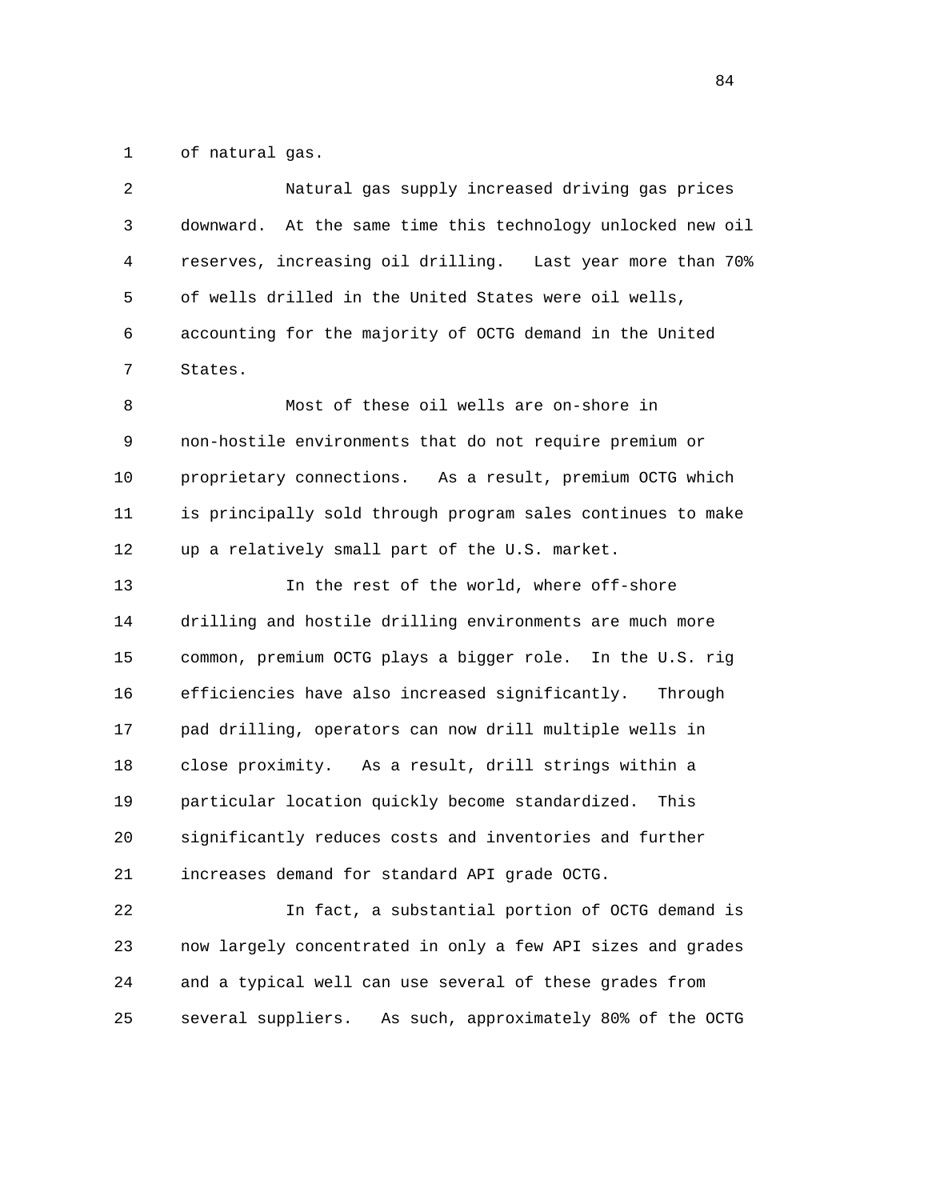of natural gas.

Natural gas supply increased driving gas prices downward. At the same time this technology unlocked new oil reserves, increasing oil drilling. Last year more than 70% of wells drilled in the United States were oil wells, accounting for the majority of OCTG demand in the United States.

Most of these oil wells are on-shore in non-hostile environments that do not require premium or proprietary connections. As a result, premium OCTG which is principally sold through program sales continues to make up a relatively small part of the U.S. market.

In the rest of the world, where off-shore drilling and hostile drilling environments are much more common, premium OCTG plays a bigger role. In the U.S. rig efficiencies have also increased significantly. Through pad drilling, operators can now drill multiple wells in close proximity. As a result, drill strings within a particular location quickly become standardized. This significantly reduces costs and inventories and further increases demand for standard API grade OCTG.

In fact, a substantial portion of OCTG demand is now largely concentrated in only a few API sizes and grades and a typical well can use several of these grades from several suppliers. As such, approximately 80% of the OCTG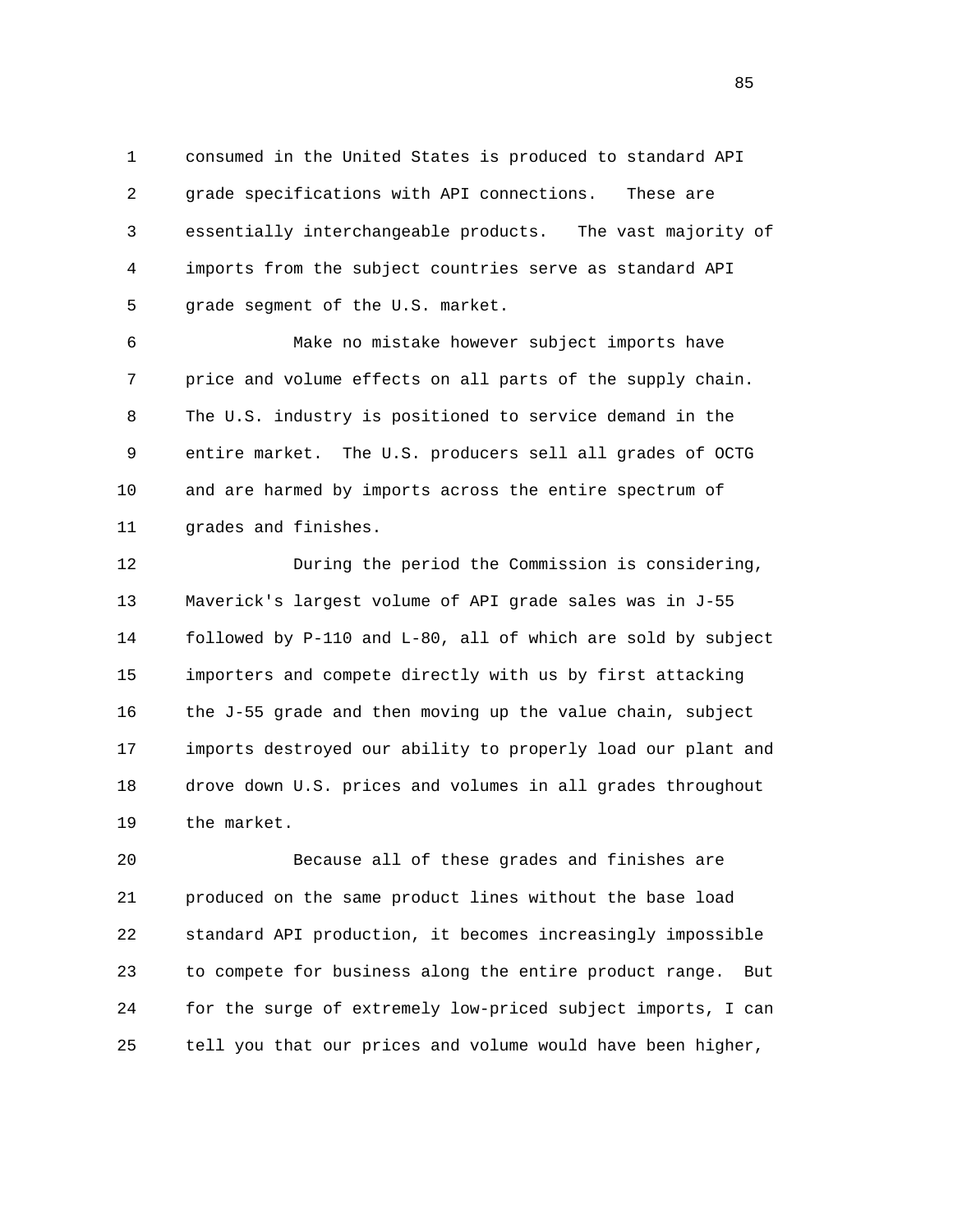consumed in the United States is produced to standard API grade specifications with API connections. These are essentially interchangeable products. The vast majority of imports from the subject countries serve as standard API grade segment of the U.S. market.

Make no mistake however subject imports have price and volume effects on all parts of the supply chain. The U.S. industry is positioned to service demand in the entire market. The U.S. producers sell all grades of OCTG and are harmed by imports across the entire spectrum of grades and finishes.

During the period the Commission is considering, Maverick's largest volume of API grade sales was in J-55 followed by P-110 and L-80, all of which are sold by subject importers and compete directly with us by first attacking the J-55 grade and then moving up the value chain, subject imports destroyed our ability to properly load our plant and drove down U.S. prices and volumes in all grades throughout the market.

Because all of these grades and finishes are produced on the same product lines without the base load standard API production, it becomes increasingly impossible to compete for business along the entire product range. But for the surge of extremely low-priced subject imports, I can tell you that our prices and volume would have been higher,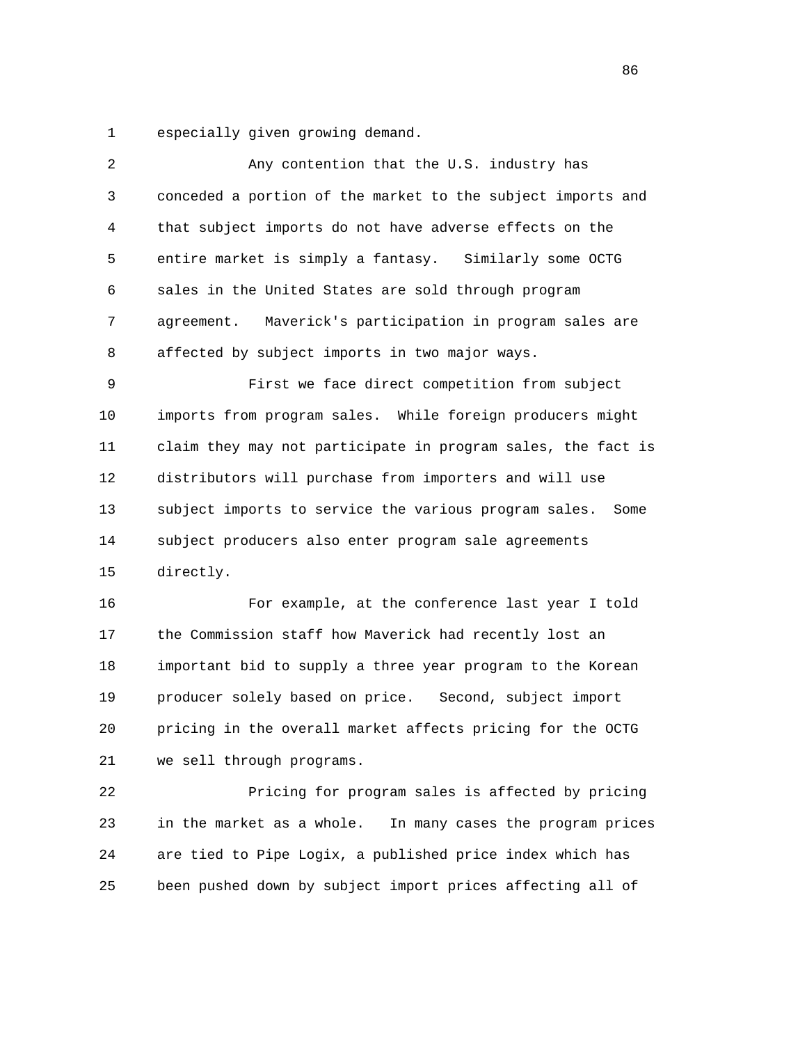especially given growing demand.

Any contention that the U.S. industry has conceded a portion of the market to the subject imports and that subject imports do not have adverse effects on the entire market is simply a fantasy. Similarly some OCTG sales in the United States are sold through program agreement. Maverick's participation in program sales are affected by subject imports in two major ways.

First we face direct competition from subject imports from program sales. While foreign producers might claim they may not participate in program sales, the fact is distributors will purchase from importers and will use subject imports to service the various program sales. Some subject producers also enter program sale agreements directly.

For example, at the conference last year I told the Commission staff how Maverick had recently lost an important bid to supply a three year program to the Korean producer solely based on price. Second, subject import pricing in the overall market affects pricing for the OCTG we sell through programs.

Pricing for program sales is affected by pricing in the market as a whole. In many cases the program prices are tied to Pipe Logix, a published price index which has been pushed down by subject import prices affecting all of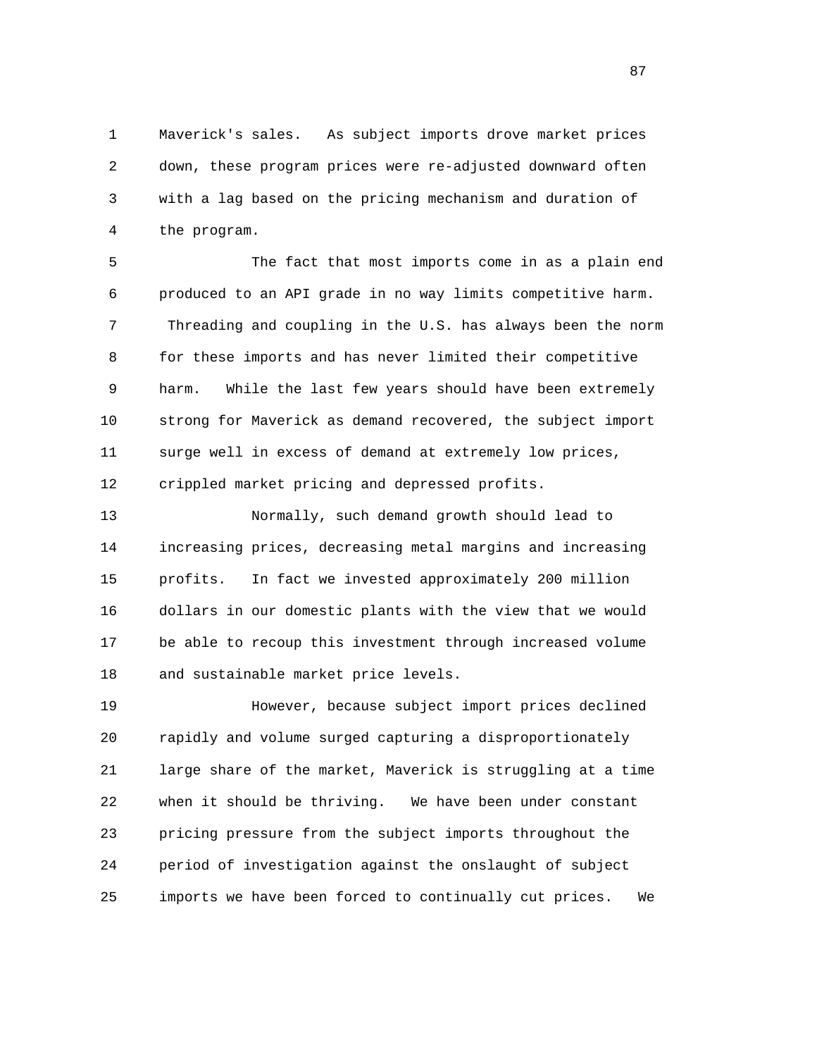Maverick's sales. As subject imports drove market prices down, these program prices were re-adjusted downward often with a lag based on the pricing mechanism and duration of the program.

The fact that most imports come in as a plain end produced to an API grade in no way limits competitive harm. Threading and coupling in the U.S. has always been the norm for these imports and has never limited their competitive harm. While the last few years should have been extremely strong for Maverick as demand recovered, the subject import surge well in excess of demand at extremely low prices, crippled market pricing and depressed profits.

Normally, such demand growth should lead to increasing prices, decreasing metal margins and increasing profits. In fact we invested approximately 200 million dollars in our domestic plants with the view that we would be able to recoup this investment through increased volume and sustainable market price levels.

However, because subject import prices declined rapidly and volume surged capturing a disproportionately large share of the market, Maverick is struggling at a time when it should be thriving. We have been under constant pricing pressure from the subject imports throughout the period of investigation against the onslaught of subject imports we have been forced to continually cut prices. We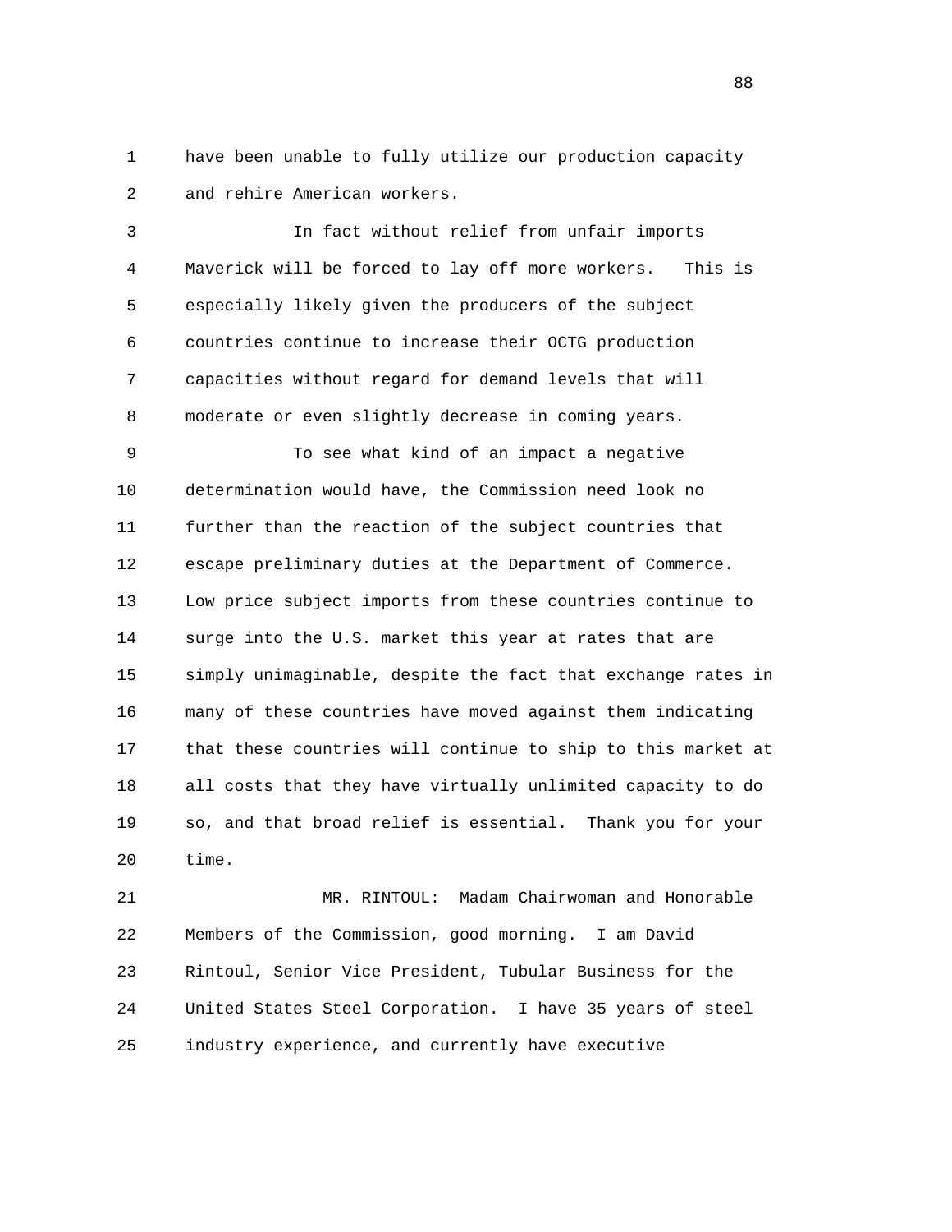have been unable to fully utilize our production capacity and rehire American workers.

In fact without relief from unfair imports Maverick will be forced to lay off more workers. This is especially likely given the producers of the subject countries continue to increase their OCTG production capacities without regard for demand levels that will moderate or even slightly decrease in coming years.

To see what kind of an impact a negative determination would have, the Commission need look no further than the reaction of the subject countries that escape preliminary duties at the Department of Commerce. Low price subject imports from these countries continue to surge into the U.S. market this year at rates that are simply unimaginable, despite the fact that exchange rates in many of these countries have moved against them indicating that these countries will continue to ship to this market at all costs that they have virtually unlimited capacity to do so, and that broad relief is essential. Thank you for your time.

MR. RINTOUL: Madam Chairwoman and Honorable Members of the Commission, good morning. I am David Rintoul, Senior Vice President, Tubular Business for the United States Steel Corporation. I have 35 years of steel industry experience, and currently have executive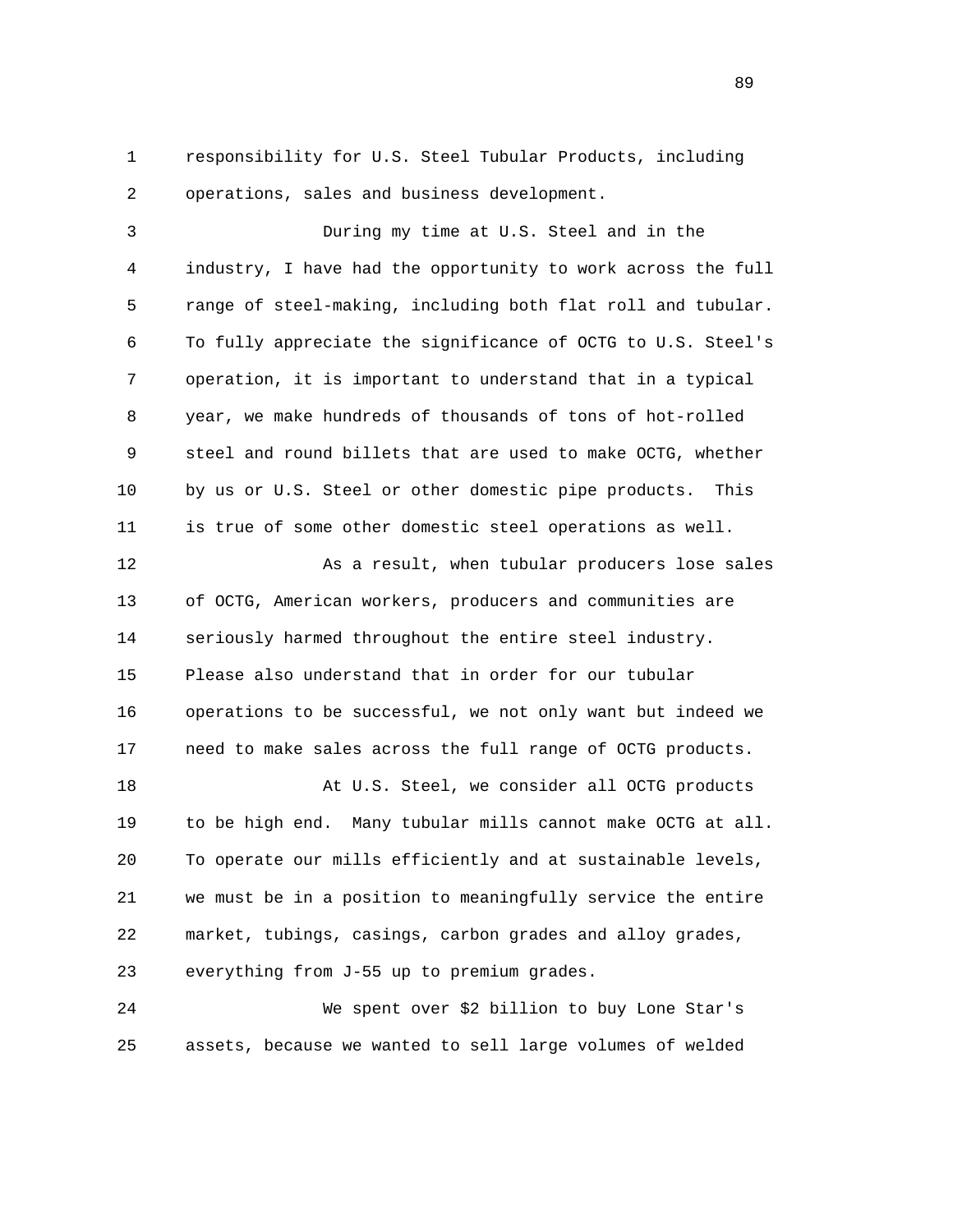responsibility for U.S. Steel Tubular Products, including operations, sales and business development.

During my time at U.S. Steel and in the industry, I have had the opportunity to work across the full range of steel-making, including both flat roll and tubular. To fully appreciate the significance of OCTG to U.S. Steel's operation, it is important to understand that in a typical year, we make hundreds of thousands of tons of hot-rolled steel and round billets that are used to make OCTG, whether by us or U.S. Steel or other domestic pipe products. This is true of some other domestic steel operations as well.

As a result, when tubular producers lose sales of OCTG, American workers, producers and communities are seriously harmed throughout the entire steel industry. Please also understand that in order for our tubular operations to be successful, we not only want but indeed we need to make sales across the full range of OCTG products.

At U.S. Steel, we consider all OCTG products to be high end. Many tubular mills cannot make OCTG at all. To operate our mills efficiently and at sustainable levels, we must be in a position to meaningfully service the entire market, tubings, casings, carbon grades and alloy grades, everything from J-55 up to premium grades.

We spent over $2 billion to buy Lone Star's assets, because we wanted to sell large volumes of welded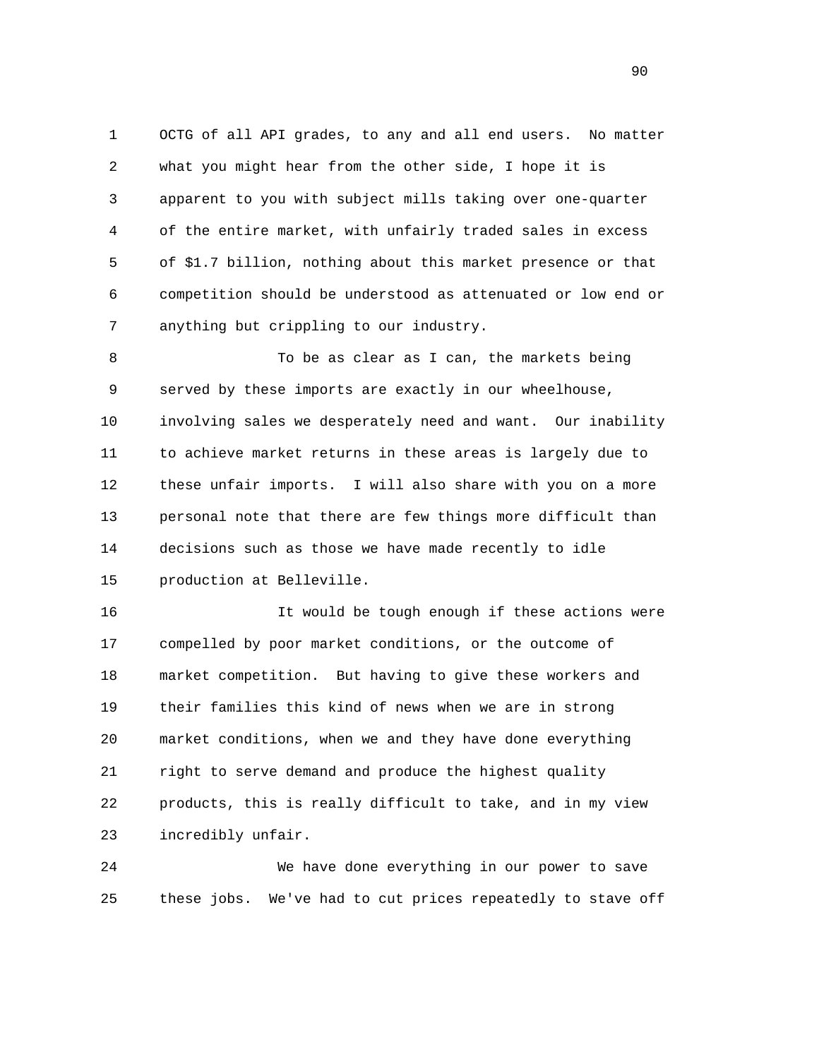OCTG of all API grades, to any and all end users. No matter what you might hear from the other side, I hope it is apparent to you with subject mills taking over one-quarter of the entire market, with unfairly traded sales in excess of $1.7 billion, nothing about this market presence or that competition should be understood as attenuated or low end or anything but crippling to our industry.

To be as clear as I can, the markets being served by these imports are exactly in our wheelhouse, involving sales we desperately need and want. Our inability to achieve market returns in these areas is largely due to these unfair imports. I will also share with you on a more personal note that there are few things more difficult than decisions such as those we have made recently to idle production at Belleville.

It would be tough enough if these actions were compelled by poor market conditions, or the outcome of market competition. But having to give these workers and their families this kind of news when we are in strong market conditions, when we and they have done everything right to serve demand and produce the highest quality products, this is really difficult to take, and in my view incredibly unfair.

We have done everything in our power to save these jobs. We've had to cut prices repeatedly to stave off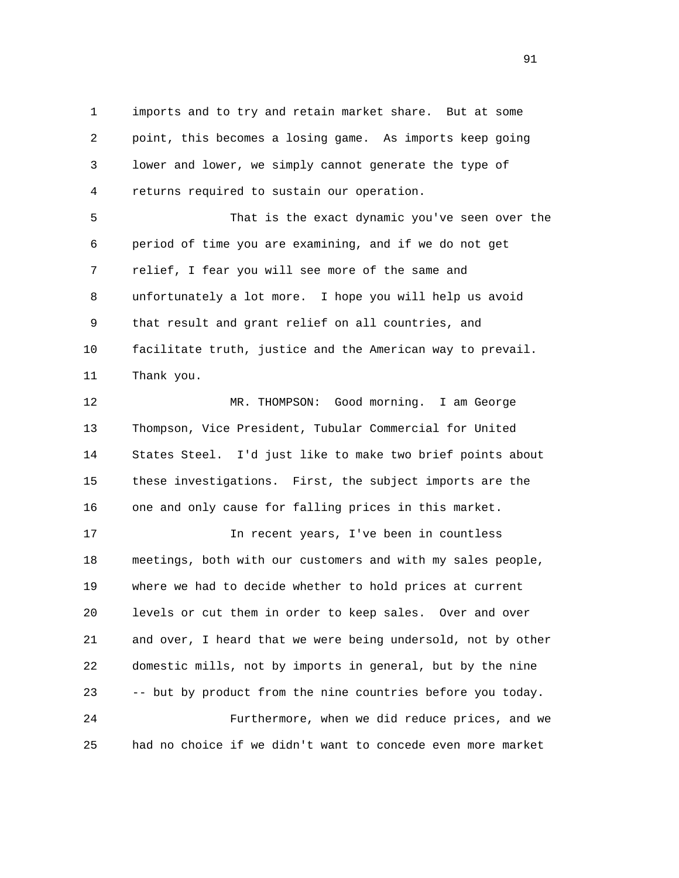imports and to try and retain market share. But at some point, this becomes a losing game. As imports keep going lower and lower, we simply cannot generate the type of returns required to sustain our operation.

That is the exact dynamic you've seen over the period of time you are examining, and if we do not get relief, I fear you will see more of the same and unfortunately a lot more. I hope you will help us avoid that result and grant relief on all countries, and facilitate truth, justice and the American way to prevail. Thank you.

MR. THOMPSON: Good morning. I am George Thompson, Vice President, Tubular Commercial for United States Steel. I'd just like to make two brief points about these investigations. First, the subject imports are the one and only cause for falling prices in this market.

In recent years, I've been in countless meetings, both with our customers and with my sales people, where we had to decide whether to hold prices at current levels or cut them in order to keep sales. Over and over and over, I heard that we were being undersold, not by other domestic mills, not by imports in general, but by the nine -- but by product from the nine countries before you today.

Furthermore, when we did reduce prices, and we had no choice if we didn't want to concede even more market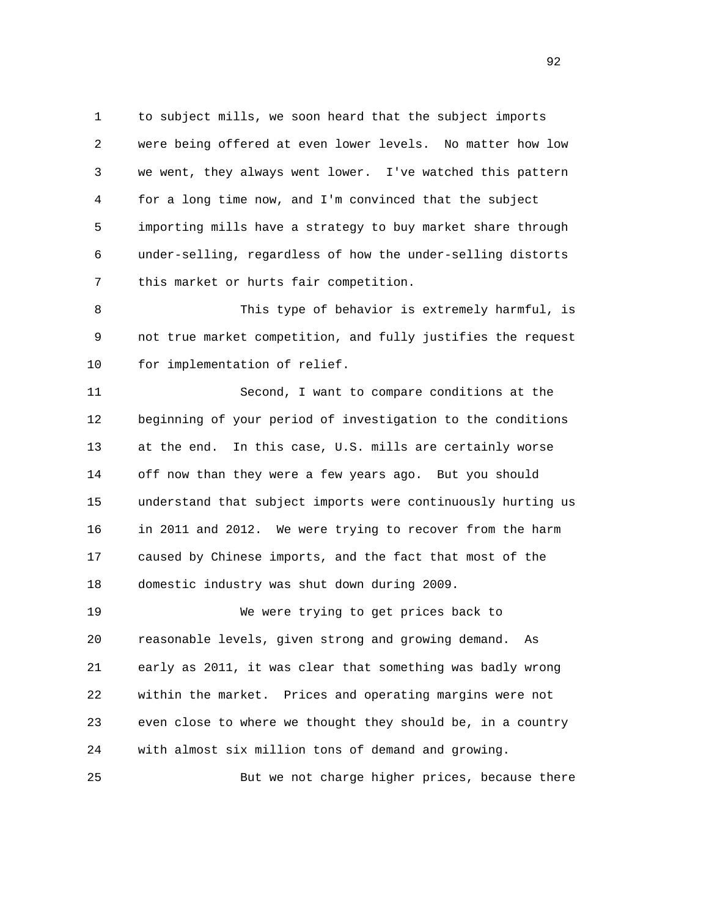to subject mills, we soon heard that the subject imports were being offered at even lower levels. No matter how low we went, they always went lower. I've watched this pattern for a long time now, and I'm convinced that the subject importing mills have a strategy to buy market share through under-selling, regardless of how the under-selling distorts this market or hurts fair competition.

This type of behavior is extremely harmful, is not true market competition, and fully justifies the request for implementation of relief.

Second, I want to compare conditions at the beginning of your period of investigation to the conditions at the end. In this case, U.S. mills are certainly worse off now than they were a few years ago. But you should understand that subject imports were continuously hurting us in 2011 and 2012. We were trying to recover from the harm caused by Chinese imports, and the fact that most of the domestic industry was shut down during 2009.

We were trying to get prices back to reasonable levels, given strong and growing demand. As early as 2011, it was clear that something was badly wrong within the market. Prices and operating margins were not even close to where we thought they should be, in a country with almost six million tons of demand and growing.

But we not charge higher prices, because there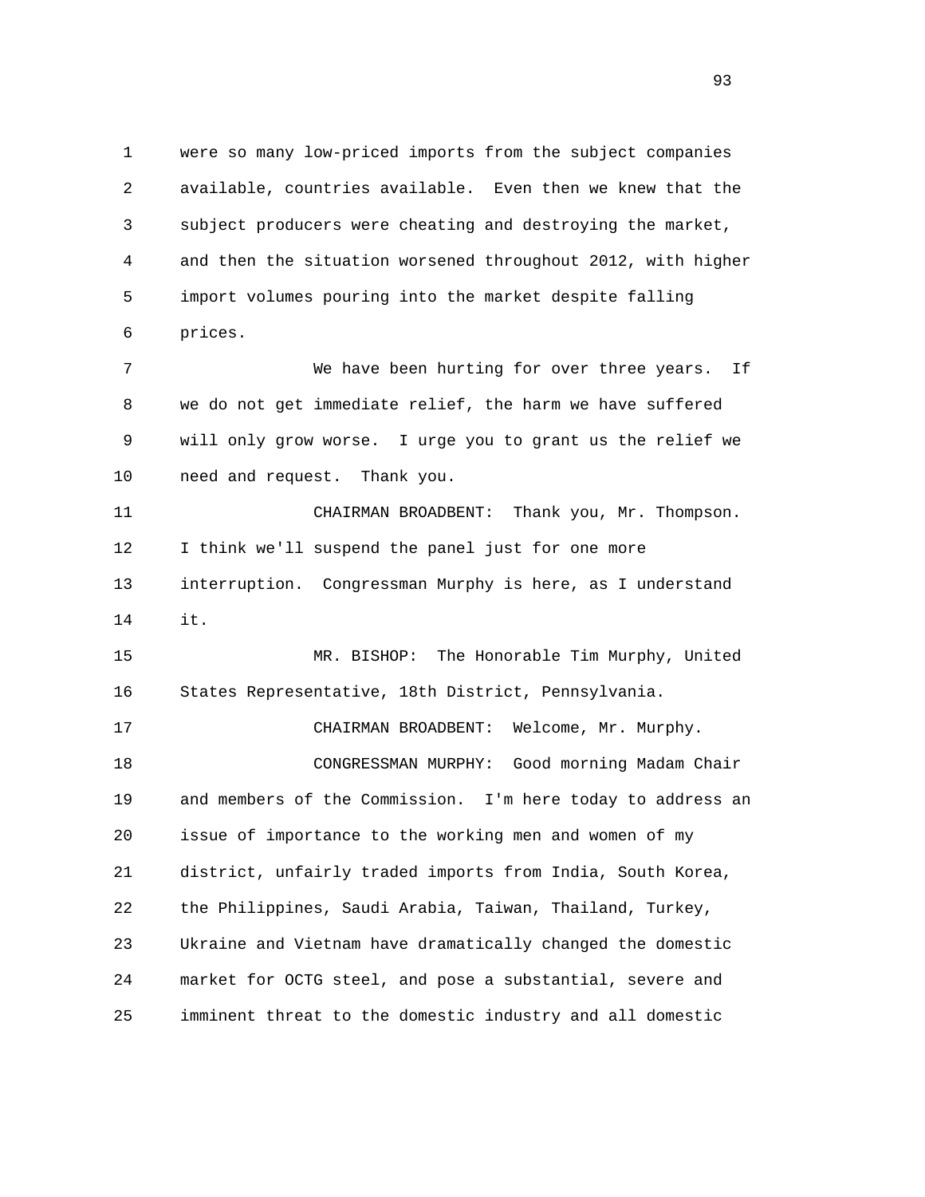were so many low-priced imports from the subject companies available, countries available. Even then we knew that the subject producers were cheating and destroying the market, and then the situation worsened throughout 2012, with higher import volumes pouring into the market despite falling prices.

We have been hurting for over three years. If we do not get immediate relief, the harm we have suffered will only grow worse. I urge you to grant us the relief we need and request. Thank you.

CHAIRMAN BROADBENT: Thank you, Mr. Thompson. I think we'll suspend the panel just for one more interruption. Congressman Murphy is here, as I understand it.

MR. BISHOP: The Honorable Tim Murphy, United States Representative, 18th District, Pennsylvania.

CHAIRMAN BROADBENT: Welcome, Mr. Murphy.

CONGRESSMAN MURPHY: Good morning Madam Chair and members of the Commission. I'm here today to address an issue of importance to the working men and women of my district, unfairly traded imports from India, South Korea, the Philippines, Saudi Arabia, Taiwan, Thailand, Turkey, Ukraine and Vietnam have dramatically changed the domestic market for OCTG steel, and pose a substantial, severe and imminent threat to the domestic industry and all domestic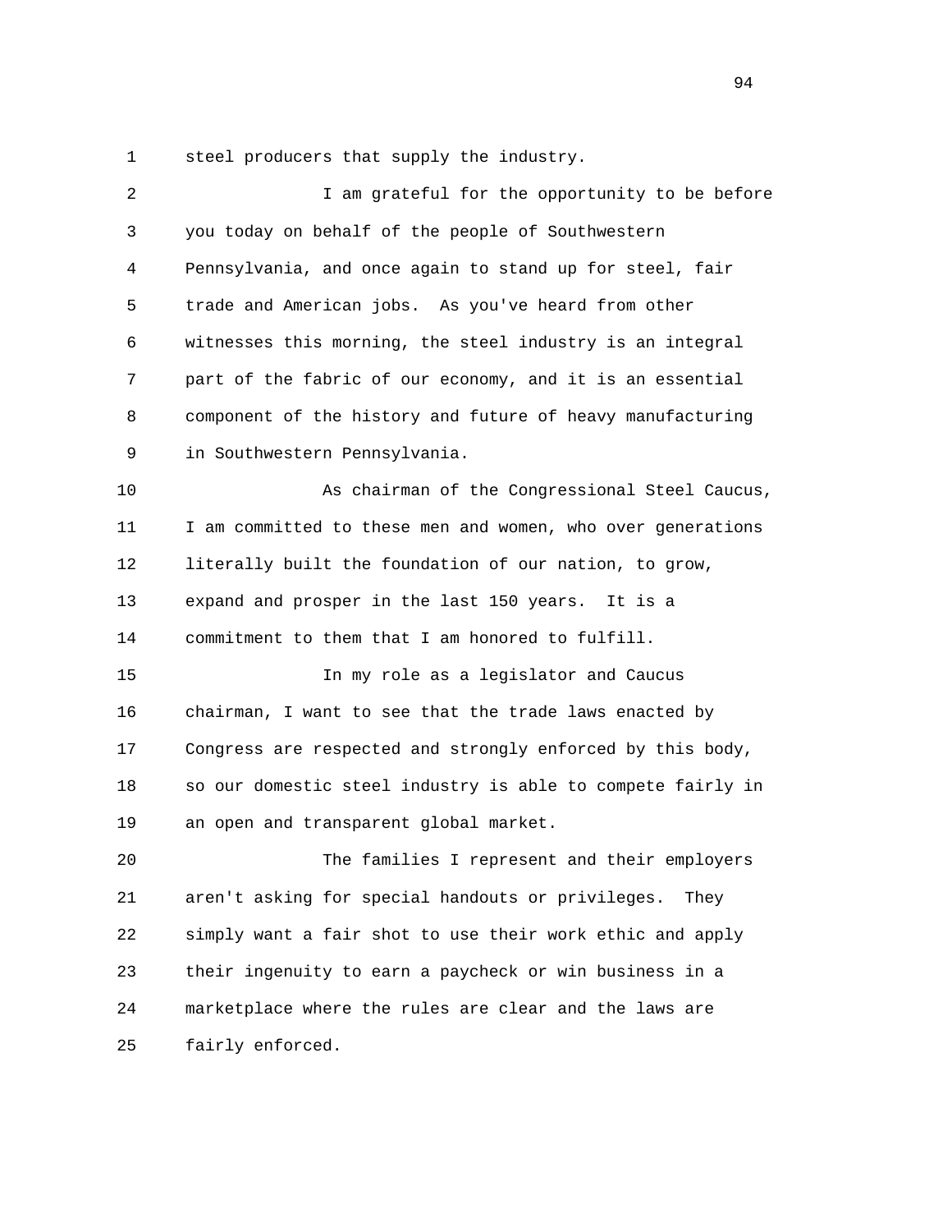steel producers that supply the industry.

I am grateful for the opportunity to be before you today on behalf of the people of Southwestern Pennsylvania, and once again to stand up for steel, fair trade and American jobs. As you've heard from other witnesses this morning, the steel industry is an integral part of the fabric of our economy, and it is an essential component of the history and future of heavy manufacturing in Southwestern Pennsylvania.

As chairman of the Congressional Steel Caucus, I am committed to these men and women, who over generations literally built the foundation of our nation, to grow, expand and prosper in the last 150 years. It is a commitment to them that I am honored to fulfill.

In my role as a legislator and Caucus chairman, I want to see that the trade laws enacted by Congress are respected and strongly enforced by this body, so our domestic steel industry is able to compete fairly in an open and transparent global market.

The families I represent and their employers aren't asking for special handouts or privileges. They simply want a fair shot to use their work ethic and apply their ingenuity to earn a paycheck or win business in a marketplace where the rules are clear and the laws are fairly enforced.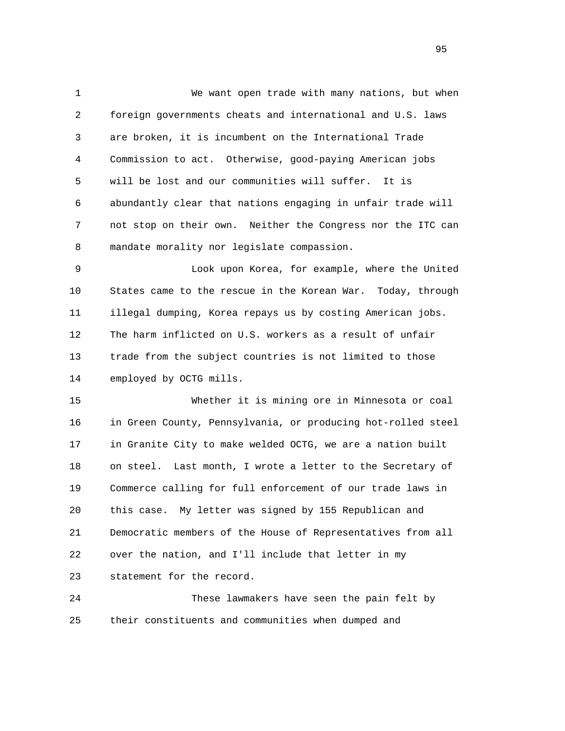We want open trade with many nations, but when foreign governments cheats and international and U.S. laws are broken, it is incumbent on the International Trade Commission to act. Otherwise, good-paying American jobs will be lost and our communities will suffer. It is abundantly clear that nations engaging in unfair trade will not stop on their own. Neither the Congress nor the ITC can mandate morality nor legislate compassion.

Look upon Korea, for example, where the United States came to the rescue in the Korean War. Today, through illegal dumping, Korea repays us by costing American jobs. The harm inflicted on U.S. workers as a result of unfair trade from the subject countries is not limited to those employed by OCTG mills.

Whether it is mining ore in Minnesota or coal in Green County, Pennsylvania, or producing hot-rolled steel in Granite City to make welded OCTG, we are a nation built on steel. Last month, I wrote a letter to the Secretary of Commerce calling for full enforcement of our trade laws in this case. My letter was signed by 155 Republican and Democratic members of the House of Representatives from all over the nation, and I'll include that letter in my statement for the record.

These lawmakers have seen the pain felt by their constituents and communities when dumped and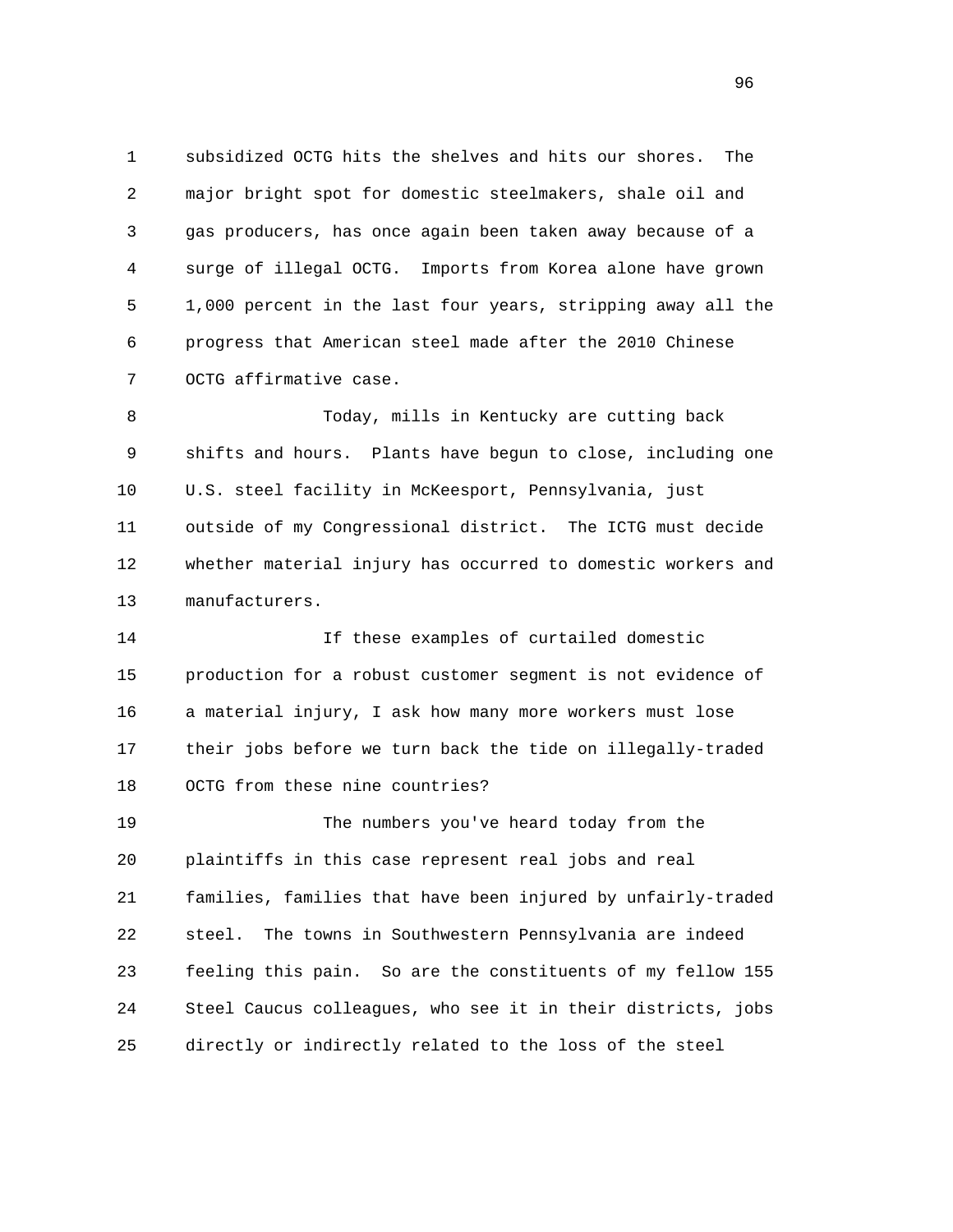subsidized OCTG hits the shelves and hits our shores. The major bright spot for domestic steelmakers, shale oil and gas producers, has once again been taken away because of a surge of illegal OCTG. Imports from Korea alone have grown 1,000 percent in the last four years, stripping away all the progress that American steel made after the 2010 Chinese OCTG affirmative case.

Today, mills in Kentucky are cutting back shifts and hours. Plants have begun to close, including one U.S. steel facility in McKeesport, Pennsylvania, just outside of my Congressional district. The ICTG must decide whether material injury has occurred to domestic workers and manufacturers.

If these examples of curtailed domestic production for a robust customer segment is not evidence of a material injury, I ask how many more workers must lose their jobs before we turn back the tide on illegally-traded OCTG from these nine countries?

The numbers you've heard today from the plaintiffs in this case represent real jobs and real families, families that have been injured by unfairly-traded steel. The towns in Southwestern Pennsylvania are indeed feeling this pain. So are the constituents of my fellow 155 Steel Caucus colleagues, who see it in their districts, jobs directly or indirectly related to the loss of the steel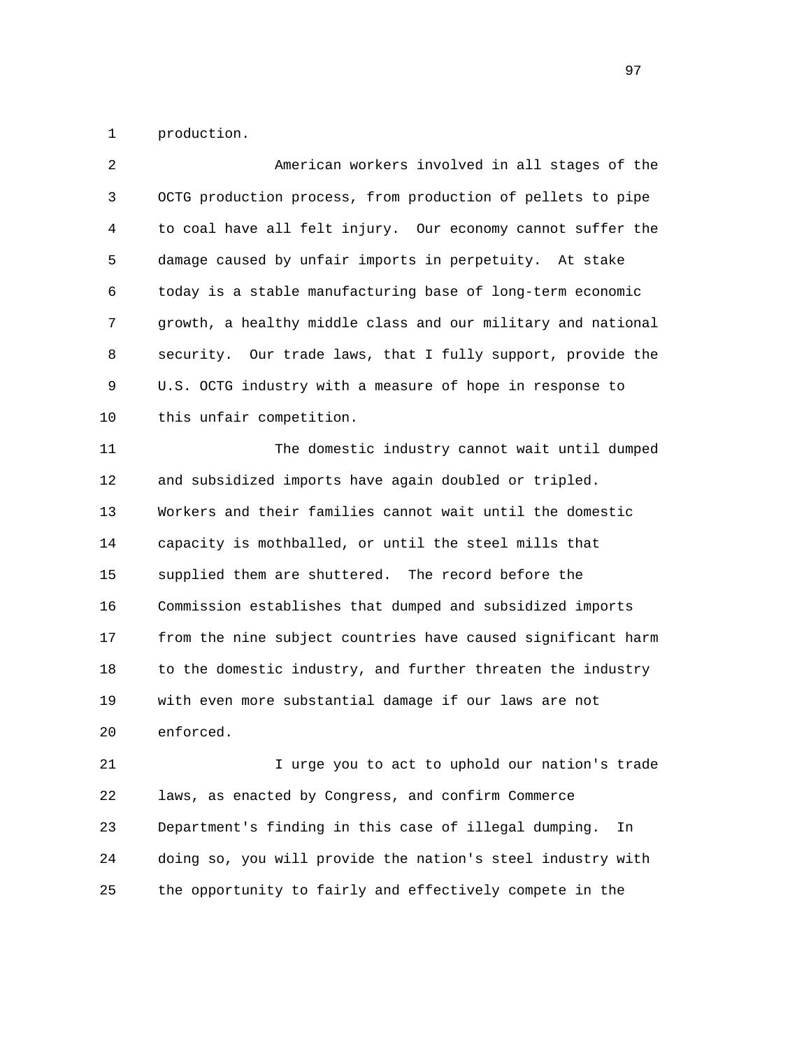production.

American workers involved in all stages of the OCTG production process, from production of pellets to pipe to coal have all felt injury. Our economy cannot suffer the damage caused by unfair imports in perpetuity. At stake today is a stable manufacturing base of long-term economic growth, a healthy middle class and our military and national security. Our trade laws, that I fully support, provide the U.S. OCTG industry with a measure of hope in response to this unfair competition.

The domestic industry cannot wait until dumped and subsidized imports have again doubled or tripled. Workers and their families cannot wait until the domestic capacity is mothballed, or until the steel mills that supplied them are shuttered. The record before the Commission establishes that dumped and subsidized imports from the nine subject countries have caused significant harm to the domestic industry, and further threaten the industry with even more substantial damage if our laws are not enforced.

I urge you to act to uphold our nation's trade laws, as enacted by Congress, and confirm Commerce Department's finding in this case of illegal dumping. In doing so, you will provide the nation's steel industry with the opportunity to fairly and effectively compete in the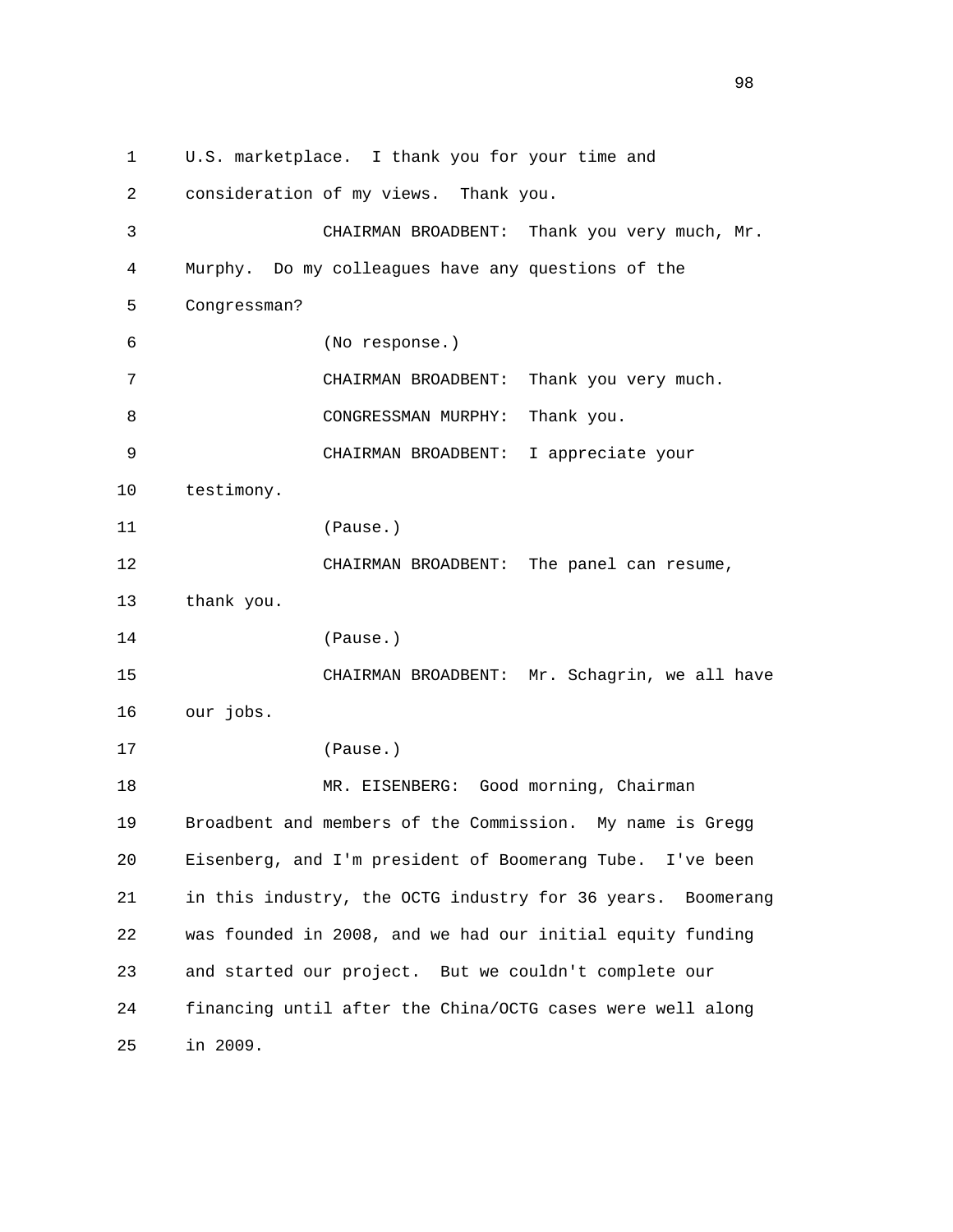U.S. marketplace. I thank you for your time and consideration of my views. Thank you.

CHAIRMAN BROADBENT: Thank you very much, Mr. Murphy. Do my colleagues have any questions of the Congressman?

(No response.)

CHAIRMAN BROADBENT: Thank you very much.

CONGRESSMAN MURPHY: Thank you.

CHAIRMAN BROADBENT: I appreciate your testimony.

(Pause.)

CHAIRMAN BROADBENT: The panel can resume, thank you.

(Pause.)

CHAIRMAN BROADBENT: Mr. Schagrin, we all have our jobs.

(Pause.)

MR. EISENBERG: Good morning, Chairman Broadbent and members of the Commission. My name is Gregg Eisenberg, and I'm president of Boomerang Tube. I've been in this industry, the OCTG industry for 36 years. Boomerang was founded in 2008, and we had our initial equity funding and started our project. But we couldn't complete our financing until after the China/OCTG cases were well along in 2009.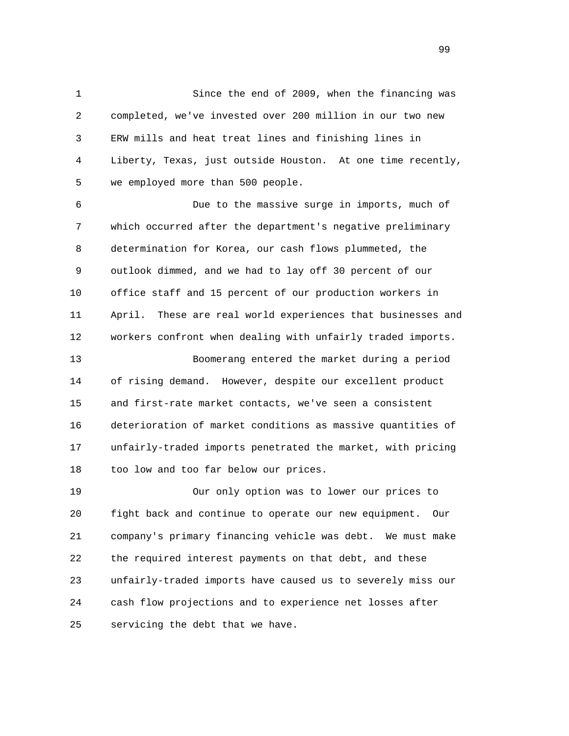Since the end of 2009, when the financing was completed, we've invested over 200 million in our two new ERW mills and heat treat lines and finishing lines in Liberty, Texas, just outside Houston. At one time recently, we employed more than 500 people.

Due to the massive surge in imports, much of which occurred after the department's negative preliminary determination for Korea, our cash flows plummeted, the outlook dimmed, and we had to lay off 30 percent of our office staff and 15 percent of our production workers in April. These are real world experiences that businesses and workers confront when dealing with unfairly traded imports.

Boomerang entered the market during a period of rising demand. However, despite our excellent product and first-rate market contacts, we've seen a consistent deterioration of market conditions as massive quantities of unfairly-traded imports penetrated the market, with pricing too low and too far below our prices.

Our only option was to lower our prices to fight back and continue to operate our new equipment. Our company's primary financing vehicle was debt. We must make the required interest payments on that debt, and these unfairly-traded imports have caused us to severely miss our cash flow projections and to experience net losses after servicing the debt that we have.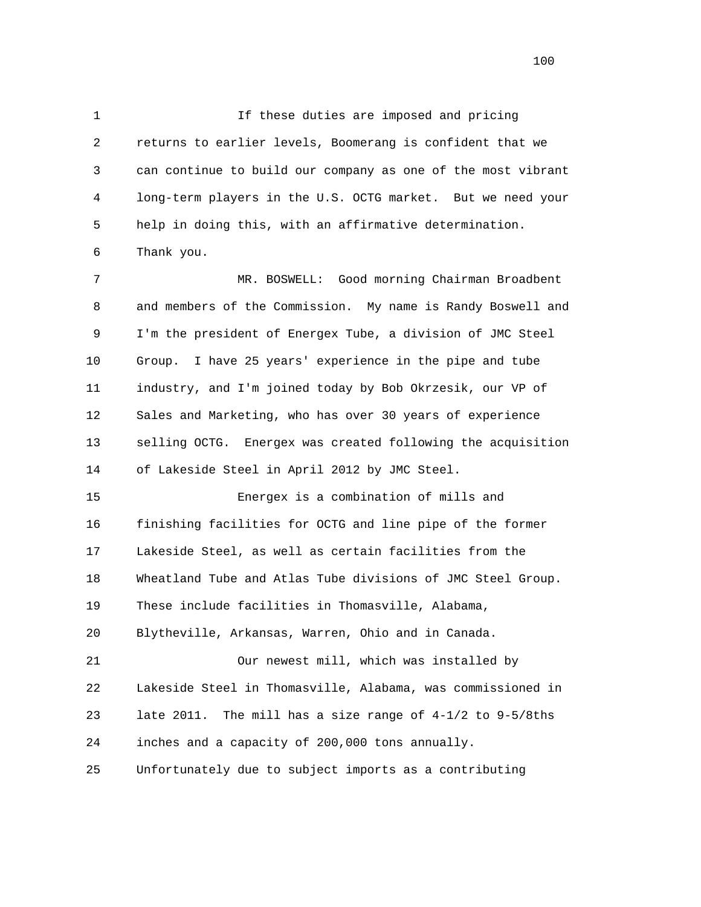If these duties are imposed and pricing returns to earlier levels, Boomerang is confident that we can continue to build our company as one of the most vibrant long-term players in the U.S. OCTG market. But we need your help in doing this, with an affirmative determination. Thank you.

MR. BOSWELL: Good morning Chairman Broadbent and members of the Commission. My name is Randy Boswell and I'm the president of Energex Tube, a division of JMC Steel Group. I have 25 years' experience in the pipe and tube industry, and I'm joined today by Bob Okrzesik, our VP of Sales and Marketing, who has over 30 years of experience selling OCTG. Energex was created following the acquisition of Lakeside Steel in April 2012 by JMC Steel.

Energex is a combination of mills and finishing facilities for OCTG and line pipe of the former Lakeside Steel, as well as certain facilities from the Wheatland Tube and Atlas Tube divisions of JMC Steel Group. These include facilities in Thomasville, Alabama, Blytheville, Arkansas, Warren, Ohio and in Canada.

Our newest mill, which was installed by Lakeside Steel in Thomasville, Alabama, was commissioned in late 2011. The mill has a size range of 4-1/2 to 9-5/8ths inches and a capacity of 200,000 tons annually. Unfortunately due to subject imports as a contributing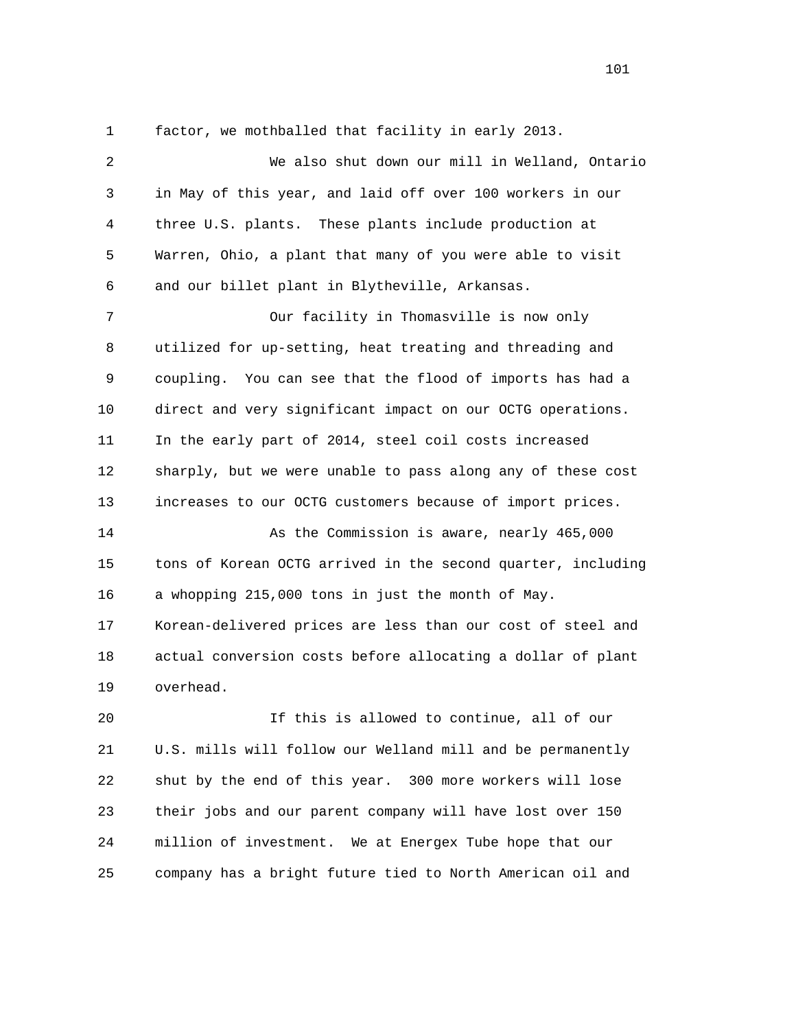factor, we mothballed that facility in early 2013.

We also shut down our mill in Welland, Ontario in May of this year, and laid off over 100 workers in our three U.S. plants. These plants include production at Warren, Ohio, a plant that many of you were able to visit and our billet plant in Blytheville, Arkansas.

Our facility in Thomasville is now only utilized for up-setting, heat treating and threading and coupling. You can see that the flood of imports has had a direct and very significant impact on our OCTG operations. In the early part of 2014, steel coil costs increased sharply, but we were unable to pass along any of these cost increases to our OCTG customers because of import prices.

As the Commission is aware, nearly 465,000 tons of Korean OCTG arrived in the second quarter, including a whopping 215,000 tons in just the month of May. Korean-delivered prices are less than our cost of steel and actual conversion costs before allocating a dollar of plant overhead.

If this is allowed to continue, all of our U.S. mills will follow our Welland mill and be permanently shut by the end of this year. 300 more workers will lose their jobs and our parent company will have lost over 150 million of investment. We at Energex Tube hope that our company has a bright future tied to North American oil and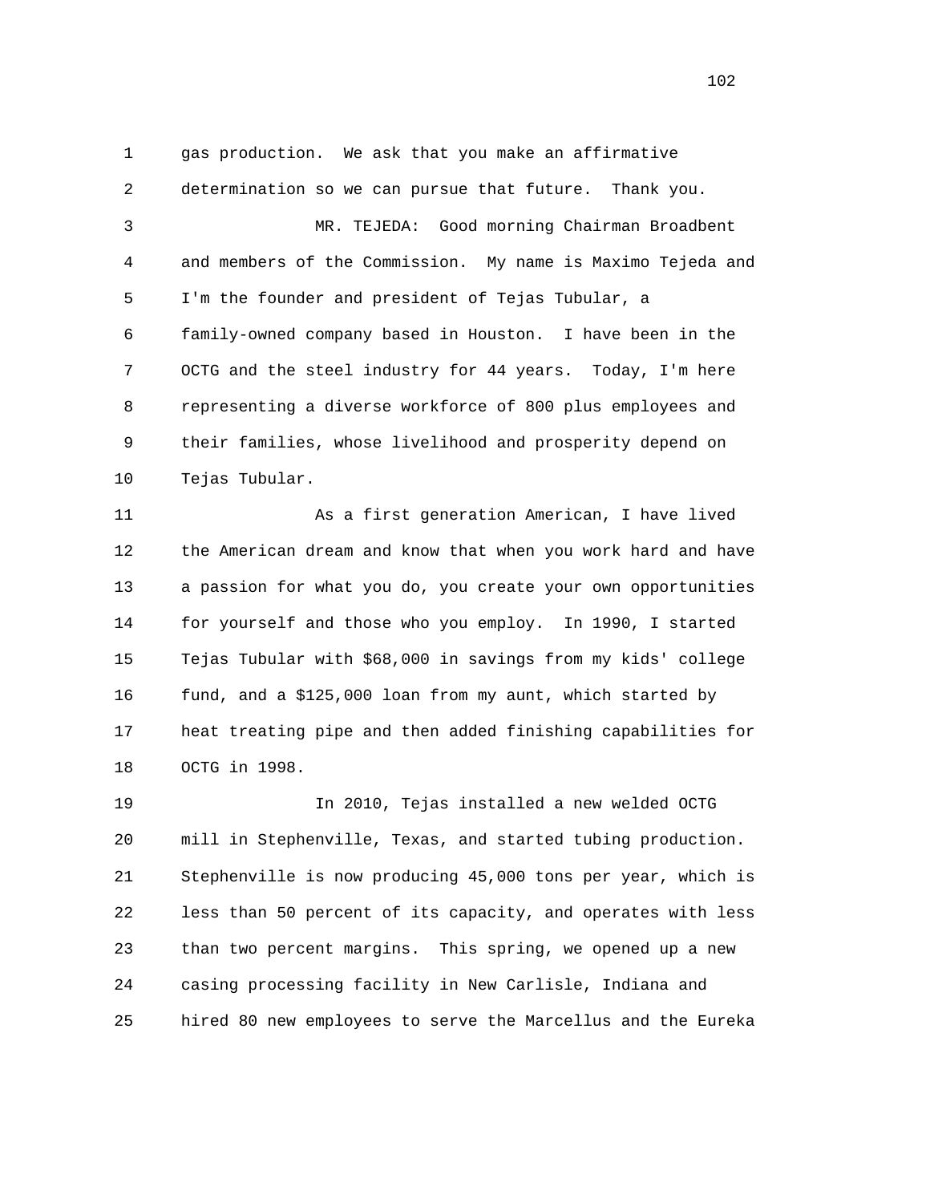gas production. We ask that you make an affirmative determination so we can pursue that future. Thank you.

MR. TEJEDA: Good morning Chairman Broadbent and members of the Commission. My name is Maximo Tejeda and I'm the founder and president of Tejas Tubular, a family-owned company based in Houston. I have been in the OCTG and the steel industry for 44 years. Today, I'm here representing a diverse workforce of 800 plus employees and their families, whose livelihood and prosperity depend on Tejas Tubular.

As a first generation American, I have lived the American dream and know that when you work hard and have a passion for what you do, you create your own opportunities for yourself and those who you employ. In 1990, I started Tejas Tubular with $68,000 in savings from my kids' college fund, and a $125,000 loan from my aunt, which started by heat treating pipe and then added finishing capabilities for OCTG in 1998.

In 2010, Tejas installed a new welded OCTG mill in Stephenville, Texas, and started tubing production. Stephenville is now producing 45,000 tons per year, which is less than 50 percent of its capacity, and operates with less than two percent margins. This spring, we opened up a new casing processing facility in New Carlisle, Indiana and hired 80 new employees to serve the Marcellus and the Eureka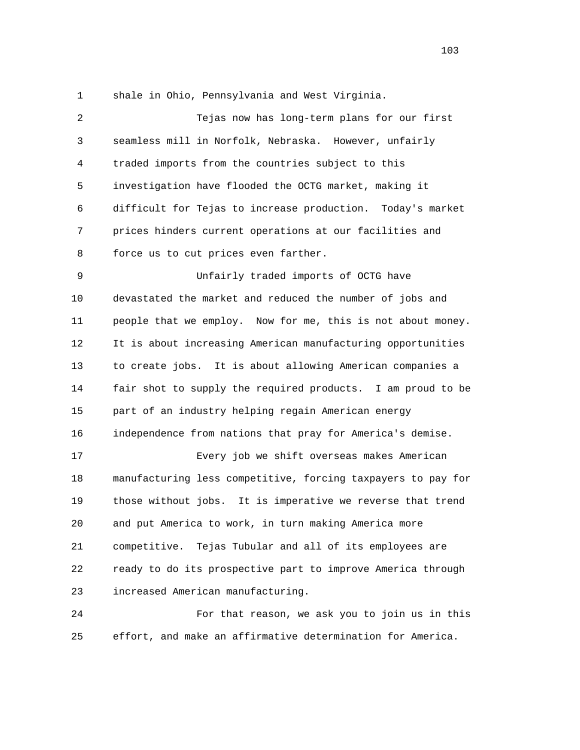shale in Ohio, Pennsylvania and West Virginia.

Tejas now has long-term plans for our first seamless mill in Norfolk, Nebraska. However, unfairly traded imports from the countries subject to this investigation have flooded the OCTG market, making it difficult for Tejas to increase production. Today's market prices hinders current operations at our facilities and force us to cut prices even farther.

Unfairly traded imports of OCTG have devastated the market and reduced the number of jobs and people that we employ. Now for me, this is not about money. It is about increasing American manufacturing opportunities to create jobs. It is about allowing American companies a fair shot to supply the required products. I am proud to be part of an industry helping regain American energy independence from nations that pray for America's demise.

Every job we shift overseas makes American manufacturing less competitive, forcing taxpayers to pay for those without jobs. It is imperative we reverse that trend and put America to work, in turn making America more competitive. Tejas Tubular and all of its employees are ready to do its prospective part to improve America through increased American manufacturing.

For that reason, we ask you to join us in this effort, and make an affirmative determination for America.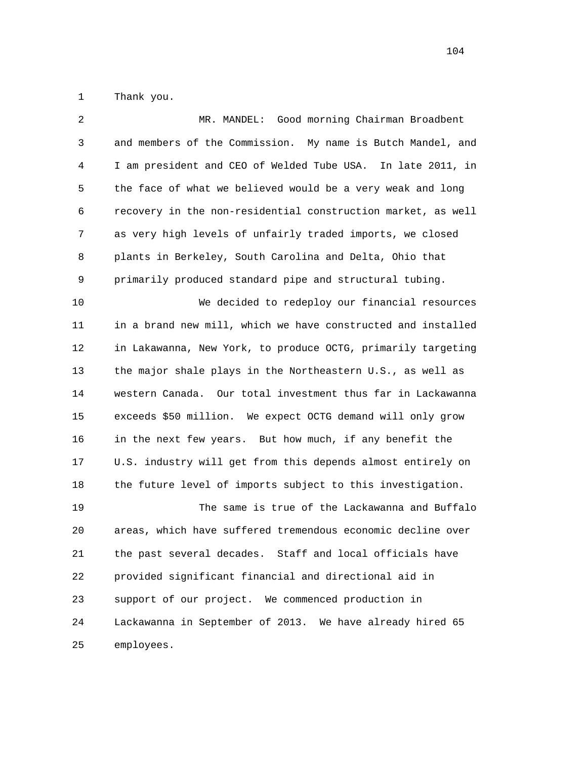Thank you.

MR. MANDEL: Good morning Chairman Broadbent and members of the Commission. My name is Butch Mandel, and I am president and CEO of Welded Tube USA. In late 2011, in the face of what we believed would be a very weak and long recovery in the non-residential construction market, as well as very high levels of unfairly traded imports, we closed plants in Berkeley, South Carolina and Delta, Ohio that primarily produced standard pipe and structural tubing.

We decided to redeploy our financial resources in a brand new mill, which we have constructed and installed in Lakawanna, New York, to produce OCTG, primarily targeting the major shale plays in the Northeastern U.S., as well as western Canada. Our total investment thus far in Lackawanna exceeds $50 million. We expect OCTG demand will only grow in the next few years. But how much, if any benefit the U.S. industry will get from this depends almost entirely on the future level of imports subject to this investigation.

The same is true of the Lackawanna and Buffalo areas, which have suffered tremendous economic decline over the past several decades. Staff and local officials have provided significant financial and directional aid in support of our project. We commenced production in Lackawanna in September of 2013. We have already hired 65 employees.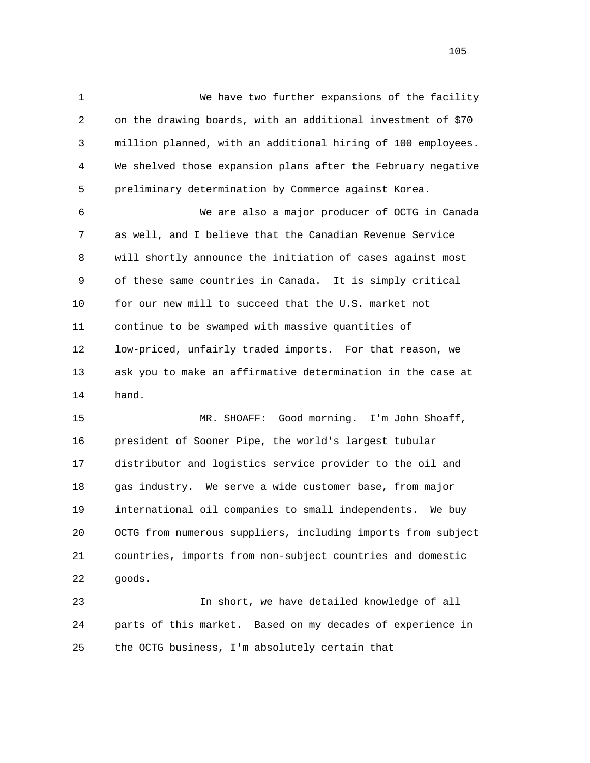We have two further expansions of the facility on the drawing boards, with an additional investment of $70 million planned, with an additional hiring of 100 employees. We shelved those expansion plans after the February negative preliminary determination by Commerce against Korea.

We are also a major producer of OCTG in Canada as well, and I believe that the Canadian Revenue Service will shortly announce the initiation of cases against most of these same countries in Canada. It is simply critical for our new mill to succeed that the U.S. market not continue to be swamped with massive quantities of low-priced, unfairly traded imports. For that reason, we ask you to make an affirmative determination in the case at hand.

MR. SHOAFF: Good morning. I'm John Shoaff, president of Sooner Pipe, the world's largest tubular distributor and logistics service provider to the oil and gas industry. We serve a wide customer base, from major international oil companies to small independents. We buy OCTG from numerous suppliers, including imports from subject countries, imports from non-subject countries and domestic goods.

In short, we have detailed knowledge of all parts of this market. Based on my decades of experience in the OCTG business, I'm absolutely certain that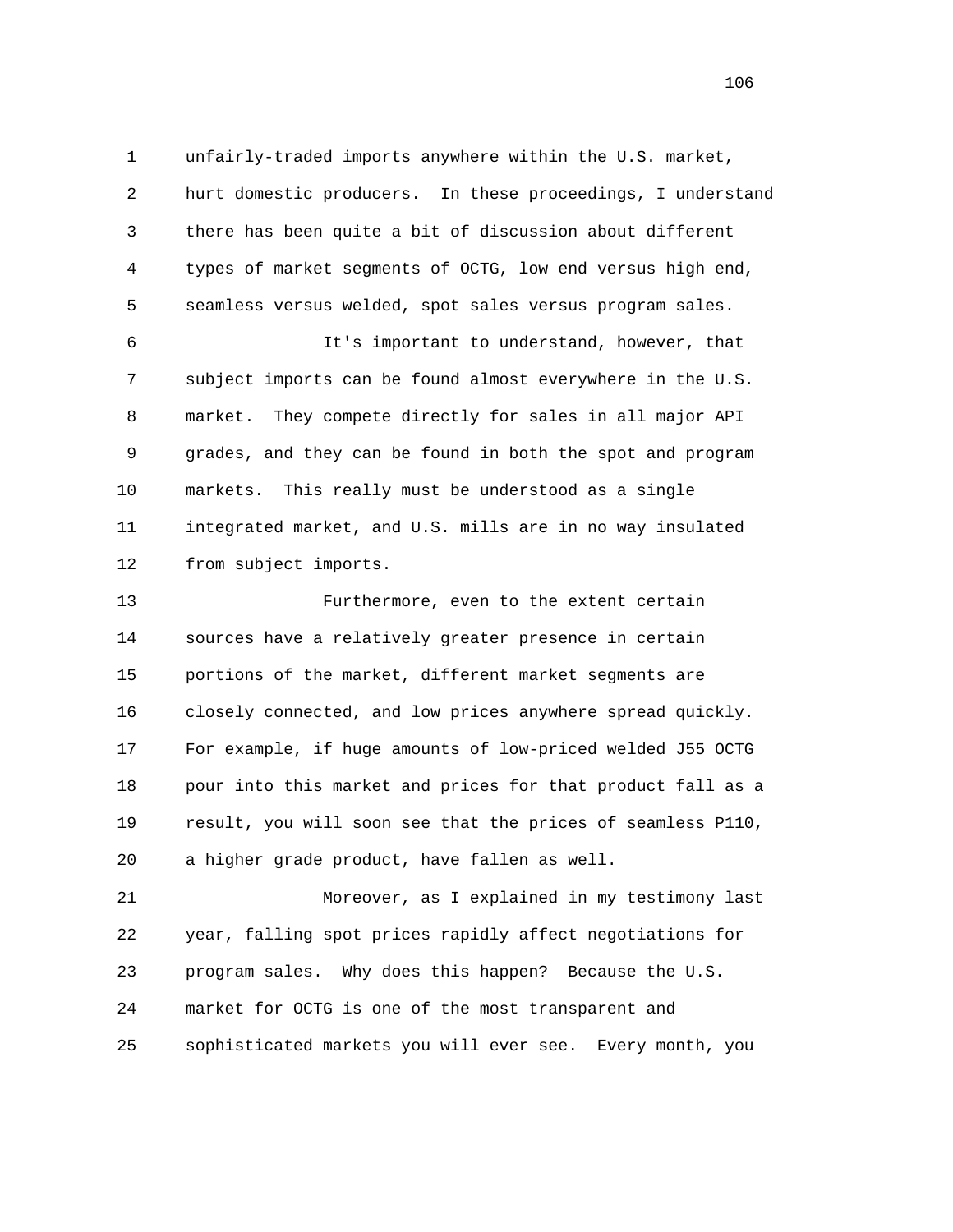unfairly-traded imports anywhere within the U.S. market, hurt domestic producers. In these proceedings, I understand there has been quite a bit of discussion about different types of market segments of OCTG, low end versus high end, seamless versus welded, spot sales versus program sales.

It's important to understand, however, that subject imports can be found almost everywhere in the U.S. market. They compete directly for sales in all major API grades, and they can be found in both the spot and program markets. This really must be understood as a single integrated market, and U.S. mills are in no way insulated from subject imports.

Furthermore, even to the extent certain sources have a relatively greater presence in certain portions of the market, different market segments are closely connected, and low prices anywhere spread quickly. For example, if huge amounts of low-priced welded J55 OCTG pour into this market and prices for that product fall as a result, you will soon see that the prices of seamless P110, a higher grade product, have fallen as well.

Moreover, as I explained in my testimony last year, falling spot prices rapidly affect negotiations for program sales. Why does this happen? Because the U.S. market for OCTG is one of the most transparent and sophisticated markets you will ever see. Every month, you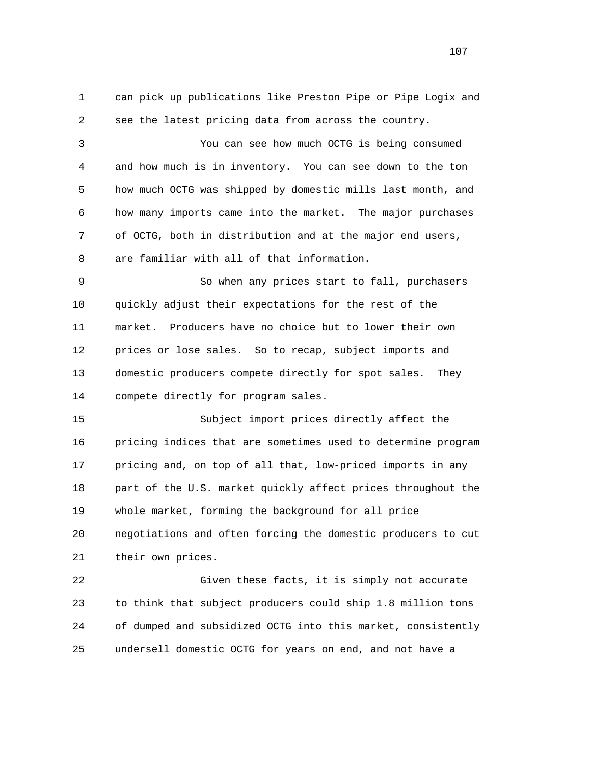can pick up publications like Preston Pipe or Pipe Logix and see the latest pricing data from across the country.

You can see how much OCTG is being consumed and how much is in inventory. You can see down to the ton how much OCTG was shipped by domestic mills last month, and how many imports came into the market. The major purchases of OCTG, both in distribution and at the major end users, are familiar with all of that information.

So when any prices start to fall, purchasers quickly adjust their expectations for the rest of the market. Producers have no choice but to lower their own prices or lose sales. So to recap, subject imports and domestic producers compete directly for spot sales. They compete directly for program sales.

Subject import prices directly affect the pricing indices that are sometimes used to determine program pricing and, on top of all that, low-priced imports in any part of the U.S. market quickly affect prices throughout the whole market, forming the background for all price negotiations and often forcing the domestic producers to cut their own prices.

Given these facts, it is simply not accurate to think that subject producers could ship 1.8 million tons of dumped and subsidized OCTG into this market, consistently undersell domestic OCTG for years on end, and not have a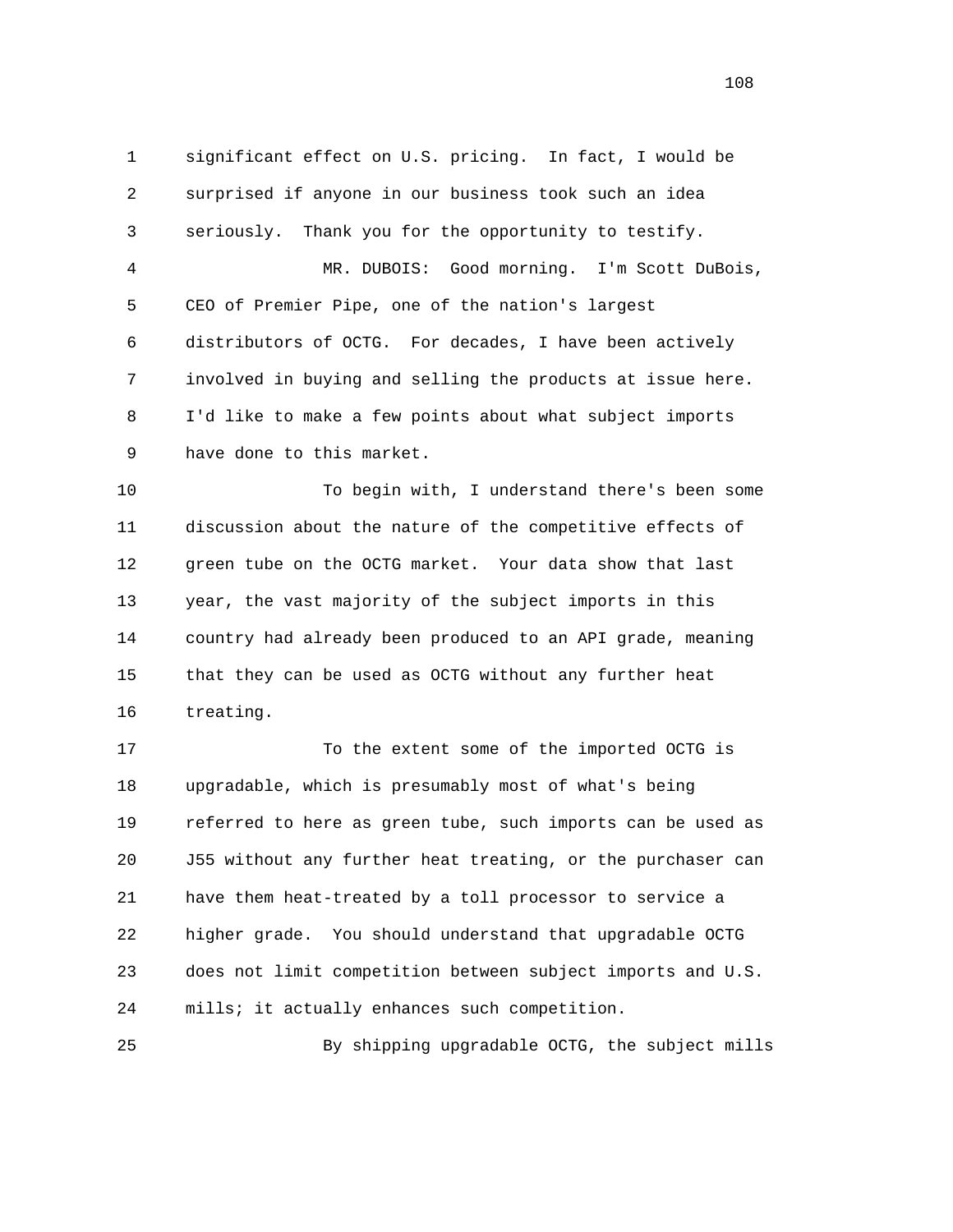significant effect on U.S. pricing. In fact, I would be surprised if anyone in our business took such an idea seriously. Thank you for the opportunity to testify.

MR. DUBOIS: Good morning. I'm Scott DuBois, CEO of Premier Pipe, one of the nation's largest distributors of OCTG. For decades, I have been actively involved in buying and selling the products at issue here. I'd like to make a few points about what subject imports have done to this market.

To begin with, I understand there's been some discussion about the nature of the competitive effects of green tube on the OCTG market. Your data show that last year, the vast majority of the subject imports in this country had already been produced to an API grade, meaning that they can be used as OCTG without any further heat treating.

To the extent some of the imported OCTG is upgradable, which is presumably most of what's being referred to here as green tube, such imports can be used as J55 without any further heat treating, or the purchaser can have them heat-treated by a toll processor to service a higher grade. You should understand that upgradable OCTG does not limit competition between subject imports and U.S. mills; it actually enhances such competition.

By shipping upgradable OCTG, the subject mills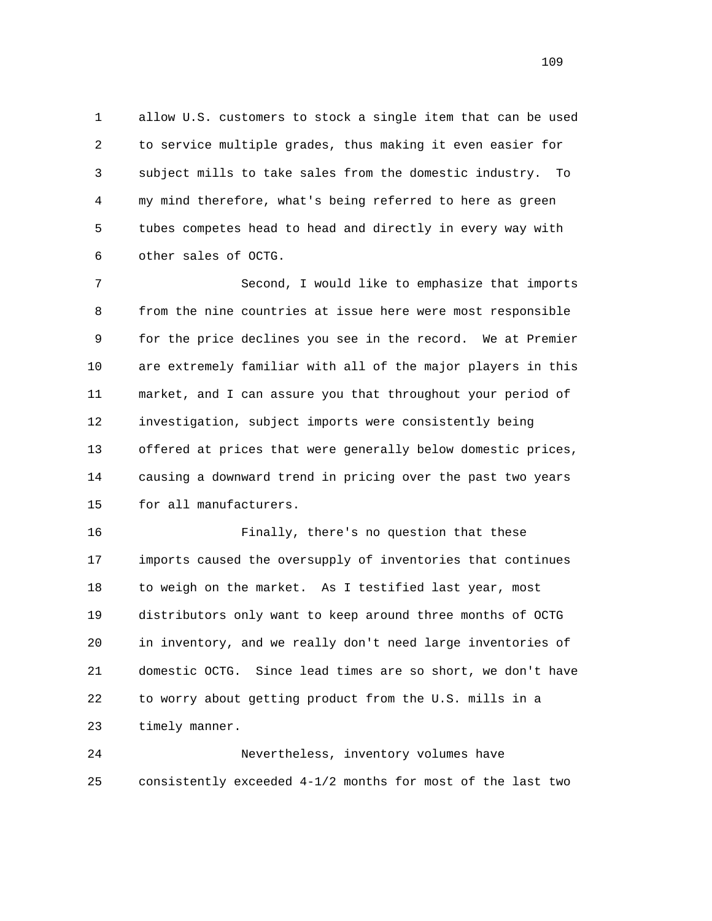allow U.S. customers to stock a single item that can be used to service multiple grades, thus making it even easier for subject mills to take sales from the domestic industry. To my mind therefore, what's being referred to here as green tubes competes head to head and directly in every way with other sales of OCTG.

Second, I would like to emphasize that imports from the nine countries at issue here were most responsible for the price declines you see in the record. We at Premier are extremely familiar with all of the major players in this market, and I can assure you that throughout your period of investigation, subject imports were consistently being offered at prices that were generally below domestic prices, causing a downward trend in pricing over the past two years for all manufacturers.

Finally, there's no question that these imports caused the oversupply of inventories that continues to weigh on the market. As I testified last year, most distributors only want to keep around three months of OCTG in inventory, and we really don't need large inventories of domestic OCTG. Since lead times are so short, we don't have to worry about getting product from the U.S. mills in a timely manner.

Nevertheless, inventory volumes have consistently exceeded 4-1/2 months for most of the last two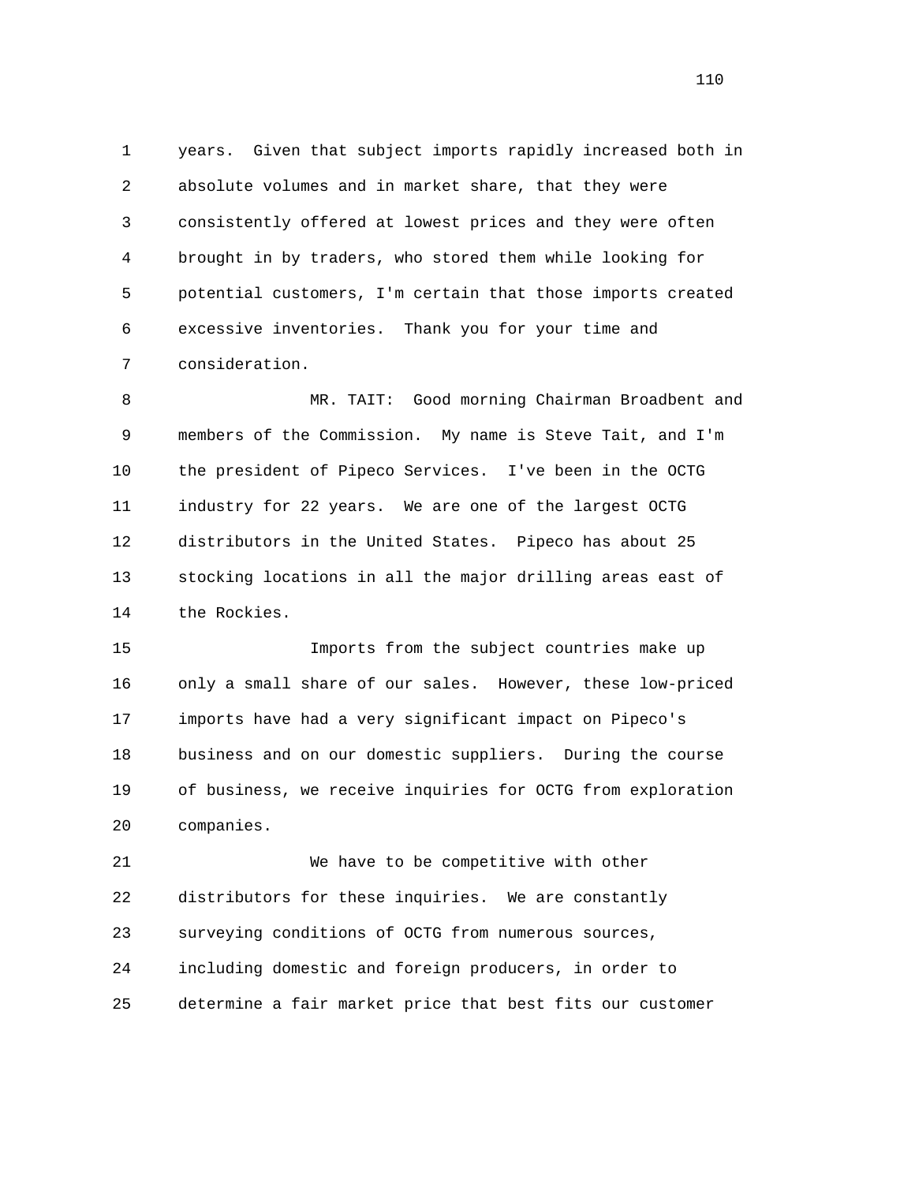years. Given that subject imports rapidly increased both in absolute volumes and in market share, that they were consistently offered at lowest prices and they were often brought in by traders, who stored them while looking for potential customers, I'm certain that those imports created excessive inventories. Thank you for your time and consideration.

MR. TAIT: Good morning Chairman Broadbent and members of the Commission. My name is Steve Tait, and I'm the president of Pipeco Services. I've been in the OCTG industry for 22 years. We are one of the largest OCTG distributors in the United States. Pipeco has about 25 stocking locations in all the major drilling areas east of the Rockies.

Imports from the subject countries make up only a small share of our sales. However, these low-priced imports have had a very significant impact on Pipeco's business and on our domestic suppliers. During the course of business, we receive inquiries for OCTG from exploration companies.

We have to be competitive with other distributors for these inquiries. We are constantly surveying conditions of OCTG from numerous sources, including domestic and foreign producers, in order to determine a fair market price that best fits our customer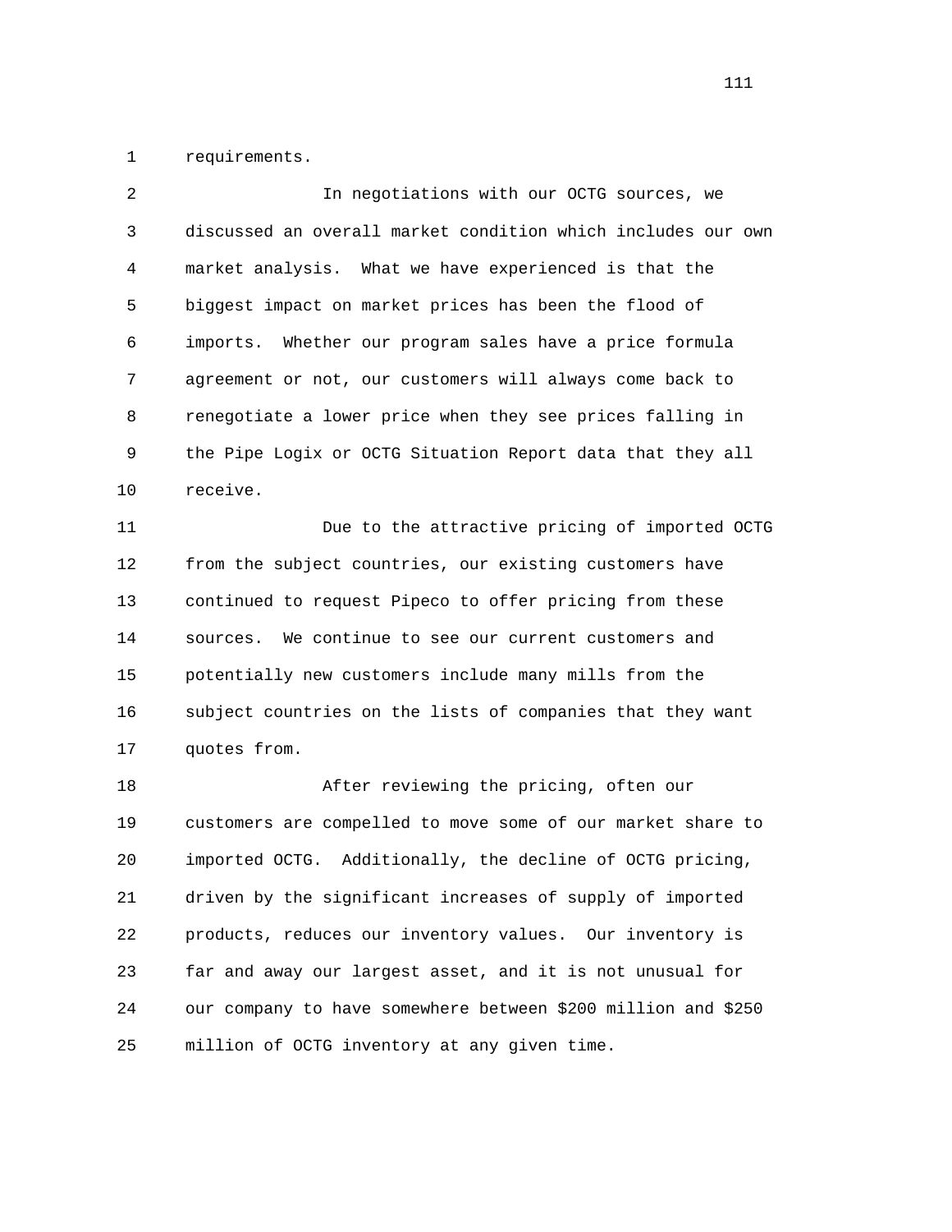requirements.

In negotiations with our OCTG sources, we discussed an overall market condition which includes our own market analysis. What we have experienced is that the biggest impact on market prices has been the flood of imports. Whether our program sales have a price formula agreement or not, our customers will always come back to renegotiate a lower price when they see prices falling in the Pipe Logix or OCTG Situation Report data that they all receive.

Due to the attractive pricing of imported OCTG from the subject countries, our existing customers have continued to request Pipeco to offer pricing from these sources. We continue to see our current customers and potentially new customers include many mills from the subject countries on the lists of companies that they want quotes from.

After reviewing the pricing, often our customers are compelled to move some of our market share to imported OCTG. Additionally, the decline of OCTG pricing, driven by the significant increases of supply of imported products, reduces our inventory values. Our inventory is far and away our largest asset, and it is not unusual for our company to have somewhere between $200 million and $250 million of OCTG inventory at any given time.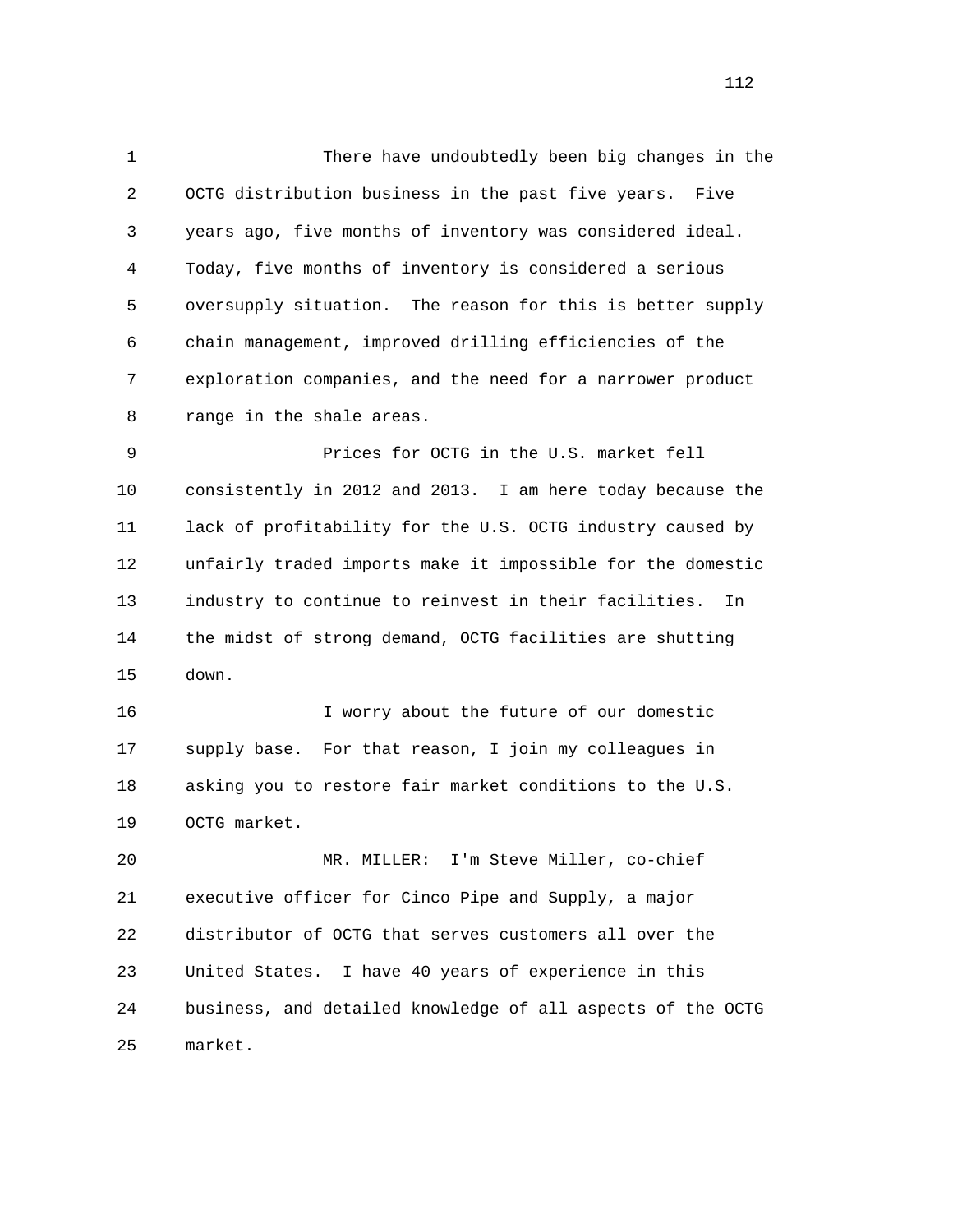There have undoubtedly been big changes in the OCTG distribution business in the past five years. Five years ago, five months of inventory was considered ideal. Today, five months of inventory is considered a serious oversupply situation. The reason for this is better supply chain management, improved drilling efficiencies of the exploration companies, and the need for a narrower product range in the shale areas.

Prices for OCTG in the U.S. market fell consistently in 2012 and 2013. I am here today because the lack of profitability for the U.S. OCTG industry caused by unfairly traded imports make it impossible for the domestic industry to continue to reinvest in their facilities. In the midst of strong demand, OCTG facilities are shutting down.

I worry about the future of our domestic supply base. For that reason, I join my colleagues in asking you to restore fair market conditions to the U.S. OCTG market.

MR. MILLER: I'm Steve Miller, co-chief executive officer for Cinco Pipe and Supply, a major distributor of OCTG that serves customers all over the United States. I have 40 years of experience in this business, and detailed knowledge of all aspects of the OCTG market.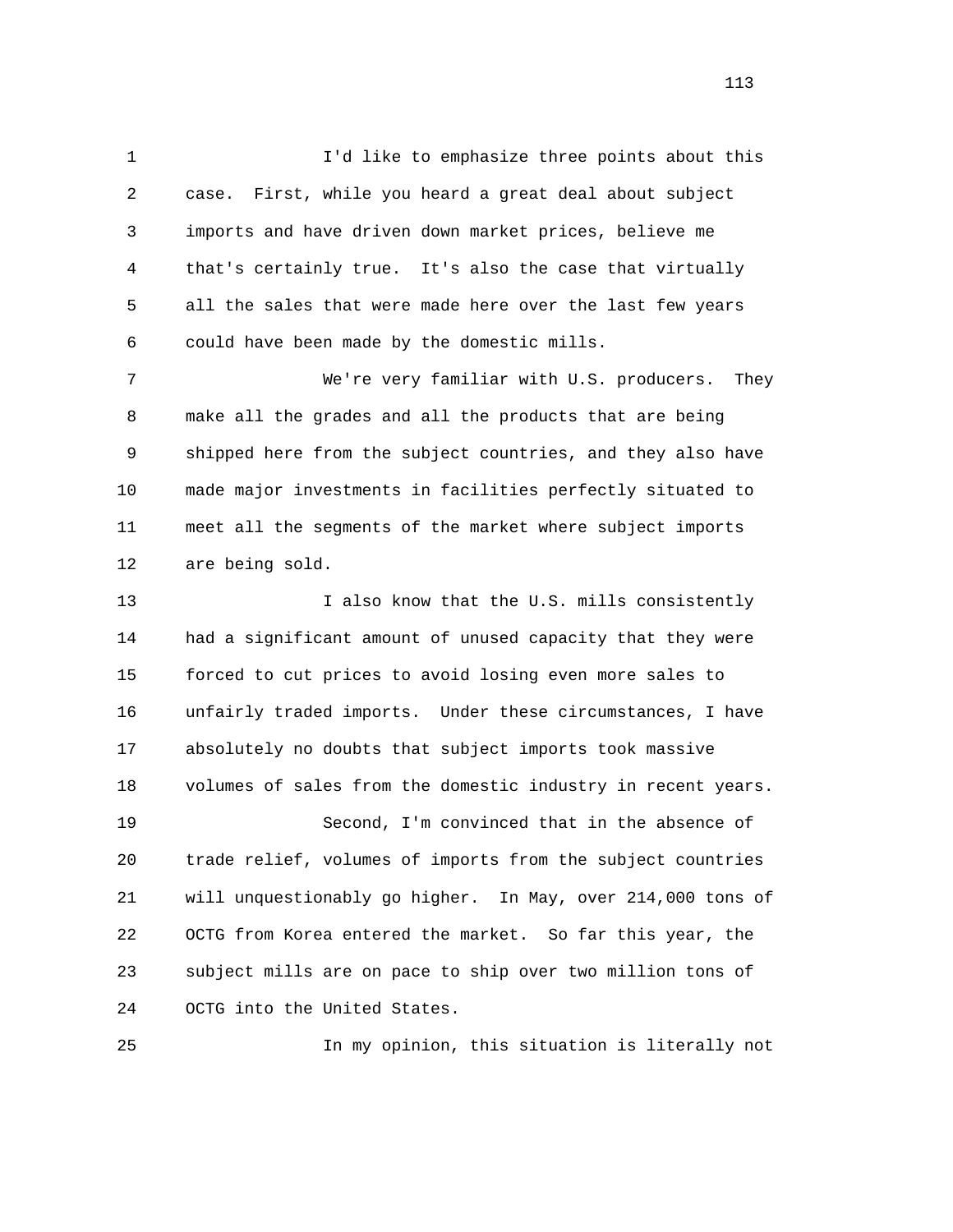I'd like to emphasize three points about this case. First, while you heard a great deal about subject imports and have driven down market prices, believe me that's certainly true. It's also the case that virtually all the sales that were made here over the last few years could have been made by the domestic mills.

We're very familiar with U.S. producers. They make all the grades and all the products that are being shipped here from the subject countries, and they also have made major investments in facilities perfectly situated to meet all the segments of the market where subject imports are being sold.

I also know that the U.S. mills consistently had a significant amount of unused capacity that they were forced to cut prices to avoid losing even more sales to unfairly traded imports. Under these circumstances, I have absolutely no doubts that subject imports took massive volumes of sales from the domestic industry in recent years.

Second, I'm convinced that in the absence of trade relief, volumes of imports from the subject countries will unquestionably go higher. In May, over 214,000 tons of OCTG from Korea entered the market. So far this year, the subject mills are on pace to ship over two million tons of OCTG into the United States.

In my opinion, this situation is literally not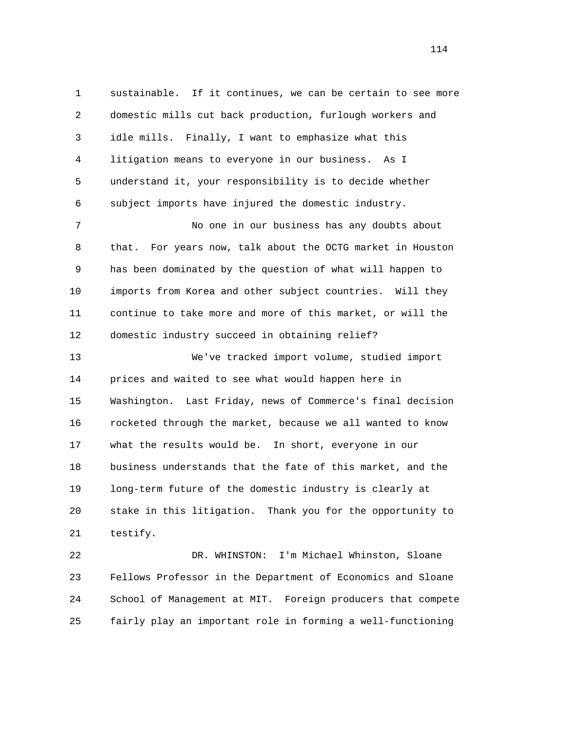sustainable. If it continues, we can be certain to see more domestic mills cut back production, furlough workers and idle mills. Finally, I want to emphasize what this litigation means to everyone in our business. As I understand it, your responsibility is to decide whether subject imports have injured the domestic industry.

No one in our business has any doubts about that. For years now, talk about the OCTG market in Houston has been dominated by the question of what will happen to imports from Korea and other subject countries. Will they continue to take more and more of this market, or will the domestic industry succeed in obtaining relief?

We've tracked import volume, studied import prices and waited to see what would happen here in Washington. Last Friday, news of Commerce's final decision rocketed through the market, because we all wanted to know what the results would be. In short, everyone in our business understands that the fate of this market, and the long-term future of the domestic industry is clearly at stake in this litigation. Thank you for the opportunity to testify.

DR. WHINSTON: I'm Michael Whinston, Sloane Fellows Professor in the Department of Economics and Sloane School of Management at MIT. Foreign producers that compete fairly play an important role in forming a well-functioning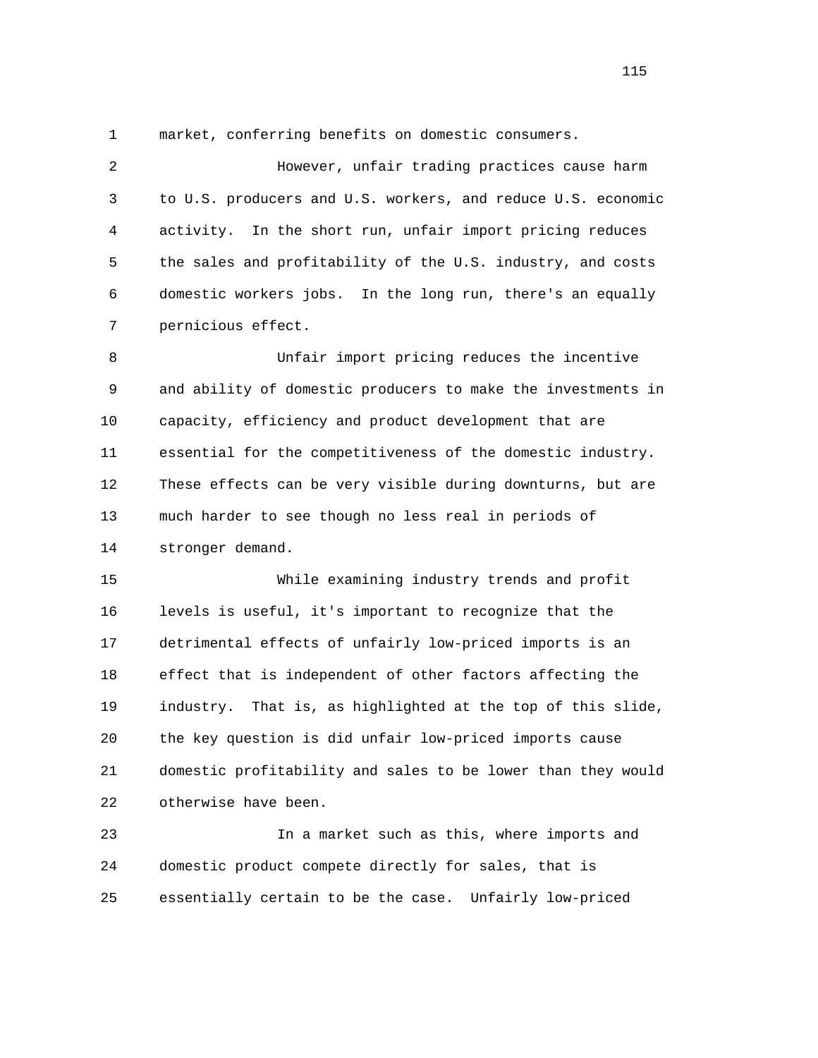market, conferring benefits on domestic consumers.

However, unfair trading practices cause harm to U.S. producers and U.S. workers, and reduce U.S. economic activity. In the short run, unfair import pricing reduces the sales and profitability of the U.S. industry, and costs domestic workers jobs. In the long run, there's an equally pernicious effect.

Unfair import pricing reduces the incentive and ability of domestic producers to make the investments in capacity, efficiency and product development that are essential for the competitiveness of the domestic industry. These effects can be very visible during downturns, but are much harder to see though no less real in periods of stronger demand.

While examining industry trends and profit levels is useful, it's important to recognize that the detrimental effects of unfairly low-priced imports is an effect that is independent of other factors affecting the industry. That is, as highlighted at the top of this slide, the key question is did unfair low-priced imports cause domestic profitability and sales to be lower than they would otherwise have been.

In a market such as this, where imports and domestic product compete directly for sales, that is essentially certain to be the case. Unfairly low-priced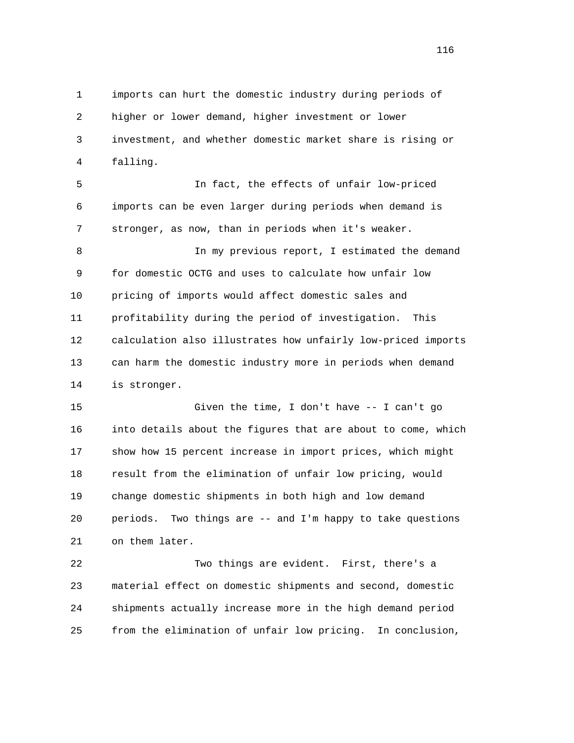imports can hurt the domestic industry during periods of higher or lower demand, higher investment or lower investment, and whether domestic market share is rising or falling.

In fact, the effects of unfair low-priced imports can be even larger during periods when demand is stronger, as now, than in periods when it's weaker.

In my previous report, I estimated the demand for domestic OCTG and uses to calculate how unfair low pricing of imports would affect domestic sales and profitability during the period of investigation. This calculation also illustrates how unfairly low-priced imports can harm the domestic industry more in periods when demand is stronger.

Given the time, I don't have -- I can't go into details about the figures that are about to come, which show how 15 percent increase in import prices, which might result from the elimination of unfair low pricing, would change domestic shipments in both high and low demand periods. Two things are -- and I'm happy to take questions on them later.

Two things are evident. First, there's a material effect on domestic shipments and second, domestic shipments actually increase more in the high demand period from the elimination of unfair low pricing. In conclusion,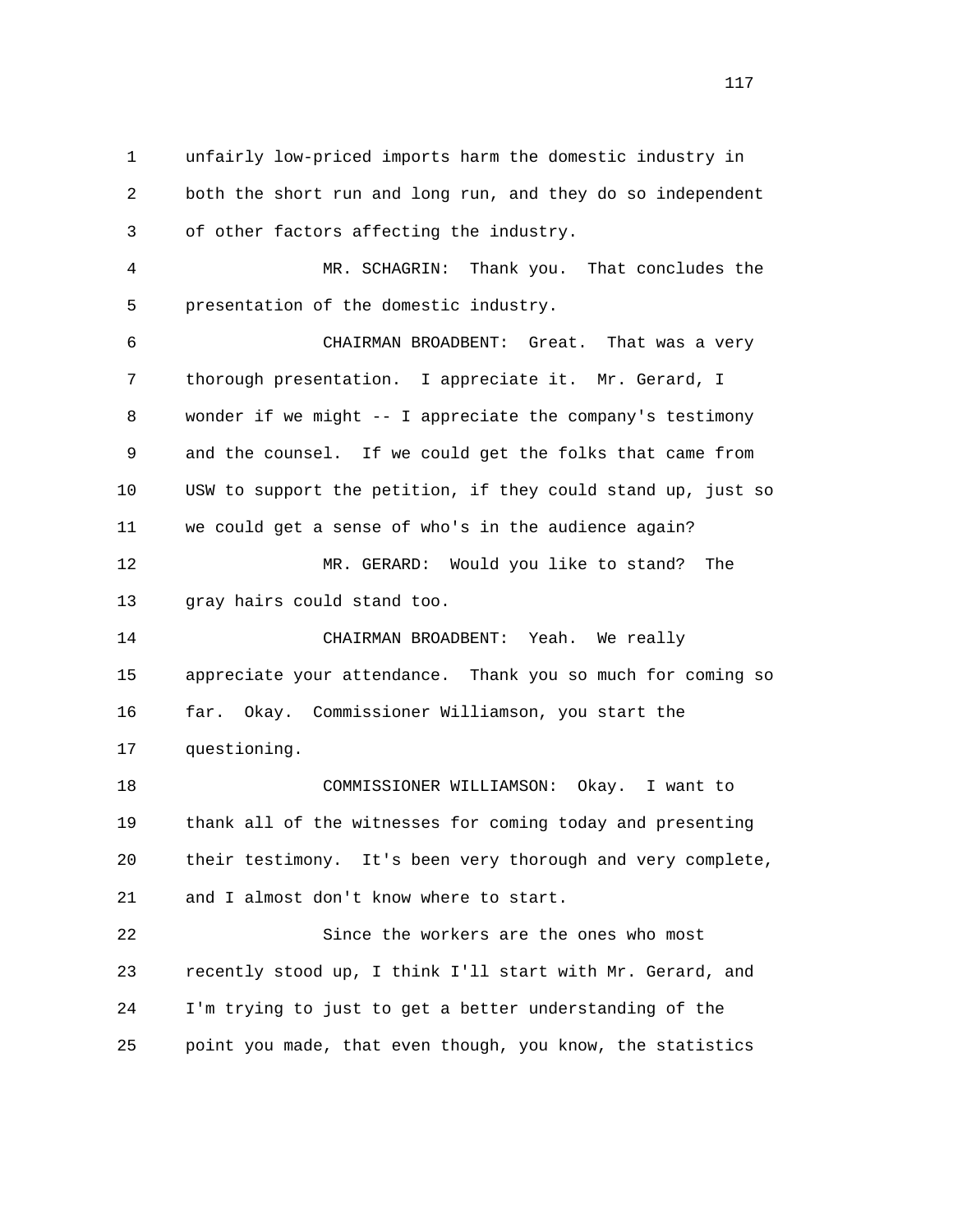unfairly low-priced imports harm the domestic industry in both the short run and long run, and they do so independent of other factors affecting the industry.

MR. SCHAGRIN: Thank you. That concludes the presentation of the domestic industry.

CHAIRMAN BROADBENT: Great. That was a very thorough presentation. I appreciate it. Mr. Gerard, I wonder if we might -- I appreciate the company's testimony and the counsel. If we could get the folks that came from USW to support the petition, if they could stand up, just so we could get a sense of who's in the audience again?

MR. GERARD: Would you like to stand? The gray hairs could stand too.

CHAIRMAN BROADBENT: Yeah. We really appreciate your attendance. Thank you so much for coming so far. Okay. Commissioner Williamson, you start the questioning.

COMMISSIONER WILLIAMSON: Okay. I want to thank all of the witnesses for coming today and presenting their testimony. It's been very thorough and very complete, and I almost don't know where to start.

Since the workers are the ones who most recently stood up, I think I'll start with Mr. Gerard, and I'm trying to just to get a better understanding of the point you made, that even though, you know, the statistics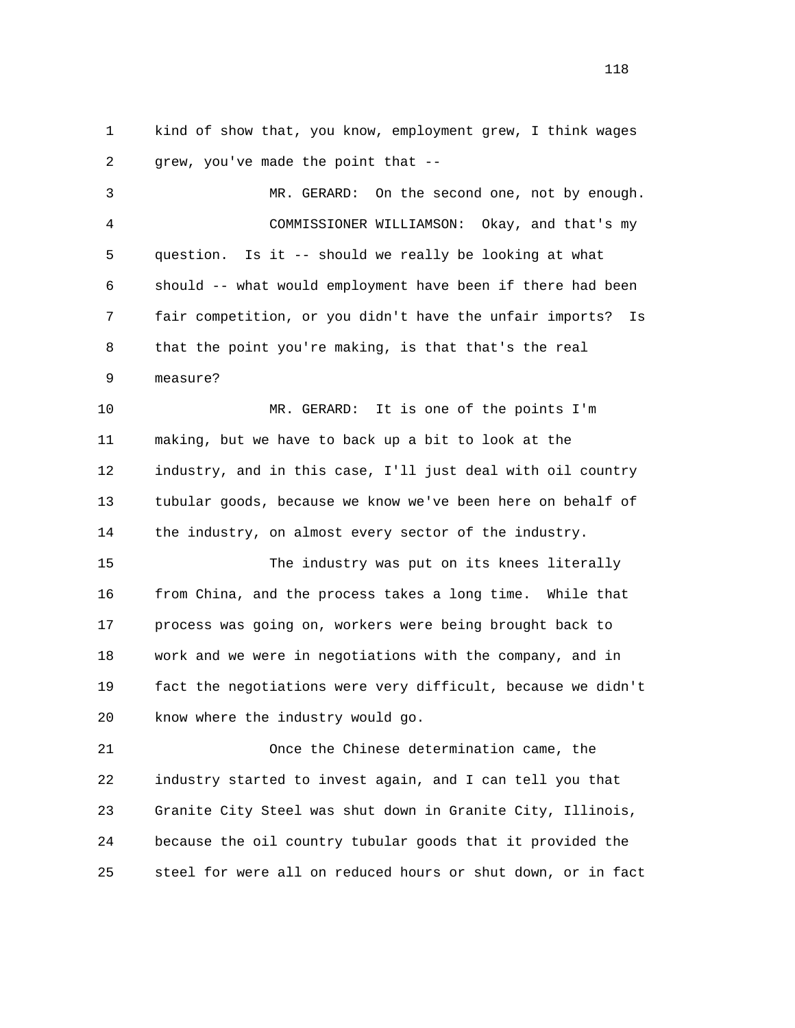kind of show that, you know, employment grew, I think wages grew, you've made the point that --

MR. GERARD: On the second one, not by enough.

COMMISSIONER WILLIAMSON: Okay, and that's my question. Is it -- should we really be looking at what should -- what would employment have been if there had been fair competition, or you didn't have the unfair imports? Is that the point you're making, is that that's the real measure?

MR. GERARD: It is one of the points I'm making, but we have to back up a bit to look at the industry, and in this case, I'll just deal with oil country tubular goods, because we know we've been here on behalf of the industry, on almost every sector of the industry.

The industry was put on its knees literally from China, and the process takes a long time. While that process was going on, workers were being brought back to work and we were in negotiations with the company, and in fact the negotiations were very difficult, because we didn't know where the industry would go.

Once the Chinese determination came, the industry started to invest again, and I can tell you that Granite City Steel was shut down in Granite City, Illinois, because the oil country tubular goods that it provided the steel for were all on reduced hours or shut down, or in fact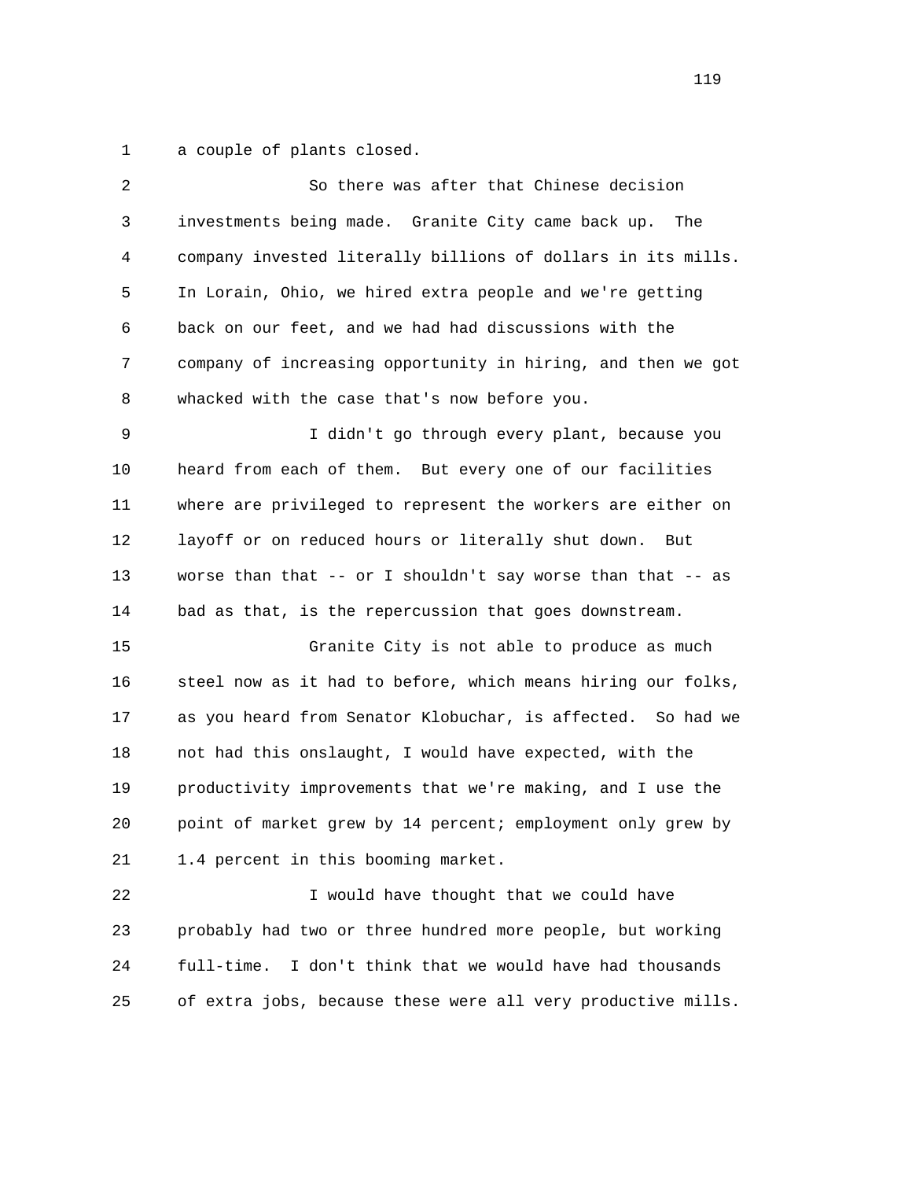a couple of plants closed.

So there was after that Chinese decision investments being made. Granite City came back up. The company invested literally billions of dollars in its mills. In Lorain, Ohio, we hired extra people and we're getting back on our feet, and we had had discussions with the company of increasing opportunity in hiring, and then we got whacked with the case that's now before you.

I didn't go through every plant, because you heard from each of them. But every one of our facilities where are privileged to represent the workers are either on layoff or on reduced hours or literally shut down. But worse than that -- or I shouldn't say worse than that -- as bad as that, is the repercussion that goes downstream.

Granite City is not able to produce as much steel now as it had to before, which means hiring our folks, as you heard from Senator Klobuchar, is affected. So had we not had this onslaught, I would have expected, with the productivity improvements that we're making, and I use the point of market grew by 14 percent; employment only grew by 1.4 percent in this booming market.

I would have thought that we could have probably had two or three hundred more people, but working full-time. I don't think that we would have had thousands of extra jobs, because these were all very productive mills.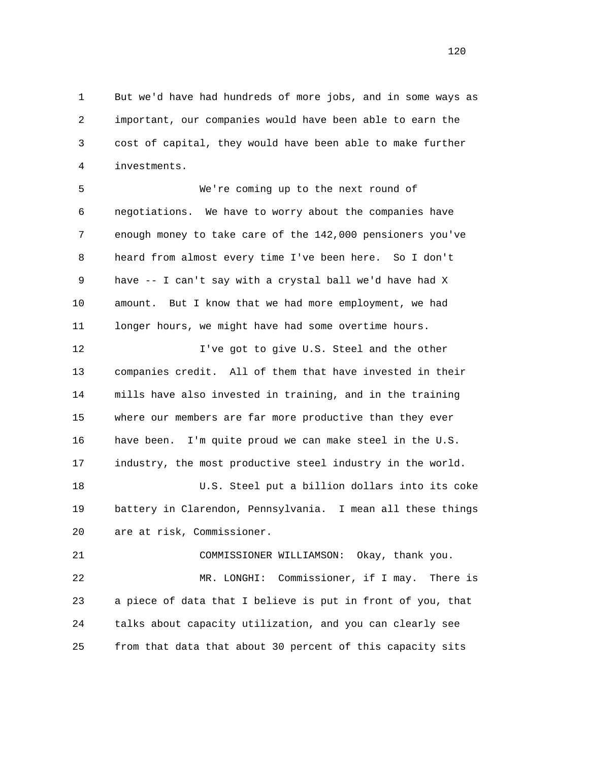But we'd have had hundreds of more jobs, and in some ways as important, our companies would have been able to earn the cost of capital, they would have been able to make further investments.

We're coming up to the next round of negotiations. We have to worry about the companies have enough money to take care of the 142,000 pensioners you've heard from almost every time I've been here. So I don't have -- I can't say with a crystal ball we'd have had X amount. But I know that we had more employment, we had longer hours, we might have had some overtime hours.

I've got to give U.S. Steel and the other companies credit. All of them that have invested in their mills have also invested in training, and in the training where our members are far more productive than they ever have been. I'm quite proud we can make steel in the U.S. industry, the most productive steel industry in the world.

U.S. Steel put a billion dollars into its coke battery in Clarendon, Pennsylvania. I mean all these things are at risk, Commissioner.

COMMISSIONER WILLIAMSON: Okay, thank you.

MR. LONGHI: Commissioner, if I may. There is a piece of data that I believe is put in front of you, that talks about capacity utilization, and you can clearly see from that data that about 30 percent of this capacity sits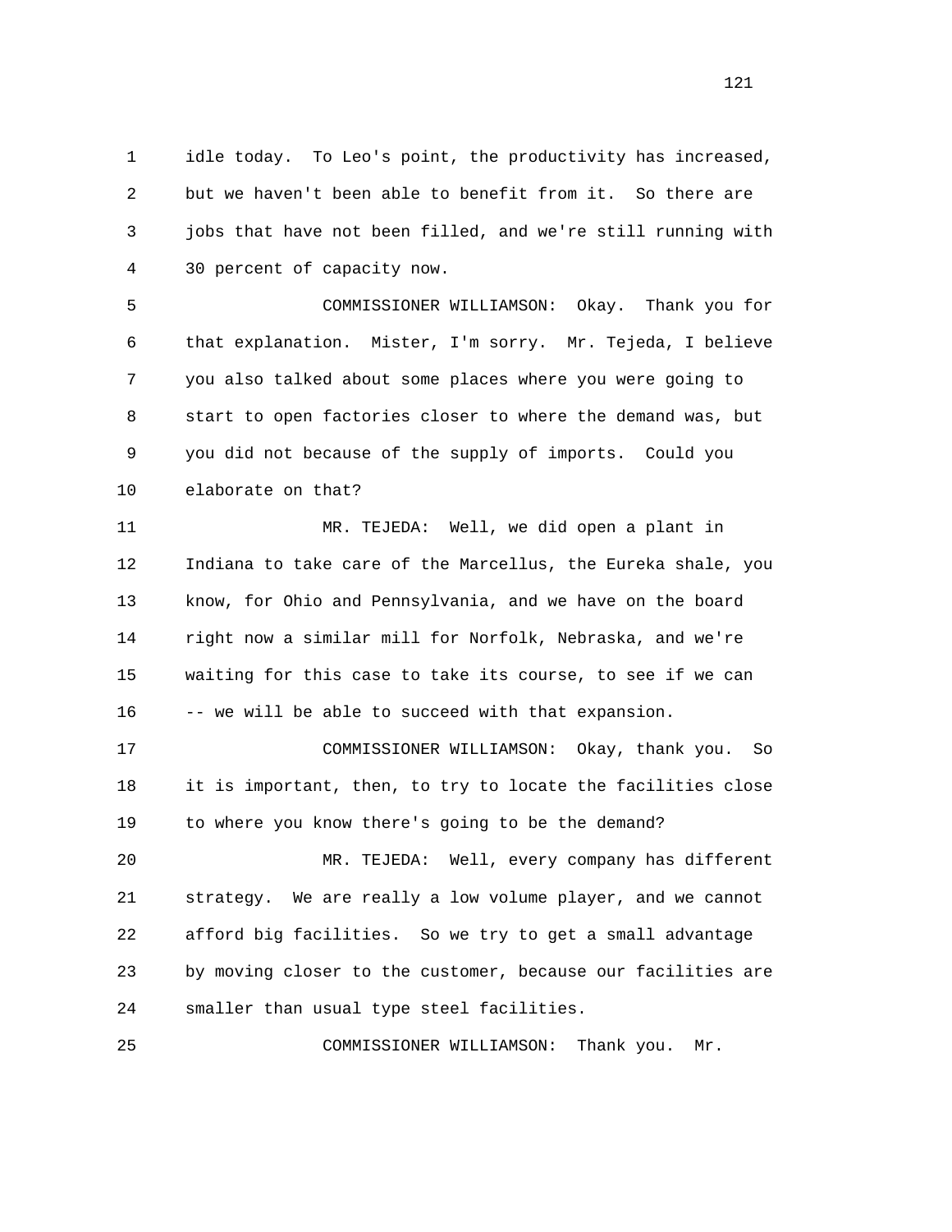1 idle today. To Leo's point, the productivity has increased,
2 but we haven't been able to benefit from it. So there are
3 jobs that have not been filled, and we're still running with
4 30 percent of capacity now.

5 COMMISSIONER WILLIAMSON: Okay. Thank you for
6 that explanation. Mister, I'm sorry. Mr. Tejeda, I believe
7 you also talked about some places where you were going to
8 start to open factories closer to where the demand was, but
9 you did not because of the supply of imports. Could you
10 elaborate on that?

11 MR. TEJEDA: Well, we did open a plant in
12 Indiana to take care of the Marcellus, the Eureka shale, you
13 know, for Ohio and Pennsylvania, and we have on the board
14 right now a similar mill for Norfolk, Nebraska, and we're
15 waiting for this case to take its course, to see if we can
16 -- we will be able to succeed with that expansion.

17 COMMISSIONER WILLIAMSON: Okay, thank you. So
18 it is important, then, to try to locate the facilities close
19 to where you know there's going to be the demand?

20 MR. TEJEDA: Well, every company has different
21 strategy. We are really a low volume player, and we cannot
22 afford big facilities. So we try to get a small advantage
23 by moving closer to the customer, because our facilities are
24 smaller than usual type steel facilities.

25 COMMISSIONER WILLIAMSON: Thank you. Mr.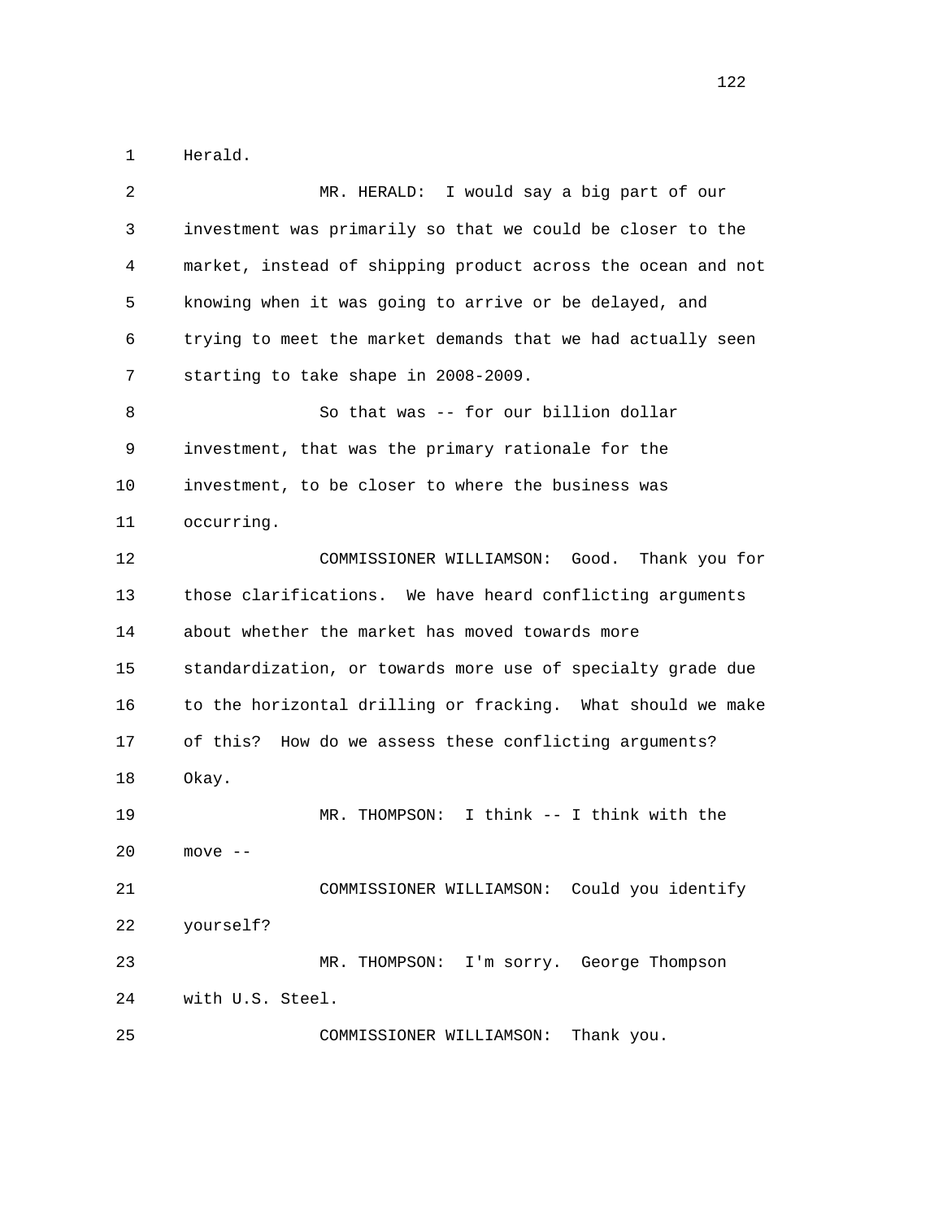Herald.

MR. HERALD: I would say a big part of our investment was primarily so that we could be closer to the market, instead of shipping product across the ocean and not knowing when it was going to arrive or be delayed, and trying to meet the market demands that we had actually seen starting to take shape in 2008-2009.

So that was -- for our billion dollar investment, that was the primary rationale for the investment, to be closer to where the business was occurring.

COMMISSIONER WILLIAMSON: Good. Thank you for those clarifications. We have heard conflicting arguments about whether the market has moved towards more standardization, or towards more use of specialty grade due to the horizontal drilling or fracking. What should we make of this? How do we assess these conflicting arguments? Okay.

MR. THOMPSON: I think -- I think with the move --

COMMISSIONER WILLIAMSON: Could you identify yourself?

MR. THOMPSON: I'm sorry. George Thompson with U.S. Steel.

COMMISSIONER WILLIAMSON: Thank you.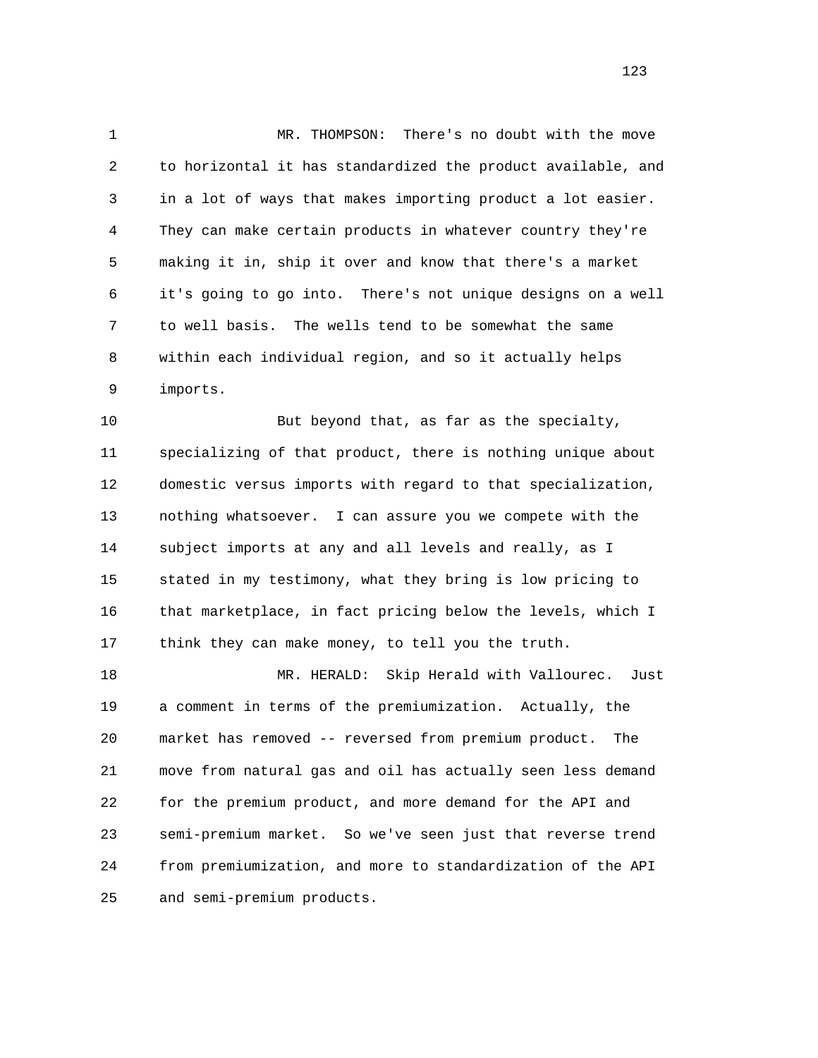MR. THOMPSON: There's no doubt with the move to horizontal it has standardized the product available, and in a lot of ways that makes importing product a lot easier. They can make certain products in whatever country they're making it in, ship it over and know that there's a market it's going to go into. There's not unique designs on a well to well basis. The wells tend to be somewhat the same within each individual region, and so it actually helps imports.

But beyond that, as far as the specialty, specializing of that product, there is nothing unique about domestic versus imports with regard to that specialization, nothing whatsoever. I can assure you we compete with the subject imports at any and all levels and really, as I stated in my testimony, what they bring is low pricing to that marketplace, in fact pricing below the levels, which I think they can make money, to tell you the truth.

MR. HERALD: Skip Herald with Vallourec. Just a comment in terms of the premiumization. Actually, the market has removed -- reversed from premium product. The move from natural gas and oil has actually seen less demand for the premium product, and more demand for the API and semi-premium market. So we've seen just that reverse trend from premiumization, and more to standardization of the API and semi-premium products.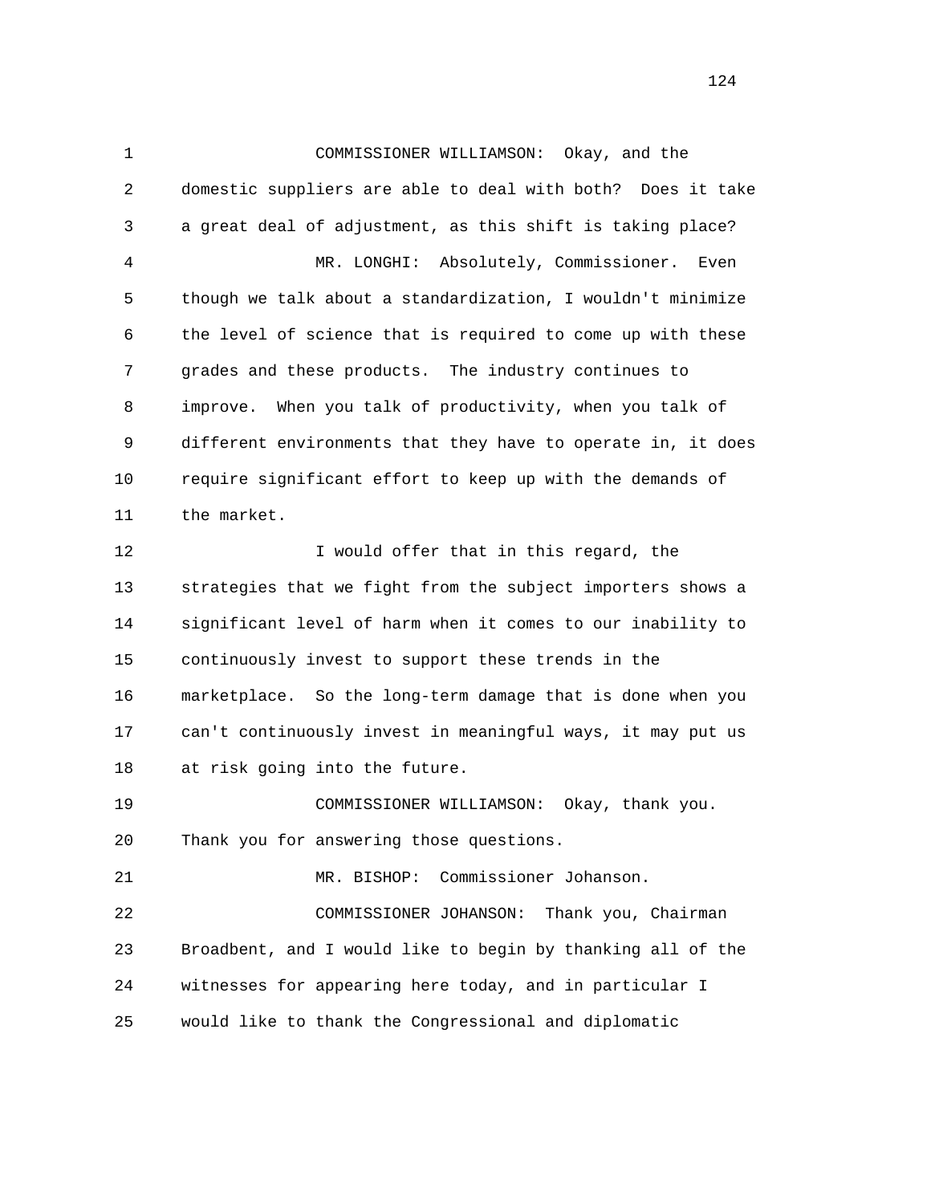COMMISSIONER WILLIAMSON: Okay, and the domestic suppliers are able to deal with both? Does it take a great deal of adjustment, as this shift is taking place?

MR. LONGHI: Absolutely, Commissioner. Even though we talk about a standardization, I wouldn't minimize the level of science that is required to come up with these grades and these products. The industry continues to improve. When you talk of productivity, when you talk of different environments that they have to operate in, it does require significant effort to keep up with the demands of the market.

I would offer that in this regard, the strategies that we fight from the subject importers shows a significant level of harm when it comes to our inability to continuously invest to support these trends in the marketplace. So the long-term damage that is done when you can't continuously invest in meaningful ways, it may put us at risk going into the future.

COMMISSIONER WILLIAMSON: Okay, thank you. Thank you for answering those questions.

MR. BISHOP: Commissioner Johanson.

COMMISSIONER JOHANSON: Thank you, Chairman Broadbent, and I would like to begin by thanking all of the witnesses for appearing here today, and in particular I would like to thank the Congressional and diplomatic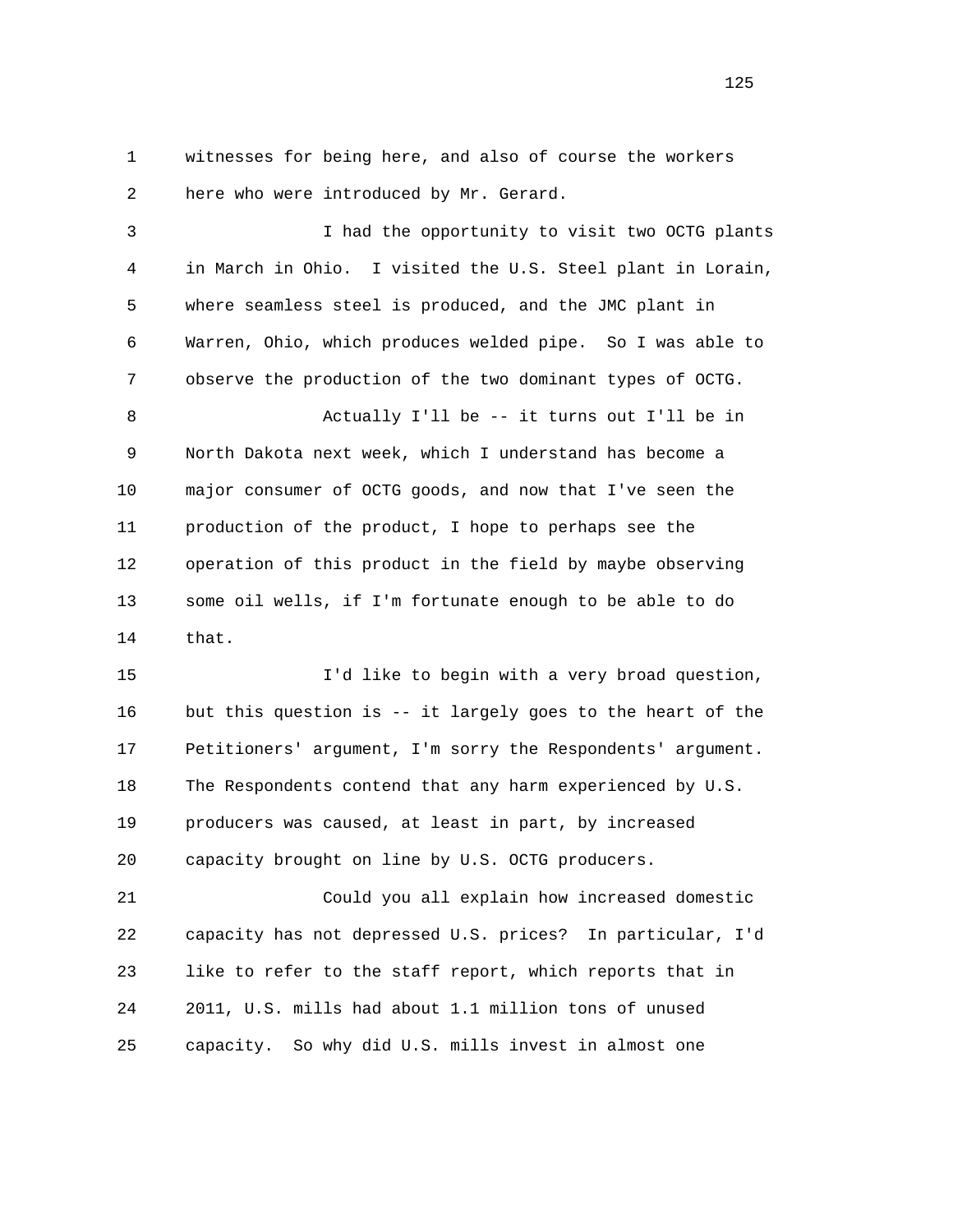witnesses for being here, and also of course the workers here who were introduced by Mr. Gerard.

I had the opportunity to visit two OCTG plants in March in Ohio. I visited the U.S. Steel plant in Lorain, where seamless steel is produced, and the JMC plant in Warren, Ohio, which produces welded pipe. So I was able to observe the production of the two dominant types of OCTG.

Actually I'll be -- it turns out I'll be in North Dakota next week, which I understand has become a major consumer of OCTG goods, and now that I've seen the production of the product, I hope to perhaps see the operation of this product in the field by maybe observing some oil wells, if I'm fortunate enough to be able to do that.

I'd like to begin with a very broad question, but this question is -- it largely goes to the heart of the Petitioners' argument, I'm sorry the Respondents' argument. The Respondents contend that any harm experienced by U.S. producers was caused, at least in part, by increased capacity brought on line by U.S. OCTG producers.

Could you all explain how increased domestic capacity has not depressed U.S. prices? In particular, I'd like to refer to the staff report, which reports that in 2011, U.S. mills had about 1.1 million tons of unused capacity. So why did U.S. mills invest in almost one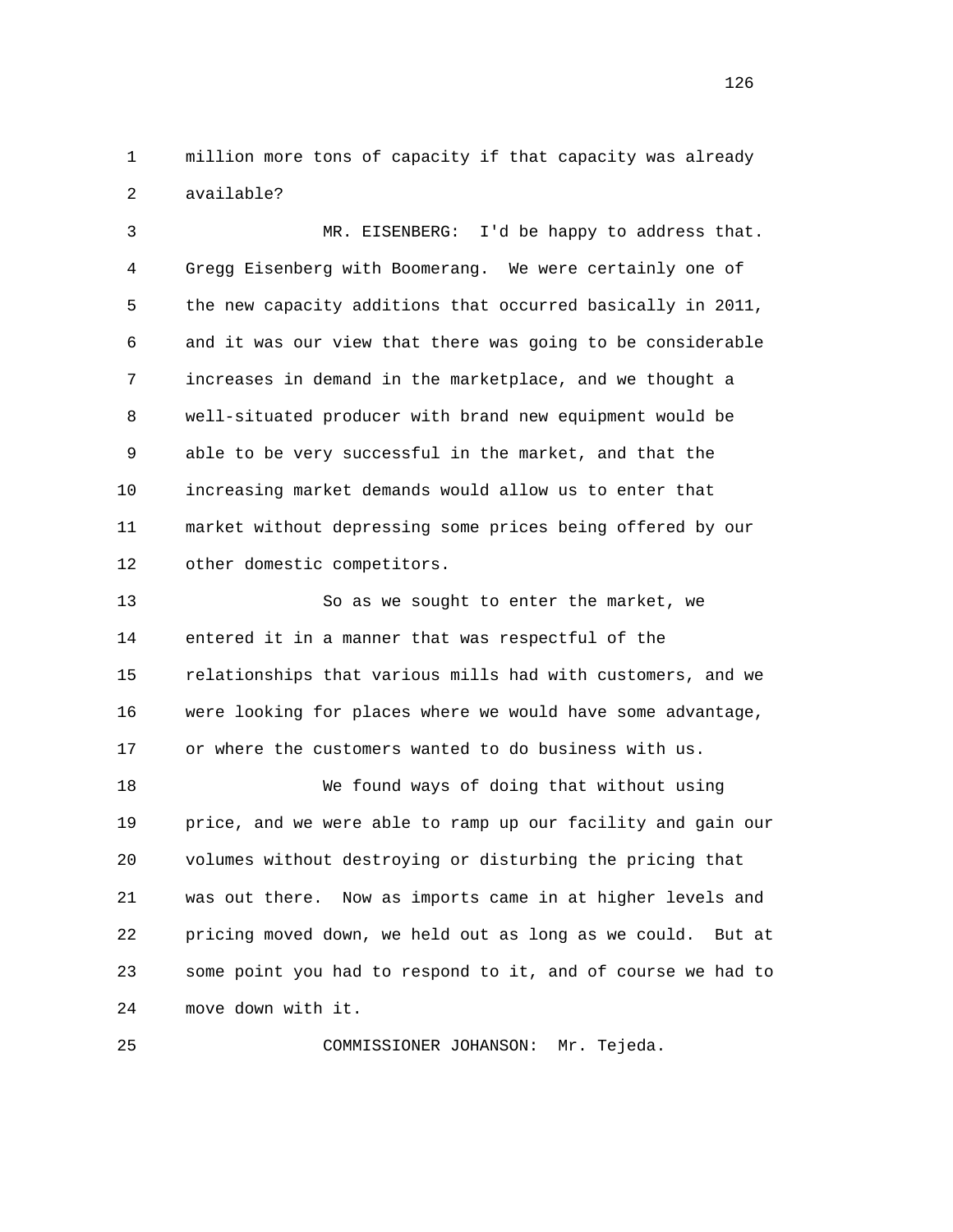million more tons of capacity if that capacity was already available?

MR. EISENBERG: I'd be happy to address that. Gregg Eisenberg with Boomerang. We were certainly one of the new capacity additions that occurred basically in 2011, and it was our view that there was going to be considerable increases in demand in the marketplace, and we thought a well-situated producer with brand new equipment would be able to be very successful in the market, and that the increasing market demands would allow us to enter that market without depressing some prices being offered by our other domestic competitors.

So as we sought to enter the market, we entered it in a manner that was respectful of the relationships that various mills had with customers, and we were looking for places where we would have some advantage, or where the customers wanted to do business with us.

We found ways of doing that without using price, and we were able to ramp up our facility and gain our volumes without destroying or disturbing the pricing that was out there. Now as imports came in at higher levels and pricing moved down, we held out as long as we could. But at some point you had to respond to it, and of course we had to move down with it.

COMMISSIONER JOHANSON: Mr. Tejeda.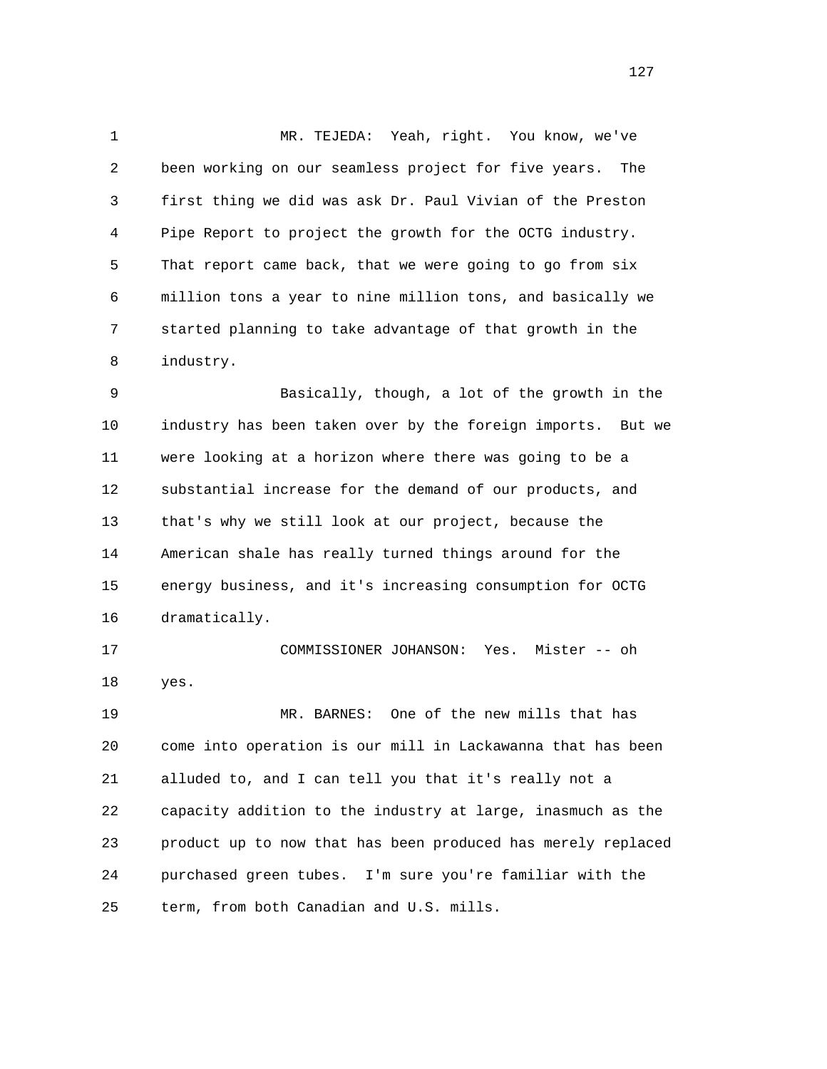MR. TEJEDA: Yeah, right. You know, we've been working on our seamless project for five years. The first thing we did was ask Dr. Paul Vivian of the Preston Pipe Report to project the growth for the OCTG industry. That report came back, that we were going to go from six million tons a year to nine million tons, and basically we started planning to take advantage of that growth in the industry.

Basically, though, a lot of the growth in the industry has been taken over by the foreign imports. But we were looking at a horizon where there was going to be a substantial increase for the demand of our products, and that's why we still look at our project, because the American shale has really turned things around for the energy business, and it's increasing consumption for OCTG dramatically.

COMMISSIONER JOHANSON: Yes. Mister -- oh yes.

MR. BARNES: One of the new mills that has come into operation is our mill in Lackawanna that has been alluded to, and I can tell you that it's really not a capacity addition to the industry at large, inasmuch as the product up to now that has been produced has merely replaced purchased green tubes. I'm sure you're familiar with the term, from both Canadian and U.S. mills.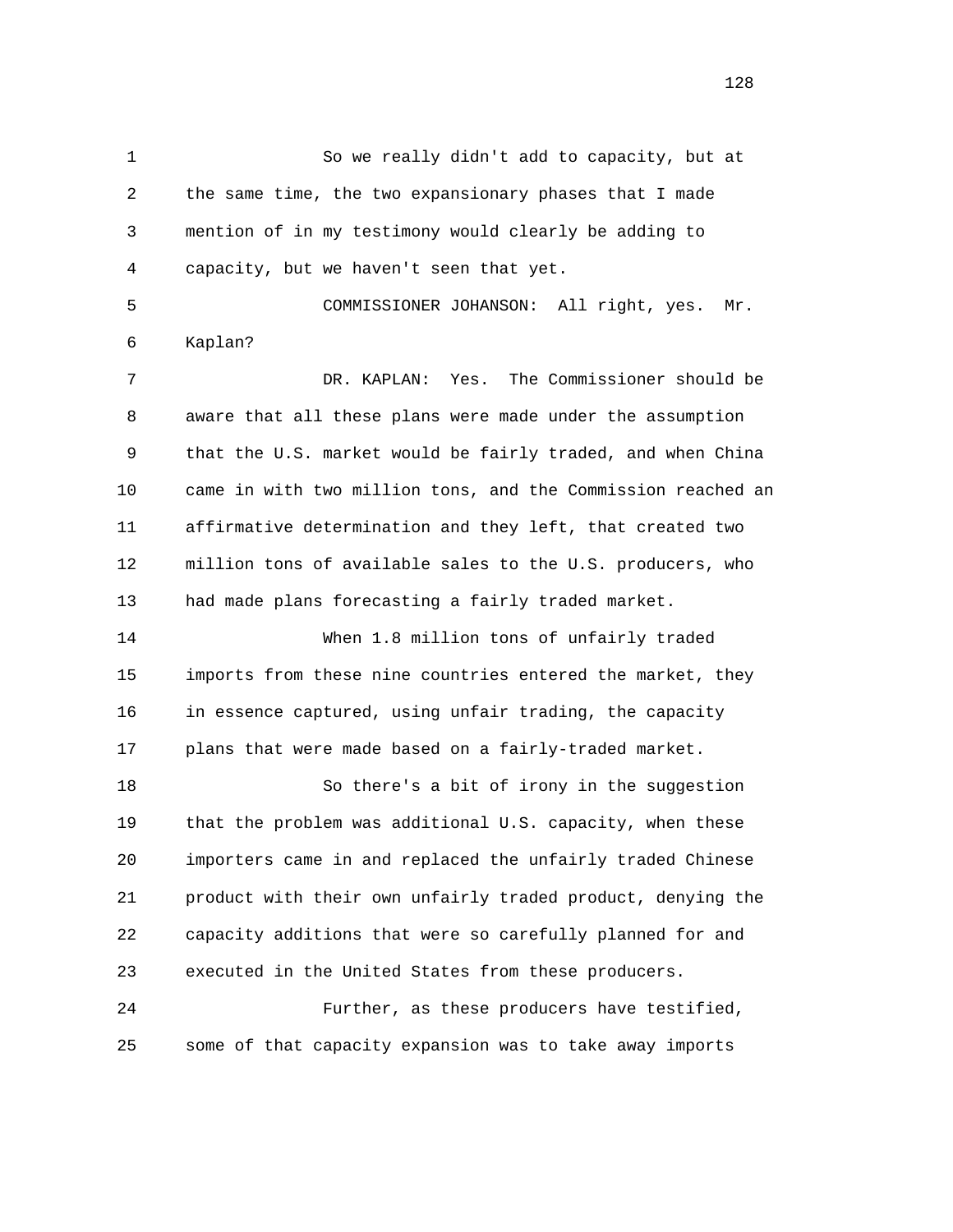So we really didn't add to capacity, but at the same time, the two expansionary phases that I made mention of in my testimony would clearly be adding to capacity, but we haven't seen that yet.

COMMISSIONER JOHANSON: All right, yes. Mr. Kaplan?

DR. KAPLAN: Yes. The Commissioner should be aware that all these plans were made under the assumption that the U.S. market would be fairly traded, and when China came in with two million tons, and the Commission reached an affirmative determination and they left, that created two million tons of available sales to the U.S. producers, who had made plans forecasting a fairly traded market.

When 1.8 million tons of unfairly traded imports from these nine countries entered the market, they in essence captured, using unfair trading, the capacity plans that were made based on a fairly-traded market.

So there's a bit of irony in the suggestion that the problem was additional U.S. capacity, when these importers came in and replaced the unfairly traded Chinese product with their own unfairly traded product, denying the capacity additions that were so carefully planned for and executed in the United States from these producers.

Further, as these producers have testified, some of that capacity expansion was to take away imports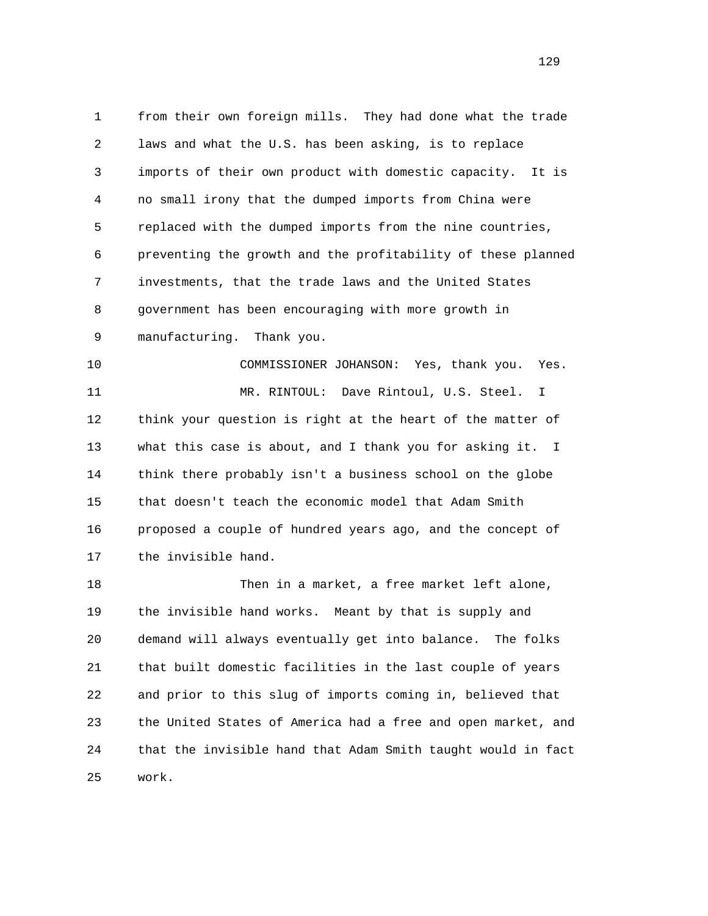from their own foreign mills. They had done what the trade laws and what the U.S. has been asking, is to replace imports of their own product with domestic capacity. It is no small irony that the dumped imports from China were replaced with the dumped imports from the nine countries, preventing the growth and the profitability of these planned investments, that the trade laws and the United States government has been encouraging with more growth in manufacturing. Thank you.

COMMISSIONER JOHANSON: Yes, thank you. Yes.

MR. RINTOUL: Dave Rintoul, U.S. Steel. I think your question is right at the heart of the matter of what this case is about, and I thank you for asking it. I think there probably isn't a business school on the globe that doesn't teach the economic model that Adam Smith proposed a couple of hundred years ago, and the concept of the invisible hand.

Then in a market, a free market left alone, the invisible hand works. Meant by that is supply and demand will always eventually get into balance. The folks that built domestic facilities in the last couple of years and prior to this slug of imports coming in, believed that the United States of America had a free and open market, and that the invisible hand that Adam Smith taught would in fact work.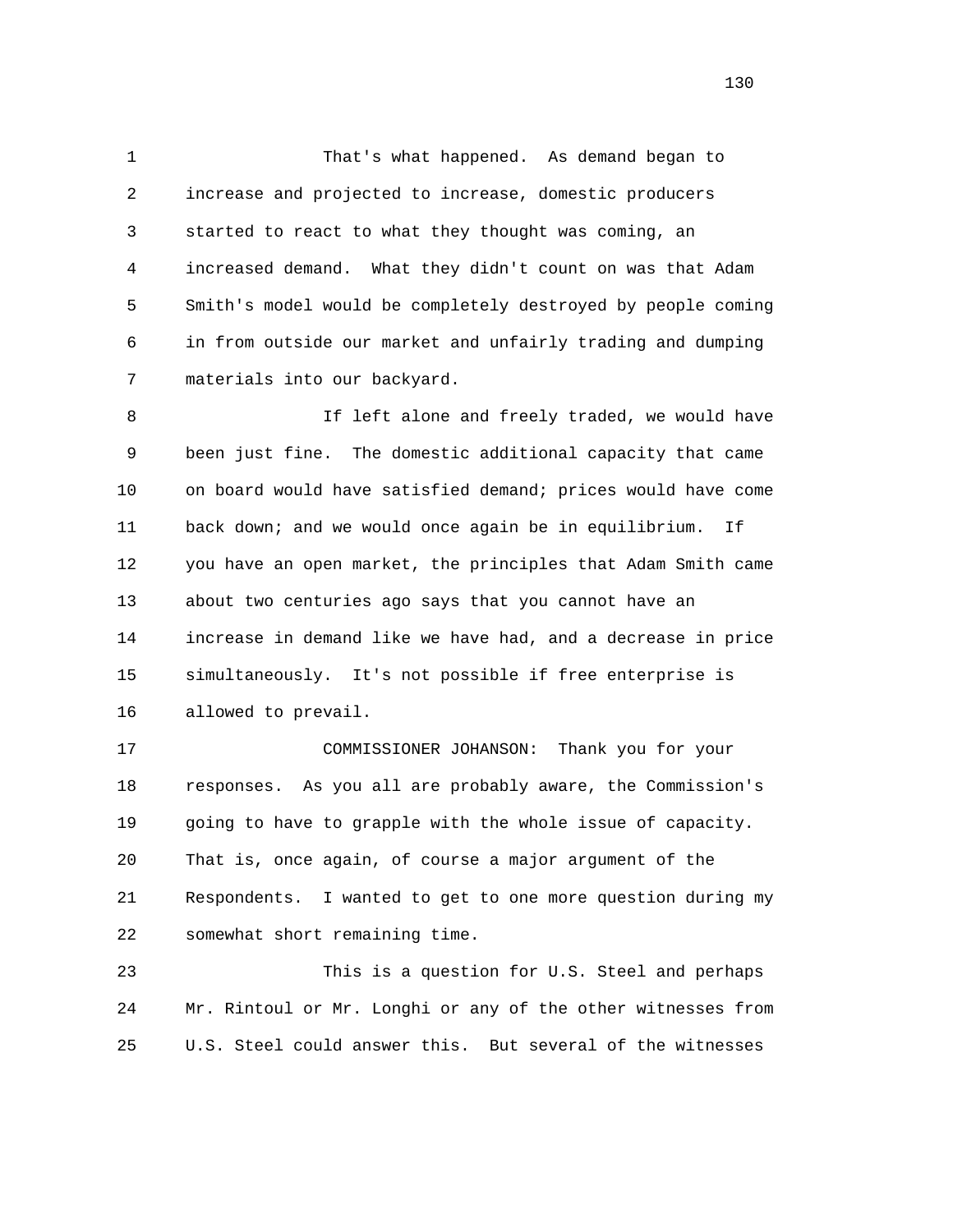That's what happened. As demand began to increase and projected to increase, domestic producers started to react to what they thought was coming, an increased demand. What they didn't count on was that Adam Smith's model would be completely destroyed by people coming in from outside our market and unfairly trading and dumping materials into our backyard.

If left alone and freely traded, we would have been just fine. The domestic additional capacity that came on board would have satisfied demand; prices would have come back down; and we would once again be in equilibrium. If you have an open market, the principles that Adam Smith came about two centuries ago says that you cannot have an increase in demand like we have had, and a decrease in price simultaneously. It's not possible if free enterprise is allowed to prevail.

COMMISSIONER JOHANSON: Thank you for your responses. As you all are probably aware, the Commission's going to have to grapple with the whole issue of capacity. That is, once again, of course a major argument of the Respondents. I wanted to get to one more question during my somewhat short remaining time.

This is a question for U.S. Steel and perhaps Mr. Rintoul or Mr. Longhi or any of the other witnesses from U.S. Steel could answer this. But several of the witnesses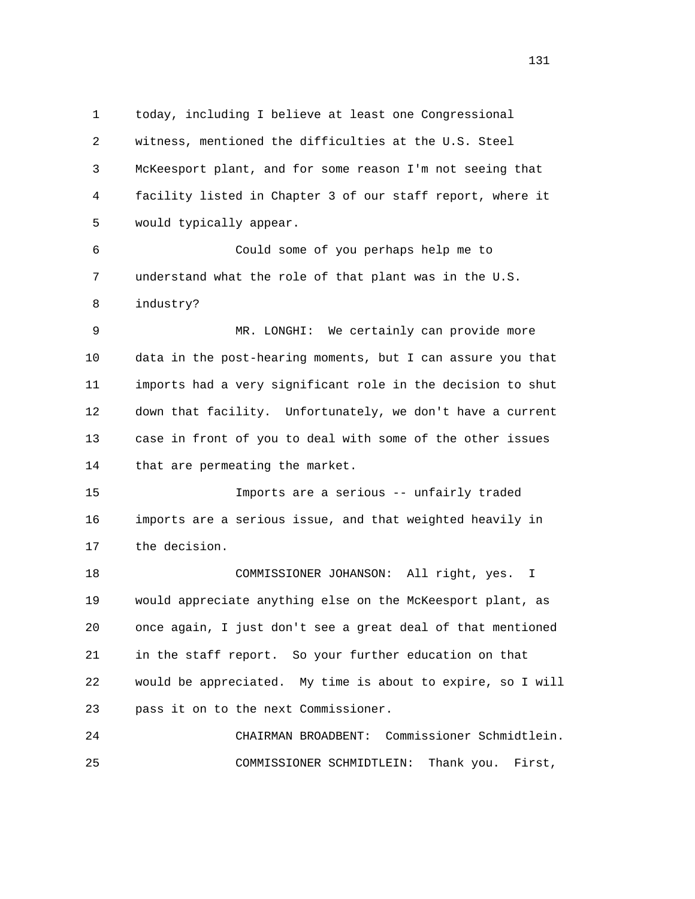today, including I believe at least one Congressional witness, mentioned the difficulties at the U.S. Steel McKeesport plant, and for some reason I'm not seeing that facility listed in Chapter 3 of our staff report, where it would typically appear.

Could some of you perhaps help me to understand what the role of that plant was in the U.S. industry?

MR. LONGHI: We certainly can provide more data in the post-hearing moments, but I can assure you that imports had a very significant role in the decision to shut down that facility. Unfortunately, we don't have a current case in front of you to deal with some of the other issues that are permeating the market.

Imports are a serious -- unfairly traded imports are a serious issue, and that weighted heavily in the decision.

COMMISSIONER JOHANSON: All right, yes. I would appreciate anything else on the McKeesport plant, as once again, I just don't see a great deal of that mentioned in the staff report. So your further education on that would be appreciated. My time is about to expire, so I will pass it on to the next Commissioner.

CHAIRMAN BROADBENT: Commissioner Schmidtlein.

COMMISSIONER SCHMIDTLEIN: Thank you. First,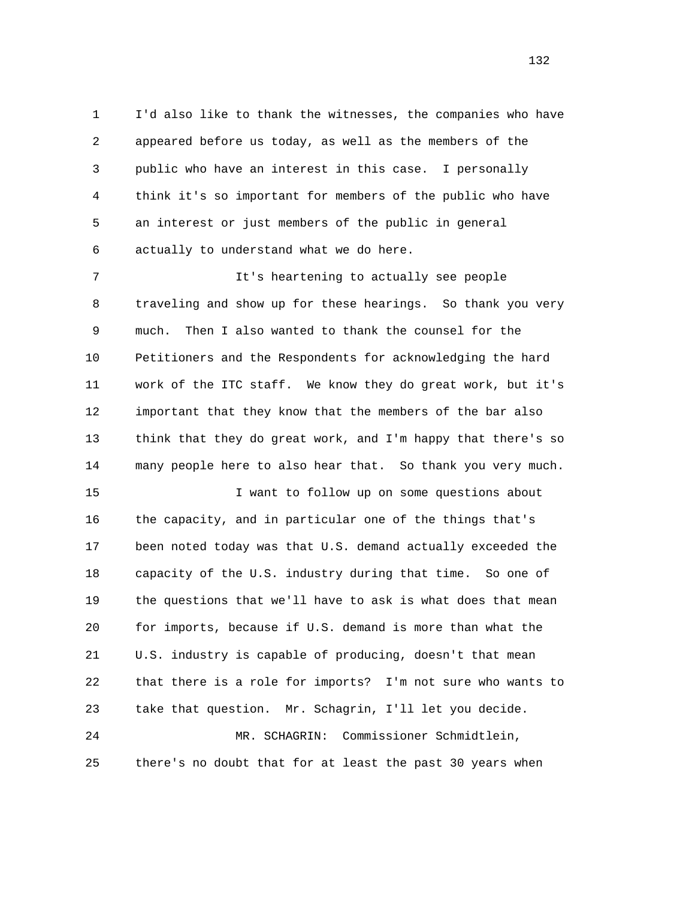I'd also like to thank the witnesses, the companies who have appeared before us today, as well as the members of the public who have an interest in this case. I personally think it's so important for members of the public who have an interest or just members of the public in general actually to understand what we do here.

It's heartening to actually see people traveling and show up for these hearings. So thank you very much. Then I also wanted to thank the counsel for the Petitioners and the Respondents for acknowledging the hard work of the ITC staff. We know they do great work, but it's important that they know that the members of the bar also think that they do great work, and I'm happy that there's so many people here to also hear that. So thank you very much.

I want to follow up on some questions about the capacity, and in particular one of the things that's been noted today was that U.S. demand actually exceeded the capacity of the U.S. industry during that time. So one of the questions that we'll have to ask is what does that mean for imports, because if U.S. demand is more than what the U.S. industry is capable of producing, doesn't that mean that there is a role for imports? I'm not sure who wants to take that question. Mr. Schagrin, I'll let you decide.

MR. SCHAGRIN: Commissioner Schmidtlein, there's no doubt that for at least the past 30 years when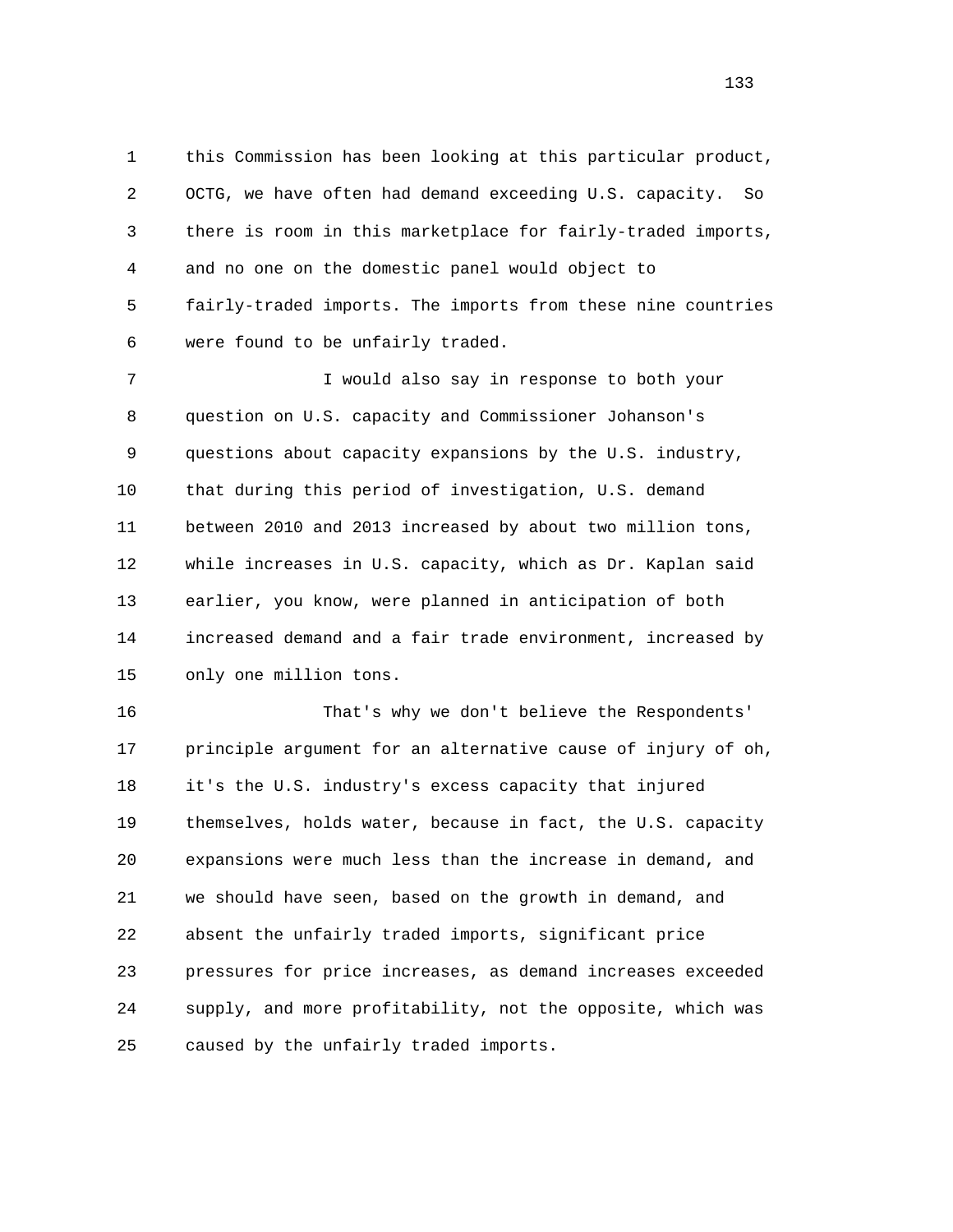this Commission has been looking at this particular product, OCTG, we have often had demand exceeding U.S. capacity. So there is room in this marketplace for fairly-traded imports, and no one on the domestic panel would object to fairly-traded imports. The imports from these nine countries were found to be unfairly traded.

I would also say in response to both your question on U.S. capacity and Commissioner Johanson's questions about capacity expansions by the U.S. industry, that during this period of investigation, U.S. demand between 2010 and 2013 increased by about two million tons, while increases in U.S. capacity, which as Dr. Kaplan said earlier, you know, were planned in anticipation of both increased demand and a fair trade environment, increased by only one million tons.

That's why we don't believe the Respondents' principle argument for an alternative cause of injury of oh, it's the U.S. industry's excess capacity that injured themselves, holds water, because in fact, the U.S. capacity expansions were much less than the increase in demand, and we should have seen, based on the growth in demand, and absent the unfairly traded imports, significant price pressures for price increases, as demand increases exceeded supply, and more profitability, not the opposite, which was caused by the unfairly traded imports.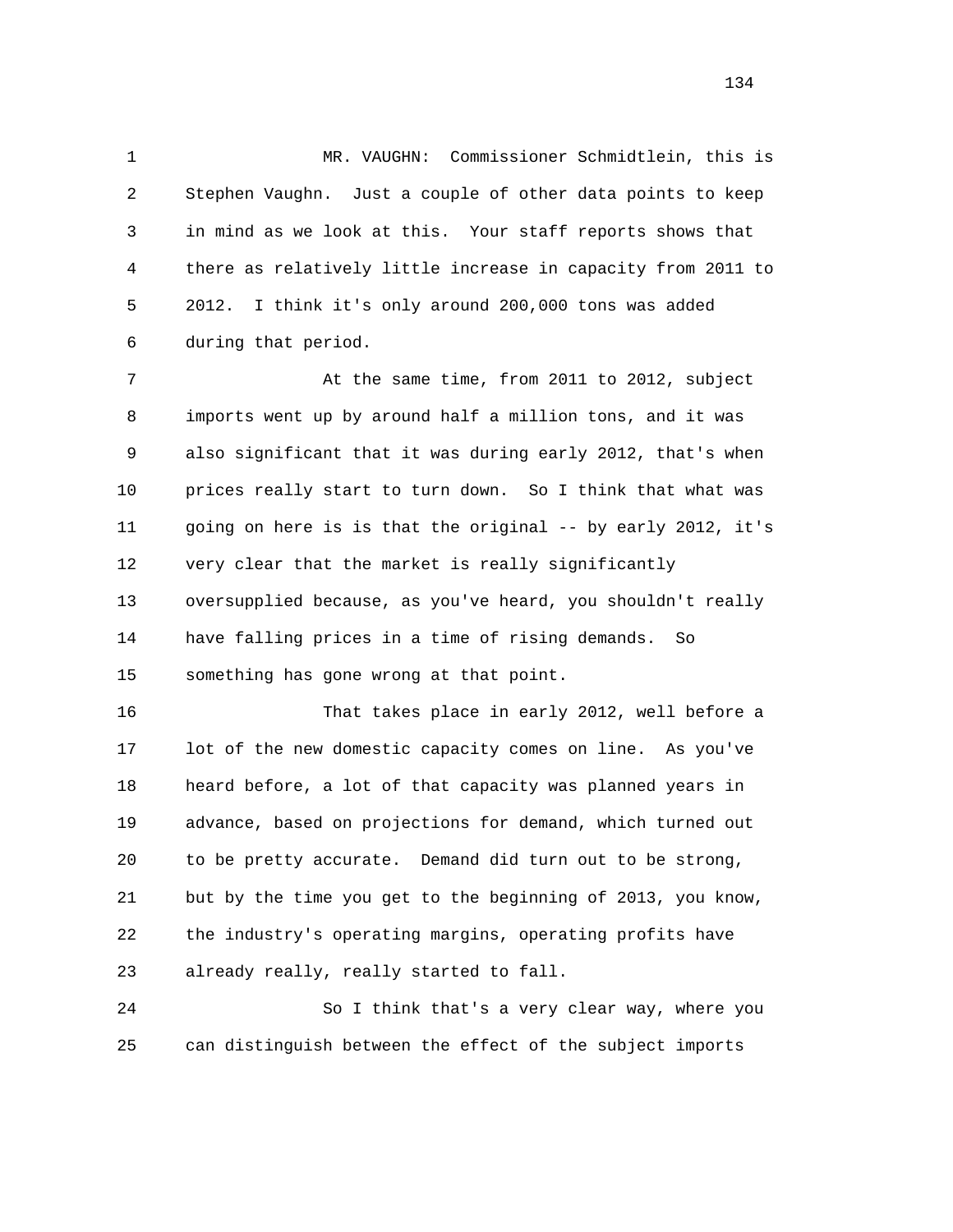MR. VAUGHN: Commissioner Schmidtlein, this is Stephen Vaughn. Just a couple of other data points to keep in mind as we look at this. Your staff reports shows that there as relatively little increase in capacity from 2011 to 2012. I think it's only around 200,000 tons was added during that period.

At the same time, from 2011 to 2012, subject imports went up by around half a million tons, and it was also significant that it was during early 2012, that's when prices really start to turn down. So I think that what was going on here is is that the original -- by early 2012, it's very clear that the market is really significantly oversupplied because, as you've heard, you shouldn't really have falling prices in a time of rising demands. So something has gone wrong at that point.

That takes place in early 2012, well before a lot of the new domestic capacity comes on line. As you've heard before, a lot of that capacity was planned years in advance, based on projections for demand, which turned out to be pretty accurate. Demand did turn out to be strong, but by the time you get to the beginning of 2013, you know, the industry's operating margins, operating profits have already really, really started to fall.

So I think that's a very clear way, where you can distinguish between the effect of the subject imports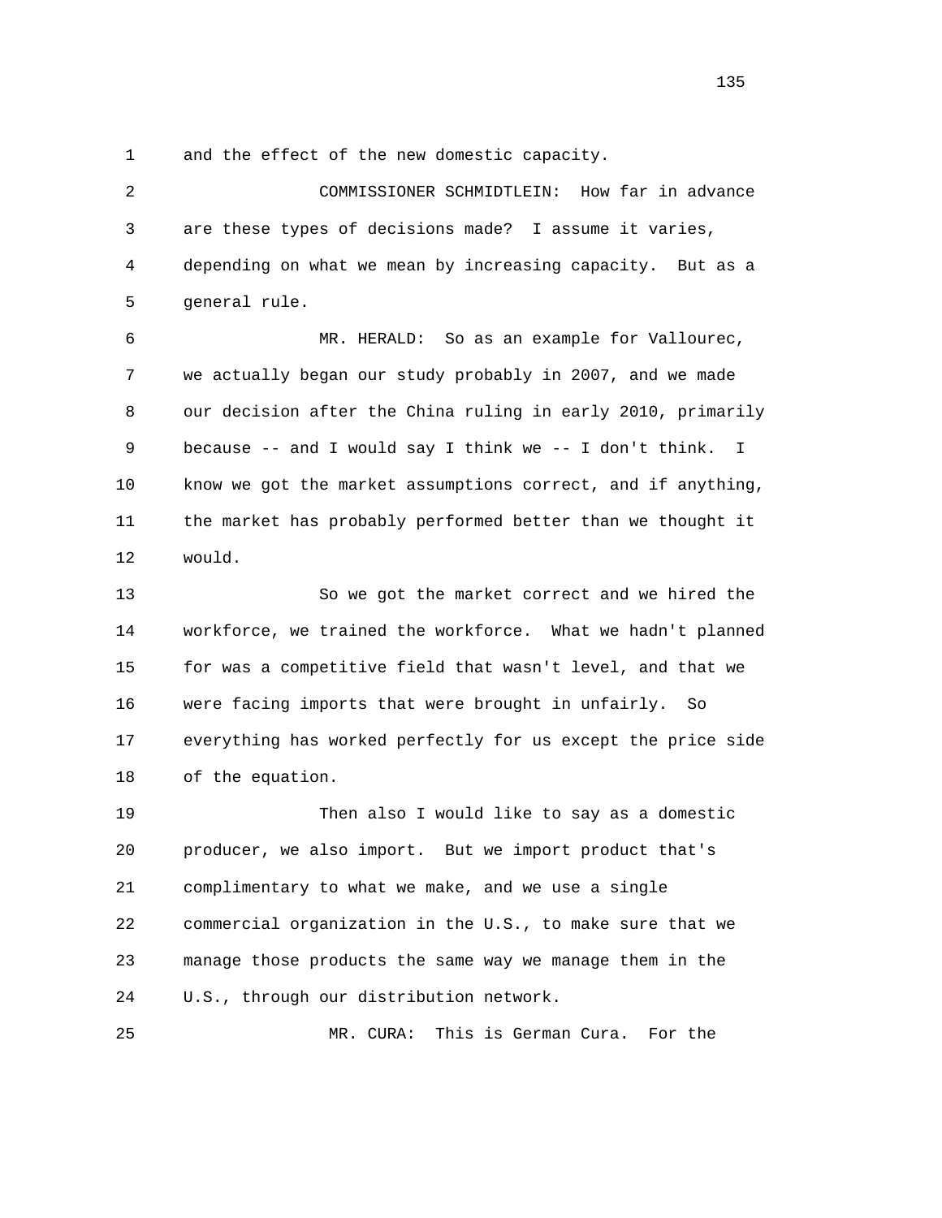and the effect of the new domestic capacity.

COMMISSIONER SCHMIDTLEIN: How far in advance are these types of decisions made? I assume it varies, depending on what we mean by increasing capacity. But as a general rule.

MR. HERALD: So as an example for Vallourec, we actually began our study probably in 2007, and we made our decision after the China ruling in early 2010, primarily because -- and I would say I think we -- I don't think. I know we got the market assumptions correct, and if anything, the market has probably performed better than we thought it would.

So we got the market correct and we hired the workforce, we trained the workforce. What we hadn't planned for was a competitive field that wasn't level, and that we were facing imports that were brought in unfairly. So everything has worked perfectly for us except the price side of the equation.

Then also I would like to say as a domestic producer, we also import. But we import product that's complimentary to what we make, and we use a single commercial organization in the U.S., to make sure that we manage those products the same way we manage them in the U.S., through our distribution network.

MR. CURA: This is German Cura. For the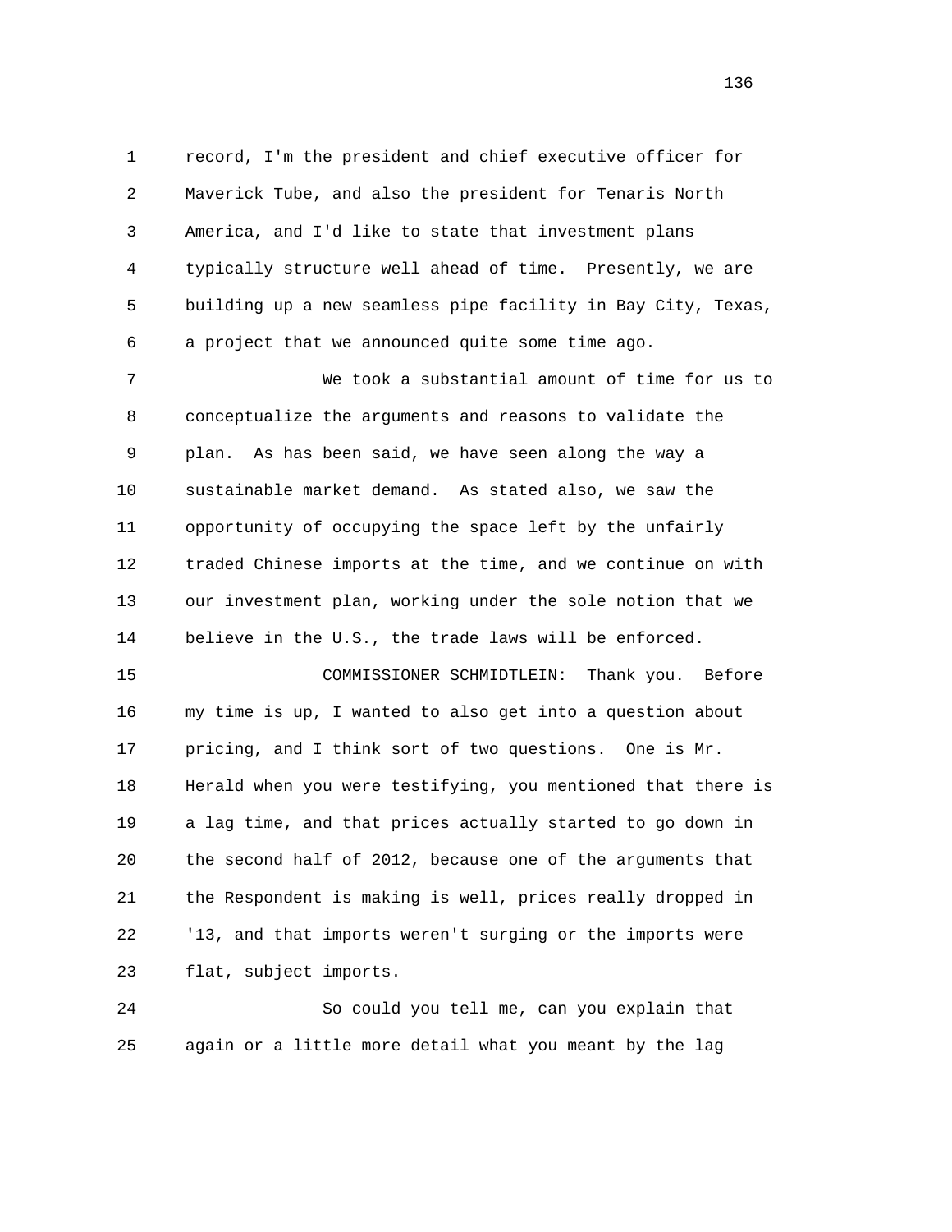record, I'm the president and chief executive officer for Maverick Tube, and also the president for Tenaris North America, and I'd like to state that investment plans typically structure well ahead of time. Presently, we are building up a new seamless pipe facility in Bay City, Texas, a project that we announced quite some time ago.

We took a substantial amount of time for us to conceptualize the arguments and reasons to validate the plan. As has been said, we have seen along the way a sustainable market demand. As stated also, we saw the opportunity of occupying the space left by the unfairly traded Chinese imports at the time, and we continue on with our investment plan, working under the sole notion that we believe in the U.S., the trade laws will be enforced.

COMMISSIONER SCHMIDTLEIN: Thank you. Before my time is up, I wanted to also get into a question about pricing, and I think sort of two questions. One is Mr. Herald when you were testifying, you mentioned that there is a lag time, and that prices actually started to go down in the second half of 2012, because one of the arguments that the Respondent is making is well, prices really dropped in '13, and that imports weren't surging or the imports were flat, subject imports.

So could you tell me, can you explain that again or a little more detail what you meant by the lag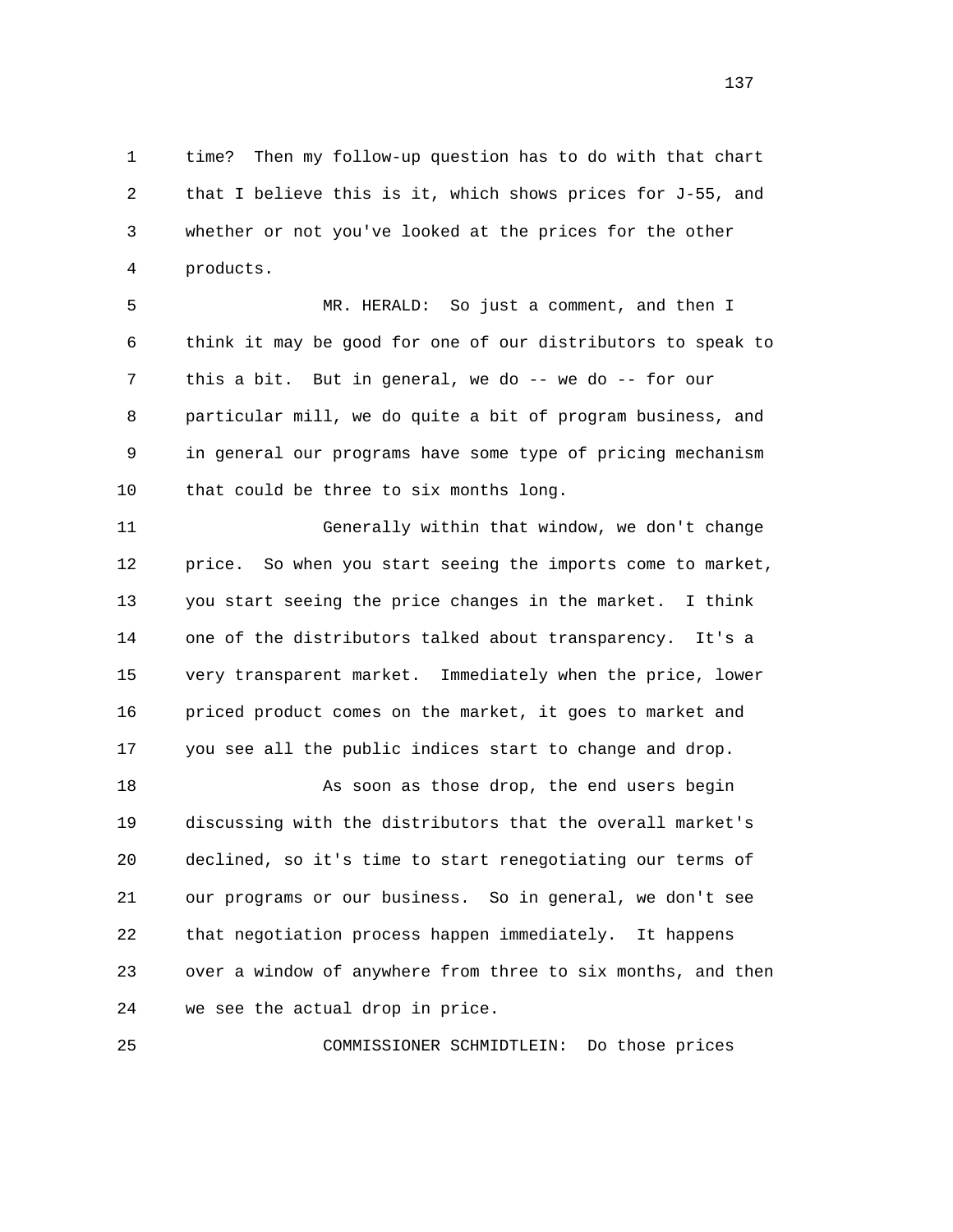time? Then my follow-up question has to do with that chart that I believe this is it, which shows prices for J-55, and whether or not you've looked at the prices for the other products.

MR. HERALD: So just a comment, and then I think it may be good for one of our distributors to speak to this a bit. But in general, we do -- we do -- for our particular mill, we do quite a bit of program business, and in general our programs have some type of pricing mechanism that could be three to six months long.

Generally within that window, we don't change price. So when you start seeing the imports come to market, you start seeing the price changes in the market. I think one of the distributors talked about transparency. It's a very transparent market. Immediately when the price, lower priced product comes on the market, it goes to market and you see all the public indices start to change and drop.

As soon as those drop, the end users begin discussing with the distributors that the overall market's declined, so it's time to start renegotiating our terms of our programs or our business. So in general, we don't see that negotiation process happen immediately. It happens over a window of anywhere from three to six months, and then we see the actual drop in price.

COMMISSIONER SCHMIDTLEIN: Do those prices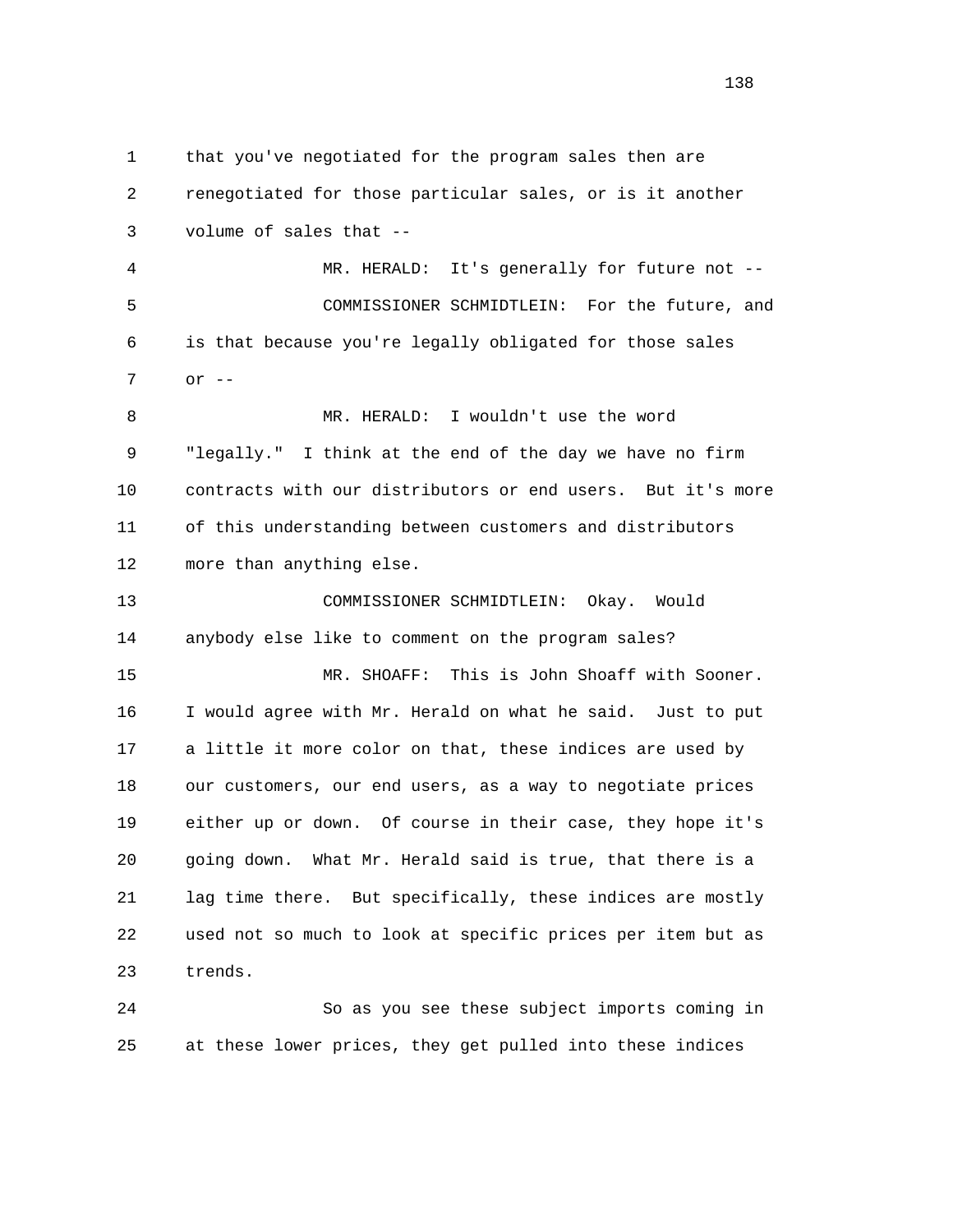that you've negotiated for the program sales then are renegotiated for those particular sales, or is it another volume of sales that --

MR. HERALD: It's generally for future not --

COMMISSIONER SCHMIDTLEIN: For the future, and is that because you're legally obligated for those sales or --

MR. HERALD: I wouldn't use the word "legally." I think at the end of the day we have no firm contracts with our distributors or end users. But it's more of this understanding between customers and distributors more than anything else.

COMMISSIONER SCHMIDTLEIN: Okay. Would anybody else like to comment on the program sales?

MR. SHOAFF: This is John Shoaff with Sooner. I would agree with Mr. Herald on what he said. Just to put a little it more color on that, these indices are used by our customers, our end users, as a way to negotiate prices either up or down. Of course in their case, they hope it's going down. What Mr. Herald said is true, that there is a lag time there. But specifically, these indices are mostly used not so much to look at specific prices per item but as trends.

So as you see these subject imports coming in at these lower prices, they get pulled into these indices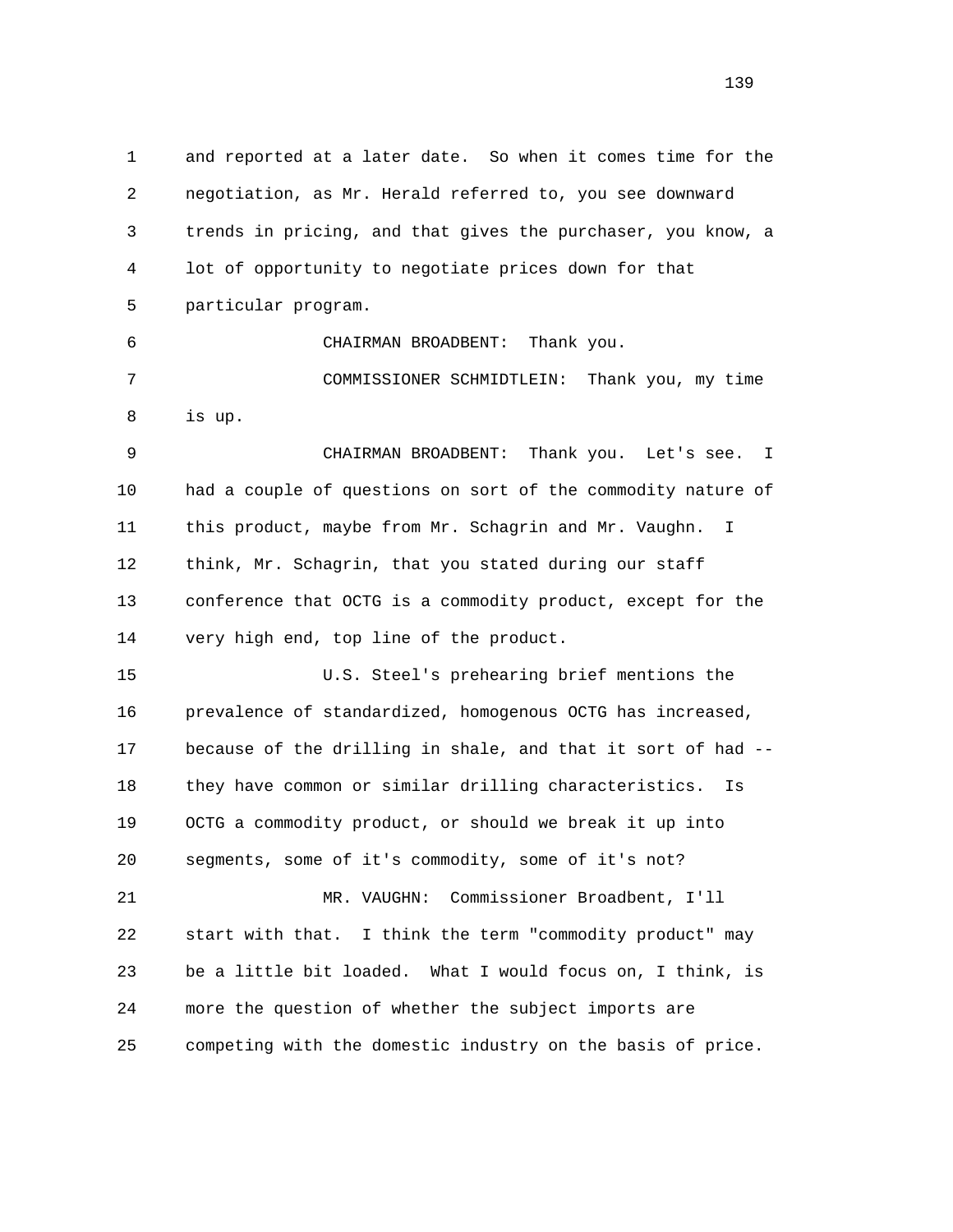and reported at a later date. So when it comes time for the negotiation, as Mr. Herald referred to, you see downward trends in pricing, and that gives the purchaser, you know, a lot of opportunity to negotiate prices down for that particular program.

CHAIRMAN BROADBENT: Thank you.

COMMISSIONER SCHMIDTLEIN: Thank you, my time is up.

CHAIRMAN BROADBENT: Thank you. Let's see. I had a couple of questions on sort of the commodity nature of this product, maybe from Mr. Schagrin and Mr. Vaughn. I think, Mr. Schagrin, that you stated during our staff conference that OCTG is a commodity product, except for the very high end, top line of the product.

U.S. Steel's prehearing brief mentions the prevalence of standardized, homogenous OCTG has increased, because of the drilling in shale, and that it sort of had -- they have common or similar drilling characteristics. Is OCTG a commodity product, or should we break it up into segments, some of it's commodity, some of it's not?

MR. VAUGHN: Commissioner Broadbent, I'll start with that. I think the term "commodity product" may be a little bit loaded. What I would focus on, I think, is more the question of whether the subject imports are competing with the domestic industry on the basis of price.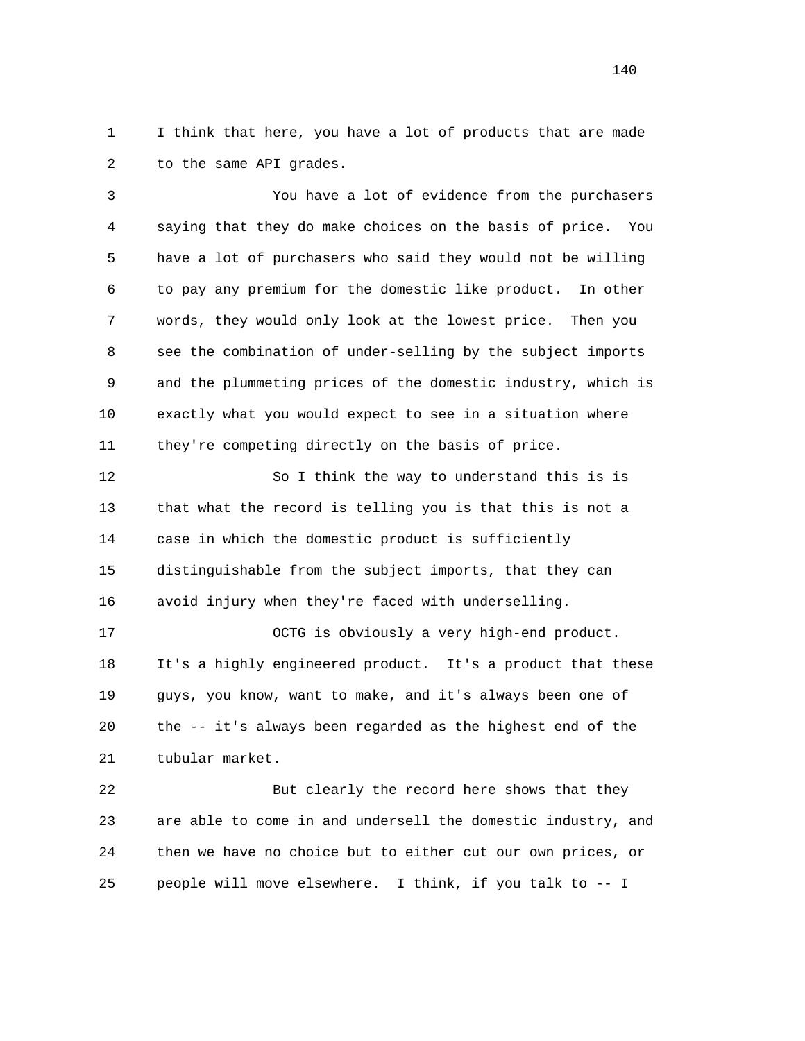I think that here, you have a lot of products that are made to the same API grades.

You have a lot of evidence from the purchasers saying that they do make choices on the basis of price. You have a lot of purchasers who said they would not be willing to pay any premium for the domestic like product. In other words, they would only look at the lowest price. Then you see the combination of under-selling by the subject imports and the plummeting prices of the domestic industry, which is exactly what you would expect to see in a situation where they're competing directly on the basis of price.

So I think the way to understand this is is that what the record is telling you is that this is not a case in which the domestic product is sufficiently distinguishable from the subject imports, that they can avoid injury when they're faced with underselling.

OCTG is obviously a very high-end product. It's a highly engineered product. It's a product that these guys, you know, want to make, and it's always been one of the -- it's always been regarded as the highest end of the tubular market.

But clearly the record here shows that they are able to come in and undersell the domestic industry, and then we have no choice but to either cut our own prices, or people will move elsewhere. I think, if you talk to -- I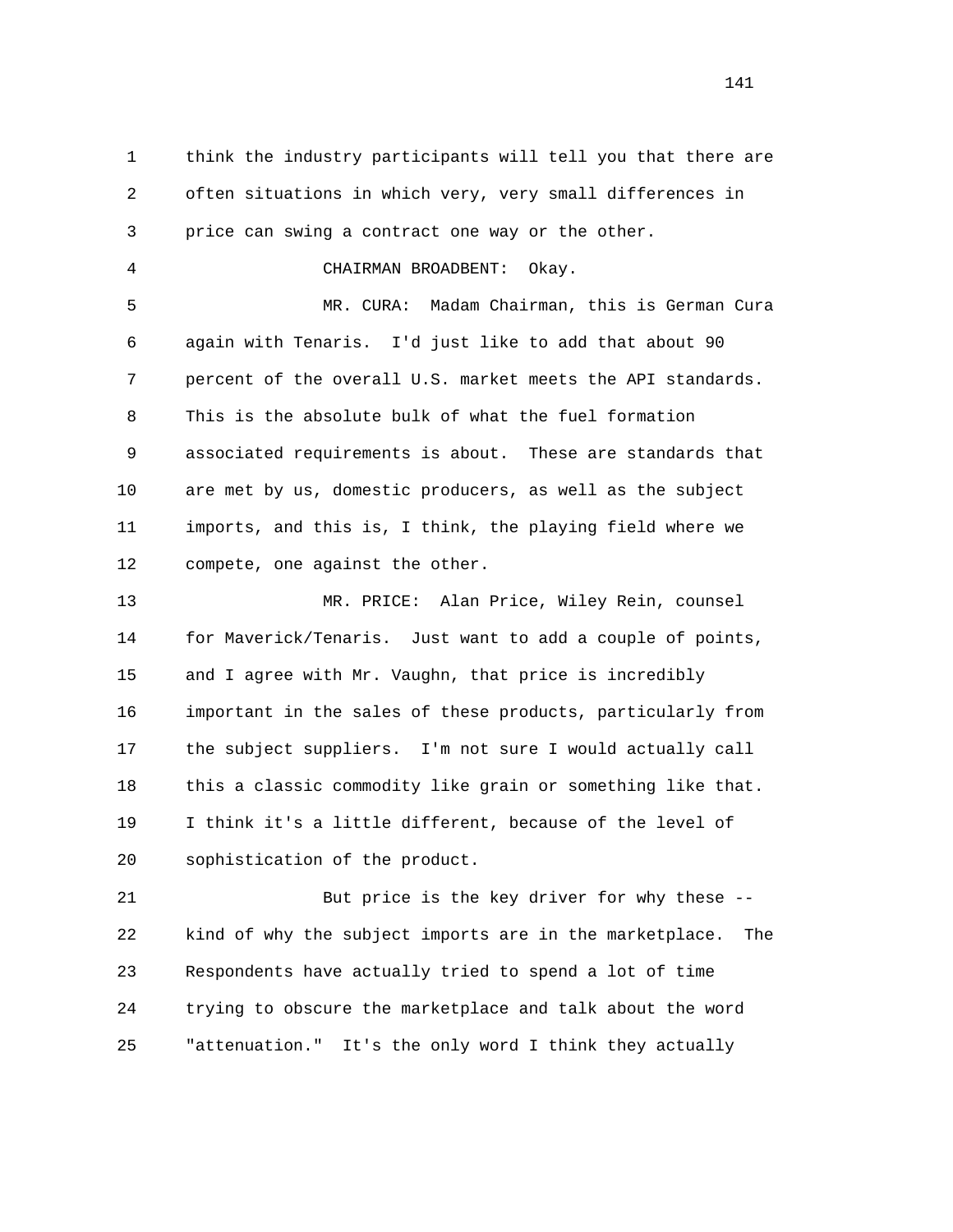think the industry participants will tell you that there are often situations in which very, very small differences in price can swing a contract one way or the other.

CHAIRMAN BROADBENT: Okay.

MR. CURA: Madam Chairman, this is German Cura again with Tenaris. I'd just like to add that about 90 percent of the overall U.S. market meets the API standards. This is the absolute bulk of what the fuel formation associated requirements is about. These are standards that are met by us, domestic producers, as well as the subject imports, and this is, I think, the playing field where we compete, one against the other.

MR. PRICE: Alan Price, Wiley Rein, counsel for Maverick/Tenaris. Just want to add a couple of points, and I agree with Mr. Vaughn, that price is incredibly important in the sales of these products, particularly from the subject suppliers. I'm not sure I would actually call this a classic commodity like grain or something like that. I think it's a little different, because of the level of sophistication of the product.

But price is the key driver for why these -- kind of why the subject imports are in the marketplace. The Respondents have actually tried to spend a lot of time trying to obscure the marketplace and talk about the word "attenuation." It's the only word I think they actually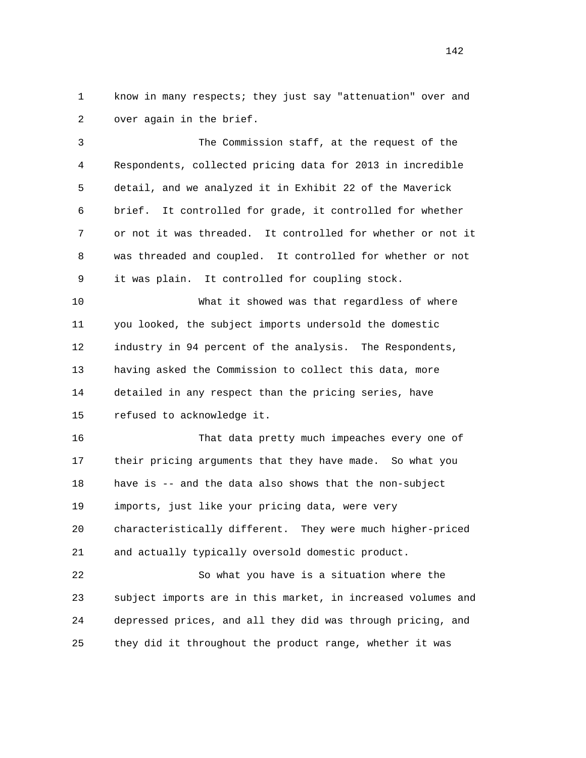know in many respects; they just say "attenuation" over and over again in the brief.

The Commission staff, at the request of the Respondents, collected pricing data for 2013 in incredible detail, and we analyzed it in Exhibit 22 of the Maverick brief. It controlled for grade, it controlled for whether or not it was threaded. It controlled for whether or not it was threaded and coupled. It controlled for whether or not it was plain. It controlled for coupling stock.

What it showed was that regardless of where you looked, the subject imports undersold the domestic industry in 94 percent of the analysis. The Respondents, having asked the Commission to collect this data, more detailed in any respect than the pricing series, have refused to acknowledge it.

That data pretty much impeaches every one of their pricing arguments that they have made. So what you have is -- and the data also shows that the non-subject imports, just like your pricing data, were very characteristically different. They were much higher-priced and actually typically oversold domestic product.

So what you have is a situation where the subject imports are in this market, in increased volumes and depressed prices, and all they did was through pricing, and they did it throughout the product range, whether it was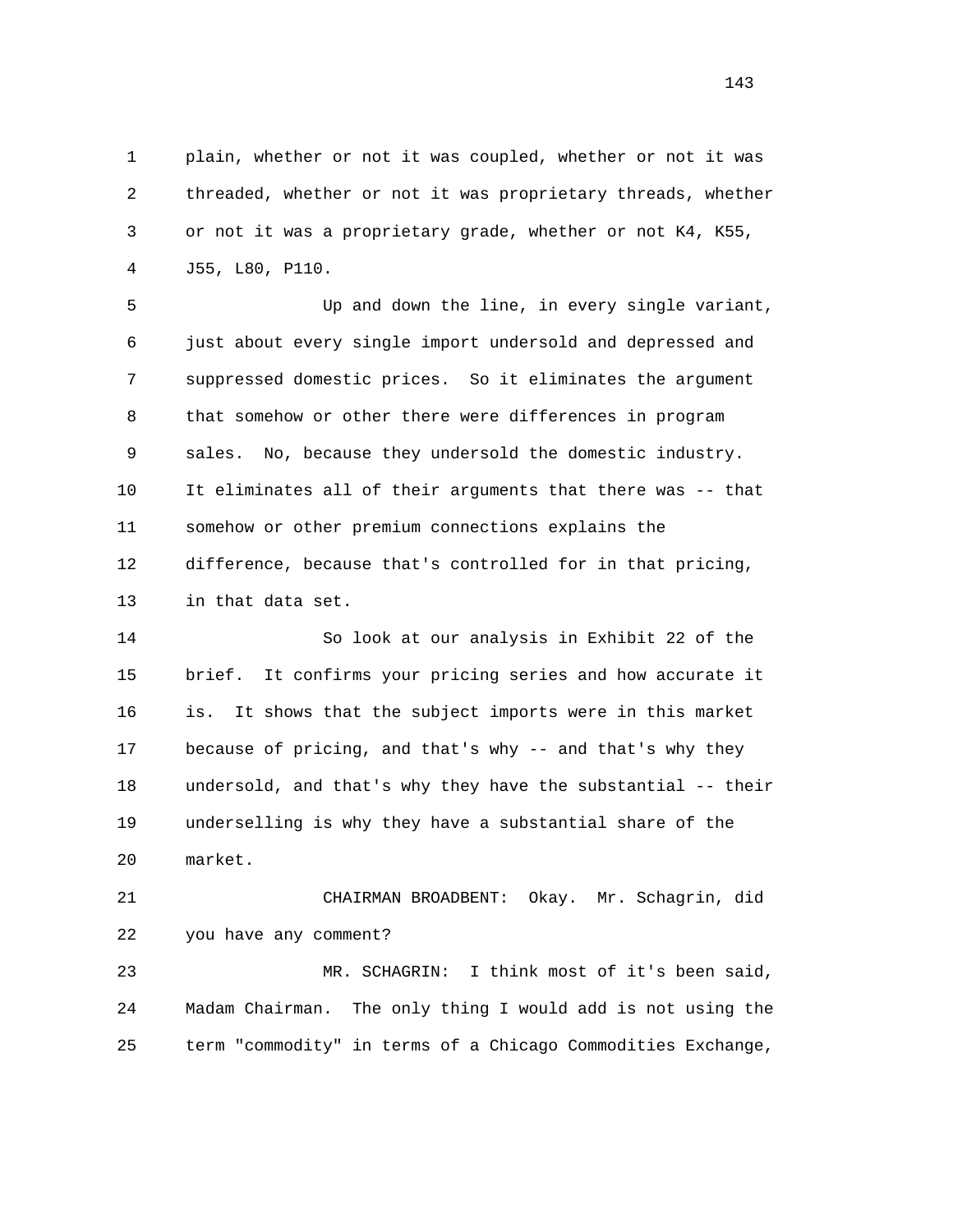plain, whether or not it was coupled, whether or not it was threaded, whether or not it was proprietary threads, whether or not it was a proprietary grade, whether or not K4, K55, J55, L80, P110.

Up and down the line, in every single variant, just about every single import undersold and depressed and suppressed domestic prices. So it eliminates the argument that somehow or other there were differences in program sales. No, because they undersold the domestic industry. It eliminates all of their arguments that there was -- that somehow or other premium connections explains the difference, because that's controlled for in that pricing, in that data set.

So look at our analysis in Exhibit 22 of the brief. It confirms your pricing series and how accurate it is. It shows that the subject imports were in this market because of pricing, and that's why -- and that's why they undersold, and that's why they have the substantial -- their underselling is why they have a substantial share of the market.

CHAIRMAN BROADBENT: Okay. Mr. Schagrin, did you have any comment?

MR. SCHAGRIN: I think most of it's been said, Madam Chairman. The only thing I would add is not using the term "commodity" in terms of a Chicago Commodities Exchange,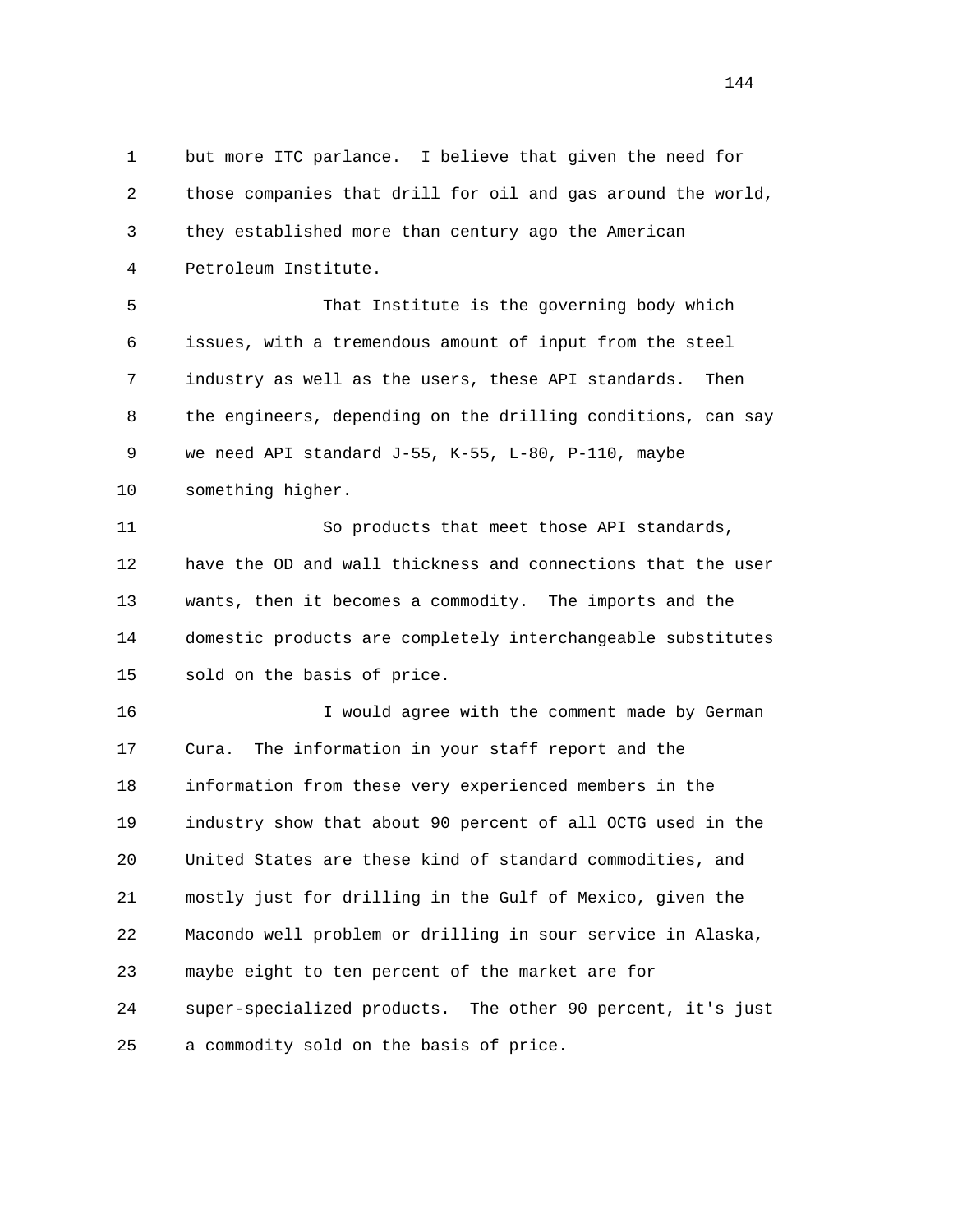but more ITC parlance. I believe that given the need for those companies that drill for oil and gas around the world, they established more than century ago the American Petroleum Institute.

That Institute is the governing body which issues, with a tremendous amount of input from the steel industry as well as the users, these API standards. Then the engineers, depending on the drilling conditions, can say we need API standard J-55, K-55, L-80, P-110, maybe something higher.

So products that meet those API standards, have the OD and wall thickness and connections that the user wants, then it becomes a commodity. The imports and the domestic products are completely interchangeable substitutes sold on the basis of price.

I would agree with the comment made by German Cura. The information in your staff report and the information from these very experienced members in the industry show that about 90 percent of all OCTG used in the United States are these kind of standard commodities, and mostly just for drilling in the Gulf of Mexico, given the Macondo well problem or drilling in sour service in Alaska, maybe eight to ten percent of the market are for super-specialized products. The other 90 percent, it's just a commodity sold on the basis of price.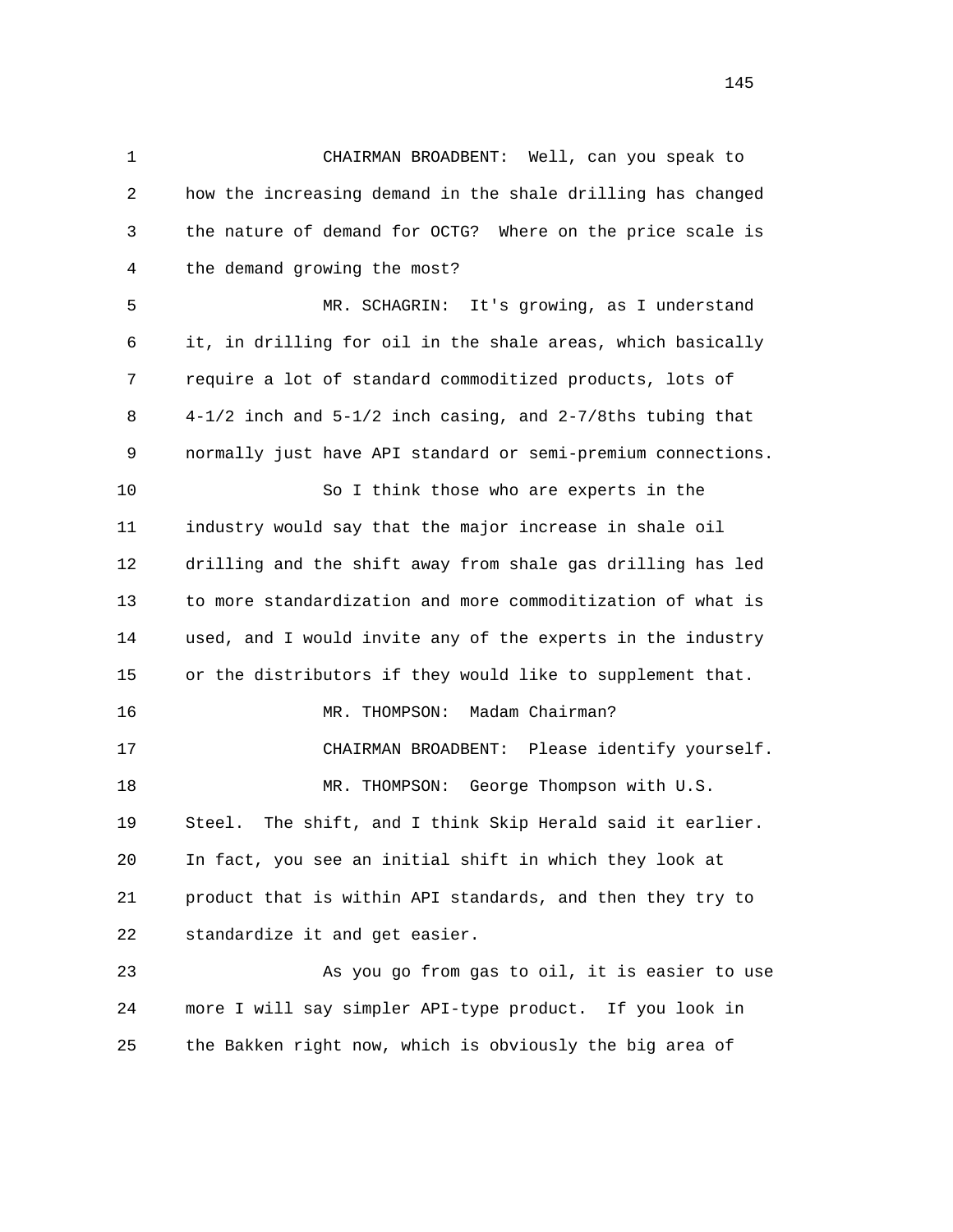CHAIRMAN BROADBENT: Well, can you speak to how the increasing demand in the shale drilling has changed the nature of demand for OCTG? Where on the price scale is the demand growing the most?

MR. SCHAGRIN: It's growing, as I understand it, in drilling for oil in the shale areas, which basically require a lot of standard commoditized products, lots of 4-1/2 inch and 5-1/2 inch casing, and 2-7/8ths tubing that normally just have API standard or semi-premium connections.

So I think those who are experts in the industry would say that the major increase in shale oil drilling and the shift away from shale gas drilling has led to more standardization and more commoditization of what is used, and I would invite any of the experts in the industry or the distributors if they would like to supplement that.

MR. THOMPSON: Madam Chairman?

CHAIRMAN BROADBENT: Please identify yourself.

MR. THOMPSON: George Thompson with U.S. Steel. The shift, and I think Skip Herald said it earlier. In fact, you see an initial shift in which they look at product that is within API standards, and then they try to standardize it and get easier.

As you go from gas to oil, it is easier to use more I will say simpler API-type product. If you look in the Bakken right now, which is obviously the big area of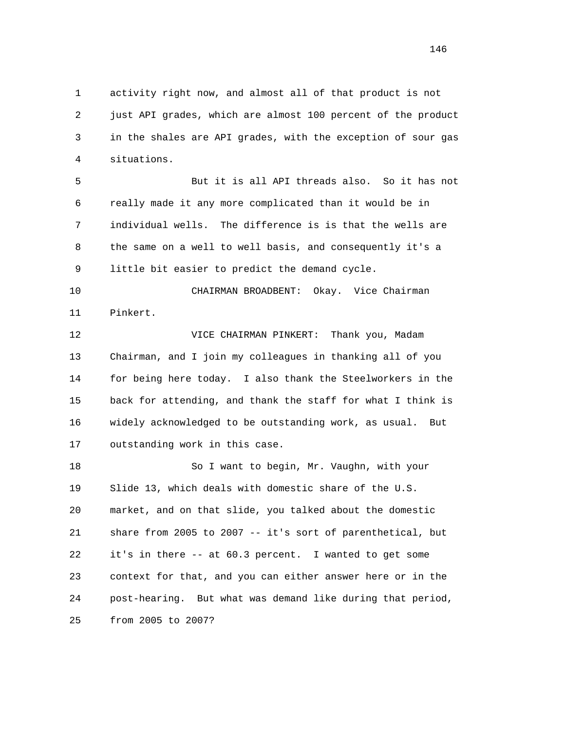activity right now, and almost all of that product is not just API grades, which are almost 100 percent of the product in the shales are API grades, with the exception of sour gas situations.

But it is all API threads also. So it has not really made it any more complicated than it would be in individual wells. The difference is is that the wells are the same on a well to well basis, and consequently it's a little bit easier to predict the demand cycle.

CHAIRMAN BROADBENT: Okay. Vice Chairman Pinkert.

VICE CHAIRMAN PINKERT: Thank you, Madam Chairman, and I join my colleagues in thanking all of you for being here today. I also thank the Steelworkers in the back for attending, and thank the staff for what I think is widely acknowledged to be outstanding work, as usual. But outstanding work in this case.

So I want to begin, Mr. Vaughn, with your Slide 13, which deals with domestic share of the U.S. market, and on that slide, you talked about the domestic share from 2005 to 2007 -- it's sort of parenthetical, but it's in there -- at 60.3 percent. I wanted to get some context for that, and you can either answer here or in the post-hearing. But what was demand like during that period, from 2005 to 2007?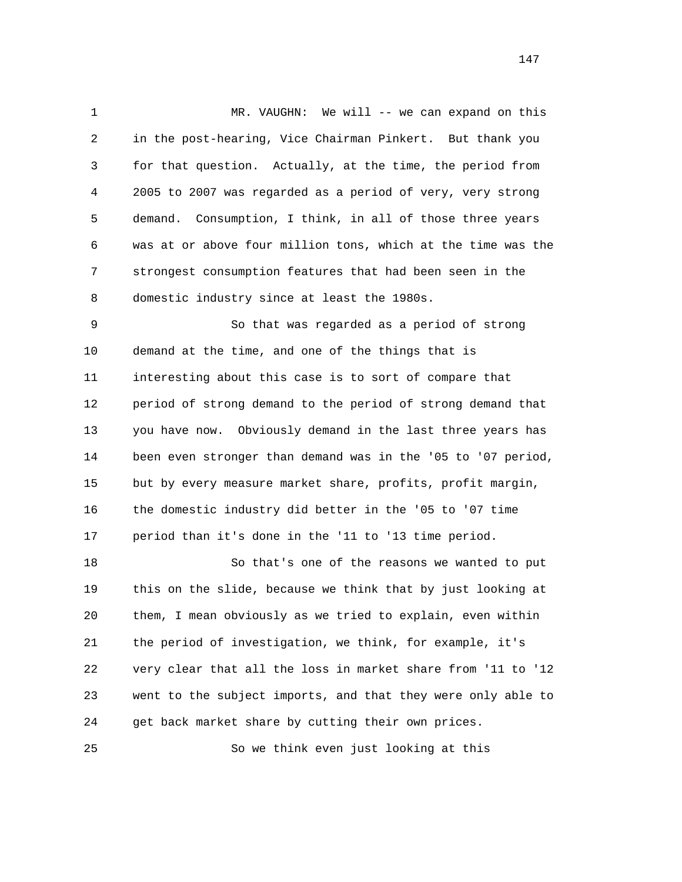MR. VAUGHN: We will -- we can expand on this in the post-hearing, Vice Chairman Pinkert. But thank you for that question. Actually, at the time, the period from 2005 to 2007 was regarded as a period of very, very strong demand. Consumption, I think, in all of those three years was at or above four million tons, which at the time was the strongest consumption features that had been seen in the domestic industry since at least the 1980s.

So that was regarded as a period of strong demand at the time, and one of the things that is interesting about this case is to sort of compare that period of strong demand to the period of strong demand that you have now. Obviously demand in the last three years has been even stronger than demand was in the '05 to '07 period, but by every measure market share, profits, profit margin, the domestic industry did better in the '05 to '07 time period than it's done in the '11 to '13 time period.

So that's one of the reasons we wanted to put this on the slide, because we think that by just looking at them, I mean obviously as we tried to explain, even within the period of investigation, we think, for example, it's very clear that all the loss in market share from '11 to '12 went to the subject imports, and that they were only able to get back market share by cutting their own prices.

So we think even just looking at this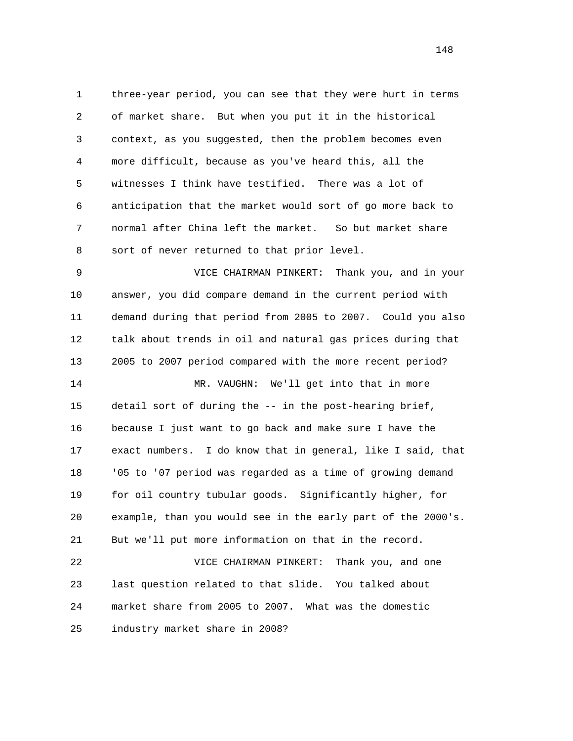1 three-year period, you can see that they were hurt in terms
2 of market share. But when you put it in the historical
3 context, as you suggested, then the problem becomes even
4 more difficult, because as you've heard this, all the
5 witnesses I think have testified. There was a lot of
6 anticipation that the market would sort of go more back to
7 normal after China left the market. So but market share
8 sort of never returned to that prior level.

9 VICE CHAIRMAN PINKERT: Thank you, and in your
10 answer, you did compare demand in the current period with
11 demand during that period from 2005 to 2007. Could you also
12 talk about trends in oil and natural gas prices during that
13 2005 to 2007 period compared with the more recent period?

14 MR. VAUGHN: We'll get into that in more
15 detail sort of during the -- in the post-hearing brief,
16 because I just want to go back and make sure I have the
17 exact numbers. I do know that in general, like I said, that
18 '05 to '07 period was regarded as a time of growing demand
19 for oil country tubular goods. Significantly higher, for
20 example, than you would see in the early part of the 2000's.
21 But we'll put more information on that in the record.

22 VICE CHAIRMAN PINKERT: Thank you, and one
23 last question related to that slide. You talked about
24 market share from 2005 to 2007. What was the domestic
25 industry market share in 2008?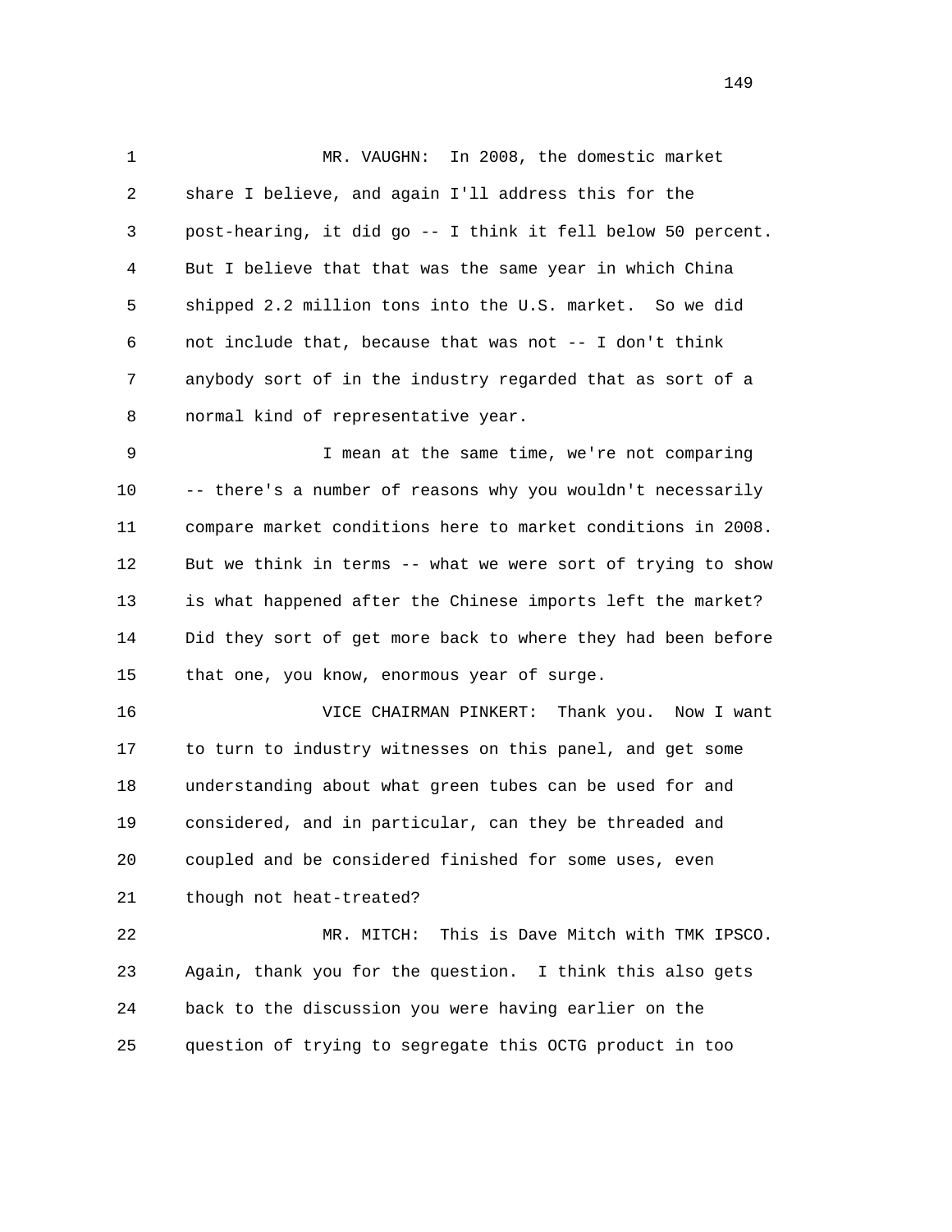MR. VAUGHN: In 2008, the domestic market share I believe, and again I'll address this for the post-hearing, it did go -- I think it fell below 50 percent. But I believe that that was the same year in which China shipped 2.2 million tons into the U.S. market. So we did not include that, because that was not -- I don't think anybody sort of in the industry regarded that as sort of a normal kind of representative year.

I mean at the same time, we're not comparing -- there's a number of reasons why you wouldn't necessarily compare market conditions here to market conditions in 2008. But we think in terms -- what we were sort of trying to show is what happened after the Chinese imports left the market? Did they sort of get more back to where they had been before that one, you know, enormous year of surge.

VICE CHAIRMAN PINKERT: Thank you. Now I want to turn to industry witnesses on this panel, and get some understanding about what green tubes can be used for and considered, and in particular, can they be threaded and coupled and be considered finished for some uses, even though not heat-treated?

MR. MITCH: This is Dave Mitch with TMK IPSCO. Again, thank you for the question. I think this also gets back to the discussion you were having earlier on the question of trying to segregate this OCTG product in too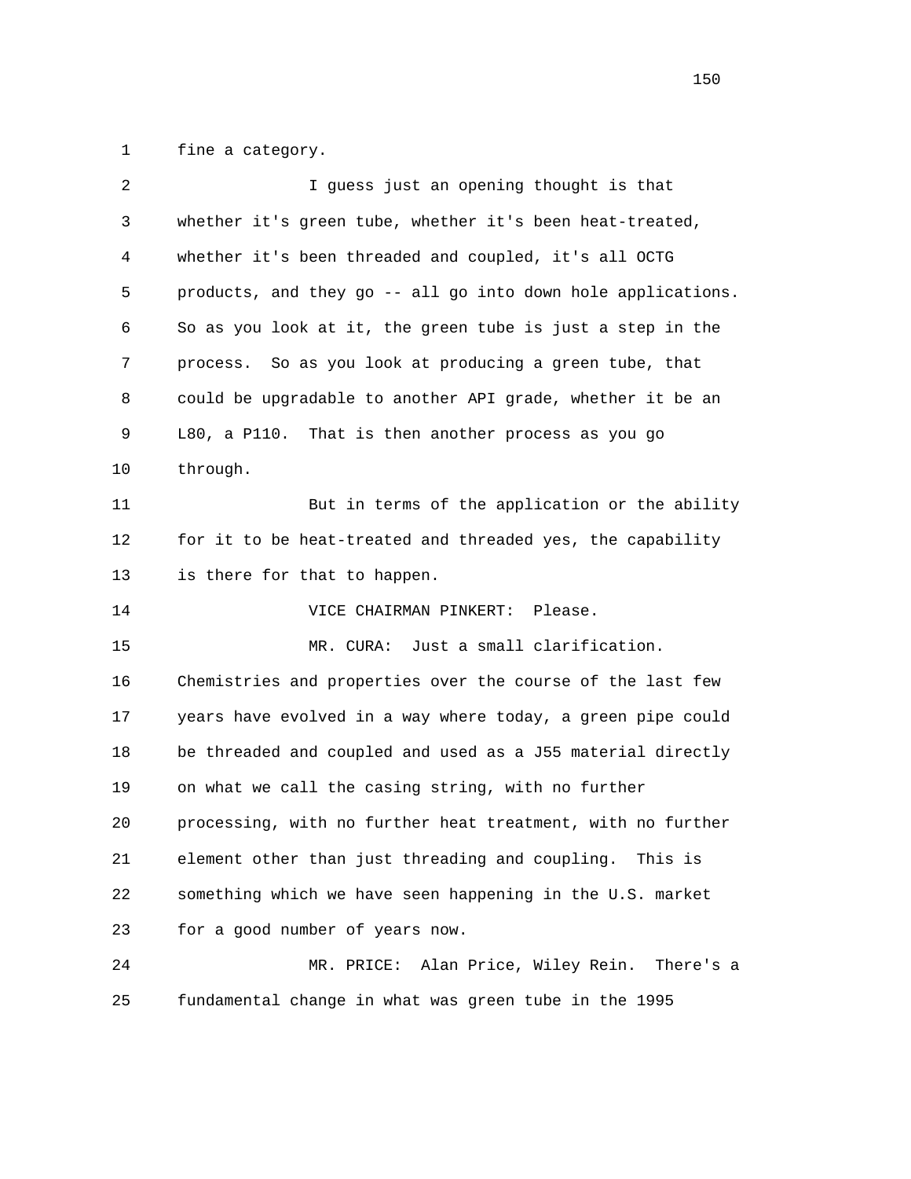fine a category.

I guess just an opening thought is that whether it's green tube, whether it's been heat-treated, whether it's been threaded and coupled, it's all OCTG products, and they go -- all go into down hole applications. So as you look at it, the green tube is just a step in the process. So as you look at producing a green tube, that could be upgradable to another API grade, whether it be an L80, a P110. That is then another process as you go through.

But in terms of the application or the ability for it to be heat-treated and threaded yes, the capability is there for that to happen.

VICE CHAIRMAN PINKERT: Please.

MR. CURA: Just a small clarification. Chemistries and properties over the course of the last few years have evolved in a way where today, a green pipe could be threaded and coupled and used as a J55 material directly on what we call the casing string, with no further processing, with no further heat treatment, with no further element other than just threading and coupling. This is something which we have seen happening in the U.S. market for a good number of years now.

MR. PRICE: Alan Price, Wiley Rein. There's a fundamental change in what was green tube in the 1995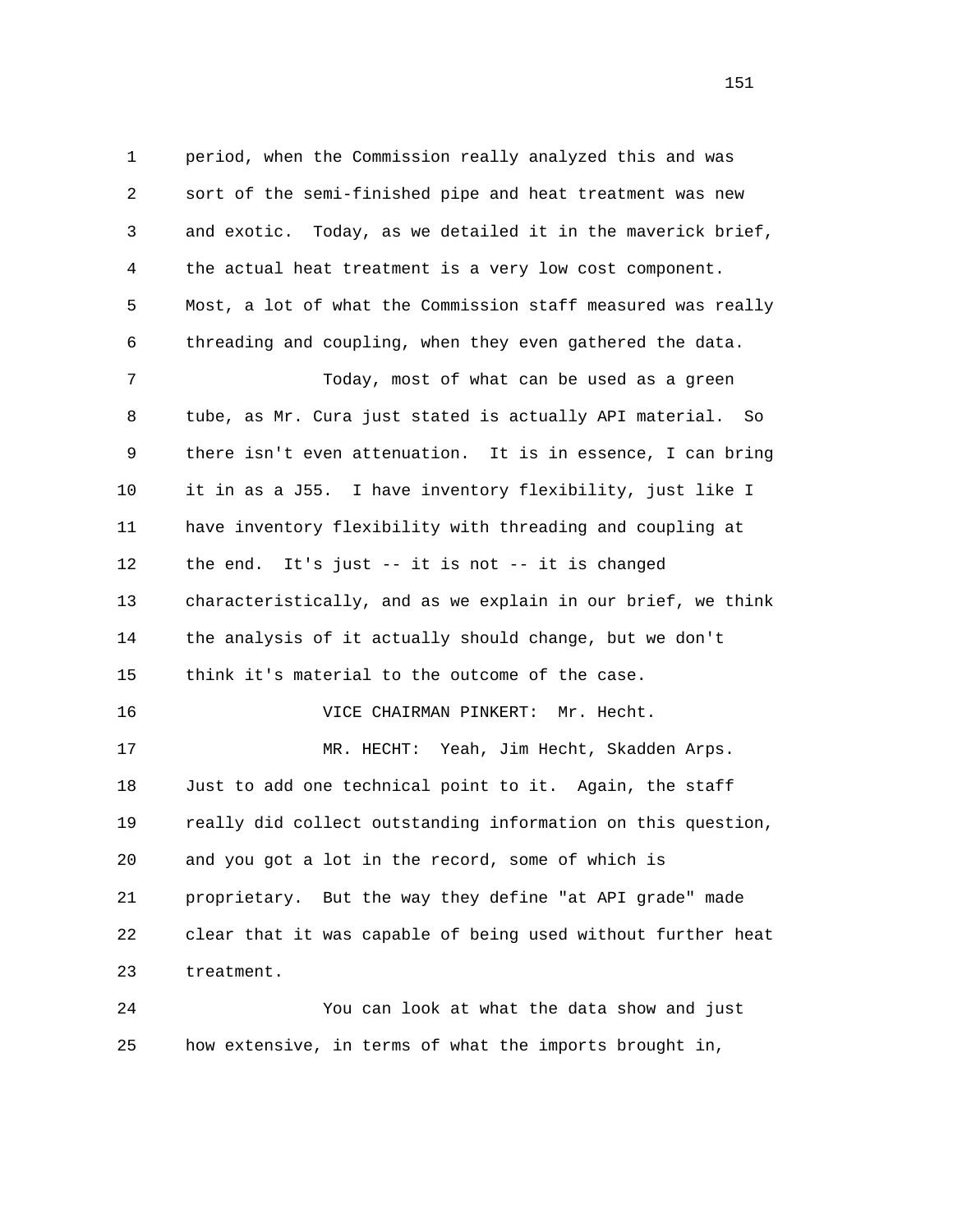1 period, when the Commission really analyzed this and was
2 sort of the semi-finished pipe and heat treatment was new
3 and exotic. Today, as we detailed it in the maverick brief,
4 the actual heat treatment is a very low cost component.
5 Most, a lot of what the Commission staff measured was really
6 threading and coupling, when they even gathered the data.
7 Today, most of what can be used as a green
8 tube, as Mr. Cura just stated is actually API material. So
9 there isn't even attenuation. It is in essence, I can bring
10 it in as a J55. I have inventory flexibility, just like I
11 have inventory flexibility with threading and coupling at
12 the end. It's just -- it is not -- it is changed
13 characteristically, and as we explain in our brief, we think
14 the analysis of it actually should change, but we don't
15 think it's material to the outcome of the case.
16 VICE CHAIRMAN PINKERT: Mr. Hecht.
17 MR. HECHT: Yeah, Jim Hecht, Skadden Arps.
18 Just to add one technical point to it. Again, the staff
19 really did collect outstanding information on this question,
20 and you got a lot in the record, some of which is
21 proprietary. But the way they define "at API grade" made
22 clear that it was capable of being used without further heat
23 treatment.
24 You can look at what the data show and just
25 how extensive, in terms of what the imports brought in,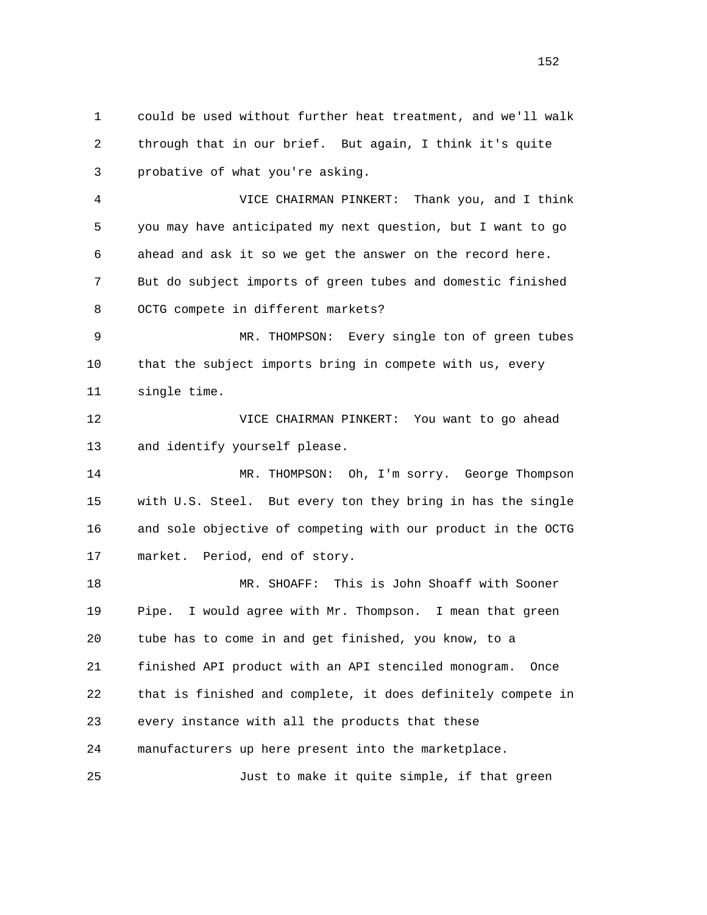could be used without further heat treatment, and we'll walk through that in our brief. But again, I think it's quite probative of what you're asking.

VICE CHAIRMAN PINKERT: Thank you, and I think you may have anticipated my next question, but I want to go ahead and ask it so we get the answer on the record here. But do subject imports of green tubes and domestic finished OCTG compete in different markets?

MR. THOMPSON: Every single ton of green tubes that the subject imports bring in compete with us, every single time.

VICE CHAIRMAN PINKERT: You want to go ahead and identify yourself please.

MR. THOMPSON: Oh, I'm sorry. George Thompson with U.S. Steel. But every ton they bring in has the single and sole objective of competing with our product in the OCTG market. Period, end of story.

MR. SHOAFF: This is John Shoaff with Sooner Pipe. I would agree with Mr. Thompson. I mean that green tube has to come in and get finished, you know, to a finished API product with an API stenciled monogram. Once that is finished and complete, it does definitely compete in every instance with all the products that these manufacturers up here present into the marketplace.

Just to make it quite simple, if that green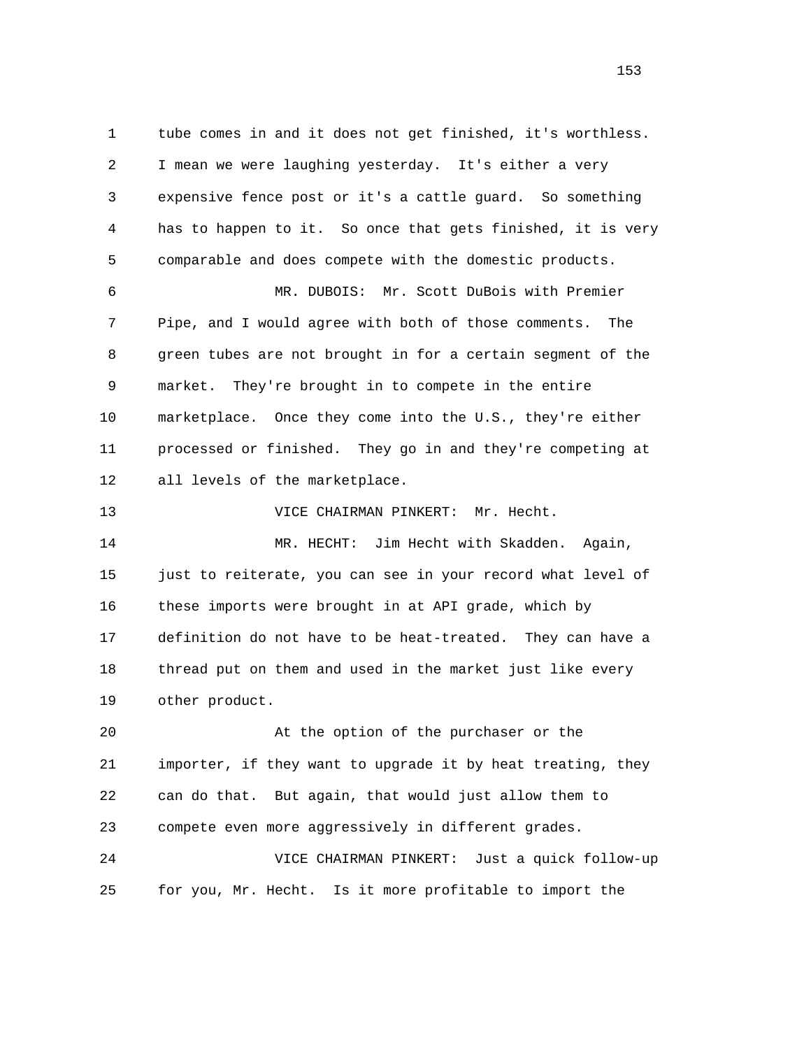1 tube comes in and it does not get finished, it's worthless.
2 I mean we were laughing yesterday. It's either a very
3 expensive fence post or it's a cattle guard. So something
4 has to happen to it. So once that gets finished, it is very
5 comparable and does compete with the domestic products.

6 MR. DUBOIS: Mr. Scott DuBois with Premier
7 Pipe, and I would agree with both of those comments. The
8 green tubes are not brought in for a certain segment of the
9 market. They're brought in to compete in the entire
10 marketplace. Once they come into the U.S., they're either
11 processed or finished. They go in and they're competing at
12 all levels of the marketplace.

13 VICE CHAIRMAN PINKERT: Mr. Hecht.

14 MR. HECHT: Jim Hecht with Skadden. Again,
15 just to reiterate, you can see in your record what level of
16 these imports were brought in at API grade, which by
17 definition do not have to be heat-treated. They can have a
18 thread put on them and used in the market just like every
19 other product.

20 At the option of the purchaser or the
21 importer, if they want to upgrade it by heat treating, they
22 can do that. But again, that would just allow them to
23 compete even more aggressively in different grades.

24 VICE CHAIRMAN PINKERT: Just a quick follow-up
25 for you, Mr. Hecht. Is it more profitable to import the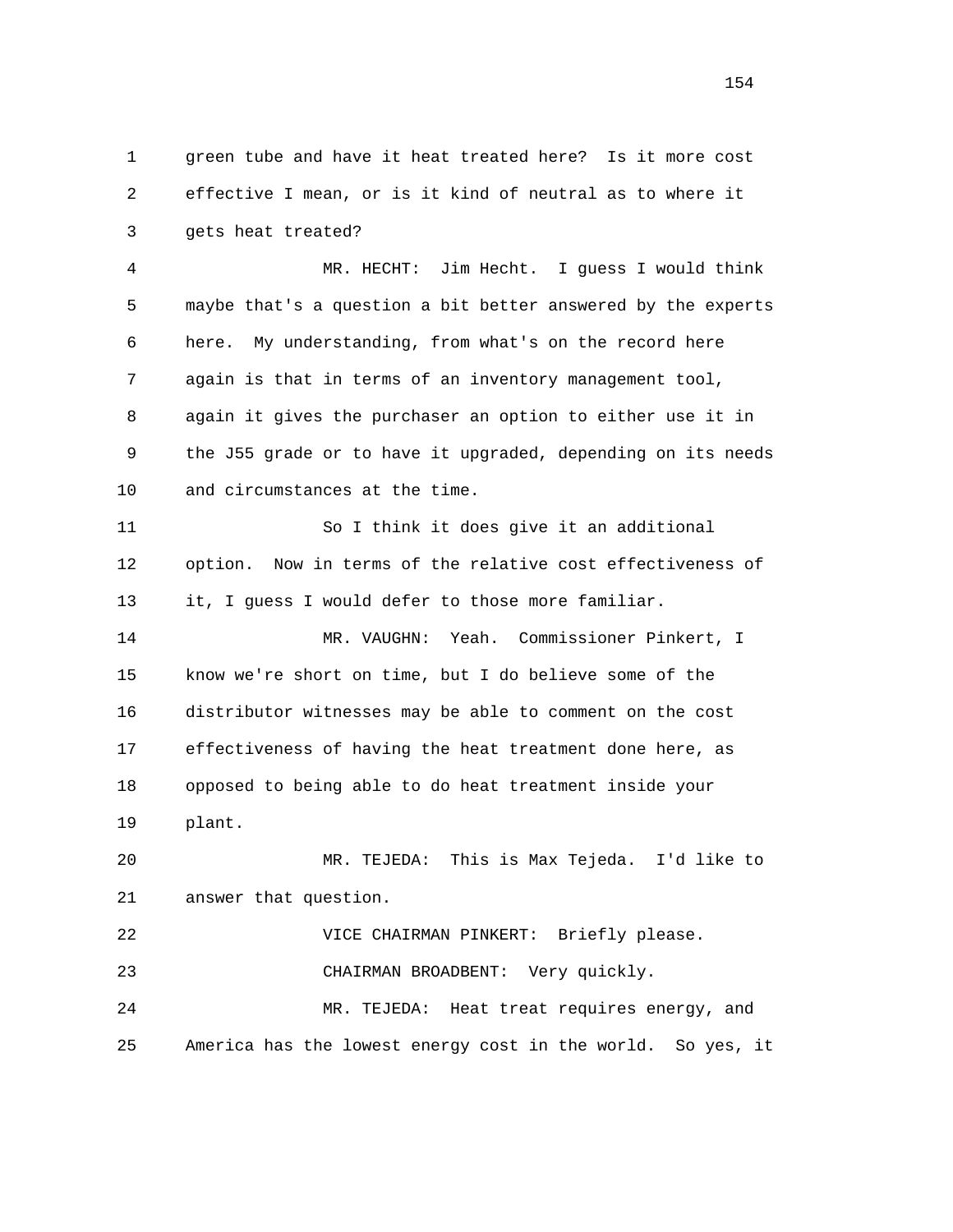green tube and have it heat treated here? Is it more cost effective I mean, or is it kind of neutral as to where it gets heat treated?

MR. HECHT: Jim Hecht. I guess I would think maybe that's a question a bit better answered by the experts here. My understanding, from what's on the record here again is that in terms of an inventory management tool, again it gives the purchaser an option to either use it in the J55 grade or to have it upgraded, depending on its needs and circumstances at the time.

So I think it does give it an additional option. Now in terms of the relative cost effectiveness of it, I guess I would defer to those more familiar.

MR. VAUGHN: Yeah. Commissioner Pinkert, I know we're short on time, but I do believe some of the distributor witnesses may be able to comment on the cost effectiveness of having the heat treatment done here, as opposed to being able to do heat treatment inside your plant.

MR. TEJEDA: This is Max Tejeda. I'd like to answer that question.

VICE CHAIRMAN PINKERT: Briefly please.

CHAIRMAN BROADBENT: Very quickly.

MR. TEJEDA: Heat treat requires energy, and America has the lowest energy cost in the world. So yes, it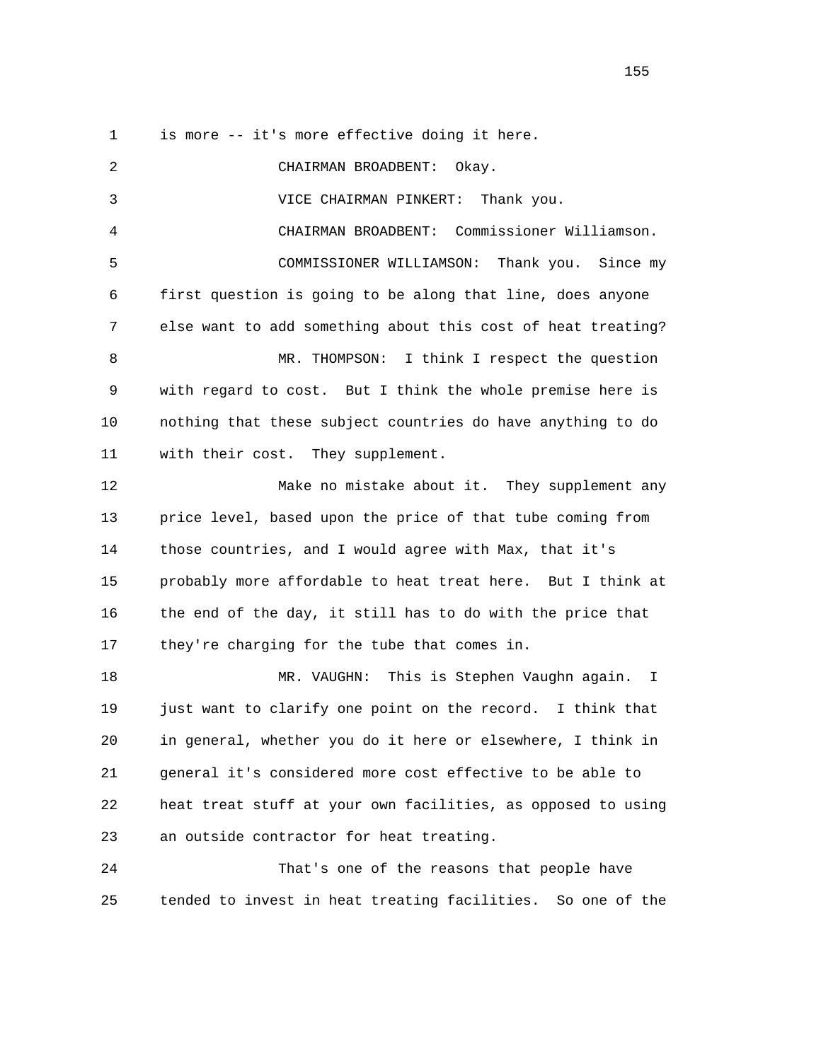is more -- it's more effective doing it here.

CHAIRMAN BROADBENT: Okay.

VICE CHAIRMAN PINKERT: Thank you.

CHAIRMAN BROADBENT: Commissioner Williamson.

COMMISSIONER WILLIAMSON: Thank you. Since my first question is going to be along that line, does anyone else want to add something about this cost of heat treating?

MR. THOMPSON: I think I respect the question with regard to cost. But I think the whole premise here is nothing that these subject countries do have anything to do with their cost. They supplement.

Make no mistake about it. They supplement any price level, based upon the price of that tube coming from those countries, and I would agree with Max, that it's probably more affordable to heat treat here. But I think at the end of the day, it still has to do with the price that they're charging for the tube that comes in.

MR. VAUGHN: This is Stephen Vaughn again. I just want to clarify one point on the record. I think that in general, whether you do it here or elsewhere, I think in general it's considered more cost effective to be able to heat treat stuff at your own facilities, as opposed to using an outside contractor for heat treating.

That's one of the reasons that people have tended to invest in heat treating facilities. So one of the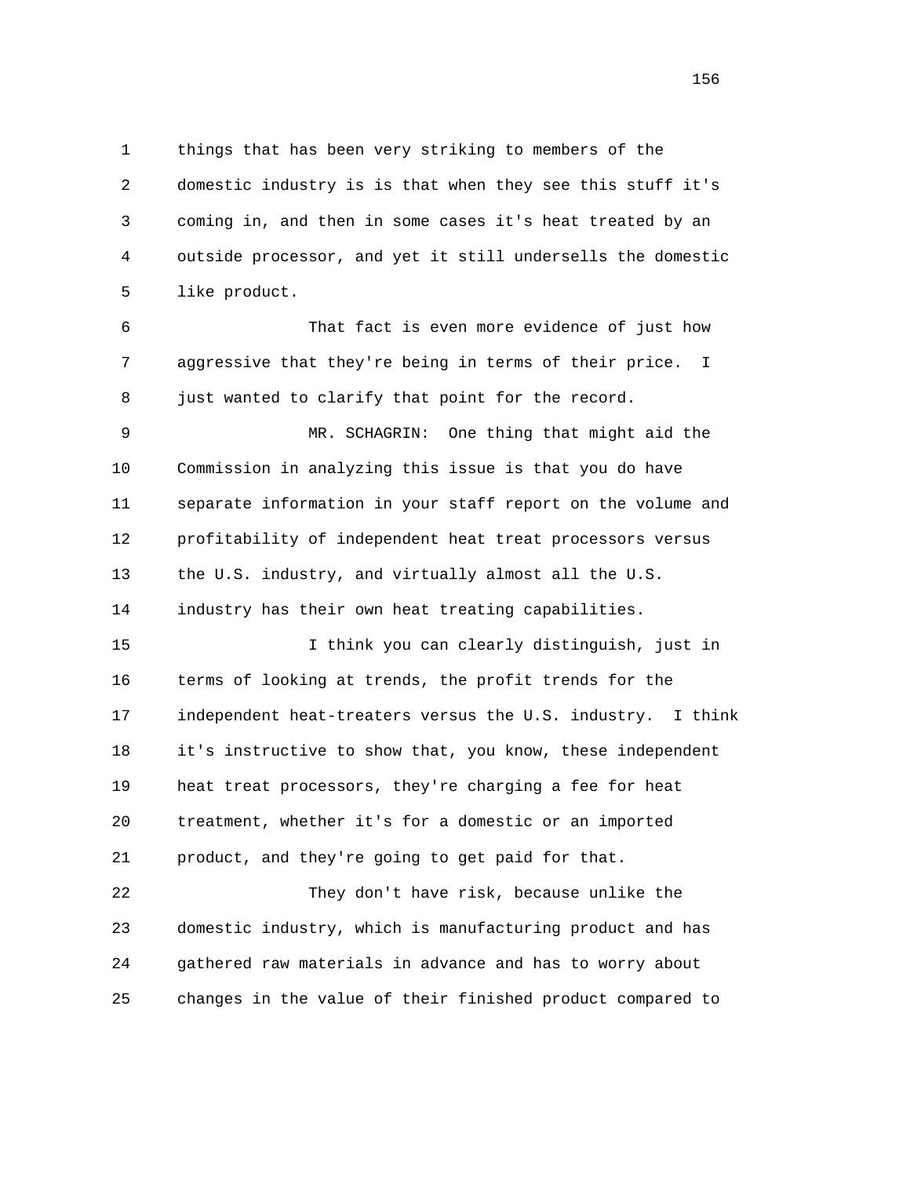things that has been very striking to members of the domestic industry is is that when they see this stuff it's coming in, and then in some cases it's heat treated by an outside processor, and yet it still undersells the domestic like product.

That fact is even more evidence of just how aggressive that they're being in terms of their price. I just wanted to clarify that point for the record.

MR. SCHAGRIN: One thing that might aid the Commission in analyzing this issue is that you do have separate information in your staff report on the volume and profitability of independent heat treat processors versus the U.S. industry, and virtually almost all the U.S. industry has their own heat treating capabilities.

I think you can clearly distinguish, just in terms of looking at trends, the profit trends for the independent heat-treaters versus the U.S. industry. I think it's instructive to show that, you know, these independent heat treat processors, they're charging a fee for heat treatment, whether it's for a domestic or an imported product, and they're going to get paid for that.

They don't have risk, because unlike the domestic industry, which is manufacturing product and has gathered raw materials in advance and has to worry about changes in the value of their finished product compared to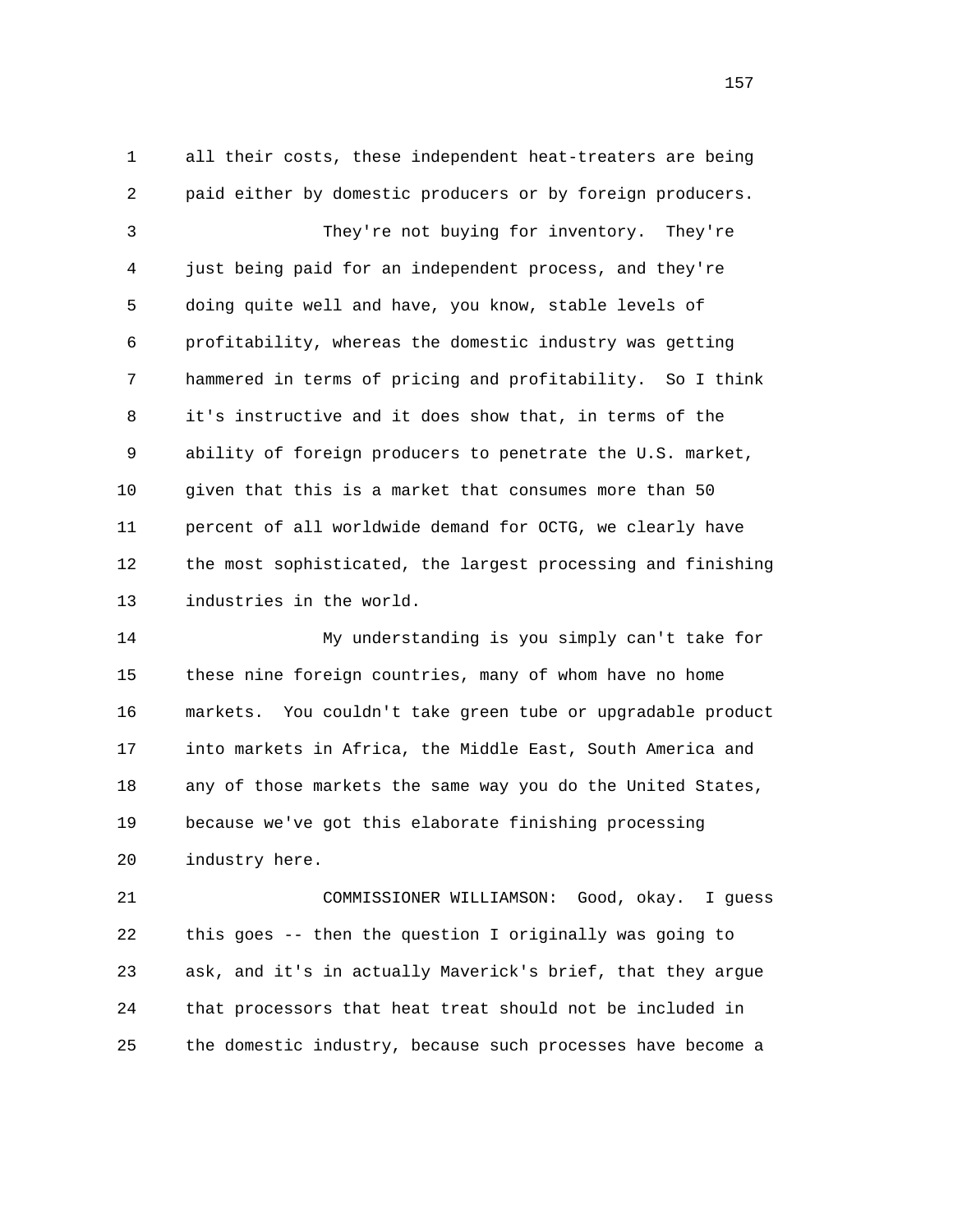all their costs, these independent heat-treaters are being paid either by domestic producers or by foreign producers.

They're not buying for inventory. They're just being paid for an independent process, and they're doing quite well and have, you know, stable levels of profitability, whereas the domestic industry was getting hammered in terms of pricing and profitability. So I think it's instructive and it does show that, in terms of the ability of foreign producers to penetrate the U.S. market, given that this is a market that consumes more than 50 percent of all worldwide demand for OCTG, we clearly have the most sophisticated, the largest processing and finishing industries in the world.

My understanding is you simply can't take for these nine foreign countries, many of whom have no home markets. You couldn't take green tube or upgradable product into markets in Africa, the Middle East, South America and any of those markets the same way you do the United States, because we've got this elaborate finishing processing industry here.

COMMISSIONER WILLIAMSON: Good, okay. I guess this goes -- then the question I originally was going to ask, and it's in actually Maverick's brief, that they argue that processors that heat treat should not be included in the domestic industry, because such processes have become a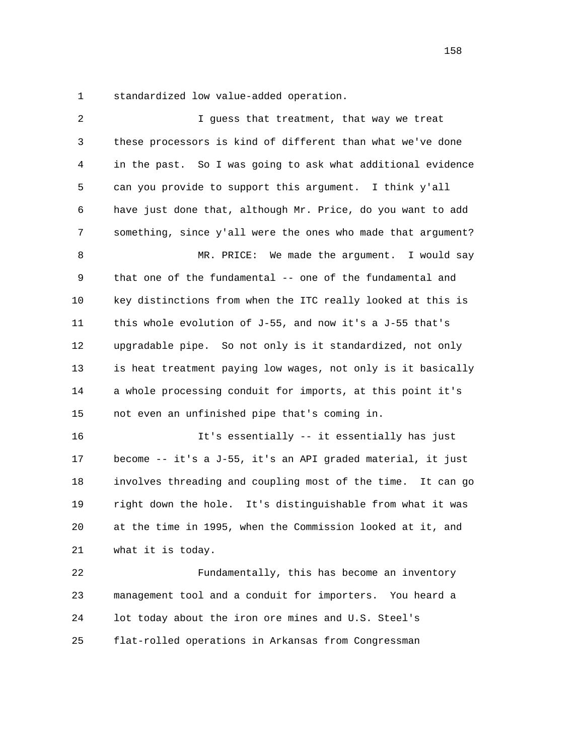standardized low value-added operation.

I guess that treatment, that way we treat these processors is kind of different than what we've done in the past. So I was going to ask what additional evidence can you provide to support this argument. I think y'all have just done that, although Mr. Price, do you want to add something, since y'all were the ones who made that argument?

MR. PRICE: We made the argument. I would say that one of the fundamental -- one of the fundamental and key distinctions from when the ITC really looked at this is this whole evolution of J-55, and now it's a J-55 that's upgradable pipe. So not only is it standardized, not only is heat treatment paying low wages, not only is it basically a whole processing conduit for imports, at this point it's not even an unfinished pipe that's coming in.

It's essentially -- it essentially has just become -- it's a J-55, it's an API graded material, it just involves threading and coupling most of the time. It can go right down the hole. It's distinguishable from what it was at the time in 1995, when the Commission looked at it, and what it is today.

Fundamentally, this has become an inventory management tool and a conduit for importers. You heard a lot today about the iron ore mines and U.S. Steel's flat-rolled operations in Arkansas from Congressman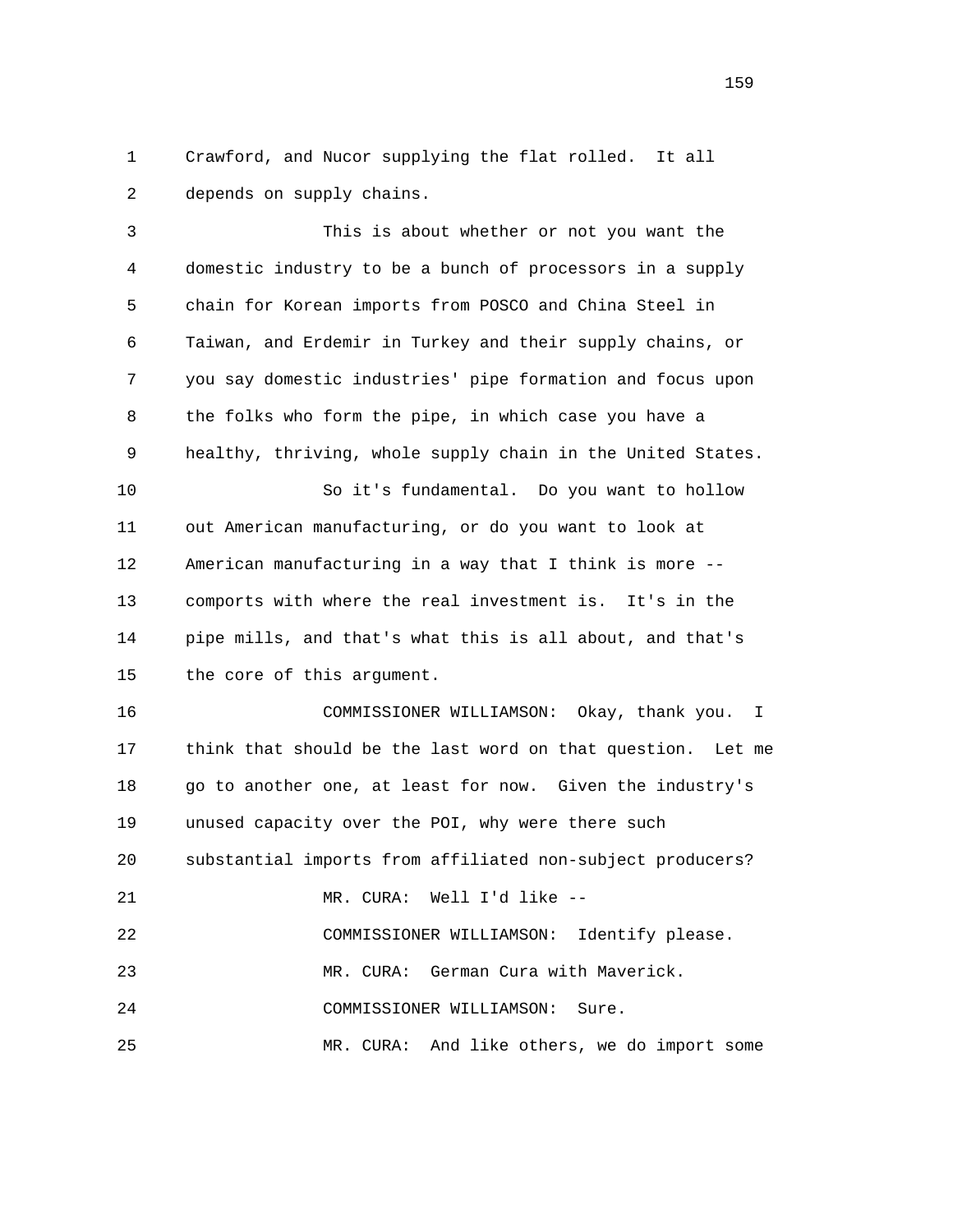Crawford, and Nucor supplying the flat rolled. It all depends on supply chains.

This is about whether or not you want the domestic industry to be a bunch of processors in a supply chain for Korean imports from POSCO and China Steel in Taiwan, and Erdemir in Turkey and their supply chains, or you say domestic industries' pipe formation and focus upon the folks who form the pipe, in which case you have a healthy, thriving, whole supply chain in the United States.

So it's fundamental. Do you want to hollow out American manufacturing, or do you want to look at American manufacturing in a way that I think is more -- comports with where the real investment is. It's in the pipe mills, and that's what this is all about, and that's the core of this argument.

COMMISSIONER WILLIAMSON: Okay, thank you. I think that should be the last word on that question. Let me go to another one, at least for now. Given the industry's unused capacity over the POI, why were there such substantial imports from affiliated non-subject producers?

MR. CURA: Well I'd like --

COMMISSIONER WILLIAMSON: Identify please.

MR. CURA: German Cura with Maverick.

COMMISSIONER WILLIAMSON: Sure.

MR. CURA: And like others, we do import some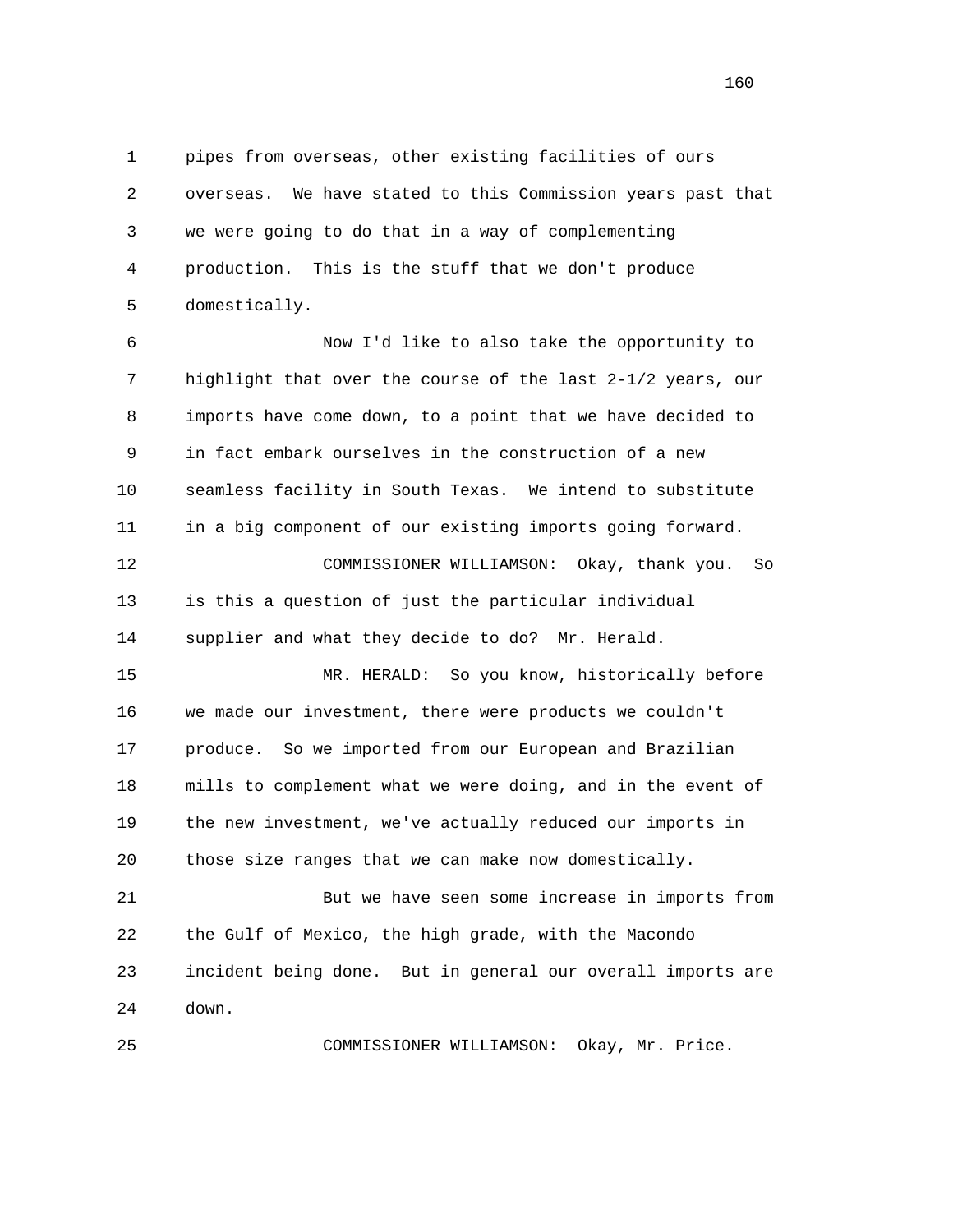pipes from overseas, other existing facilities of ours overseas. We have stated to this Commission years past that we were going to do that in a way of complementing production. This is the stuff that we don't produce domestically.

Now I'd like to also take the opportunity to highlight that over the course of the last 2-1/2 years, our imports have come down, to a point that we have decided to in fact embark ourselves in the construction of a new seamless facility in South Texas. We intend to substitute in a big component of our existing imports going forward.

COMMISSIONER WILLIAMSON: Okay, thank you. So is this a question of just the particular individual supplier and what they decide to do? Mr. Herald.

MR. HERALD: So you know, historically before we made our investment, there were products we couldn't produce. So we imported from our European and Brazilian mills to complement what we were doing, and in the event of the new investment, we've actually reduced our imports in those size ranges that we can make now domestically.

But we have seen some increase in imports from the Gulf of Mexico, the high grade, with the Macondo incident being done. But in general our overall imports are down.

COMMISSIONER WILLIAMSON: Okay, Mr. Price.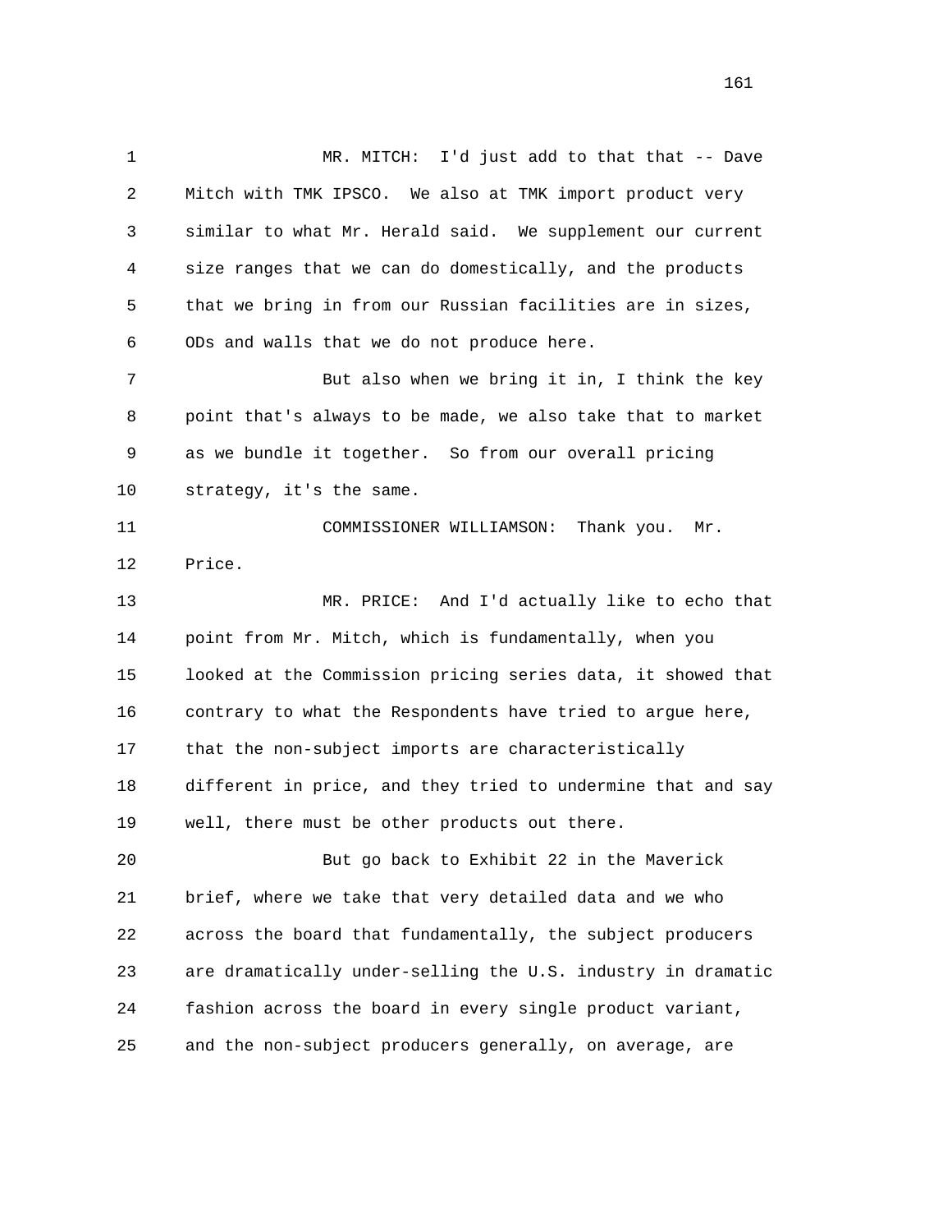MR. MITCH: I'd just add to that that -- Dave Mitch with TMK IPSCO. We also at TMK import product very similar to what Mr. Herald said. We supplement our current size ranges that we can do domestically, and the products that we bring in from our Russian facilities are in sizes, ODs and walls that we do not produce here.

But also when we bring it in, I think the key point that's always to be made, we also take that to market as we bundle it together. So from our overall pricing strategy, it's the same.

COMMISSIONER WILLIAMSON: Thank you. Mr. Price.

MR. PRICE: And I'd actually like to echo that point from Mr. Mitch, which is fundamentally, when you looked at the Commission pricing series data, it showed that contrary to what the Respondents have tried to argue here, that the non-subject imports are characteristically different in price, and they tried to undermine that and say well, there must be other products out there.

But go back to Exhibit 22 in the Maverick brief, where we take that very detailed data and we who across the board that fundamentally, the subject producers are dramatically under-selling the U.S. industry in dramatic fashion across the board in every single product variant, and the non-subject producers generally, on average, are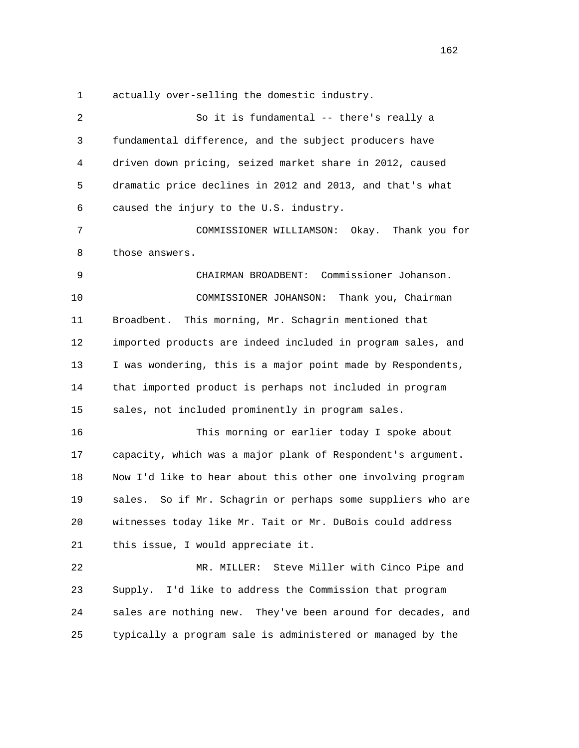actually over-selling the domestic industry.

So it is fundamental -- there's really a fundamental difference, and the subject producers have driven down pricing, seized market share in 2012, caused dramatic price declines in 2012 and 2013, and that's what caused the injury to the U.S. industry.

COMMISSIONER WILLIAMSON: Okay. Thank you for those answers.

CHAIRMAN BROADBENT: Commissioner Johanson.

COMMISSIONER JOHANSON: Thank you, Chairman Broadbent. This morning, Mr. Schagrin mentioned that imported products are indeed included in program sales, and I was wondering, this is a major point made by Respondents, that imported product is perhaps not included in program sales, not included prominently in program sales.

This morning or earlier today I spoke about capacity, which was a major plank of Respondent's argument. Now I'd like to hear about this other one involving program sales. So if Mr. Schagrin or perhaps some suppliers who are witnesses today like Mr. Tait or Mr. DuBois could address this issue, I would appreciate it.

MR. MILLER: Steve Miller with Cinco Pipe and Supply. I'd like to address the Commission that program sales are nothing new. They've been around for decades, and typically a program sale is administered or managed by the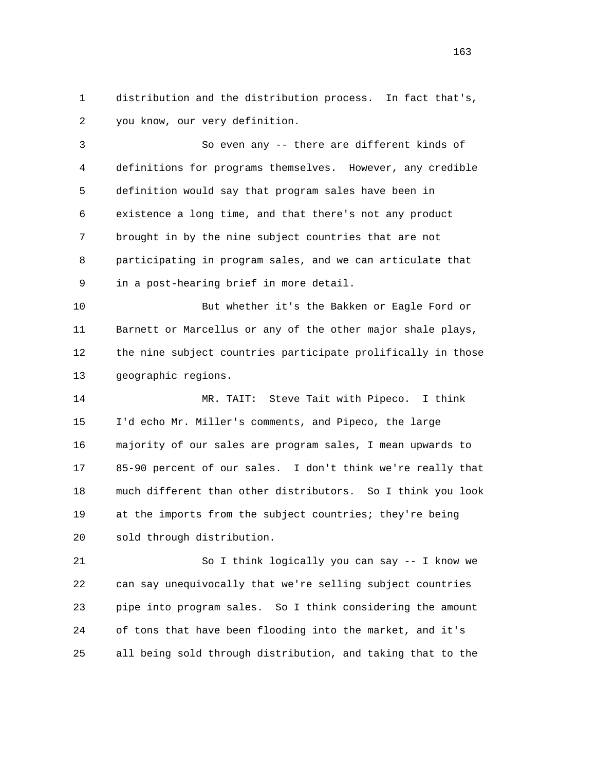distribution and the distribution process. In fact that's, you know, our very definition.

So even any -- there are different kinds of definitions for programs themselves. However, any credible definition would say that program sales have been in existence a long time, and that there's not any product brought in by the nine subject countries that are not participating in program sales, and we can articulate that in a post-hearing brief in more detail.

But whether it's the Bakken or Eagle Ford or Barnett or Marcellus or any of the other major shale plays, the nine subject countries participate prolifically in those geographic regions.

MR. TAIT: Steve Tait with Pipeco. I think I'd echo Mr. Miller's comments, and Pipeco, the large majority of our sales are program sales, I mean upwards to 85-90 percent of our sales. I don't think we're really that much different than other distributors. So I think you look at the imports from the subject countries; they're being sold through distribution.

So I think logically you can say -- I know we can say unequivocally that we're selling subject countries pipe into program sales. So I think considering the amount of tons that have been flooding into the market, and it's all being sold through distribution, and taking that to the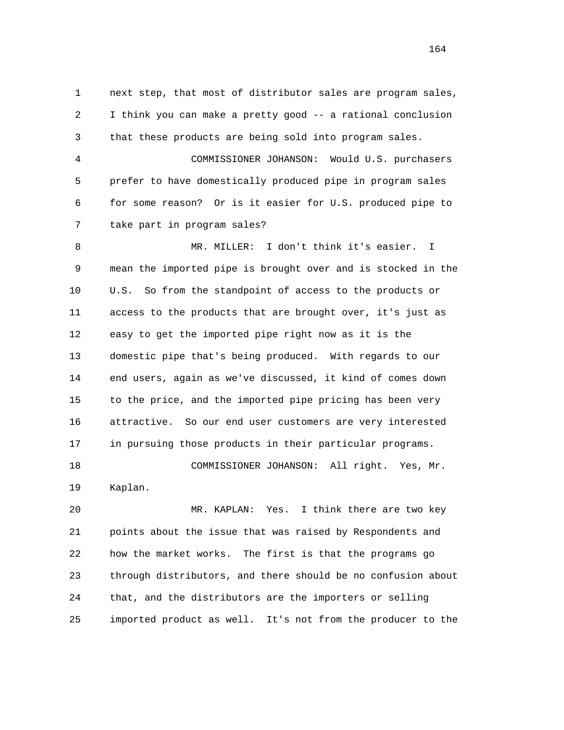next step, that most of distributor sales are program sales, I think you can make a pretty good -- a rational conclusion that these products are being sold into program sales.

COMMISSIONER JOHANSON: Would U.S. purchasers prefer to have domestically produced pipe in program sales for some reason? Or is it easier for U.S. produced pipe to take part in program sales?

MR. MILLER: I don't think it's easier. I mean the imported pipe is brought over and is stocked in the U.S. So from the standpoint of access to the products or access to the products that are brought over, it's just as easy to get the imported pipe right now as it is the domestic pipe that's being produced. With regards to our end users, again as we've discussed, it kind of comes down to the price, and the imported pipe pricing has been very attractive. So our end user customers are very interested in pursuing those products in their particular programs.

COMMISSIONER JOHANSON: All right. Yes, Mr. Kaplan.

MR. KAPLAN: Yes. I think there are two key points about the issue that was raised by Respondents and how the market works. The first is that the programs go through distributors, and there should be no confusion about that, and the distributors are the importers or selling imported product as well. It's not from the producer to the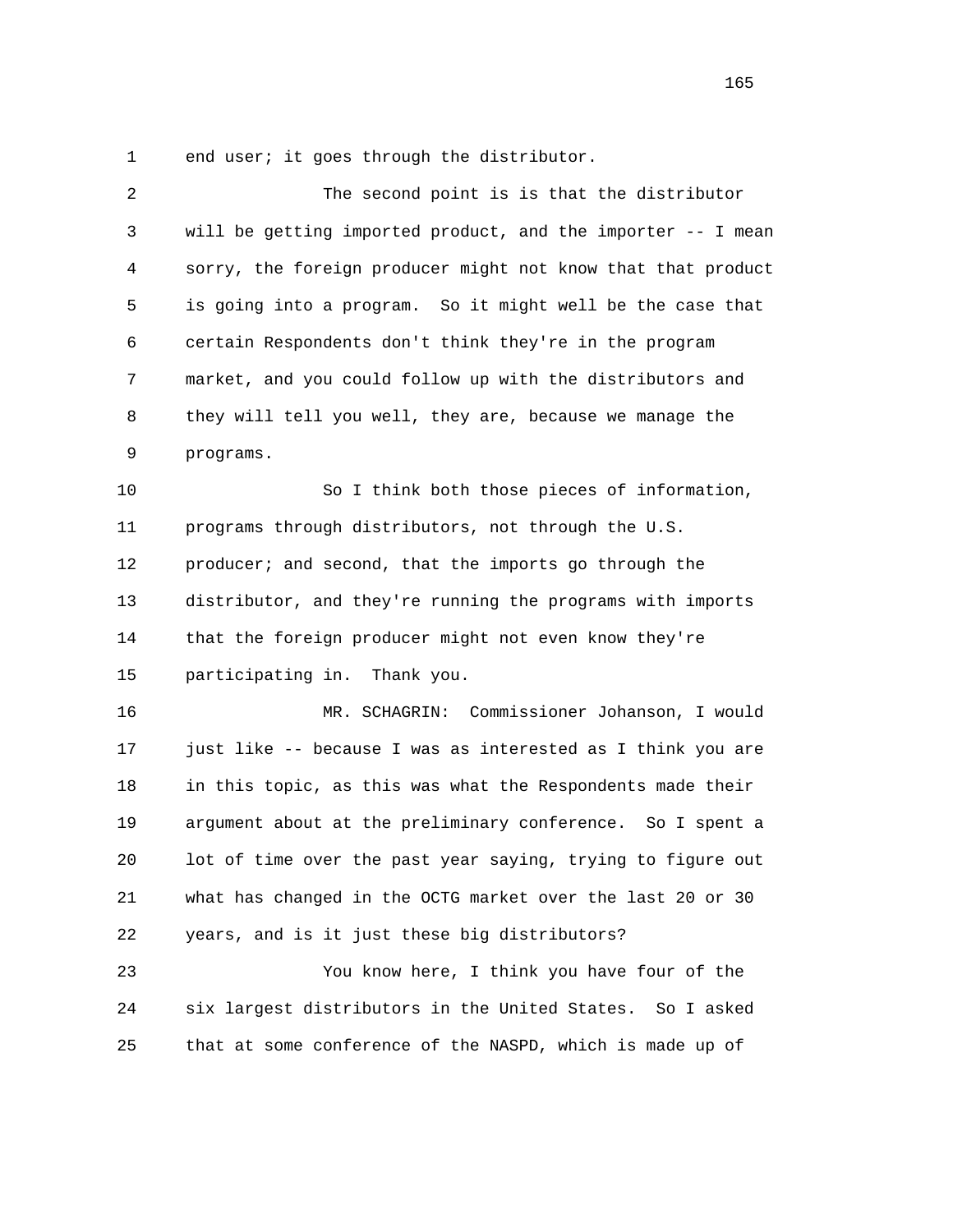end user; it goes through the distributor.

The second point is is that the distributor will be getting imported product, and the importer -- I mean sorry, the foreign producer might not know that that product is going into a program. So it might well be the case that certain Respondents don't think they're in the program market, and you could follow up with the distributors and they will tell you well, they are, because we manage the programs.

So I think both those pieces of information, programs through distributors, not through the U.S. producer; and second, that the imports go through the distributor, and they're running the programs with imports that the foreign producer might not even know they're participating in. Thank you.

MR. SCHAGRIN: Commissioner Johanson, I would just like -- because I was as interested as I think you are in this topic, as this was what the Respondents made their argument about at the preliminary conference. So I spent a lot of time over the past year saying, trying to figure out what has changed in the OCTG market over the last 20 or 30 years, and is it just these big distributors?

You know here, I think you have four of the six largest distributors in the United States. So I asked that at some conference of the NASPD, which is made up of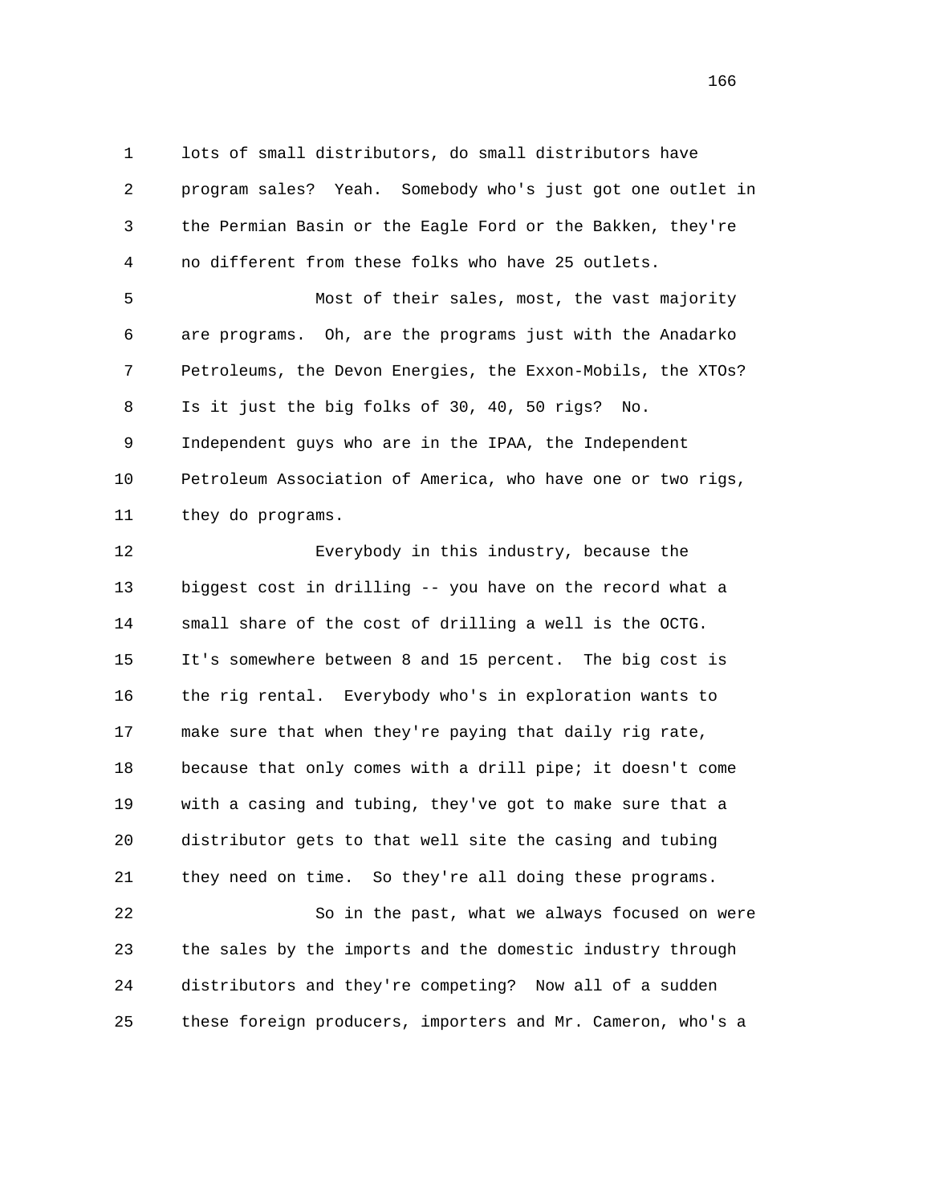lots of small distributors, do small distributors have program sales? Yeah. Somebody who's just got one outlet in the Permian Basin or the Eagle Ford or the Bakken, they're no different from these folks who have 25 outlets.

Most of their sales, most, the vast majority are programs. Oh, are the programs just with the Anadarko Petroleums, the Devon Energies, the Exxon-Mobils, the XTOs? Is it just the big folks of 30, 40, 50 rigs? No. Independent guys who are in the IPAA, the Independent Petroleum Association of America, who have one or two rigs, they do programs.

Everybody in this industry, because the biggest cost in drilling -- you have on the record what a small share of the cost of drilling a well is the OCTG. It's somewhere between 8 and 15 percent. The big cost is the rig rental. Everybody who's in exploration wants to make sure that when they're paying that daily rig rate, because that only comes with a drill pipe; it doesn't come with a casing and tubing, they've got to make sure that a distributor gets to that well site the casing and tubing they need on time. So they're all doing these programs.

So in the past, what we always focused on were the sales by the imports and the domestic industry through distributors and they're competing? Now all of a sudden these foreign producers, importers and Mr. Cameron, who's a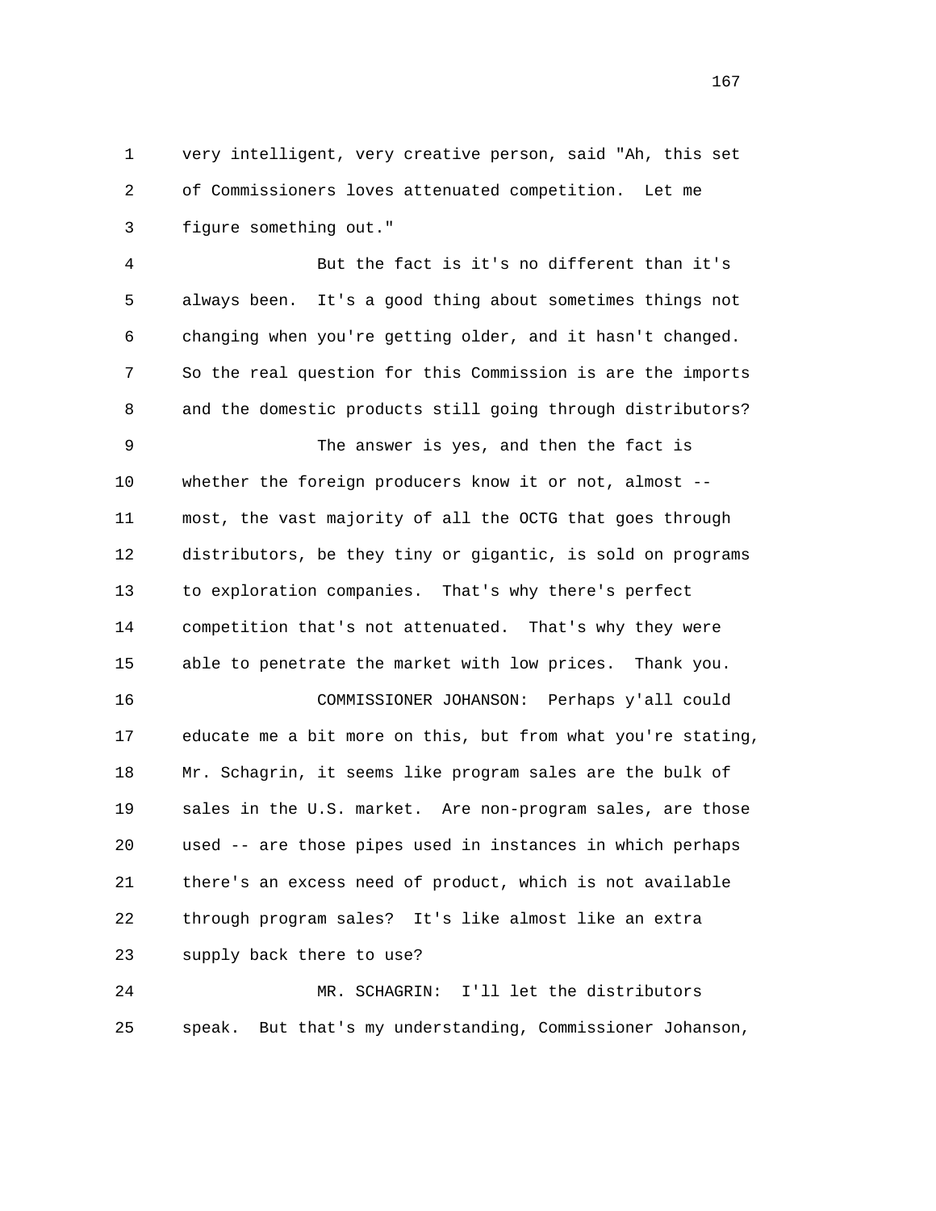very intelligent, very creative person, said "Ah, this set of Commissioners loves attenuated competition. Let me figure something out."

But the fact is it's no different than it's always been. It's a good thing about sometimes things not changing when you're getting older, and it hasn't changed. So the real question for this Commission is are the imports and the domestic products still going through distributors?

The answer is yes, and then the fact is whether the foreign producers know it or not, almost -- most, the vast majority of all the OCTG that goes through distributors, be they tiny or gigantic, is sold on programs to exploration companies. That's why there's perfect competition that's not attenuated. That's why they were able to penetrate the market with low prices. Thank you.

COMMISSIONER JOHANSON: Perhaps y'all could educate me a bit more on this, but from what you're stating, Mr. Schagrin, it seems like program sales are the bulk of sales in the U.S. market. Are non-program sales, are those used -- are those pipes used in instances in which perhaps there's an excess need of product, which is not available through program sales? It's like almost like an extra supply back there to use?

MR. SCHAGRIN: I'll let the distributors speak. But that's my understanding, Commissioner Johanson,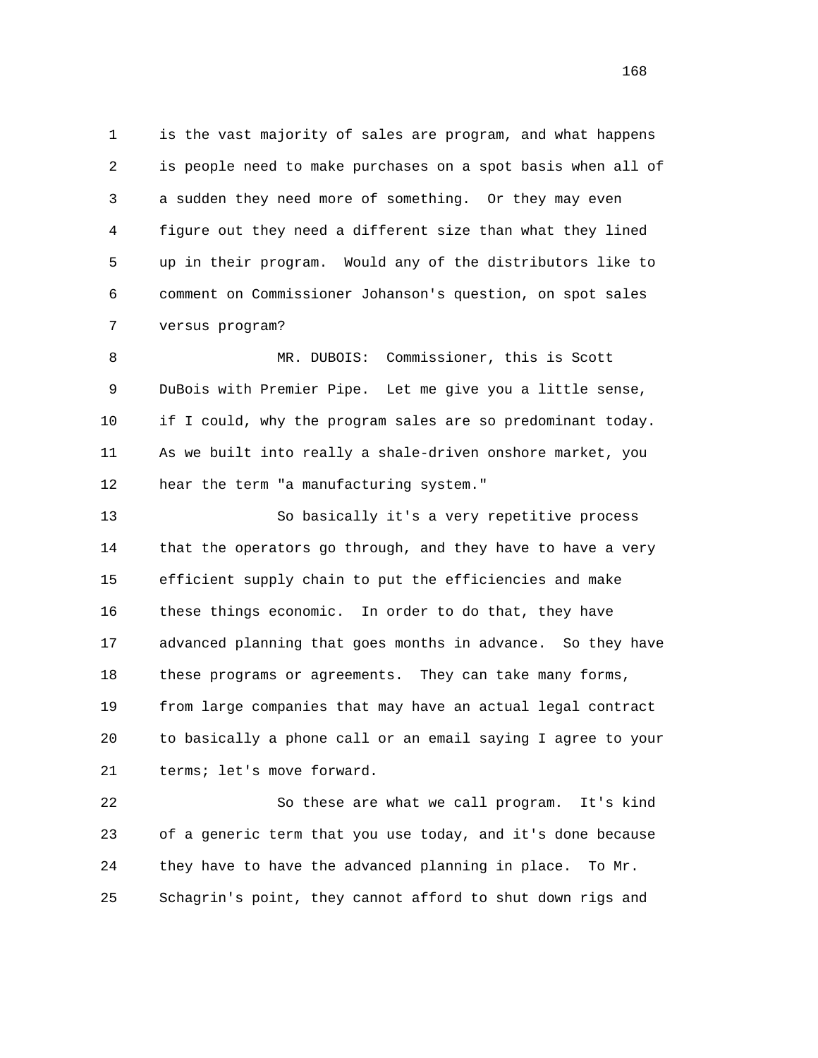is the vast majority of sales are program, and what happens is people need to make purchases on a spot basis when all of a sudden they need more of something. Or they may even figure out they need a different size than what they lined up in their program. Would any of the distributors like to comment on Commissioner Johanson's question, on spot sales versus program?

MR. DUBOIS: Commissioner, this is Scott DuBois with Premier Pipe. Let me give you a little sense, if I could, why the program sales are so predominant today. As we built into really a shale-driven onshore market, you hear the term "a manufacturing system."

So basically it's a very repetitive process that the operators go through, and they have to have a very efficient supply chain to put the efficiencies and make these things economic. In order to do that, they have advanced planning that goes months in advance. So they have these programs or agreements. They can take many forms, from large companies that may have an actual legal contract to basically a phone call or an email saying I agree to your terms; let's move forward.

So these are what we call program. It's kind of a generic term that you use today, and it's done because they have to have the advanced planning in place. To Mr. Schagrin's point, they cannot afford to shut down rigs and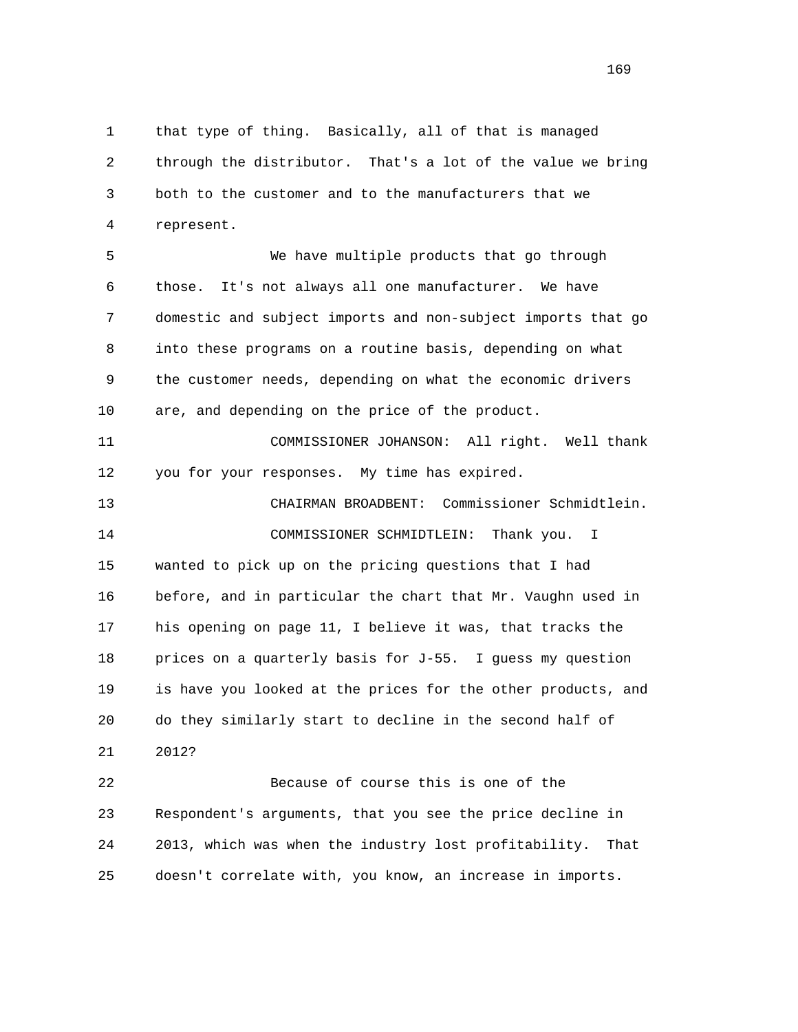that type of thing. Basically, all of that is managed through the distributor. That's a lot of the value we bring both to the customer and to the manufacturers that we represent.

We have multiple products that go through those. It's not always all one manufacturer. We have domestic and subject imports and non-subject imports that go into these programs on a routine basis, depending on what the customer needs, depending on what the economic drivers are, and depending on the price of the product.

COMMISSIONER JOHANSON: All right. Well thank you for your responses. My time has expired.

CHAIRMAN BROADBENT: Commissioner Schmidtlein.

COMMISSIONER SCHMIDTLEIN: Thank you. I wanted to pick up on the pricing questions that I had before, and in particular the chart that Mr. Vaughn used in his opening on page 11, I believe it was, that tracks the prices on a quarterly basis for J-55. I guess my question is have you looked at the prices for the other products, and do they similarly start to decline in the second half of 2012?

Because of course this is one of the Respondent's arguments, that you see the price decline in 2013, which was when the industry lost profitability. That doesn't correlate with, you know, an increase in imports.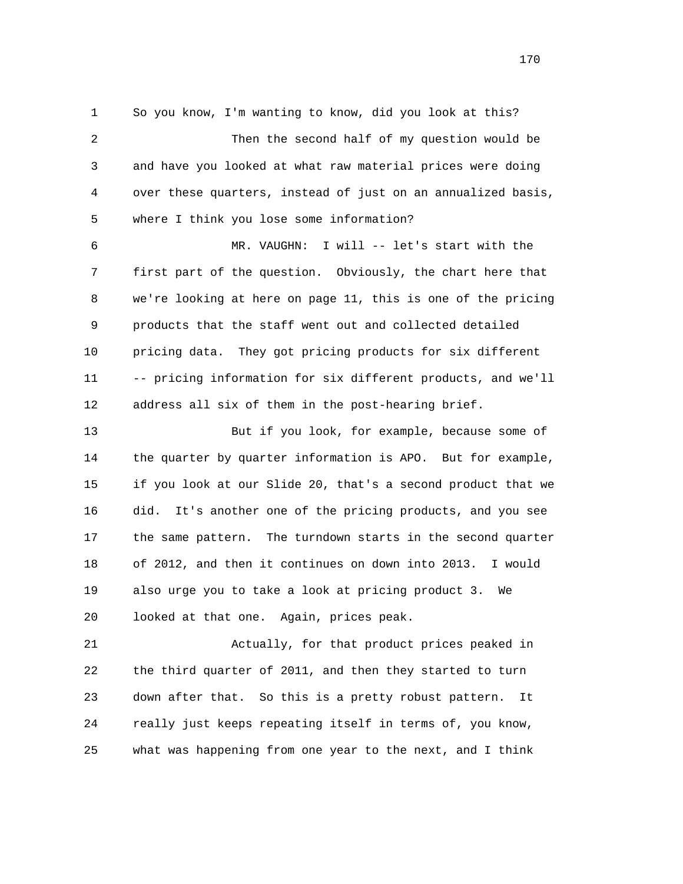So you know, I'm wanting to know, did you look at this?

Then the second half of my question would be and have you looked at what raw material prices were doing over these quarters, instead of just on an annualized basis, where I think you lose some information?

MR. VAUGHN: I will -- let's start with the first part of the question. Obviously, the chart here that we're looking at here on page 11, this is one of the pricing products that the staff went out and collected detailed pricing data. They got pricing products for six different -- pricing information for six different products, and we'll address all six of them in the post-hearing brief.

But if you look, for example, because some of the quarter by quarter information is APO. But for example, if you look at our Slide 20, that's a second product that we did. It's another one of the pricing products, and you see the same pattern. The turndown starts in the second quarter of 2012, and then it continues on down into 2013. I would also urge you to take a look at pricing product 3. We looked at that one. Again, prices peak.

Actually, for that product prices peaked in the third quarter of 2011, and then they started to turn down after that. So this is a pretty robust pattern. It really just keeps repeating itself in terms of, you know, what was happening from one year to the next, and I think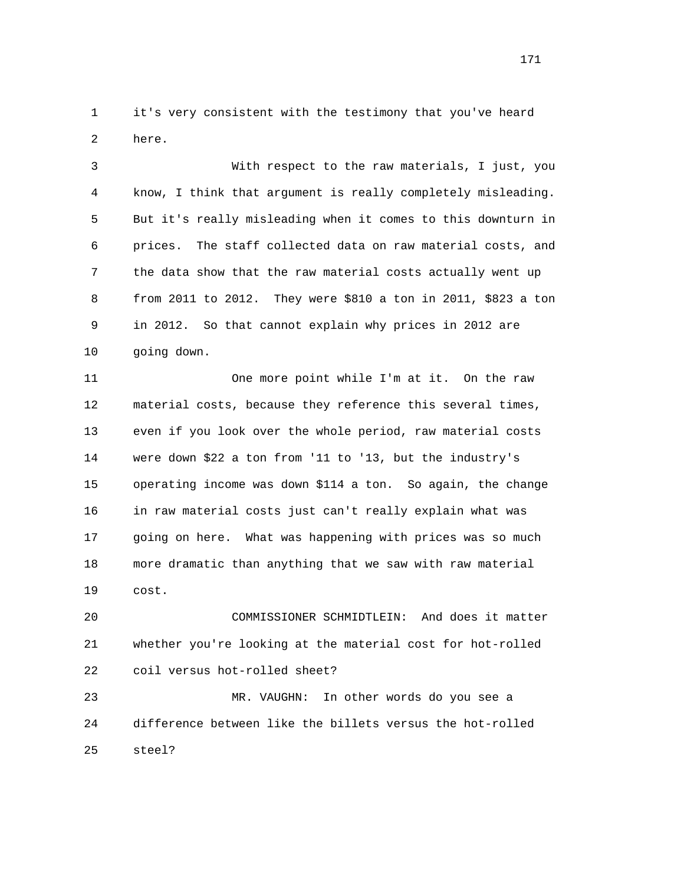1 it's very consistent with the testimony that you've heard
2 here.

3 With respect to the raw materials, I just, you
4 know, I think that argument is really completely misleading.
5 But it's really misleading when it comes to this downturn in
6 prices. The staff collected data on raw material costs, and
7 the data show that the raw material costs actually went up
8 from 2011 to 2012. They were $810 a ton in 2011, $823 a ton
9 in 2012. So that cannot explain why prices in 2012 are
10 going down.

11 One more point while I'm at it. On the raw
12 material costs, because they reference this several times,
13 even if you look over the whole period, raw material costs
14 were down $22 a ton from '11 to '13, but the industry's
15 operating income was down $114 a ton. So again, the change
16 in raw material costs just can't really explain what was
17 going on here. What was happening with prices was so much
18 more dramatic than anything that we saw with raw material
19 cost.

20 COMMISSIONER SCHMIDTLEIN: And does it matter
21 whether you're looking at the material cost for hot-rolled
22 coil versus hot-rolled sheet?

23 MR. VAUGHN: In other words do you see a
24 difference between like the billets versus the hot-rolled
25 steel?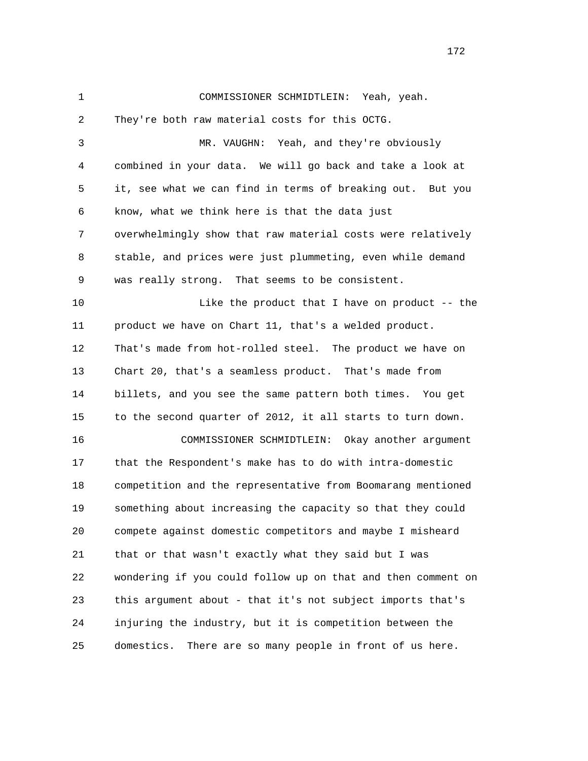COMMISSIONER SCHMIDTLEIN: Yeah, yeah. They're both raw material costs for this OCTG.

MR. VAUGHN: Yeah, and they're obviously combined in your data. We will go back and take a look at it, see what we can find in terms of breaking out. But you know, what we think here is that the data just overwhelmingly show that raw material costs were relatively stable, and prices were just plummeting, even while demand was really strong. That seems to be consistent.

Like the product that I have on product -- the product we have on Chart 11, that's a welded product. That's made from hot-rolled steel. The product we have on Chart 20, that's a seamless product. That's made from billets, and you see the same pattern both times. You get to the second quarter of 2012, it all starts to turn down.

COMMISSIONER SCHMIDTLEIN: Okay another argument that the Respondent's make has to do with intra-domestic competition and the representative from Boomarang mentioned something about increasing the capacity so that they could compete against domestic competitors and maybe I misheard that or that wasn't exactly what they said but I was wondering if you could follow up on that and then comment on this argument about - that it's not subject imports that's injuring the industry, but it is competition between the domestics. There are so many people in front of us here.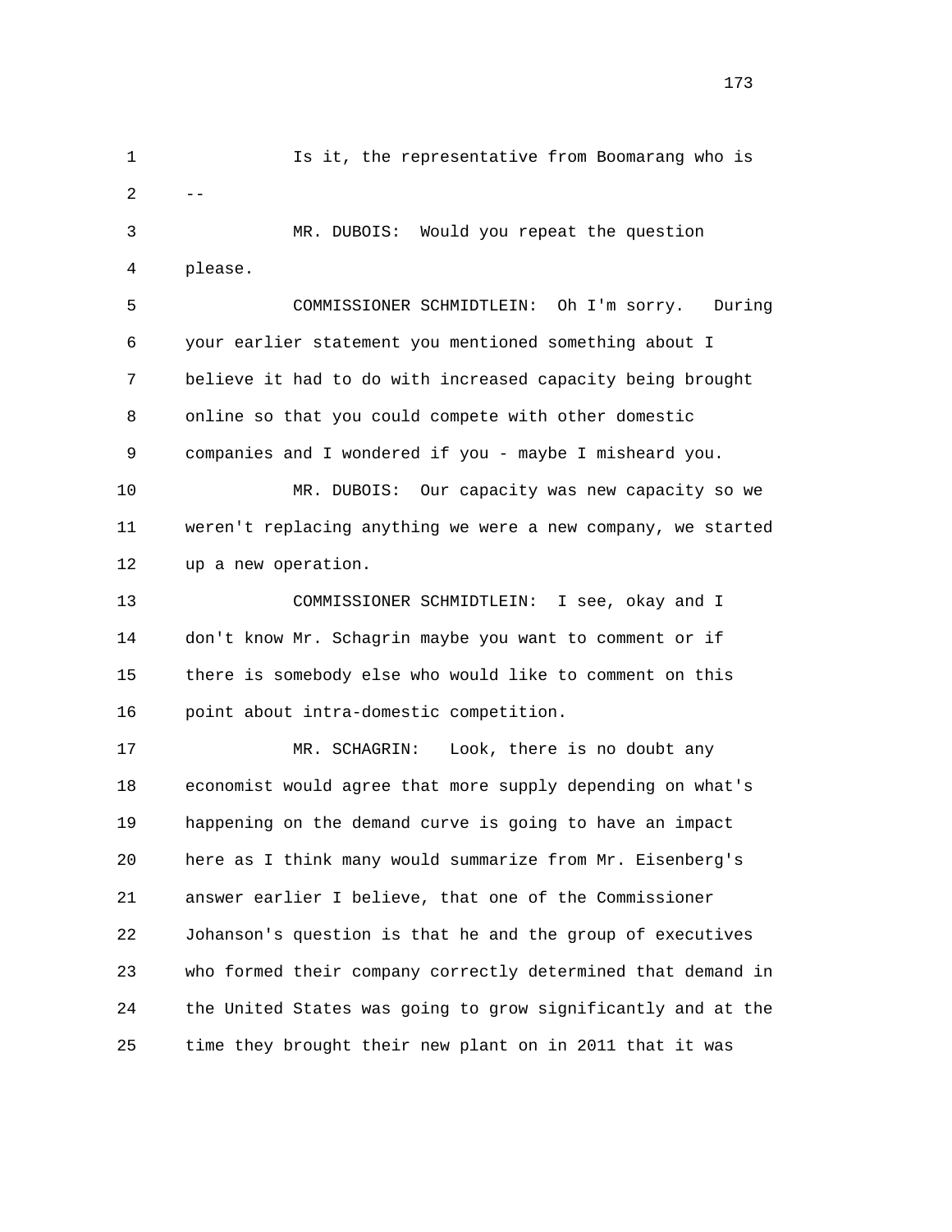Is it, the representative from Boomarang who is --

MR. DUBOIS: Would you repeat the question please.

COMMISSIONER SCHMIDTLEIN: Oh I'm sorry. During your earlier statement you mentioned something about I believe it had to do with increased capacity being brought online so that you could compete with other domestic companies and I wondered if you - maybe I misheard you.

MR. DUBOIS: Our capacity was new capacity so we weren't replacing anything we were a new company, we started up a new operation.

COMMISSIONER SCHMIDTLEIN: I see, okay and I don't know Mr. Schagrin maybe you want to comment or if there is somebody else who would like to comment on this point about intra-domestic competition.

MR. SCHAGRIN: Look, there is no doubt any economist would agree that more supply depending on what's happening on the demand curve is going to have an impact here as I think many would summarize from Mr. Eisenberg's answer earlier I believe, that one of the Commissioner Johanson's question is that he and the group of executives who formed their company correctly determined that demand in the United States was going to grow significantly and at the time they brought their new plant on in 2011 that it was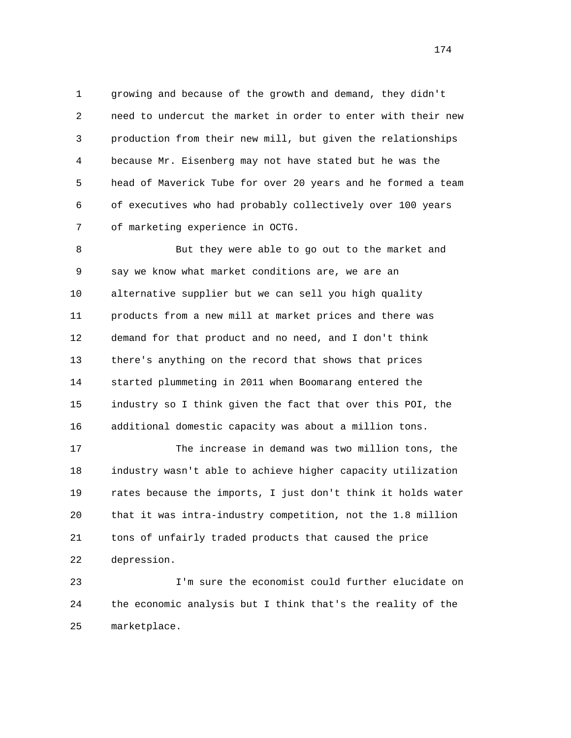growing and because of the growth and demand, they didn't need to undercut the market in order to enter with their new production from their new mill, but given the relationships because Mr. Eisenberg may not have stated but he was the head of Maverick Tube for over 20 years and he formed a team of executives who had probably collectively over 100 years of marketing experience in OCTG.

But they were able to go out to the market and say we know what market conditions are, we are an alternative supplier but we can sell you high quality products from a new mill at market prices and there was demand for that product and no need, and I don't think there's anything on the record that shows that prices started plummeting in 2011 when Boomarang entered the industry so I think given the fact that over this POI, the additional domestic capacity was about a million tons.

The increase in demand was two million tons, the industry wasn't able to achieve higher capacity utilization rates because the imports, I just don't think it holds water that it was intra-industry competition, not the 1.8 million tons of unfairly traded products that caused the price depression.

I'm sure the economist could further elucidate on the economic analysis but I think that's the reality of the marketplace.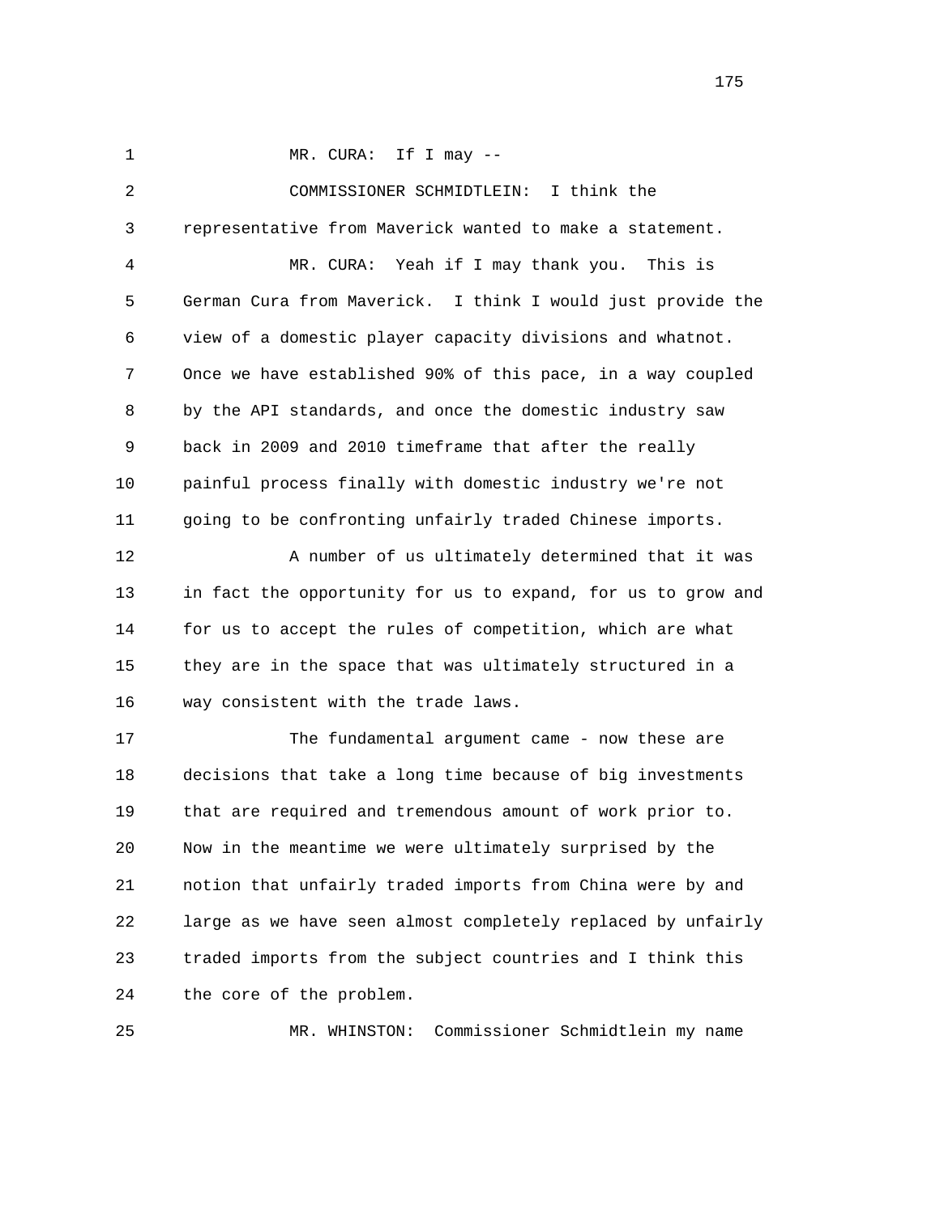MR. CURA: If I may --

COMMISSIONER SCHMIDTLEIN: I think the representative from Maverick wanted to make a statement.

MR. CURA: Yeah if I may thank you. This is German Cura from Maverick. I think I would just provide the view of a domestic player capacity divisions and whatnot. Once we have established 90% of this pace, in a way coupled by the API standards, and once the domestic industry saw back in 2009 and 2010 timeframe that after the really painful process finally with domestic industry we're not going to be confronting unfairly traded Chinese imports.

A number of us ultimately determined that it was in fact the opportunity for us to expand, for us to grow and for us to accept the rules of competition, which are what they are in the space that was ultimately structured in a way consistent with the trade laws.

The fundamental argument came - now these are decisions that take a long time because of big investments that are required and tremendous amount of work prior to. Now in the meantime we were ultimately surprised by the notion that unfairly traded imports from China were by and large as we have seen almost completely replaced by unfairly traded imports from the subject countries and I think this the core of the problem.

MR. WHINSTON: Commissioner Schmidtlein my name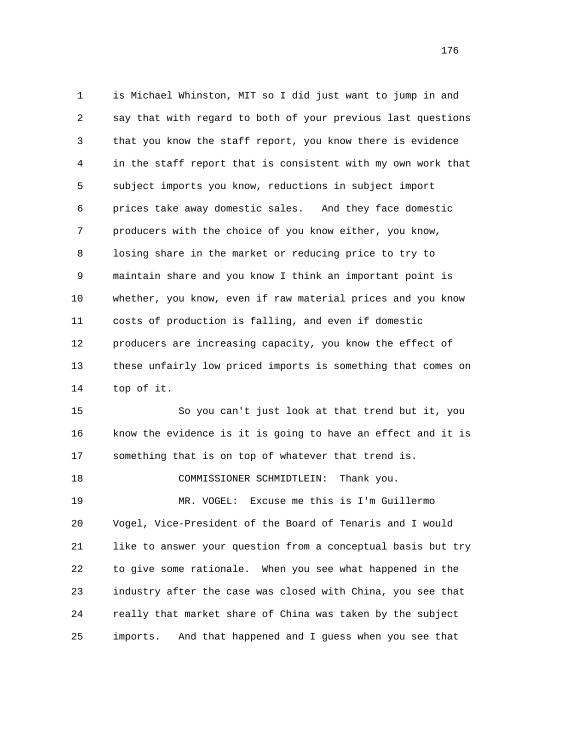is Michael Whinston, MIT so I did just want to jump in and say that with regard to both of your previous last questions that you know the staff report, you know there is evidence in the staff report that is consistent with my own work that subject imports you know, reductions in subject import prices take away domestic sales. And they face domestic producers with the choice of you know either, you know, losing share in the market or reducing price to try to maintain share and you know I think an important point is whether, you know, even if raw material prices and you know costs of production is falling, and even if domestic producers are increasing capacity, you know the effect of these unfairly low priced imports is something that comes on top of it.

So you can't just look at that trend but it, you know the evidence is it is going to have an effect and it is something that is on top of whatever that trend is.

COMMISSIONER SCHMIDTLEIN: Thank you.

MR. VOGEL: Excuse me this is I'm Guillermo Vogel, Vice-President of the Board of Tenaris and I would like to answer your question from a conceptual basis but try to give some rationale. When you see what happened in the industry after the case was closed with China, you see that really that market share of China was taken by the subject imports. And that happened and I guess when you see that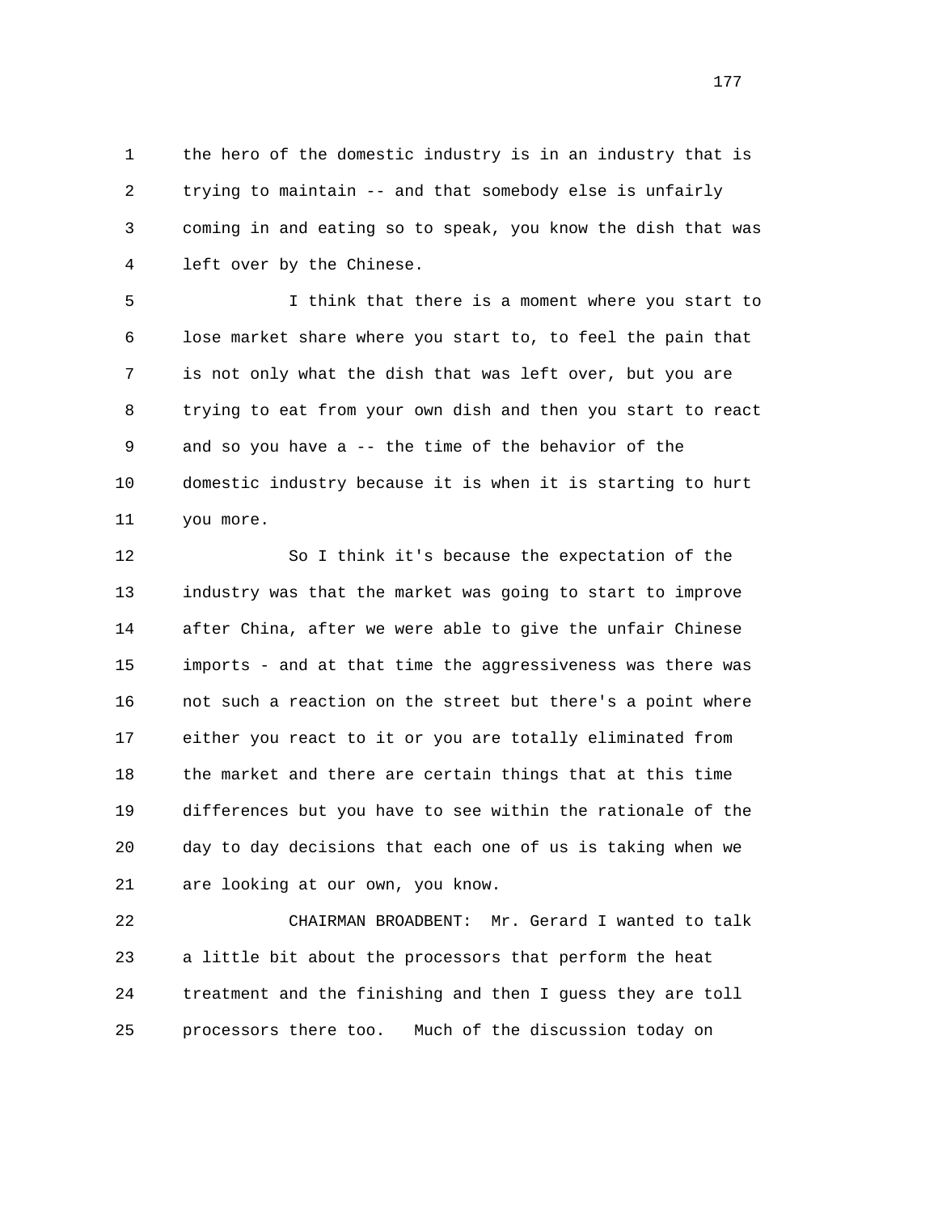the hero of the domestic industry is in an industry that is trying to maintain -- and that somebody else is unfairly coming in and eating so to speak, you know the dish that was left over by the Chinese.

I think that there is a moment where you start to lose market share where you start to, to feel the pain that is not only what the dish that was left over, but you are trying to eat from your own dish and then you start to react and so you have a -- the time of the behavior of the domestic industry because it is when it is starting to hurt you more.

So I think it's because the expectation of the industry was that the market was going to start to improve after China, after we were able to give the unfair Chinese imports - and at that time the aggressiveness was there was not such a reaction on the street but there's a point where either you react to it or you are totally eliminated from the market and there are certain things that at this time differences but you have to see within the rationale of the day to day decisions that each one of us is taking when we are looking at our own, you know.

CHAIRMAN BROADBENT: Mr. Gerard I wanted to talk a little bit about the processors that perform the heat treatment and the finishing and then I guess they are toll processors there too. Much of the discussion today on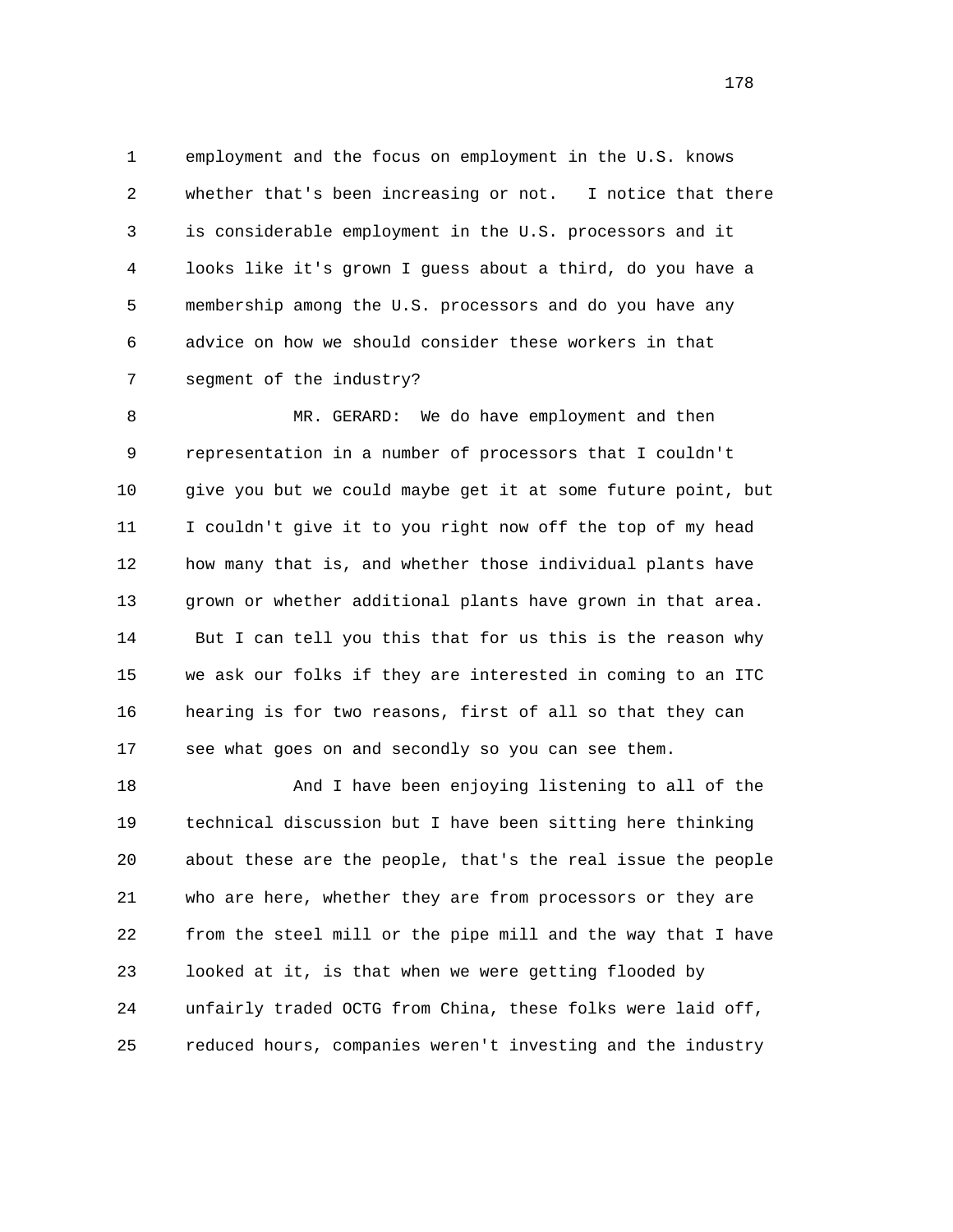employment and the focus on employment in the U.S. knows whether that's been increasing or not. I notice that there is considerable employment in the U.S. processors and it looks like it's grown I guess about a third, do you have a membership among the U.S. processors and do you have any advice on how we should consider these workers in that segment of the industry?

MR. GERARD: We do have employment and then representation in a number of processors that I couldn't give you but we could maybe get it at some future point, but I couldn't give it to you right now off the top of my head how many that is, and whether those individual plants have grown or whether additional plants have grown in that area. But I can tell you this that for us this is the reason why we ask our folks if they are interested in coming to an ITC hearing is for two reasons, first of all so that they can see what goes on and secondly so you can see them.

And I have been enjoying listening to all of the technical discussion but I have been sitting here thinking about these are the people, that's the real issue the people who are here, whether they are from processors or they are from the steel mill or the pipe mill and the way that I have looked at it, is that when we were getting flooded by unfairly traded OCTG from China, these folks were laid off, reduced hours, companies weren't investing and the industry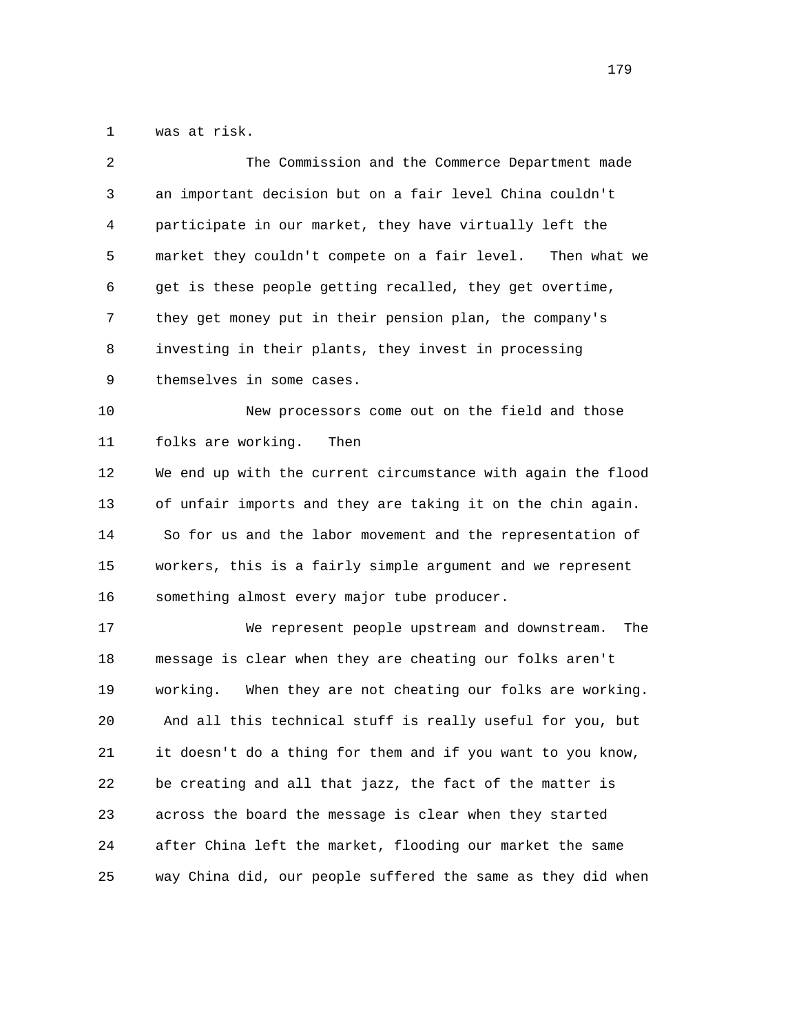was at risk.

The Commission and the Commerce Department made an important decision but on a fair level China couldn't participate in our market, they have virtually left the market they couldn't compete on a fair level. Then what we get is these people getting recalled, they get overtime, they get money put in their pension plan, the company's investing in their plants, they invest in processing themselves in some cases.

New processors come out on the field and those folks are working. Then

We end up with the current circumstance with again the flood of unfair imports and they are taking it on the chin again. So for us and the labor movement and the representation of workers, this is a fairly simple argument and we represent something almost every major tube producer.

We represent people upstream and downstream. The message is clear when they are cheating our folks aren't working. When they are not cheating our folks are working. And all this technical stuff is really useful for you, but it doesn't do a thing for them and if you want to you know, be creating and all that jazz, the fact of the matter is across the board the message is clear when they started after China left the market, flooding our market the same way China did, our people suffered the same as they did when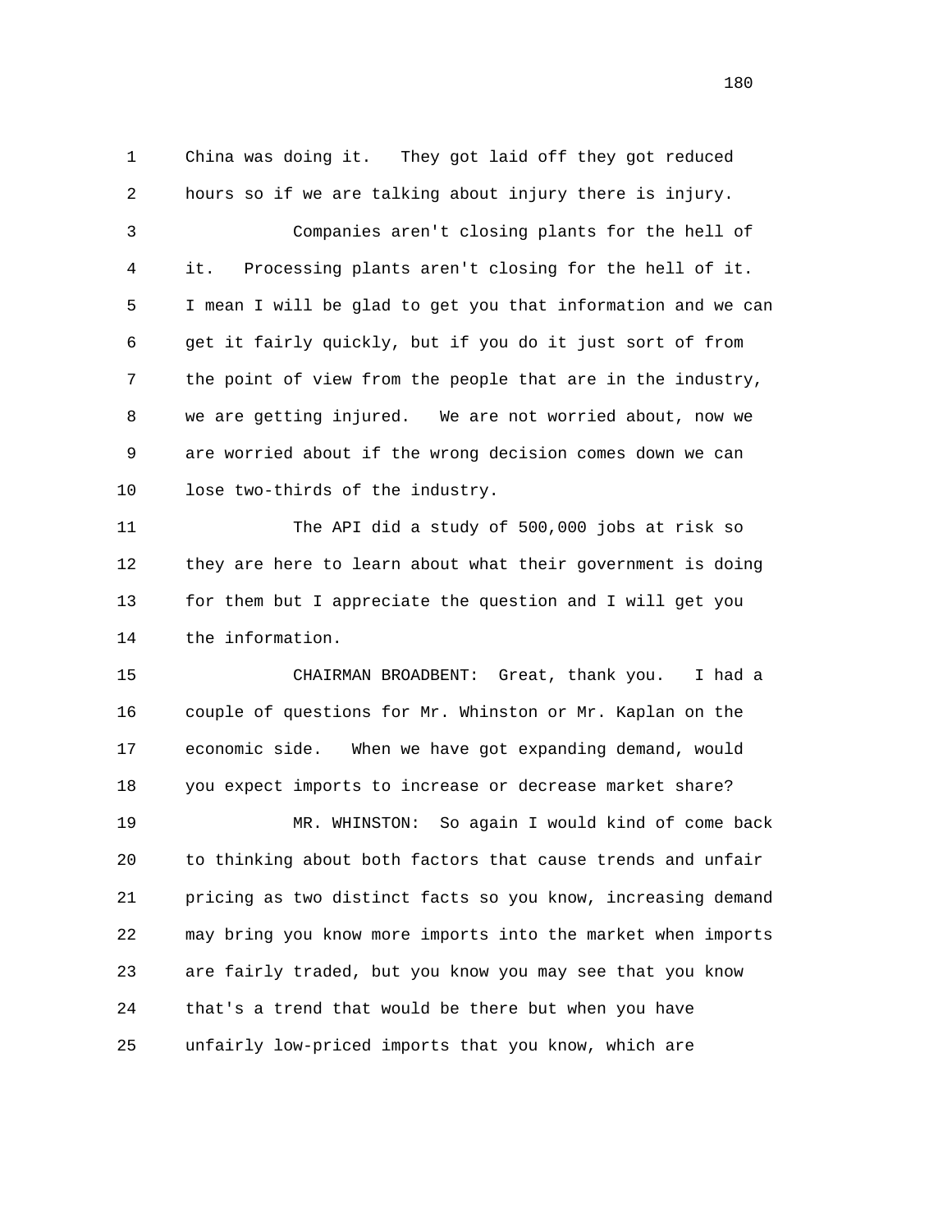1 China was doing it. They got laid off they got reduced
2 hours so if we are talking about injury there is injury.
3 Companies aren't closing plants for the hell of
4 it. Processing plants aren't closing for the hell of it.
5 I mean I will be glad to get you that information and we can
6 get it fairly quickly, but if you do it just sort of from
7 the point of view from the people that are in the industry,
8 we are getting injured. We are not worried about, now we
9 are worried about if the wrong decision comes down we can
10 lose two-thirds of the industry.
11 The API did a study of 500,000 jobs at risk so
12 they are here to learn about what their government is doing
13 for them but I appreciate the question and I will get you
14 the information.
15 CHAIRMAN BROADBENT: Great, thank you. I had a
16 couple of questions for Mr. Whinston or Mr. Kaplan on the
17 economic side. When we have got expanding demand, would
18 you expect imports to increase or decrease market share?
19 MR. WHINSTON: So again I would kind of come back
20 to thinking about both factors that cause trends and unfair
21 pricing as two distinct facts so you know, increasing demand
22 may bring you know more imports into the market when imports
23 are fairly traded, but you know you may see that you know
24 that's a trend that would be there but when you have
25 unfairly low-priced imports that you know, which are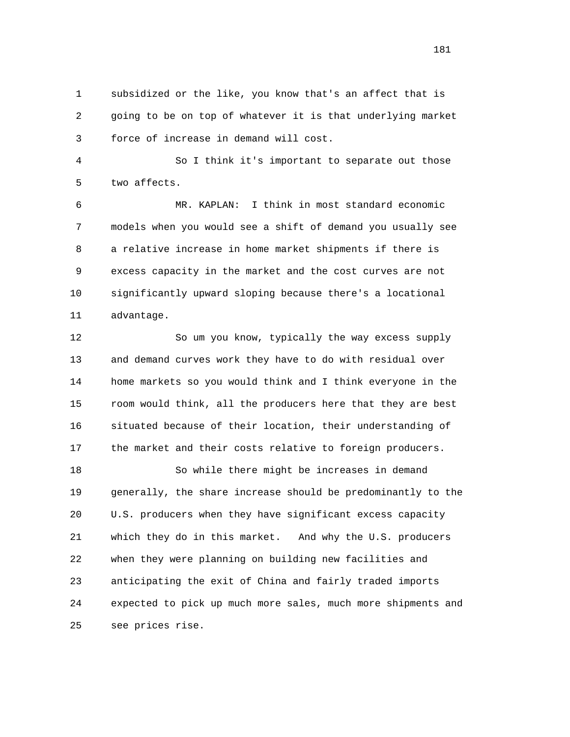subsidized or the like, you know that's an affect that is going to be on top of whatever it is that underlying market force of increase in demand will cost.

So I think it's important to separate out those two affects.

MR. KAPLAN: I think in most standard economic models when you would see a shift of demand you usually see a relative increase in home market shipments if there is excess capacity in the market and the cost curves are not significantly upward sloping because there's a locational advantage.

So um you know, typically the way excess supply and demand curves work they have to do with residual over home markets so you would think and I think everyone in the room would think, all the producers here that they are best situated because of their location, their understanding of the market and their costs relative to foreign producers.

So while there might be increases in demand generally, the share increase should be predominantly to the U.S. producers when they have significant excess capacity which they do in this market. And why the U.S. producers when they were planning on building new facilities and anticipating the exit of China and fairly traded imports expected to pick up much more sales, much more shipments and see prices rise.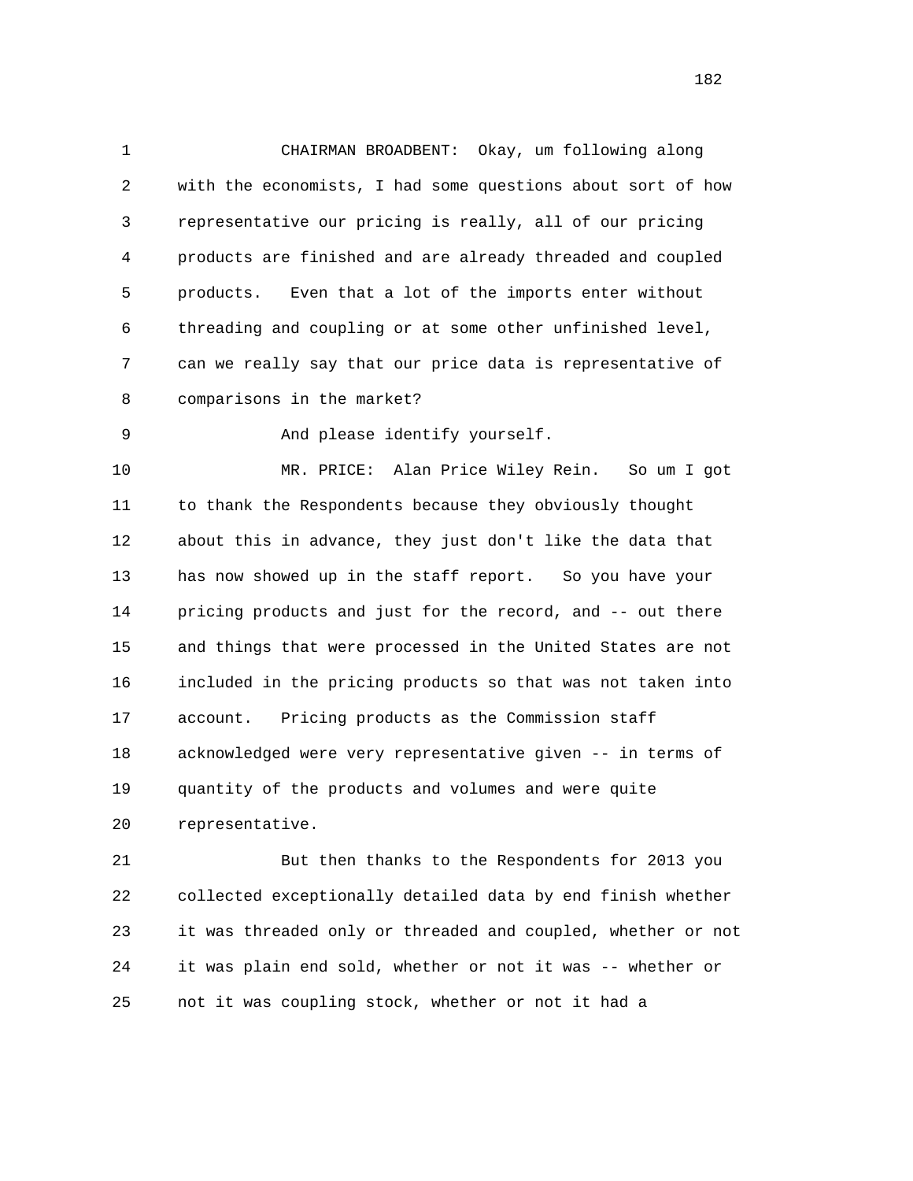CHAIRMAN BROADBENT: Okay, um following along with the economists, I had some questions about sort of how representative our pricing is really, all of our pricing products are finished and are already threaded and coupled products. Even that a lot of the imports enter without threading and coupling or at some other unfinished level, can we really say that our price data is representative of comparisons in the market?

And please identify yourself.

MR. PRICE: Alan Price Wiley Rein. So um I got to thank the Respondents because they obviously thought about this in advance, they just don't like the data that has now showed up in the staff report. So you have your pricing products and just for the record, and -- out there and things that were processed in the United States are not included in the pricing products so that was not taken into account. Pricing products as the Commission staff acknowledged were very representative given -- in terms of quantity of the products and volumes and were quite representative.

But then thanks to the Respondents for 2013 you collected exceptionally detailed data by end finish whether it was threaded only or threaded and coupled, whether or not it was plain end sold, whether or not it was -- whether or not it was coupling stock, whether or not it had a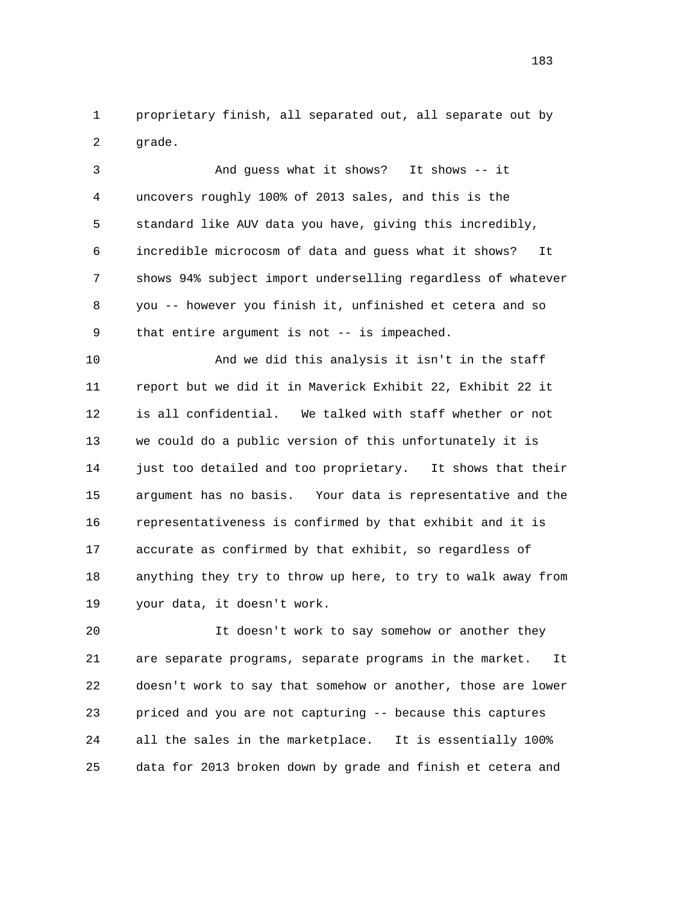proprietary finish, all separated out, all separate out by grade.

And guess what it shows? It shows -- it uncovers roughly 100% of 2013 sales, and this is the standard like AUV data you have, giving this incredibly, incredible microcosm of data and guess what it shows? It shows 94% subject import underselling regardless of whatever you -- however you finish it, unfinished et cetera and so that entire argument is not -- is impeached.

And we did this analysis it isn't in the staff report but we did it in Maverick Exhibit 22, Exhibit 22 it is all confidential. We talked with staff whether or not we could do a public version of this unfortunately it is just too detailed and too proprietary. It shows that their argument has no basis. Your data is representative and the representativeness is confirmed by that exhibit and it is accurate as confirmed by that exhibit, so regardless of anything they try to throw up here, to try to walk away from your data, it doesn't work.

It doesn't work to say somehow or another they are separate programs, separate programs in the market. It doesn't work to say that somehow or another, those are lower priced and you are not capturing -- because this captures all the sales in the marketplace. It is essentially 100% data for 2013 broken down by grade and finish et cetera and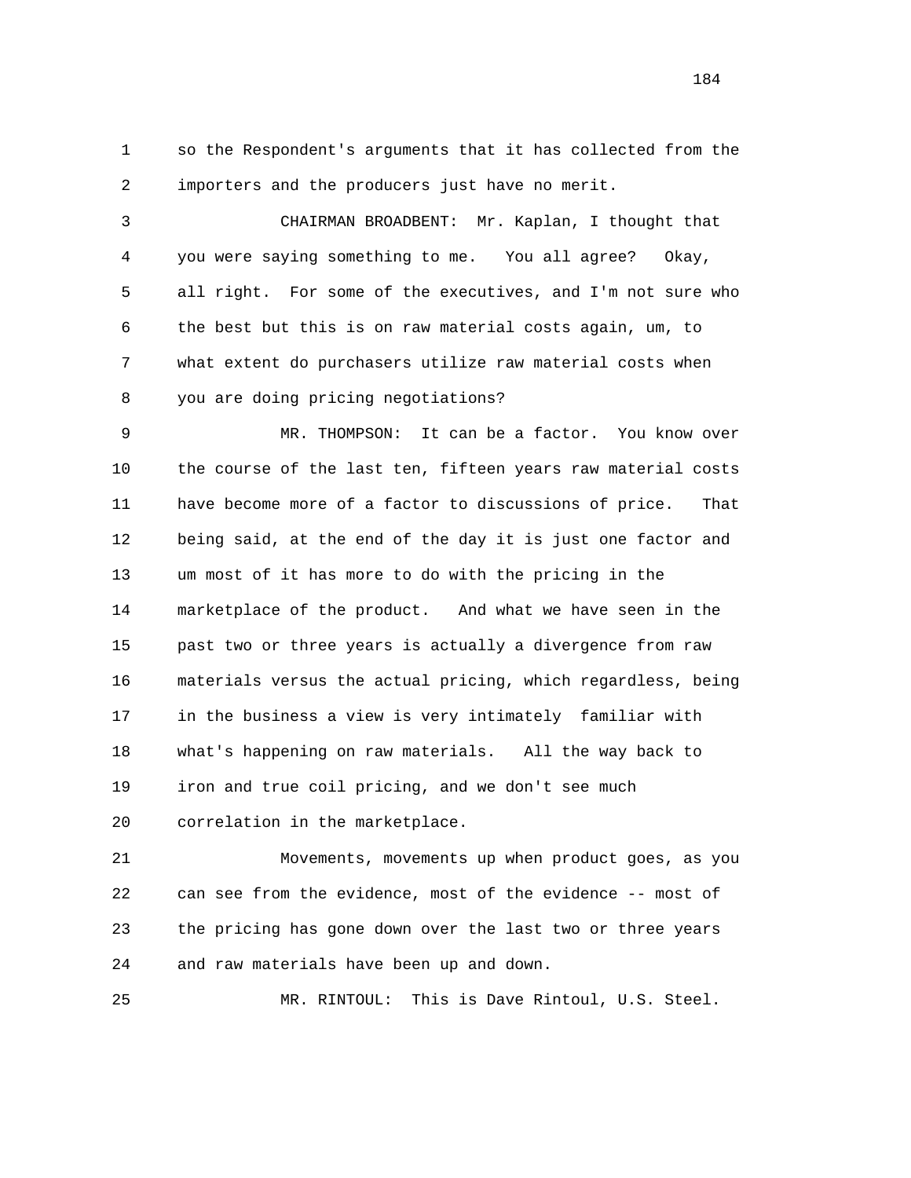so the Respondent's arguments that it has collected from the importers and the producers just have no merit.

CHAIRMAN BROADBENT: Mr. Kaplan, I thought that you were saying something to me. You all agree? Okay, all right. For some of the executives, and I'm not sure who the best but this is on raw material costs again, um, to what extent do purchasers utilize raw material costs when you are doing pricing negotiations?

MR. THOMPSON: It can be a factor. You know over the course of the last ten, fifteen years raw material costs have become more of a factor to discussions of price. That being said, at the end of the day it is just one factor and um most of it has more to do with the pricing in the marketplace of the product. And what we have seen in the past two or three years is actually a divergence from raw materials versus the actual pricing, which regardless, being in the business a view is very intimately familiar with what's happening on raw materials. All the way back to iron and true coil pricing, and we don't see much correlation in the marketplace.

Movements, movements up when product goes, as you can see from the evidence, most of the evidence -- most of the pricing has gone down over the last two or three years and raw materials have been up and down.

MR. RINTOUL: This is Dave Rintoul, U.S. Steel.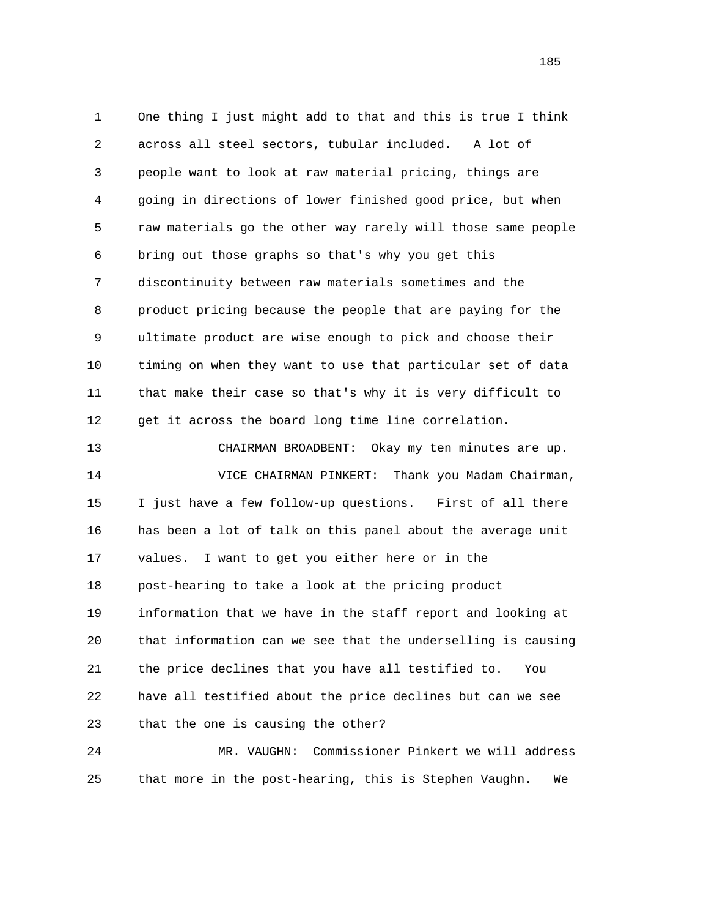One thing I just might add to that and this is true I think across all steel sectors, tubular included. A lot of people want to look at raw material pricing, things are going in directions of lower finished good price, but when raw materials go the other way rarely will those same people bring out those graphs so that's why you get this discontinuity between raw materials sometimes and the product pricing because the people that are paying for the ultimate product are wise enough to pick and choose their timing on when they want to use that particular set of data that make their case so that's why it is very difficult to get it across the board long time line correlation.

CHAIRMAN BROADBENT: Okay my ten minutes are up.

VICE CHAIRMAN PINKERT: Thank you Madam Chairman, I just have a few follow-up questions. First of all there has been a lot of talk on this panel about the average unit values. I want to get you either here or in the post-hearing to take a look at the pricing product information that we have in the staff report and looking at that information can we see that the underselling is causing the price declines that you have all testified to. You have all testified about the price declines but can we see that the one is causing the other?

MR. VAUGHN: Commissioner Pinkert we will address that more in the post-hearing, this is Stephen Vaughn. We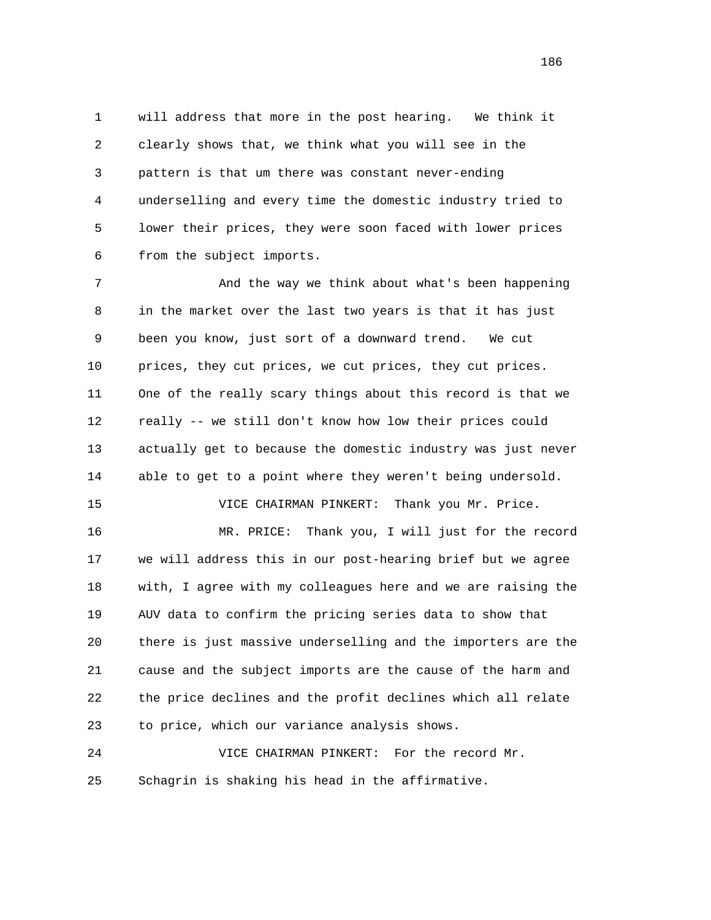will address that more in the post hearing. We think it clearly shows that, we think what you will see in the pattern is that um there was constant never-ending underselling and every time the domestic industry tried to lower their prices, they were soon faced with lower prices from the subject imports.

And the way we think about what's been happening in the market over the last two years is that it has just been you know, just sort of a downward trend. We cut prices, they cut prices, we cut prices, they cut prices. One of the really scary things about this record is that we really -- we still don't know how low their prices could actually get to because the domestic industry was just never able to get to a point where they weren't being undersold.

VICE CHAIRMAN PINKERT: Thank you Mr. Price.

MR. PRICE: Thank you, I will just for the record we will address this in our post-hearing brief but we agree with, I agree with my colleagues here and we are raising the AUV data to confirm the pricing series data to show that there is just massive underselling and the importers are the cause and the subject imports are the cause of the harm and the price declines and the profit declines which all relate to price, which our variance analysis shows.

VICE CHAIRMAN PINKERT: For the record Mr. Schagrin is shaking his head in the affirmative.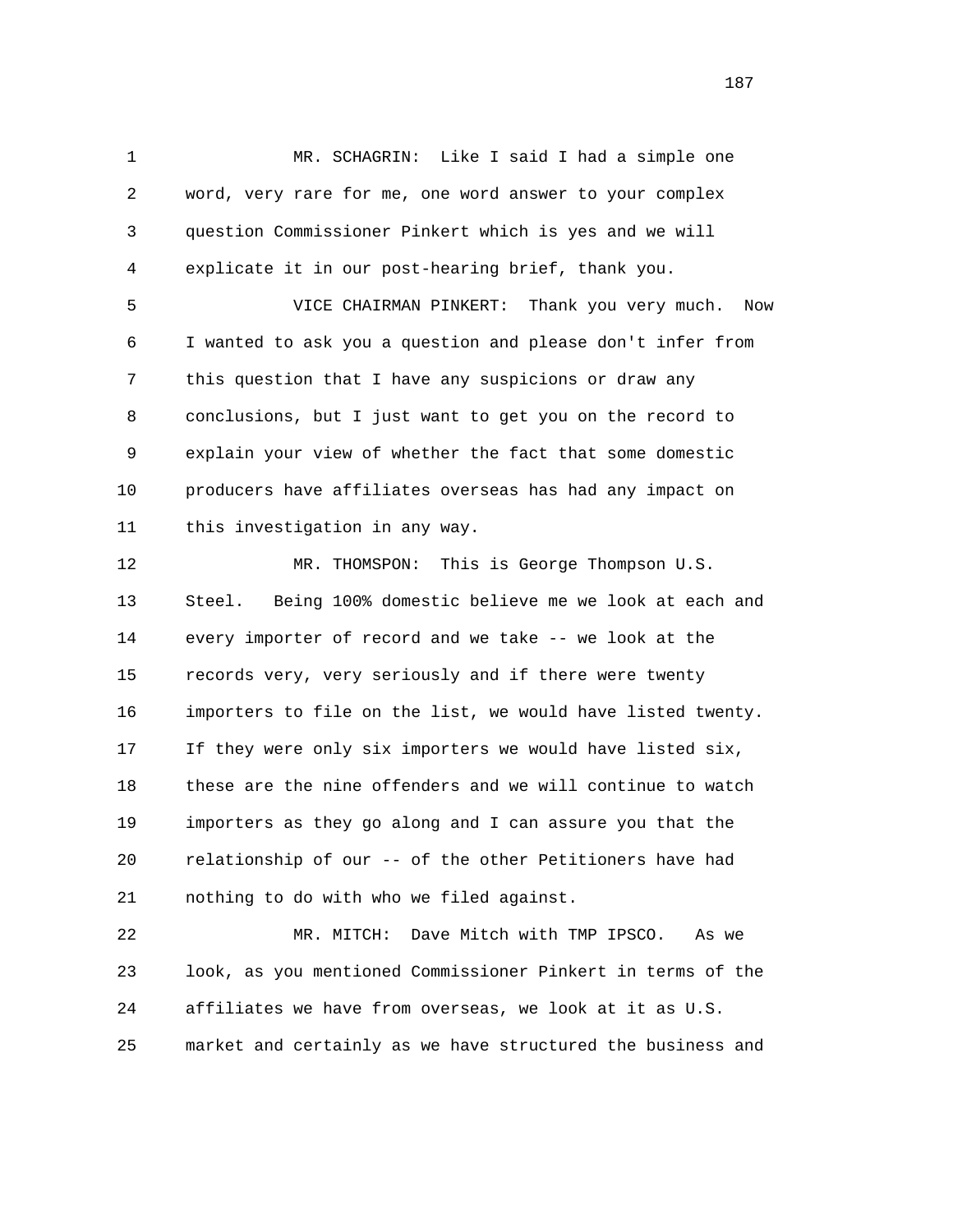MR. SCHAGRIN: Like I said I had a simple one word, very rare for me, one word answer to your complex question Commissioner Pinkert which is yes and we will explicate it in our post-hearing brief, thank you.

VICE CHAIRMAN PINKERT: Thank you very much. Now I wanted to ask you a question and please don't infer from this question that I have any suspicions or draw any conclusions, but I just want to get you on the record to explain your view of whether the fact that some domestic producers have affiliates overseas has had any impact on this investigation in any way.

MR. THOMSPON: This is George Thompson U.S. Steel. Being 100% domestic believe me we look at each and every importer of record and we take -- we look at the records very, very seriously and if there were twenty importers to file on the list, we would have listed twenty. If they were only six importers we would have listed six, these are the nine offenders and we will continue to watch importers as they go along and I can assure you that the relationship of our -- of the other Petitioners have had nothing to do with who we filed against.

MR. MITCH: Dave Mitch with TMP IPSCO. As we look, as you mentioned Commissioner Pinkert in terms of the affiliates we have from overseas, we look at it as U.S. market and certainly as we have structured the business and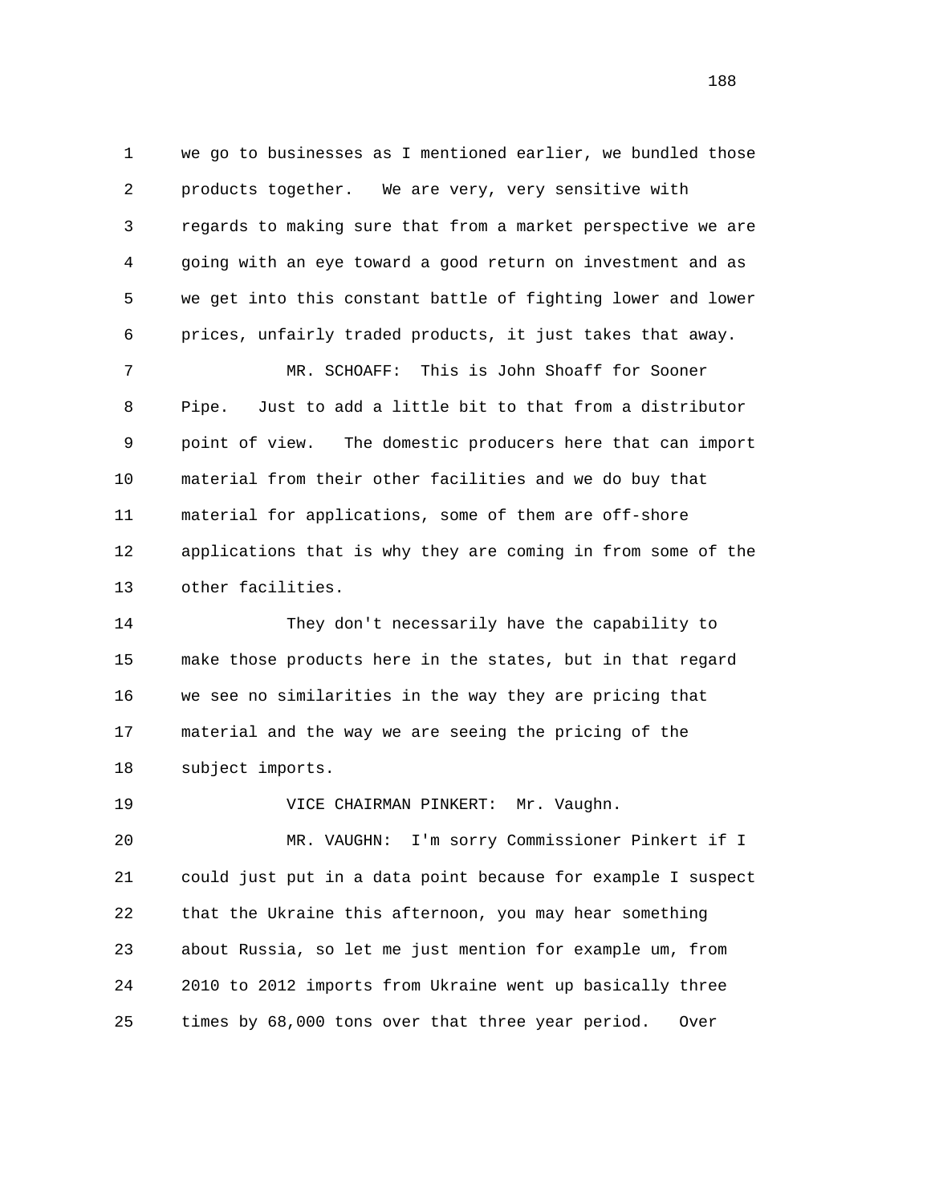we go to businesses as I mentioned earlier, we bundled those products together. We are very, very sensitive with regards to making sure that from a market perspective we are going with an eye toward a good return on investment and as we get into this constant battle of fighting lower and lower prices, unfairly traded products, it just takes that away.

MR. SCHOAFF: This is John Shoaff for Sooner Pipe. Just to add a little bit to that from a distributor point of view. The domestic producers here that can import material from their other facilities and we do buy that material for applications, some of them are off-shore applications that is why they are coming in from some of the other facilities.

They don't necessarily have the capability to make those products here in the states, but in that regard we see no similarities in the way they are pricing that material and the way we are seeing the pricing of the subject imports.

VICE CHAIRMAN PINKERT: Mr. Vaughn.

MR. VAUGHN: I'm sorry Commissioner Pinkert if I could just put in a data point because for example I suspect that the Ukraine this afternoon, you may hear something about Russia, so let me just mention for example um, from 2010 to 2012 imports from Ukraine went up basically three times by 68,000 tons over that three year period. Over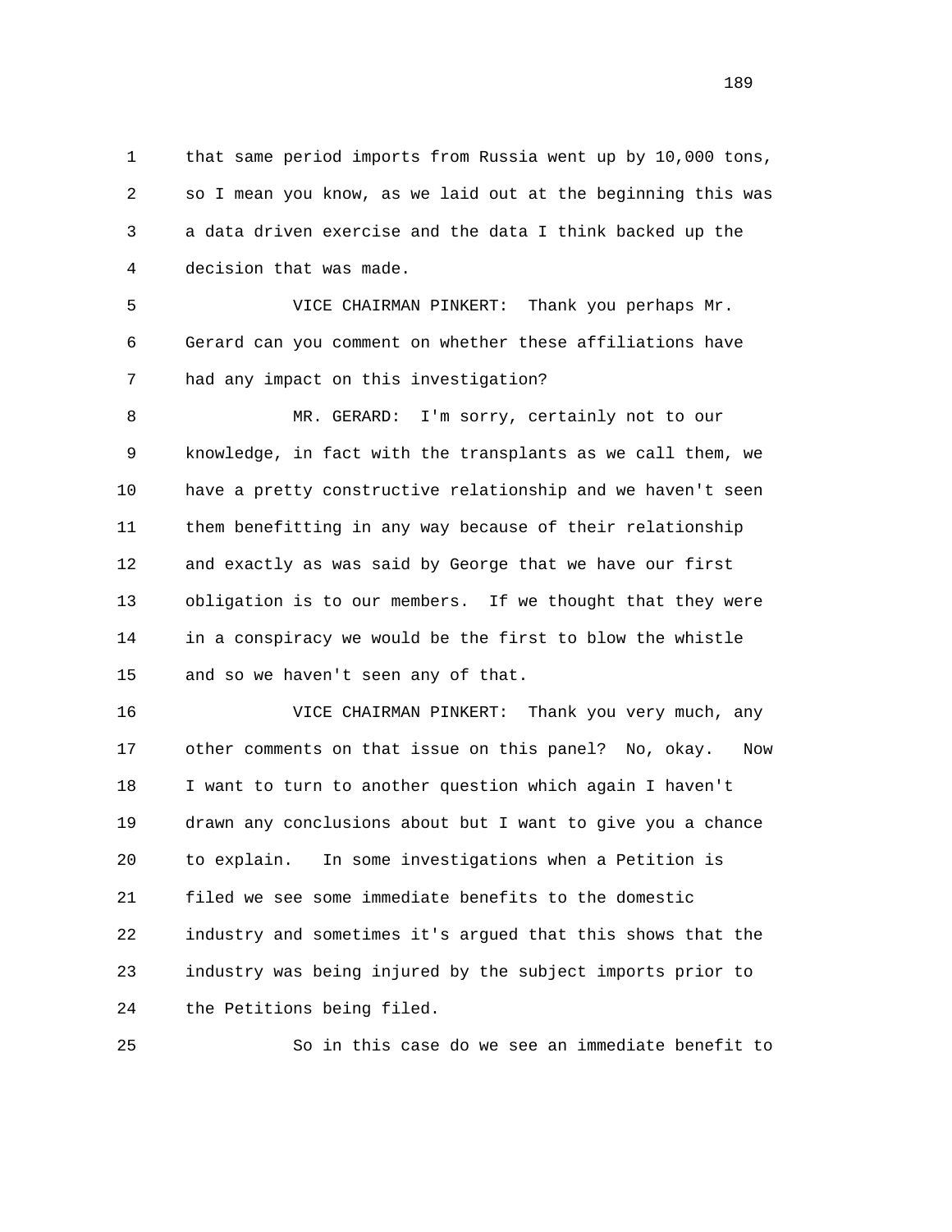that same period imports from Russia went up by 10,000 tons, so I mean you know, as we laid out at the beginning this was a data driven exercise and the data I think backed up the decision that was made.

VICE CHAIRMAN PINKERT: Thank you perhaps Mr. Gerard can you comment on whether these affiliations have had any impact on this investigation?

MR. GERARD: I'm sorry, certainly not to our knowledge, in fact with the transplants as we call them, we have a pretty constructive relationship and we haven't seen them benefitting in any way because of their relationship and exactly as was said by George that we have our first obligation is to our members. If we thought that they were in a conspiracy we would be the first to blow the whistle and so we haven't seen any of that.

VICE CHAIRMAN PINKERT: Thank you very much, any other comments on that issue on this panel? No, okay. Now I want to turn to another question which again I haven't drawn any conclusions about but I want to give you a chance to explain. In some investigations when a Petition is filed we see some immediate benefits to the domestic industry and sometimes it's argued that this shows that the industry was being injured by the subject imports prior to the Petitions being filed.

So in this case do we see an immediate benefit to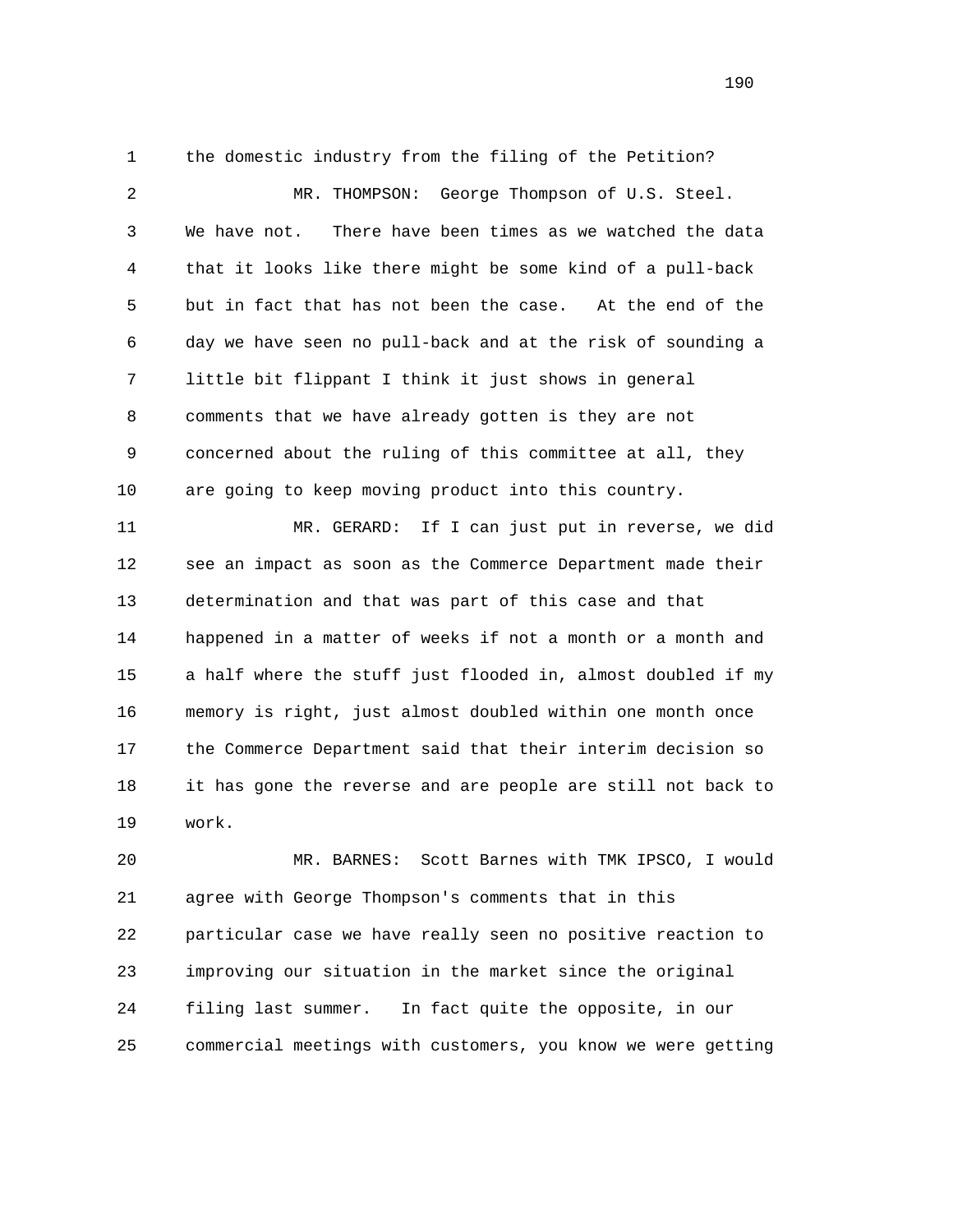the domestic industry from the filing of the Petition?

MR. THOMPSON: George Thompson of U.S. Steel. We have not. There have been times as we watched the data that it looks like there might be some kind of a pull-back but in fact that has not been the case. At the end of the day we have seen no pull-back and at the risk of sounding a little bit flippant I think it just shows in general comments that we have already gotten is they are not concerned about the ruling of this committee at all, they are going to keep moving product into this country.

MR. GERARD: If I can just put in reverse, we did see an impact as soon as the Commerce Department made their determination and that was part of this case and that happened in a matter of weeks if not a month or a month and a half where the stuff just flooded in, almost doubled if my memory is right, just almost doubled within one month once the Commerce Department said that their interim decision so it has gone the reverse and are people are still not back to work.

MR. BARNES: Scott Barnes with TMK IPSCO, I would agree with George Thompson's comments that in this particular case we have really seen no positive reaction to improving our situation in the market since the original filing last summer. In fact quite the opposite, in our commercial meetings with customers, you know we were getting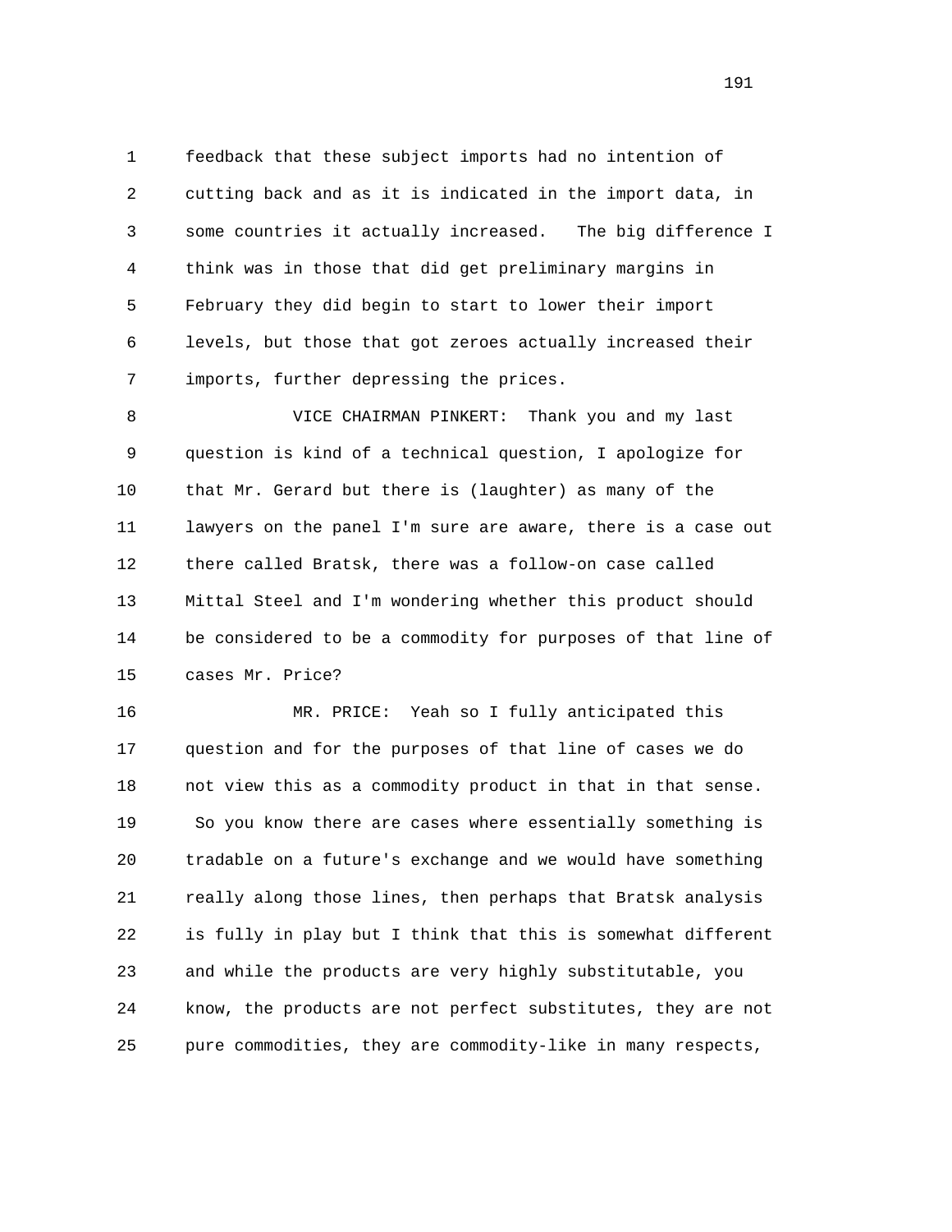feedback that these subject imports had no intention of cutting back and as it is indicated in the import data, in some countries it actually increased. The big difference I think was in those that did get preliminary margins in February they did begin to start to lower their import levels, but those that got zeroes actually increased their imports, further depressing the prices.

VICE CHAIRMAN PINKERT: Thank you and my last question is kind of a technical question, I apologize for that Mr. Gerard but there is (laughter) as many of the lawyers on the panel I'm sure are aware, there is a case out there called Bratsk, there was a follow-on case called Mittal Steel and I'm wondering whether this product should be considered to be a commodity for purposes of that line of cases Mr. Price?

MR. PRICE: Yeah so I fully anticipated this question and for the purposes of that line of cases we do not view this as a commodity product in that in that sense. So you know there are cases where essentially something is tradable on a future's exchange and we would have something really along those lines, then perhaps that Bratsk analysis is fully in play but I think that this is somewhat different and while the products are very highly substitutable, you know, the products are not perfect substitutes, they are not pure commodities, they are commodity-like in many respects,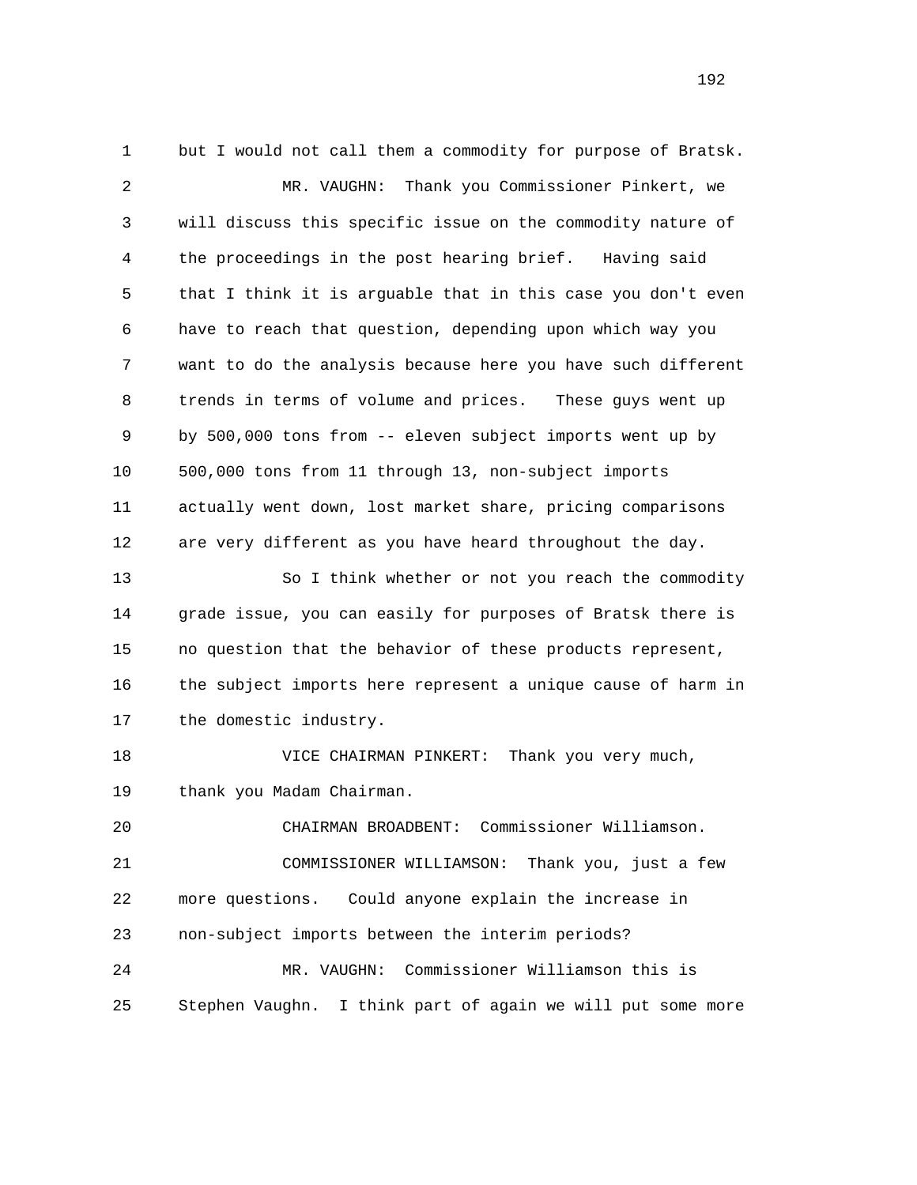1 but I would not call them a commodity for purpose of Bratsk.

2 MR. VAUGHN: Thank you Commissioner Pinkert, we

3 will discuss this specific issue on the commodity nature of

4 the proceedings in the post hearing brief. Having said

5 that I think it is arguable that in this case you don't even

6 have to reach that question, depending upon which way you

7 want to do the analysis because here you have such different

8 trends in terms of volume and prices. These guys went up

9 by 500,000 tons from -- eleven subject imports went up by

10 500,000 tons from 11 through 13, non-subject imports

11 actually went down, lost market share, pricing comparisons

12 are very different as you have heard throughout the day.

13 So I think whether or not you reach the commodity

14 grade issue, you can easily for purposes of Bratsk there is

15 no question that the behavior of these products represent,

16 the subject imports here represent a unique cause of harm in

17 the domestic industry.

18 VICE CHAIRMAN PINKERT: Thank you very much,

19 thank you Madam Chairman.

20 CHAIRMAN BROADBENT: Commissioner Williamson.

21 COMMISSIONER WILLIAMSON: Thank you, just a few

22 more questions. Could anyone explain the increase in

23 non-subject imports between the interim periods?

24 MR. VAUGHN: Commissioner Williamson this is

25 Stephen Vaughn. I think part of again we will put some more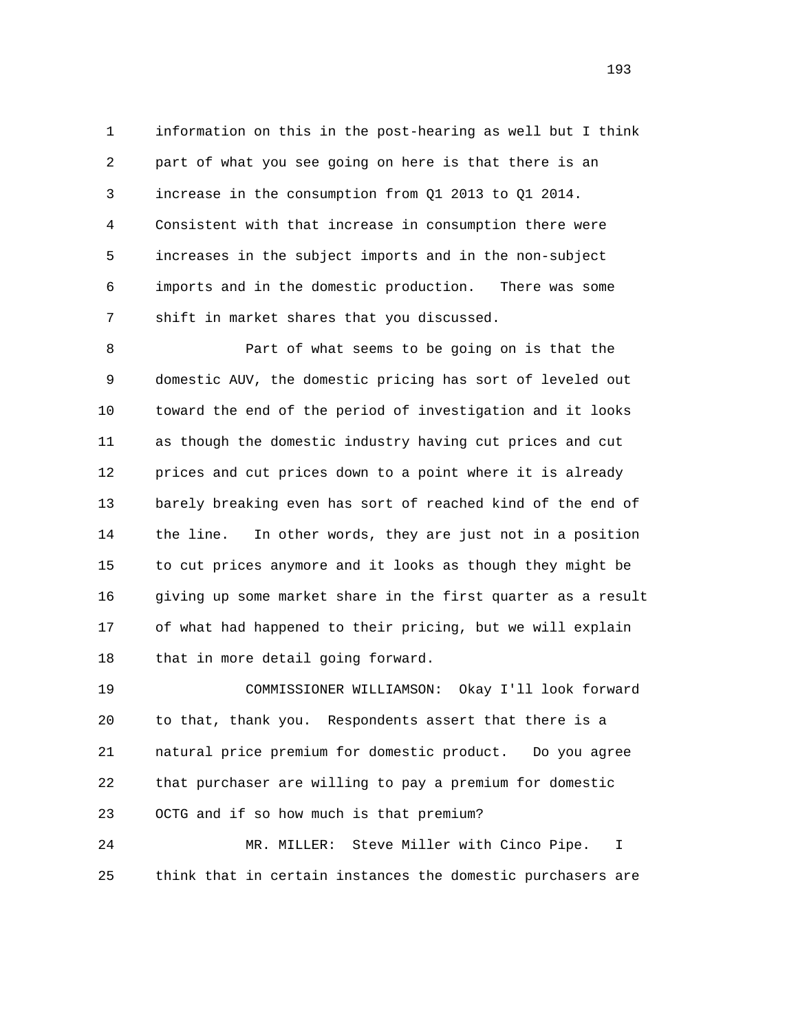information on this in the post-hearing as well but I think part of what you see going on here is that there is an increase in the consumption from Q1 2013 to Q1 2014. Consistent with that increase in consumption there were increases in the subject imports and in the non-subject imports and in the domestic production. There was some shift in market shares that you discussed.

Part of what seems to be going on is that the domestic AUV, the domestic pricing has sort of leveled out toward the end of the period of investigation and it looks as though the domestic industry having cut prices and cut prices and cut prices down to a point where it is already barely breaking even has sort of reached kind of the end of the line. In other words, they are just not in a position to cut prices anymore and it looks as though they might be giving up some market share in the first quarter as a result of what had happened to their pricing, but we will explain that in more detail going forward.

COMMISSIONER WILLIAMSON: Okay I'll look forward to that, thank you. Respondents assert that there is a natural price premium for domestic product. Do you agree that purchaser are willing to pay a premium for domestic OCTG and if so how much is that premium?

MR. MILLER: Steve Miller with Cinco Pipe. I think that in certain instances the domestic purchasers are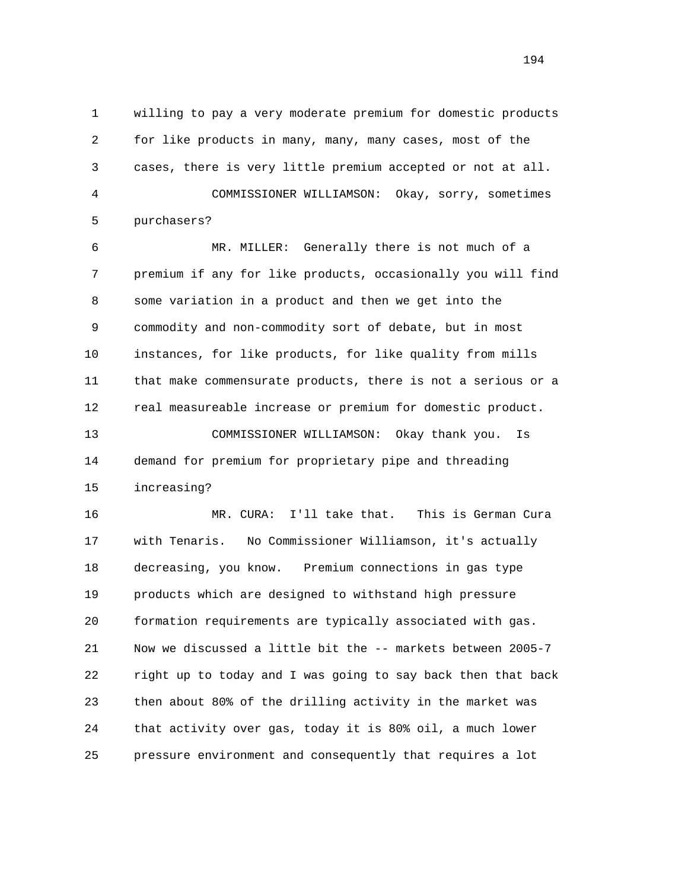willing to pay a very moderate premium for domestic products for like products in many, many, many cases, most of the cases, there is very little premium accepted or not at all.

COMMISSIONER WILLIAMSON: Okay, sorry, sometimes purchasers?

MR. MILLER: Generally there is not much of a premium if any for like products, occasionally you will find some variation in a product and then we get into the commodity and non-commodity sort of debate, but in most instances, for like products, for like quality from mills that make commensurate products, there is not a serious or a real measureable increase or premium for domestic product.

COMMISSIONER WILLIAMSON: Okay thank you. Is demand for premium for proprietary pipe and threading increasing?

MR. CURA: I'll take that. This is German Cura with Tenaris. No Commissioner Williamson, it's actually decreasing, you know. Premium connections in gas type products which are designed to withstand high pressure formation requirements are typically associated with gas. Now we discussed a little bit the -- markets between 2005-7 right up to today and I was going to say back then that back then about 80% of the drilling activity in the market was that activity over gas, today it is 80% oil, a much lower pressure environment and consequently that requires a lot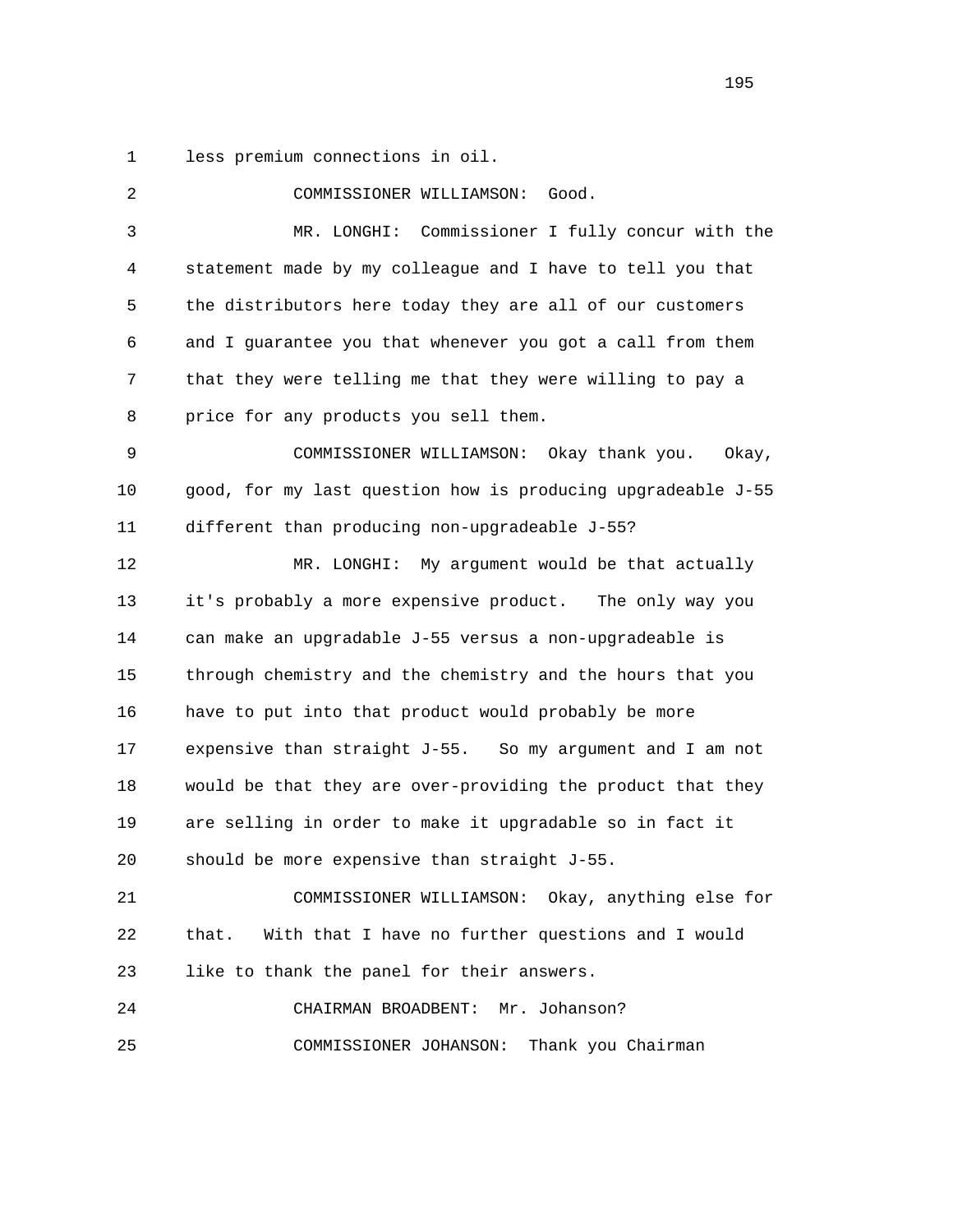less premium connections in oil.

COMMISSIONER WILLIAMSON: Good.

MR. LONGHI: Commissioner I fully concur with the statement made by my colleague and I have to tell you that the distributors here today they are all of our customers and I guarantee you that whenever you got a call from them that they were telling me that they were willing to pay a price for any products you sell them.

COMMISSIONER WILLIAMSON: Okay thank you. Okay, good, for my last question how is producing upgradeable J-55 different than producing non-upgradeable J-55?

MR. LONGHI: My argument would be that actually it's probably a more expensive product. The only way you can make an upgradable J-55 versus a non-upgradeable is through chemistry and the chemistry and the hours that you have to put into that product would probably be more expensive than straight J-55. So my argument and I am not would be that they are over-providing the product that they are selling in order to make it upgradable so in fact it should be more expensive than straight J-55.

COMMISSIONER WILLIAMSON: Okay, anything else for that. With that I have no further questions and I would like to thank the panel for their answers.

CHAIRMAN BROADBENT: Mr. Johanson?

COMMISSIONER JOHANSON: Thank you Chairman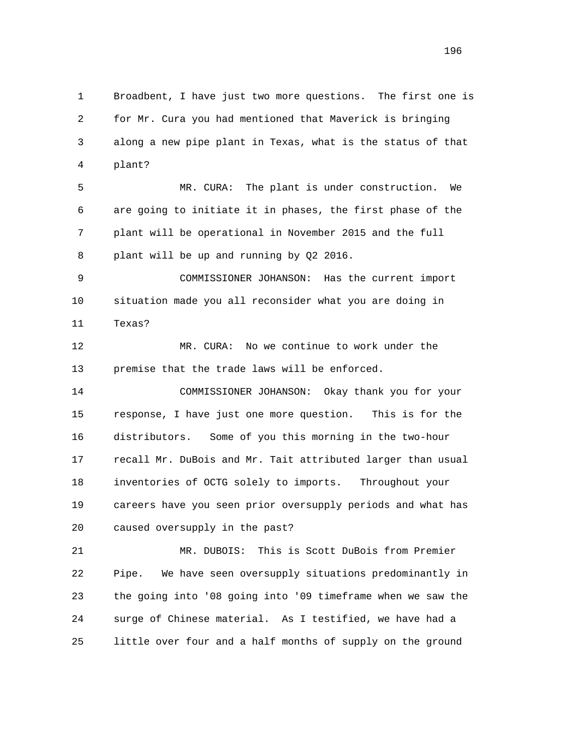1 Broadbent, I have just two more questions. The first one is
2 for Mr. Cura you had mentioned that Maverick is bringing
3 along a new pipe plant in Texas, what is the status of that
4 plant?

5 MR. CURA: The plant is under construction. We
6 are going to initiate it in phases, the first phase of the
7 plant will be operational in November 2015 and the full
8 plant will be up and running by Q2 2016.

9 COMMISSIONER JOHANSON: Has the current import
10 situation made you all reconsider what you are doing in
11 Texas?

12 MR. CURA: No we continue to work under the
13 premise that the trade laws will be enforced.

14 COMMISSIONER JOHANSON: Okay thank you for your
15 response, I have just one more question. This is for the
16 distributors. Some of you this morning in the two-hour
17 recall Mr. DuBois and Mr. Tait attributed larger than usual
18 inventories of OCTG solely to imports. Throughout your
19 careers have you seen prior oversupply periods and what has
20 caused oversupply in the past?

21 MR. DUBOIS: This is Scott DuBois from Premier
22 Pipe. We have seen oversupply situations predominantly in
23 the going into '08 going into '09 timeframe when we saw the
24 surge of Chinese material. As I testified, we have had a
25 little over four and a half months of supply on the ground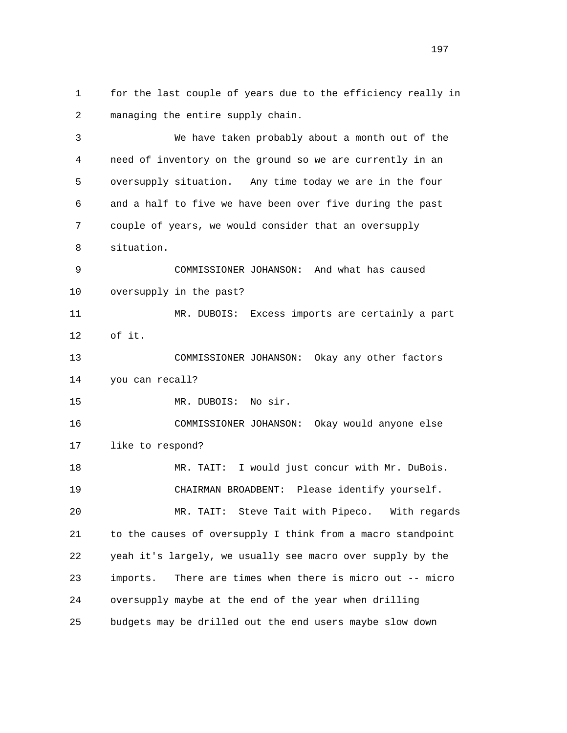for the last couple of years due to the efficiency really in managing the entire supply chain.

We have taken probably about a month out of the need of inventory on the ground so we are currently in an oversupply situation. Any time today we are in the four and a half to five we have been over five during the past couple of years, we would consider that an oversupply situation.

COMMISSIONER JOHANSON: And what has caused oversupply in the past?

MR. DUBOIS: Excess imports are certainly a part of it.

COMMISSIONER JOHANSON: Okay any other factors you can recall?

MR. DUBOIS: No sir.

COMMISSIONER JOHANSON: Okay would anyone else like to respond?

MR. TAIT: I would just concur with Mr. DuBois.

CHAIRMAN BROADBENT: Please identify yourself.

MR. TAIT: Steve Tait with Pipeco. With regards to the causes of oversupply I think from a macro standpoint yeah it's largely, we usually see macro over supply by the imports. There are times when there is micro out -- micro oversupply maybe at the end of the year when drilling budgets may be drilled out the end users maybe slow down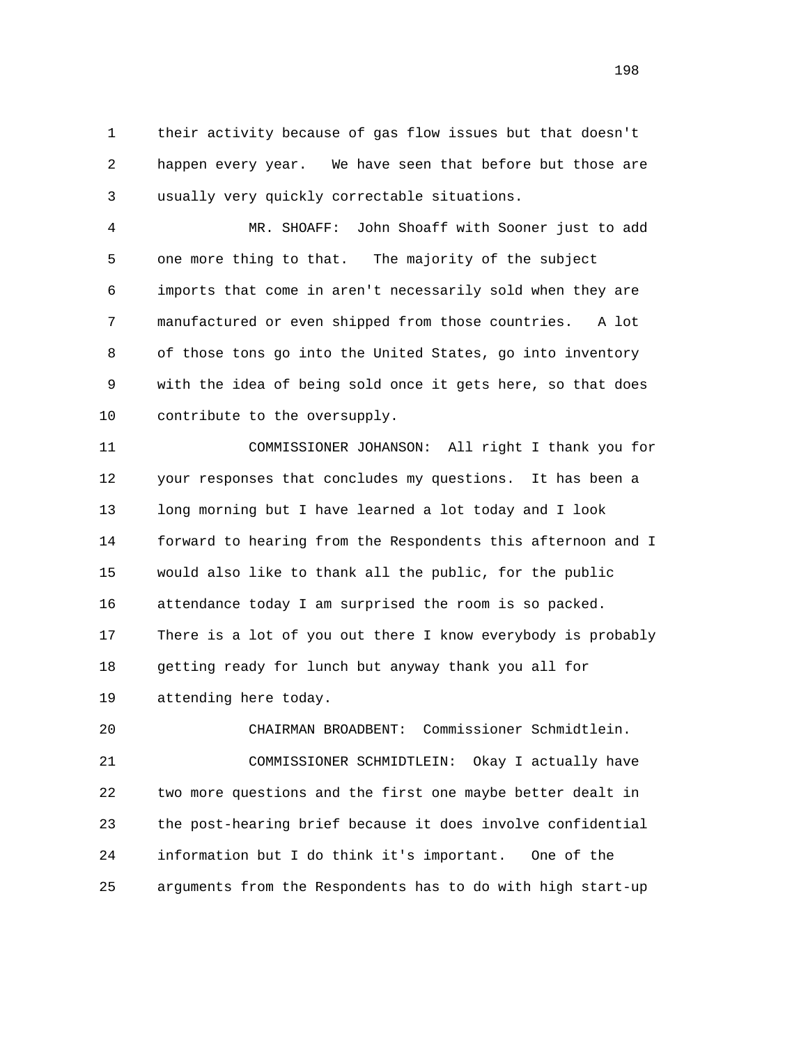1 their activity because of gas flow issues but that doesn't
2 happen every year. We have seen that before but those are
3 usually very quickly correctable situations.

4 MR. SHOAFF: John Shoaff with Sooner just to add
5 one more thing to that. The majority of the subject
6 imports that come in aren't necessarily sold when they are
7 manufactured or even shipped from those countries. A lot
8 of those tons go into the United States, go into inventory
9 with the idea of being sold once it gets here, so that does
10 contribute to the oversupply.

11 COMMISSIONER JOHANSON: All right I thank you for
12 your responses that concludes my questions. It has been a
13 long morning but I have learned a lot today and I look
14 forward to hearing from the Respondents this afternoon and I
15 would also like to thank all the public, for the public
16 attendance today I am surprised the room is so packed.
17 There is a lot of you out there I know everybody is probably
18 getting ready for lunch but anyway thank you all for
19 attending here today.

20 CHAIRMAN BROADBENT: Commissioner Schmidtlein.

21 COMMISSIONER SCHMIDTLEIN: Okay I actually have
22 two more questions and the first one maybe better dealt in
23 the post-hearing brief because it does involve confidential
24 information but I do think it's important. One of the
25 arguments from the Respondents has to do with high start-up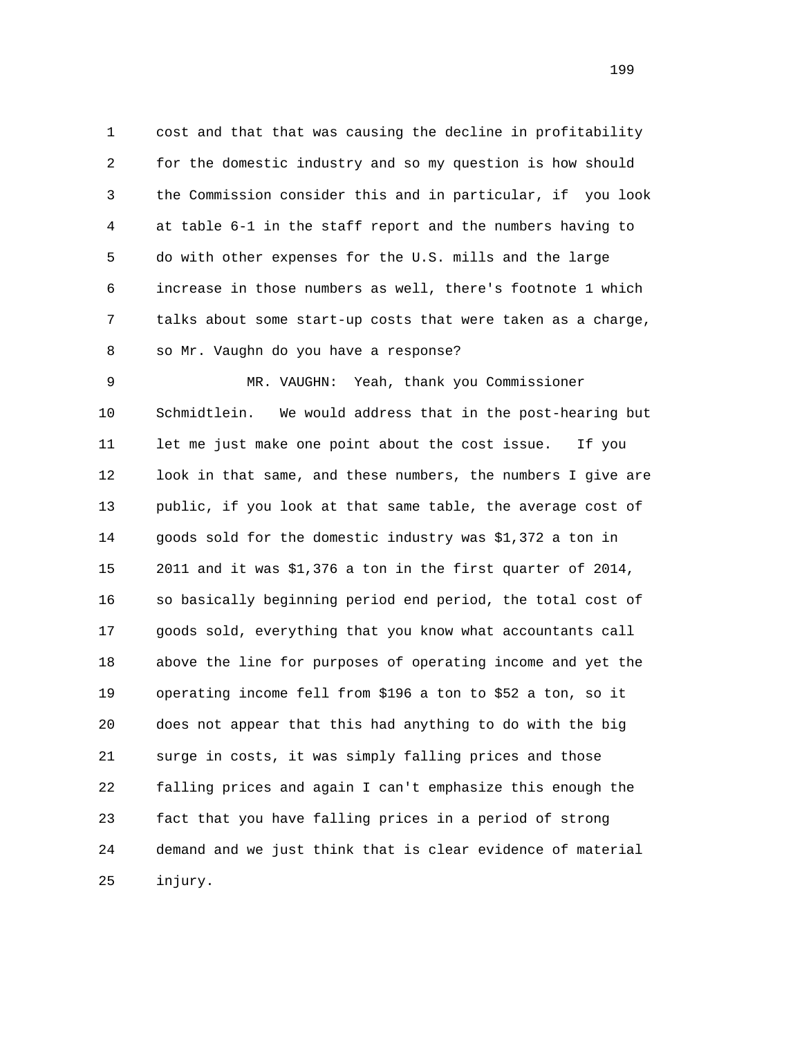1 cost and that that was causing the decline in profitability
2 for the domestic industry and so my question is how should
3 the Commission consider this and in particular, if you look
4 at table 6-1 in the staff report and the numbers having to
5 do with other expenses for the U.S. mills and the large
6 increase in those numbers as well, there's footnote 1 which
7 talks about some start-up costs that were taken as a charge,
8 so Mr. Vaughn do you have a response?

9 MR. VAUGHN: Yeah, thank you Commissioner
10 Schmidtlein. We would address that in the post-hearing but
11 let me just make one point about the cost issue. If you
12 look in that same, and these numbers, the numbers I give are
13 public, if you look at that same table, the average cost of
14 goods sold for the domestic industry was $1,372 a ton in
15 2011 and it was $1,376 a ton in the first quarter of 2014,
16 so basically beginning period end period, the total cost of
17 goods sold, everything that you know what accountants call
18 above the line for purposes of operating income and yet the
19 operating income fell from $196 a ton to $52 a ton, so it
20 does not appear that this had anything to do with the big
21 surge in costs, it was simply falling prices and those
22 falling prices and again I can't emphasize this enough the
23 fact that you have falling prices in a period of strong
24 demand and we just think that is clear evidence of material
25 injury.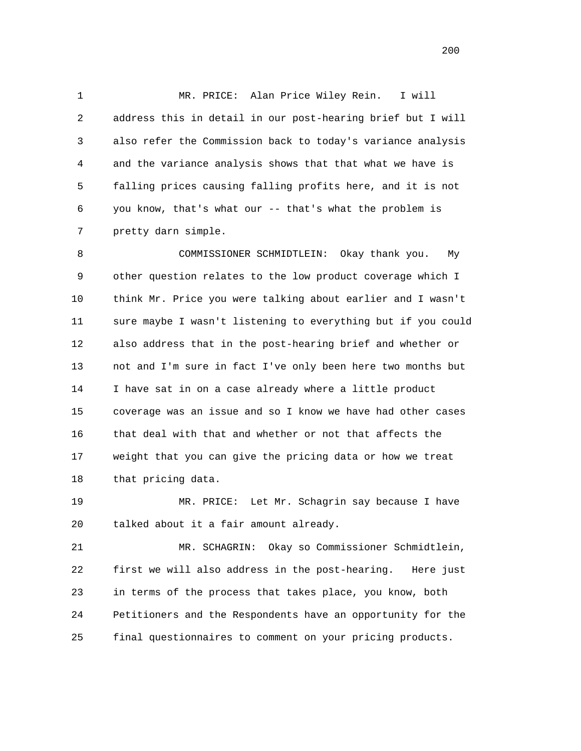MR. PRICE: Alan Price Wiley Rein. I will address this in detail in our post-hearing brief but I will also refer the Commission back to today's variance analysis and the variance analysis shows that that what we have is falling prices causing falling profits here, and it is not you know, that's what our -- that's what the problem is pretty darn simple.

COMMISSIONER SCHMIDTLEIN: Okay thank you. My other question relates to the low product coverage which I think Mr. Price you were talking about earlier and I wasn't sure maybe I wasn't listening to everything but if you could also address that in the post-hearing brief and whether or not and I'm sure in fact I've only been here two months but I have sat in on a case already where a little product coverage was an issue and so I know we have had other cases that deal with that and whether or not that affects the weight that you can give the pricing data or how we treat that pricing data.

MR. PRICE: Let Mr. Schagrin say because I have talked about it a fair amount already.

MR. SCHAGRIN: Okay so Commissioner Schmidtlein, first we will also address in the post-hearing. Here just in terms of the process that takes place, you know, both Petitioners and the Respondents have an opportunity for the final questionnaires to comment on your pricing products.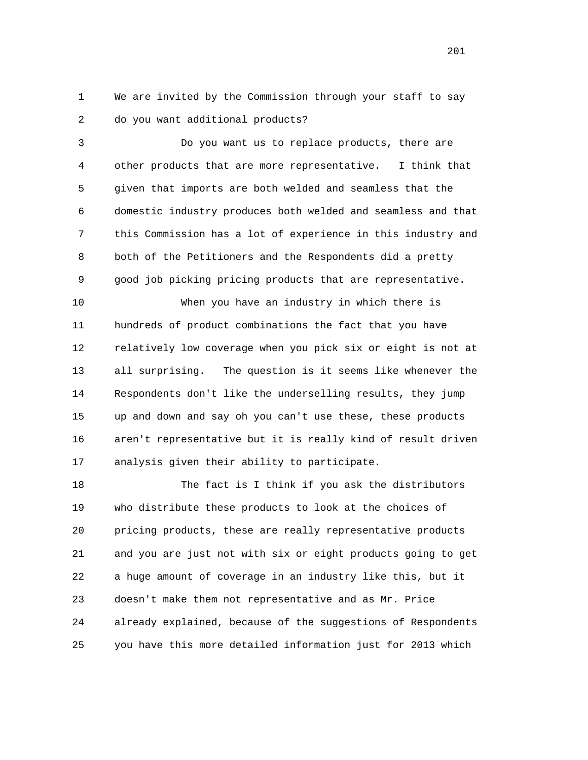We are invited by the Commission through your staff to say do you want additional products?

Do you want us to replace products, there are other products that are more representative. I think that given that imports are both welded and seamless that the domestic industry produces both welded and seamless and that this Commission has a lot of experience in this industry and both of the Petitioners and the Respondents did a pretty good job picking pricing products that are representative.

When you have an industry in which there is hundreds of product combinations the fact that you have relatively low coverage when you pick six or eight is not at all surprising. The question is it seems like whenever the Respondents don't like the underselling results, they jump up and down and say oh you can't use these, these products aren't representative but it is really kind of result driven analysis given their ability to participate.

The fact is I think if you ask the distributors who distribute these products to look at the choices of pricing products, these are really representative products and you are just not with six or eight products going to get a huge amount of coverage in an industry like this, but it doesn't make them not representative and as Mr. Price already explained, because of the suggestions of Respondents you have this more detailed information just for 2013 which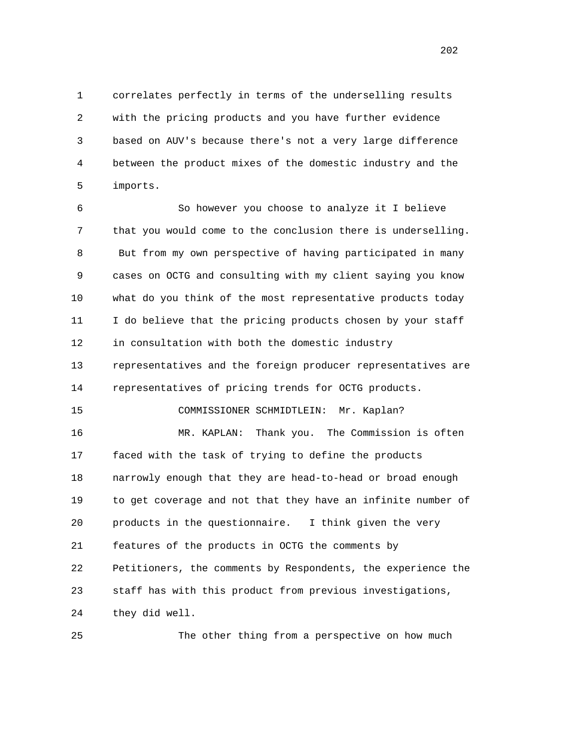correlates perfectly in terms of the underselling results with the pricing products and you have further evidence based on AUV's because there's not a very large difference between the product mixes of the domestic industry and the imports.

So however you choose to analyze it I believe that you would come to the conclusion there is underselling. But from my own perspective of having participated in many cases on OCTG and consulting with my client saying you know what do you think of the most representative products today I do believe that the pricing products chosen by your staff in consultation with both the domestic industry representatives and the foreign producer representatives are representatives of pricing trends for OCTG products.

COMMISSIONER SCHMIDTLEIN: Mr. Kaplan?

MR. KAPLAN: Thank you. The Commission is often faced with the task of trying to define the products narrowly enough that they are head-to-head or broad enough to get coverage and not that they have an infinite number of products in the questionnaire. I think given the very features of the products in OCTG the comments by Petitioners, the comments by Respondents, the experience the staff has with this product from previous investigations, they did well.

The other thing from a perspective on how much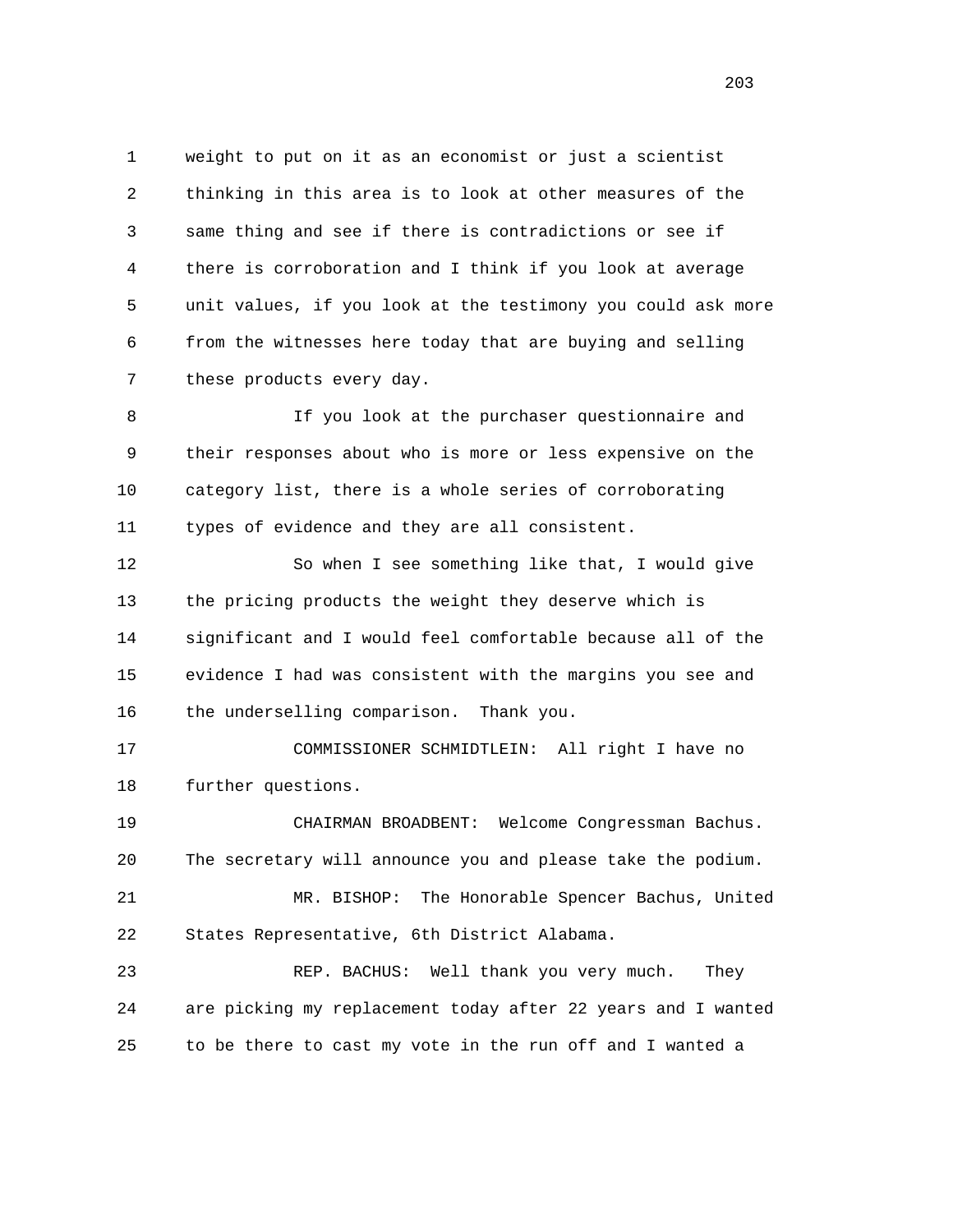weight to put on it as an economist or just a scientist thinking in this area is to look at other measures of the same thing and see if there is contradictions or see if there is corroboration and I think if you look at average unit values, if you look at the testimony you could ask more from the witnesses here today that are buying and selling these products every day.

If you look at the purchaser questionnaire and their responses about who is more or less expensive on the category list, there is a whole series of corroborating types of evidence and they are all consistent.

So when I see something like that, I would give the pricing products the weight they deserve which is significant and I would feel comfortable because all of the evidence I had was consistent with the margins you see and the underselling comparison. Thank you.

COMMISSIONER SCHMIDTLEIN: All right I have no further questions.

CHAIRMAN BROADBENT: Welcome Congressman Bachus. The secretary will announce you and please take the podium.

MR. BISHOP: The Honorable Spencer Bachus, United States Representative, 6th District Alabama.

REP. BACHUS: Well thank you very much. They are picking my replacement today after 22 years and I wanted to be there to cast my vote in the run off and I wanted a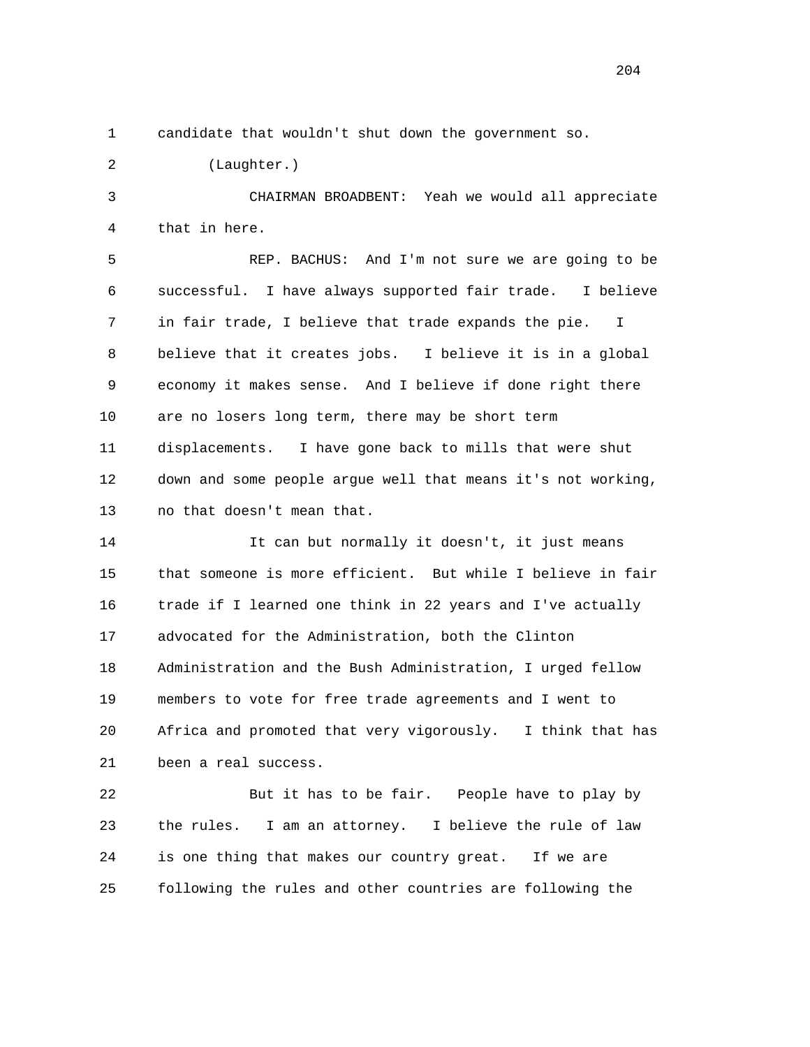candidate that wouldn't shut down the government so.

(Laughter.)

CHAIRMAN BROADBENT: Yeah we would all appreciate that in here.

REP. BACHUS: And I'm not sure we are going to be successful. I have always supported fair trade. I believe in fair trade, I believe that trade expands the pie. I believe that it creates jobs. I believe it is in a global economy it makes sense. And I believe if done right there are no losers long term, there may be short term displacements. I have gone back to mills that were shut down and some people argue well that means it's not working, no that doesn't mean that.

It can but normally it doesn't, it just means that someone is more efficient. But while I believe in fair trade if I learned one think in 22 years and I've actually advocated for the Administration, both the Clinton Administration and the Bush Administration, I urged fellow members to vote for free trade agreements and I went to Africa and promoted that very vigorously. I think that has been a real success.

But it has to be fair. People have to play by the rules. I am an attorney. I believe the rule of law is one thing that makes our country great. If we are following the rules and other countries are following the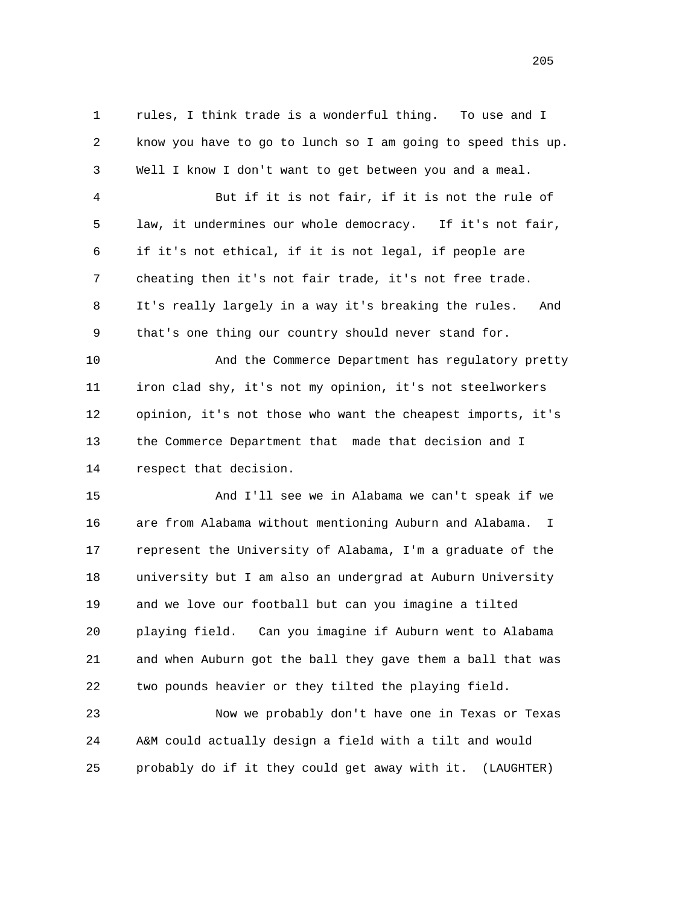rules, I think trade is a wonderful thing. To use and I know you have to go to lunch so I am going to speed this up. Well I know I don't want to get between you and a meal.

But if it is not fair, if it is not the rule of law, it undermines our whole democracy. If it's not fair, if it's not ethical, if it is not legal, if people are cheating then it's not fair trade, it's not free trade. It's really largely in a way it's breaking the rules. And that's one thing our country should never stand for.

And the Commerce Department has regulatory pretty iron clad shy, it's not my opinion, it's not steelworkers opinion, it's not those who want the cheapest imports, it's the Commerce Department that made that decision and I respect that decision.

And I'll see we in Alabama we can't speak if we are from Alabama without mentioning Auburn and Alabama. I represent the University of Alabama, I'm a graduate of the university but I am also an undergrad at Auburn University and we love our football but can you imagine a tilted playing field. Can you imagine if Auburn went to Alabama and when Auburn got the ball they gave them a ball that was two pounds heavier or they tilted the playing field.

Now we probably don't have one in Texas or Texas A&M could actually design a field with a tilt and would probably do if it they could get away with it. (LAUGHTER)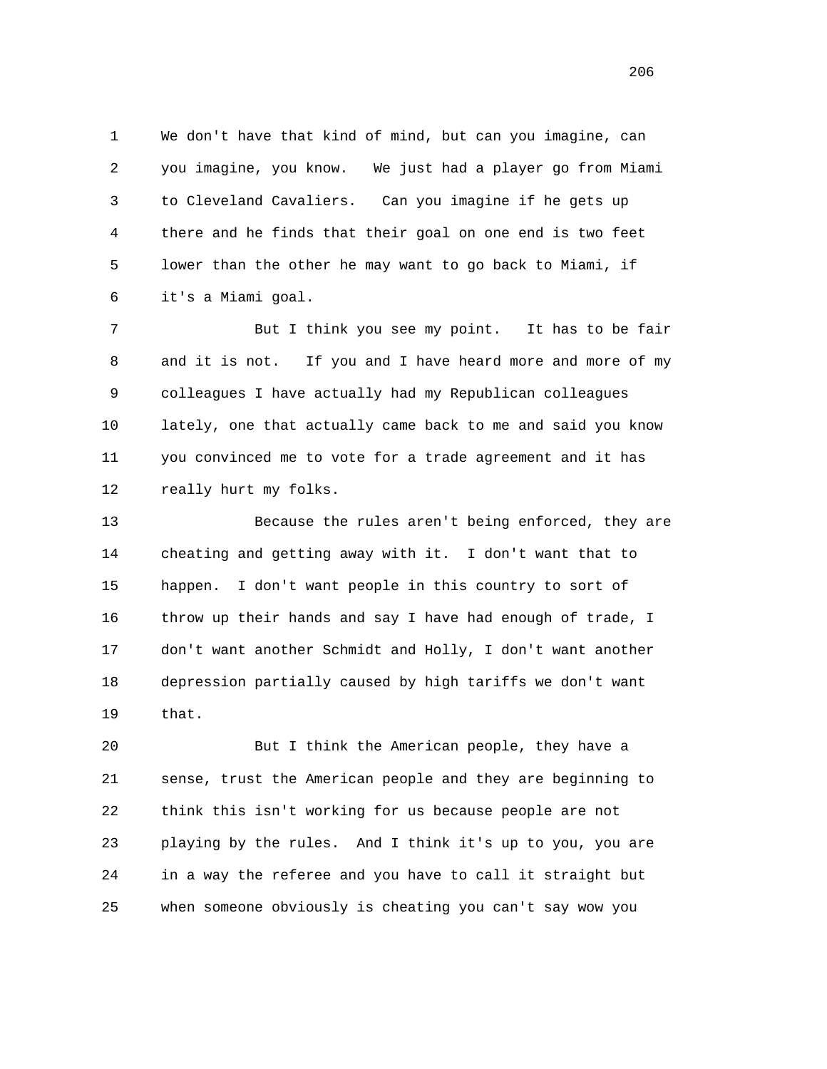We don't have that kind of mind, but can you imagine, can you imagine, you know. We just had a player go from Miami to Cleveland Cavaliers. Can you imagine if he gets up there and he finds that their goal on one end is two feet lower than the other he may want to go back to Miami, if it's a Miami goal.

But I think you see my point. It has to be fair and it is not. If you and I have heard more and more of my colleagues I have actually had my Republican colleagues lately, one that actually came back to me and said you know you convinced me to vote for a trade agreement and it has really hurt my folks.

Because the rules aren't being enforced, they are cheating and getting away with it. I don't want that to happen. I don't want people in this country to sort of throw up their hands and say I have had enough of trade, I don't want another Schmidt and Holly, I don't want another depression partially caused by high tariffs we don't want that.

But I think the American people, they have a sense, trust the American people and they are beginning to think this isn't working for us because people are not playing by the rules. And I think it's up to you, you are in a way the referee and you have to call it straight but when someone obviously is cheating you can't say wow you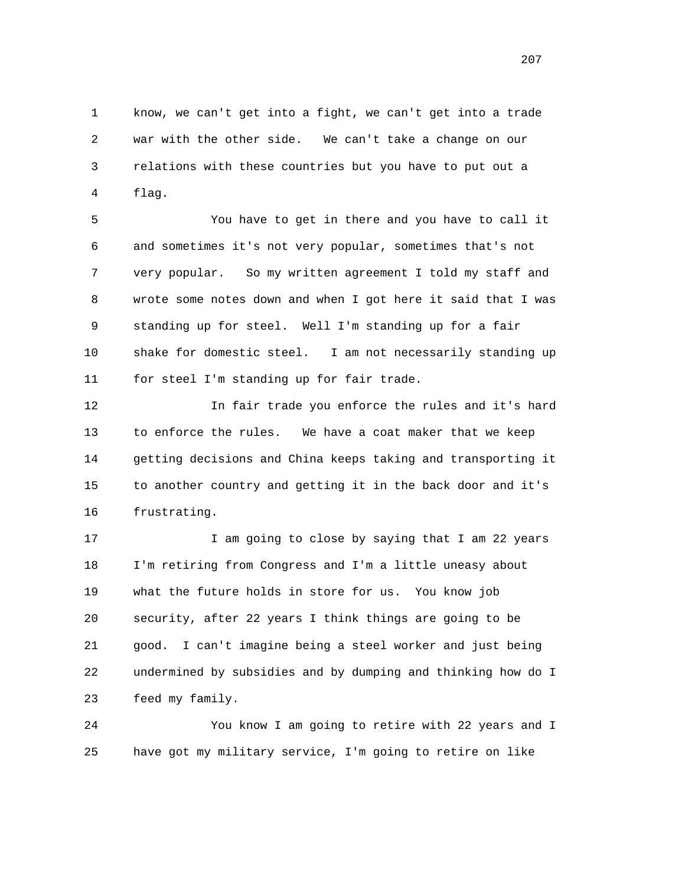know, we can't get into a fight, we can't get into a trade war with the other side. We can't take a change on our relations with these countries but you have to put out a flag.

You have to get in there and you have to call it and sometimes it's not very popular, sometimes that's not very popular. So my written agreement I told my staff and wrote some notes down and when I got here it said that I was standing up for steel. Well I'm standing up for a fair shake for domestic steel. I am not necessarily standing up for steel I'm standing up for fair trade.

In fair trade you enforce the rules and it's hard to enforce the rules. We have a coat maker that we keep getting decisions and China keeps taking and transporting it to another country and getting it in the back door and it's frustrating.

I am going to close by saying that I am 22 years I'm retiring from Congress and I'm a little uneasy about what the future holds in store for us. You know job security, after 22 years I think things are going to be good. I can't imagine being a steel worker and just being undermined by subsidies and by dumping and thinking how do I feed my family.

You know I am going to retire with 22 years and I have got my military service, I'm going to retire on like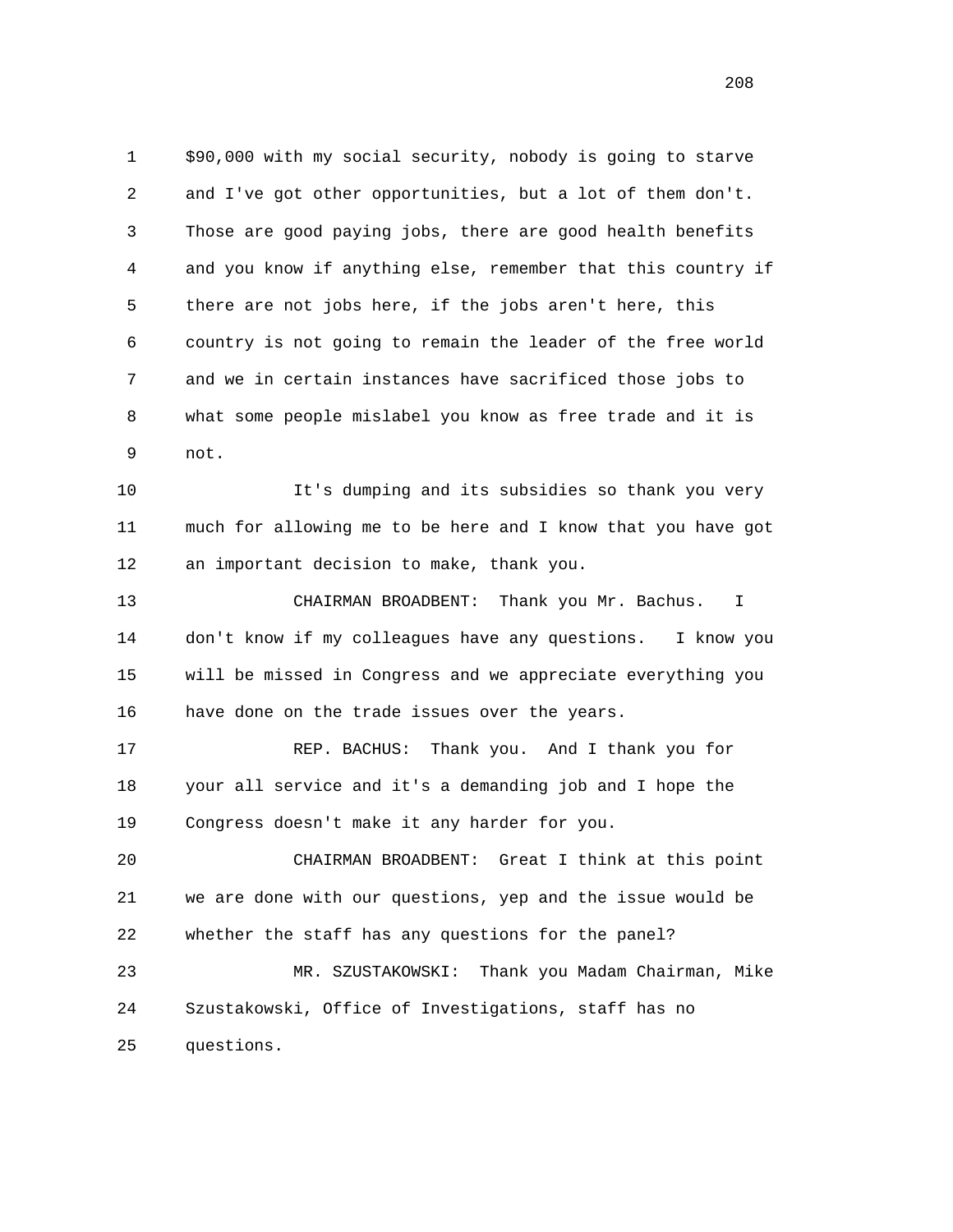$90,000 with my social security, nobody is going to starve and I've got other opportunities, but a lot of them don't. Those are good paying jobs, there are good health benefits and you know if anything else, remember that this country if there are not jobs here, if the jobs aren't here, this country is not going to remain the leader of the free world and we in certain instances have sacrificed those jobs to what some people mislabel you know as free trade and it is not.

It's dumping and its subsidies so thank you very much for allowing me to be here and I know that you have got an important decision to make, thank you.

CHAIRMAN BROADBENT: Thank you Mr. Bachus. I don't know if my colleagues have any questions. I know you will be missed in Congress and we appreciate everything you have done on the trade issues over the years.

REP. BACHUS: Thank you. And I thank you for your all service and it's a demanding job and I hope the Congress doesn't make it any harder for you.

CHAIRMAN BROADBENT: Great I think at this point we are done with our questions, yep and the issue would be whether the staff has any questions for the panel?

MR. SZUSTAKOWSKI: Thank you Madam Chairman, Mike Szustakowski, Office of Investigations, staff has no questions.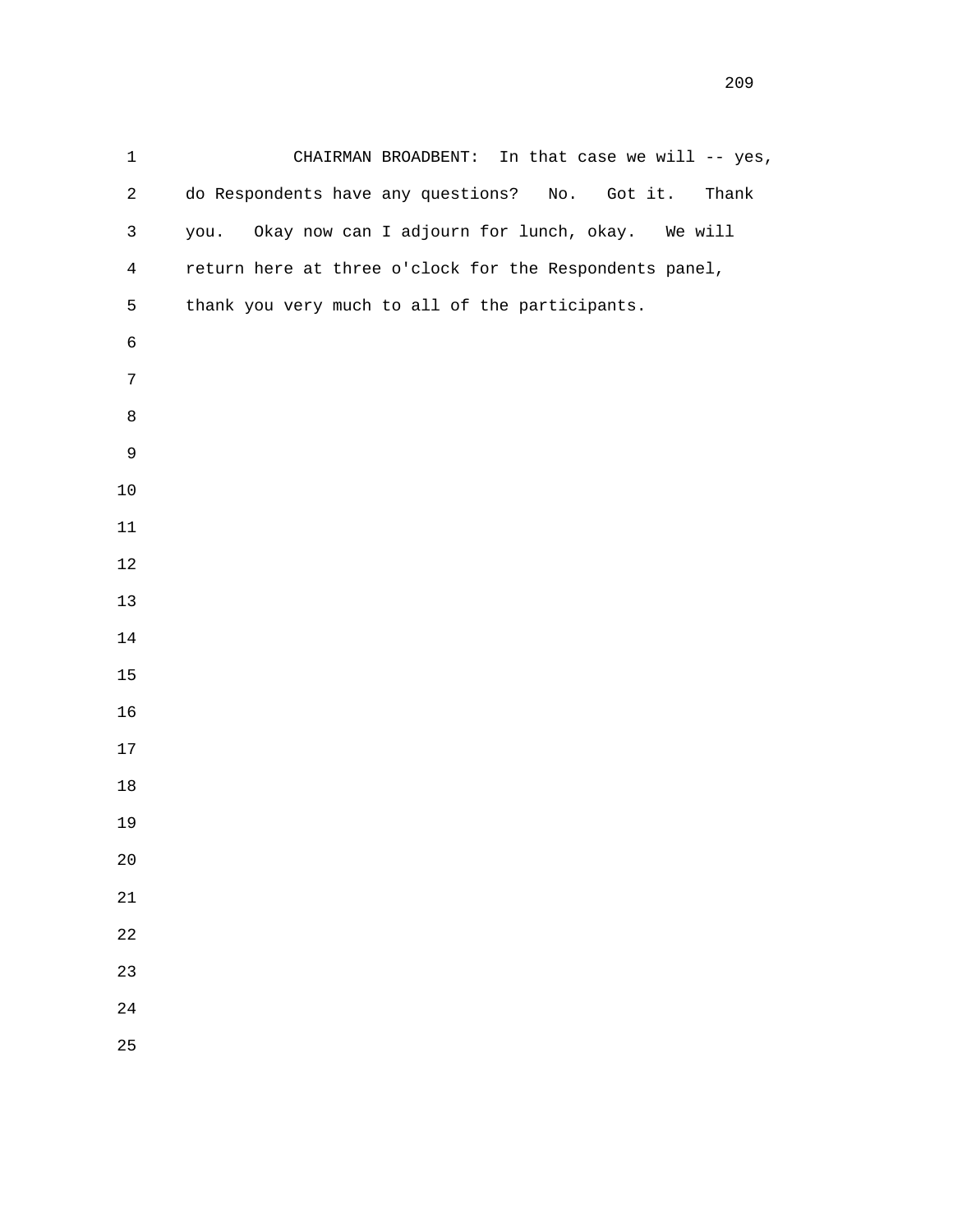CHAIRMAN BROADBENT: In that case we will -- yes, do Respondents have any questions? No. Got it. Thank you. Okay now can I adjourn for lunch, okay. We will return here at three o'clock for the Respondents panel, thank you very much to all of the participants.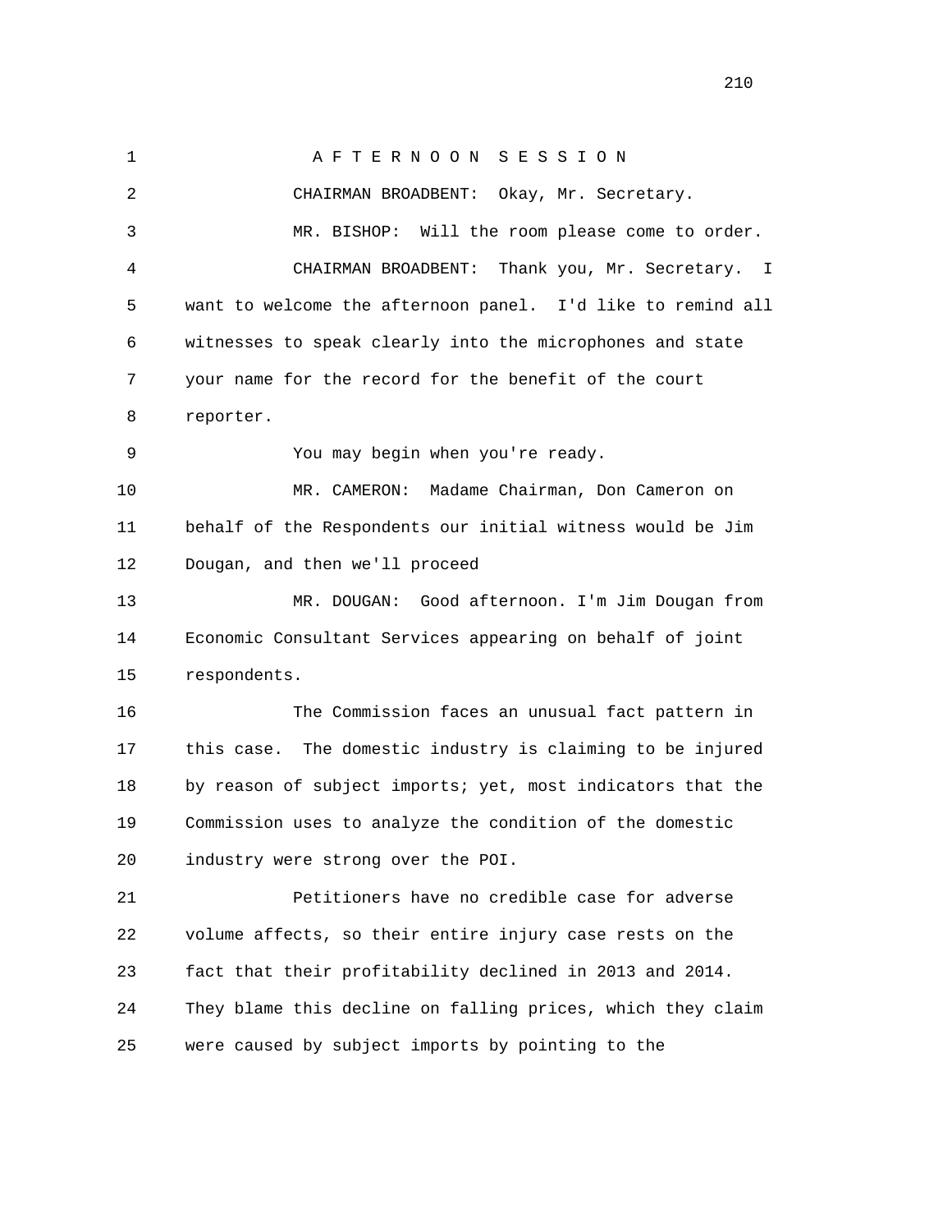A F T E R N O O N   S E S S I O N

CHAIRMAN BROADBENT: Okay, Mr. Secretary.

MR. BISHOP: Will the room please come to order.

CHAIRMAN BROADBENT: Thank you, Mr. Secretary. I want to welcome the afternoon panel. I'd like to remind all witnesses to speak clearly into the microphones and state your name for the record for the benefit of the court reporter.

You may begin when you're ready.

MR. CAMERON: Madame Chairman, Don Cameron on behalf of the Respondents our initial witness would be Jim Dougan, and then we'll proceed

MR. DOUGAN: Good afternoon. I'm Jim Dougan from Economic Consultant Services appearing on behalf of joint respondents.

The Commission faces an unusual fact pattern in this case. The domestic industry is claiming to be injured by reason of subject imports; yet, most indicators that the Commission uses to analyze the condition of the domestic industry were strong over the POI.

Petitioners have no credible case for adverse volume affects, so their entire injury case rests on the fact that their profitability declined in 2013 and 2014. They blame this decline on falling prices, which they claim were caused by subject imports by pointing to the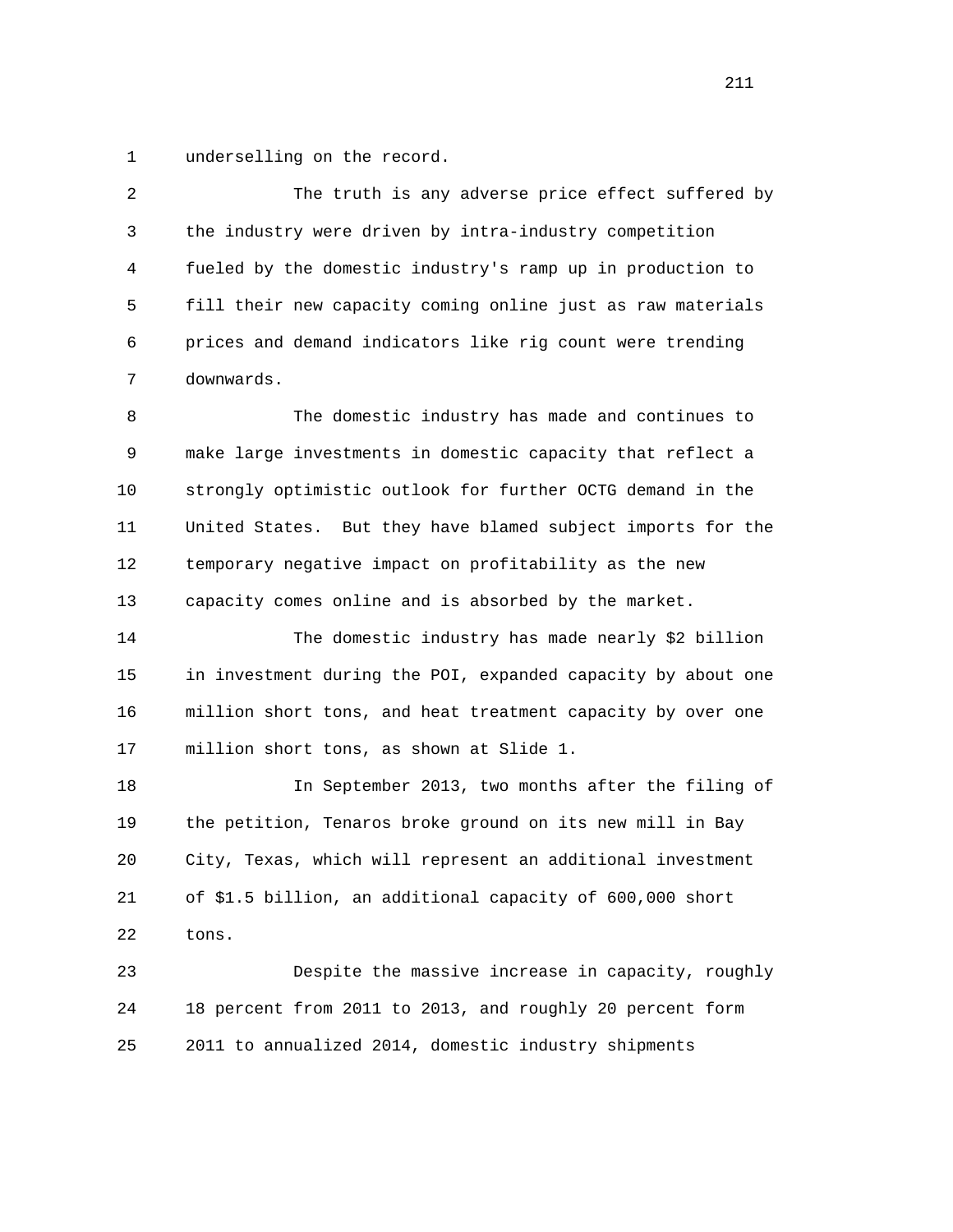underselling on the record.

The truth is any adverse price effect suffered by the industry were driven by intra-industry competition fueled by the domestic industry's ramp up in production to fill their new capacity coming online just as raw materials prices and demand indicators like rig count were trending downwards.

The domestic industry has made and continues to make large investments in domestic capacity that reflect a strongly optimistic outlook for further OCTG demand in the United States. But they have blamed subject imports for the temporary negative impact on profitability as the new capacity comes online and is absorbed by the market.

The domestic industry has made nearly $2 billion in investment during the POI, expanded capacity by about one million short tons, and heat treatment capacity by over one million short tons, as shown at Slide 1.

In September 2013, two months after the filing of the petition, Tenaros broke ground on its new mill in Bay City, Texas, which will represent an additional investment of $1.5 billion, an additional capacity of 600,000 short tons.

Despite the massive increase in capacity, roughly 18 percent from 2011 to 2013, and roughly 20 percent form 2011 to annualized 2014, domestic industry shipments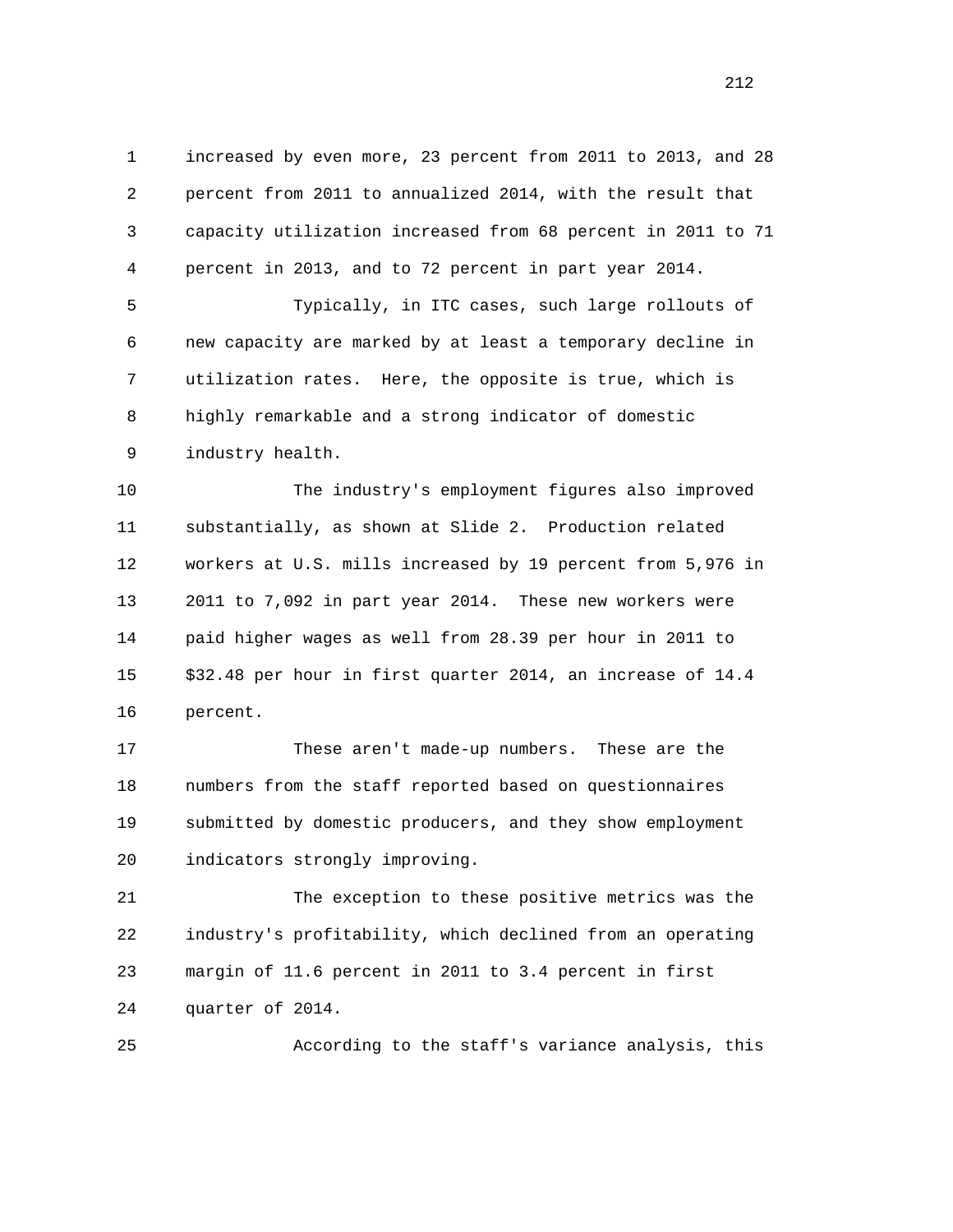increased by even more, 23 percent from 2011 to 2013, and 28 percent from 2011 to annualized 2014, with the result that capacity utilization increased from 68 percent in 2011 to 71 percent in 2013, and to 72 percent in part year 2014.

Typically, in ITC cases, such large rollouts of new capacity are marked by at least a temporary decline in utilization rates. Here, the opposite is true, which is highly remarkable and a strong indicator of domestic industry health.

The industry's employment figures also improved substantially, as shown at Slide 2. Production related workers at U.S. mills increased by 19 percent from 5,976 in 2011 to 7,092 in part year 2014. These new workers were paid higher wages as well from 28.39 per hour in 2011 to $32.48 per hour in first quarter 2014, an increase of 14.4 percent.

These aren't made-up numbers. These are the numbers from the staff reported based on questionnaires submitted by domestic producers, and they show employment indicators strongly improving.

The exception to these positive metrics was the industry's profitability, which declined from an operating margin of 11.6 percent in 2011 to 3.4 percent in first quarter of 2014.

According to the staff's variance analysis, this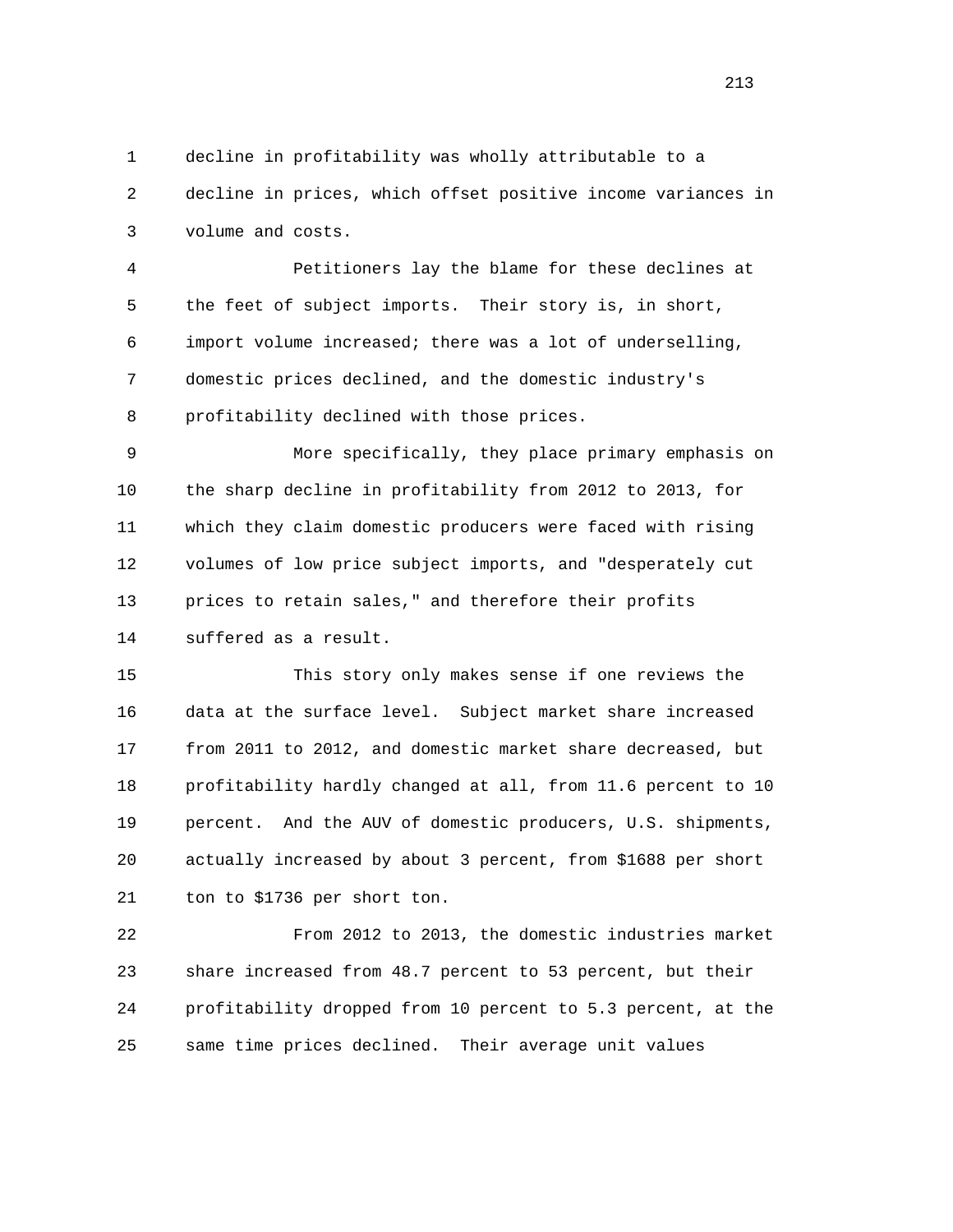decline in profitability was wholly attributable to a decline in prices, which offset positive income variances in volume and costs.

Petitioners lay the blame for these declines at the feet of subject imports. Their story is, in short, import volume increased; there was a lot of underselling, domestic prices declined, and the domestic industry's profitability declined with those prices.

More specifically, they place primary emphasis on the sharp decline in profitability from 2012 to 2013, for which they claim domestic producers were faced with rising volumes of low price subject imports, and "desperately cut prices to retain sales," and therefore their profits suffered as a result.

This story only makes sense if one reviews the data at the surface level. Subject market share increased from 2011 to 2012, and domestic market share decreased, but profitability hardly changed at all, from 11.6 percent to 10 percent. And the AUV of domestic producers, U.S. shipments, actually increased by about 3 percent, from $1688 per short ton to $1736 per short ton.

From 2012 to 2013, the domestic industries market share increased from 48.7 percent to 53 percent, but their profitability dropped from 10 percent to 5.3 percent, at the same time prices declined. Their average unit values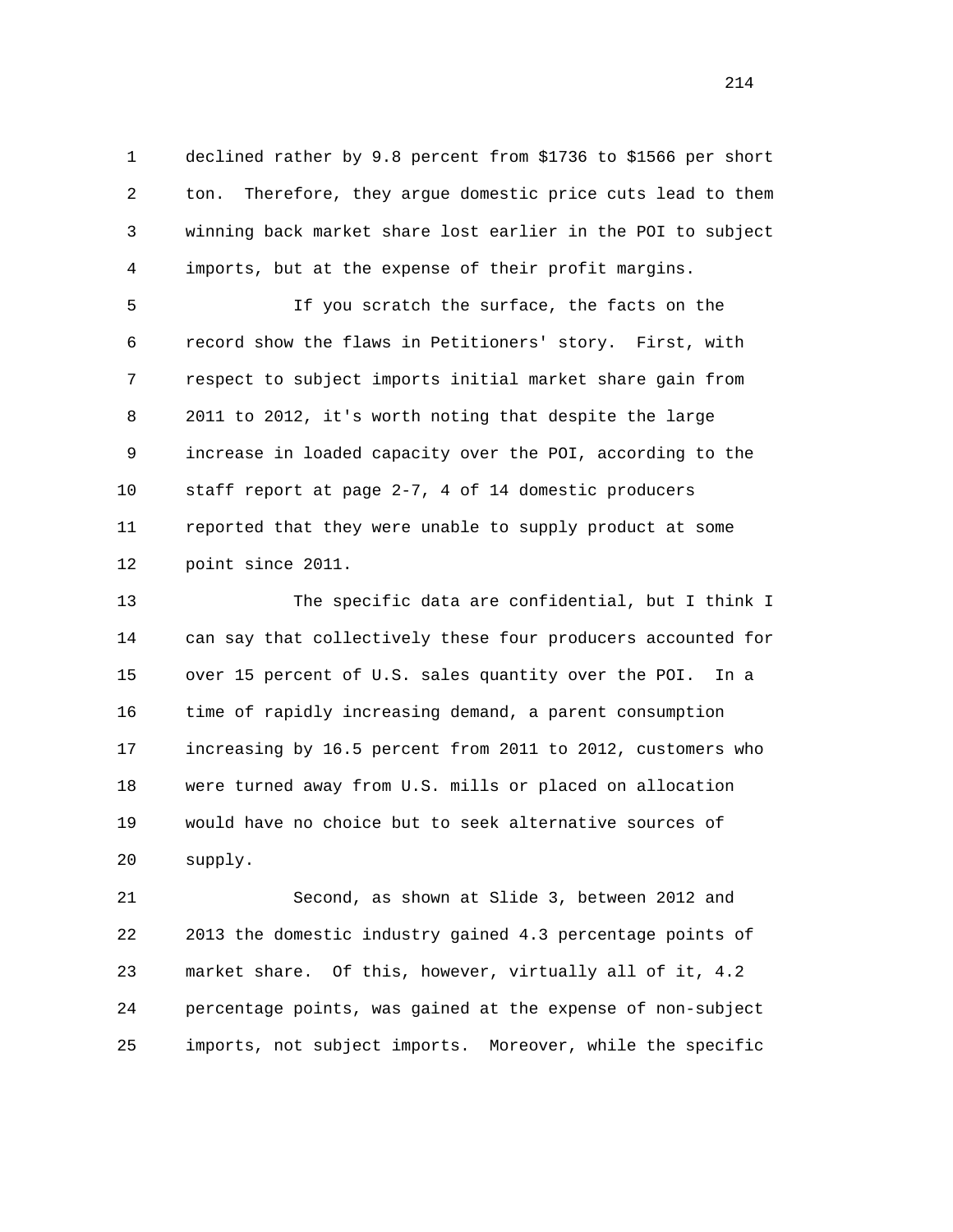declined rather by 9.8 percent from $1736 to $1566 per short ton. Therefore, they argue domestic price cuts lead to them winning back market share lost earlier in the POI to subject imports, but at the expense of their profit margins.

If you scratch the surface, the facts on the record show the flaws in Petitioners' story. First, with respect to subject imports initial market share gain from 2011 to 2012, it's worth noting that despite the large increase in loaded capacity over the POI, according to the staff report at page 2-7, 4 of 14 domestic producers reported that they were unable to supply product at some point since 2011.

The specific data are confidential, but I think I can say that collectively these four producers accounted for over 15 percent of U.S. sales quantity over the POI. In a time of rapidly increasing demand, a parent consumption increasing by 16.5 percent from 2011 to 2012, customers who were turned away from U.S. mills or placed on allocation would have no choice but to seek alternative sources of supply.

Second, as shown at Slide 3, between 2012 and 2013 the domestic industry gained 4.3 percentage points of market share. Of this, however, virtually all of it, 4.2 percentage points, was gained at the expense of non-subject imports, not subject imports. Moreover, while the specific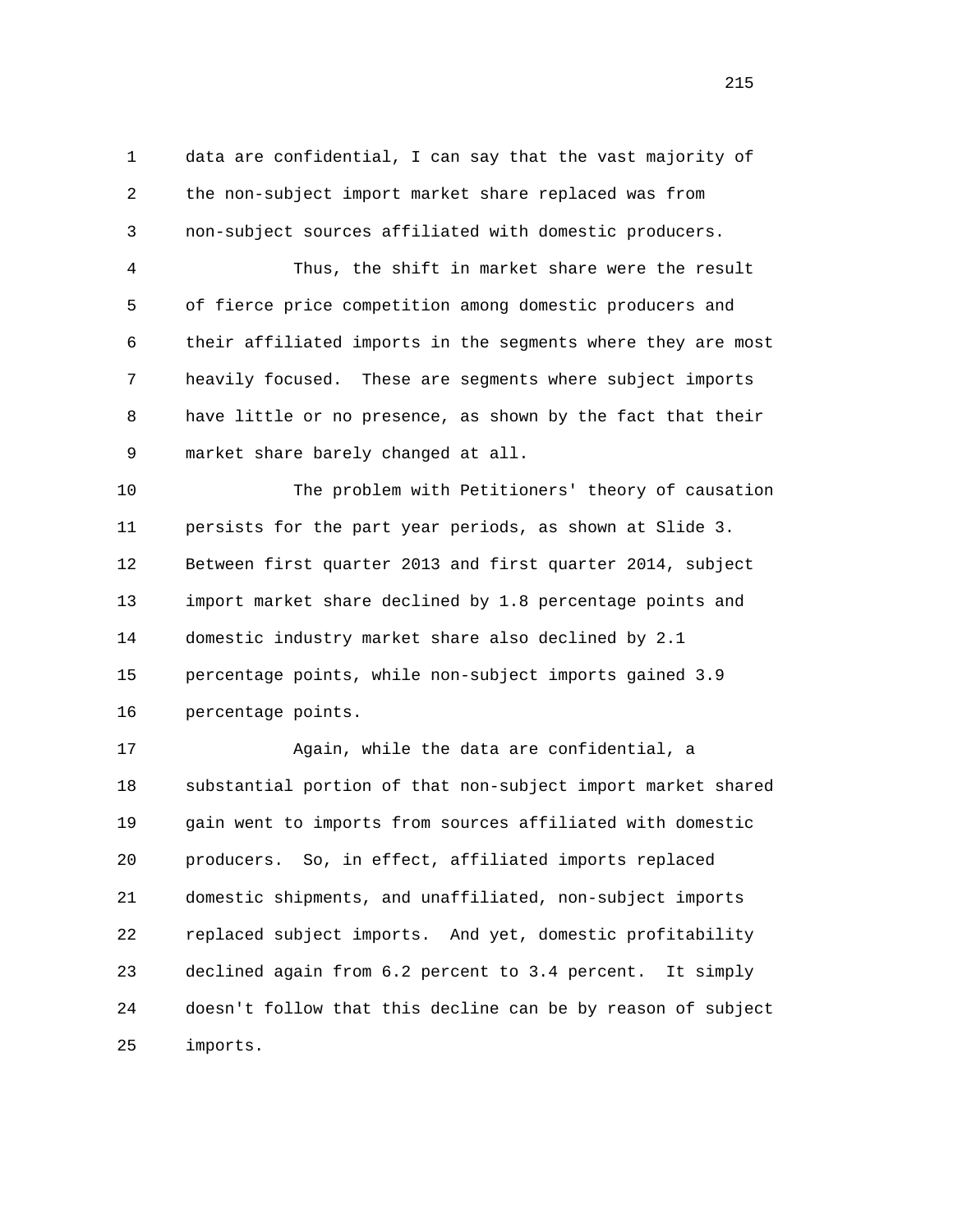data are confidential, I can say that the vast majority of the non-subject import market share replaced was from non-subject sources affiliated with domestic producers.

Thus, the shift in market share were the result of fierce price competition among domestic producers and their affiliated imports in the segments where they are most heavily focused. These are segments where subject imports have little or no presence, as shown by the fact that their market share barely changed at all.

The problem with Petitioners' theory of causation persists for the part year periods, as shown at Slide 3. Between first quarter 2013 and first quarter 2014, subject import market share declined by 1.8 percentage points and domestic industry market share also declined by 2.1 percentage points, while non-subject imports gained 3.9 percentage points.

Again, while the data are confidential, a substantial portion of that non-subject import market shared gain went to imports from sources affiliated with domestic producers. So, in effect, affiliated imports replaced domestic shipments, and unaffiliated, non-subject imports replaced subject imports. And yet, domestic profitability declined again from 6.2 percent to 3.4 percent. It simply doesn't follow that this decline can be by reason of subject imports.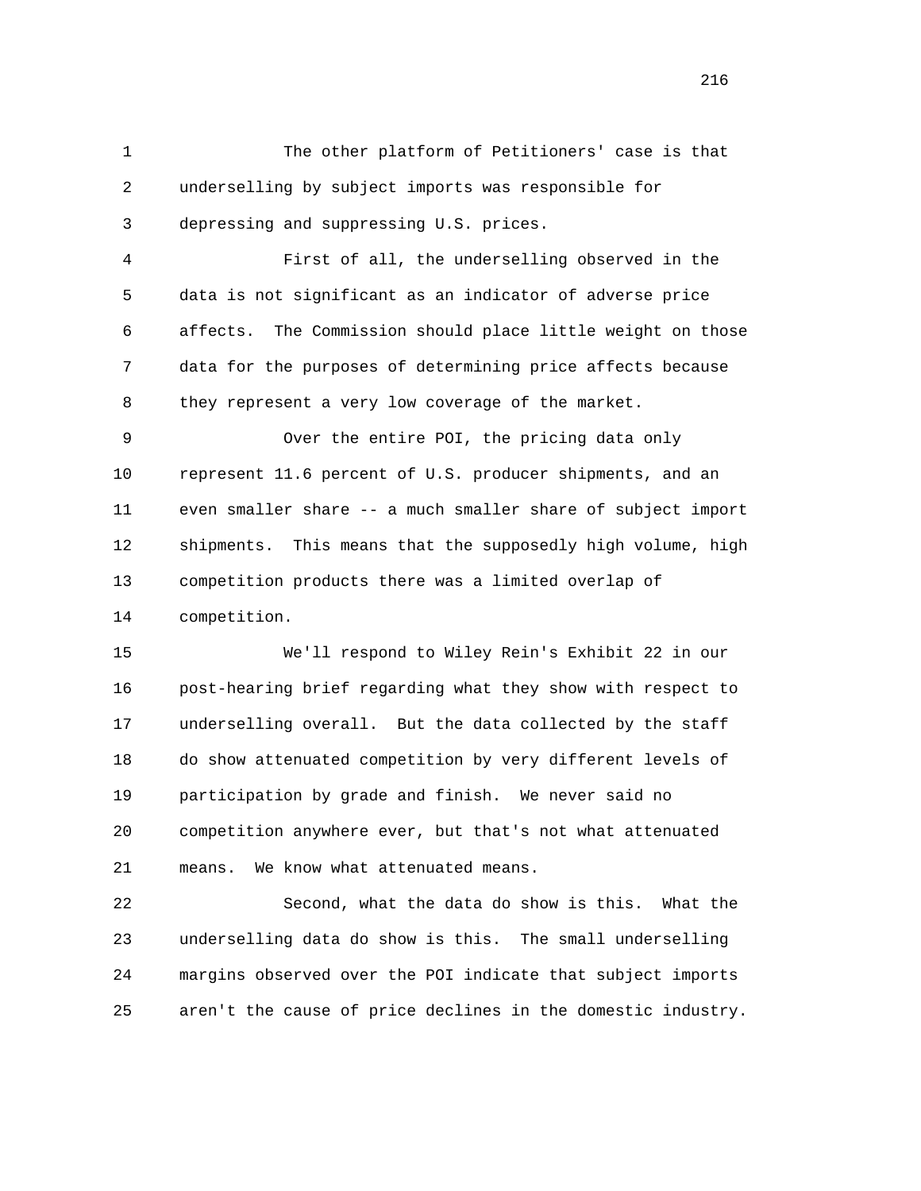The other platform of Petitioners' case is that underselling by subject imports was responsible for depressing and suppressing U.S. prices.

First of all, the underselling observed in the data is not significant as an indicator of adverse price affects. The Commission should place little weight on those data for the purposes of determining price affects because they represent a very low coverage of the market.

Over the entire POI, the pricing data only represent 11.6 percent of U.S. producer shipments, and an even smaller share -- a much smaller share of subject import shipments. This means that the supposedly high volume, high competition products there was a limited overlap of competition.

We'll respond to Wiley Rein's Exhibit 22 in our post-hearing brief regarding what they show with respect to underselling overall. But the data collected by the staff do show attenuated competition by very different levels of participation by grade and finish. We never said no competition anywhere ever, but that's not what attenuated means. We know what attenuated means.

Second, what the data do show is this. What the underselling data do show is this. The small underselling margins observed over the POI indicate that subject imports aren't the cause of price declines in the domestic industry.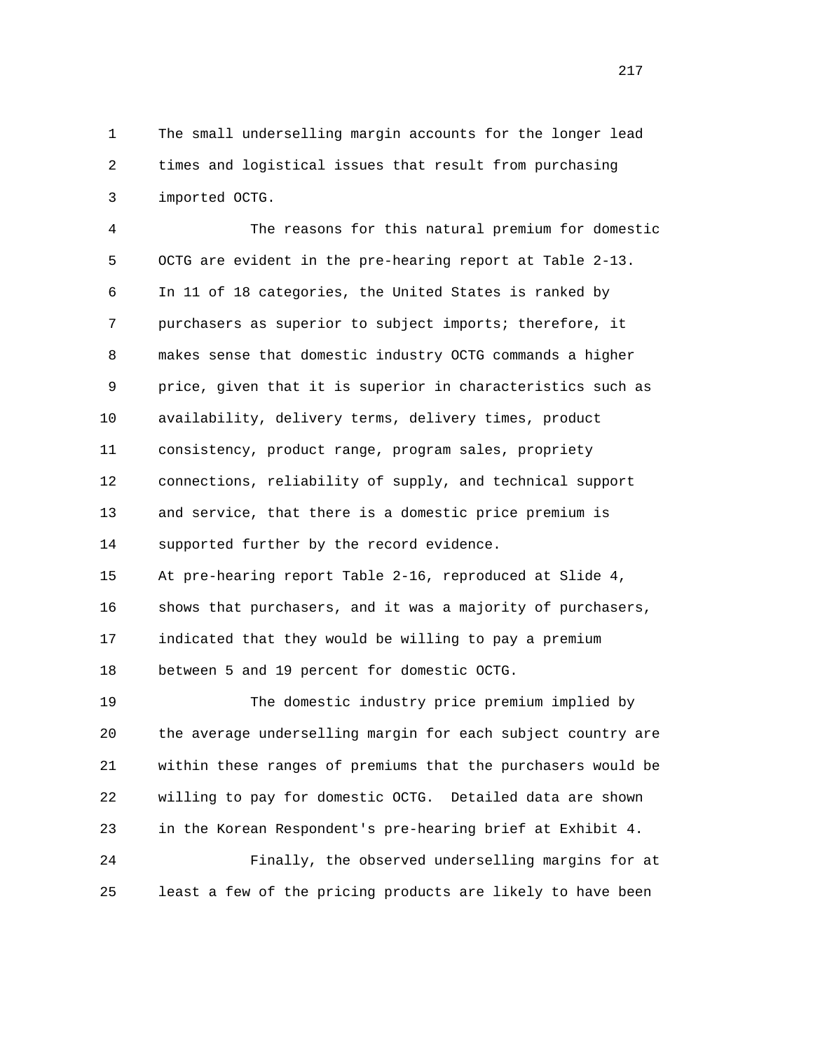The small underselling margin accounts for the longer lead times and logistical issues that result from purchasing imported OCTG.

The reasons for this natural premium for domestic OCTG are evident in the pre-hearing report at Table 2-13. In 11 of 18 categories, the United States is ranked by purchasers as superior to subject imports; therefore, it makes sense that domestic industry OCTG commands a higher price, given that it is superior in characteristics such as availability, delivery terms, delivery times, product consistency, product range, program sales, propriety connections, reliability of supply, and technical support and service, that there is a domestic price premium is supported further by the record evidence.

At pre-hearing report Table 2-16, reproduced at Slide 4, shows that purchasers, and it was a majority of purchasers, indicated that they would be willing to pay a premium between 5 and 19 percent for domestic OCTG.

The domestic industry price premium implied by the average underselling margin for each subject country are within these ranges of premiums that the purchasers would be willing to pay for domestic OCTG. Detailed data are shown in the Korean Respondent's pre-hearing brief at Exhibit 4.

Finally, the observed underselling margins for at least a few of the pricing products are likely to have been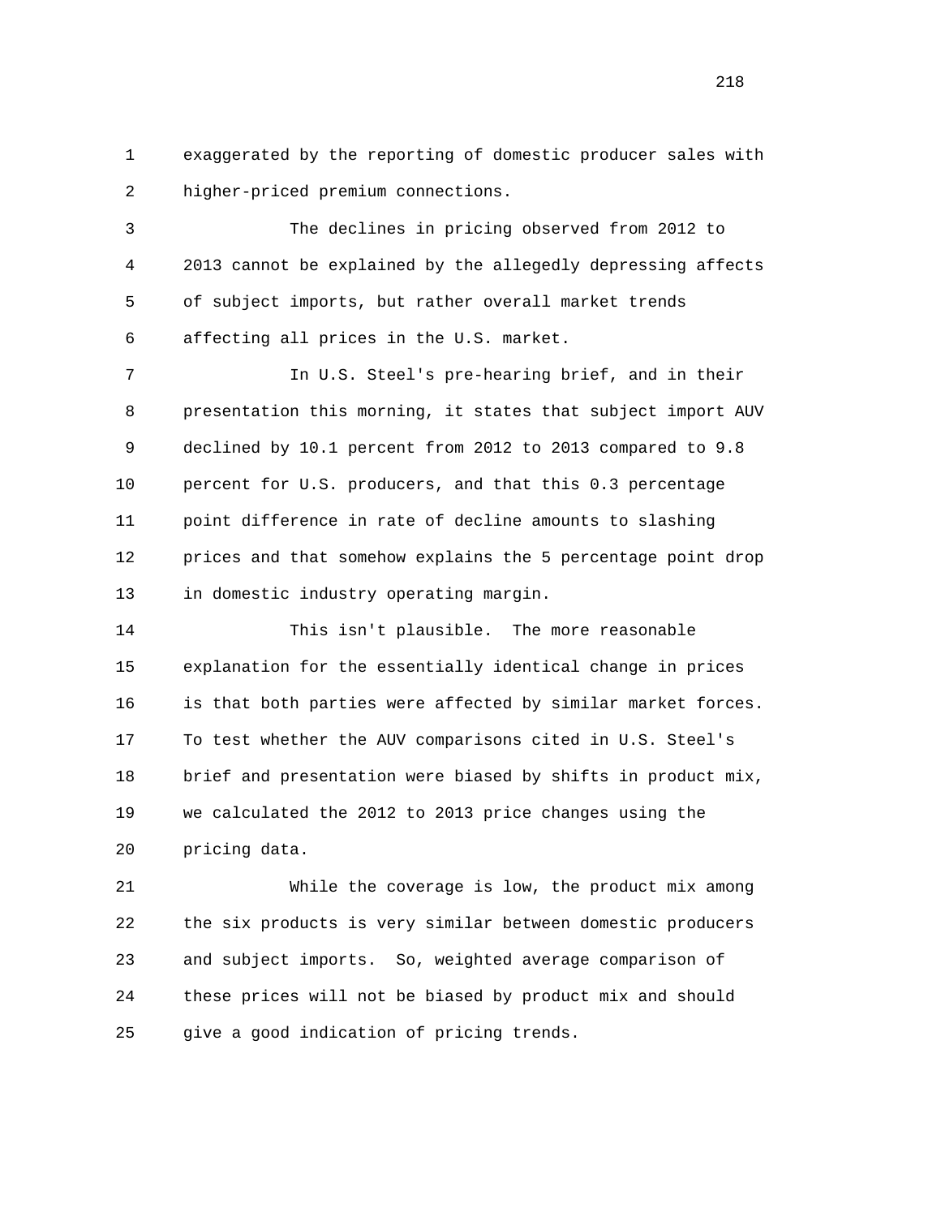exaggerated by the reporting of domestic producer sales with higher-priced premium connections.

The declines in pricing observed from 2012 to 2013 cannot be explained by the allegedly depressing affects of subject imports, but rather overall market trends affecting all prices in the U.S. market.

In U.S. Steel's pre-hearing brief, and in their presentation this morning, it states that subject import AUV declined by 10.1 percent from 2012 to 2013 compared to 9.8 percent for U.S. producers, and that this 0.3 percentage point difference in rate of decline amounts to slashing prices and that somehow explains the 5 percentage point drop in domestic industry operating margin.

This isn't plausible. The more reasonable explanation for the essentially identical change in prices is that both parties were affected by similar market forces. To test whether the AUV comparisons cited in U.S. Steel's brief and presentation were biased by shifts in product mix, we calculated the 2012 to 2013 price changes using the pricing data.

While the coverage is low, the product mix among the six products is very similar between domestic producers and subject imports. So, weighted average comparison of these prices will not be biased by product mix and should give a good indication of pricing trends.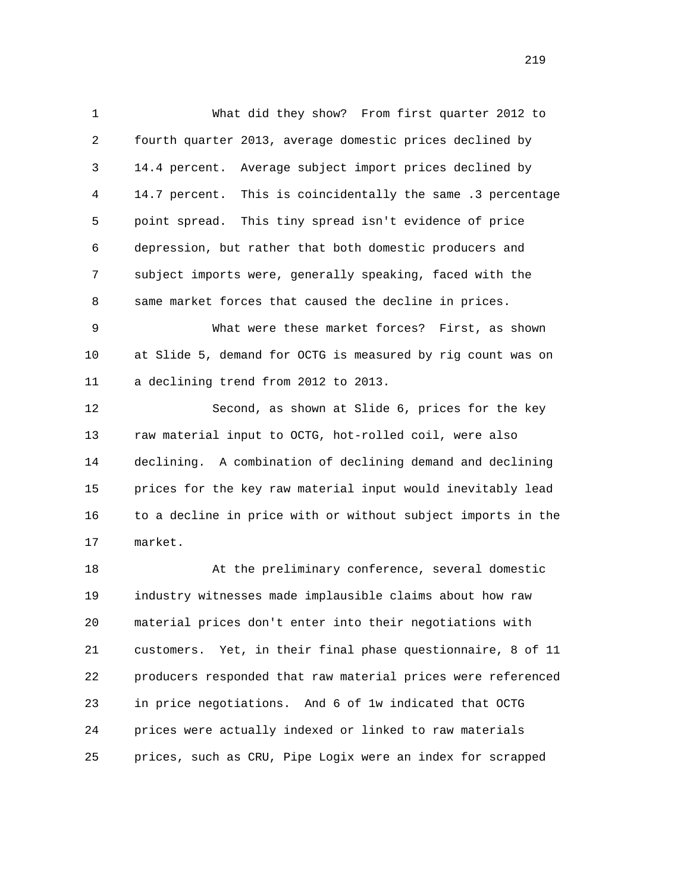What did they show? From first quarter 2012 to fourth quarter 2013, average domestic prices declined by 14.4 percent. Average subject import prices declined by 14.7 percent. This is coincidentally the same .3 percentage point spread. This tiny spread isn't evidence of price depression, but rather that both domestic producers and subject imports were, generally speaking, faced with the same market forces that caused the decline in prices.

What were these market forces? First, as shown at Slide 5, demand for OCTG is measured by rig count was on a declining trend from 2012 to 2013.

Second, as shown at Slide 6, prices for the key raw material input to OCTG, hot-rolled coil, were also declining. A combination of declining demand and declining prices for the key raw material input would inevitably lead to a decline in price with or without subject imports in the market.

At the preliminary conference, several domestic industry witnesses made implausible claims about how raw material prices don't enter into their negotiations with customers. Yet, in their final phase questionnaire, 8 of 11 producers responded that raw material prices were referenced in price negotiations. And 6 of 1w indicated that OCTG prices were actually indexed or linked to raw materials prices, such as CRU, Pipe Logix were an index for scrapped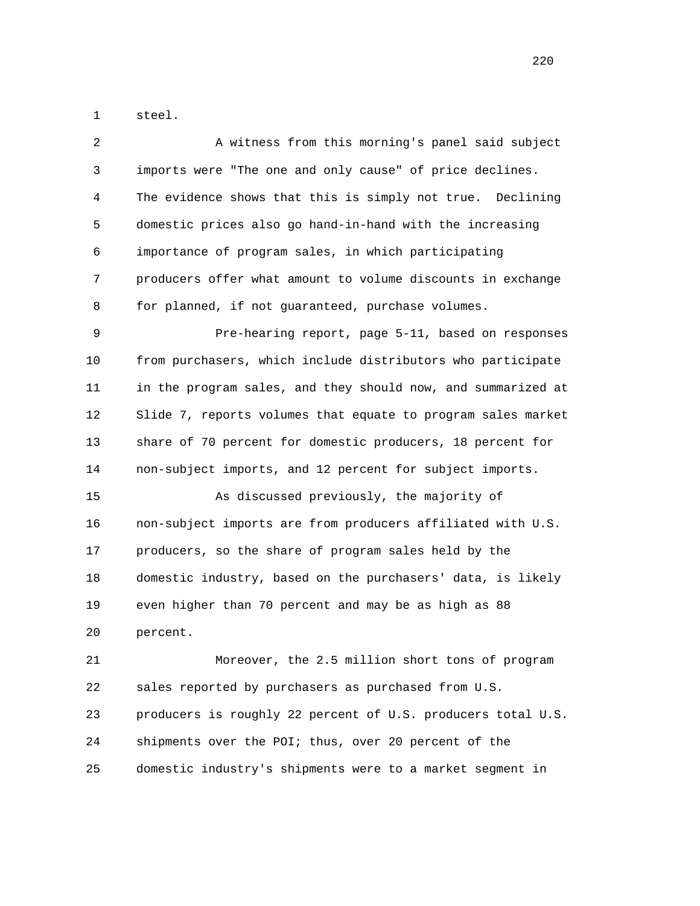steel.

A witness from this morning's panel said subject imports were "The one and only cause" of price declines. The evidence shows that this is simply not true. Declining domestic prices also go hand-in-hand with the increasing importance of program sales, in which participating producers offer what amount to volume discounts in exchange for planned, if not guaranteed, purchase volumes.

Pre-hearing report, page 5-11, based on responses from purchasers, which include distributors who participate in the program sales, and they should now, and summarized at Slide 7, reports volumes that equate to program sales market share of 70 percent for domestic producers, 18 percent for non-subject imports, and 12 percent for subject imports.

As discussed previously, the majority of non-subject imports are from producers affiliated with U.S. producers, so the share of program sales held by the domestic industry, based on the purchasers' data, is likely even higher than 70 percent and may be as high as 88 percent.

Moreover, the 2.5 million short tons of program sales reported by purchasers as purchased from U.S. producers is roughly 22 percent of U.S. producers total U.S. shipments over the POI; thus, over 20 percent of the domestic industry's shipments were to a market segment in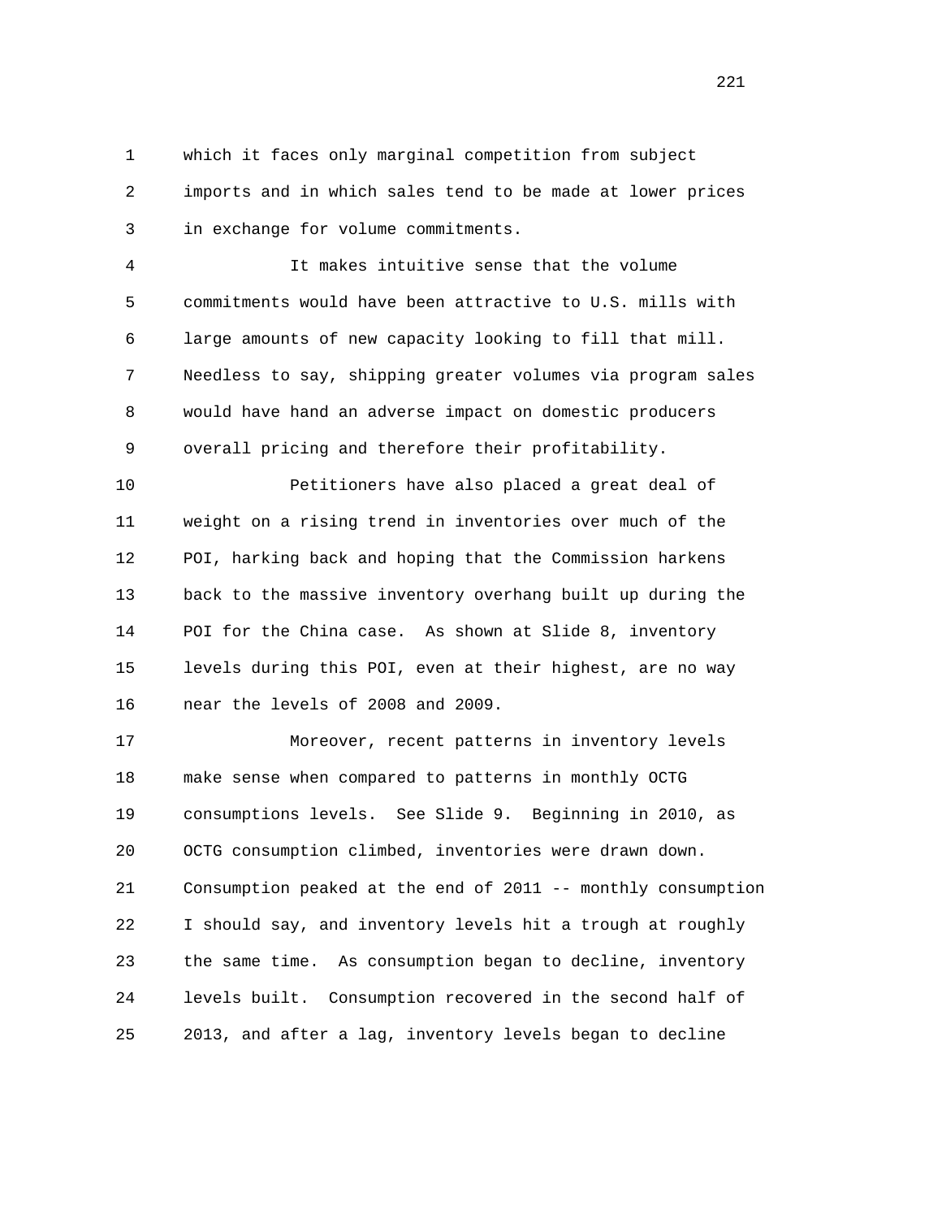which it faces only marginal competition from subject imports and in which sales tend to be made at lower prices in exchange for volume commitments.

It makes intuitive sense that the volume commitments would have been attractive to U.S. mills with large amounts of new capacity looking to fill that mill. Needless to say, shipping greater volumes via program sales would have hand an adverse impact on domestic producers overall pricing and therefore their profitability.

Petitioners have also placed a great deal of weight on a rising trend in inventories over much of the POI, harking back and hoping that the Commission harkens back to the massive inventory overhang built up during the POI for the China case. As shown at Slide 8, inventory levels during this POI, even at their highest, are no way near the levels of 2008 and 2009.

Moreover, recent patterns in inventory levels make sense when compared to patterns in monthly OCTG consumptions levels. See Slide 9. Beginning in 2010, as OCTG consumption climbed, inventories were drawn down. Consumption peaked at the end of 2011 -- monthly consumption I should say, and inventory levels hit a trough at roughly the same time. As consumption began to decline, inventory levels built. Consumption recovered in the second half of 2013, and after a lag, inventory levels began to decline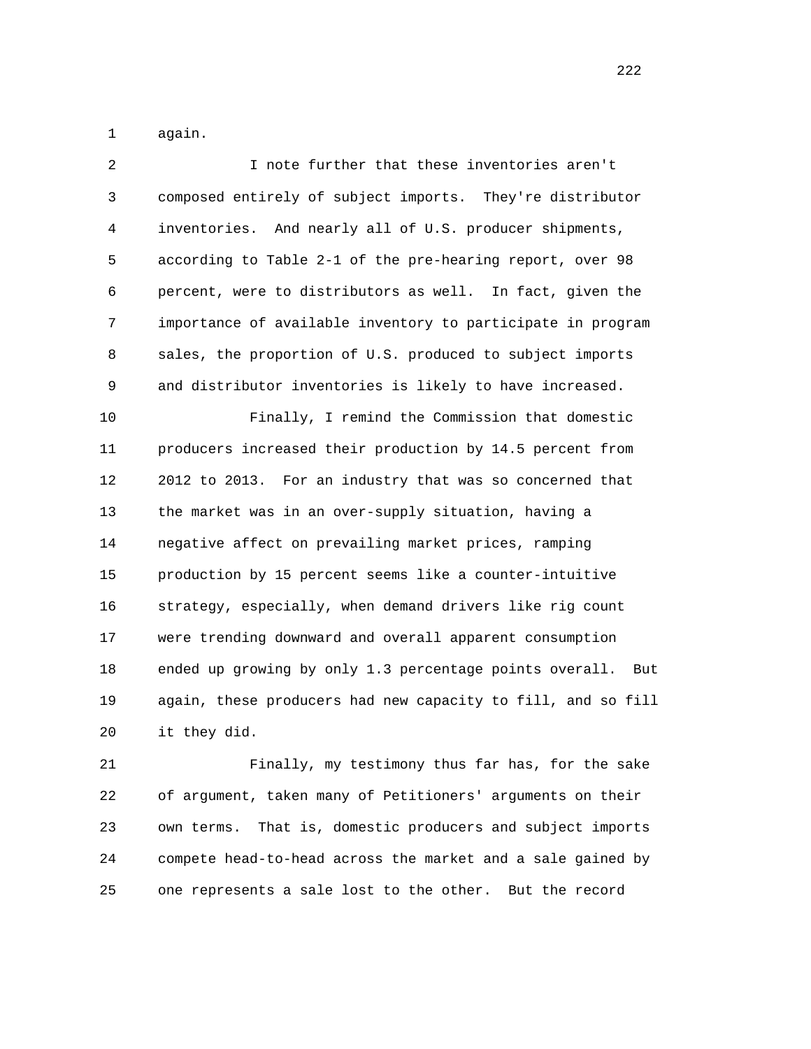again.

I note further that these inventories aren't composed entirely of subject imports. They're distributor inventories. And nearly all of U.S. producer shipments, according to Table 2-1 of the pre-hearing report, over 98 percent, were to distributors as well. In fact, given the importance of available inventory to participate in program sales, the proportion of U.S. produced to subject imports and distributor inventories is likely to have increased.

Finally, I remind the Commission that domestic producers increased their production by 14.5 percent from 2012 to 2013. For an industry that was so concerned that the market was in an over-supply situation, having a negative affect on prevailing market prices, ramping production by 15 percent seems like a counter-intuitive strategy, especially, when demand drivers like rig count were trending downward and overall apparent consumption ended up growing by only 1.3 percentage points overall. But again, these producers had new capacity to fill, and so fill it they did.

Finally, my testimony thus far has, for the sake of argument, taken many of Petitioners' arguments on their own terms. That is, domestic producers and subject imports compete head-to-head across the market and a sale gained by one represents a sale lost to the other. But the record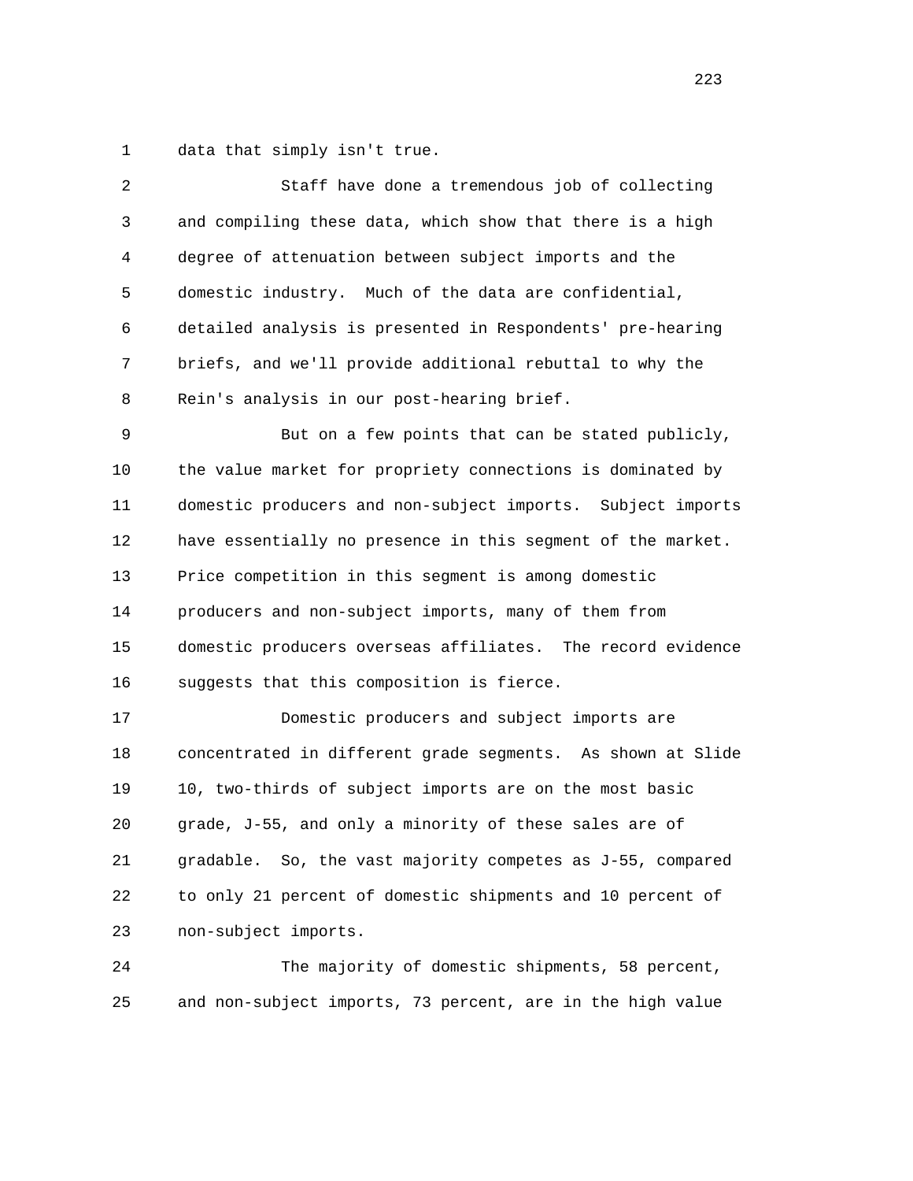1 data that simply isn't true.

2 Staff have done a tremendous job of collecting
3 and compiling these data, which show that there is a high
4 degree of attenuation between subject imports and the
5 domestic industry. Much of the data are confidential,
6 detailed analysis is presented in Respondents' pre-hearing
7 briefs, and we'll provide additional rebuttal to why the
8 Rein's analysis in our post-hearing brief.

9 But on a few points that can be stated publicly,
10 the value market for propriety connections is dominated by
11 domestic producers and non-subject imports. Subject imports
12 have essentially no presence in this segment of the market.
13 Price competition in this segment is among domestic
14 producers and non-subject imports, many of them from
15 domestic producers overseas affiliates. The record evidence
16 suggests that this composition is fierce.

17 Domestic producers and subject imports are
18 concentrated in different grade segments. As shown at Slide
19 10, two-thirds of subject imports are on the most basic
20 grade, J-55, and only a minority of these sales are of
21 gradable. So, the vast majority competes as J-55, compared
22 to only 21 percent of domestic shipments and 10 percent of
23 non-subject imports.

24 The majority of domestic shipments, 58 percent,
25 and non-subject imports, 73 percent, are in the high value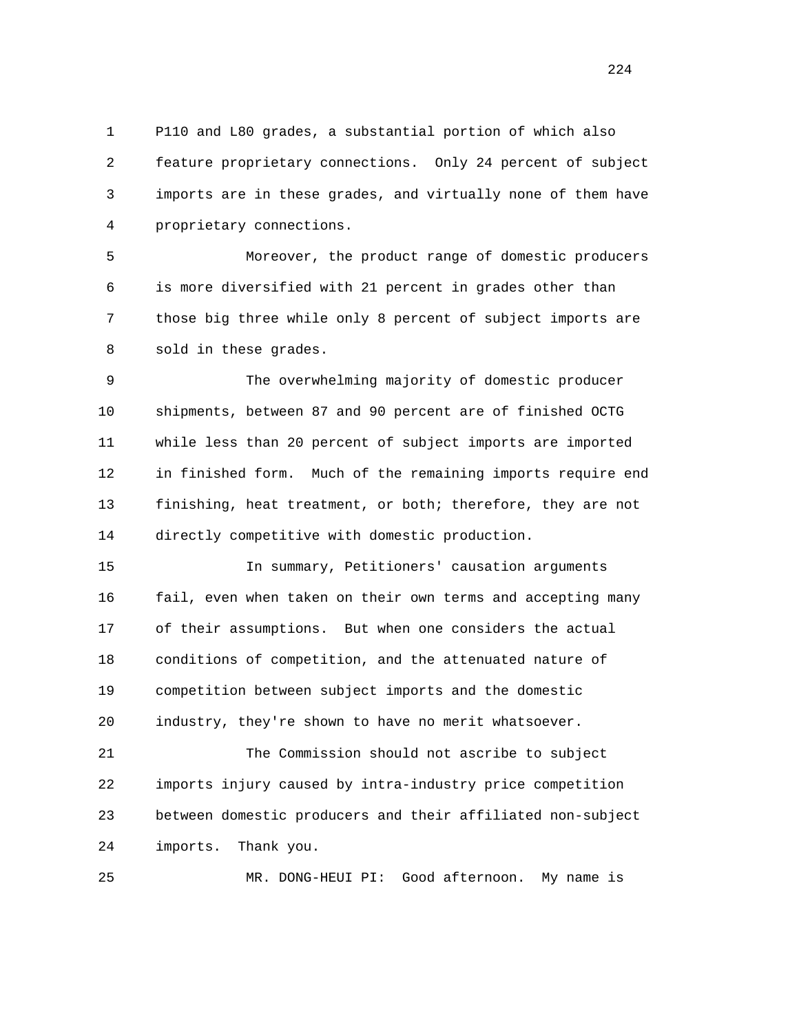P110 and L80 grades, a substantial portion of which also feature proprietary connections. Only 24 percent of subject imports are in these grades, and virtually none of them have proprietary connections.

Moreover, the product range of domestic producers is more diversified with 21 percent in grades other than those big three while only 8 percent of subject imports are sold in these grades.

The overwhelming majority of domestic producer shipments, between 87 and 90 percent are of finished OCTG while less than 20 percent of subject imports are imported in finished form. Much of the remaining imports require end finishing, heat treatment, or both; therefore, they are not directly competitive with domestic production.

In summary, Petitioners' causation arguments fail, even when taken on their own terms and accepting many of their assumptions. But when one considers the actual conditions of competition, and the attenuated nature of competition between subject imports and the domestic industry, they're shown to have no merit whatsoever.

The Commission should not ascribe to subject imports injury caused by intra-industry price competition between domestic producers and their affiliated non-subject imports. Thank you.

MR. DONG-HEUI PI: Good afternoon. My name is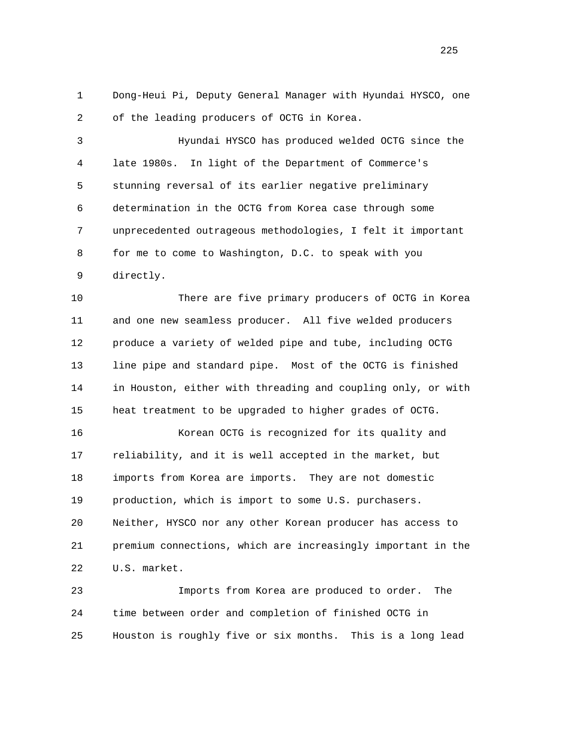Dong-Heui Pi, Deputy General Manager with Hyundai HYSCO, one of the leading producers of OCTG in Korea.

Hyundai HYSCO has produced welded OCTG since the late 1980s. In light of the Department of Commerce's stunning reversal of its earlier negative preliminary determination in the OCTG from Korea case through some unprecedented outrageous methodologies, I felt it important for me to come to Washington, D.C. to speak with you directly.

There are five primary producers of OCTG in Korea and one new seamless producer. All five welded producers produce a variety of welded pipe and tube, including OCTG line pipe and standard pipe. Most of the OCTG is finished in Houston, either with threading and coupling only, or with heat treatment to be upgraded to higher grades of OCTG.

Korean OCTG is recognized for its quality and reliability, and it is well accepted in the market, but imports from Korea are imports. They are not domestic production, which is import to some U.S. purchasers. Neither, HYSCO nor any other Korean producer has access to premium connections, which are increasingly important in the U.S. market.

Imports from Korea are produced to order. The time between order and completion of finished OCTG in Houston is roughly five or six months. This is a long lead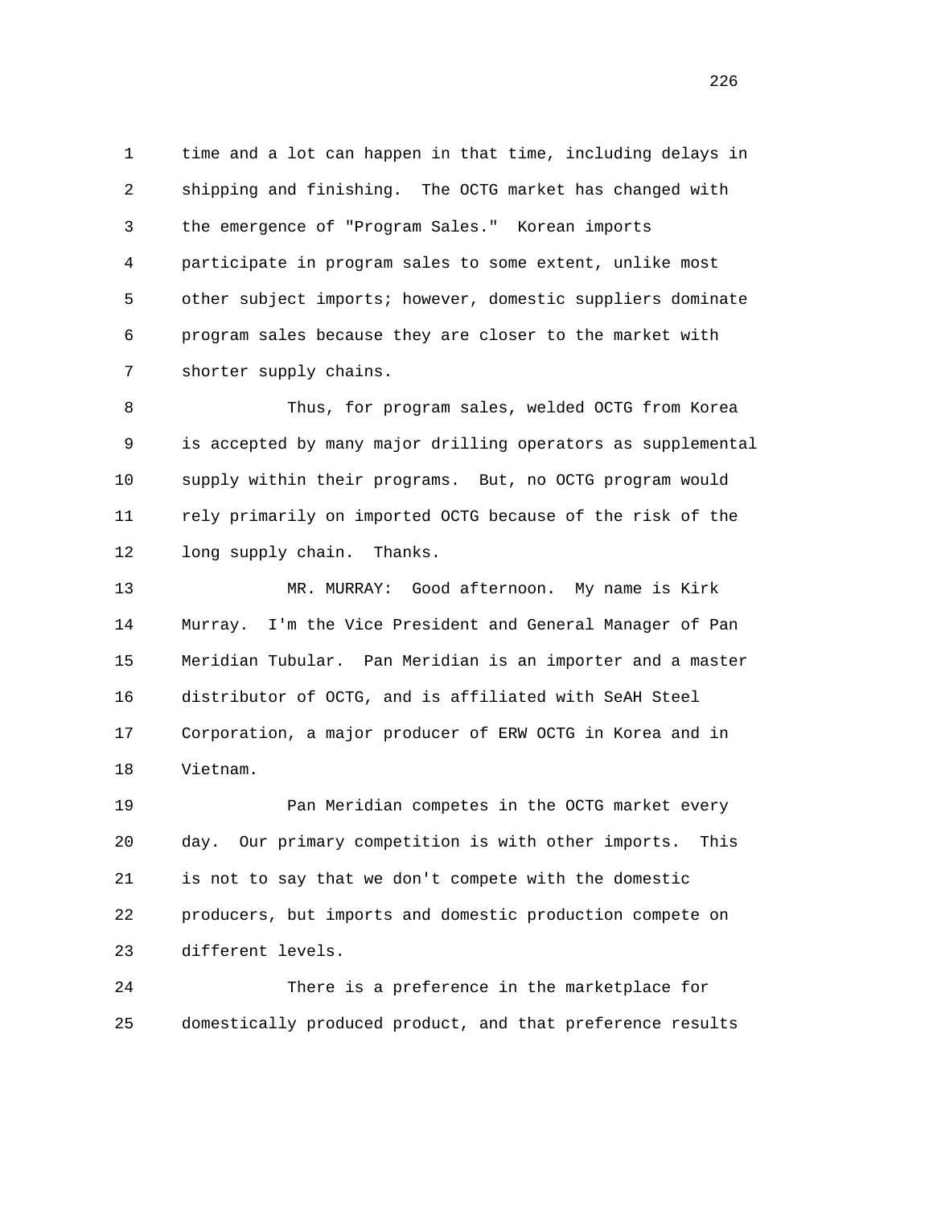time and a lot can happen in that time, including delays in shipping and finishing. The OCTG market has changed with the emergence of "Program Sales." Korean imports participate in program sales to some extent, unlike most other subject imports; however, domestic suppliers dominate program sales because they are closer to the market with shorter supply chains.

Thus, for program sales, welded OCTG from Korea is accepted by many major drilling operators as supplemental supply within their programs. But, no OCTG program would rely primarily on imported OCTG because of the risk of the long supply chain. Thanks.

MR. MURRAY: Good afternoon. My name is Kirk Murray. I'm the Vice President and General Manager of Pan Meridian Tubular. Pan Meridian is an importer and a master distributor of OCTG, and is affiliated with SeAH Steel Corporation, a major producer of ERW OCTG in Korea and in Vietnam.

Pan Meridian competes in the OCTG market every day. Our primary competition is with other imports. This is not to say that we don't compete with the domestic producers, but imports and domestic production compete on different levels.

There is a preference in the marketplace for domestically produced product, and that preference results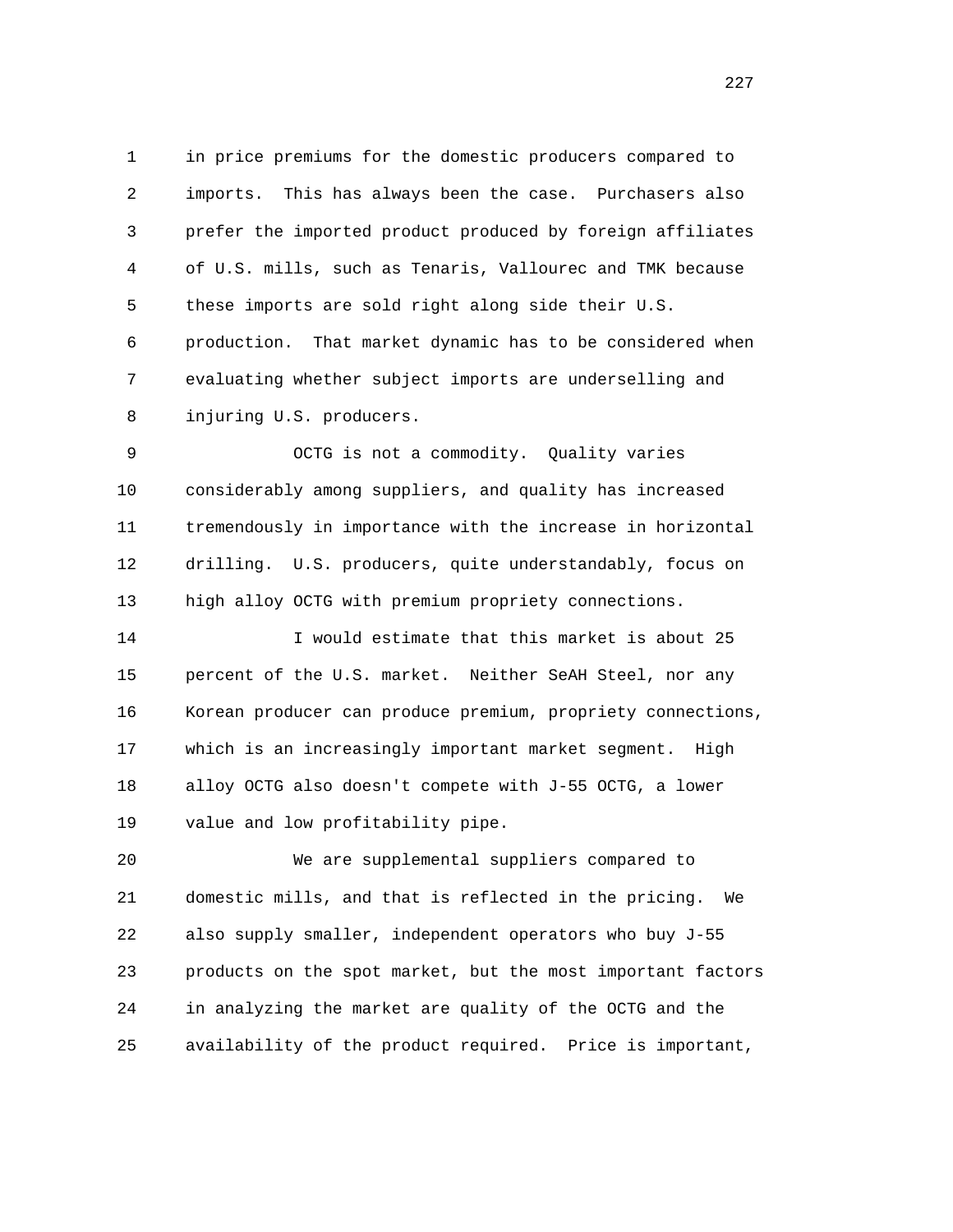in price premiums for the domestic producers compared to imports. This has always been the case. Purchasers also prefer the imported product produced by foreign affiliates of U.S. mills, such as Tenaris, Vallourec and TMK because these imports are sold right along side their U.S. production. That market dynamic has to be considered when evaluating whether subject imports are underselling and injuring U.S. producers.

OCTG is not a commodity. Quality varies considerably among suppliers, and quality has increased tremendously in importance with the increase in horizontal drilling. U.S. producers, quite understandably, focus on high alloy OCTG with premium propriety connections.

I would estimate that this market is about 25 percent of the U.S. market. Neither SeAH Steel, nor any Korean producer can produce premium, propriety connections, which is an increasingly important market segment. High alloy OCTG also doesn't compete with J-55 OCTG, a lower value and low profitability pipe.

We are supplemental suppliers compared to domestic mills, and that is reflected in the pricing. We also supply smaller, independent operators who buy J-55 products on the spot market, but the most important factors in analyzing the market are quality of the OCTG and the availability of the product required. Price is important,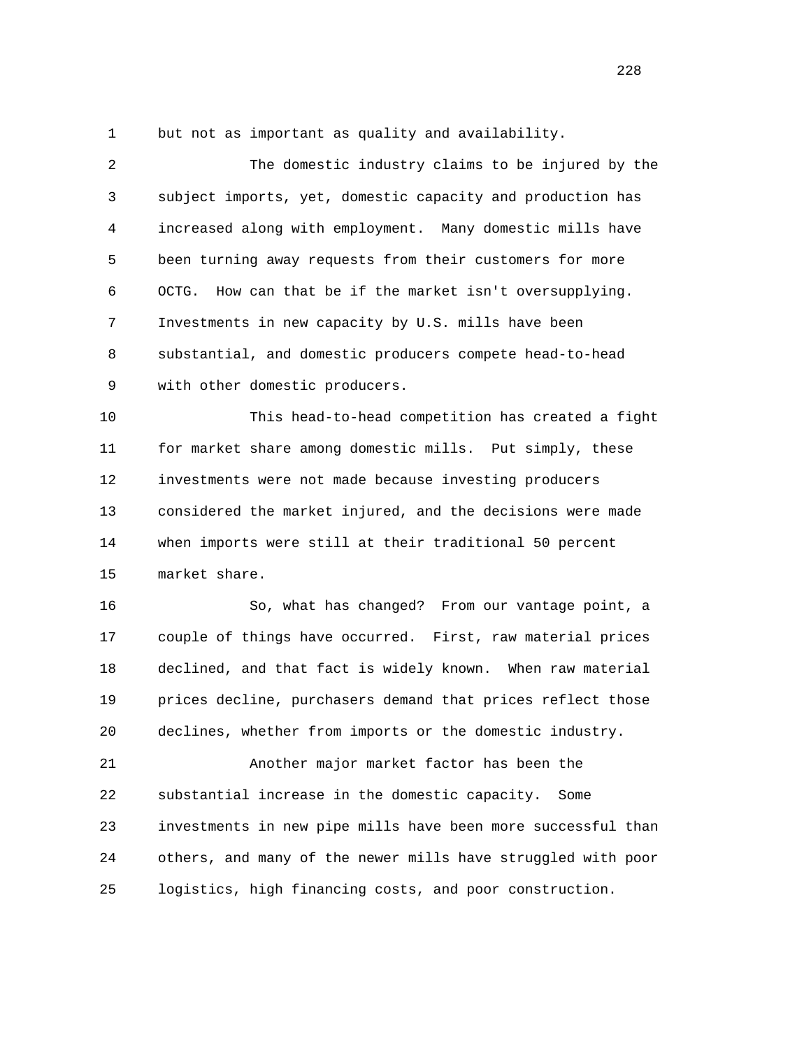but not as important as quality and availability.

The domestic industry claims to be injured by the subject imports, yet, domestic capacity and production has increased along with employment. Many domestic mills have been turning away requests from their customers for more OCTG. How can that be if the market isn't oversupplying. Investments in new capacity by U.S. mills have been substantial, and domestic producers compete head-to-head with other domestic producers.

This head-to-head competition has created a fight for market share among domestic mills. Put simply, these investments were not made because investing producers considered the market injured, and the decisions were made when imports were still at their traditional 50 percent market share.

So, what has changed? From our vantage point, a couple of things have occurred. First, raw material prices declined, and that fact is widely known. When raw material prices decline, purchasers demand that prices reflect those declines, whether from imports or the domestic industry.

Another major market factor has been the substantial increase in the domestic capacity. Some investments in new pipe mills have been more successful than others, and many of the newer mills have struggled with poor logistics, high financing costs, and poor construction.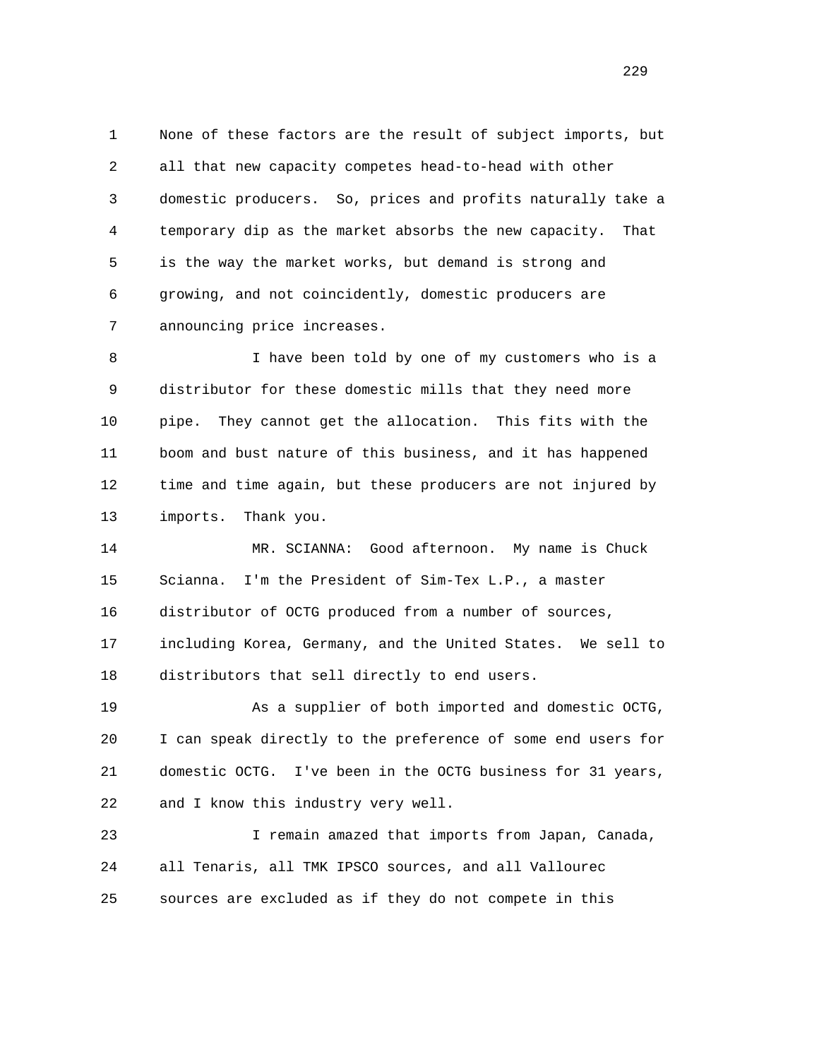None of these factors are the result of subject imports, but all that new capacity competes head-to-head with other domestic producers. So, prices and profits naturally take a temporary dip as the market absorbs the new capacity. That is the way the market works, but demand is strong and growing, and not coincidently, domestic producers are announcing price increases.

I have been told by one of my customers who is a distributor for these domestic mills that they need more pipe. They cannot get the allocation. This fits with the boom and bust nature of this business, and it has happened time and time again, but these producers are not injured by imports. Thank you.

MR. SCIANNA: Good afternoon. My name is Chuck Scianna. I'm the President of Sim-Tex L.P., a master distributor of OCTG produced from a number of sources, including Korea, Germany, and the United States. We sell to distributors that sell directly to end users.

As a supplier of both imported and domestic OCTG, I can speak directly to the preference of some end users for domestic OCTG. I've been in the OCTG business for 31 years, and I know this industry very well.

I remain amazed that imports from Japan, Canada, all Tenaris, all TMK IPSCO sources, and all Vallourec sources are excluded as if they do not compete in this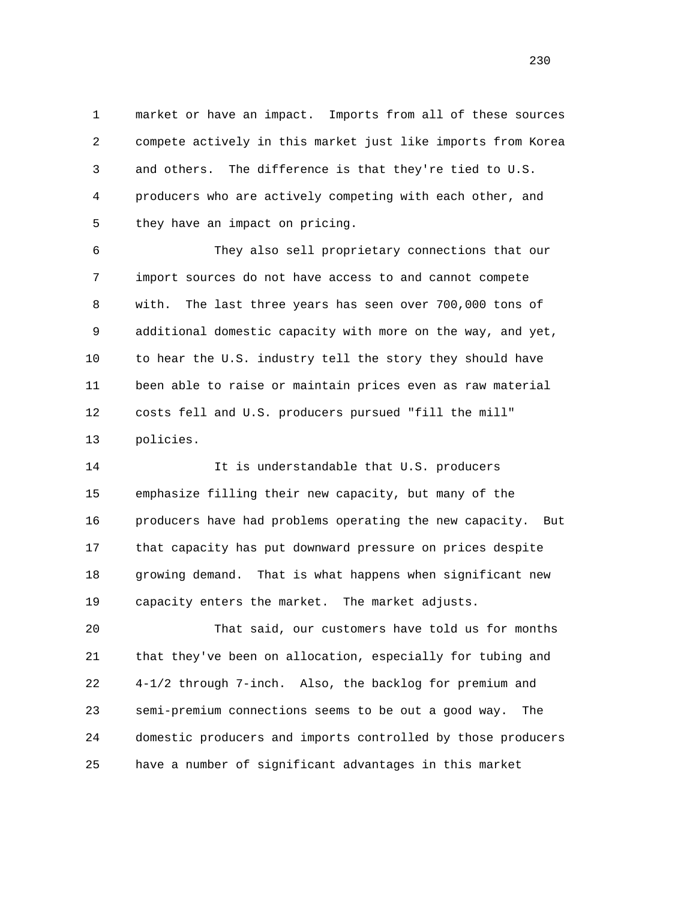market or have an impact. Imports from all of these sources compete actively in this market just like imports from Korea and others. The difference is that they're tied to U.S. producers who are actively competing with each other, and they have an impact on pricing.

They also sell proprietary connections that our import sources do not have access to and cannot compete with. The last three years has seen over 700,000 tons of additional domestic capacity with more on the way, and yet, to hear the U.S. industry tell the story they should have been able to raise or maintain prices even as raw material costs fell and U.S. producers pursued "fill the mill" policies.

It is understandable that U.S. producers emphasize filling their new capacity, but many of the producers have had problems operating the new capacity. But that capacity has put downward pressure on prices despite growing demand. That is what happens when significant new capacity enters the market. The market adjusts.

That said, our customers have told us for months that they've been on allocation, especially for tubing and 4-1/2 through 7-inch. Also, the backlog for premium and semi-premium connections seems to be out a good way. The domestic producers and imports controlled by those producers have a number of significant advantages in this market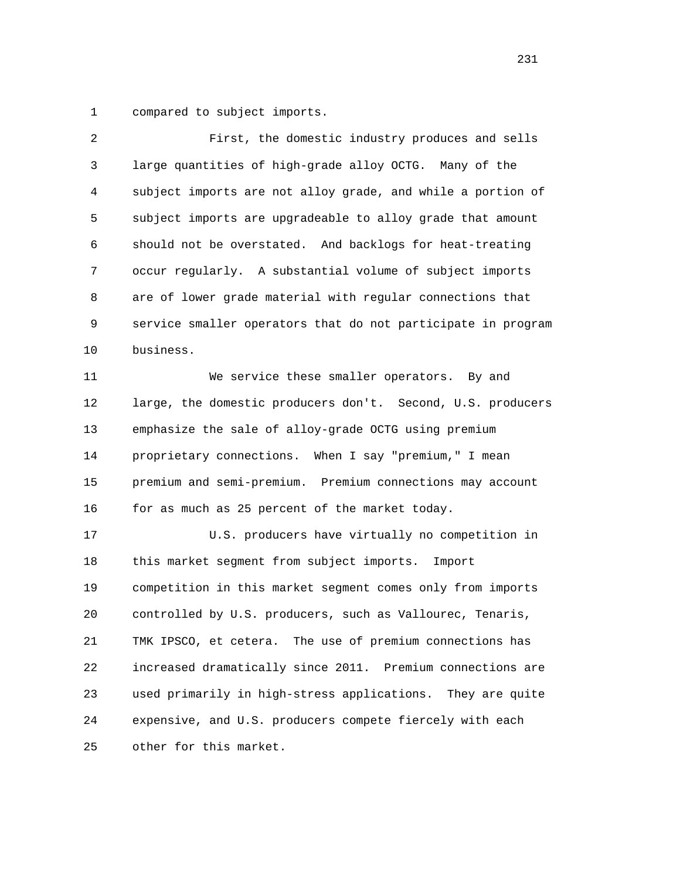compared to subject imports.

First, the domestic industry produces and sells large quantities of high-grade alloy OCTG. Many of the subject imports are not alloy grade, and while a portion of subject imports are upgradeable to alloy grade that amount should not be overstated. And backlogs for heat-treating occur regularly. A substantial volume of subject imports are of lower grade material with regular connections that service smaller operators that do not participate in program business.

We service these smaller operators. By and large, the domestic producers don't. Second, U.S. producers emphasize the sale of alloy-grade OCTG using premium proprietary connections. When I say "premium," I mean premium and semi-premium. Premium connections may account for as much as 25 percent of the market today.

U.S. producers have virtually no competition in this market segment from subject imports. Import competition in this market segment comes only from imports controlled by U.S. producers, such as Vallourec, Tenaris, TMK IPSCO, et cetera. The use of premium connections has increased dramatically since 2011. Premium connections are used primarily in high-stress applications. They are quite expensive, and U.S. producers compete fiercely with each other for this market.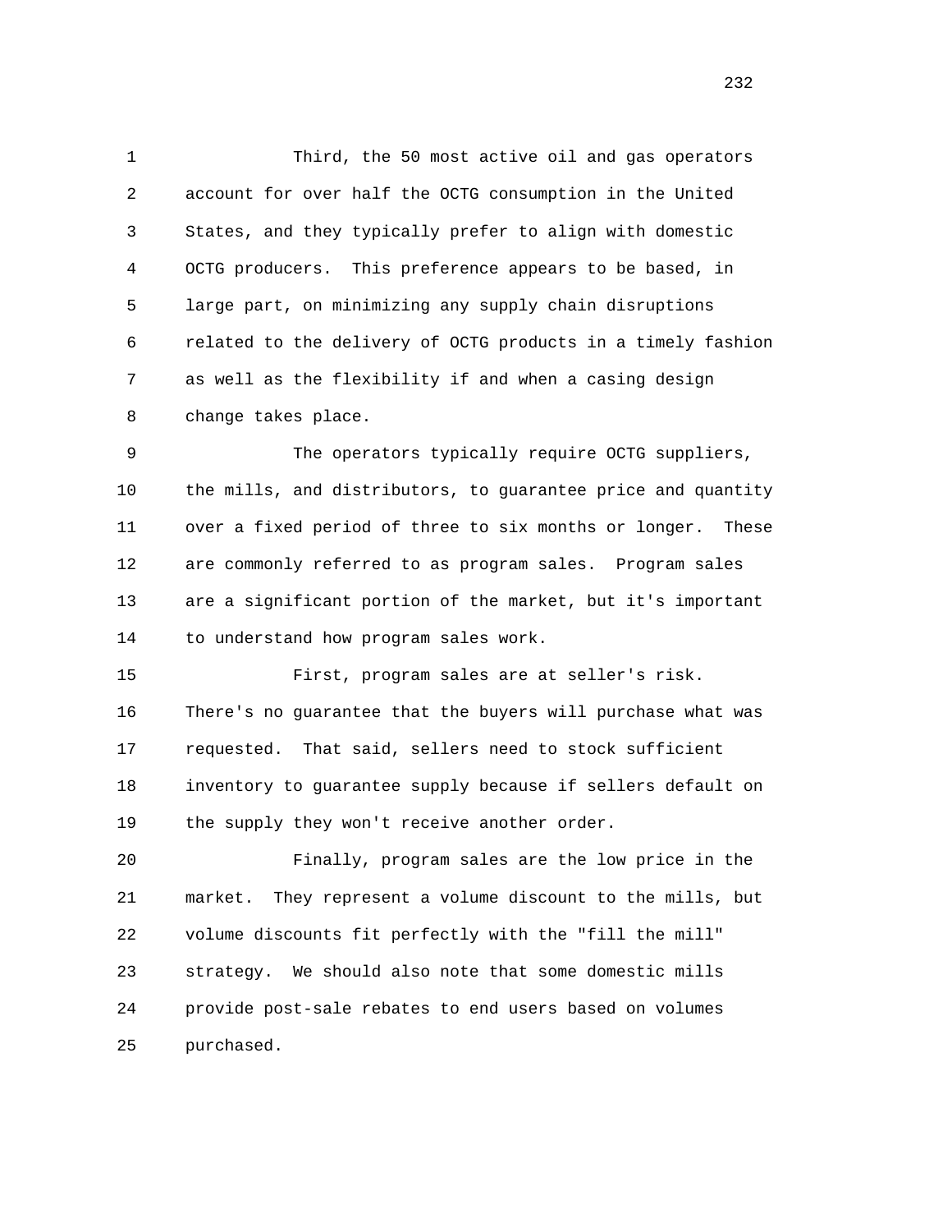Third, the 50 most active oil and gas operators account for over half the OCTG consumption in the United States, and they typically prefer to align with domestic OCTG producers. This preference appears to be based, in large part, on minimizing any supply chain disruptions related to the delivery of OCTG products in a timely fashion as well as the flexibility if and when a casing design change takes place.

The operators typically require OCTG suppliers, the mills, and distributors, to guarantee price and quantity over a fixed period of three to six months or longer. These are commonly referred to as program sales. Program sales are a significant portion of the market, but it's important to understand how program sales work.

First, program sales are at seller's risk. There's no guarantee that the buyers will purchase what was requested. That said, sellers need to stock sufficient inventory to guarantee supply because if sellers default on the supply they won't receive another order.

Finally, program sales are the low price in the market. They represent a volume discount to the mills, but volume discounts fit perfectly with the "fill the mill" strategy. We should also note that some domestic mills provide post-sale rebates to end users based on volumes purchased.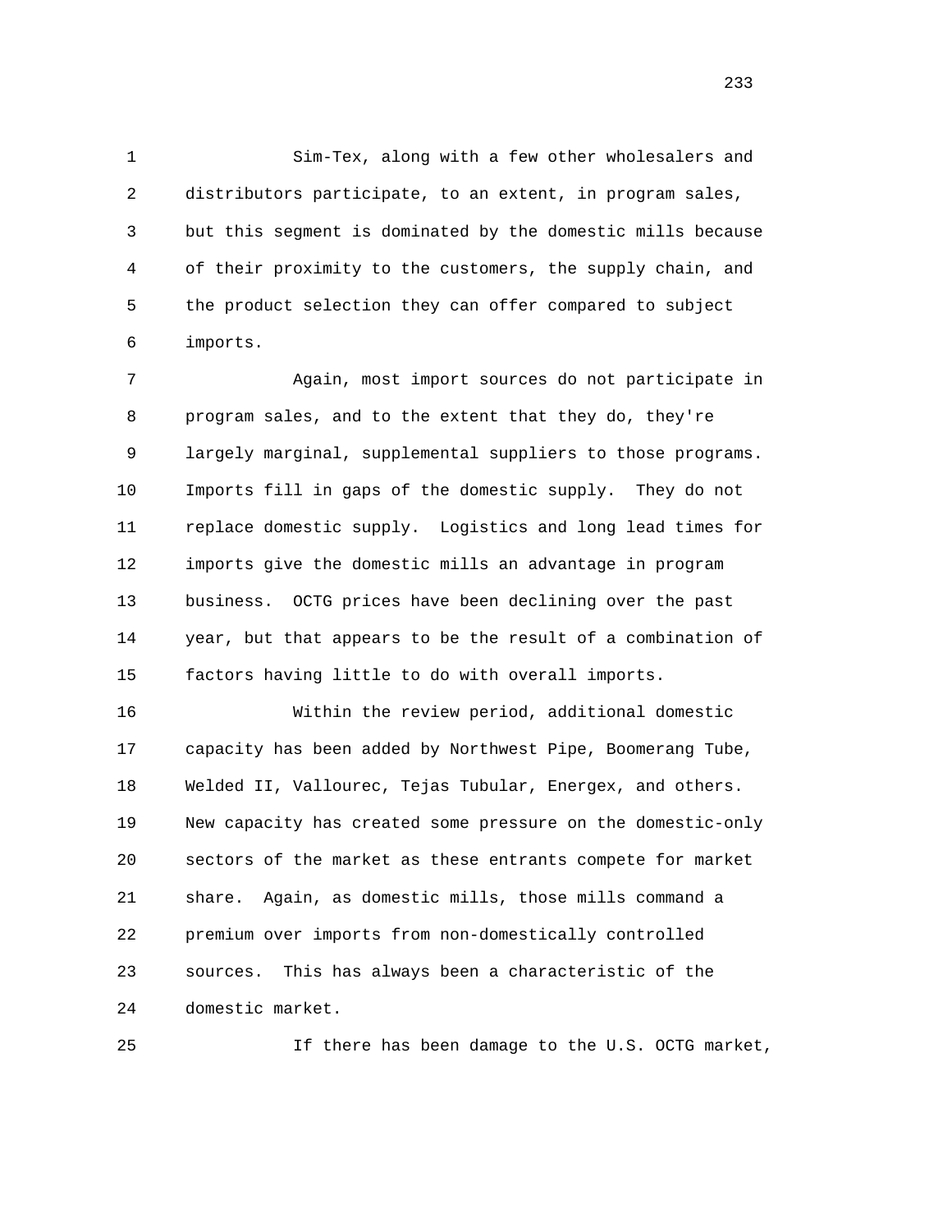Sim-Tex, along with a few other wholesalers and distributors participate, to an extent, in program sales, but this segment is dominated by the domestic mills because of their proximity to the customers, the supply chain, and the product selection they can offer compared to subject imports.

Again, most import sources do not participate in program sales, and to the extent that they do, they're largely marginal, supplemental suppliers to those programs. Imports fill in gaps of the domestic supply. They do not replace domestic supply. Logistics and long lead times for imports give the domestic mills an advantage in program business. OCTG prices have been declining over the past year, but that appears to be the result of a combination of factors having little to do with overall imports.

Within the review period, additional domestic capacity has been added by Northwest Pipe, Boomerang Tube, Welded II, Vallourec, Tejas Tubular, Energex, and others. New capacity has created some pressure on the domestic-only sectors of the market as these entrants compete for market share. Again, as domestic mills, those mills command a premium over imports from non-domestically controlled sources. This has always been a characteristic of the domestic market.

If there has been damage to the U.S. OCTG market,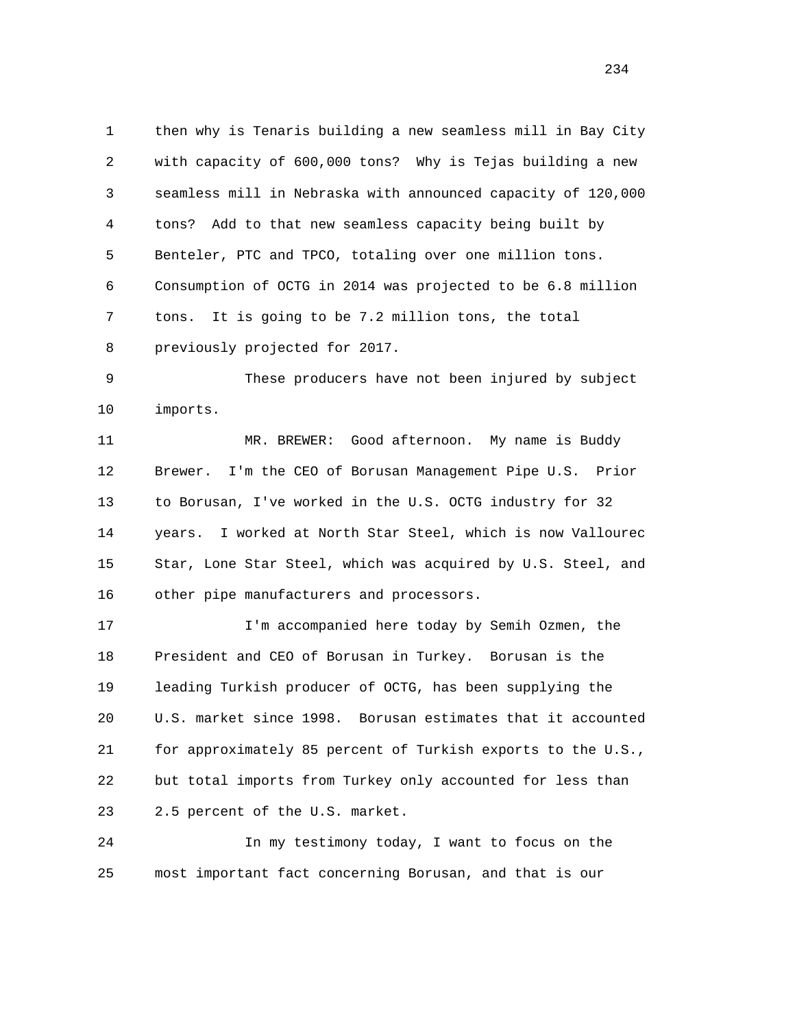then why is Tenaris building a new seamless mill in Bay City with capacity of 600,000 tons? Why is Tejas building a new seamless mill in Nebraska with announced capacity of 120,000 tons? Add to that new seamless capacity being built by Benteler, PTC and TPCO, totaling over one million tons. Consumption of OCTG in 2014 was projected to be 6.8 million tons. It is going to be 7.2 million tons, the total previously projected for 2017.

These producers have not been injured by subject imports.

MR. BREWER: Good afternoon. My name is Buddy Brewer. I'm the CEO of Borusan Management Pipe U.S. Prior to Borusan, I've worked in the U.S. OCTG industry for 32 years. I worked at North Star Steel, which is now Vallourec Star, Lone Star Steel, which was acquired by U.S. Steel, and other pipe manufacturers and processors.

I'm accompanied here today by Semih Ozmen, the President and CEO of Borusan in Turkey. Borusan is the leading Turkish producer of OCTG, has been supplying the U.S. market since 1998. Borusan estimates that it accounted for approximately 85 percent of Turkish exports to the U.S., but total imports from Turkey only accounted for less than 2.5 percent of the U.S. market.

In my testimony today, I want to focus on the most important fact concerning Borusan, and that is our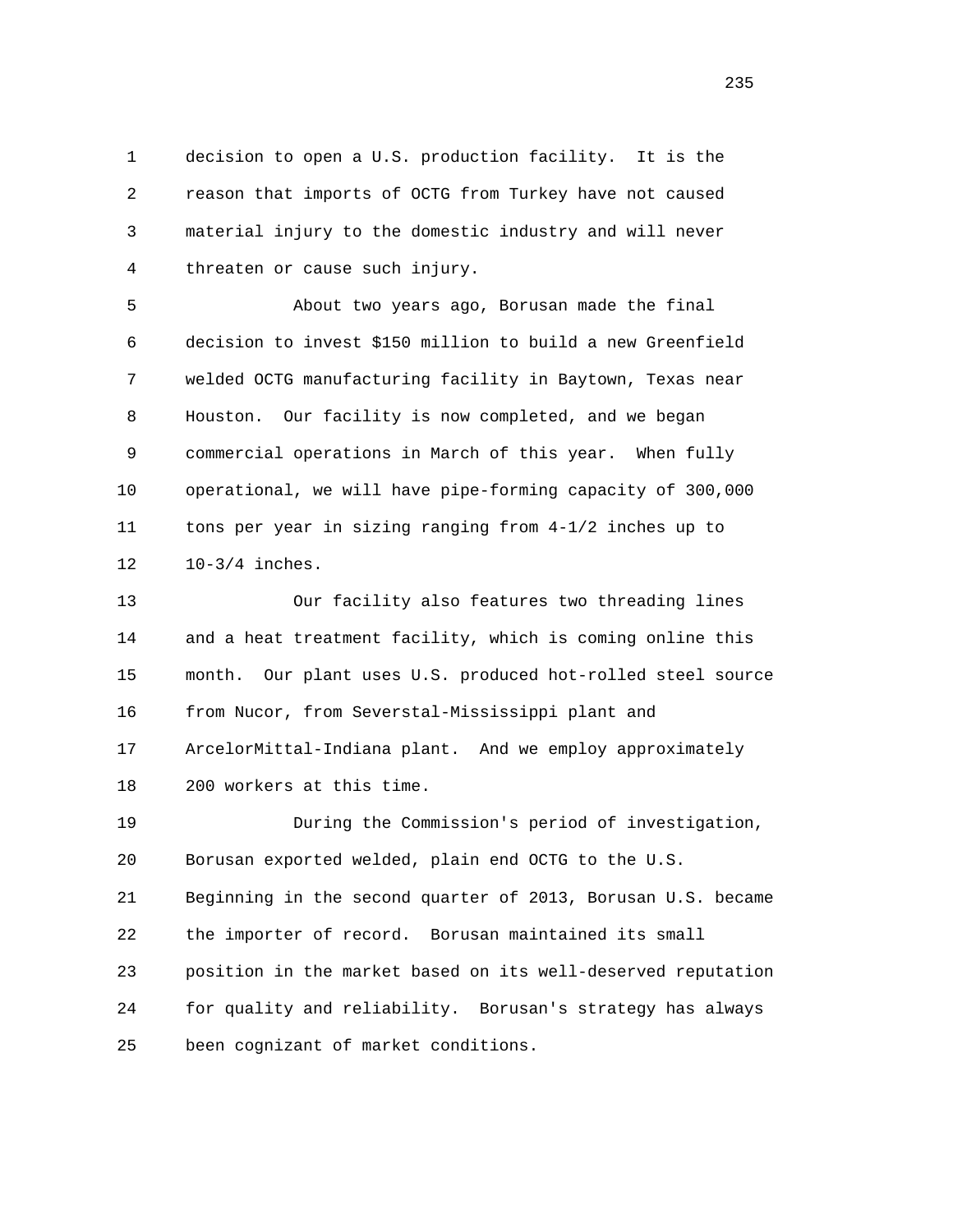decision to open a U.S. production facility. It is the reason that imports of OCTG from Turkey have not caused material injury to the domestic industry and will never threaten or cause such injury.

About two years ago, Borusan made the final decision to invest $150 million to build a new Greenfield welded OCTG manufacturing facility in Baytown, Texas near Houston. Our facility is now completed, and we began commercial operations in March of this year. When fully operational, we will have pipe-forming capacity of 300,000 tons per year in sizing ranging from 4-1/2 inches up to 10-3/4 inches.

Our facility also features two threading lines and a heat treatment facility, which is coming online this month. Our plant uses U.S. produced hot-rolled steel source from Nucor, from Severstal-Mississippi plant and ArcelorMittal-Indiana plant. And we employ approximately 200 workers at this time.

During the Commission's period of investigation, Borusan exported welded, plain end OCTG to the U.S. Beginning in the second quarter of 2013, Borusan U.S. became the importer of record. Borusan maintained its small position in the market based on its well-deserved reputation for quality and reliability. Borusan's strategy has always been cognizant of market conditions.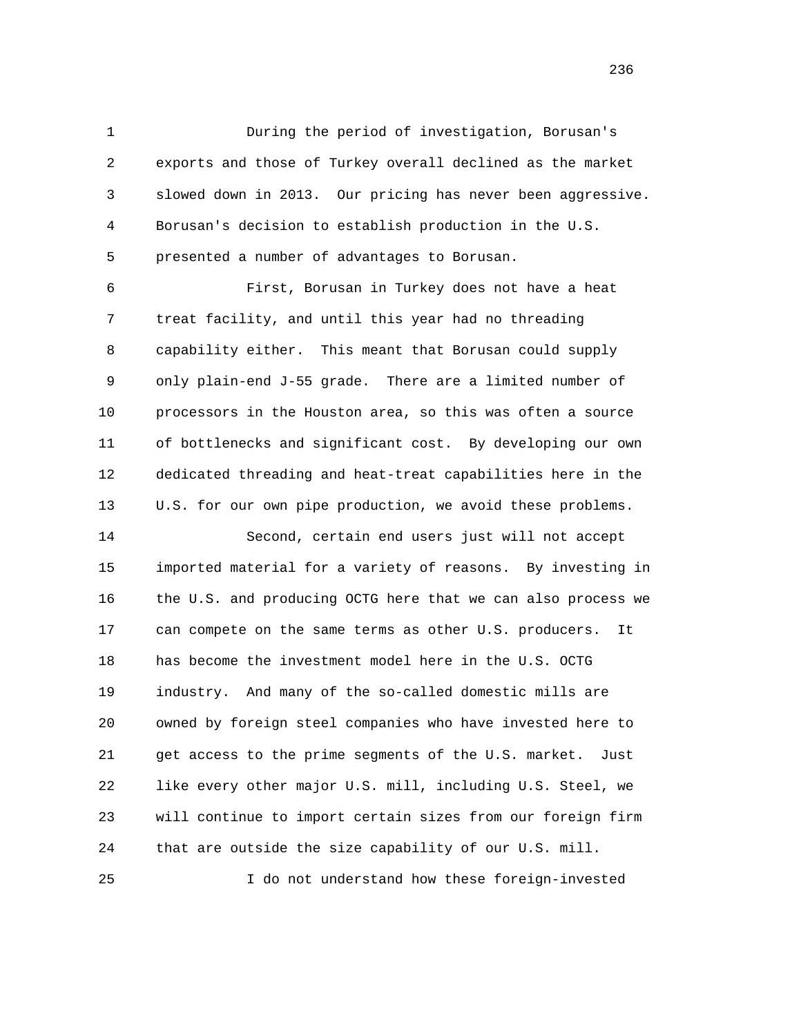During the period of investigation, Borusan's exports and those of Turkey overall declined as the market slowed down in 2013. Our pricing has never been aggressive. Borusan's decision to establish production in the U.S. presented a number of advantages to Borusan.

First, Borusan in Turkey does not have a heat treat facility, and until this year had no threading capability either. This meant that Borusan could supply only plain-end J-55 grade. There are a limited number of processors in the Houston area, so this was often a source of bottlenecks and significant cost. By developing our own dedicated threading and heat-treat capabilities here in the U.S. for our own pipe production, we avoid these problems.

Second, certain end users just will not accept imported material for a variety of reasons. By investing in the U.S. and producing OCTG here that we can also process we can compete on the same terms as other U.S. producers. It has become the investment model here in the U.S. OCTG industry. And many of the so-called domestic mills are owned by foreign steel companies who have invested here to get access to the prime segments of the U.S. market. Just like every other major U.S. mill, including U.S. Steel, we will continue to import certain sizes from our foreign firm that are outside the size capability of our U.S. mill.

I do not understand how these foreign-invested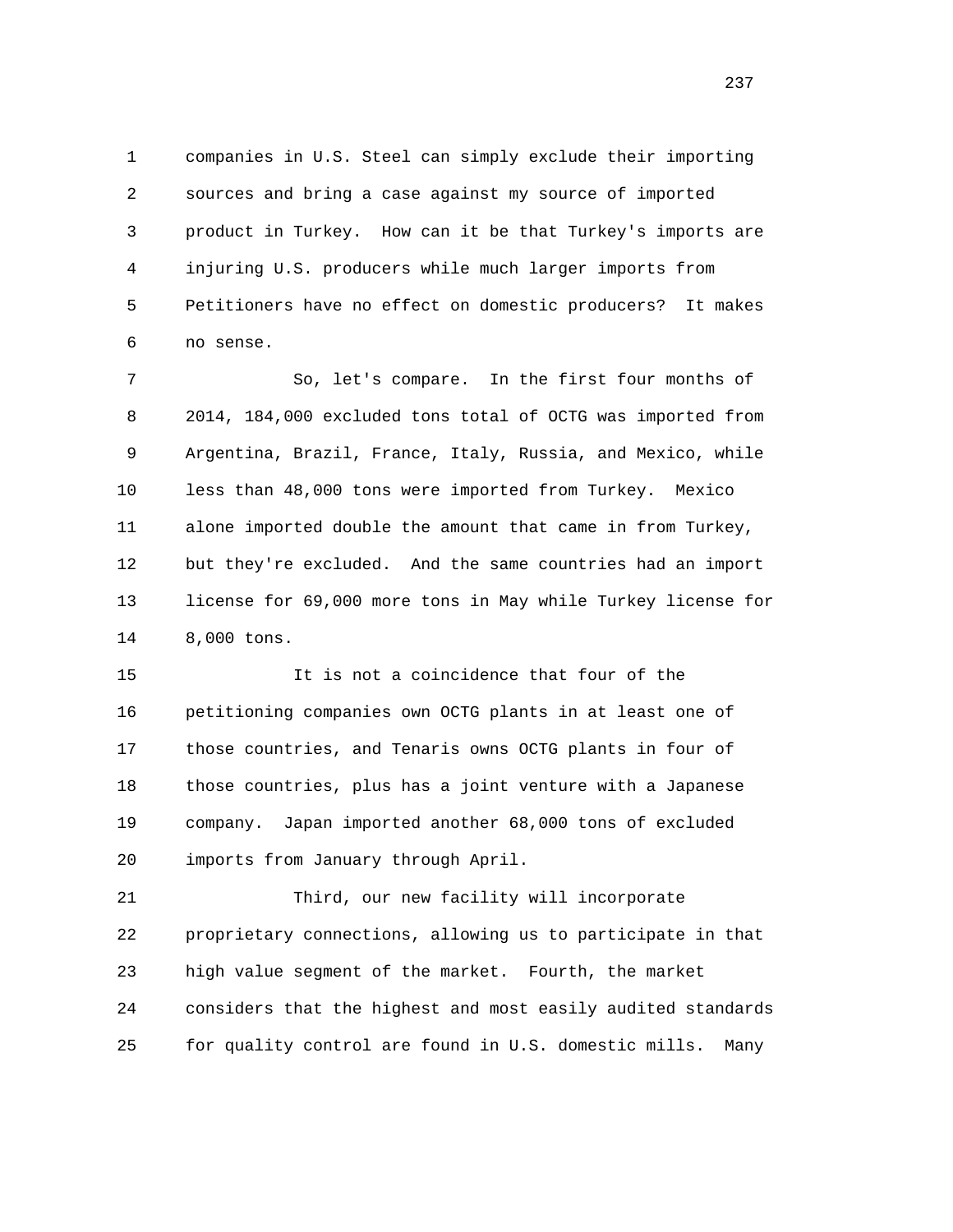companies in U.S. Steel can simply exclude their importing sources and bring a case against my source of imported product in Turkey. How can it be that Turkey's imports are injuring U.S. producers while much larger imports from Petitioners have no effect on domestic producers? It makes no sense.

So, let's compare. In the first four months of 2014, 184,000 excluded tons total of OCTG was imported from Argentina, Brazil, France, Italy, Russia, and Mexico, while less than 48,000 tons were imported from Turkey. Mexico alone imported double the amount that came in from Turkey, but they're excluded. And the same countries had an import license for 69,000 more tons in May while Turkey license for 8,000 tons.

It is not a coincidence that four of the petitioning companies own OCTG plants in at least one of those countries, and Tenaris owns OCTG plants in four of those countries, plus has a joint venture with a Japanese company. Japan imported another 68,000 tons of excluded imports from January through April.

Third, our new facility will incorporate proprietary connections, allowing us to participate in that high value segment of the market. Fourth, the market considers that the highest and most easily audited standards for quality control are found in U.S. domestic mills. Many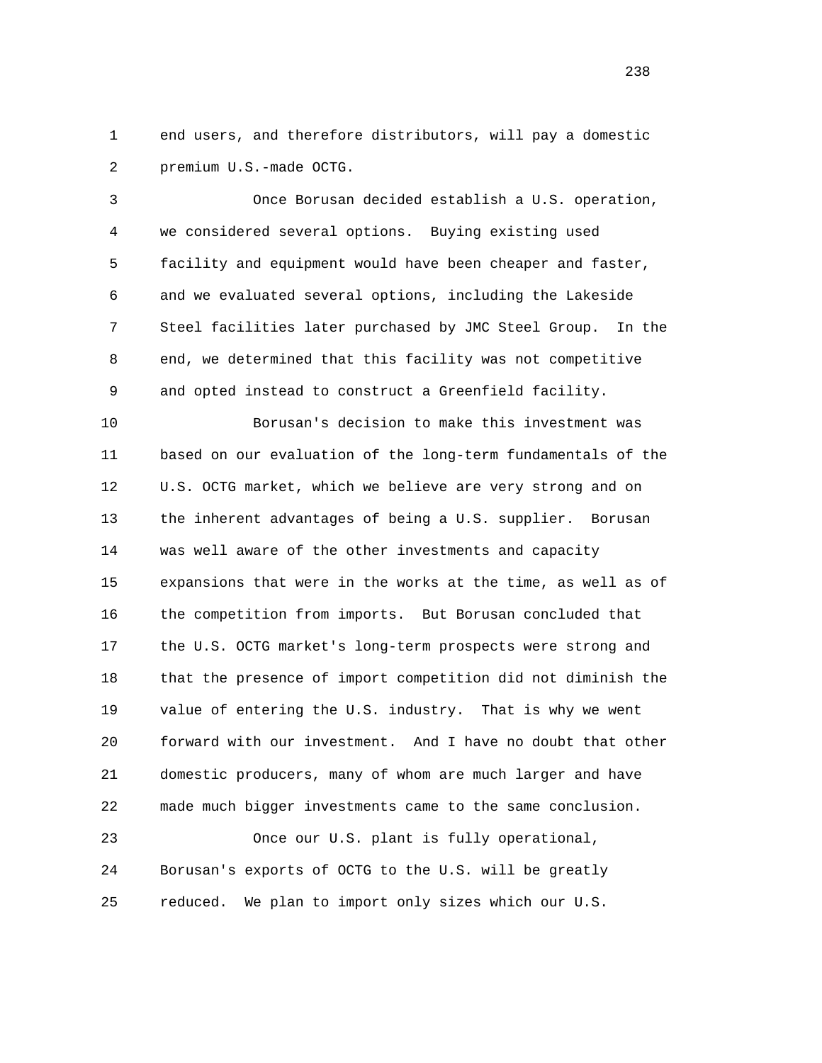end users, and therefore distributors, will pay a domestic premium U.S.-made OCTG.

Once Borusan decided establish a U.S. operation, we considered several options. Buying existing used facility and equipment would have been cheaper and faster, and we evaluated several options, including the Lakeside Steel facilities later purchased by JMC Steel Group. In the end, we determined that this facility was not competitive and opted instead to construct a Greenfield facility.

Borusan's decision to make this investment was based on our evaluation of the long-term fundamentals of the U.S. OCTG market, which we believe are very strong and on the inherent advantages of being a U.S. supplier. Borusan was well aware of the other investments and capacity expansions that were in the works at the time, as well as of the competition from imports. But Borusan concluded that the U.S. OCTG market's long-term prospects were strong and that the presence of import competition did not diminish the value of entering the U.S. industry. That is why we went forward with our investment. And I have no doubt that other domestic producers, many of whom are much larger and have made much bigger investments came to the same conclusion.

Once our U.S. plant is fully operational, Borusan's exports of OCTG to the U.S. will be greatly reduced. We plan to import only sizes which our U.S.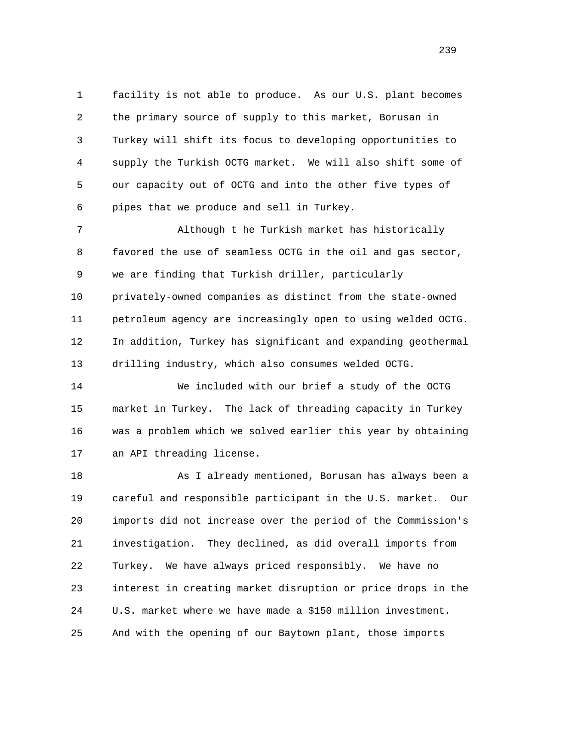facility is not able to produce. As our U.S. plant becomes the primary source of supply to this market, Borusan in Turkey will shift its focus to developing opportunities to supply the Turkish OCTG market. We will also shift some of our capacity out of OCTG and into the other five types of pipes that we produce and sell in Turkey.

Although t he Turkish market has historically favored the use of seamless OCTG in the oil and gas sector, we are finding that Turkish driller, particularly privately-owned companies as distinct from the state-owned petroleum agency are increasingly open to using welded OCTG. In addition, Turkey has significant and expanding geothermal drilling industry, which also consumes welded OCTG.

We included with our brief a study of the OCTG market in Turkey. The lack of threading capacity in Turkey was a problem which we solved earlier this year by obtaining an API threading license.

As I already mentioned, Borusan has always been a careful and responsible participant in the U.S. market. Our imports did not increase over the period of the Commission's investigation. They declined, as did overall imports from Turkey. We have always priced responsibly. We have no interest in creating market disruption or price drops in the U.S. market where we have made a $150 million investment. And with the opening of our Baytown plant, those imports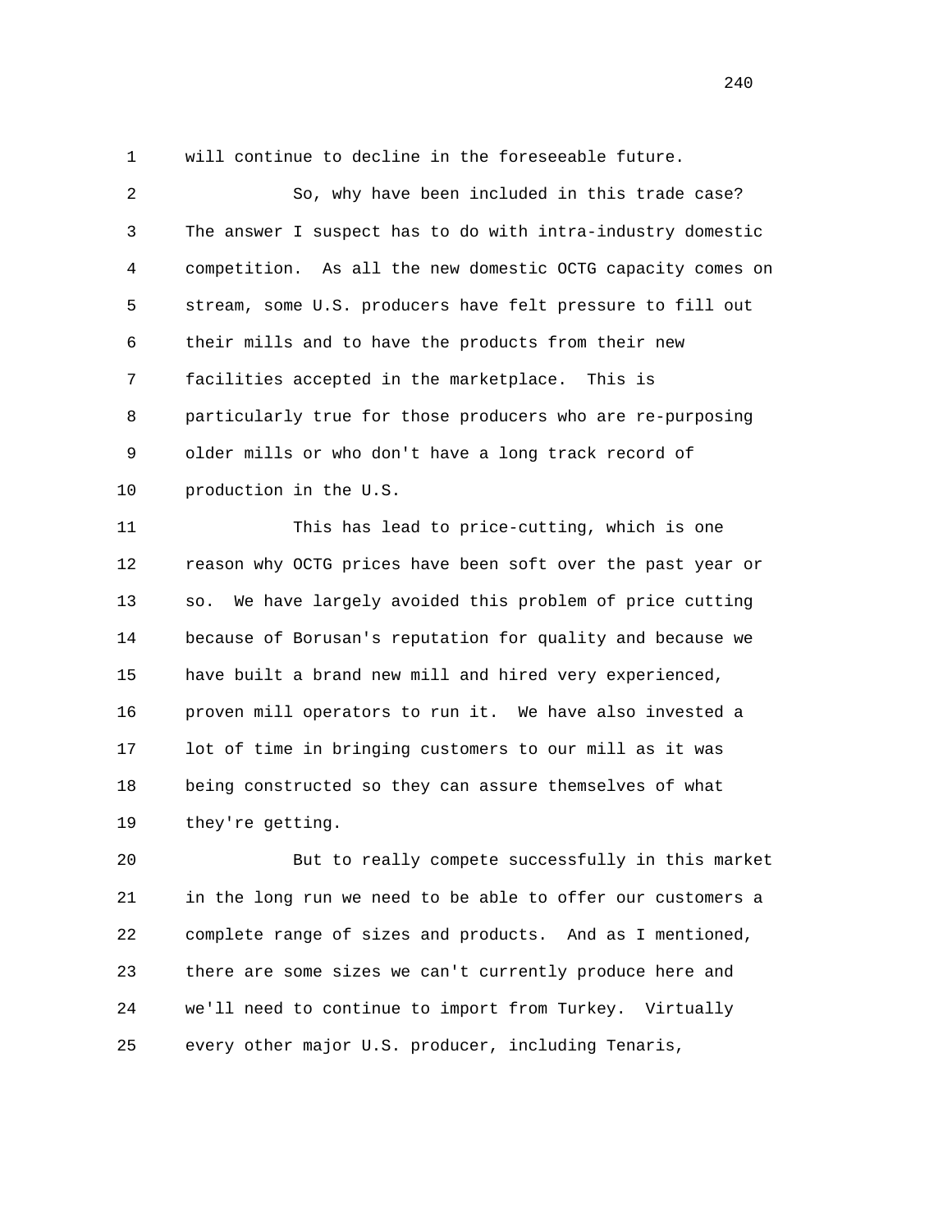will continue to decline in the foreseeable future.

So, why have been included in this trade case? The answer I suspect has to do with intra-industry domestic competition. As all the new domestic OCTG capacity comes on stream, some U.S. producers have felt pressure to fill out their mills and to have the products from their new facilities accepted in the marketplace. This is particularly true for those producers who are re-purposing older mills or who don't have a long track record of production in the U.S.

This has lead to price-cutting, which is one reason why OCTG prices have been soft over the past year or so. We have largely avoided this problem of price cutting because of Borusan's reputation for quality and because we have built a brand new mill and hired very experienced, proven mill operators to run it. We have also invested a lot of time in bringing customers to our mill as it was being constructed so they can assure themselves of what they're getting.

But to really compete successfully in this market in the long run we need to be able to offer our customers a complete range of sizes and products. And as I mentioned, there are some sizes we can't currently produce here and we'll need to continue to import from Turkey. Virtually every other major U.S. producer, including Tenaris,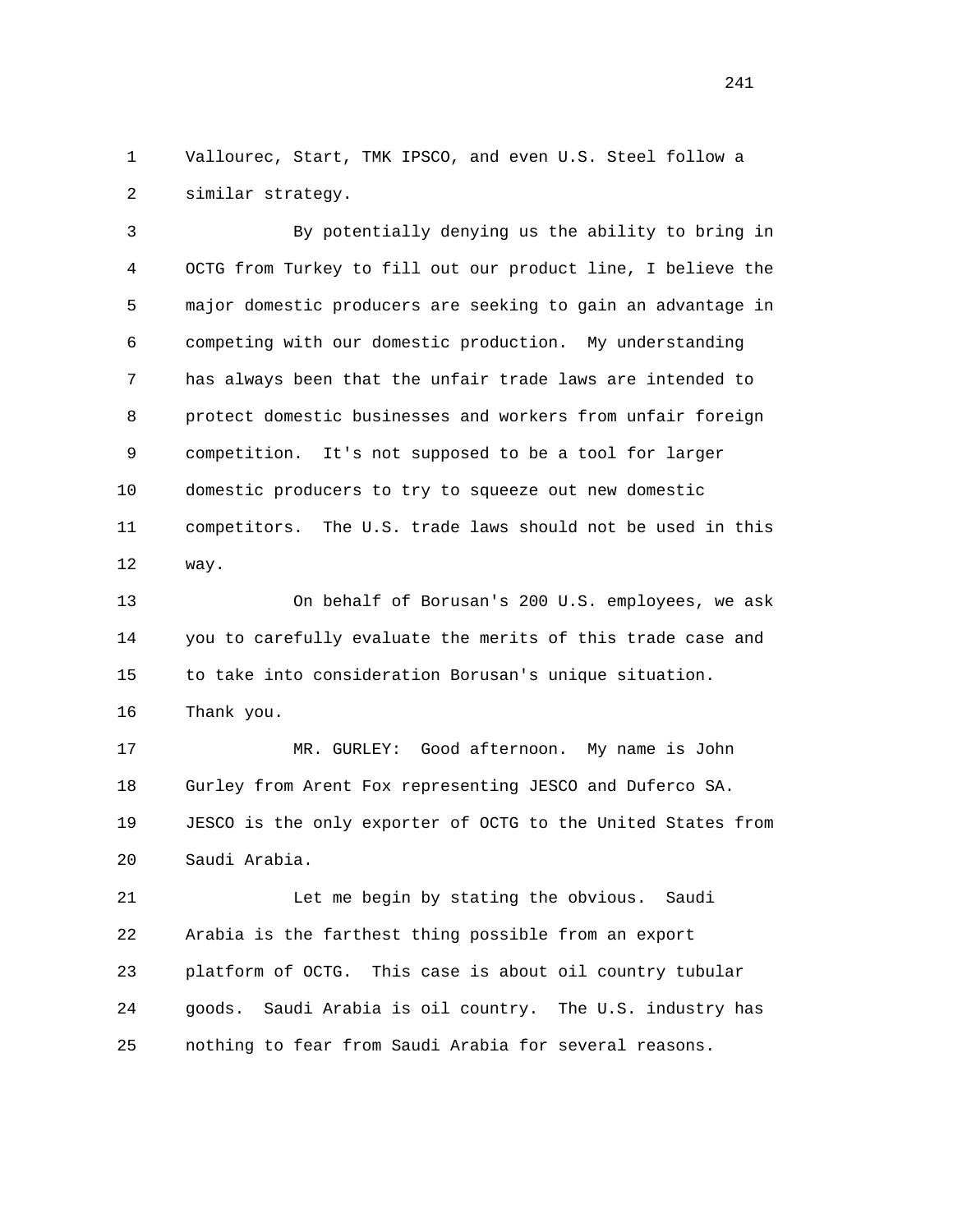Vallourec, Start, TMK IPSCO, and even U.S. Steel follow a similar strategy.

By potentially denying us the ability to bring in OCTG from Turkey to fill out our product line, I believe the major domestic producers are seeking to gain an advantage in competing with our domestic production. My understanding has always been that the unfair trade laws are intended to protect domestic businesses and workers from unfair foreign competition. It's not supposed to be a tool for larger domestic producers to try to squeeze out new domestic competitors. The U.S. trade laws should not be used in this way.

On behalf of Borusan's 200 U.S. employees, we ask you to carefully evaluate the merits of this trade case and to take into consideration Borusan's unique situation. Thank you.

MR. GURLEY: Good afternoon. My name is John Gurley from Arent Fox representing JESCO and Duferco SA. JESCO is the only exporter of OCTG to the United States from Saudi Arabia.

Let me begin by stating the obvious. Saudi Arabia is the farthest thing possible from an export platform of OCTG. This case is about oil country tubular goods. Saudi Arabia is oil country. The U.S. industry has nothing to fear from Saudi Arabia for several reasons.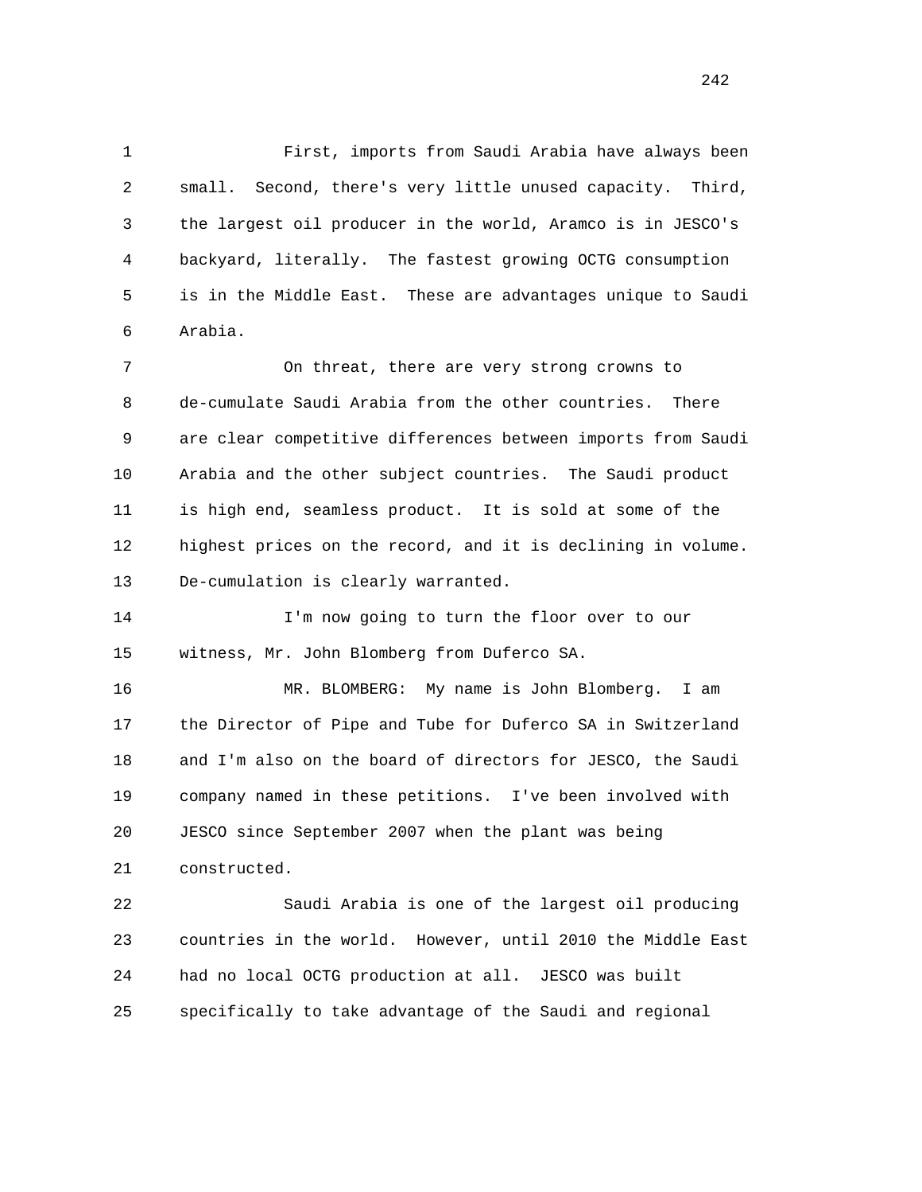First, imports from Saudi Arabia have always been small. Second, there's very little unused capacity. Third, the largest oil producer in the world, Aramco is in JESCO's backyard, literally. The fastest growing OCTG consumption is in the Middle East. These are advantages unique to Saudi Arabia.

On threat, there are very strong crowns to de-cumulate Saudi Arabia from the other countries. There are clear competitive differences between imports from Saudi Arabia and the other subject countries. The Saudi product is high end, seamless product. It is sold at some of the highest prices on the record, and it is declining in volume. De-cumulation is clearly warranted.

I'm now going to turn the floor over to our witness, Mr. John Blomberg from Duferco SA.

MR. BLOMBERG: My name is John Blomberg. I am the Director of Pipe and Tube for Duferco SA in Switzerland and I'm also on the board of directors for JESCO, the Saudi company named in these petitions. I've been involved with JESCO since September 2007 when the plant was being constructed.

Saudi Arabia is one of the largest oil producing countries in the world. However, until 2010 the Middle East had no local OCTG production at all. JESCO was built specifically to take advantage of the Saudi and regional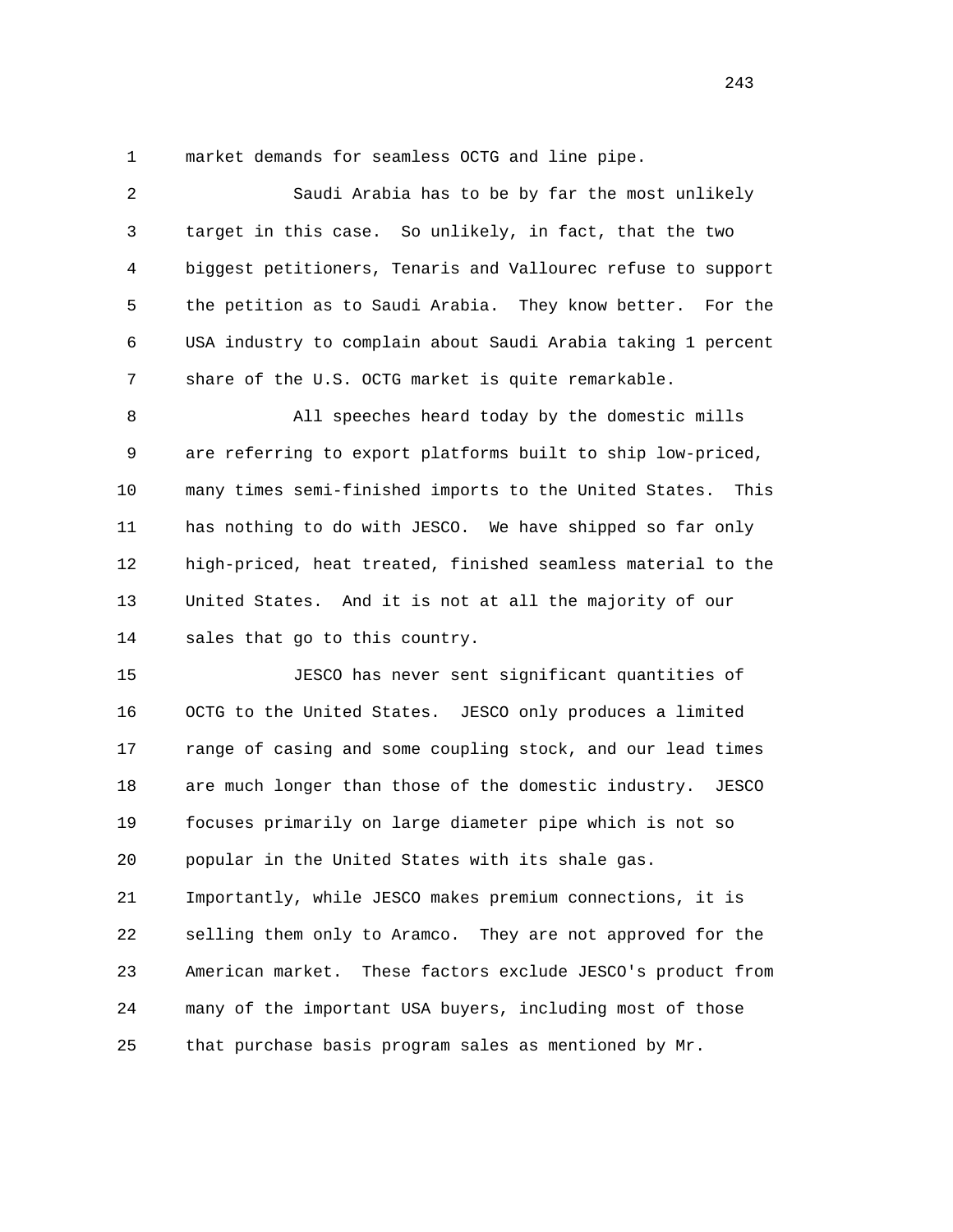market demands for seamless OCTG and line pipe.

Saudi Arabia has to be by far the most unlikely target in this case. So unlikely, in fact, that the two biggest petitioners, Tenaris and Vallourec refuse to support the petition as to Saudi Arabia. They know better. For the USA industry to complain about Saudi Arabia taking 1 percent share of the U.S. OCTG market is quite remarkable.

All speeches heard today by the domestic mills are referring to export platforms built to ship low-priced, many times semi-finished imports to the United States. This has nothing to do with JESCO. We have shipped so far only high-priced, heat treated, finished seamless material to the United States. And it is not at all the majority of our sales that go to this country.

JESCO has never sent significant quantities of OCTG to the United States. JESCO only produces a limited range of casing and some coupling stock, and our lead times are much longer than those of the domestic industry. JESCO focuses primarily on large diameter pipe which is not so popular in the United States with its shale gas. Importantly, while JESCO makes premium connections, it is selling them only to Aramco. They are not approved for the American market. These factors exclude JESCO's product from many of the important USA buyers, including most of those that purchase basis program sales as mentioned by Mr.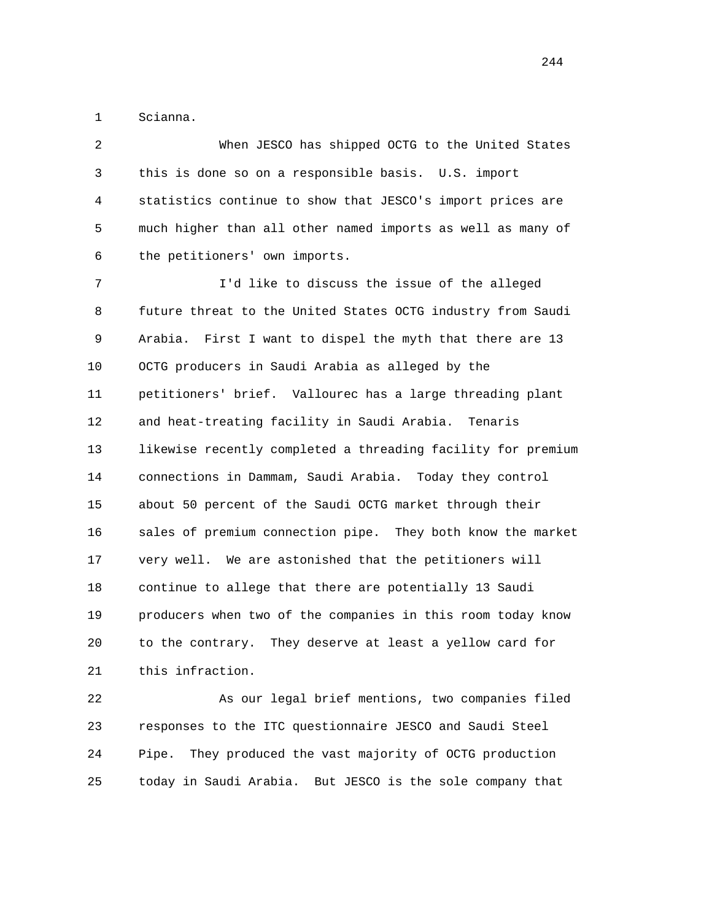Scianna.

When JESCO has shipped OCTG to the United States this is done so on a responsible basis. U.S. import statistics continue to show that JESCO's import prices are much higher than all other named imports as well as many of the petitioners' own imports.

I'd like to discuss the issue of the alleged future threat to the United States OCTG industry from Saudi Arabia. First I want to dispel the myth that there are 13 OCTG producers in Saudi Arabia as alleged by the petitioners' brief. Vallourec has a large threading plant and heat-treating facility in Saudi Arabia. Tenaris likewise recently completed a threading facility for premium connections in Dammam, Saudi Arabia. Today they control about 50 percent of the Saudi OCTG market through their sales of premium connection pipe. They both know the market very well. We are astonished that the petitioners will continue to allege that there are potentially 13 Saudi producers when two of the companies in this room today know to the contrary. They deserve at least a yellow card for this infraction.

As our legal brief mentions, two companies filed responses to the ITC questionnaire JESCO and Saudi Steel Pipe. They produced the vast majority of OCTG production today in Saudi Arabia. But JESCO is the sole company that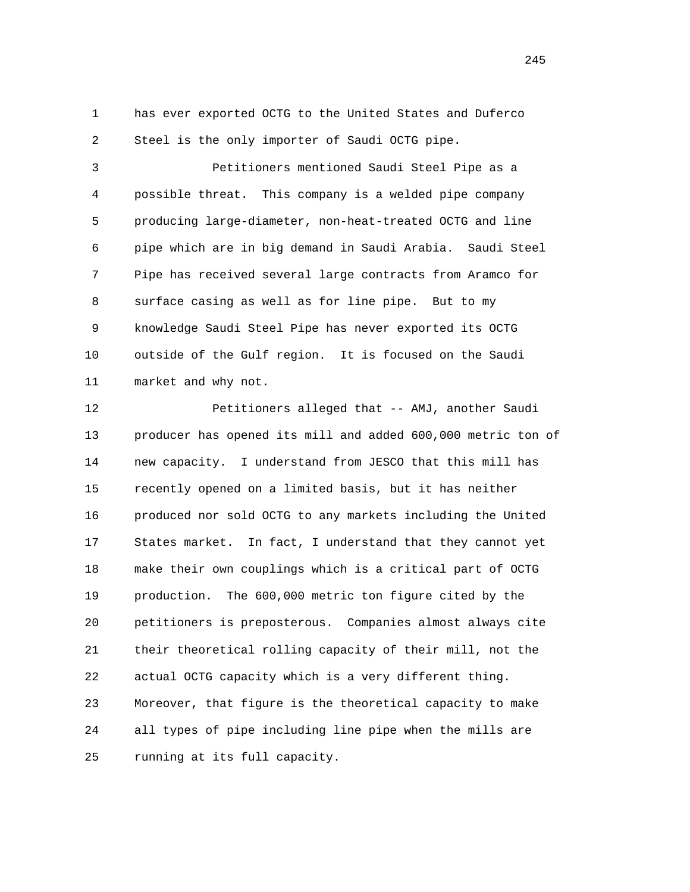has ever exported OCTG to the United States and Duferco Steel is the only importer of Saudi OCTG pipe.

Petitioners mentioned Saudi Steel Pipe as a possible threat. This company is a welded pipe company producing large-diameter, non-heat-treated OCTG and line pipe which are in big demand in Saudi Arabia. Saudi Steel Pipe has received several large contracts from Aramco for surface casing as well as for line pipe. But to my knowledge Saudi Steel Pipe has never exported its OCTG outside of the Gulf region. It is focused on the Saudi market and why not.

Petitioners alleged that -- AMJ, another Saudi producer has opened its mill and added 600,000 metric ton of new capacity. I understand from JESCO that this mill has recently opened on a limited basis, but it has neither produced nor sold OCTG to any markets including the United States market. In fact, I understand that they cannot yet make their own couplings which is a critical part of OCTG production. The 600,000 metric ton figure cited by the petitioners is preposterous. Companies almost always cite their theoretical rolling capacity of their mill, not the actual OCTG capacity which is a very different thing. Moreover, that figure is the theoretical capacity to make all types of pipe including line pipe when the mills are running at its full capacity.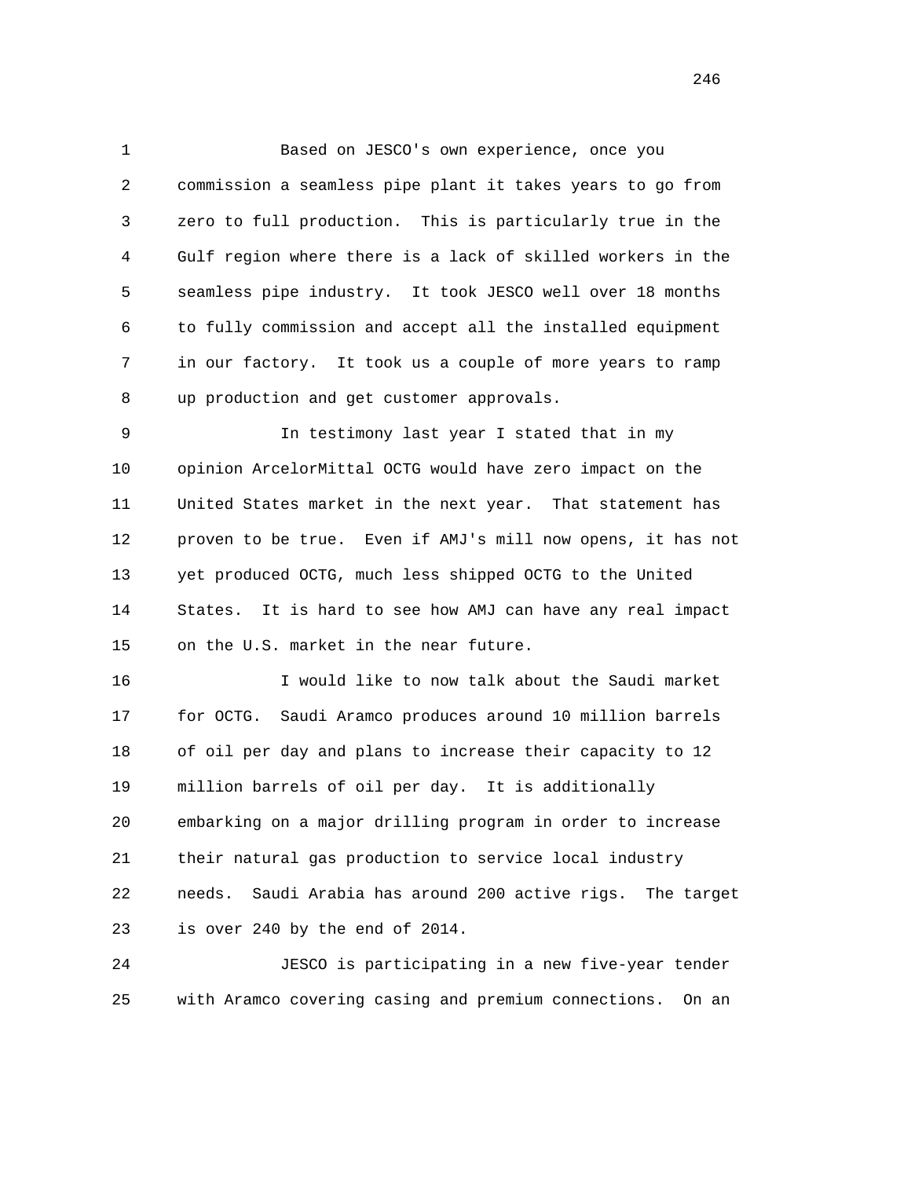Based on JESCO's own experience, once you commission a seamless pipe plant it takes years to go from zero to full production. This is particularly true in the Gulf region where there is a lack of skilled workers in the seamless pipe industry. It took JESCO well over 18 months to fully commission and accept all the installed equipment in our factory. It took us a couple of more years to ramp up production and get customer approvals.

In testimony last year I stated that in my opinion ArcelorMittal OCTG would have zero impact on the United States market in the next year. That statement has proven to be true. Even if AMJ's mill now opens, it has not yet produced OCTG, much less shipped OCTG to the United States. It is hard to see how AMJ can have any real impact on the U.S. market in the near future.

I would like to now talk about the Saudi market for OCTG. Saudi Aramco produces around 10 million barrels of oil per day and plans to increase their capacity to 12 million barrels of oil per day. It is additionally embarking on a major drilling program in order to increase their natural gas production to service local industry needs. Saudi Arabia has around 200 active rigs. The target is over 240 by the end of 2014.

JESCO is participating in a new five-year tender with Aramco covering casing and premium connections. On an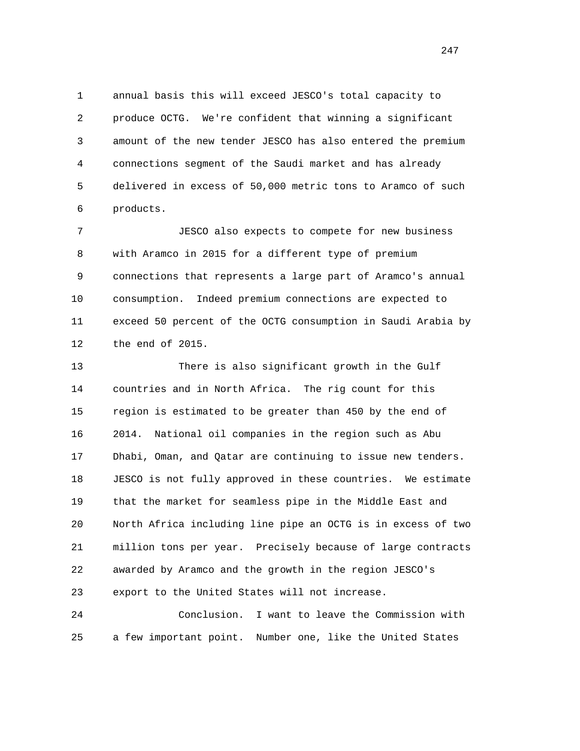annual basis this will exceed JESCO's total capacity to produce OCTG. We're confident that winning a significant amount of the new tender JESCO has also entered the premium connections segment of the Saudi market and has already delivered in excess of 50,000 metric tons to Aramco of such products.

JESCO also expects to compete for new business with Aramco in 2015 for a different type of premium connections that represents a large part of Aramco's annual consumption. Indeed premium connections are expected to exceed 50 percent of the OCTG consumption in Saudi Arabia by the end of 2015.

There is also significant growth in the Gulf countries and in North Africa. The rig count for this region is estimated to be greater than 450 by the end of 2014. National oil companies in the region such as Abu Dhabi, Oman, and Qatar are continuing to issue new tenders. JESCO is not fully approved in these countries. We estimate that the market for seamless pipe in the Middle East and North Africa including line pipe an OCTG is in excess of two million tons per year. Precisely because of large contracts awarded by Aramco and the growth in the region JESCO's export to the United States will not increase.

Conclusion. I want to leave the Commission with a few important point. Number one, like the United States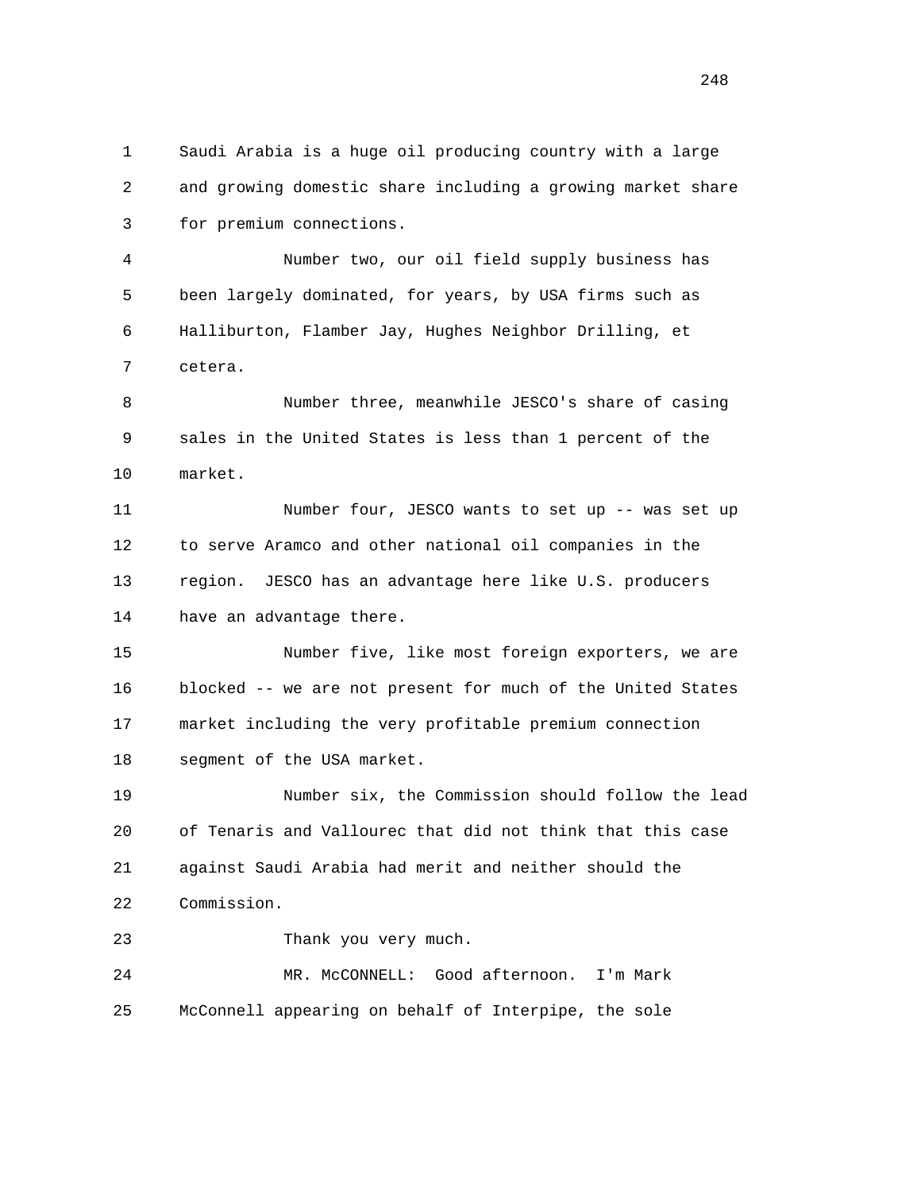Saudi Arabia is a huge oil producing country with a large and growing domestic share including a growing market share for premium connections.

Number two, our oil field supply business has been largely dominated, for years, by USA firms such as Halliburton, Flamber Jay, Hughes Neighbor Drilling, et cetera.

Number three, meanwhile JESCO's share of casing sales in the United States is less than 1 percent of the market.

Number four, JESCO wants to set up -- was set up to serve Aramco and other national oil companies in the region. JESCO has an advantage here like U.S. producers have an advantage there.

Number five, like most foreign exporters, we are blocked -- we are not present for much of the United States market including the very profitable premium connection segment of the USA market.

Number six, the Commission should follow the lead of Tenaris and Vallourec that did not think that this case against Saudi Arabia had merit and neither should the Commission.

Thank you very much.

MR. McCONNELL: Good afternoon. I'm Mark McConnell appearing on behalf of Interpipe, the sole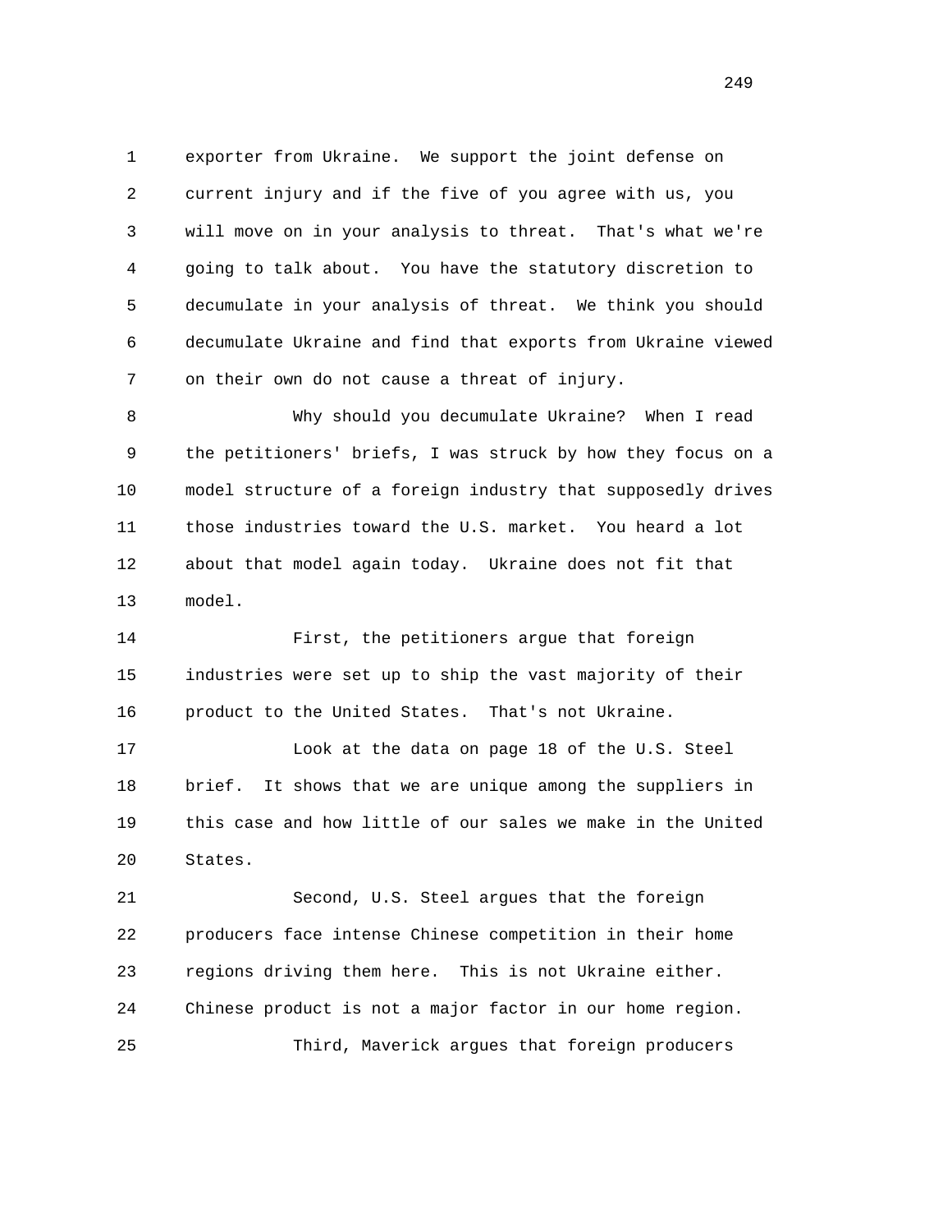exporter from Ukraine. We support the joint defense on current injury and if the five of you agree with us, you will move on in your analysis to threat. That's what we're going to talk about. You have the statutory discretion to decumulate in your analysis of threat. We think you should decumulate Ukraine and find that exports from Ukraine viewed on their own do not cause a threat of injury.

Why should you decumulate Ukraine? When I read the petitioners' briefs, I was struck by how they focus on a model structure of a foreign industry that supposedly drives those industries toward the U.S. market. You heard a lot about that model again today. Ukraine does not fit that model.

First, the petitioners argue that foreign industries were set up to ship the vast majority of their product to the United States. That's not Ukraine.

Look at the data on page 18 of the U.S. Steel brief. It shows that we are unique among the suppliers in this case and how little of our sales we make in the United States.

Second, U.S. Steel argues that the foreign producers face intense Chinese competition in their home regions driving them here. This is not Ukraine either. Chinese product is not a major factor in our home region.

Third, Maverick argues that foreign producers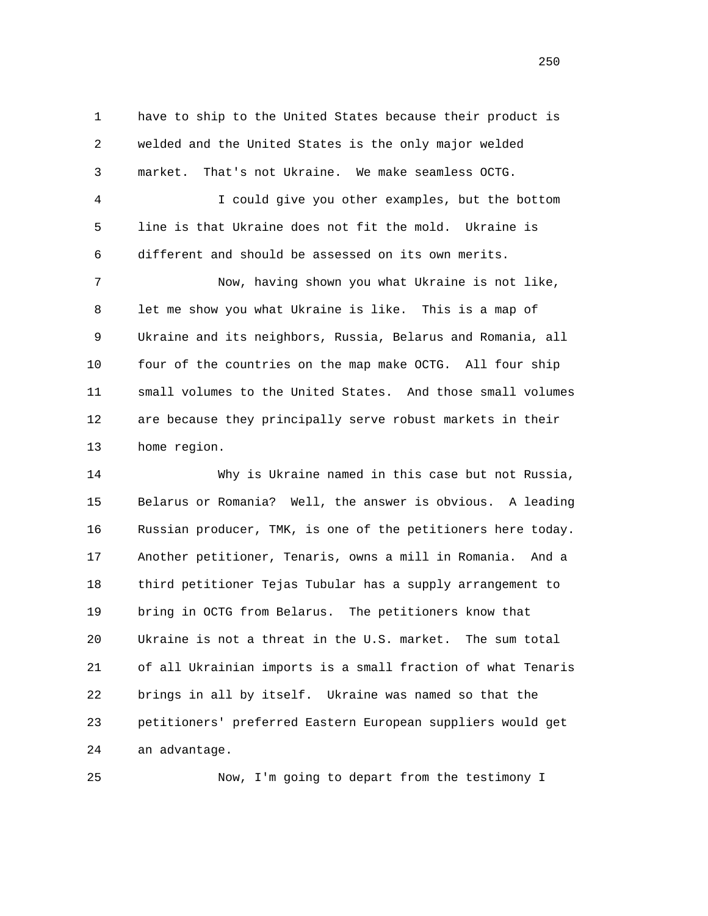have to ship to the United States because their product is welded and the United States is the only major welded market. That's not Ukraine. We make seamless OCTG.

I could give you other examples, but the bottom line is that Ukraine does not fit the mold. Ukraine is different and should be assessed on its own merits.

Now, having shown you what Ukraine is not like, let me show you what Ukraine is like. This is a map of Ukraine and its neighbors, Russia, Belarus and Romania, all four of the countries on the map make OCTG. All four ship small volumes to the United States. And those small volumes are because they principally serve robust markets in their home region.

Why is Ukraine named in this case but not Russia, Belarus or Romania? Well, the answer is obvious. A leading Russian producer, TMK, is one of the petitioners here today. Another petitioner, Tenaris, owns a mill in Romania. And a third petitioner Tejas Tubular has a supply arrangement to bring in OCTG from Belarus. The petitioners know that Ukraine is not a threat in the U.S. market. The sum total of all Ukrainian imports is a small fraction of what Tenaris brings in all by itself. Ukraine was named so that the petitioners' preferred Eastern European suppliers would get an advantage.

Now, I'm going to depart from the testimony I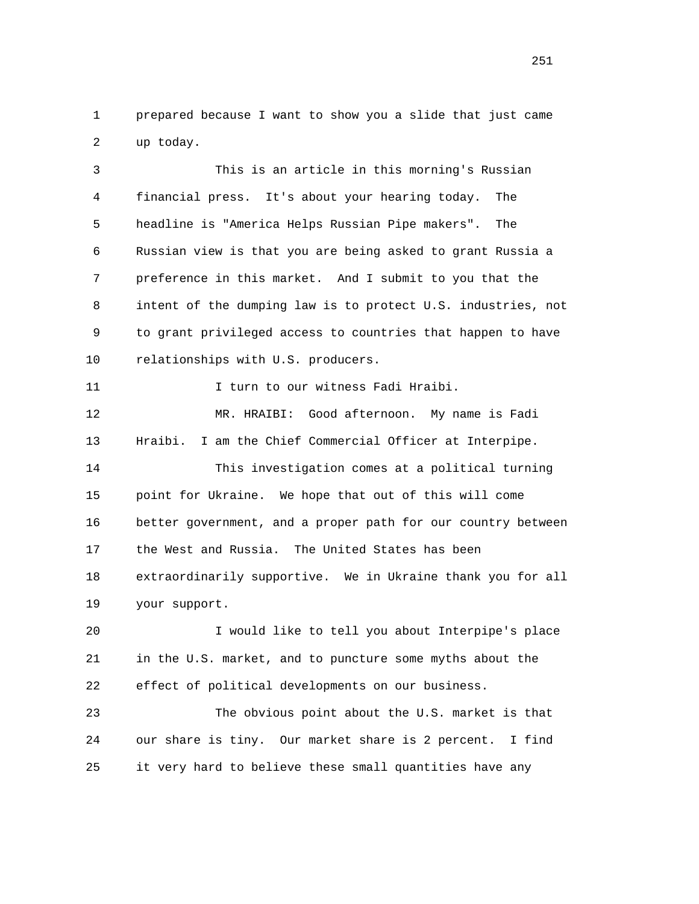prepared because I want to show you a slide that just came up today.

This is an article in this morning's Russian financial press. It's about your hearing today. The headline is "America Helps Russian Pipe makers". The Russian view is that you are being asked to grant Russia a preference in this market. And I submit to you that the intent of the dumping law is to protect U.S. industries, not to grant privileged access to countries that happen to have relationships with U.S. producers.

I turn to our witness Fadi Hraibi.

MR. HRAIBI: Good afternoon. My name is Fadi Hraibi. I am the Chief Commercial Officer at Interpipe.

This investigation comes at a political turning point for Ukraine. We hope that out of this will come better government, and a proper path for our country between the West and Russia. The United States has been extraordinarily supportive. We in Ukraine thank you for all your support.

I would like to tell you about Interpipe's place in the U.S. market, and to puncture some myths about the effect of political developments on our business.

The obvious point about the U.S. market is that our share is tiny. Our market share is 2 percent. I find it very hard to believe these small quantities have any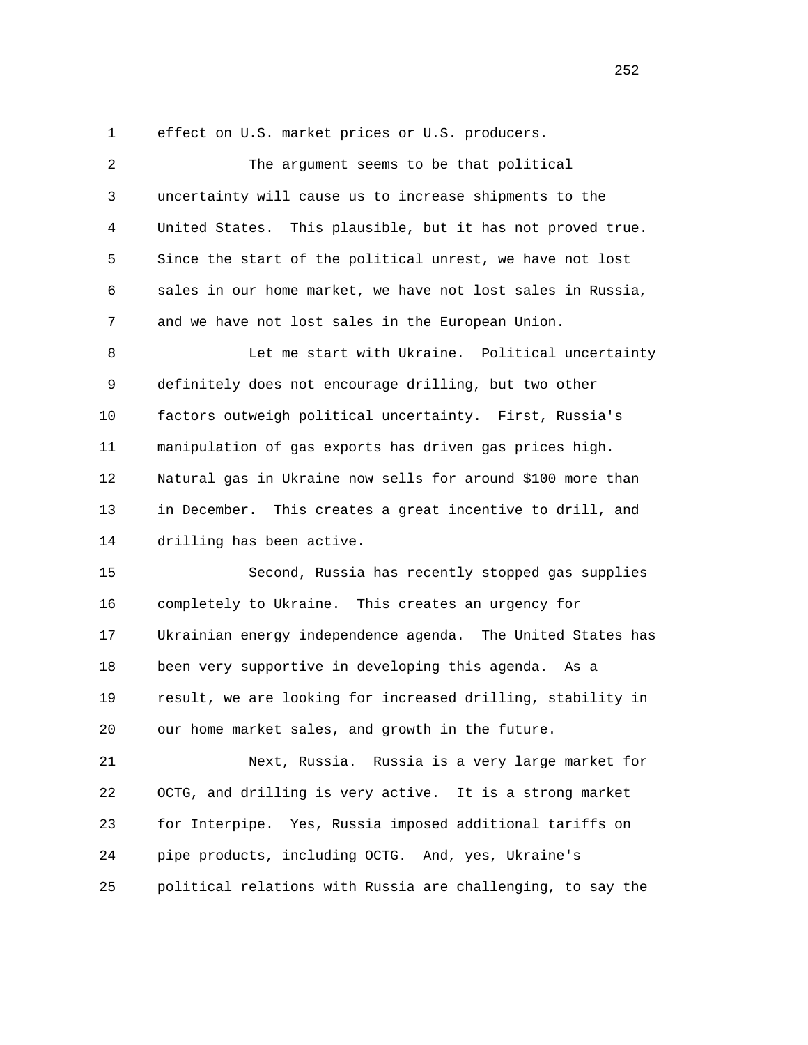effect on U.S. market prices or U.S. producers.

The argument seems to be that political uncertainty will cause us to increase shipments to the United States. This plausible, but it has not proved true. Since the start of the political unrest, we have not lost sales in our home market, we have not lost sales in Russia, and we have not lost sales in the European Union.

Let me start with Ukraine. Political uncertainty definitely does not encourage drilling, but two other factors outweigh political uncertainty. First, Russia's manipulation of gas exports has driven gas prices high. Natural gas in Ukraine now sells for around $100 more than in December. This creates a great incentive to drill, and drilling has been active.

Second, Russia has recently stopped gas supplies completely to Ukraine. This creates an urgency for Ukrainian energy independence agenda. The United States has been very supportive in developing this agenda. As a result, we are looking for increased drilling, stability in our home market sales, and growth in the future.

Next, Russia. Russia is a very large market for OCTG, and drilling is very active. It is a strong market for Interpipe. Yes, Russia imposed additional tariffs on pipe products, including OCTG. And, yes, Ukraine's political relations with Russia are challenging, to say the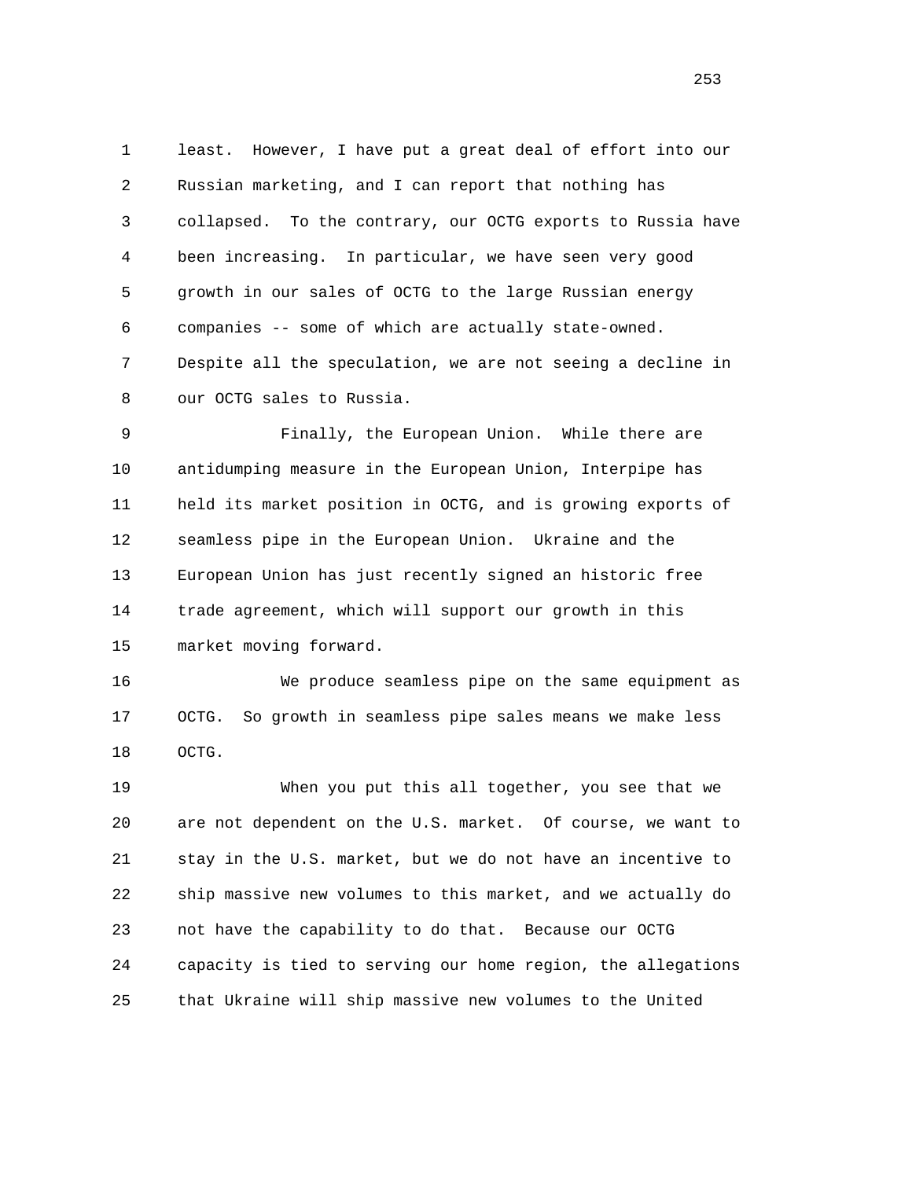least. However, I have put a great deal of effort into our Russian marketing, and I can report that nothing has collapsed. To the contrary, our OCTG exports to Russia have been increasing. In particular, we have seen very good growth in our sales of OCTG to the large Russian energy companies -- some of which are actually state-owned. Despite all the speculation, we are not seeing a decline in our OCTG sales to Russia.

Finally, the European Union. While there are antidumping measure in the European Union, Interpipe has held its market position in OCTG, and is growing exports of seamless pipe in the European Union. Ukraine and the European Union has just recently signed an historic free trade agreement, which will support our growth in this market moving forward.

We produce seamless pipe on the same equipment as OCTG. So growth in seamless pipe sales means we make less OCTG.

When you put this all together, you see that we are not dependent on the U.S. market. Of course, we want to stay in the U.S. market, but we do not have an incentive to ship massive new volumes to this market, and we actually do not have the capability to do that. Because our OCTG capacity is tied to serving our home region, the allegations that Ukraine will ship massive new volumes to the United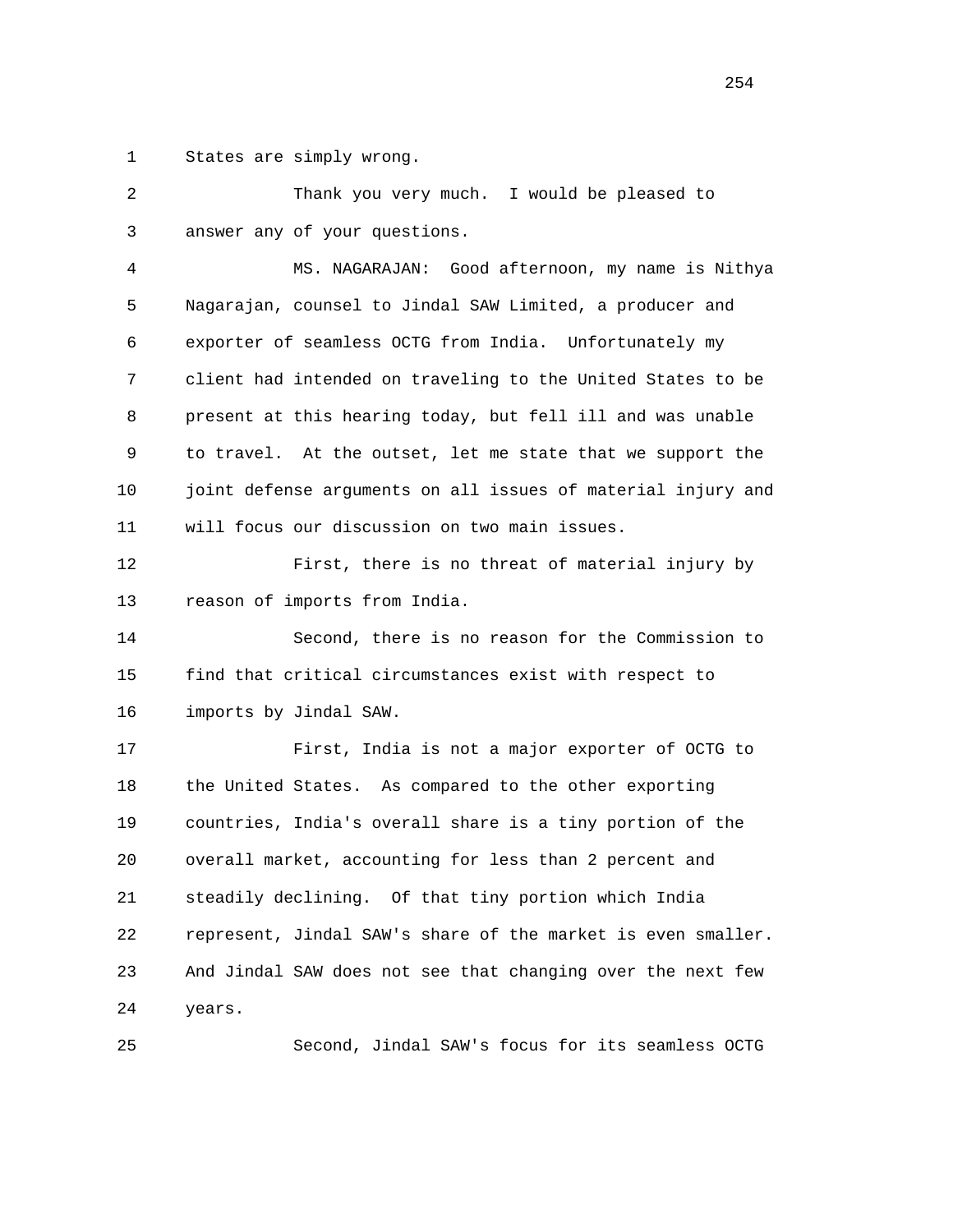States are simply wrong.

Thank you very much. I would be pleased to answer any of your questions.

MS. NAGARAJAN: Good afternoon, my name is Nithya Nagarajan, counsel to Jindal SAW Limited, a producer and exporter of seamless OCTG from India. Unfortunately my client had intended on traveling to the United States to be present at this hearing today, but fell ill and was unable to travel. At the outset, let me state that we support the joint defense arguments on all issues of material injury and will focus our discussion on two main issues.

First, there is no threat of material injury by reason of imports from India.

Second, there is no reason for the Commission to find that critical circumstances exist with respect to imports by Jindal SAW.

First, India is not a major exporter of OCTG to the United States. As compared to the other exporting countries, India's overall share is a tiny portion of the overall market, accounting for less than 2 percent and steadily declining. Of that tiny portion which India represent, Jindal SAW's share of the market is even smaller. And Jindal SAW does not see that changing over the next few years.

Second, Jindal SAW's focus for its seamless OCTG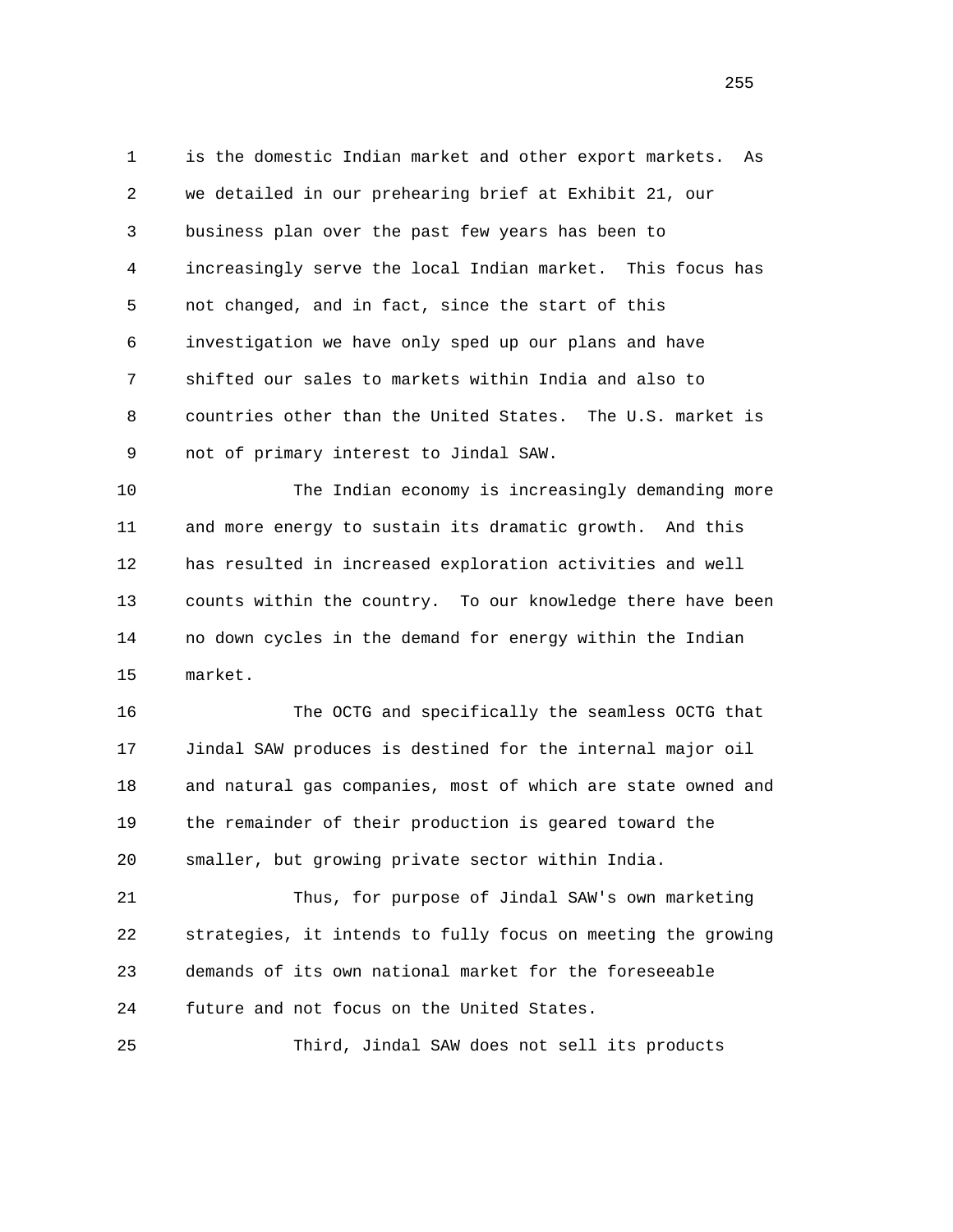is the domestic Indian market and other export markets. As we detailed in our prehearing brief at Exhibit 21, our business plan over the past few years has been to increasingly serve the local Indian market. This focus has not changed, and in fact, since the start of this investigation we have only sped up our plans and have shifted our sales to markets within India and also to countries other than the United States. The U.S. market is not of primary interest to Jindal SAW.

The Indian economy is increasingly demanding more and more energy to sustain its dramatic growth. And this has resulted in increased exploration activities and well counts within the country. To our knowledge there have been no down cycles in the demand for energy within the Indian market.

The OCTG and specifically the seamless OCTG that Jindal SAW produces is destined for the internal major oil and natural gas companies, most of which are state owned and the remainder of their production is geared toward the smaller, but growing private sector within India.

Thus, for purpose of Jindal SAW's own marketing strategies, it intends to fully focus on meeting the growing demands of its own national market for the foreseeable future and not focus on the United States.

Third, Jindal SAW does not sell its products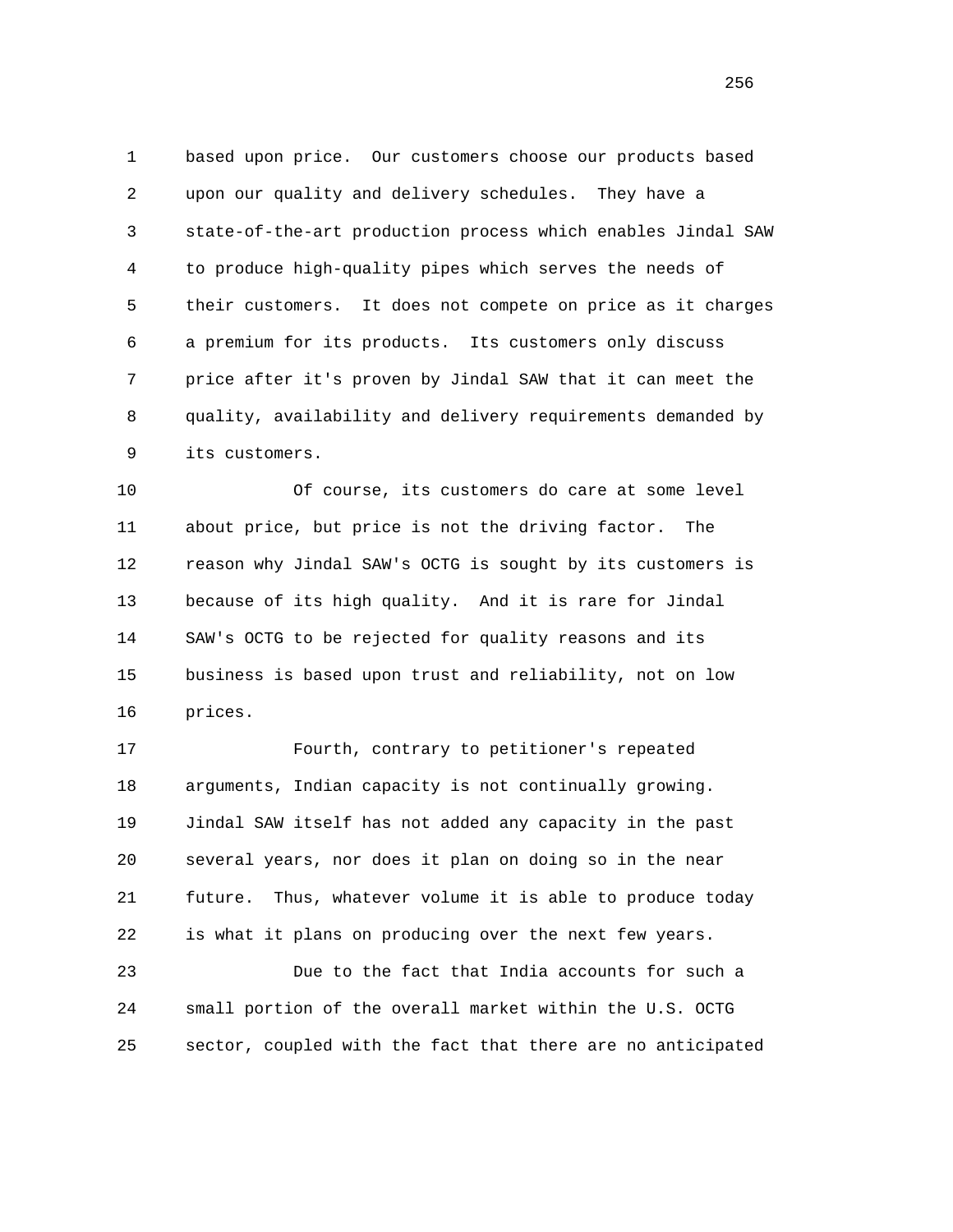based upon price. Our customers choose our products based upon our quality and delivery schedules. They have a state-of-the-art production process which enables Jindal SAW to produce high-quality pipes which serves the needs of their customers. It does not compete on price as it charges a premium for its products. Its customers only discuss price after it's proven by Jindal SAW that it can meet the quality, availability and delivery requirements demanded by its customers.

Of course, its customers do care at some level about price, but price is not the driving factor. The reason why Jindal SAW's OCTG is sought by its customers is because of its high quality. And it is rare for Jindal SAW's OCTG to be rejected for quality reasons and its business is based upon trust and reliability, not on low prices.

Fourth, contrary to petitioner's repeated arguments, Indian capacity is not continually growing. Jindal SAW itself has not added any capacity in the past several years, nor does it plan on doing so in the near future. Thus, whatever volume it is able to produce today is what it plans on producing over the next few years.

Due to the fact that India accounts for such a small portion of the overall market within the U.S. OCTG sector, coupled with the fact that there are no anticipated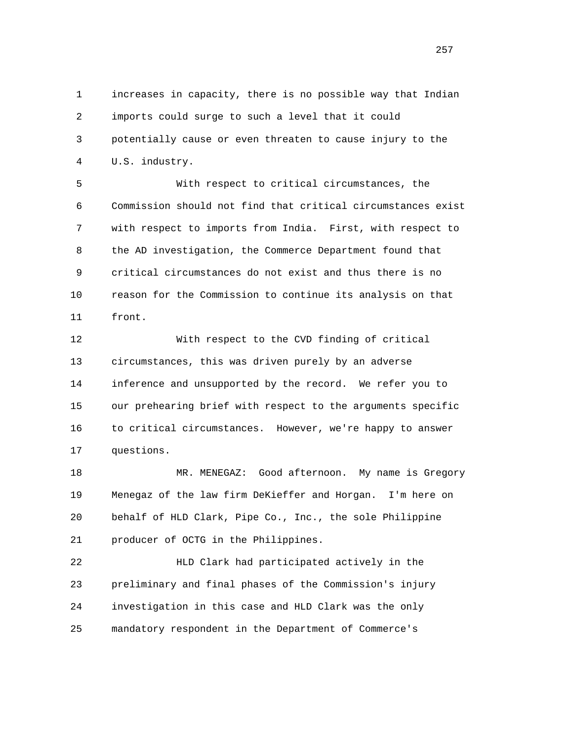increases in capacity, there is no possible way that Indian imports could surge to such a level that it could potentially cause or even threaten to cause injury to the U.S. industry.

With respect to critical circumstances, the Commission should not find that critical circumstances exist with respect to imports from India. First, with respect to the AD investigation, the Commerce Department found that critical circumstances do not exist and thus there is no reason for the Commission to continue its analysis on that front.

With respect to the CVD finding of critical circumstances, this was driven purely by an adverse inference and unsupported by the record. We refer you to our prehearing brief with respect to the arguments specific to critical circumstances. However, we're happy to answer questions.

MR. MENEGAZ: Good afternoon. My name is Gregory Menegaz of the law firm DeKieffer and Horgan. I'm here on behalf of HLD Clark, Pipe Co., Inc., the sole Philippine producer of OCTG in the Philippines.

HLD Clark had participated actively in the preliminary and final phases of the Commission's injury investigation in this case and HLD Clark was the only mandatory respondent in the Department of Commerce's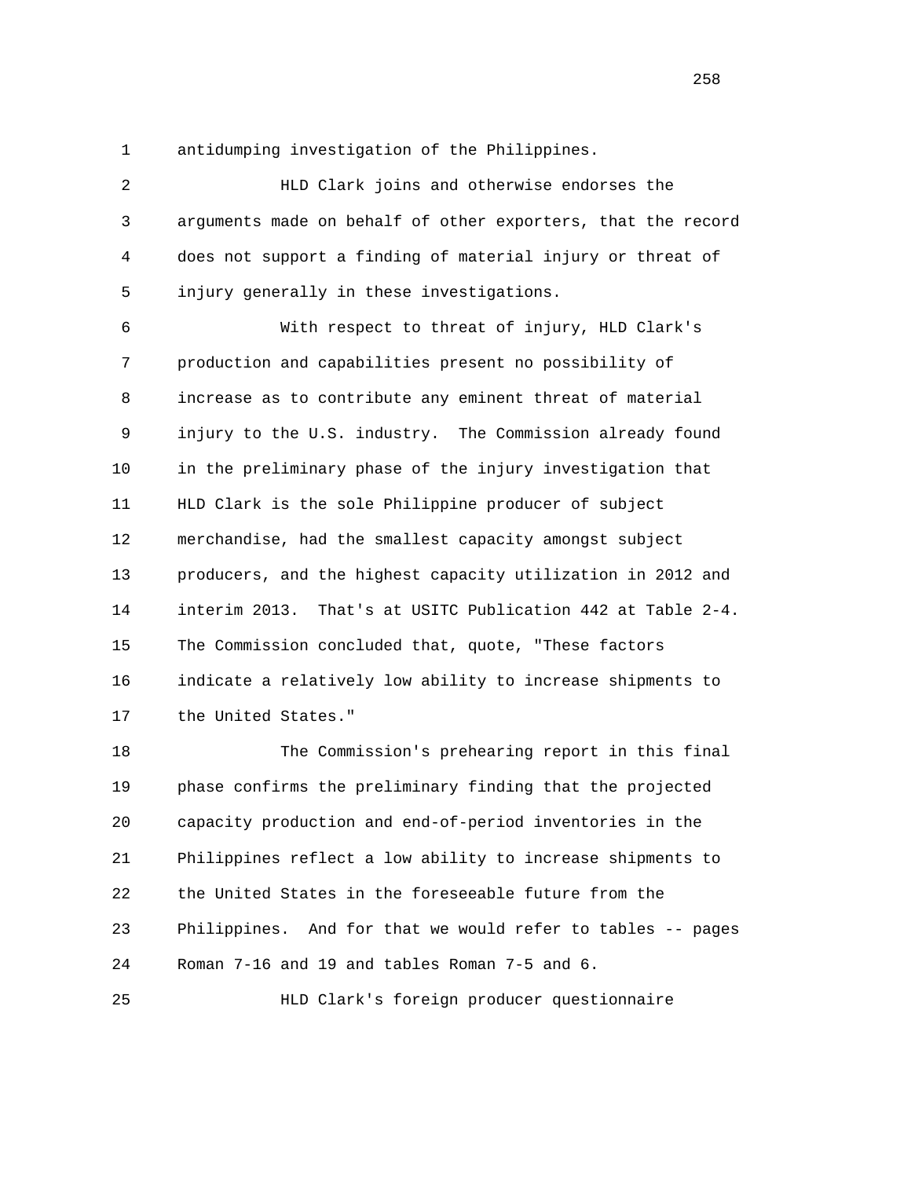antidumping investigation of the Philippines.

HLD Clark joins and otherwise endorses the arguments made on behalf of other exporters, that the record does not support a finding of material injury or threat of injury generally in these investigations.

With respect to threat of injury, HLD Clark's production and capabilities present no possibility of increase as to contribute any eminent threat of material injury to the U.S. industry. The Commission already found in the preliminary phase of the injury investigation that HLD Clark is the sole Philippine producer of subject merchandise, had the smallest capacity amongst subject producers, and the highest capacity utilization in 2012 and interim 2013. That's at USITC Publication 442 at Table 2-4. The Commission concluded that, quote, "These factors indicate a relatively low ability to increase shipments to the United States."

The Commission's prehearing report in this final phase confirms the preliminary finding that the projected capacity production and end-of-period inventories in the Philippines reflect a low ability to increase shipments to the United States in the foreseeable future from the Philippines. And for that we would refer to tables -- pages Roman 7-16 and 19 and tables Roman 7-5 and 6.

HLD Clark's foreign producer questionnaire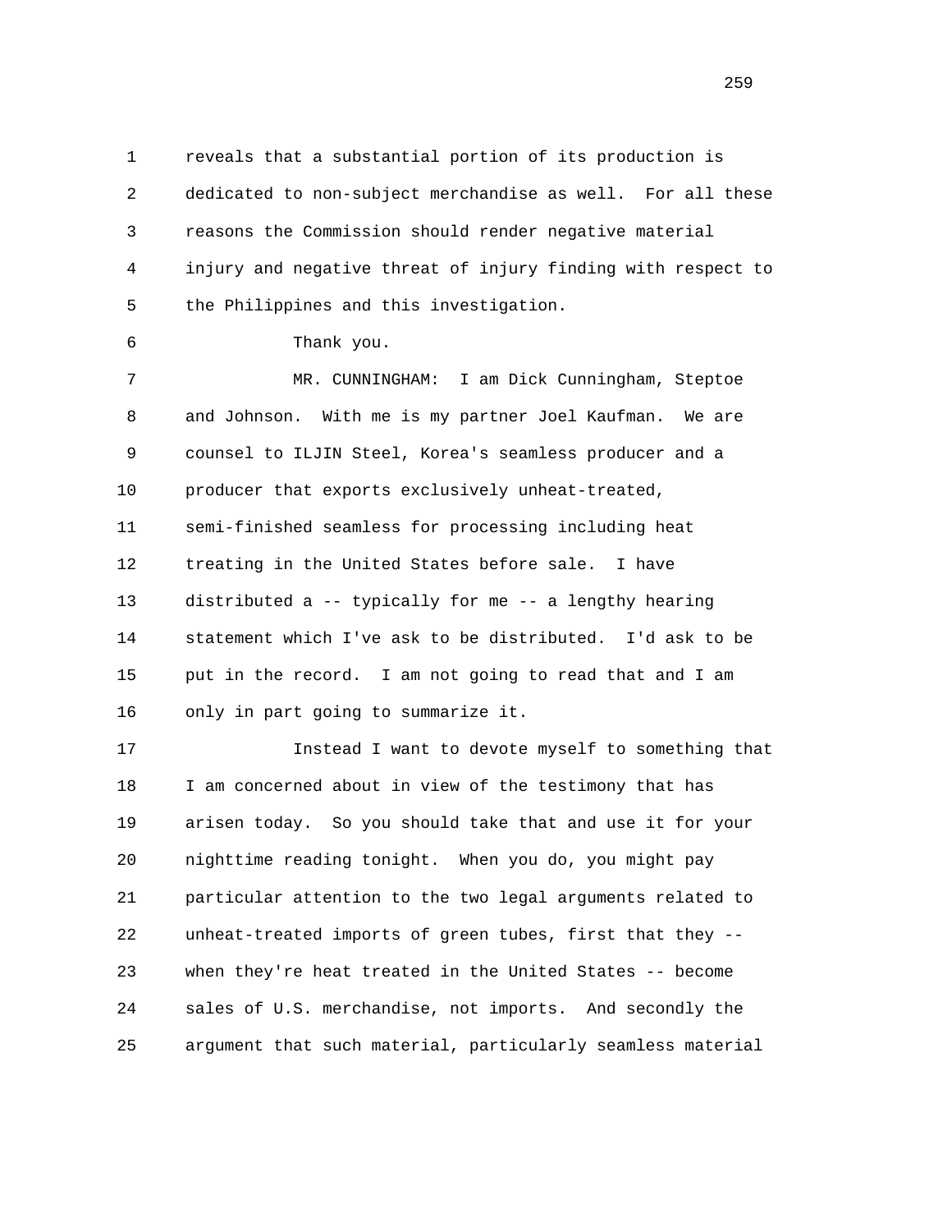reveals that a substantial portion of its production is dedicated to non-subject merchandise as well. For all these reasons the Commission should render negative material injury and negative threat of injury finding with respect to the Philippines and this investigation.

Thank you.

MR. CUNNINGHAM: I am Dick Cunningham, Steptoe and Johnson. With me is my partner Joel Kaufman. We are counsel to ILJIN Steel, Korea's seamless producer and a producer that exports exclusively unheat-treated, semi-finished seamless for processing including heat treating in the United States before sale. I have distributed a -- typically for me -- a lengthy hearing statement which I've ask to be distributed. I'd ask to be put in the record. I am not going to read that and I am only in part going to summarize it.

Instead I want to devote myself to something that I am concerned about in view of the testimony that has arisen today. So you should take that and use it for your nighttime reading tonight. When you do, you might pay particular attention to the two legal arguments related to unheat-treated imports of green tubes, first that they -- when they're heat treated in the United States -- become sales of U.S. merchandise, not imports. And secondly the argument that such material, particularly seamless material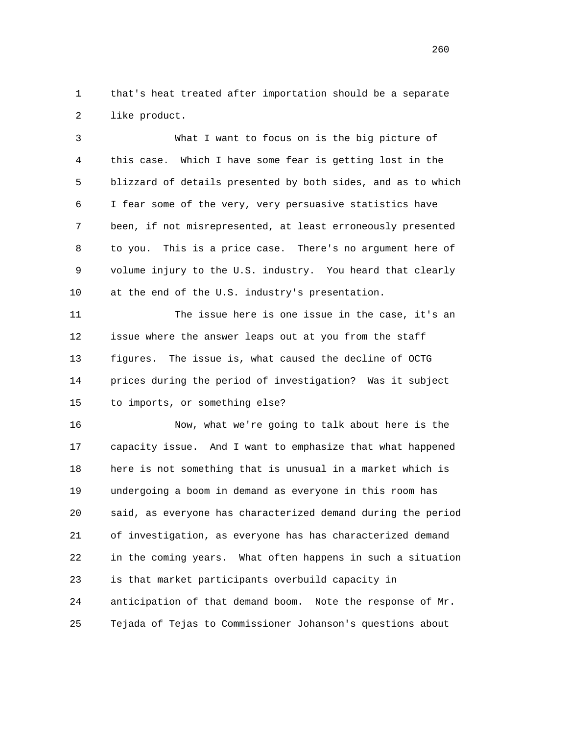that's heat treated after importation should be a separate like product.

What I want to focus on is the big picture of this case. Which I have some fear is getting lost in the blizzard of details presented by both sides, and as to which I fear some of the very, very persuasive statistics have been, if not misrepresented, at least erroneously presented to you. This is a price case. There's no argument here of volume injury to the U.S. industry. You heard that clearly at the end of the U.S. industry's presentation.

The issue here is one issue in the case, it's an issue where the answer leaps out at you from the staff figures. The issue is, what caused the decline of OCTG prices during the period of investigation? Was it subject to imports, or something else?

Now, what we're going to talk about here is the capacity issue. And I want to emphasize that what happened here is not something that is unusual in a market which is undergoing a boom in demand as everyone in this room has said, as everyone has characterized demand during the period of investigation, as everyone has has characterized demand in the coming years. What often happens in such a situation is that market participants overbuild capacity in anticipation of that demand boom. Note the response of Mr. Tejada of Tejas to Commissioner Johanson's questions about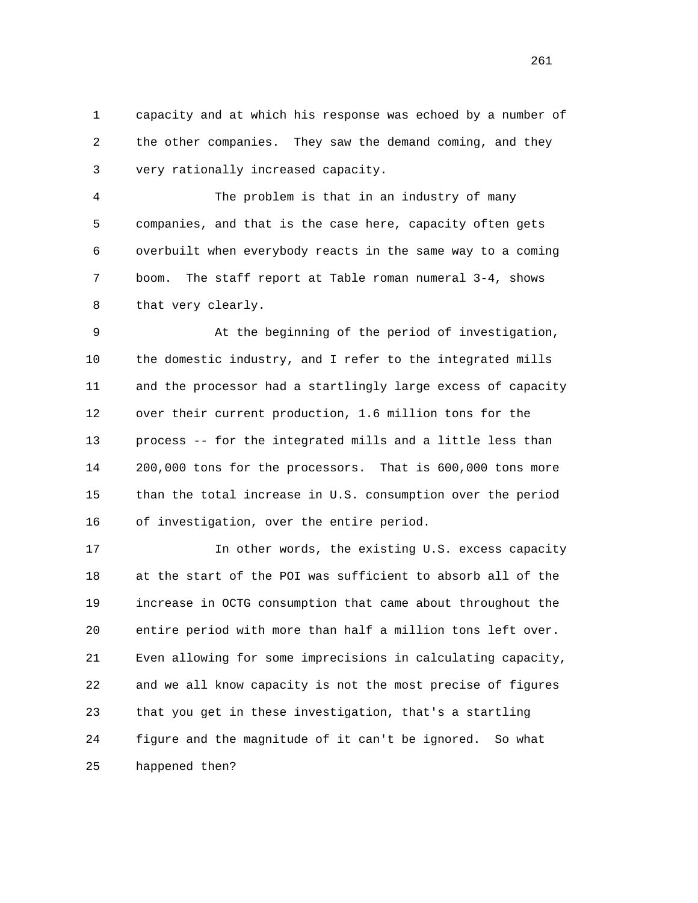capacity and at which his response was echoed by a number of the other companies. They saw the demand coming, and they very rationally increased capacity.

The problem is that in an industry of many companies, and that is the case here, capacity often gets overbuilt when everybody reacts in the same way to a coming boom. The staff report at Table roman numeral 3-4, shows that very clearly.

At the beginning of the period of investigation, the domestic industry, and I refer to the integrated mills and the processor had a startlingly large excess of capacity over their current production, 1.6 million tons for the process -- for the integrated mills and a little less than 200,000 tons for the processors. That is 600,000 tons more than the total increase in U.S. consumption over the period of investigation, over the entire period.

In other words, the existing U.S. excess capacity at the start of the POI was sufficient to absorb all of the increase in OCTG consumption that came about throughout the entire period with more than half a million tons left over. Even allowing for some imprecisions in calculating capacity, and we all know capacity is not the most precise of figures that you get in these investigation, that's a startling figure and the magnitude of it can't be ignored. So what happened then?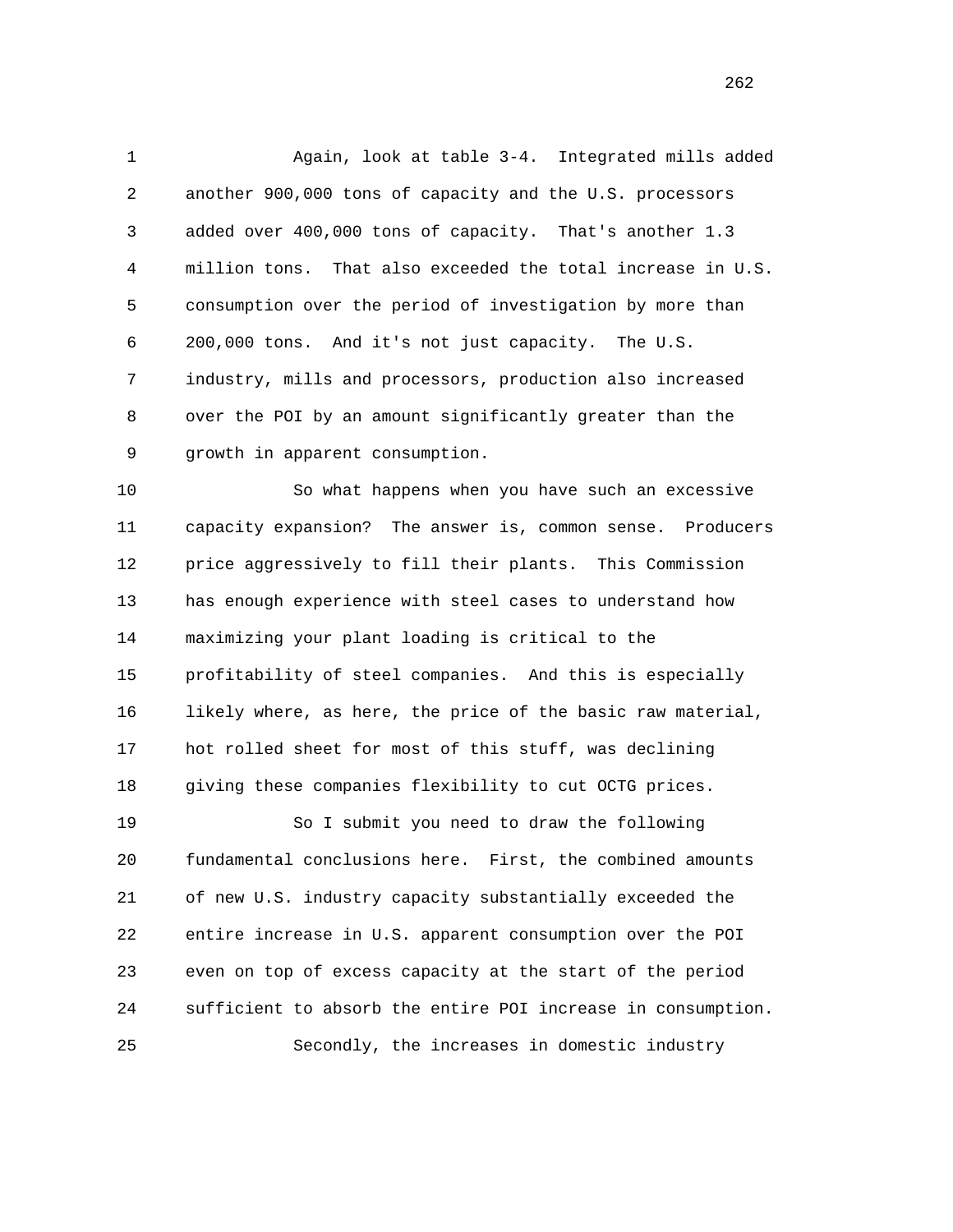Again, look at table 3-4. Integrated mills added another 900,000 tons of capacity and the U.S. processors added over 400,000 tons of capacity. That's another 1.3 million tons. That also exceeded the total increase in U.S. consumption over the period of investigation by more than 200,000 tons. And it's not just capacity. The U.S. industry, mills and processors, production also increased over the POI by an amount significantly greater than the growth in apparent consumption.

So what happens when you have such an excessive capacity expansion? The answer is, common sense. Producers price aggressively to fill their plants. This Commission has enough experience with steel cases to understand how maximizing your plant loading is critical to the profitability of steel companies. And this is especially likely where, as here, the price of the basic raw material, hot rolled sheet for most of this stuff, was declining giving these companies flexibility to cut OCTG prices.

So I submit you need to draw the following fundamental conclusions here. First, the combined amounts of new U.S. industry capacity substantially exceeded the entire increase in U.S. apparent consumption over the POI even on top of excess capacity at the start of the period sufficient to absorb the entire POI increase in consumption.

Secondly, the increases in domestic industry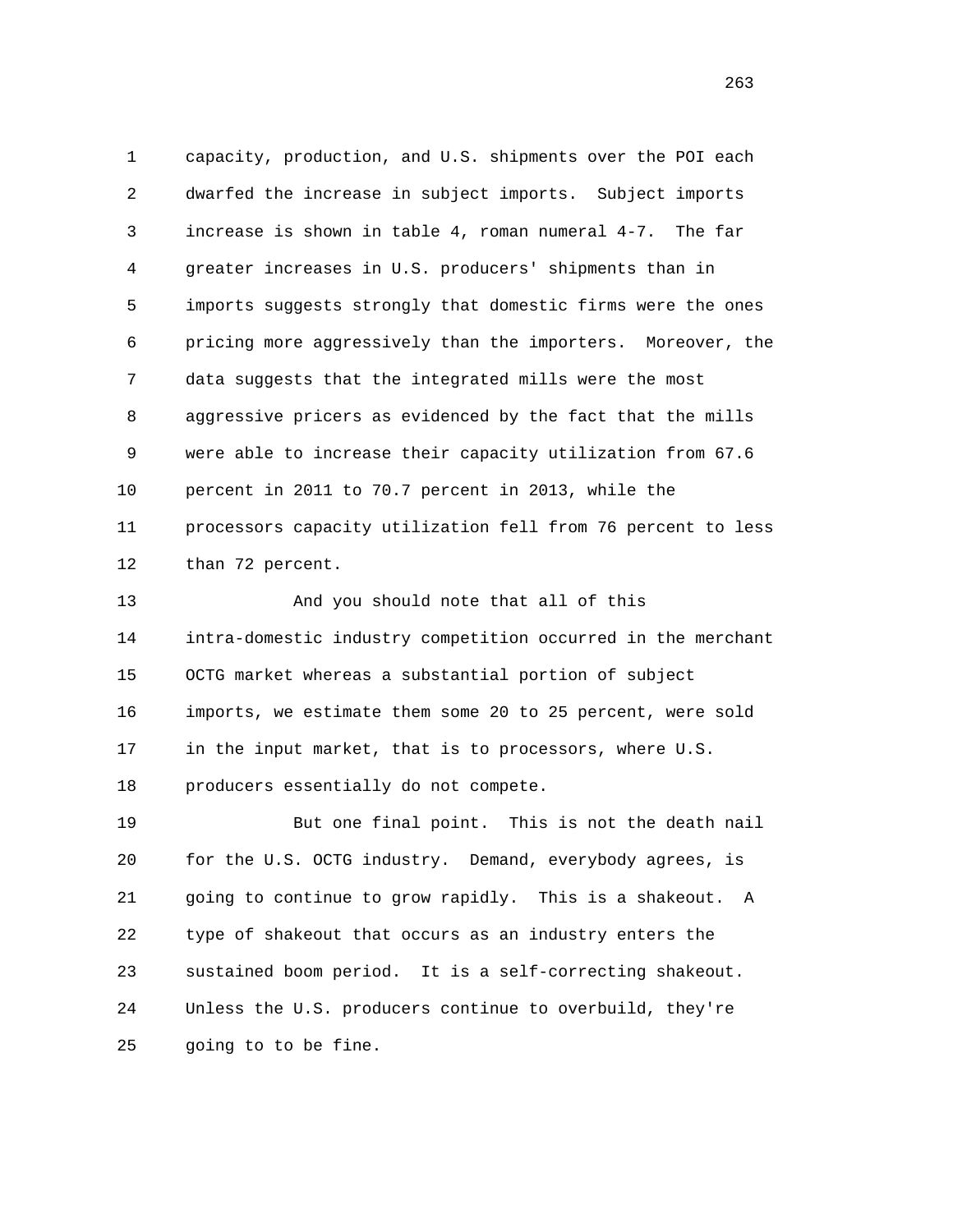capacity, production, and U.S. shipments over the POI each dwarfed the increase in subject imports. Subject imports increase is shown in table 4, roman numeral 4-7. The far greater increases in U.S. producers' shipments than in imports suggests strongly that domestic firms were the ones pricing more aggressively than the importers. Moreover, the data suggests that the integrated mills were the most aggressive pricers as evidenced by the fact that the mills were able to increase their capacity utilization from 67.6 percent in 2011 to 70.7 percent in 2013, while the processors capacity utilization fell from 76 percent to less than 72 percent.

And you should note that all of this intra-domestic industry competition occurred in the merchant OCTG market whereas a substantial portion of subject imports, we estimate them some 20 to 25 percent, were sold in the input market, that is to processors, where U.S. producers essentially do not compete.

But one final point. This is not the death nail for the U.S. OCTG industry. Demand, everybody agrees, is going to continue to grow rapidly. This is a shakeout. A type of shakeout that occurs as an industry enters the sustained boom period. It is a self-correcting shakeout. Unless the U.S. producers continue to overbuild, they're going to to be fine.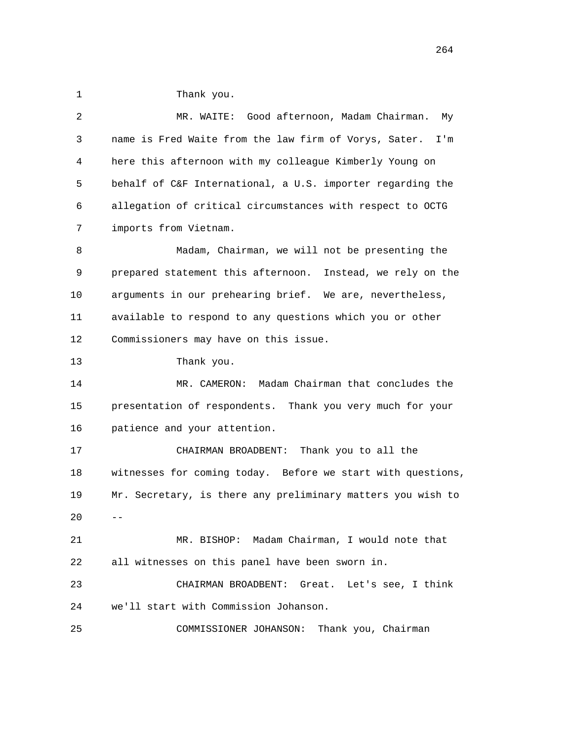Thank you.

MR. WAITE: Good afternoon, Madam Chairman. My name is Fred Waite from the law firm of Vorys, Sater. I'm here this afternoon with my colleague Kimberly Young on behalf of C&F International, a U.S. importer regarding the allegation of critical circumstances with respect to OCTG imports from Vietnam.

Madam, Chairman, we will not be presenting the prepared statement this afternoon. Instead, we rely on the arguments in our prehearing brief. We are, nevertheless, available to respond to any questions which you or other Commissioners may have on this issue.

Thank you.

MR. CAMERON: Madam Chairman that concludes the presentation of respondents. Thank you very much for your patience and your attention.

CHAIRMAN BROADBENT: Thank you to all the witnesses for coming today. Before we start with questions, Mr. Secretary, is there any preliminary matters you wish to --

MR. BISHOP: Madam Chairman, I would note that all witnesses on this panel have been sworn in.

CHAIRMAN BROADBENT: Great. Let's see, I think we'll start with Commission Johanson.

COMMISSIONER JOHANSON: Thank you, Chairman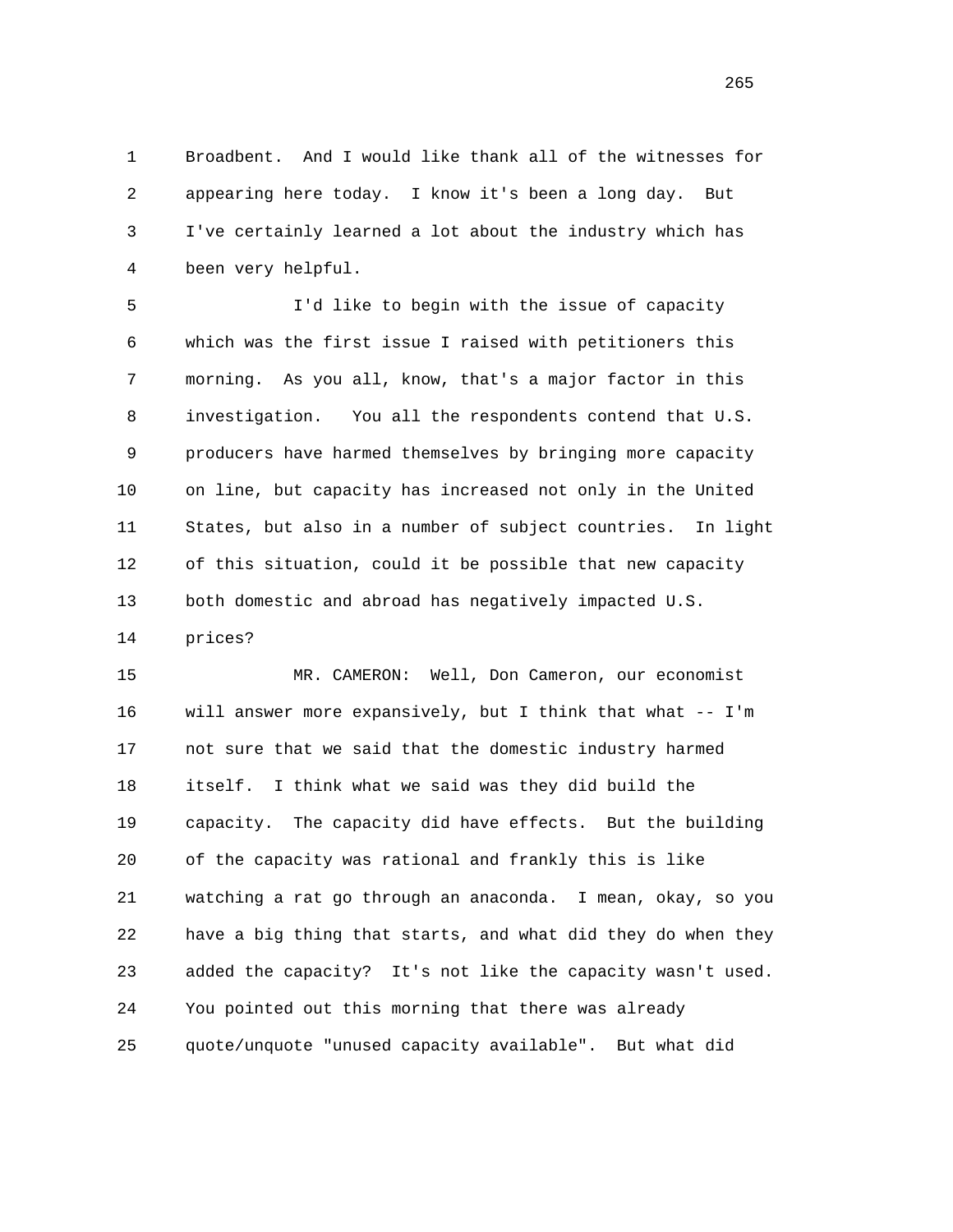Broadbent. And I would like thank all of the witnesses for appearing here today. I know it's been a long day. But I've certainly learned a lot about the industry which has been very helpful.

I'd like to begin with the issue of capacity which was the first issue I raised with petitioners this morning. As you all, know, that's a major factor in this investigation. You all the respondents contend that U.S. producers have harmed themselves by bringing more capacity on line, but capacity has increased not only in the United States, but also in a number of subject countries. In light of this situation, could it be possible that new capacity both domestic and abroad has negatively impacted U.S. prices?

MR. CAMERON: Well, Don Cameron, our economist will answer more expansively, but I think that what -- I'm not sure that we said that the domestic industry harmed itself. I think what we said was they did build the capacity. The capacity did have effects. But the building of the capacity was rational and frankly this is like watching a rat go through an anaconda. I mean, okay, so you have a big thing that starts, and what did they do when they added the capacity? It's not like the capacity wasn't used. You pointed out this morning that there was already quote/unquote "unused capacity available". But what did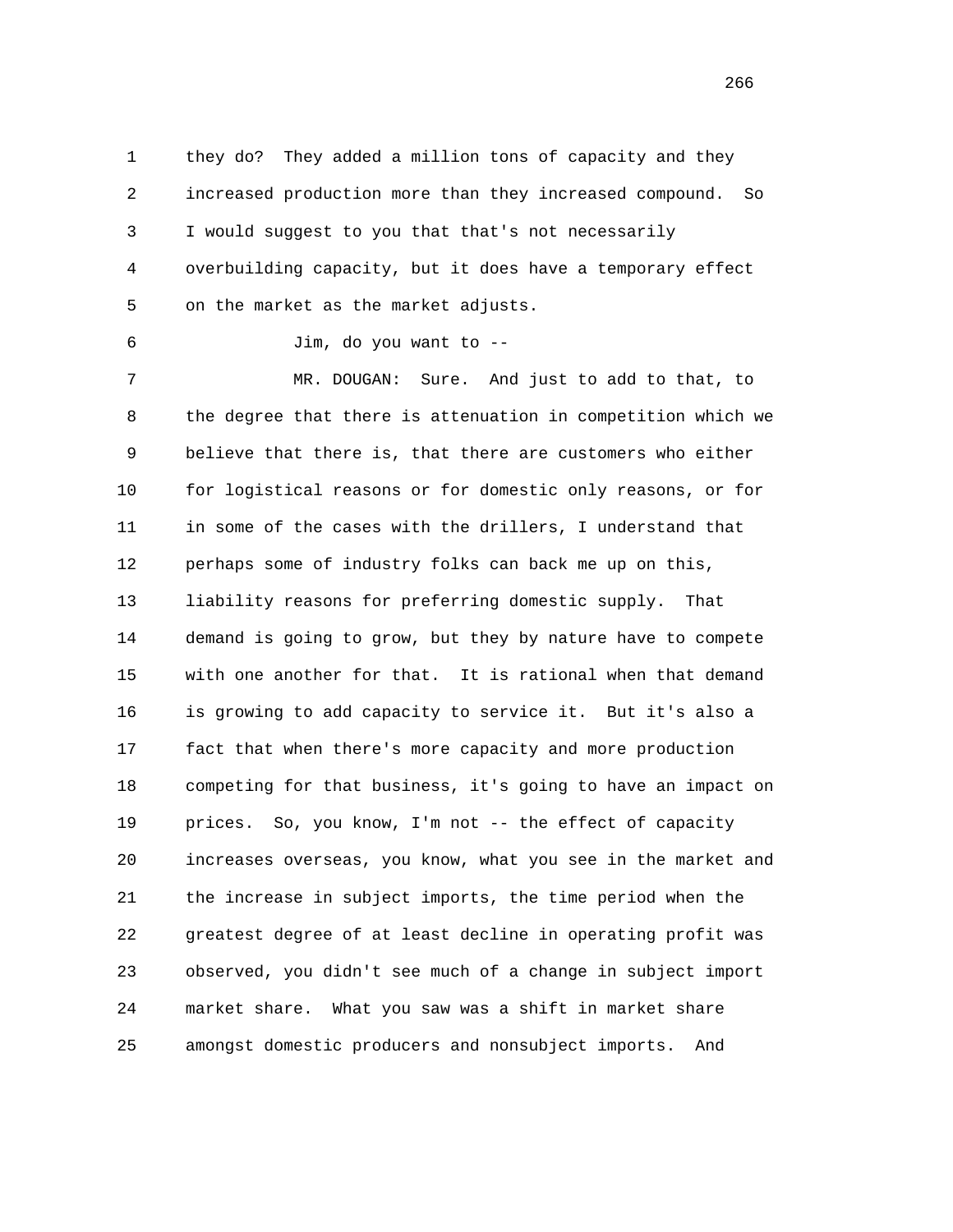they do? They added a million tons of capacity and they increased production more than they increased compound. So I would suggest to you that that's not necessarily overbuilding capacity, but it does have a temporary effect on the market as the market adjusts.

Jim, do you want to --

MR. DOUGAN: Sure. And just to add to that, to the degree that there is attenuation in competition which we believe that there is, that there are customers who either for logistical reasons or for domestic only reasons, or for in some of the cases with the drillers, I understand that perhaps some of industry folks can back me up on this, liability reasons for preferring domestic supply. That demand is going to grow, but they by nature have to compete with one another for that. It is rational when that demand is growing to add capacity to service it. But it's also a fact that when there's more capacity and more production competing for that business, it's going to have an impact on prices. So, you know, I'm not -- the effect of capacity increases overseas, you know, what you see in the market and the increase in subject imports, the time period when the greatest degree of at least decline in operating profit was observed, you didn't see much of a change in subject import market share. What you saw was a shift in market share amongst domestic producers and nonsubject imports. And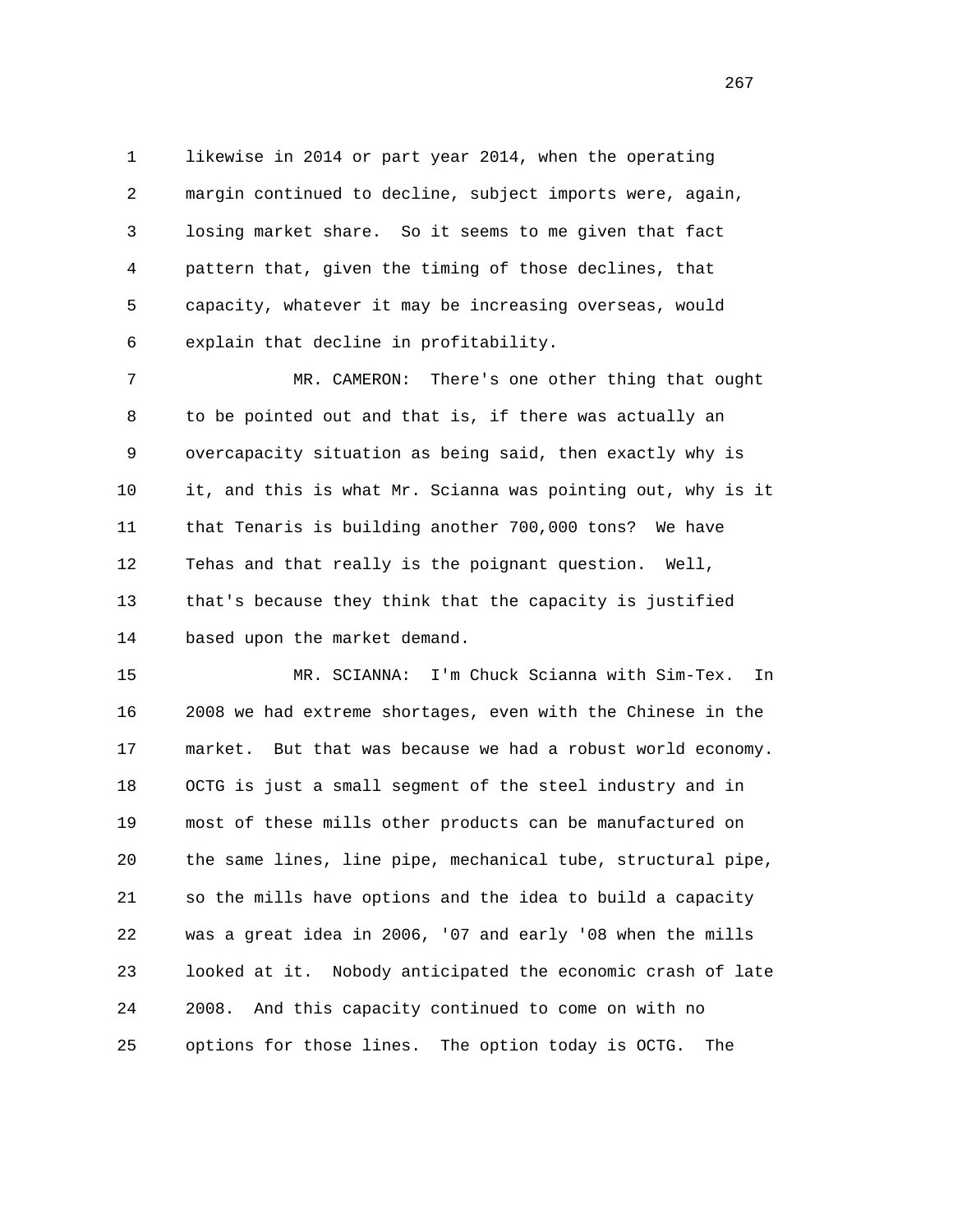likewise in 2014 or part year 2014, when the operating margin continued to decline, subject imports were, again, losing market share. So it seems to me given that fact pattern that, given the timing of those declines, that capacity, whatever it may be increasing overseas, would explain that decline in profitability.

MR. CAMERON: There's one other thing that ought to be pointed out and that is, if there was actually an overcapacity situation as being said, then exactly why is it, and this is what Mr. Scianna was pointing out, why is it that Tenaris is building another 700,000 tons? We have Tehas and that really is the poignant question. Well, that's because they think that the capacity is justified based upon the market demand.

MR. SCIANNA: I'm Chuck Scianna with Sim-Tex. In 2008 we had extreme shortages, even with the Chinese in the market. But that was because we had a robust world economy. OCTG is just a small segment of the steel industry and in most of these mills other products can be manufactured on the same lines, line pipe, mechanical tube, structural pipe, so the mills have options and the idea to build a capacity was a great idea in 2006, '07 and early '08 when the mills looked at it. Nobody anticipated the economic crash of late 2008. And this capacity continued to come on with no options for those lines. The option today is OCTG. The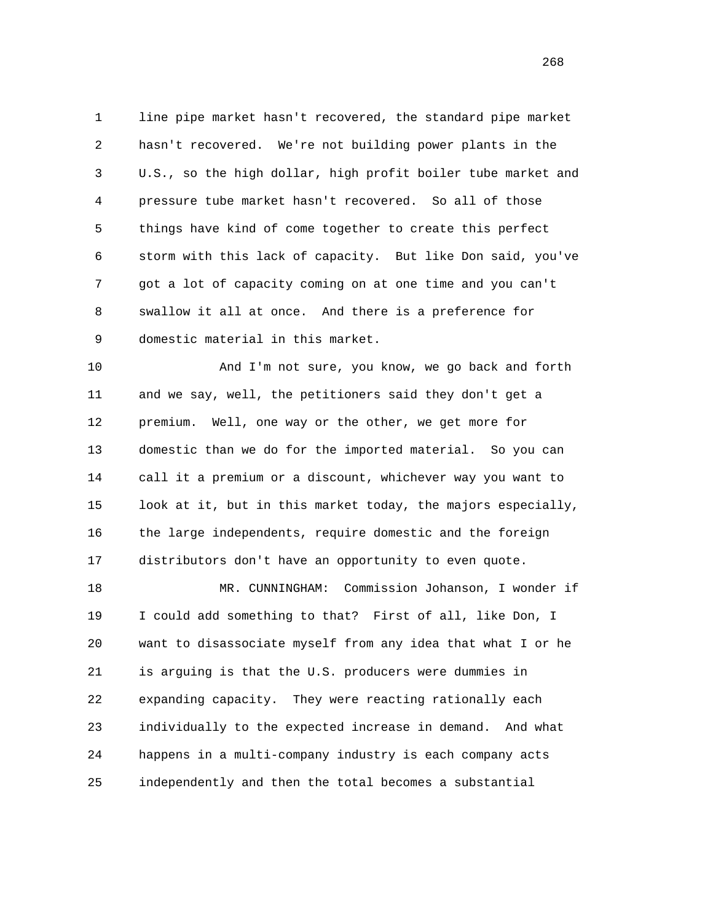line pipe market hasn't recovered, the standard pipe market hasn't recovered. We're not building power plants in the U.S., so the high dollar, high profit boiler tube market and pressure tube market hasn't recovered. So all of those things have kind of come together to create this perfect storm with this lack of capacity. But like Don said, you've got a lot of capacity coming on at one time and you can't swallow it all at once. And there is a preference for domestic material in this market.

And I'm not sure, you know, we go back and forth and we say, well, the petitioners said they don't get a premium. Well, one way or the other, we get more for domestic than we do for the imported material. So you can call it a premium or a discount, whichever way you want to look at it, but in this market today, the majors especially, the large independents, require domestic and the foreign distributors don't have an opportunity to even quote.

MR. CUNNINGHAM: Commission Johanson, I wonder if I could add something to that? First of all, like Don, I want to disassociate myself from any idea that what I or he is arguing is that the U.S. producers were dummies in expanding capacity. They were reacting rationally each individually to the expected increase in demand. And what happens in a multi-company industry is each company acts independently and then the total becomes a substantial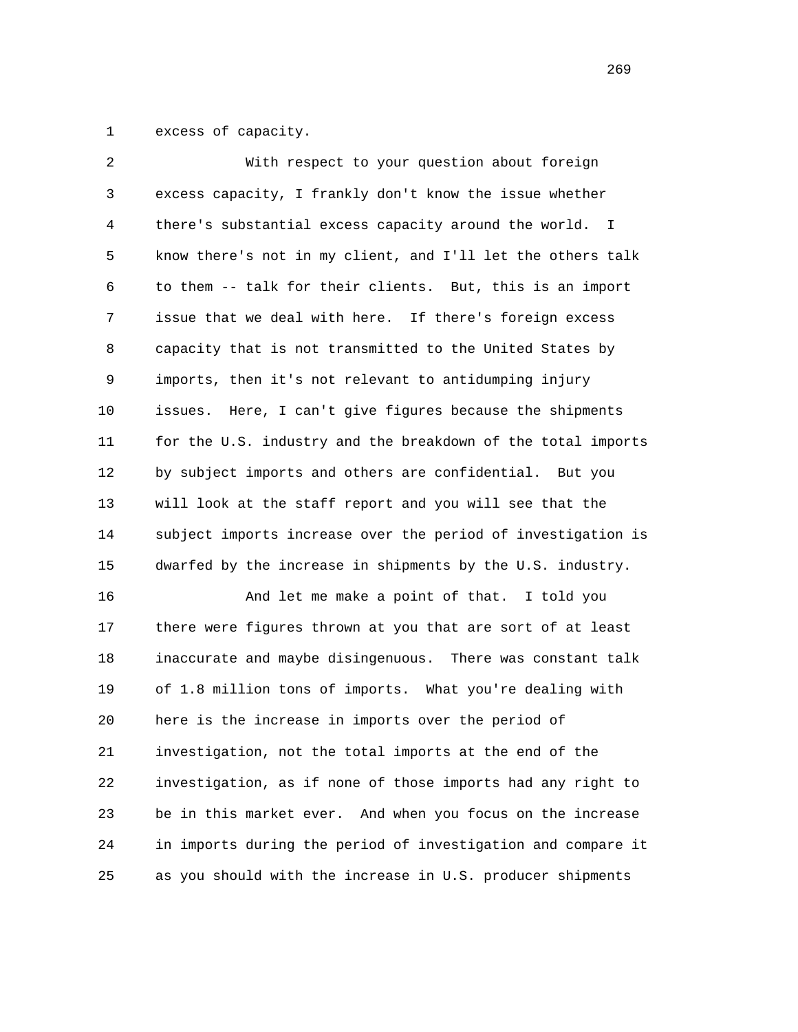excess of capacity.

With respect to your question about foreign excess capacity, I frankly don't know the issue whether there's substantial excess capacity around the world. I know there's not in my client, and I'll let the others talk to them -- talk for their clients. But, this is an import issue that we deal with here. If there's foreign excess capacity that is not transmitted to the United States by imports, then it's not relevant to antidumping injury issues. Here, I can't give figures because the shipments for the U.S. industry and the breakdown of the total imports by subject imports and others are confidential. But you will look at the staff report and you will see that the subject imports increase over the period of investigation is dwarfed by the increase in shipments by the U.S. industry.

And let me make a point of that. I told you there were figures thrown at you that are sort of at least inaccurate and maybe disingenuous. There was constant talk of 1.8 million tons of imports. What you're dealing with here is the increase in imports over the period of investigation, not the total imports at the end of the investigation, as if none of those imports had any right to be in this market ever. And when you focus on the increase in imports during the period of investigation and compare it as you should with the increase in U.S. producer shipments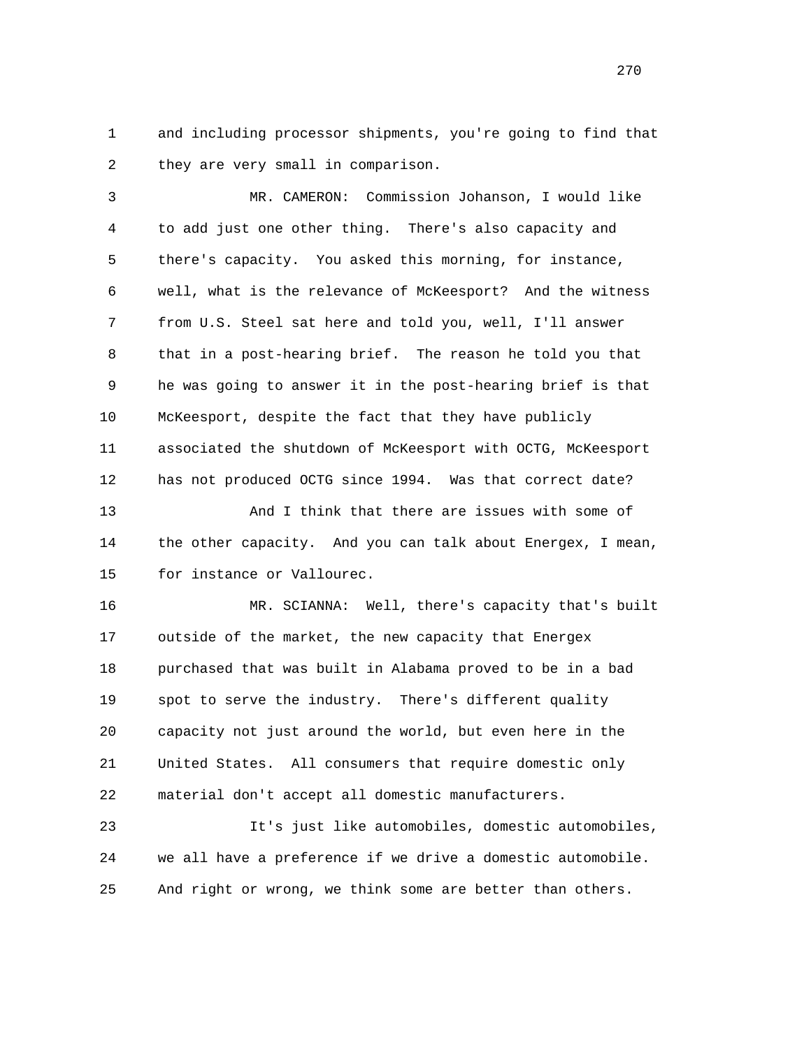1 and including processor shipments, you're going to find that
2 they are very small in comparison.

3 MR. CAMERON: Commission Johanson, I would like
4 to add just one other thing. There's also capacity and
5 there's capacity. You asked this morning, for instance,
6 well, what is the relevance of McKeesport? And the witness
7 from U.S. Steel sat here and told you, well, I'll answer
8 that in a post-hearing brief. The reason he told you that
9 he was going to answer it in the post-hearing brief is that
10 McKeesport, despite the fact that they have publicly
11 associated the shutdown of McKeesport with OCTG, McKeesport
12 has not produced OCTG since 1994. Was that correct date?

13 And I think that there are issues with some of
14 the other capacity. And you can talk about Energex, I mean,
15 for instance or Vallourec.

16 MR. SCIANNA: Well, there's capacity that's built
17 outside of the market, the new capacity that Energex
18 purchased that was built in Alabama proved to be in a bad
19 spot to serve the industry. There's different quality
20 capacity not just around the world, but even here in the
21 United States. All consumers that require domestic only
22 material don't accept all domestic manufacturers.

23 It's just like automobiles, domestic automobiles,
24 we all have a preference if we drive a domestic automobile.
25 And right or wrong, we think some are better than others.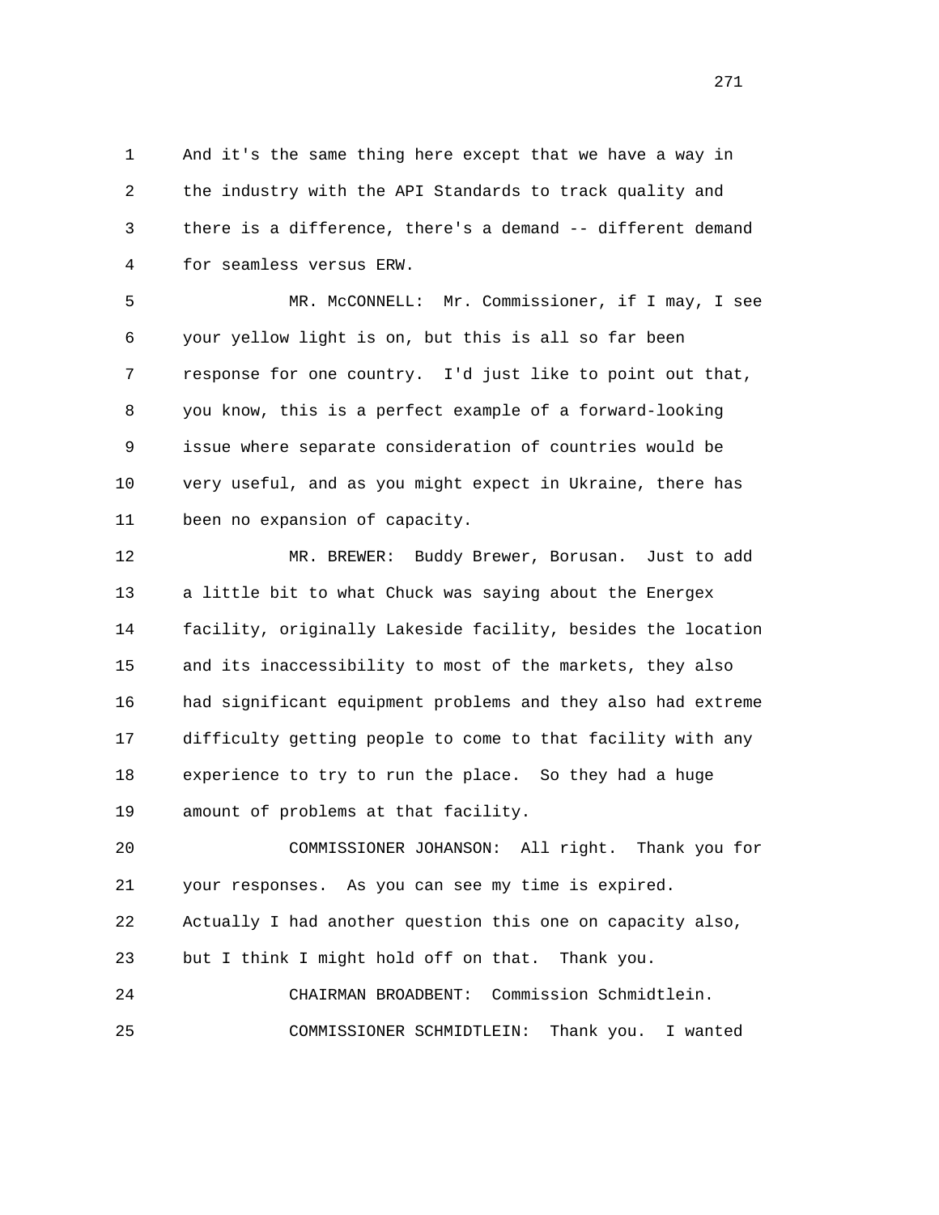And it's the same thing here except that we have a way in the industry with the API Standards to track quality and there is a difference, there's a demand -- different demand for seamless versus ERW.

MR. McCONNELL: Mr. Commissioner, if I may, I see your yellow light is on, but this is all so far been response for one country. I'd just like to point out that, you know, this is a perfect example of a forward-looking issue where separate consideration of countries would be very useful, and as you might expect in Ukraine, there has been no expansion of capacity.

MR. BREWER: Buddy Brewer, Borusan. Just to add a little bit to what Chuck was saying about the Energex facility, originally Lakeside facility, besides the location and its inaccessibility to most of the markets, they also had significant equipment problems and they also had extreme difficulty getting people to come to that facility with any experience to try to run the place. So they had a huge amount of problems at that facility.

COMMISSIONER JOHANSON: All right. Thank you for your responses. As you can see my time is expired. Actually I had another question this one on capacity also, but I think I might hold off on that. Thank you.

CHAIRMAN BROADBENT: Commission Schmidtlein.

COMMISSIONER SCHMIDTLEIN: Thank you. I wanted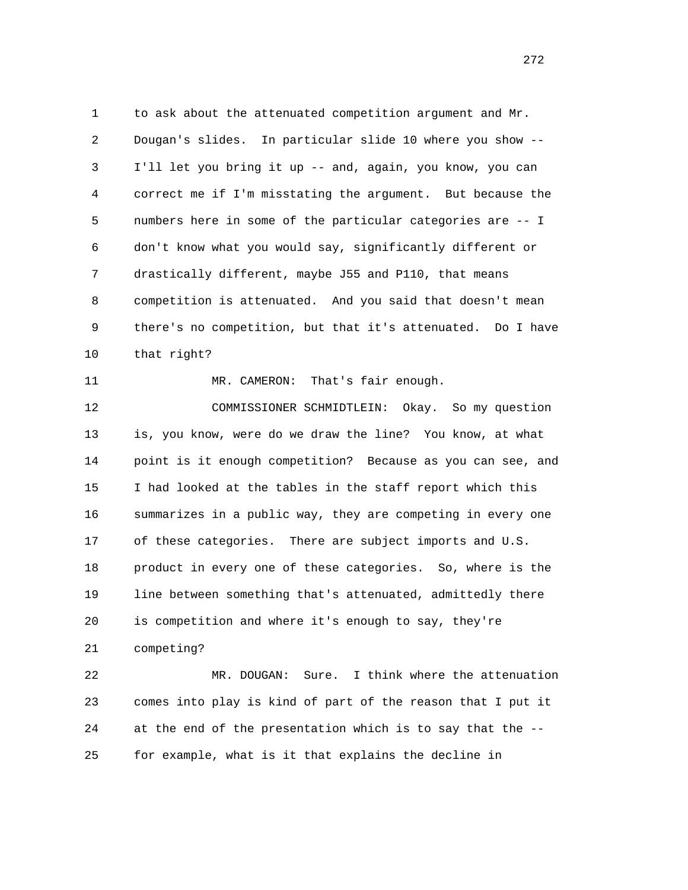to ask about the attenuated competition argument and Mr. Dougan's slides. In particular slide 10 where you show -- I'll let you bring it up -- and, again, you know, you can correct me if I'm misstating the argument. But because the numbers here in some of the particular categories are -- I don't know what you would say, significantly different or drastically different, maybe J55 and P110, that means competition is attenuated. And you said that doesn't mean there's no competition, but that it's attenuated. Do I have that right?

MR. CAMERON: That's fair enough.

COMMISSIONER SCHMIDTLEIN: Okay. So my question is, you know, were do we draw the line? You know, at what point is it enough competition? Because as you can see, and I had looked at the tables in the staff report which this summarizes in a public way, they are competing in every one of these categories. There are subject imports and U.S. product in every one of these categories. So, where is the line between something that's attenuated, admittedly there is competition and where it's enough to say, they're competing?

MR. DOUGAN: Sure. I think where the attenuation comes into play is kind of part of the reason that I put it at the end of the presentation which is to say that the -- for example, what is it that explains the decline in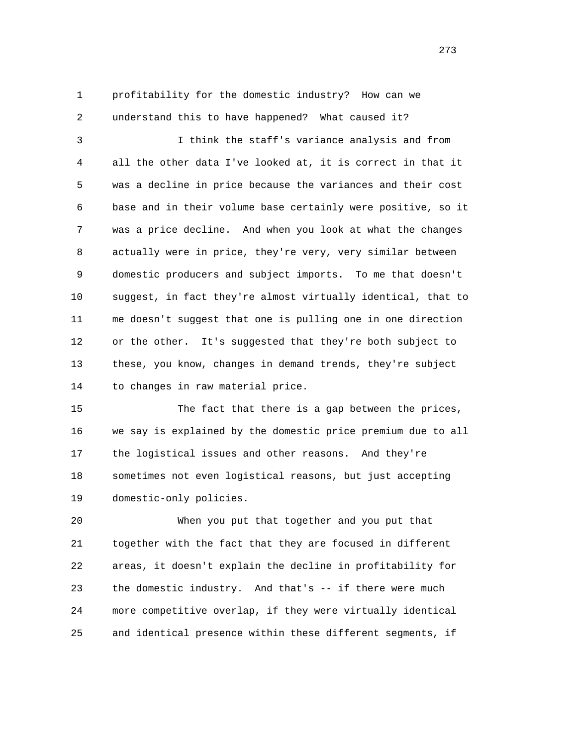profitability for the domestic industry? How can we understand this to have happened? What caused it?

I think the staff's variance analysis and from all the other data I've looked at, it is correct in that it was a decline in price because the variances and their cost base and in their volume base certainly were positive, so it was a price decline. And when you look at what the changes actually were in price, they're very, very similar between domestic producers and subject imports. To me that doesn't suggest, in fact they're almost virtually identical, that to me doesn't suggest that one is pulling one in one direction or the other. It's suggested that they're both subject to these, you know, changes in demand trends, they're subject to changes in raw material price.

The fact that there is a gap between the prices, we say is explained by the domestic price premium due to all the logistical issues and other reasons. And they're sometimes not even logistical reasons, but just accepting domestic-only policies.

When you put that together and you put that together with the fact that they are focused in different areas, it doesn't explain the decline in profitability for the domestic industry. And that's -- if there were much more competitive overlap, if they were virtually identical and identical presence within these different segments, if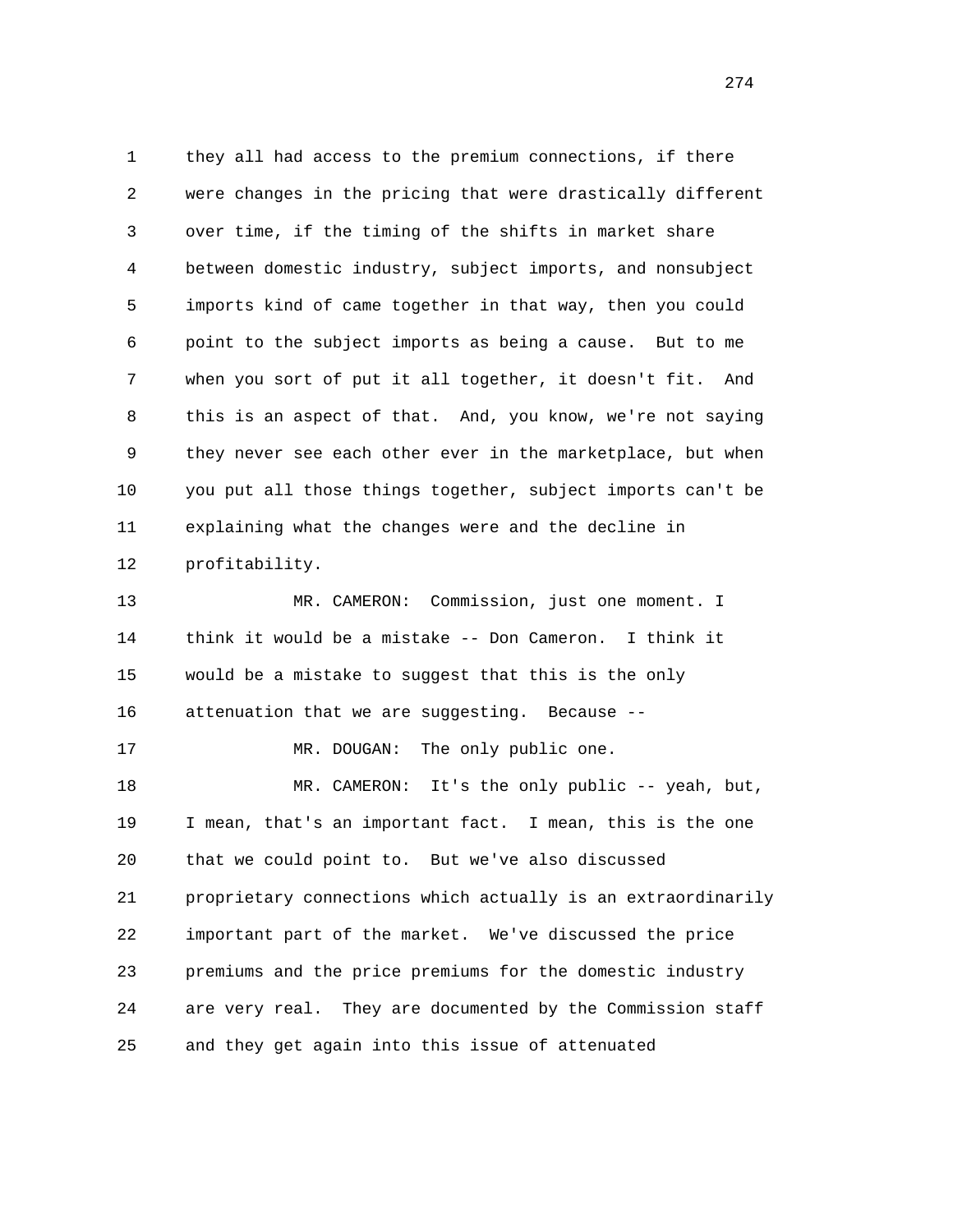1 they all had access to the premium connections, if there
2 were changes in the pricing that were drastically different
3 over time, if the timing of the shifts in market share
4 between domestic industry, subject imports, and nonsubject
5 imports kind of came together in that way, then you could
6 point to the subject imports as being a cause. But to me
7 when you sort of put it all together, it doesn't fit. And
8 this is an aspect of that. And, you know, we're not saying
9 they never see each other ever in the marketplace, but when
10 you put all those things together, subject imports can't be
11 explaining what the changes were and the decline in
12 profitability.

13 MR. CAMERON: Commission, just one moment. I
14 think it would be a mistake -- Don Cameron. I think it
15 would be a mistake to suggest that this is the only
16 attenuation that we are suggesting. Because --

17 MR. DOUGAN: The only public one.

18 MR. CAMERON: It's the only public -- yeah, but,
19 I mean, that's an important fact. I mean, this is the one
20 that we could point to. But we've also discussed
21 proprietary connections which actually is an extraordinarily
22 important part of the market. We've discussed the price
23 premiums and the price premiums for the domestic industry
24 are very real. They are documented by the Commission staff
25 and they get again into this issue of attenuated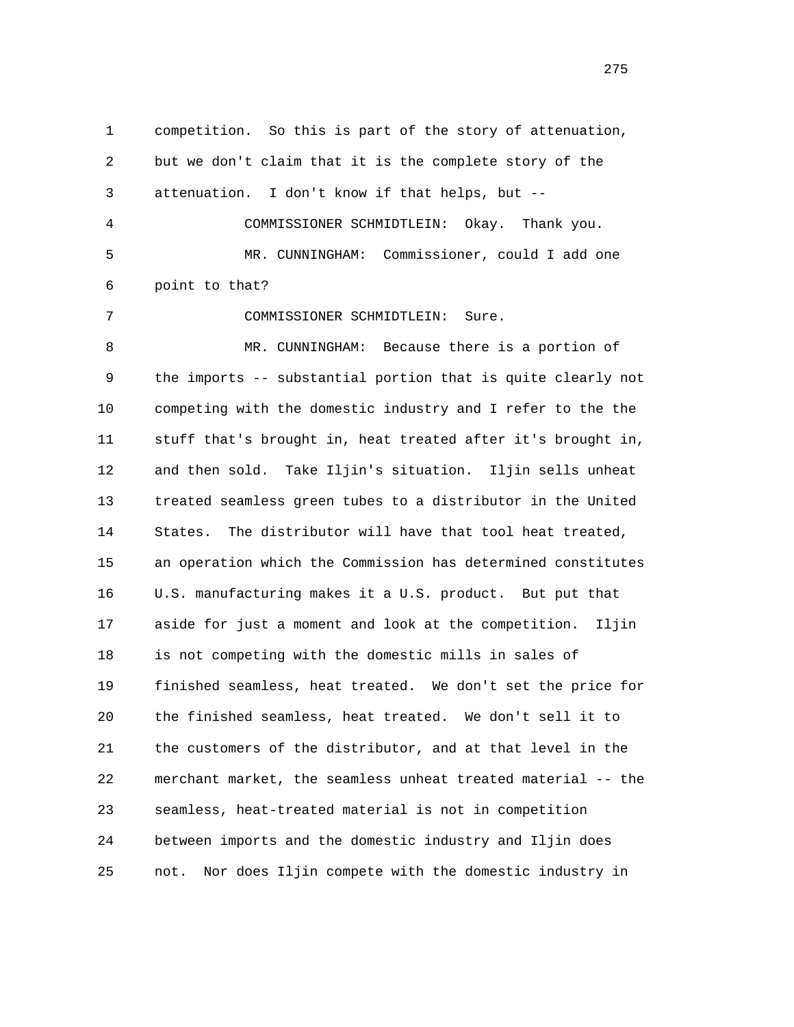1 competition. So this is part of the story of attenuation,
2 but we don't claim that it is the complete story of the
3 attenuation. I don't know if that helps, but --
4 COMMISSIONER SCHMIDTLEIN: Okay. Thank you.
5 MR. CUNNINGHAM: Commissioner, could I add one
6 point to that?
7 COMMISSIONER SCHMIDTLEIN: Sure.
8 MR. CUNNINGHAM: Because there is a portion of
9 the imports -- substantial portion that is quite clearly not
10 competing with the domestic industry and I refer to the the
11 stuff that's brought in, heat treated after it's brought in,
12 and then sold. Take Iljin's situation. Iljin sells unheat
13 treated seamless green tubes to a distributor in the United
14 States. The distributor will have that tool heat treated,
15 an operation which the Commission has determined constitutes
16 U.S. manufacturing makes it a U.S. product. But put that
17 aside for just a moment and look at the competition. Iljin
18 is not competing with the domestic mills in sales of
19 finished seamless, heat treated. We don't set the price for
20 the finished seamless, heat treated. We don't sell it to
21 the customers of the distributor, and at that level in the
22 merchant market, the seamless unheat treated material -- the
23 seamless, heat-treated material is not in competition
24 between imports and the domestic industry and Iljin does
25 not. Nor does Iljin compete with the domestic industry in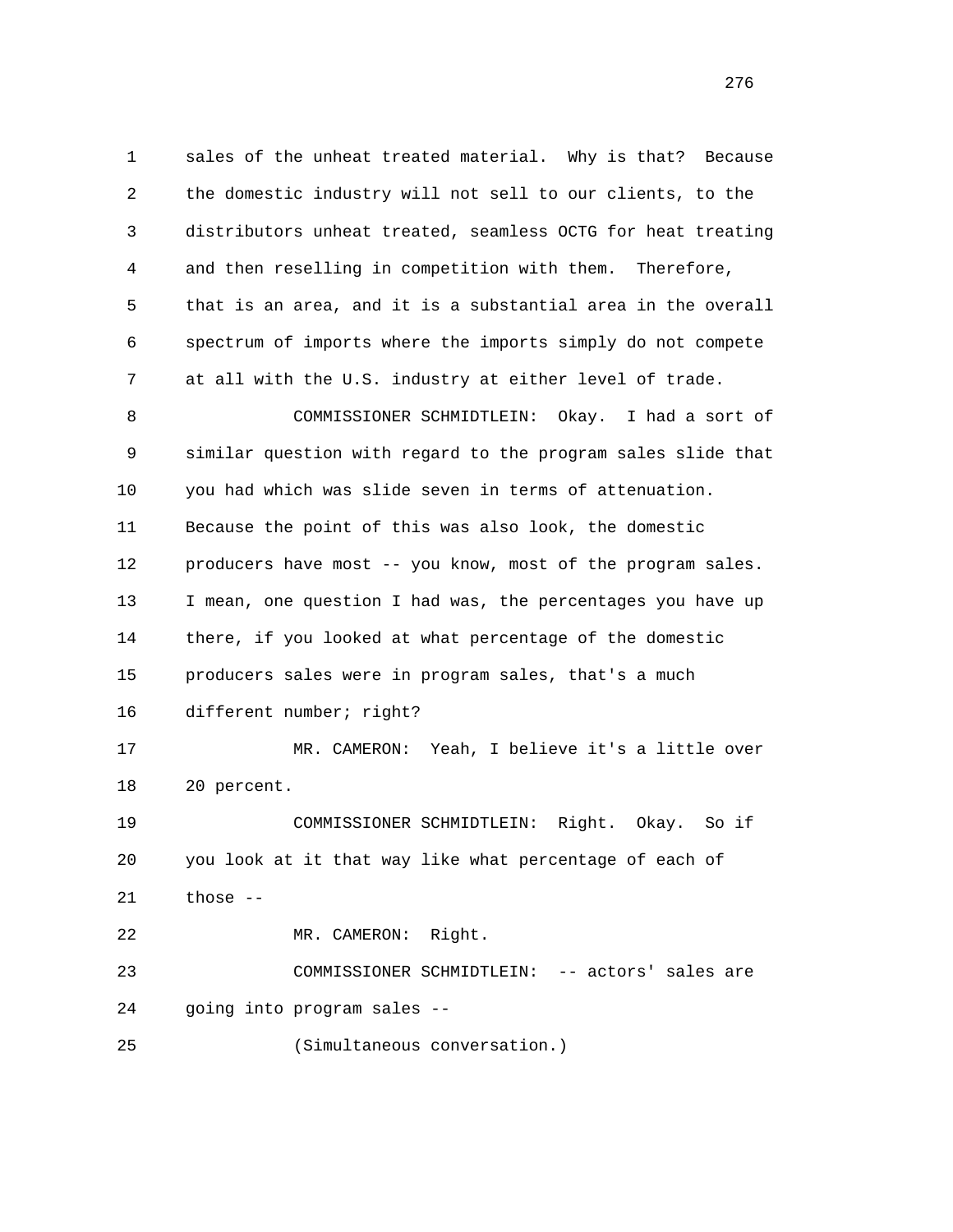sales of the unheat treated material. Why is that? Because the domestic industry will not sell to our clients, to the distributors unheat treated, seamless OCTG for heat treating and then reselling in competition with them. Therefore, that is an area, and it is a substantial area in the overall spectrum of imports where the imports simply do not compete at all with the U.S. industry at either level of trade.

COMMISSIONER SCHMIDTLEIN: Okay. I had a sort of similar question with regard to the program sales slide that you had which was slide seven in terms of attenuation. Because the point of this was also look, the domestic producers have most -- you know, most of the program sales. I mean, one question I had was, the percentages you have up there, if you looked at what percentage of the domestic producers sales were in program sales, that's a much different number; right?

MR. CAMERON: Yeah, I believe it's a little over 20 percent.

COMMISSIONER SCHMIDTLEIN: Right. Okay. So if you look at it that way like what percentage of each of those --

MR. CAMERON: Right.

COMMISSIONER SCHMIDTLEIN: -- actors' sales are going into program sales --

(Simultaneous conversation.)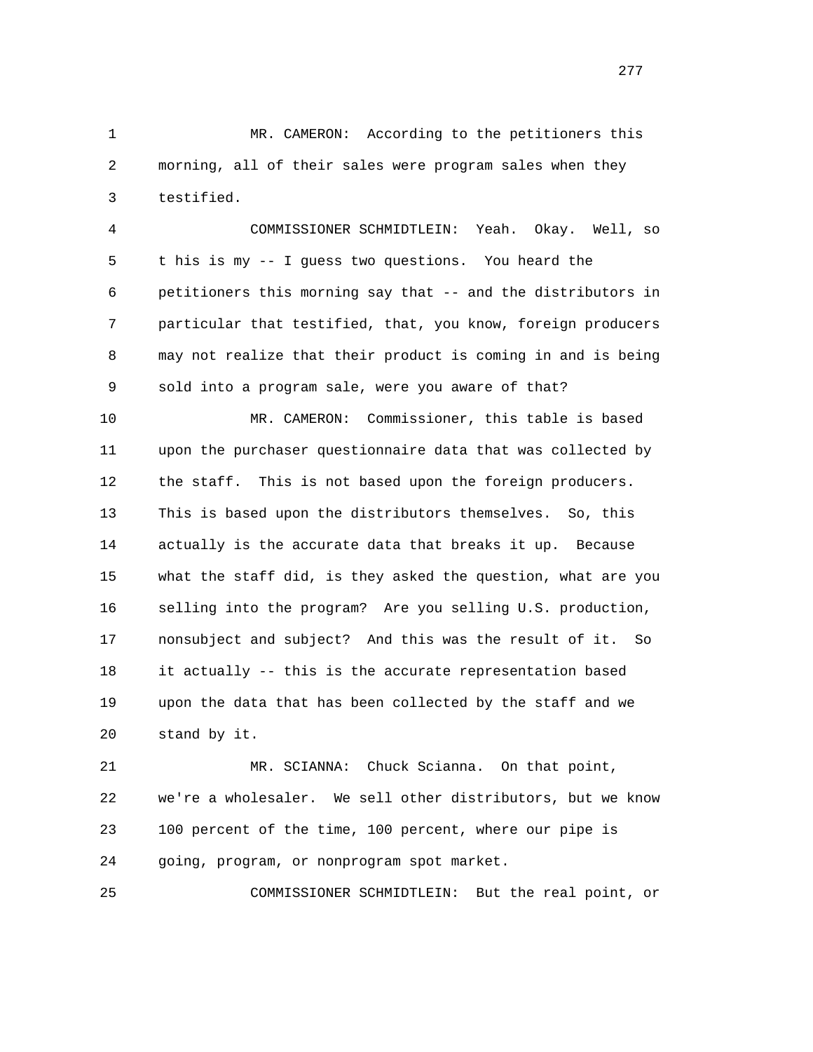1 MR. CAMERON: According to the petitioners this
2 morning, all of their sales were program sales when they
3 testified.

4 COMMISSIONER SCHMIDTLEIN: Yeah. Okay. Well, so
5 t his is my -- I guess two questions. You heard the
6 petitioners this morning say that -- and the distributors in
7 particular that testified, that, you know, foreign producers
8 may not realize that their product is coming in and is being
9 sold into a program sale, were you aware of that?

10 MR. CAMERON: Commissioner, this table is based
11 upon the purchaser questionnaire data that was collected by
12 the staff. This is not based upon the foreign producers.
13 This is based upon the distributors themselves. So, this
14 actually is the accurate data that breaks it up. Because
15 what the staff did, is they asked the question, what are you
16 selling into the program? Are you selling U.S. production,
17 nonsubject and subject? And this was the result of it. So
18 it actually -- this is the accurate representation based
19 upon the data that has been collected by the staff and we
20 stand by it.

21 MR. SCIANNA: Chuck Scianna. On that point,
22 we're a wholesaler. We sell other distributors, but we know
23 100 percent of the time, 100 percent, where our pipe is
24 going, program, or nonprogram spot market.

25 COMMISSIONER SCHMIDTLEIN: But the real point, or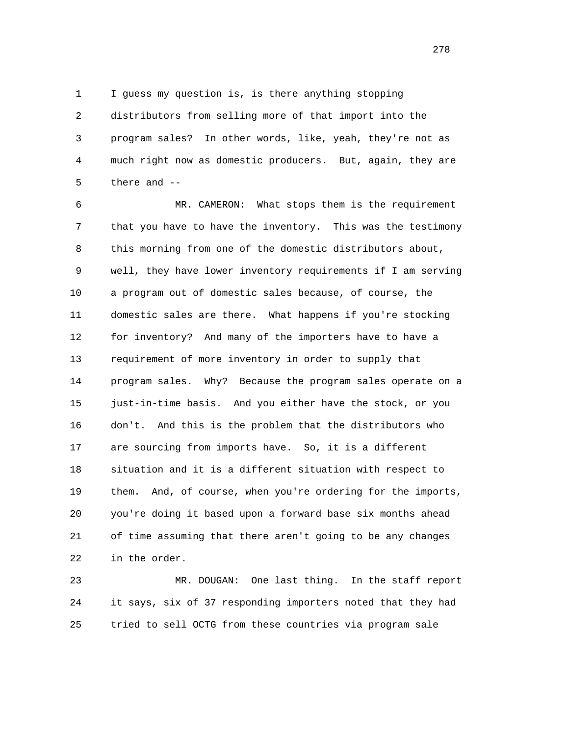I guess my question is, is there anything stopping distributors from selling more of that import into the program sales? In other words, like, yeah, they're not as much right now as domestic producers. But, again, they are there and --

MR. CAMERON: What stops them is the requirement that you have to have the inventory. This was the testimony this morning from one of the domestic distributors about, well, they have lower inventory requirements if I am serving a program out of domestic sales because, of course, the domestic sales are there. What happens if you're stocking for inventory? And many of the importers have to have a requirement of more inventory in order to supply that program sales. Why? Because the program sales operate on a just-in-time basis. And you either have the stock, or you don't. And this is the problem that the distributors who are sourcing from imports have. So, it is a different situation and it is a different situation with respect to them. And, of course, when you're ordering for the imports, you're doing it based upon a forward base six months ahead of time assuming that there aren't going to be any changes in the order.

MR. DOUGAN: One last thing. In the staff report it says, six of 37 responding importers noted that they had tried to sell OCTG from these countries via program sale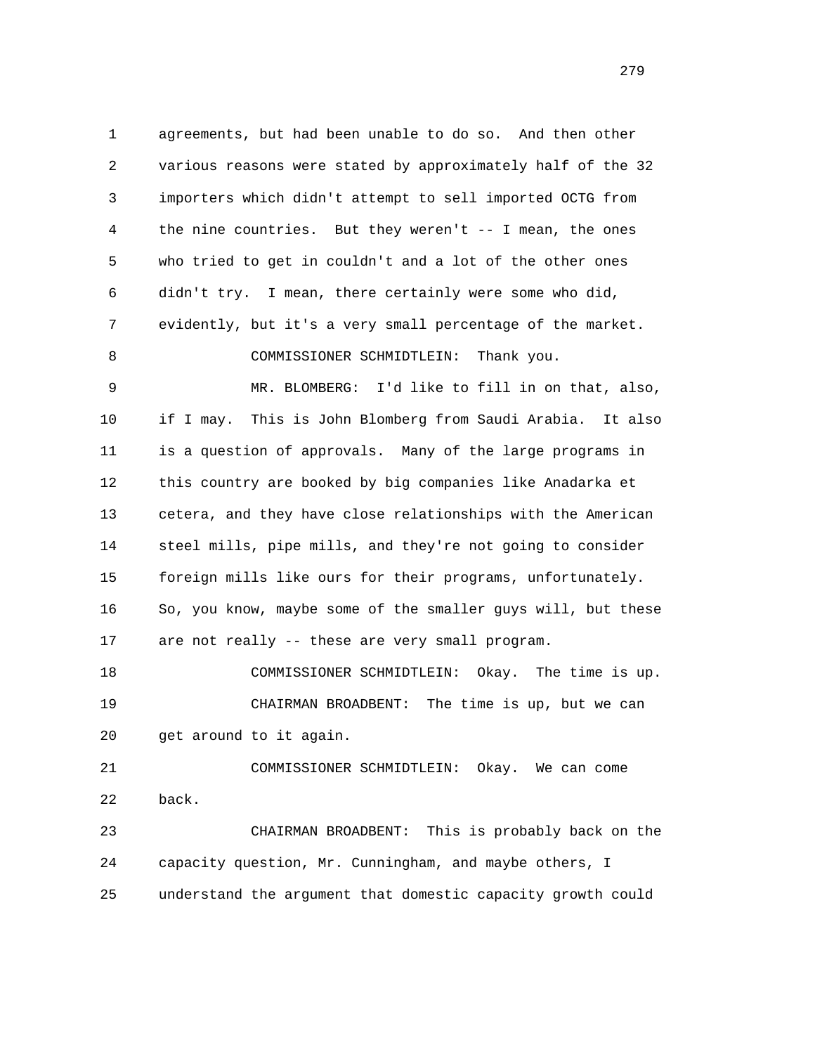agreements, but had been unable to do so. And then other various reasons were stated by approximately half of the 32 importers which didn't attempt to sell imported OCTG from the nine countries. But they weren't -- I mean, the ones who tried to get in couldn't and a lot of the other ones didn't try. I mean, there certainly were some who did, evidently, but it's a very small percentage of the market.

COMMISSIONER SCHMIDTLEIN: Thank you.

MR. BLOMBERG: I'd like to fill in on that, also, if I may. This is John Blomberg from Saudi Arabia. It also is a question of approvals. Many of the large programs in this country are booked by big companies like Anadarka et cetera, and they have close relationships with the American steel mills, pipe mills, and they're not going to consider foreign mills like ours for their programs, unfortunately. So, you know, maybe some of the smaller guys will, but these are not really -- these are very small program.

COMMISSIONER SCHMIDTLEIN: Okay. The time is up.

CHAIRMAN BROADBENT: The time is up, but we can get around to it again.

COMMISSIONER SCHMIDTLEIN: Okay. We can come back.

CHAIRMAN BROADBENT: This is probably back on the capacity question, Mr. Cunningham, and maybe others, I understand the argument that domestic capacity growth could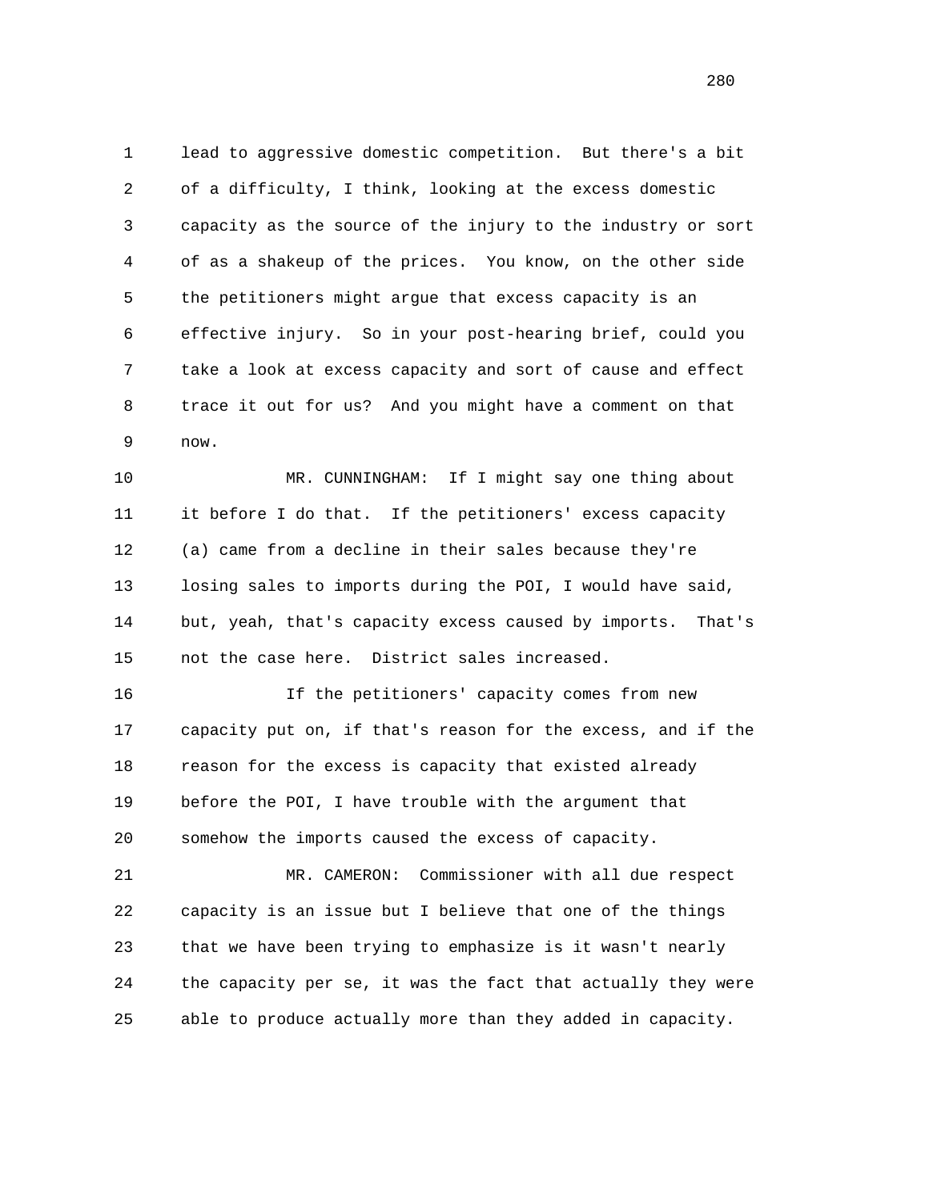lead to aggressive domestic competition. But there's a bit of a difficulty, I think, looking at the excess domestic capacity as the source of the injury to the industry or sort of as a shakeup of the prices. You know, on the other side the petitioners might argue that excess capacity is an effective injury. So in your post-hearing brief, could you take a look at excess capacity and sort of cause and effect trace it out for us? And you might have a comment on that now.

MR. CUNNINGHAM: If I might say one thing about it before I do that. If the petitioners' excess capacity (a) came from a decline in their sales because they're losing sales to imports during the POI, I would have said, but, yeah, that's capacity excess caused by imports. That's not the case here. District sales increased.

If the petitioners' capacity comes from new capacity put on, if that's reason for the excess, and if the reason for the excess is capacity that existed already before the POI, I have trouble with the argument that somehow the imports caused the excess of capacity.

MR. CAMERON: Commissioner with all due respect capacity is an issue but I believe that one of the things that we have been trying to emphasize is it wasn't nearly the capacity per se, it was the fact that actually they were able to produce actually more than they added in capacity.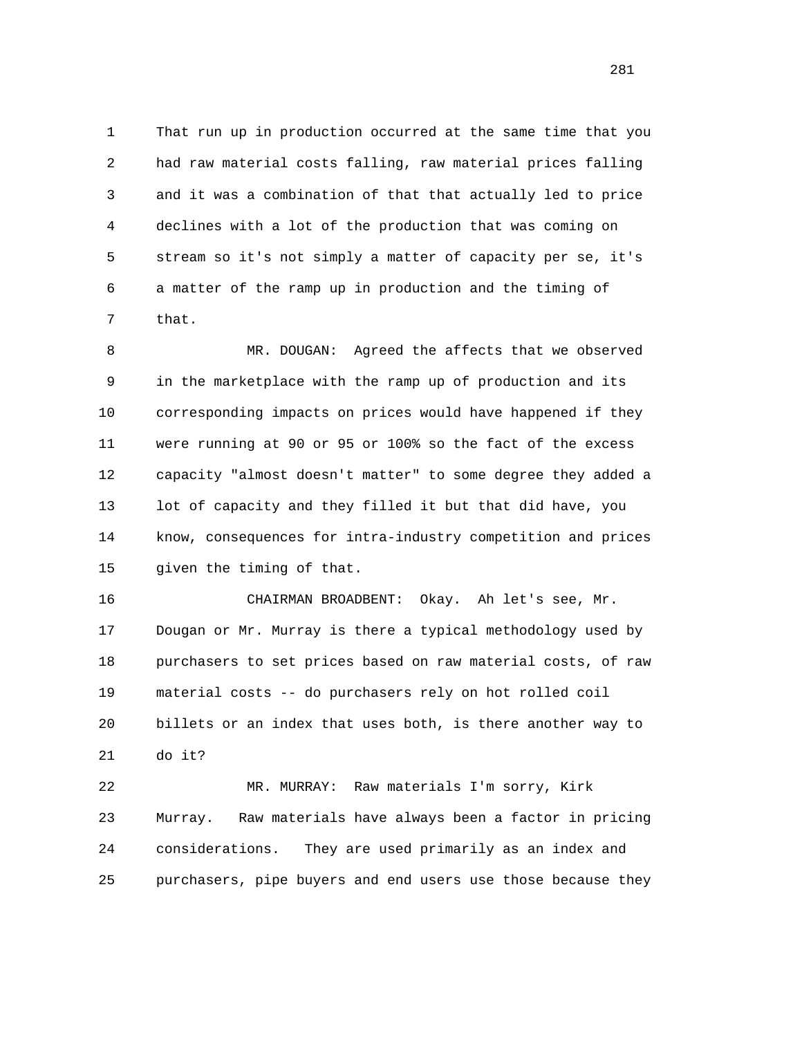That run up in production occurred at the same time that you had raw material costs falling, raw material prices falling and it was a combination of that that actually led to price declines with a lot of the production that was coming on stream so it's not simply a matter of capacity per se, it's a matter of the ramp up in production and the timing of that.

MR. DOUGAN: Agreed the affects that we observed in the marketplace with the ramp up of production and its corresponding impacts on prices would have happened if they were running at 90 or 95 or 100% so the fact of the excess capacity "almost doesn't matter" to some degree they added a lot of capacity and they filled it but that did have, you know, consequences for intra-industry competition and prices given the timing of that.

CHAIRMAN BROADBENT: Okay. Ah let's see, Mr. Dougan or Mr. Murray is there a typical methodology used by purchasers to set prices based on raw material costs, of raw material costs -- do purchasers rely on hot rolled coil billets or an index that uses both, is there another way to do it?

MR. MURRAY: Raw materials I'm sorry, Kirk Murray. Raw materials have always been a factor in pricing considerations. They are used primarily as an index and purchasers, pipe buyers and end users use those because they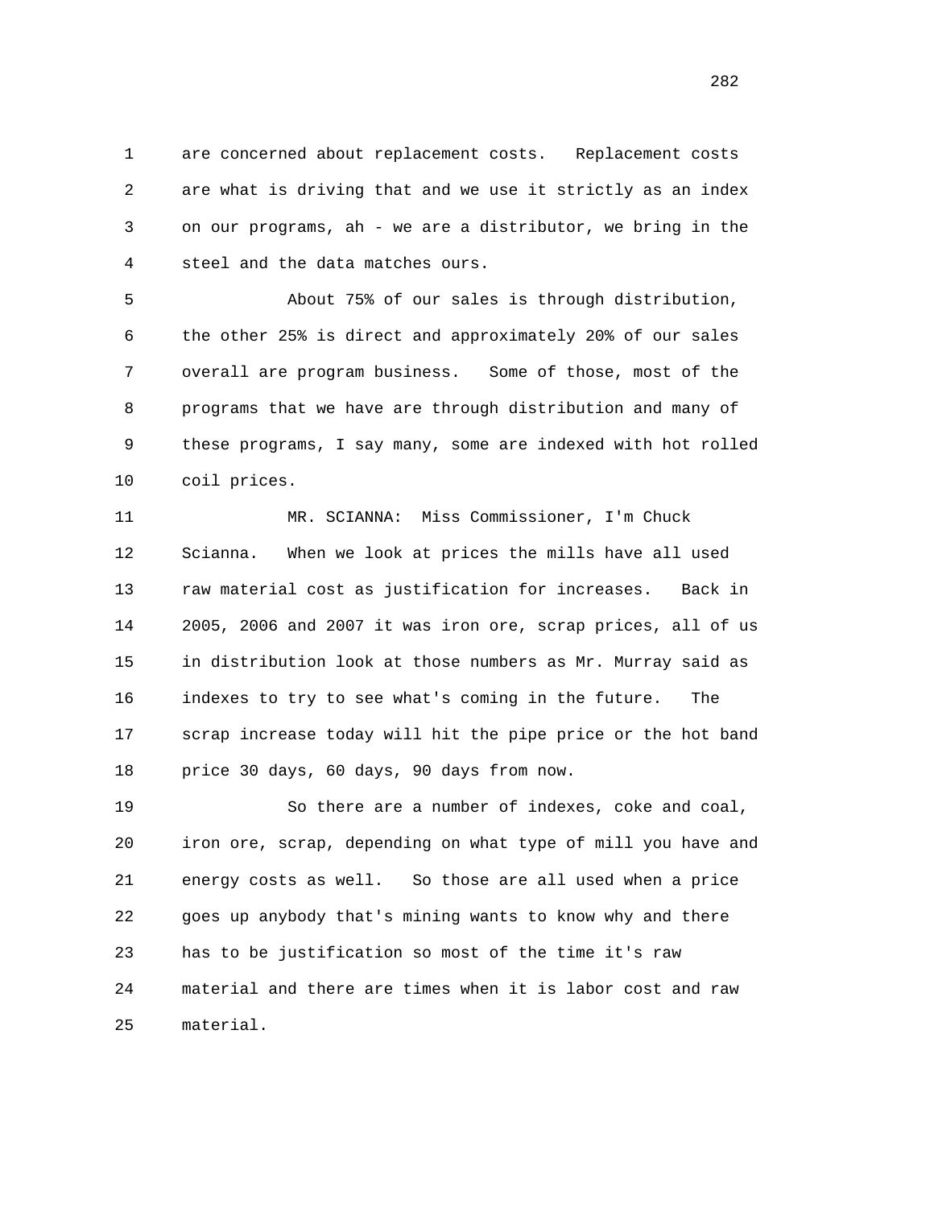are concerned about replacement costs. Replacement costs are what is driving that and we use it strictly as an index on our programs, ah - we are a distributor, we bring in the steel and the data matches ours.

About 75% of our sales is through distribution, the other 25% is direct and approximately 20% of our sales overall are program business. Some of those, most of the programs that we have are through distribution and many of these programs, I say many, some are indexed with hot rolled coil prices.

MR. SCIANNA: Miss Commissioner, I'm Chuck Scianna. When we look at prices the mills have all used raw material cost as justification for increases. Back in 2005, 2006 and 2007 it was iron ore, scrap prices, all of us in distribution look at those numbers as Mr. Murray said as indexes to try to see what's coming in the future. The scrap increase today will hit the pipe price or the hot band price 30 days, 60 days, 90 days from now.

So there are a number of indexes, coke and coal, iron ore, scrap, depending on what type of mill you have and energy costs as well. So those are all used when a price goes up anybody that's mining wants to know why and there has to be justification so most of the time it's raw material and there are times when it is labor cost and raw material.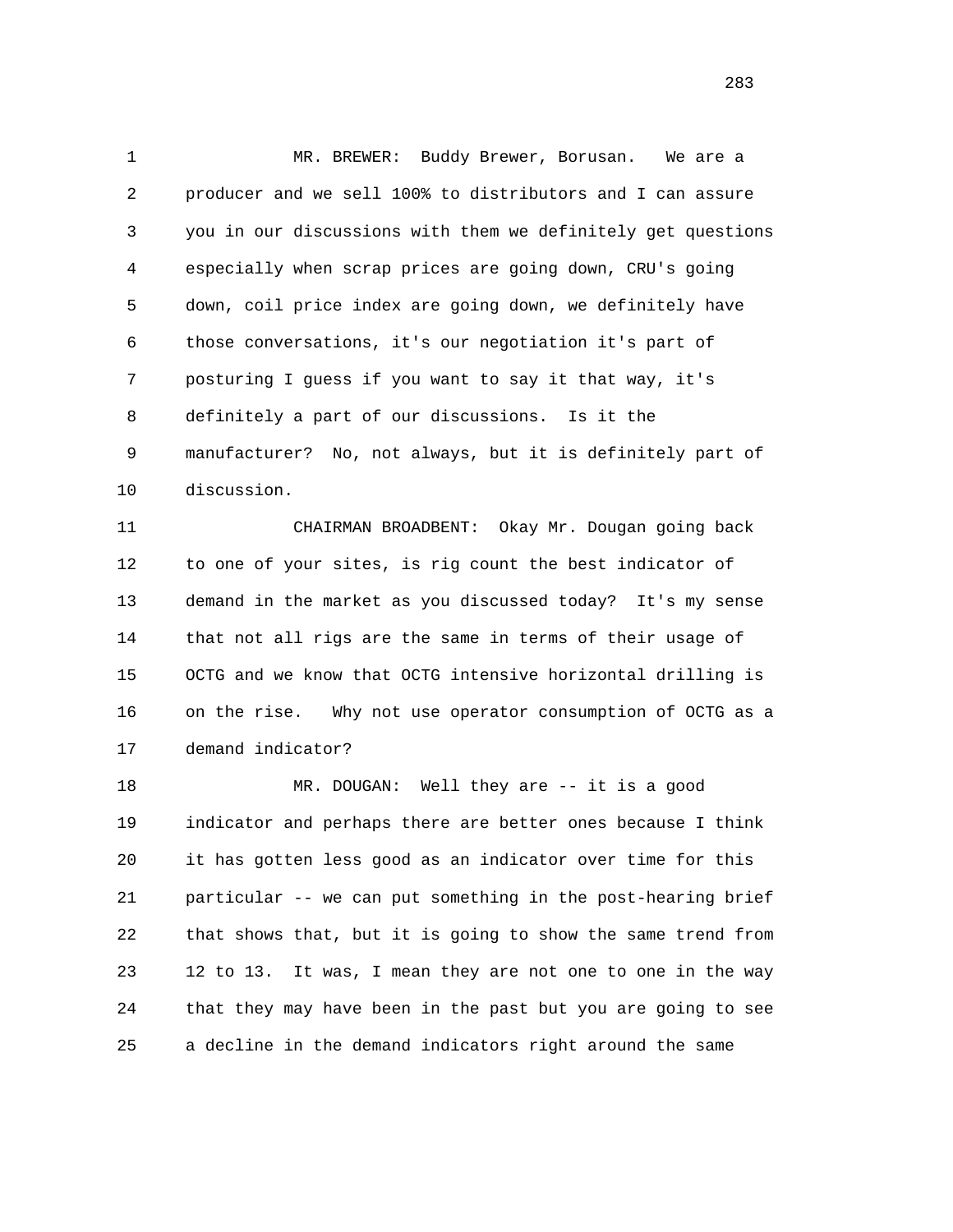MR. BREWER: Buddy Brewer, Borusan. We are a producer and we sell 100% to distributors and I can assure you in our discussions with them we definitely get questions especially when scrap prices are going down, CRU's going down, coil price index are going down, we definitely have those conversations, it's our negotiation it's part of posturing I guess if you want to say it that way, it's definitely a part of our discussions. Is it the manufacturer? No, not always, but it is definitely part of discussion.

CHAIRMAN BROADBENT: Okay Mr. Dougan going back to one of your sites, is rig count the best indicator of demand in the market as you discussed today? It's my sense that not all rigs are the same in terms of their usage of OCTG and we know that OCTG intensive horizontal drilling is on the rise. Why not use operator consumption of OCTG as a demand indicator?

MR. DOUGAN: Well they are -- it is a good indicator and perhaps there are better ones because I think it has gotten less good as an indicator over time for this particular -- we can put something in the post-hearing brief that shows that, but it is going to show the same trend from 12 to 13. It was, I mean they are not one to one in the way that they may have been in the past but you are going to see a decline in the demand indicators right around the same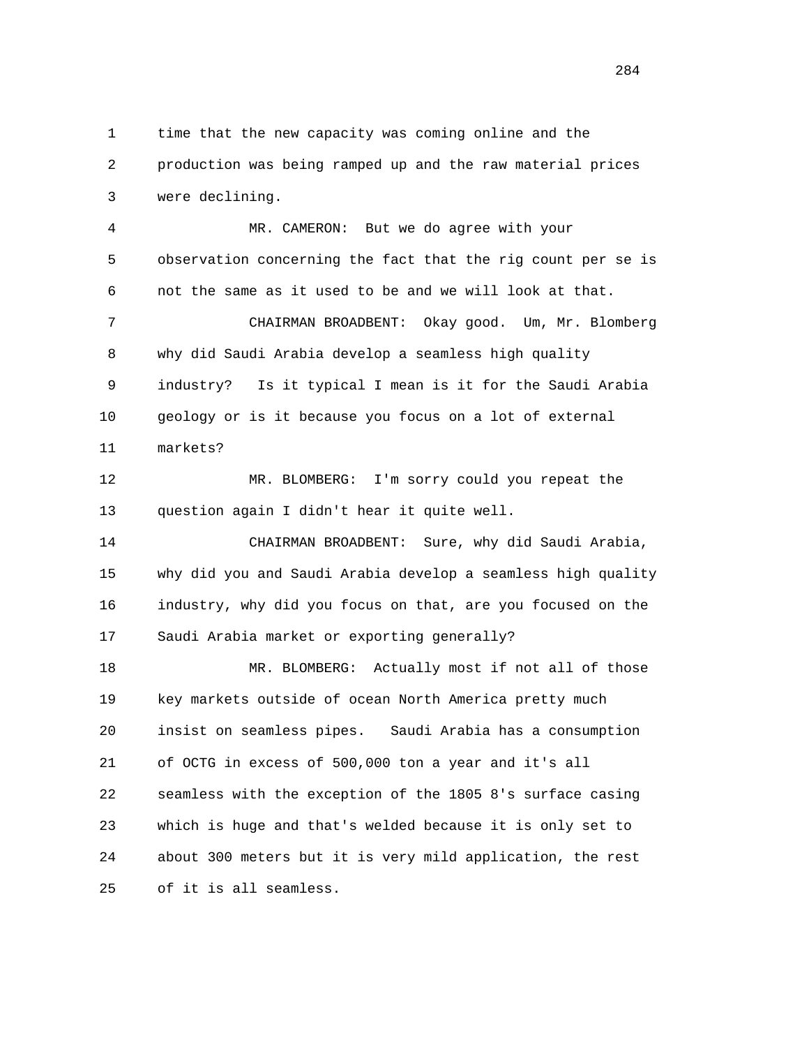1 time that the new capacity was coming online and the
2 production was being ramped up and the raw material prices
3 were declining.

4 MR. CAMERON: But we do agree with your
5 observation concerning the fact that the rig count per se is
6 not the same as it used to be and we will look at that.

7 CHAIRMAN BROADBENT: Okay good. Um, Mr. Blomberg
8 why did Saudi Arabia develop a seamless high quality
9 industry? Is it typical I mean is it for the Saudi Arabia
10 geology or is it because you focus on a lot of external
11 markets?

12 MR. BLOMBERG: I'm sorry could you repeat the
13 question again I didn't hear it quite well.

14 CHAIRMAN BROADBENT: Sure, why did Saudi Arabia,
15 why did you and Saudi Arabia develop a seamless high quality
16 industry, why did you focus on that, are you focused on the
17 Saudi Arabia market or exporting generally?

18 MR. BLOMBERG: Actually most if not all of those
19 key markets outside of ocean North America pretty much
20 insist on seamless pipes. Saudi Arabia has a consumption
21 of OCTG in excess of 500,000 ton a year and it's all
22 seamless with the exception of the 1805 8's surface casing
23 which is huge and that's welded because it is only set to
24 about 300 meters but it is very mild application, the rest
25 of it is all seamless.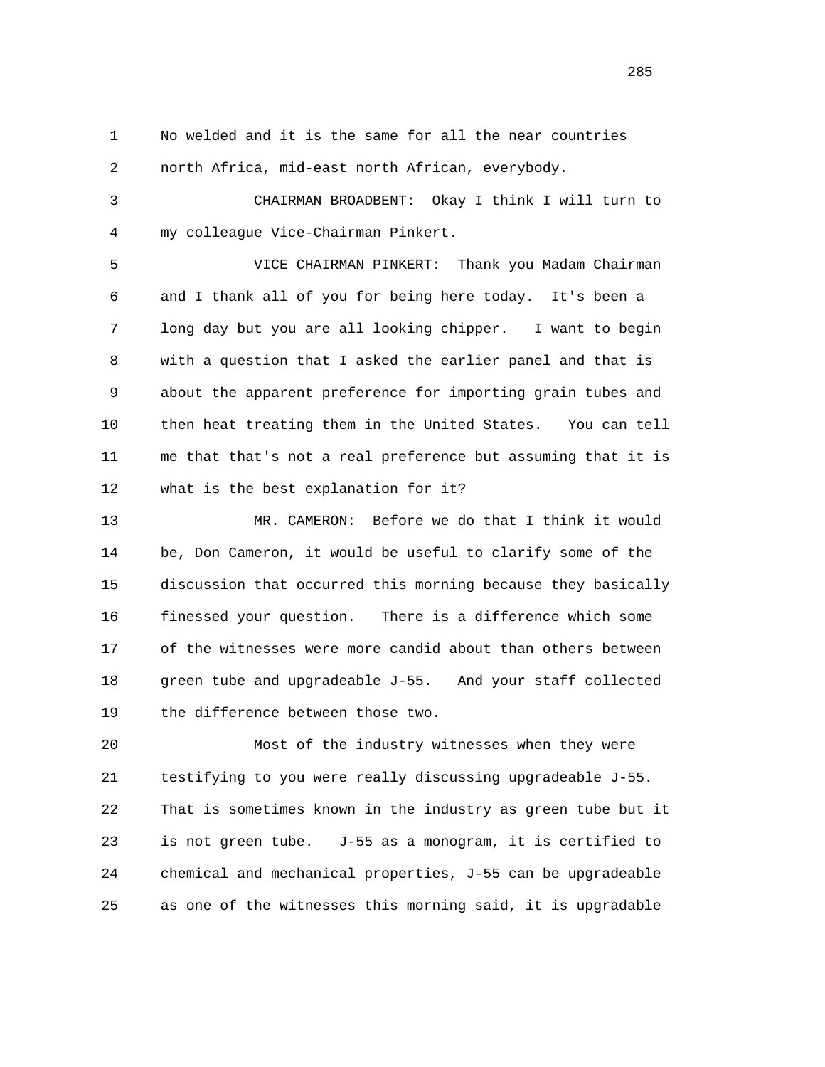1 No welded and it is the same for all the near countries
2 north Africa, mid-east north African, everybody.

3 CHAIRMAN BROADBENT: Okay I think I will turn to
4 my colleague Vice-Chairman Pinkert.

5 VICE CHAIRMAN PINKERT: Thank you Madam Chairman
6 and I thank all of you for being here today. It's been a
7 long day but you are all looking chipper. I want to begin
8 with a question that I asked the earlier panel and that is
9 about the apparent preference for importing grain tubes and
10 then heat treating them in the United States. You can tell
11 me that that's not a real preference but assuming that it is
12 what is the best explanation for it?

13 MR. CAMERON: Before we do that I think it would
14 be, Don Cameron, it would be useful to clarify some of the
15 discussion that occurred this morning because they basically
16 finessed your question. There is a difference which some
17 of the witnesses were more candid about than others between
18 green tube and upgradeable J-55. And your staff collected
19 the difference between those two.

20 Most of the industry witnesses when they were
21 testifying to you were really discussing upgradeable J-55.
22 That is sometimes known in the industry as green tube but it
23 is not green tube. J-55 as a monogram, it is certified to
24 chemical and mechanical properties, J-55 can be upgradeable
25 as one of the witnesses this morning said, it is upgradable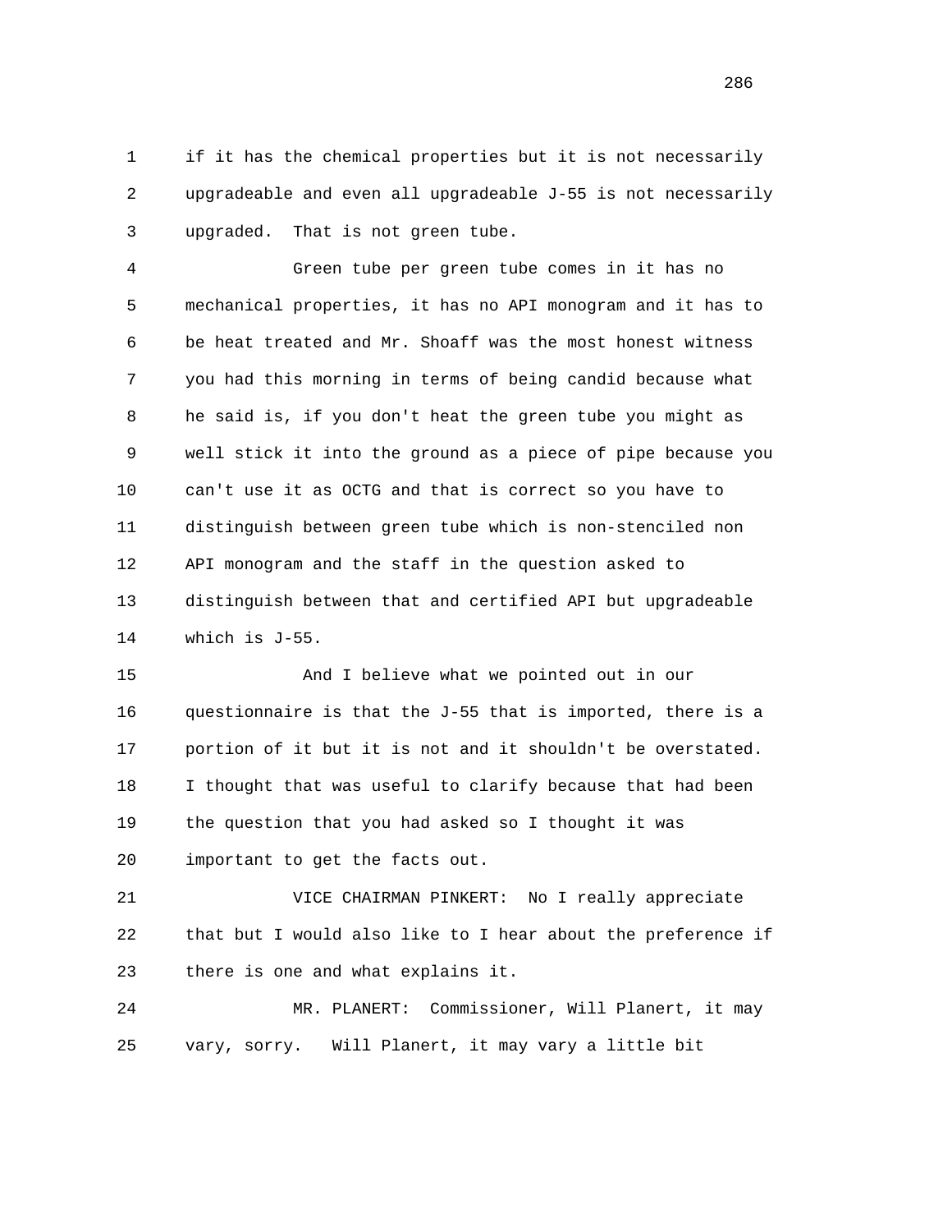if it has the chemical properties but it is not necessarily upgradeable and even all upgradeable J-55 is not necessarily upgraded. That is not green tube.

Green tube per green tube comes in it has no mechanical properties, it has no API monogram and it has to be heat treated and Mr. Shoaff was the most honest witness you had this morning in terms of being candid because what he said is, if you don't heat the green tube you might as well stick it into the ground as a piece of pipe because you can't use it as OCTG and that is correct so you have to distinguish between green tube which is non-stenciled non API monogram and the staff in the question asked to distinguish between that and certified API but upgradeable which is J-55.

And I believe what we pointed out in our questionnaire is that the J-55 that is imported, there is a portion of it but it is not and it shouldn't be overstated. I thought that was useful to clarify because that had been the question that you had asked so I thought it was important to get the facts out.

VICE CHAIRMAN PINKERT: No I really appreciate that but I would also like to I hear about the preference if there is one and what explains it.

MR. PLANERT: Commissioner, Will Planert, it may vary, sorry. Will Planert, it may vary a little bit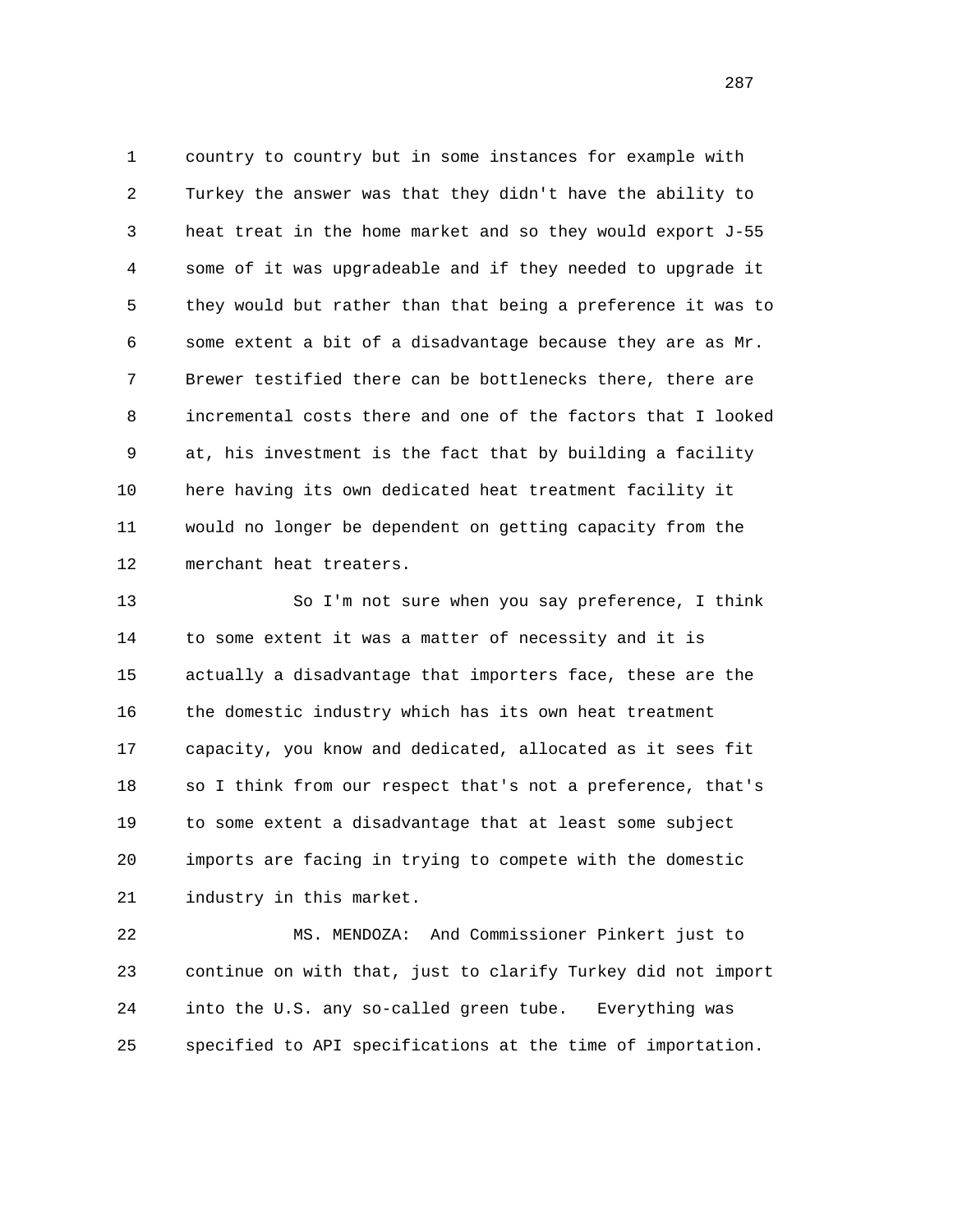country to country but in some instances for example with Turkey the answer was that they didn't have the ability to heat treat in the home market and so they would export J-55 some of it was upgradeable and if they needed to upgrade it they would but rather than that being a preference it was to some extent a bit of a disadvantage because they are as Mr. Brewer testified there can be bottlenecks there, there are incremental costs there and one of the factors that I looked at, his investment is the fact that by building a facility here having its own dedicated heat treatment facility it would no longer be dependent on getting capacity from the merchant heat treaters.

So I'm not sure when you say preference, I think to some extent it was a matter of necessity and it is actually a disadvantage that importers face, these are the the domestic industry which has its own heat treatment capacity, you know and dedicated, allocated as it sees fit so I think from our respect that's not a preference, that's to some extent a disadvantage that at least some subject imports are facing in trying to compete with the domestic industry in this market.

MS. MENDOZA: And Commissioner Pinkert just to continue on with that, just to clarify Turkey did not import into the U.S. any so-called green tube. Everything was specified to API specifications at the time of importation.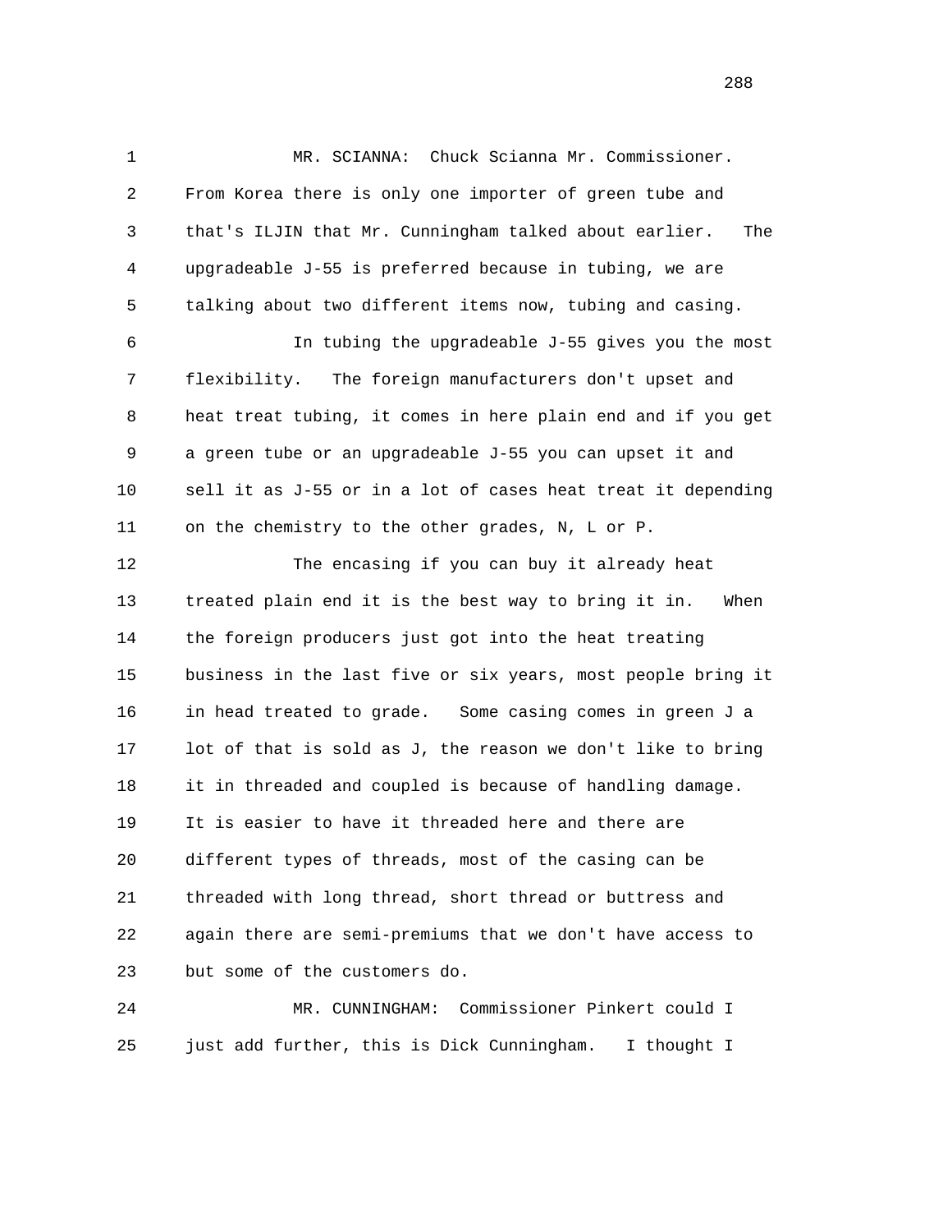MR. SCIANNA: Chuck Scianna Mr. Commissioner. From Korea there is only one importer of green tube and that's ILJIN that Mr. Cunningham talked about earlier. The upgradeable J-55 is preferred because in tubing, we are talking about two different items now, tubing and casing.

In tubing the upgradeable J-55 gives you the most flexibility. The foreign manufacturers don't upset and heat treat tubing, it comes in here plain end and if you get a green tube or an upgradeable J-55 you can upset it and sell it as J-55 or in a lot of cases heat treat it depending on the chemistry to the other grades, N, L or P.

The encasing if you can buy it already heat treated plain end it is the best way to bring it in. When the foreign producers just got into the heat treating business in the last five or six years, most people bring it in head treated to grade. Some casing comes in green J a lot of that is sold as J, the reason we don't like to bring it in threaded and coupled is because of handling damage. It is easier to have it threaded here and there are different types of threads, most of the casing can be threaded with long thread, short thread or buttress and again there are semi-premiums that we don't have access to but some of the customers do.

MR. CUNNINGHAM: Commissioner Pinkert could I just add further, this is Dick Cunningham. I thought I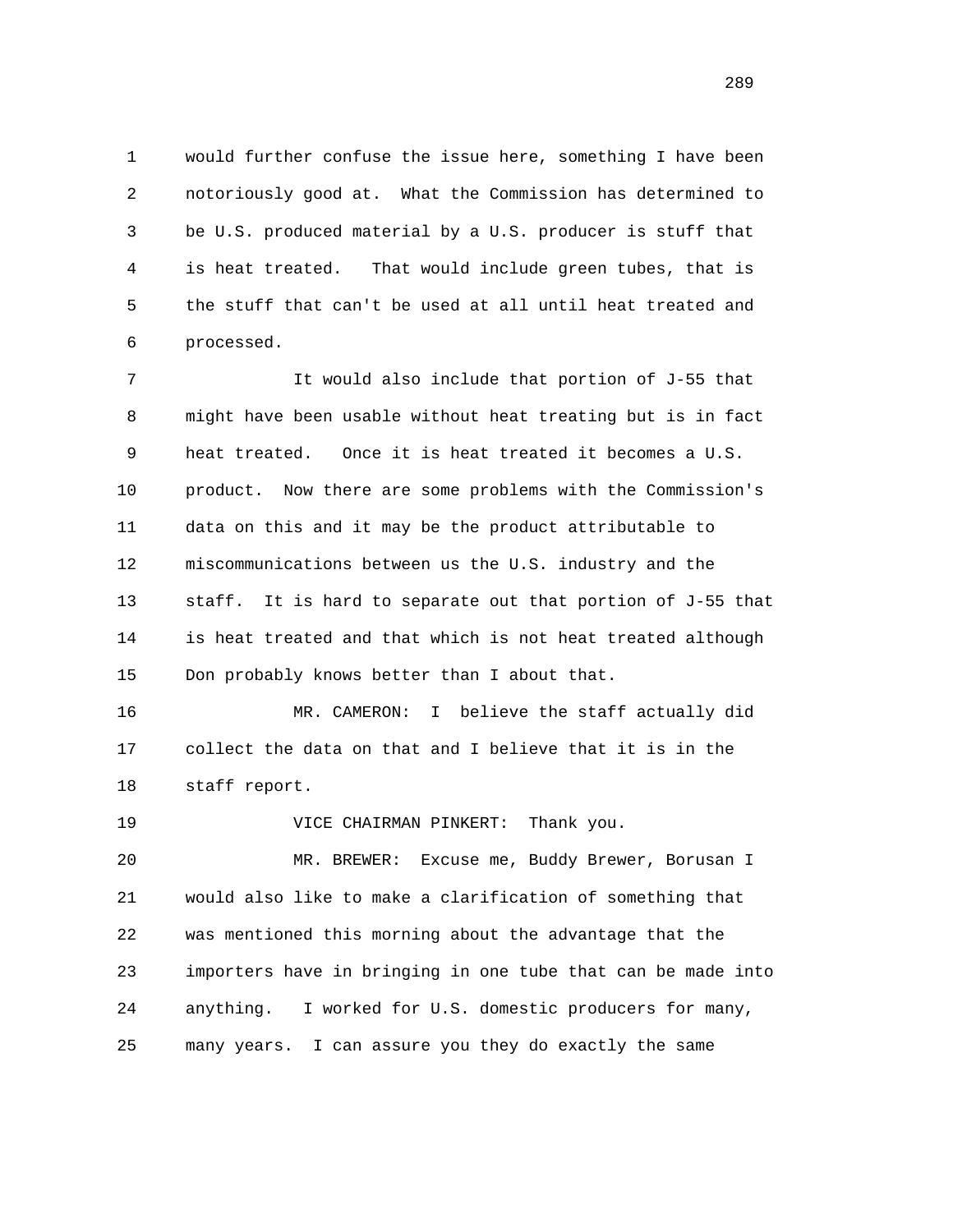would further confuse the issue here, something I have been notoriously good at. What the Commission has determined to be U.S. produced material by a U.S. producer is stuff that is heat treated. That would include green tubes, that is the stuff that can't be used at all until heat treated and processed.

It would also include that portion of J-55 that might have been usable without heat treating but is in fact heat treated. Once it is heat treated it becomes a U.S. product. Now there are some problems with the Commission's data on this and it may be the product attributable to miscommunications between us the U.S. industry and the staff. It is hard to separate out that portion of J-55 that is heat treated and that which is not heat treated although Don probably knows better than I about that.

MR. CAMERON: I believe the staff actually did collect the data on that and I believe that it is in the staff report.

VICE CHAIRMAN PINKERT: Thank you.

MR. BREWER: Excuse me, Buddy Brewer, Borusan I would also like to make a clarification of something that was mentioned this morning about the advantage that the importers have in bringing in one tube that can be made into anything. I worked for U.S. domestic producers for many, many years. I can assure you they do exactly the same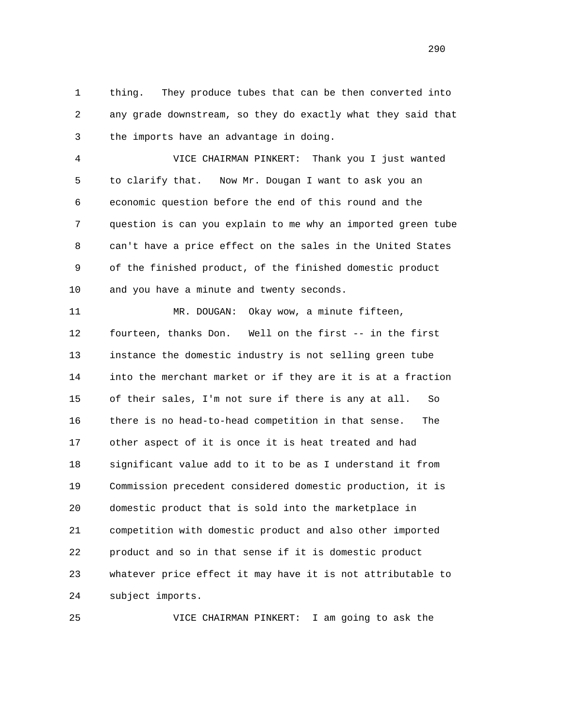thing. They produce tubes that can be then converted into any grade downstream, so they do exactly what they said that the imports have an advantage in doing.

VICE CHAIRMAN PINKERT: Thank you I just wanted to clarify that. Now Mr. Dougan I want to ask you an economic question before the end of this round and the question is can you explain to me why an imported green tube can't have a price effect on the sales in the United States of the finished product, of the finished domestic product and you have a minute and twenty seconds.

MR. DOUGAN: Okay wow, a minute fifteen, fourteen, thanks Don. Well on the first -- in the first instance the domestic industry is not selling green tube into the merchant market or if they are it is at a fraction of their sales, I'm not sure if there is any at all. So there is no head-to-head competition in that sense. The other aspect of it is once it is heat treated and had significant value add to it to be as I understand it from Commission precedent considered domestic production, it is domestic product that is sold into the marketplace in competition with domestic product and also other imported product and so in that sense if it is domestic product whatever price effect it may have it is not attributable to subject imports.

VICE CHAIRMAN PINKERT: I am going to ask the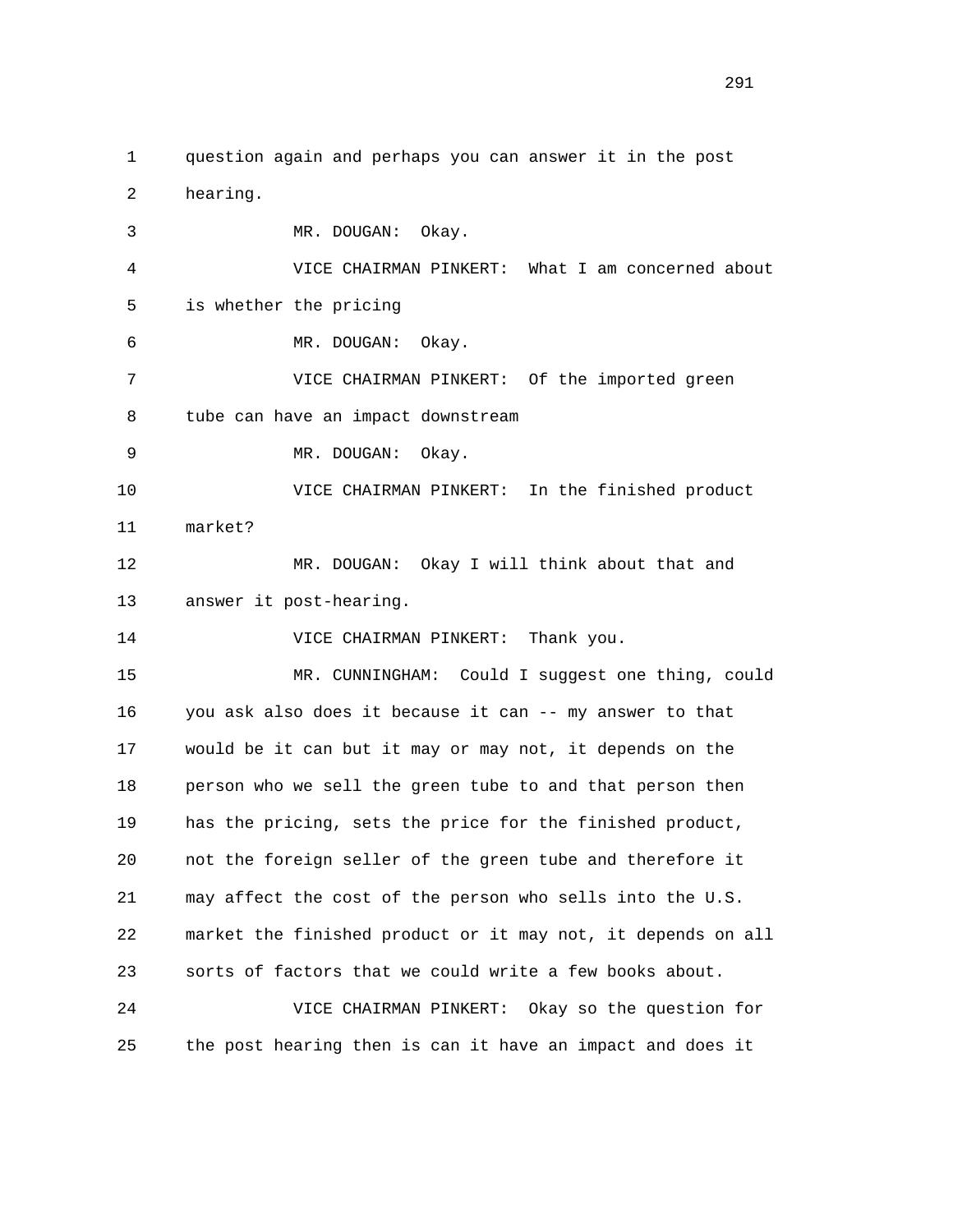question again and perhaps you can answer it in the post hearing.

MR. DOUGAN: Okay.

VICE CHAIRMAN PINKERT: What I am concerned about is whether the pricing

MR. DOUGAN: Okay.

VICE CHAIRMAN PINKERT: Of the imported green tube can have an impact downstream

MR. DOUGAN: Okay.

VICE CHAIRMAN PINKERT: In the finished product market?

MR. DOUGAN: Okay I will think about that and answer it post-hearing.

VICE CHAIRMAN PINKERT: Thank you.

MR. CUNNINGHAM: Could I suggest one thing, could you ask also does it because it can -- my answer to that would be it can but it may or may not, it depends on the person who we sell the green tube to and that person then has the pricing, sets the price for the finished product, not the foreign seller of the green tube and therefore it may affect the cost of the person who sells into the U.S. market the finished product or it may not, it depends on all sorts of factors that we could write a few books about.

VICE CHAIRMAN PINKERT: Okay so the question for the post hearing then is can it have an impact and does it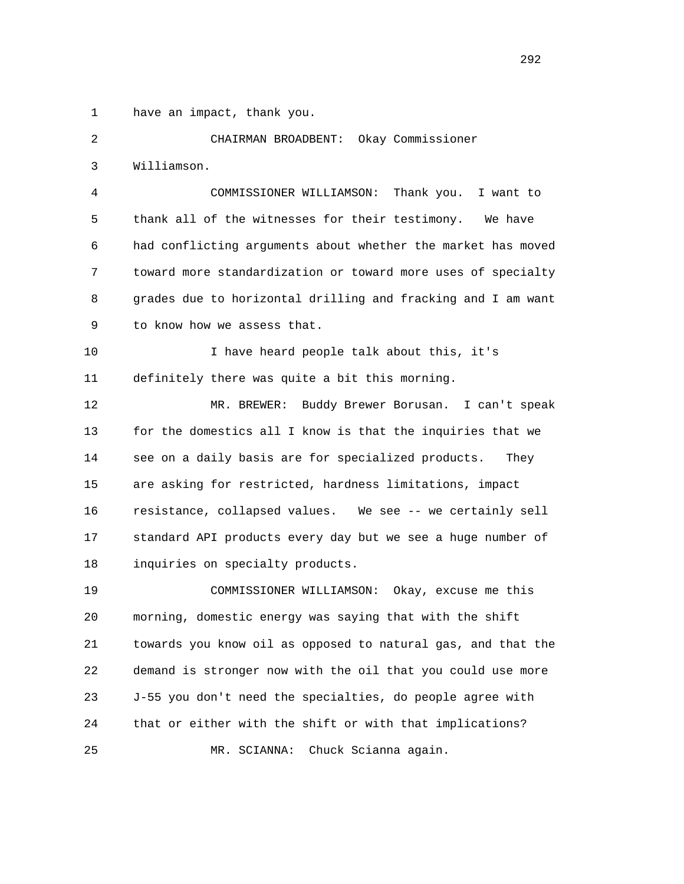have an impact, thank you.

CHAIRMAN BROADBENT: Okay Commissioner Williamson.

COMMISSIONER WILLIAMSON: Thank you. I want to thank all of the witnesses for their testimony. We have had conflicting arguments about whether the market has moved toward more standardization or toward more uses of specialty grades due to horizontal drilling and fracking and I am want to know how we assess that.

I have heard people talk about this, it's definitely there was quite a bit this morning.

MR. BREWER: Buddy Brewer Borusan. I can't speak for the domestics all I know is that the inquiries that we see on a daily basis are for specialized products. They are asking for restricted, hardness limitations, impact resistance, collapsed values. We see -- we certainly sell standard API products every day but we see a huge number of inquiries on specialty products.

COMMISSIONER WILLIAMSON: Okay, excuse me this morning, domestic energy was saying that with the shift towards you know oil as opposed to natural gas, and that the demand is stronger now with the oil that you could use more J-55 you don't need the specialties, do people agree with that or either with the shift or with that implications?

MR. SCIANNA: Chuck Scianna again.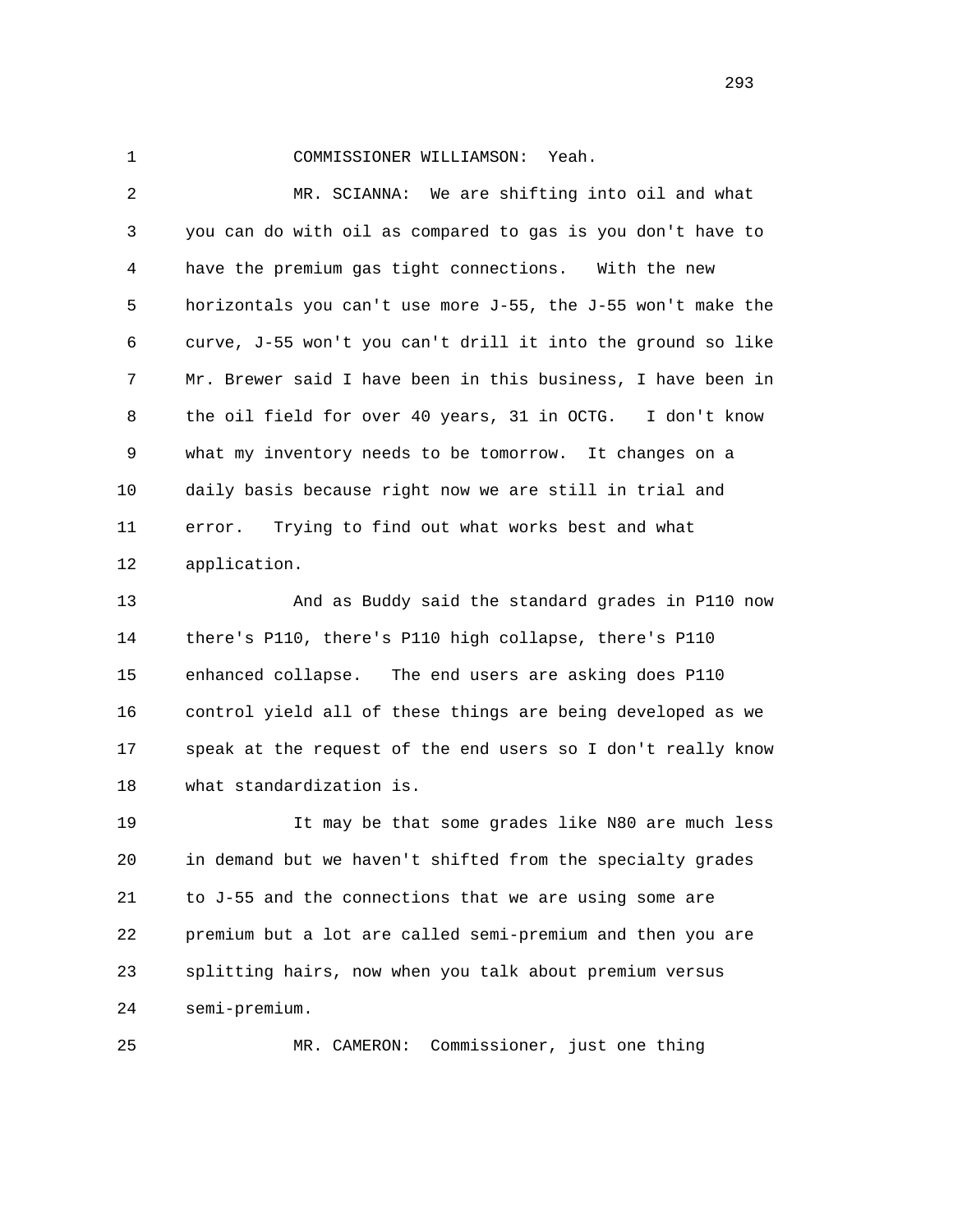COMMISSIONER WILLIAMSON: Yeah.

MR. SCIANNA: We are shifting into oil and what you can do with oil as compared to gas is you don't have to have the premium gas tight connections. With the new horizontals you can't use more J-55, the J-55 won't make the curve, J-55 won't you can't drill it into the ground so like Mr. Brewer said I have been in this business, I have been in the oil field for over 40 years, 31 in OCTG. I don't know what my inventory needs to be tomorrow. It changes on a daily basis because right now we are still in trial and error. Trying to find out what works best and what application.

And as Buddy said the standard grades in P110 now there's P110, there's P110 high collapse, there's P110 enhanced collapse. The end users are asking does P110 control yield all of these things are being developed as we speak at the request of the end users so I don't really know what standardization is.

It may be that some grades like N80 are much less in demand but we haven't shifted from the specialty grades to J-55 and the connections that we are using some are premium but a lot are called semi-premium and then you are splitting hairs, now when you talk about premium versus semi-premium.

MR. CAMERON: Commissioner, just one thing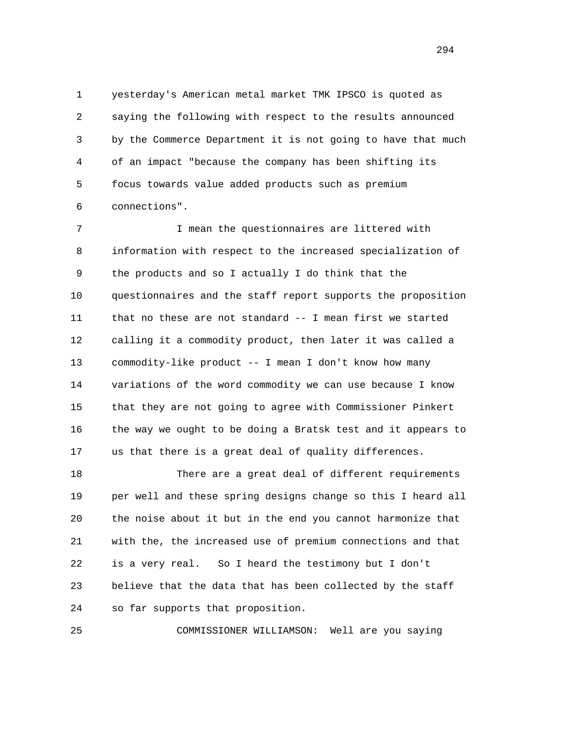yesterday's American metal market TMK IPSCO is quoted as saying the following with respect to the results announced by the Commerce Department it is not going to have that much of an impact "because the company has been shifting its focus towards value added products such as premium connections".

I mean the questionnaires are littered with information with respect to the increased specialization of the products and so I actually I do think that the questionnaires and the staff report supports the proposition that no these are not standard -- I mean first we started calling it a commodity product, then later it was called a commodity-like product -- I mean I don't know how many variations of the word commodity we can use because I know that they are not going to agree with Commissioner Pinkert the way we ought to be doing a Bratsk test and it appears to us that there is a great deal of quality differences.

There are a great deal of different requirements per well and these spring designs change so this I heard all the noise about it but in the end you cannot harmonize that with the, the increased use of premium connections and that is a very real. So I heard the testimony but I don't believe that the data that has been collected by the staff so far supports that proposition.

COMMISSIONER WILLIAMSON: Well are you saying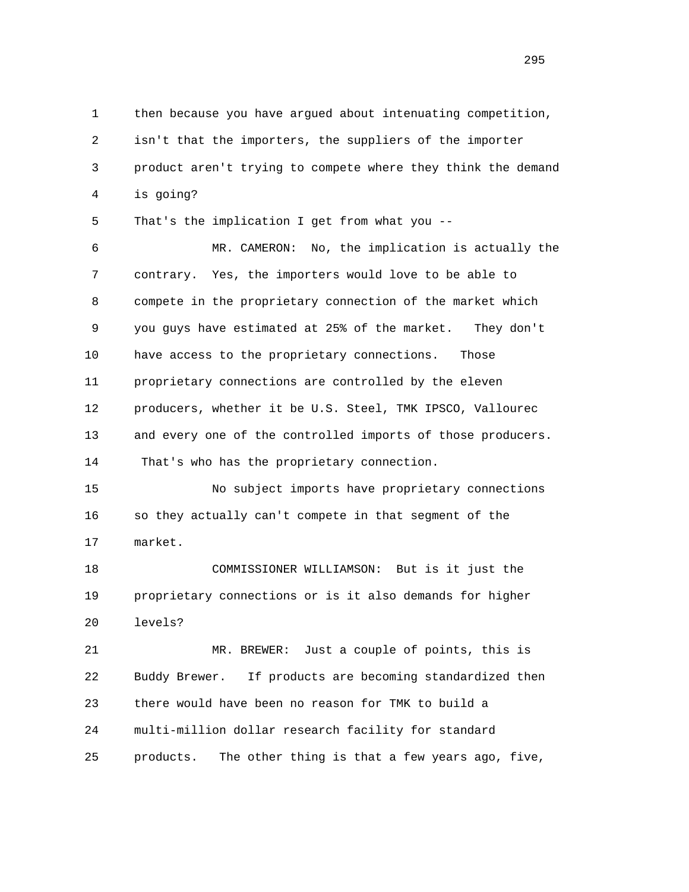then because you have argued about intenuating competition, isn't that the importers, the suppliers of the importer product aren't trying to compete where they think the demand is going?

That's the implication I get from what you --

MR. CAMERON: No, the implication is actually the contrary. Yes, the importers would love to be able to compete in the proprietary connection of the market which you guys have estimated at 25% of the market. They don't have access to the proprietary connections. Those proprietary connections are controlled by the eleven producers, whether it be U.S. Steel, TMK IPSCO, Vallourec and every one of the controlled imports of those producers. That's who has the proprietary connection.

No subject imports have proprietary connections so they actually can't compete in that segment of the market.

COMMISSIONER WILLIAMSON: But is it just the proprietary connections or is it also demands for higher levels?

MR. BREWER: Just a couple of points, this is Buddy Brewer. If products are becoming standardized then there would have been no reason for TMK to build a multi-million dollar research facility for standard products. The other thing is that a few years ago, five,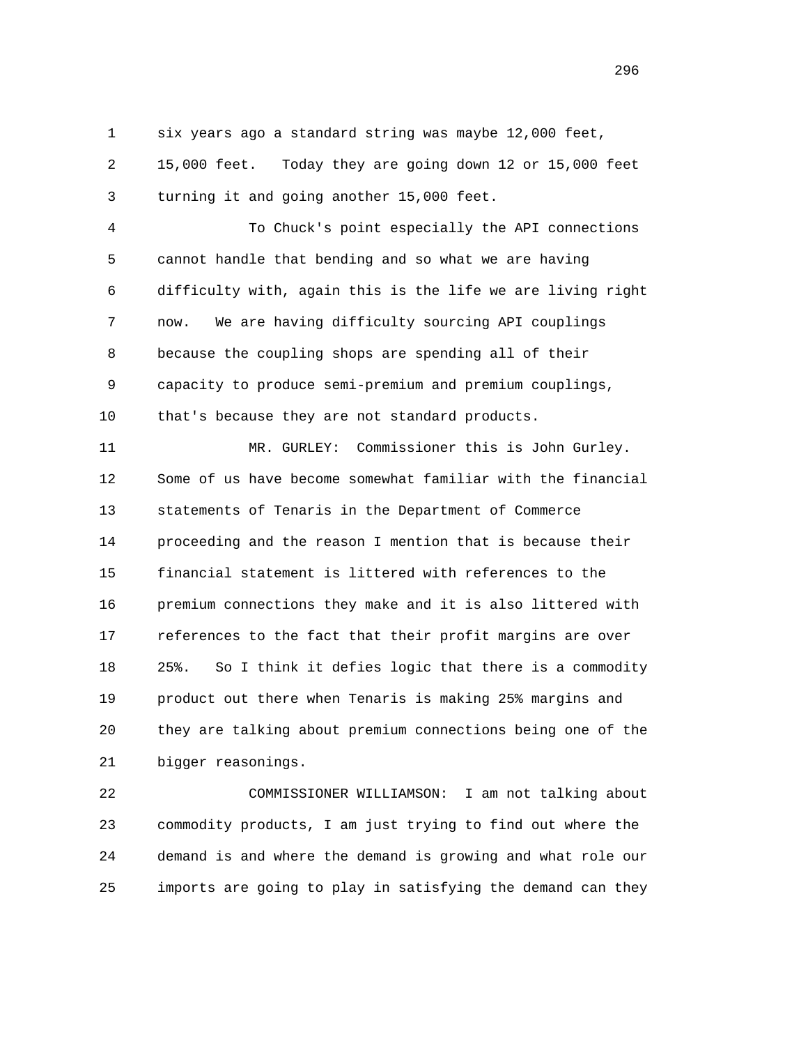six years ago a standard string was maybe 12,000 feet, 15,000 feet. Today they are going down 12 or 15,000 feet turning it and going another 15,000 feet.

To Chuck's point especially the API connections cannot handle that bending and so what we are having difficulty with, again this is the life we are living right now. We are having difficulty sourcing API couplings because the coupling shops are spending all of their capacity to produce semi-premium and premium couplings, that's because they are not standard products.

MR. GURLEY: Commissioner this is John Gurley. Some of us have become somewhat familiar with the financial statements of Tenaris in the Department of Commerce proceeding and the reason I mention that is because their financial statement is littered with references to the premium connections they make and it is also littered with references to the fact that their profit margins are over 25%. So I think it defies logic that there is a commodity product out there when Tenaris is making 25% margins and they are talking about premium connections being one of the bigger reasonings.

COMMISSIONER WILLIAMSON: I am not talking about commodity products, I am just trying to find out where the demand is and where the demand is growing and what role our imports are going to play in satisfying the demand can they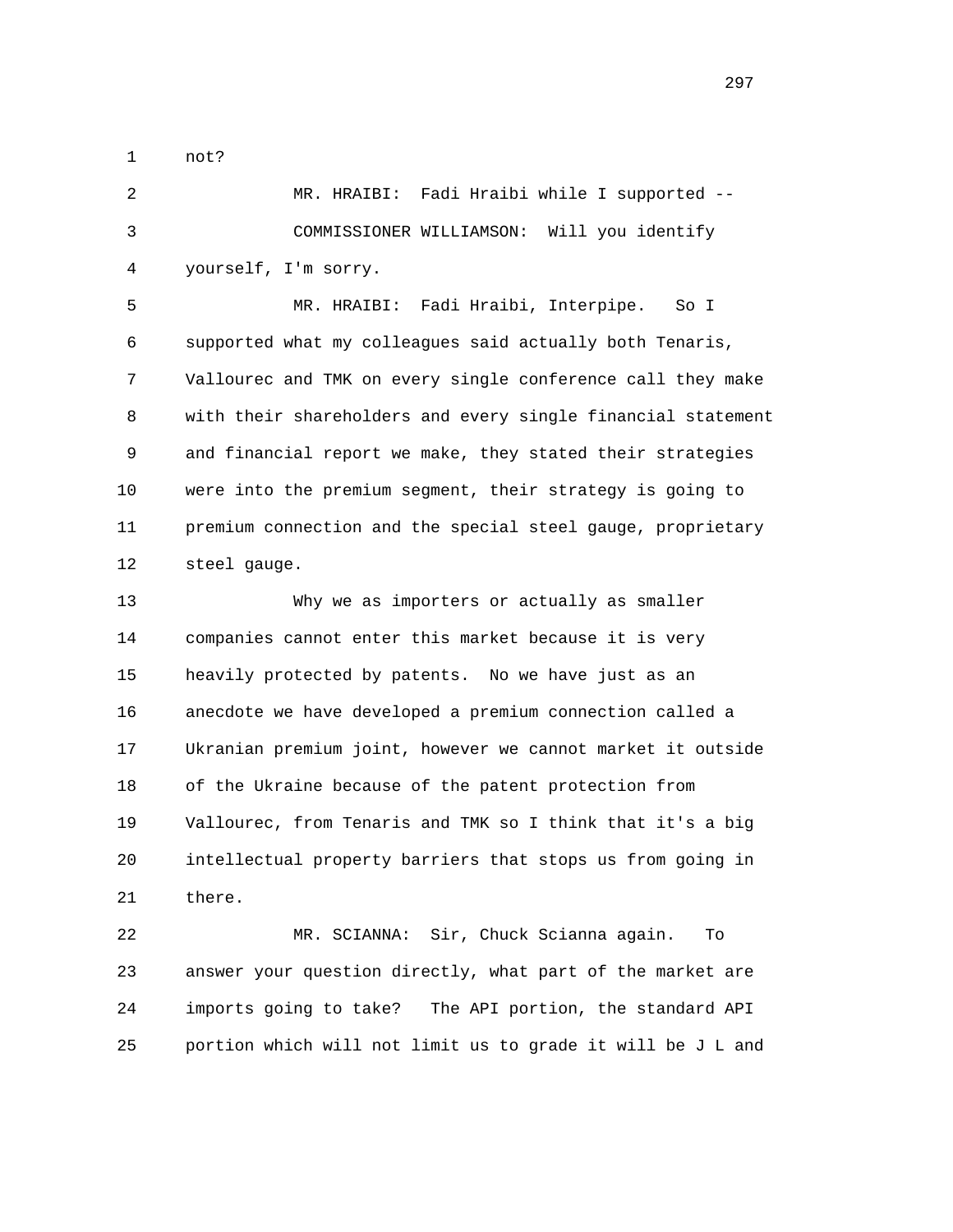1 not?

2 MR. HRAIBI: Fadi Hraibi while I supported --

3 COMMISSIONER WILLIAMSON: Will you identify

4 yourself, I'm sorry.

5 MR. HRAIBI: Fadi Hraibi, Interpipe. So I

6 supported what my colleagues said actually both Tenaris,

7 Vallourec and TMK on every single conference call they make

8 with their shareholders and every single financial statement

9 and financial report we make, they stated their strategies

10 were into the premium segment, their strategy is going to

11 premium connection and the special steel gauge, proprietary

12 steel gauge.

13 Why we as importers or actually as smaller

14 companies cannot enter this market because it is very

15 heavily protected by patents. No we have just as an

16 anecdote we have developed a premium connection called a

17 Ukranian premium joint, however we cannot market it outside

18 of the Ukraine because of the patent protection from

19 Vallourec, from Tenaris and TMK so I think that it's a big

20 intellectual property barriers that stops us from going in

21 there.

22 MR. SCIANNA: Sir, Chuck Scianna again. To

23 answer your question directly, what part of the market are

24 imports going to take? The API portion, the standard API

25 portion which will not limit us to grade it will be J L and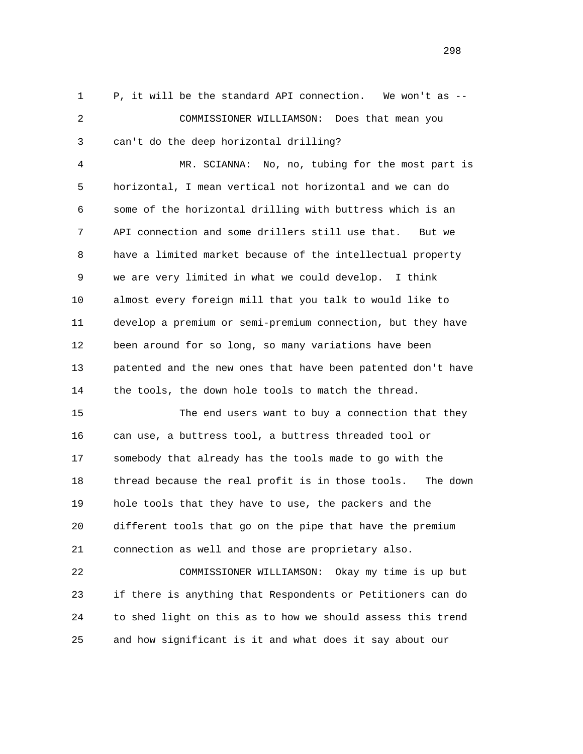P, it will be the standard API connection. We won't as --

COMMISSIONER WILLIAMSON: Does that mean you can't do the deep horizontal drilling?

MR. SCIANNA: No, no, tubing for the most part is horizontal, I mean vertical not horizontal and we can do some of the horizontal drilling with buttress which is an API connection and some drillers still use that. But we have a limited market because of the intellectual property we are very limited in what we could develop. I think almost every foreign mill that you talk to would like to develop a premium or semi-premium connection, but they have been around for so long, so many variations have been patented and the new ones that have been patented don't have the tools, the down hole tools to match the thread.

The end users want to buy a connection that they can use, a buttress tool, a buttress threaded tool or somebody that already has the tools made to go with the thread because the real profit is in those tools. The down hole tools that they have to use, the packers and the different tools that go on the pipe that have the premium connection as well and those are proprietary also.

COMMISSIONER WILLIAMSON: Okay my time is up but if there is anything that Respondents or Petitioners can do to shed light on this as to how we should assess this trend and how significant is it and what does it say about our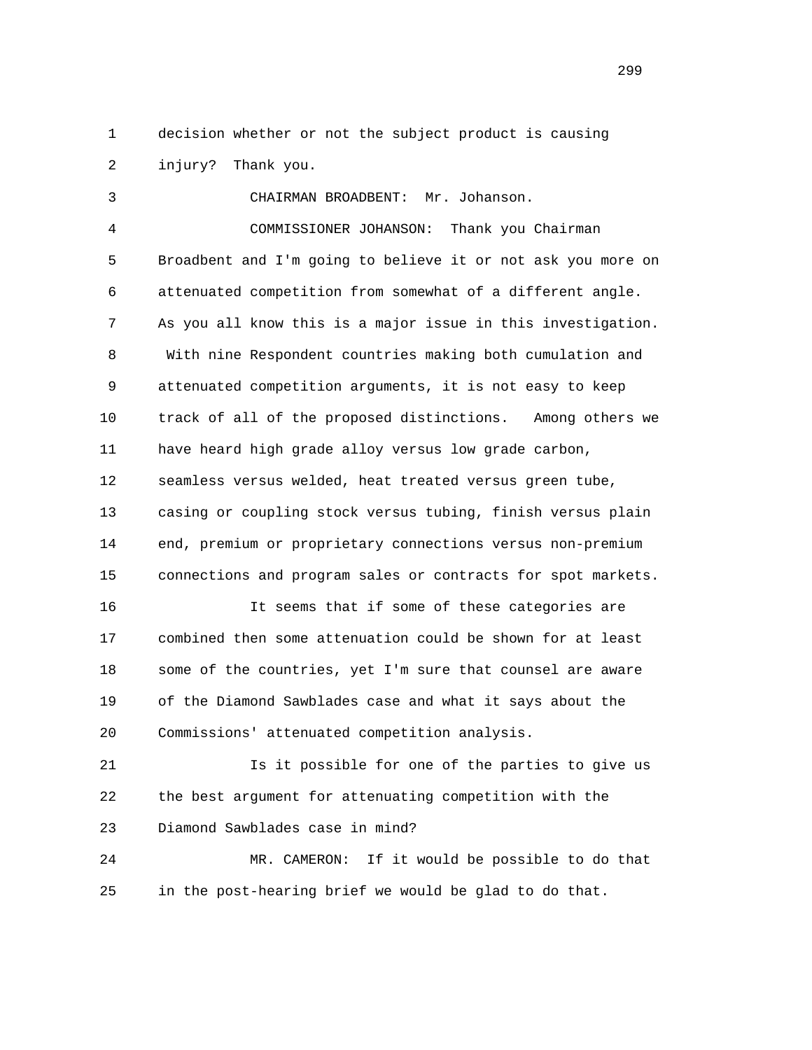decision whether or not the subject product is causing injury? Thank you.

CHAIRMAN BROADBENT: Mr. Johanson.

COMMISSIONER JOHANSON: Thank you Chairman Broadbent and I'm going to believe it or not ask you more on attenuated competition from somewhat of a different angle. As you all know this is a major issue in this investigation. With nine Respondent countries making both cumulation and attenuated competition arguments, it is not easy to keep track of all of the proposed distinctions. Among others we have heard high grade alloy versus low grade carbon, seamless versus welded, heat treated versus green tube, casing or coupling stock versus tubing, finish versus plain end, premium or proprietary connections versus non-premium connections and program sales or contracts for spot markets.

It seems that if some of these categories are combined then some attenuation could be shown for at least some of the countries, yet I'm sure that counsel are aware of the Diamond Sawblades case and what it says about the Commissions' attenuated competition analysis.

Is it possible for one of the parties to give us the best argument for attenuating competition with the Diamond Sawblades case in mind?

MR. CAMERON: If it would be possible to do that in the post-hearing brief we would be glad to do that.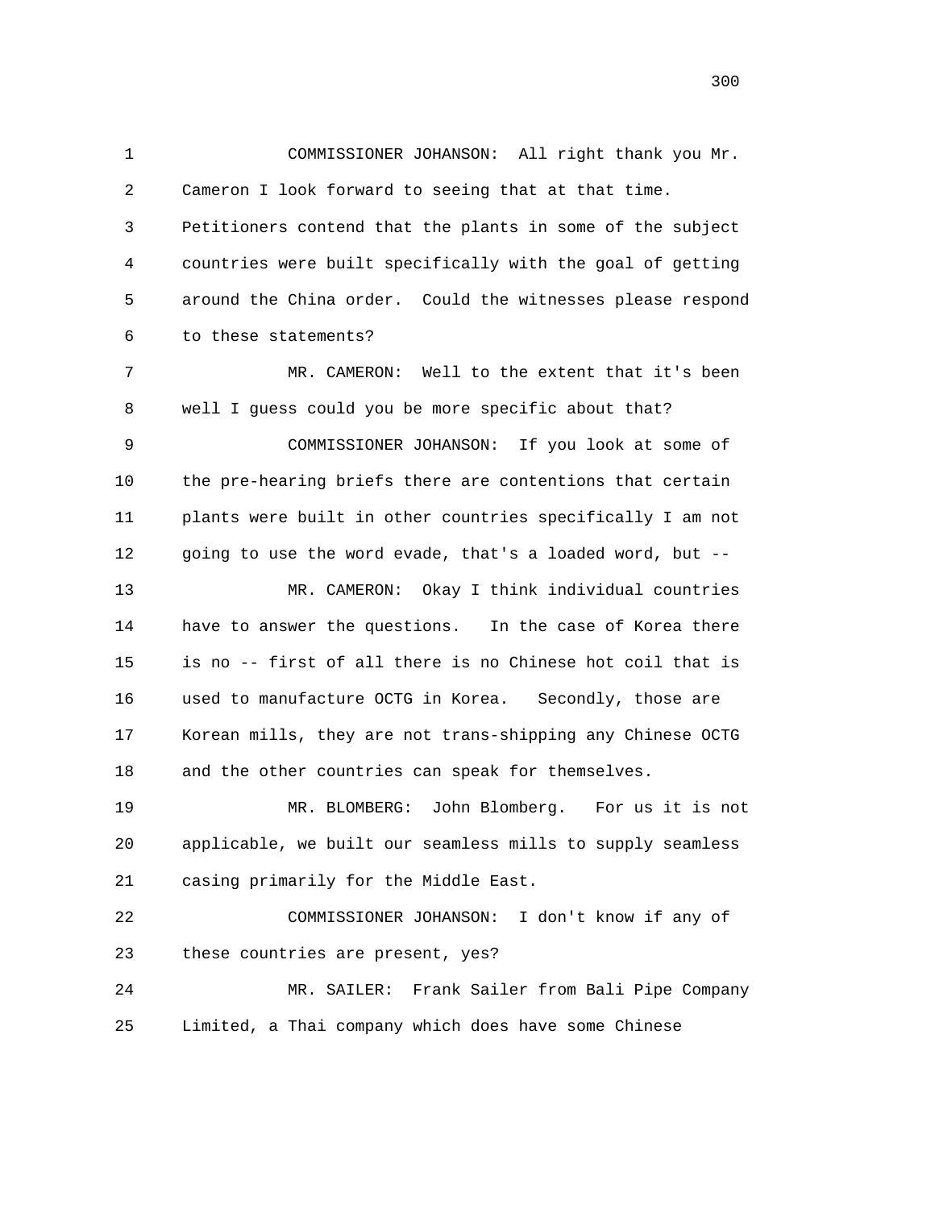COMMISSIONER JOHANSON: All right thank you Mr. Cameron I look forward to seeing that at that time. Petitioners contend that the plants in some of the subject countries were built specifically with the goal of getting around the China order. Could the witnesses please respond to these statements?

MR. CAMERON: Well to the extent that it's been well I guess could you be more specific about that?

COMMISSIONER JOHANSON: If you look at some of the pre-hearing briefs there are contentions that certain plants were built in other countries specifically I am not going to use the word evade, that's a loaded word, but --

MR. CAMERON: Okay I think individual countries have to answer the questions. In the case of Korea there is no -- first of all there is no Chinese hot coil that is used to manufacture OCTG in Korea. Secondly, those are Korean mills, they are not trans-shipping any Chinese OCTG and the other countries can speak for themselves.

MR. BLOMBERG: John Blomberg. For us it is not applicable, we built our seamless mills to supply seamless casing primarily for the Middle East.

COMMISSIONER JOHANSON: I don't know if any of these countries are present, yes?

MR. SAILER: Frank Sailer from Bali Pipe Company Limited, a Thai company which does have some Chinese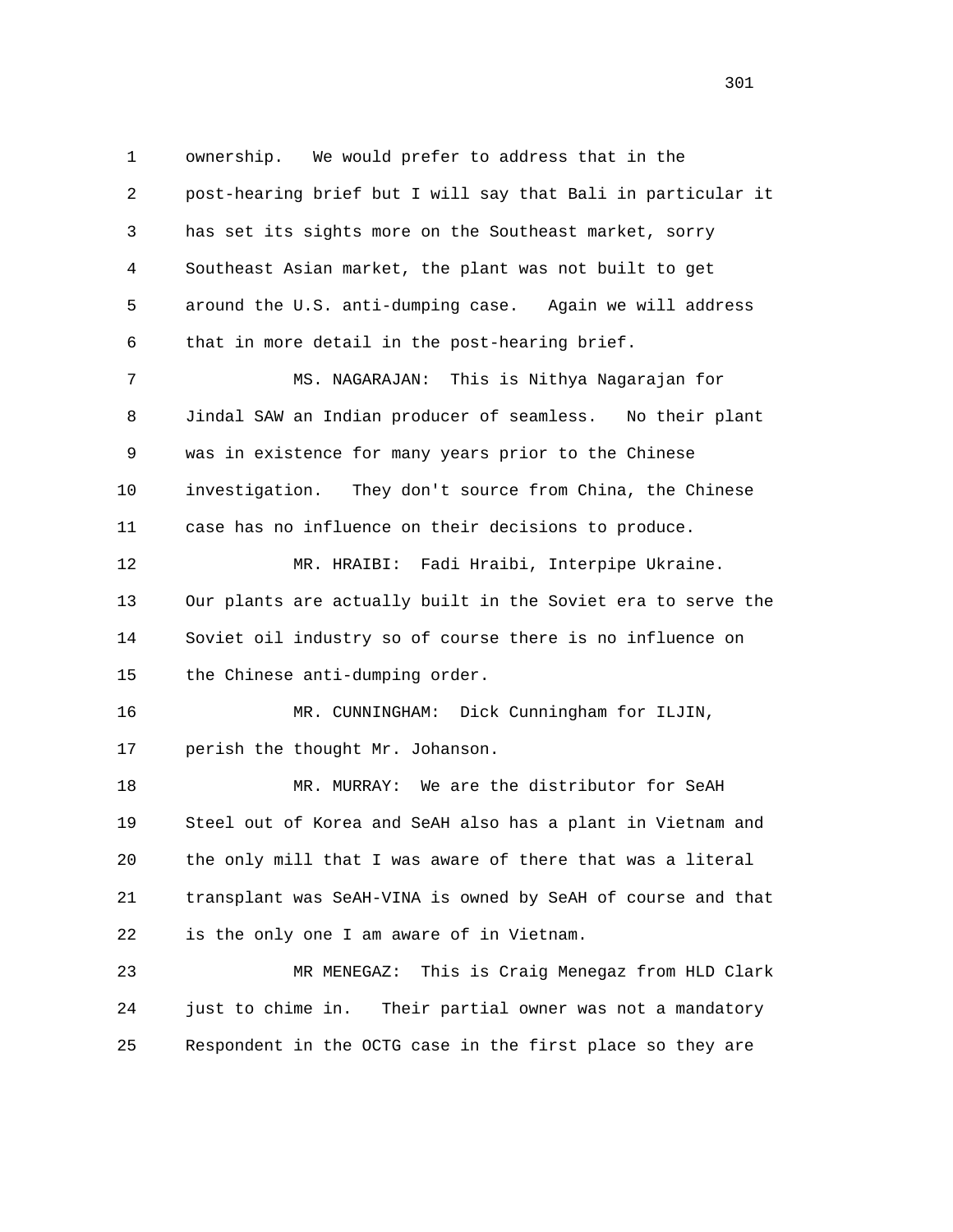ownership. We would prefer to address that in the post-hearing brief but I will say that Bali in particular it has set its sights more on the Southeast market, sorry Southeast Asian market, the plant was not built to get around the U.S. anti-dumping case. Again we will address that in more detail in the post-hearing brief.

MS. NAGARAJAN: This is Nithya Nagarajan for Jindal SAW an Indian producer of seamless. No their plant was in existence for many years prior to the Chinese investigation. They don't source from China, the Chinese case has no influence on their decisions to produce.

MR. HRAIBI: Fadi Hraibi, Interpipe Ukraine. Our plants are actually built in the Soviet era to serve the Soviet oil industry so of course there is no influence on the Chinese anti-dumping order.

MR. CUNNINGHAM: Dick Cunningham for ILJIN, perish the thought Mr. Johanson.

MR. MURRAY: We are the distributor for SeAH Steel out of Korea and SeAH also has a plant in Vietnam and the only mill that I was aware of there that was a literal transplant was SeAH-VINA is owned by SeAH of course and that is the only one I am aware of in Vietnam.

MR MENEGAZ: This is Craig Menegaz from HLD Clark just to chime in. Their partial owner was not a mandatory Respondent in the OCTG case in the first place so they are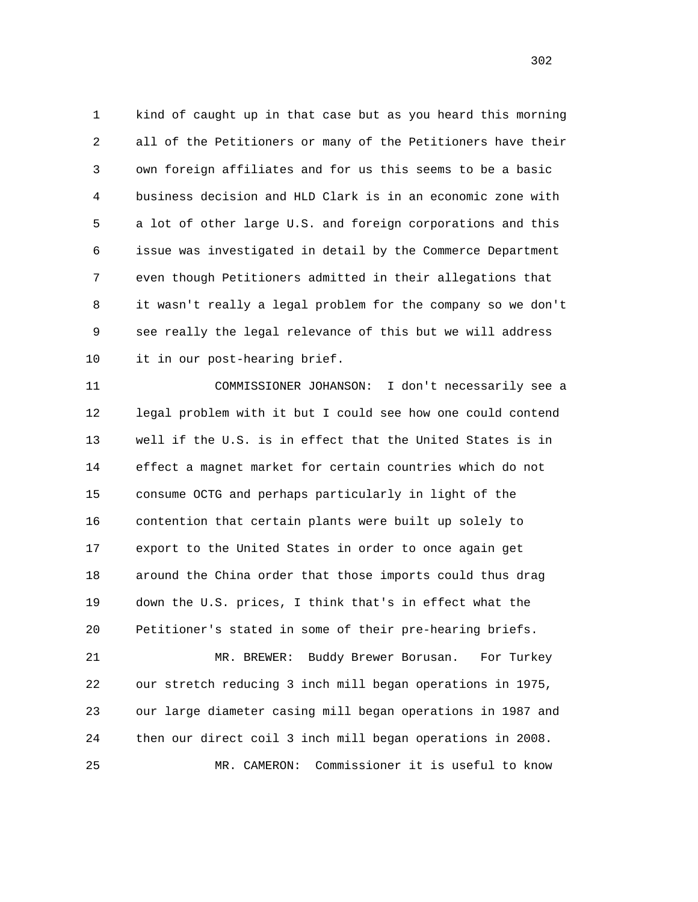kind of caught up in that case but as you heard this morning all of the Petitioners or many of the Petitioners have their own foreign affiliates and for us this seems to be a basic business decision and HLD Clark is in an economic zone with a lot of other large U.S. and foreign corporations and this issue was investigated in detail by the Commerce Department even though Petitioners admitted in their allegations that it wasn't really a legal problem for the company so we don't see really the legal relevance of this but we will address it in our post-hearing brief.

COMMISSIONER JOHANSON: I don't necessarily see a legal problem with it but I could see how one could contend well if the U.S. is in effect that the United States is in effect a magnet market for certain countries which do not consume OCTG and perhaps particularly in light of the contention that certain plants were built up solely to export to the United States in order to once again get around the China order that those imports could thus drag down the U.S. prices, I think that's in effect what the Petitioner's stated in some of their pre-hearing briefs.

MR. BREWER: Buddy Brewer Borusan. For Turkey our stretch reducing 3 inch mill began operations in 1975, our large diameter casing mill began operations in 1987 and then our direct coil 3 inch mill began operations in 2008.

MR. CAMERON: Commissioner it is useful to know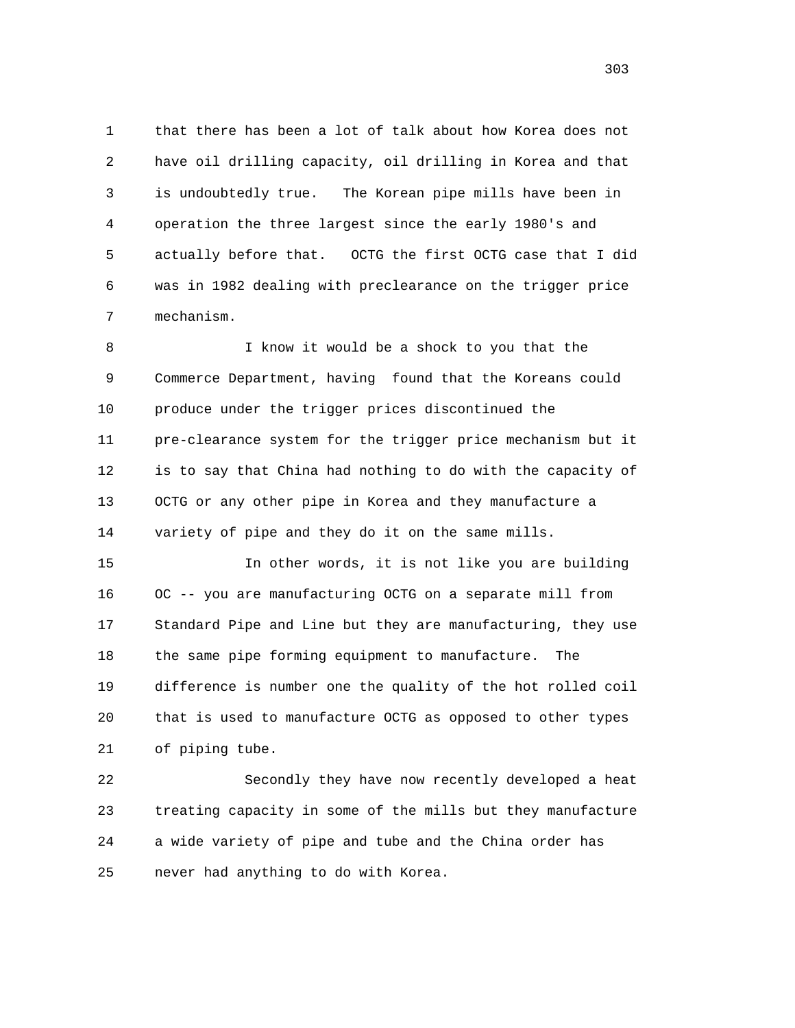that there has been a lot of talk about how Korea does not have oil drilling capacity, oil drilling in Korea and that is undoubtedly true. The Korean pipe mills have been in operation the three largest since the early 1980's and actually before that. OCTG the first OCTG case that I did was in 1982 dealing with preclearance on the trigger price mechanism.

I know it would be a shock to you that the Commerce Department, having found that the Koreans could produce under the trigger prices discontinued the pre-clearance system for the trigger price mechanism but it is to say that China had nothing to do with the capacity of OCTG or any other pipe in Korea and they manufacture a variety of pipe and they do it on the same mills.

In other words, it is not like you are building OC -- you are manufacturing OCTG on a separate mill from Standard Pipe and Line but they are manufacturing, they use the same pipe forming equipment to manufacture. The difference is number one the quality of the hot rolled coil that is used to manufacture OCTG as opposed to other types of piping tube.

Secondly they have now recently developed a heat treating capacity in some of the mills but they manufacture a wide variety of pipe and tube and the China order has never had anything to do with Korea.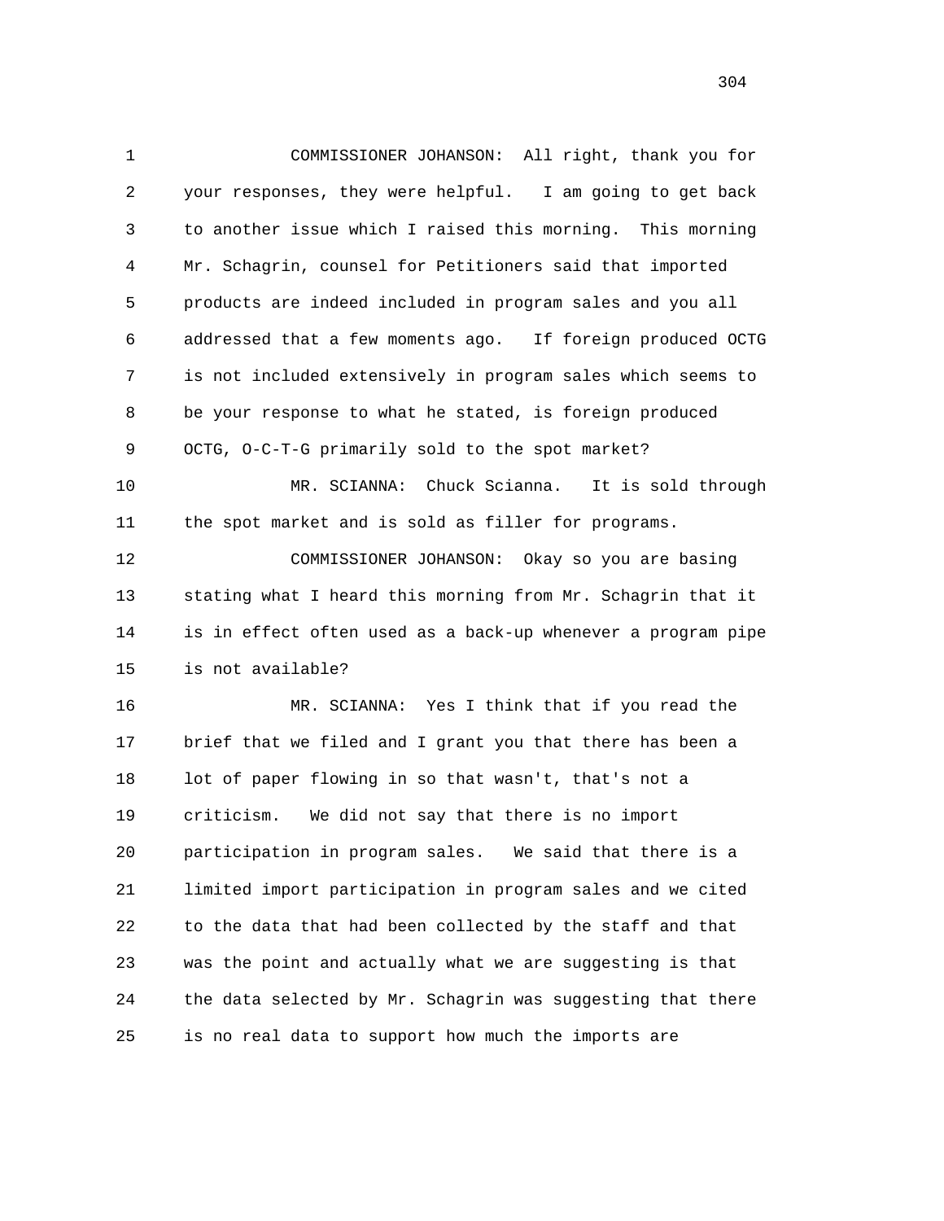COMMISSIONER JOHANSON: All right, thank you for your responses, they were helpful. I am going to get back to another issue which I raised this morning. This morning Mr. Schagrin, counsel for Petitioners said that imported products are indeed included in program sales and you all addressed that a few moments ago. If foreign produced OCTG is not included extensively in program sales which seems to be your response to what he stated, is foreign produced OCTG, O-C-T-G primarily sold to the spot market?

MR. SCIANNA: Chuck Scianna. It is sold through the spot market and is sold as filler for programs.

COMMISSIONER JOHANSON: Okay so you are basing stating what I heard this morning from Mr. Schagrin that it is in effect often used as a back-up whenever a program pipe is not available?

MR. SCIANNA: Yes I think that if you read the brief that we filed and I grant you that there has been a lot of paper flowing in so that wasn't, that's not a criticism. We did not say that there is no import participation in program sales. We said that there is a limited import participation in program sales and we cited to the data that had been collected by the staff and that was the point and actually what we are suggesting is that the data selected by Mr. Schagrin was suggesting that there is no real data to support how much the imports are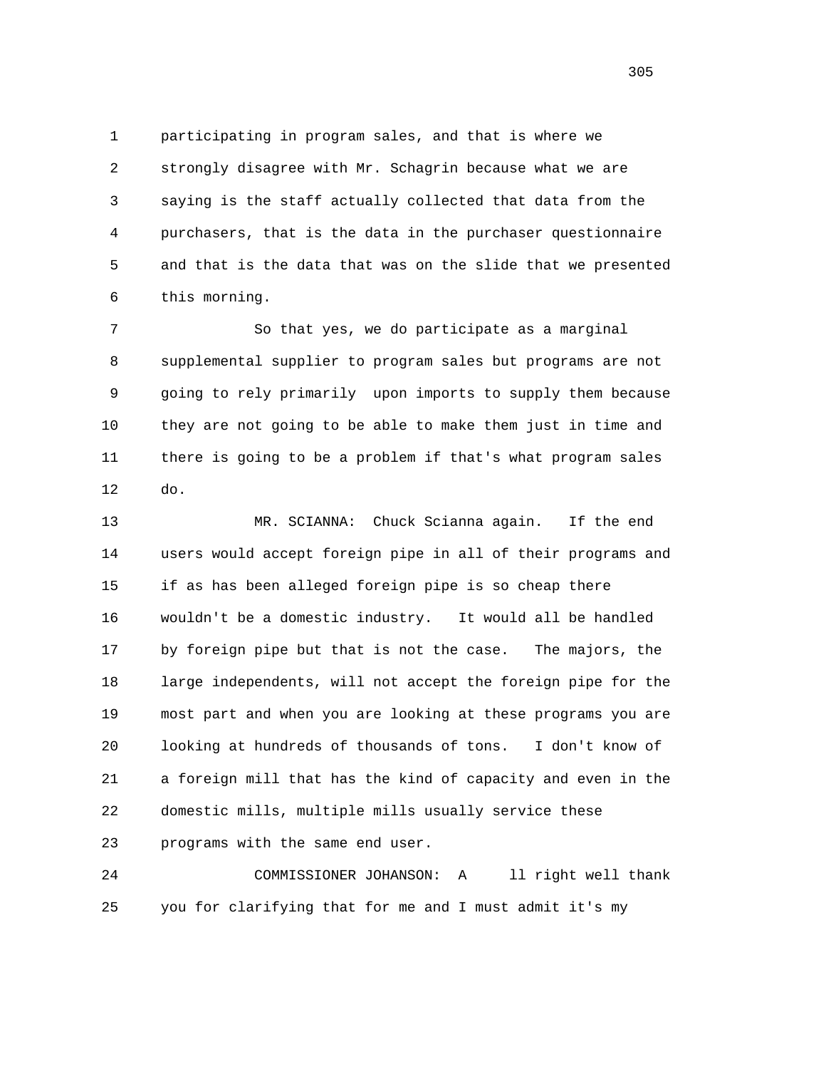participating in program sales, and that is where we strongly disagree with Mr. Schagrin because what we are saying is the staff actually collected that data from the purchasers, that is the data in the purchaser questionnaire and that is the data that was on the slide that we presented this morning.

So that yes, we do participate as a marginal supplemental supplier to program sales but programs are not going to rely primarily upon imports to supply them because they are not going to be able to make them just in time and there is going to be a problem if that's what program sales do.

MR. SCIANNA: Chuck Scianna again. If the end users would accept foreign pipe in all of their programs and if as has been alleged foreign pipe is so cheap there wouldn't be a domestic industry. It would all be handled by foreign pipe but that is not the case. The majors, the large independents, will not accept the foreign pipe for the most part and when you are looking at these programs you are looking at hundreds of thousands of tons. I don't know of a foreign mill that has the kind of capacity and even in the domestic mills, multiple mills usually service these programs with the same end user.

COMMISSIONER JOHANSON: A ll right well thank you for clarifying that for me and I must admit it's my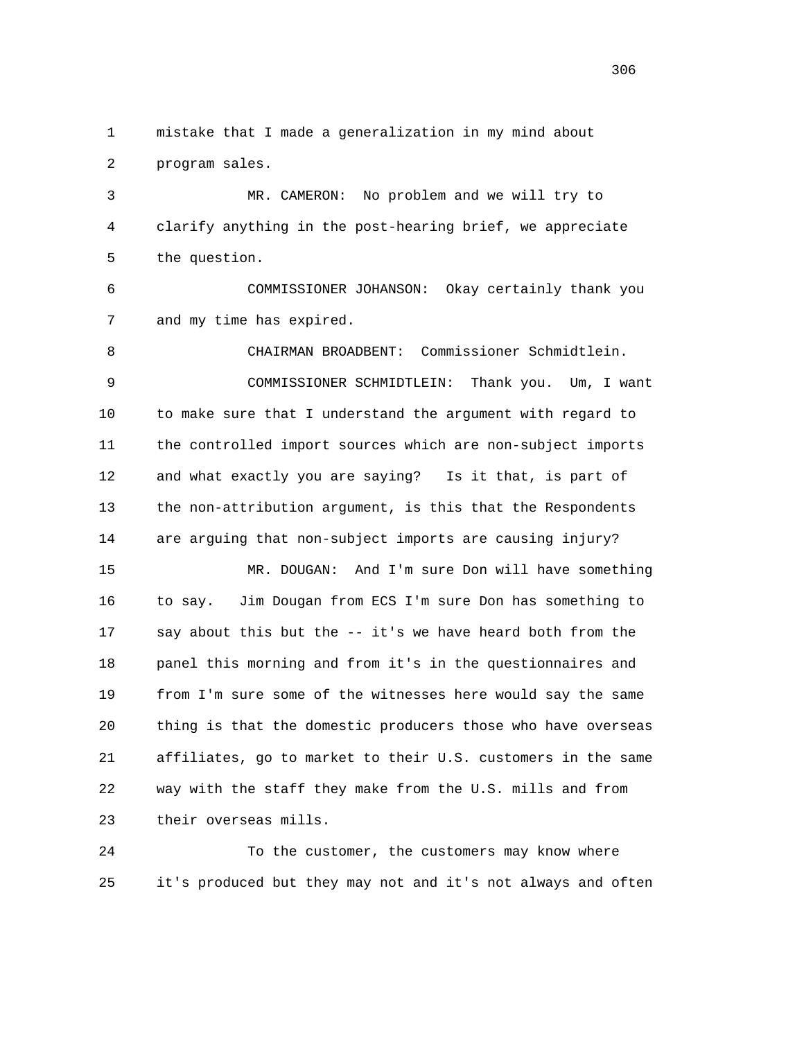mistake that I made a generalization in my mind about program sales.

MR. CAMERON: No problem and we will try to clarify anything in the post-hearing brief, we appreciate the question.

COMMISSIONER JOHANSON: Okay certainly thank you and my time has expired.

CHAIRMAN BROADBENT: Commissioner Schmidtlein.

COMMISSIONER SCHMIDTLEIN: Thank you. Um, I want to make sure that I understand the argument with regard to the controlled import sources which are non-subject imports and what exactly you are saying? Is it that, is part of the non-attribution argument, is this that the Respondents are arguing that non-subject imports are causing injury?

MR. DOUGAN: And I'm sure Don will have something to say. Jim Dougan from ECS I'm sure Don has something to say about this but the -- it's we have heard both from the panel this morning and from it's in the questionnaires and from I'm sure some of the witnesses here would say the same thing is that the domestic producers those who have overseas affiliates, go to market to their U.S. customers in the same way with the staff they make from the U.S. mills and from their overseas mills.

To the customer, the customers may know where it's produced but they may not and it's not always and often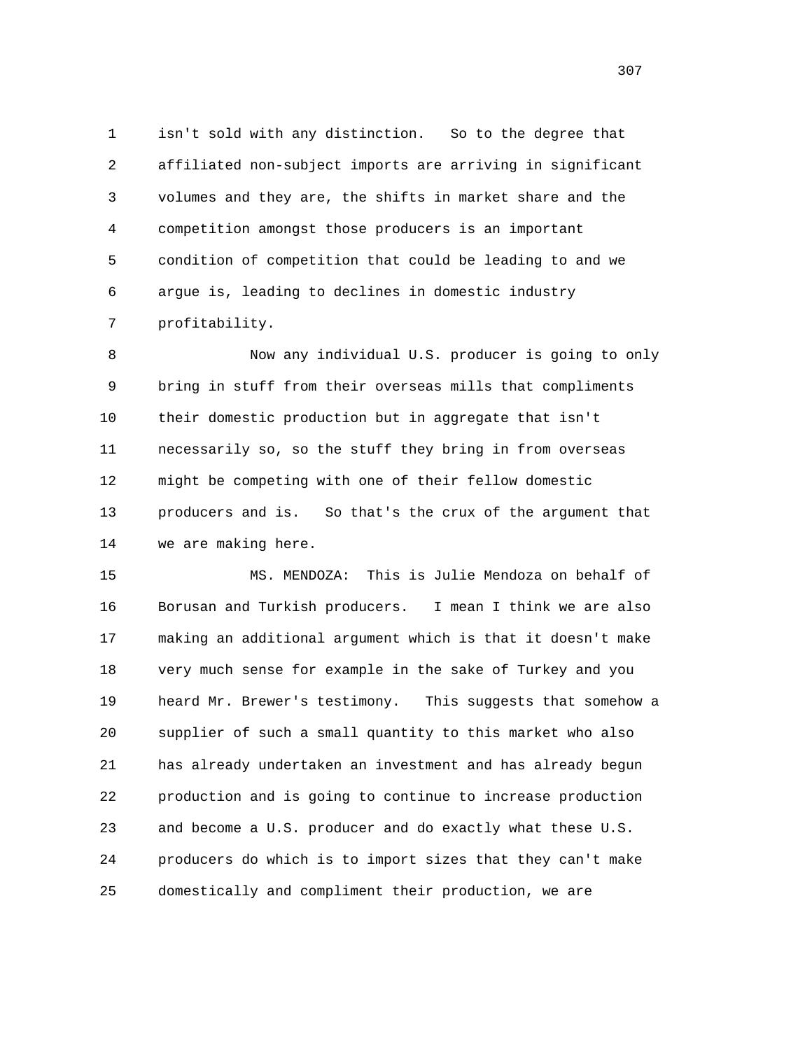isn't sold with any distinction. So to the degree that affiliated non-subject imports are arriving in significant volumes and they are, the shifts in market share and the competition amongst those producers is an important condition of competition that could be leading to and we argue is, leading to declines in domestic industry profitability.

Now any individual U.S. producer is going to only bring in stuff from their overseas mills that compliments their domestic production but in aggregate that isn't necessarily so, so the stuff they bring in from overseas might be competing with one of their fellow domestic producers and is. So that's the crux of the argument that we are making here.

MS. MENDOZA: This is Julie Mendoza on behalf of Borusan and Turkish producers. I mean I think we are also making an additional argument which is that it doesn't make very much sense for example in the sake of Turkey and you heard Mr. Brewer's testimony. This suggests that somehow a supplier of such a small quantity to this market who also has already undertaken an investment and has already begun production and is going to continue to increase production and become a U.S. producer and do exactly what these U.S. producers do which is to import sizes that they can't make domestically and compliment their production, we are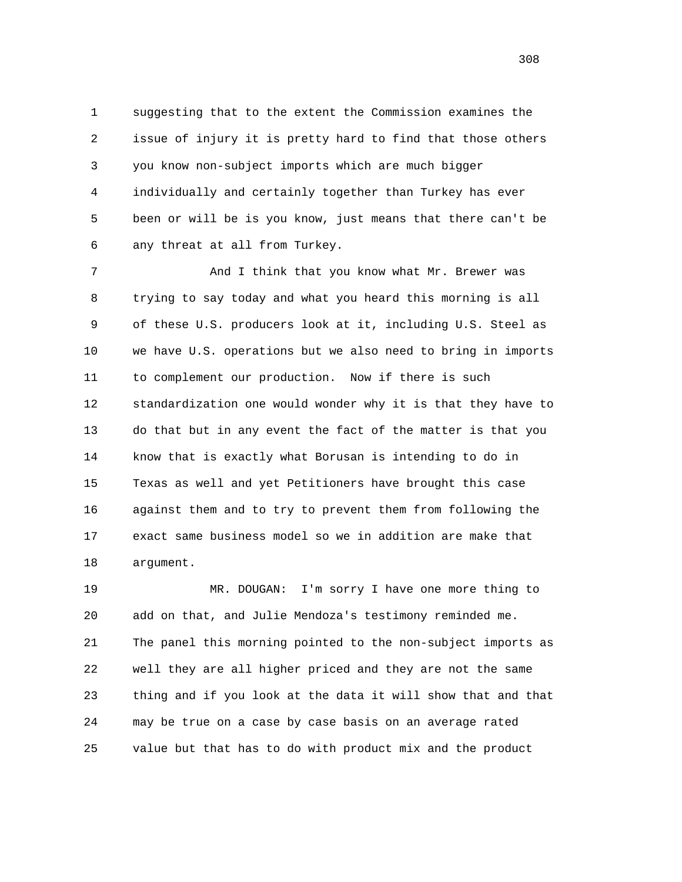suggesting that to the extent the Commission examines the issue of injury it is pretty hard to find that those others you know non-subject imports which are much bigger individually and certainly together than Turkey has ever been or will be is you know, just means that there can't be any threat at all from Turkey.

And I think that you know what Mr. Brewer was trying to say today and what you heard this morning is all of these U.S. producers look at it, including U.S. Steel as we have U.S. operations but we also need to bring in imports to complement our production. Now if there is such standardization one would wonder why it is that they have to do that but in any event the fact of the matter is that you know that is exactly what Borusan is intending to do in Texas as well and yet Petitioners have brought this case against them and to try to prevent them from following the exact same business model so we in addition are make that argument.

MR. DOUGAN: I'm sorry I have one more thing to add on that, and Julie Mendoza's testimony reminded me. The panel this morning pointed to the non-subject imports as well they are all higher priced and they are not the same thing and if you look at the data it will show that and that may be true on a case by case basis on an average rated value but that has to do with product mix and the product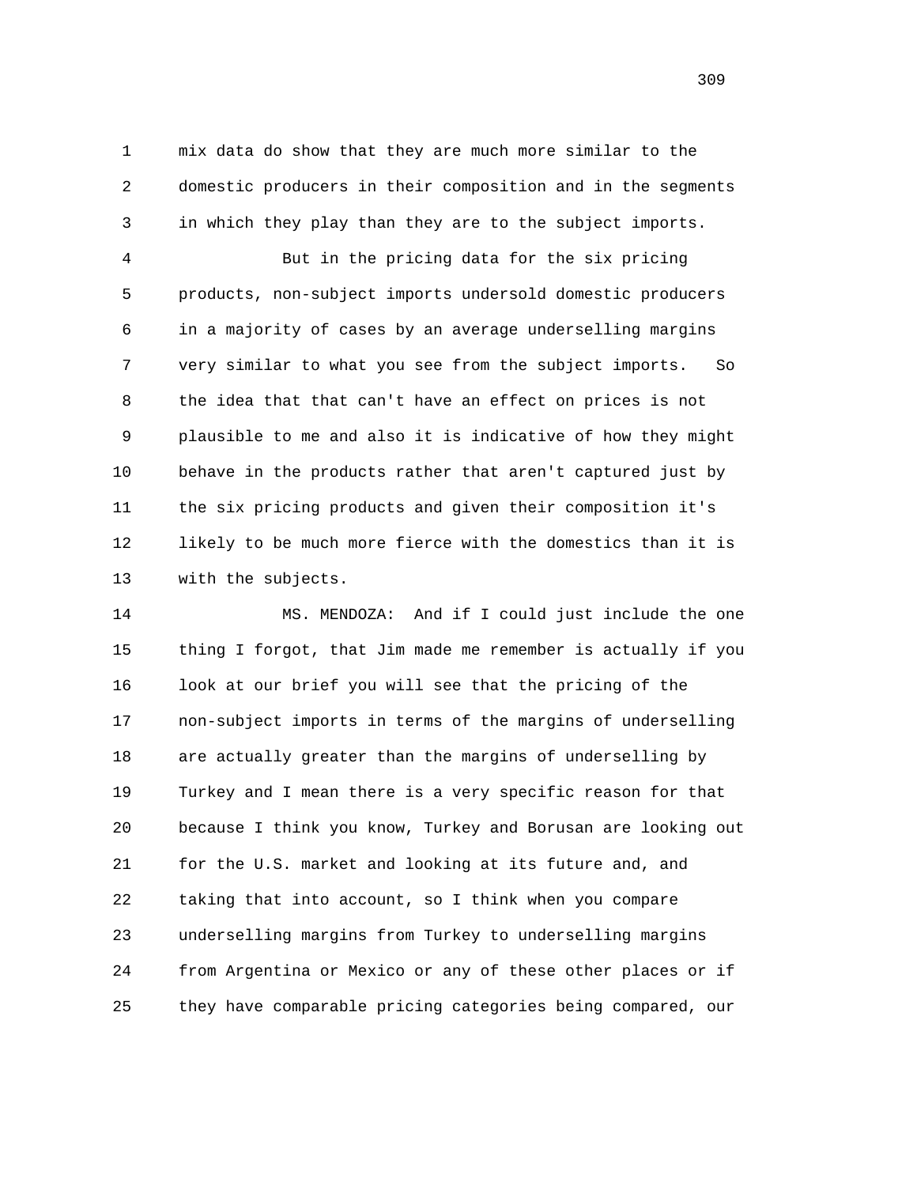mix data do show that they are much more similar to the domestic producers in their composition and in the segments in which they play than they are to the subject imports.

But in the pricing data for the six pricing products, non-subject imports undersold domestic producers in a majority of cases by an average underselling margins very similar to what you see from the subject imports. So the idea that that can't have an effect on prices is not plausible to me and also it is indicative of how they might behave in the products rather that aren't captured just by the six pricing products and given their composition it's likely to be much more fierce with the domestics than it is with the subjects.

MS. MENDOZA: And if I could just include the one thing I forgot, that Jim made me remember is actually if you look at our brief you will see that the pricing of the non-subject imports in terms of the margins of underselling are actually greater than the margins of underselling by Turkey and I mean there is a very specific reason for that because I think you know, Turkey and Borusan are looking out for the U.S. market and looking at its future and, and taking that into account, so I think when you compare underselling margins from Turkey to underselling margins from Argentina or Mexico or any of these other places or if they have comparable pricing categories being compared, our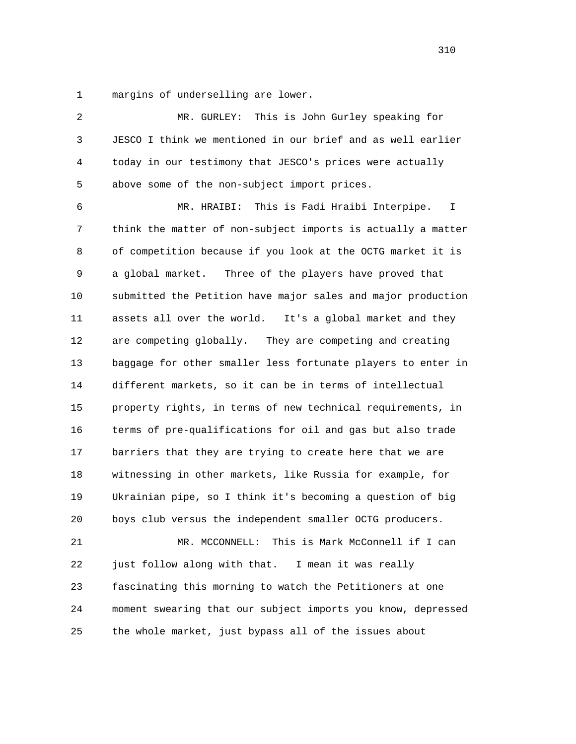margins of underselling are lower.

MR. GURLEY: This is John Gurley speaking for JESCO I think we mentioned in our brief and as well earlier today in our testimony that JESCO's prices were actually above some of the non-subject import prices.

MR. HRAIBI: This is Fadi Hraibi Interpipe. I think the matter of non-subject imports is actually a matter of competition because if you look at the OCTG market it is a global market. Three of the players have proved that submitted the Petition have major sales and major production assets all over the world. It's a global market and they are competing globally. They are competing and creating baggage for other smaller less fortunate players to enter in different markets, so it can be in terms of intellectual property rights, in terms of new technical requirements, in terms of pre-qualifications for oil and gas but also trade barriers that they are trying to create here that we are witnessing in other markets, like Russia for example, for Ukrainian pipe, so I think it's becoming a question of big boys club versus the independent smaller OCTG producers.

MR. MCCONNELL: This is Mark McConnell if I can just follow along with that. I mean it was really fascinating this morning to watch the Petitioners at one moment swearing that our subject imports you know, depressed the whole market, just bypass all of the issues about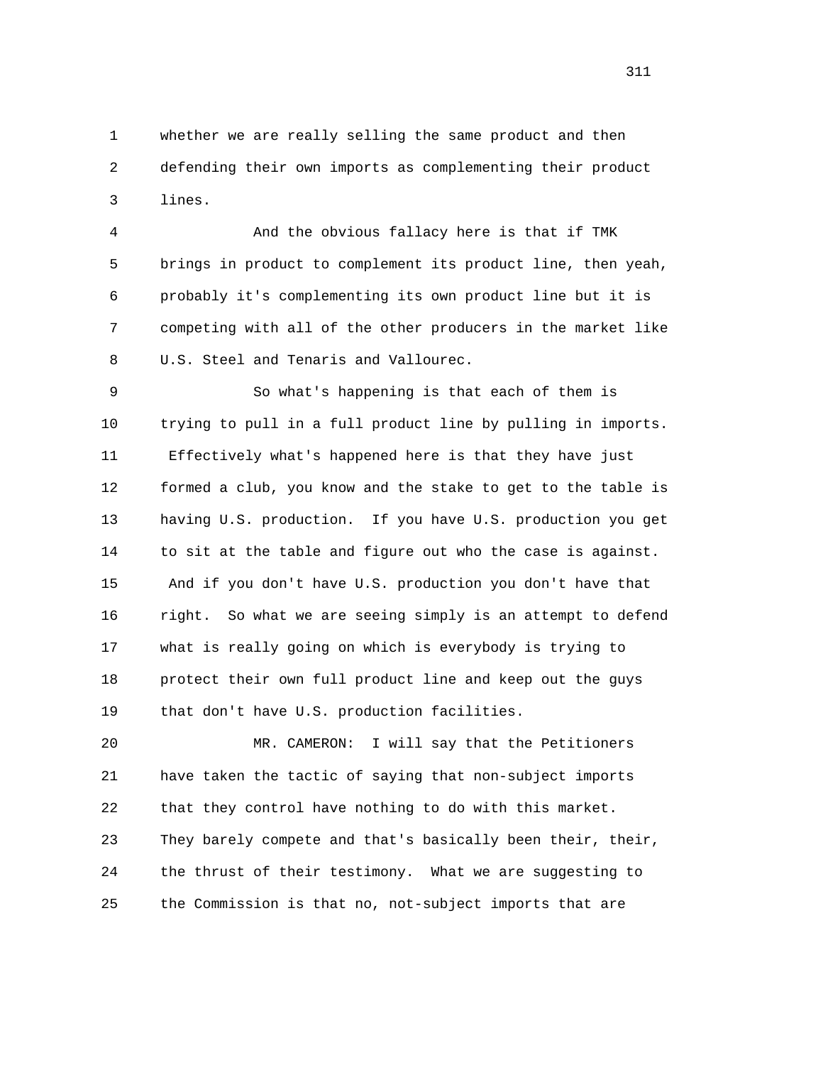whether we are really selling the same product and then defending their own imports as complementing their product lines.

And the obvious fallacy here is that if TMK brings in product to complement its product line, then yeah, probably it's complementing its own product line but it is competing with all of the other producers in the market like U.S. Steel and Tenaris and Vallourec.

So what's happening is that each of them is trying to pull in a full product line by pulling in imports. Effectively what's happened here is that they have just formed a club, you know and the stake to get to the table is having U.S. production. If you have U.S. production you get to sit at the table and figure out who the case is against. And if you don't have U.S. production you don't have that right. So what we are seeing simply is an attempt to defend what is really going on which is everybody is trying to protect their own full product line and keep out the guys that don't have U.S. production facilities.

MR. CAMERON: I will say that the Petitioners have taken the tactic of saying that non-subject imports that they control have nothing to do with this market. They barely compete and that's basically been their, their, the thrust of their testimony. What we are suggesting to the Commission is that no, not-subject imports that are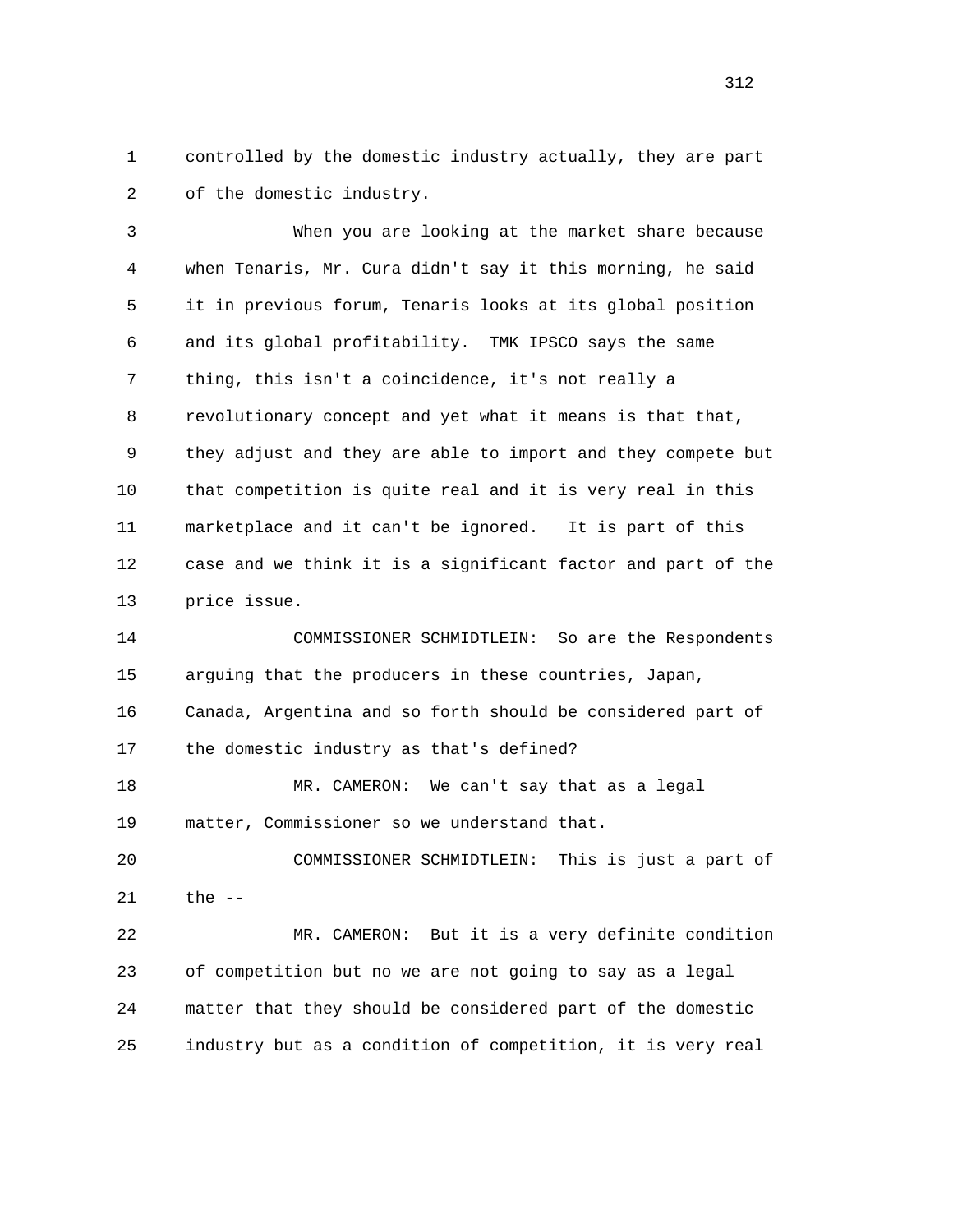controlled by the domestic industry actually, they are part of the domestic industry.

When you are looking at the market share because when Tenaris, Mr. Cura didn't say it this morning, he said it in previous forum, Tenaris looks at its global position and its global profitability. TMK IPSCO says the same thing, this isn't a coincidence, it's not really a revolutionary concept and yet what it means is that that, they adjust and they are able to import and they compete but that competition is quite real and it is very real in this marketplace and it can't be ignored. It is part of this case and we think it is a significant factor and part of the price issue.

COMMISSIONER SCHMIDTLEIN: So are the Respondents arguing that the producers in these countries, Japan, Canada, Argentina and so forth should be considered part of the domestic industry as that's defined?

MR. CAMERON: We can't say that as a legal matter, Commissioner so we understand that.

COMMISSIONER SCHMIDTLEIN: This is just a part of the --

MR. CAMERON: But it is a very definite condition of competition but no we are not going to say as a legal matter that they should be considered part of the domestic industry but as a condition of competition, it is very real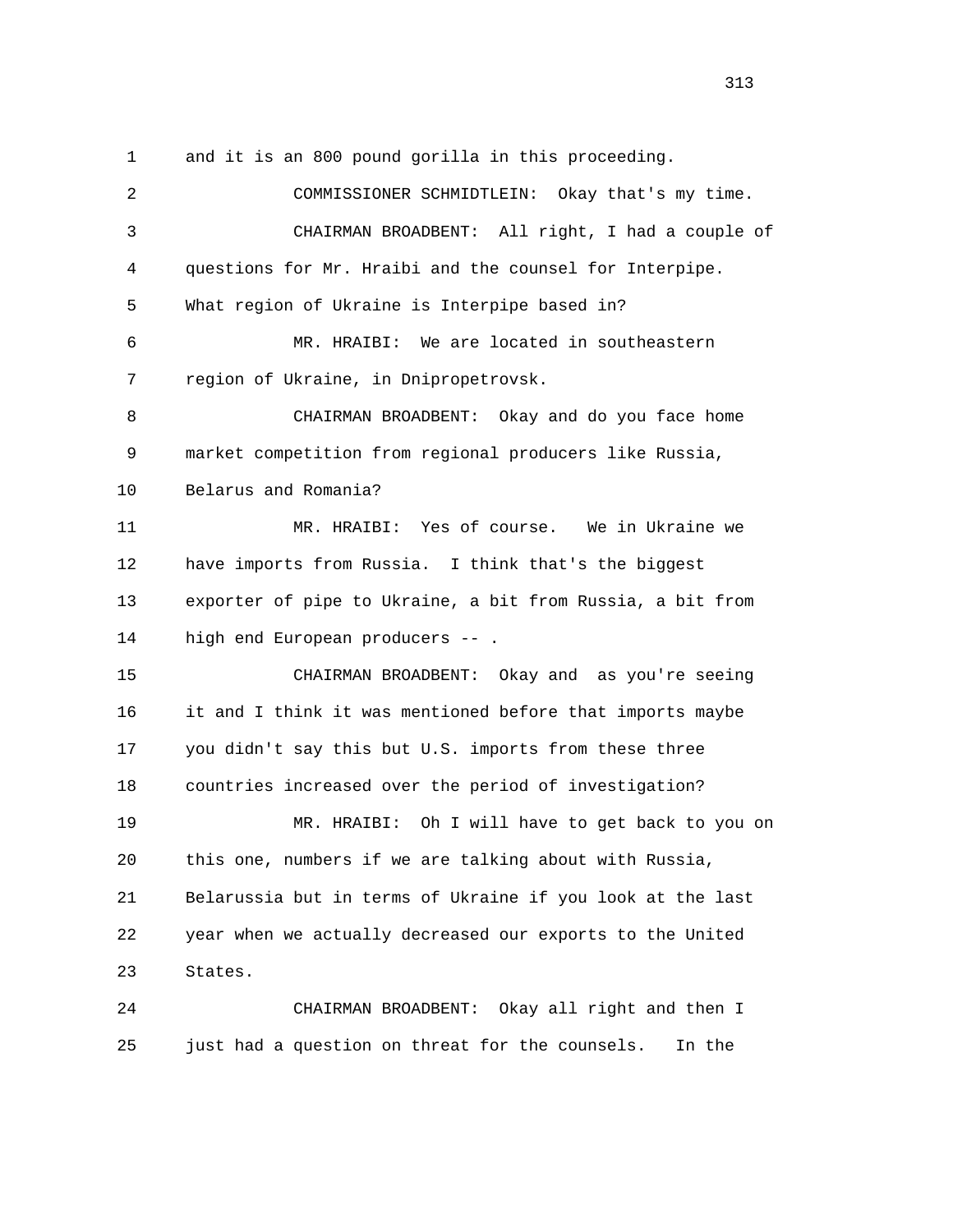1 and it is an 800 pound gorilla in this proceeding.

2 COMMISSIONER SCHMIDTLEIN: Okay that's my time.

3 CHAIRMAN BROADBENT: All right, I had a couple of

4 questions for Mr. Hraibi and the counsel for Interpipe.

5 What region of Ukraine is Interpipe based in?

6 MR. HRAIBI: We are located in southeastern

7 region of Ukraine, in Dnipropetrovsk.

8 CHAIRMAN BROADBENT: Okay and do you face home

9 market competition from regional producers like Russia,

10 Belarus and Romania?

11 MR. HRAIBI: Yes of course. We in Ukraine we

12 have imports from Russia. I think that's the biggest

13 exporter of pipe to Ukraine, a bit from Russia, a bit from

14 high end European producers -- .

15 CHAIRMAN BROADBENT: Okay and as you're seeing

16 it and I think it was mentioned before that imports maybe

17 you didn't say this but U.S. imports from these three

18 countries increased over the period of investigation?

19 MR. HRAIBI: Oh I will have to get back to you on

20 this one, numbers if we are talking about with Russia,

21 Belarussia but in terms of Ukraine if you look at the last

22 year when we actually decreased our exports to the United

23 States.

24 CHAIRMAN BROADBENT: Okay all right and then I

25 just had a question on threat for the counsels. In the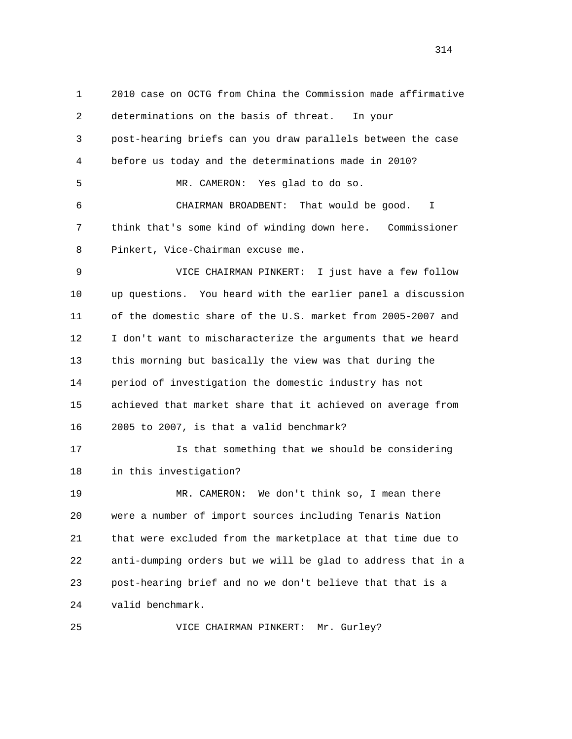2010 case on OCTG from China the Commission made affirmative determinations on the basis of threat. In your post-hearing briefs can you draw parallels between the case before us today and the determinations made in 2010?

MR. CAMERON: Yes glad to do so.

CHAIRMAN BROADBENT: That would be good. I think that's some kind of winding down here. Commissioner Pinkert, Vice-Chairman excuse me.

VICE CHAIRMAN PINKERT: I just have a few follow up questions. You heard with the earlier panel a discussion of the domestic share of the U.S. market from 2005-2007 and I don't want to mischaracterize the arguments that we heard this morning but basically the view was that during the period of investigation the domestic industry has not achieved that market share that it achieved on average from 2005 to 2007, is that a valid benchmark?

Is that something that we should be considering in this investigation?

MR. CAMERON: We don't think so, I mean there were a number of import sources including Tenaris Nation that were excluded from the marketplace at that time due to anti-dumping orders but we will be glad to address that in a post-hearing brief and no we don't believe that that is a valid benchmark.

VICE CHAIRMAN PINKERT: Mr. Gurley?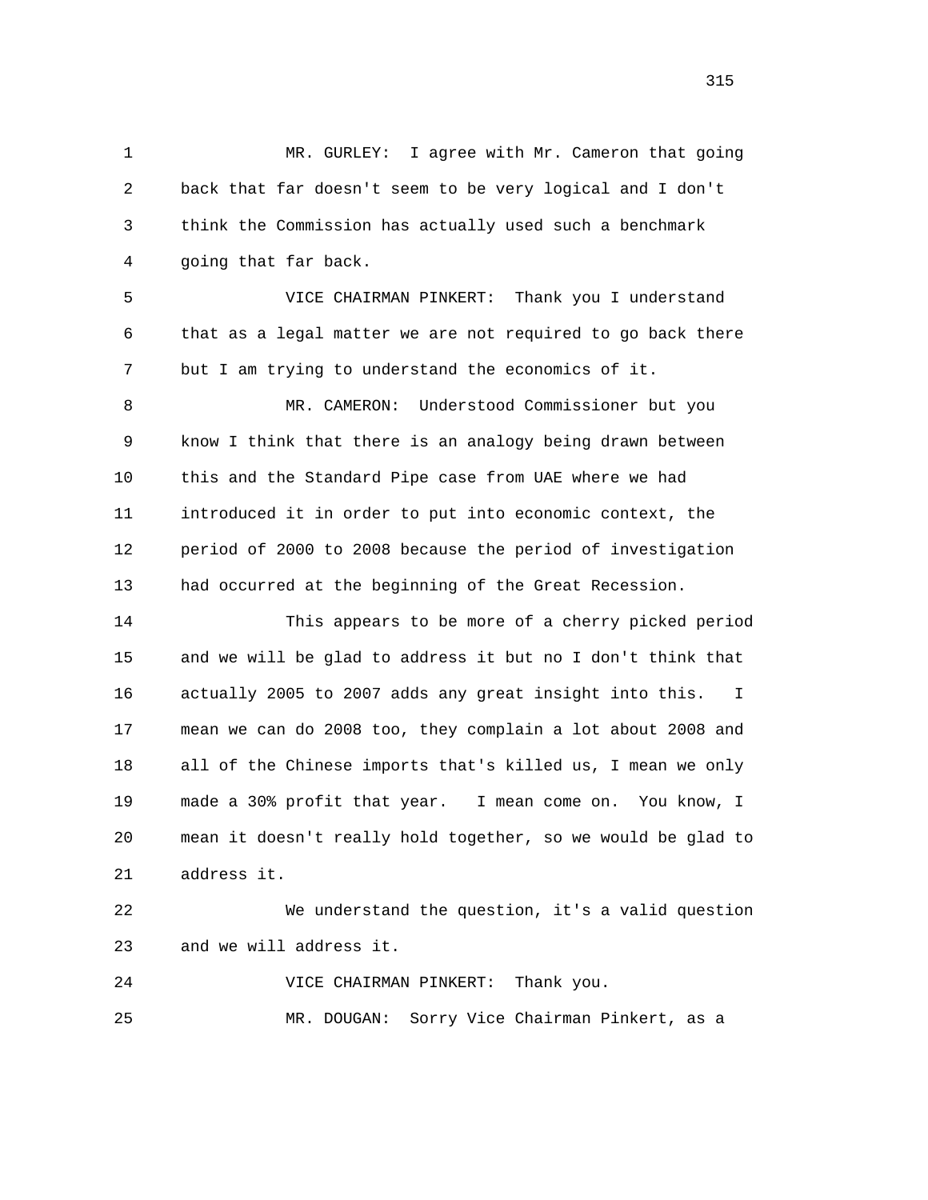MR. GURLEY: I agree with Mr. Cameron that going back that far doesn't seem to be very logical and I don't think the Commission has actually used such a benchmark going that far back.

VICE CHAIRMAN PINKERT: Thank you I understand that as a legal matter we are not required to go back there but I am trying to understand the economics of it.

MR. CAMERON: Understood Commissioner but you know I think that there is an analogy being drawn between this and the Standard Pipe case from UAE where we had introduced it in order to put into economic context, the period of 2000 to 2008 because the period of investigation had occurred at the beginning of the Great Recession.

This appears to be more of a cherry picked period and we will be glad to address it but no I don't think that actually 2005 to 2007 adds any great insight into this. I mean we can do 2008 too, they complain a lot about 2008 and all of the Chinese imports that's killed us, I mean we only made a 30% profit that year. I mean come on. You know, I mean it doesn't really hold together, so we would be glad to address it.

We understand the question, it's a valid question and we will address it.

VICE CHAIRMAN PINKERT: Thank you.

MR. DOUGAN: Sorry Vice Chairman Pinkert, as a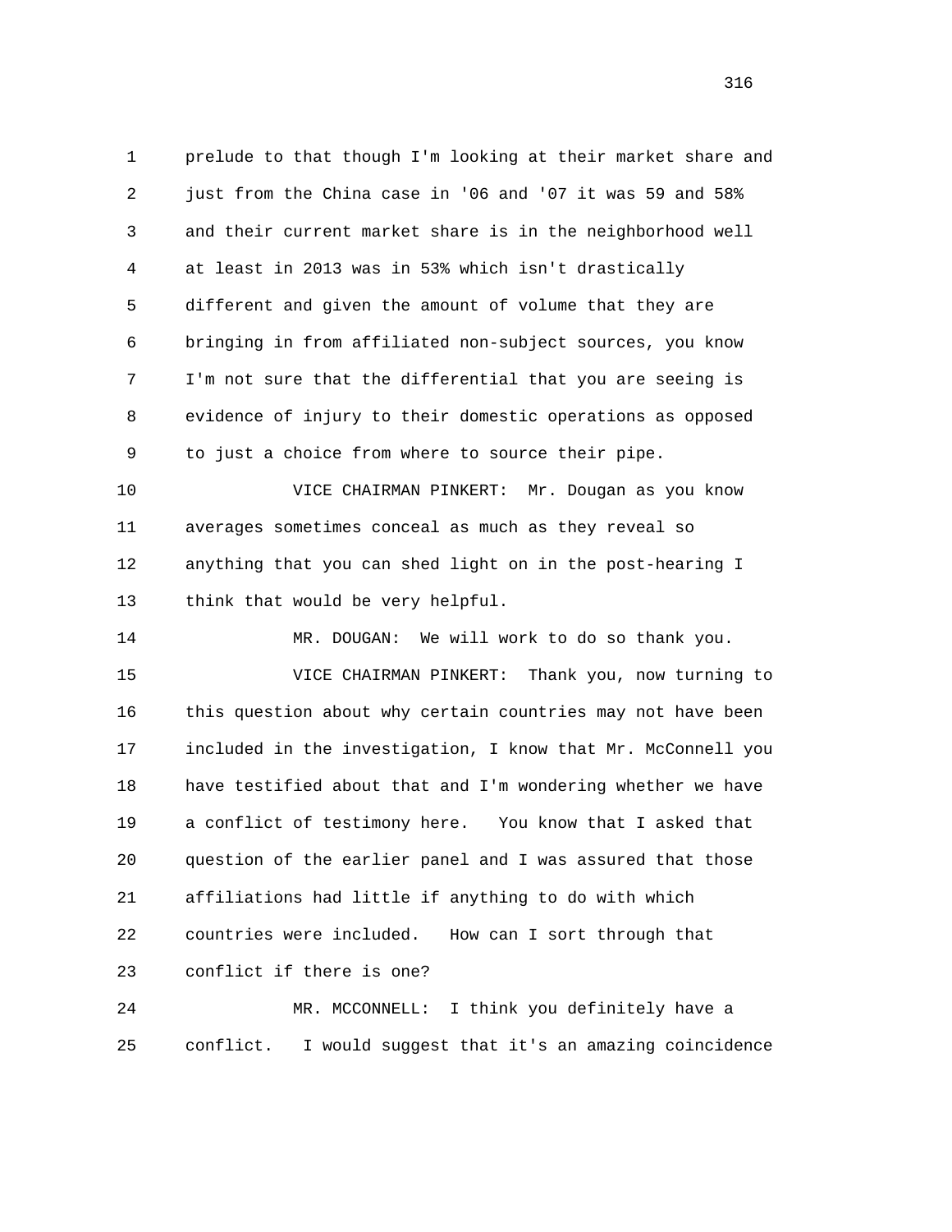prelude to that though I'm looking at their market share and just from the China case in '06 and '07 it was 59 and 58% and their current market share is in the neighborhood well at least in 2013 was in 53% which isn't drastically different and given the amount of volume that they are bringing in from affiliated non-subject sources, you know I'm not sure that the differential that you are seeing is evidence of injury to their domestic operations as opposed to just a choice from where to source their pipe.

VICE CHAIRMAN PINKERT: Mr. Dougan as you know averages sometimes conceal as much as they reveal so anything that you can shed light on in the post-hearing I think that would be very helpful.

MR. DOUGAN: We will work to do so thank you.

VICE CHAIRMAN PINKERT: Thank you, now turning to this question about why certain countries may not have been included in the investigation, I know that Mr. McConnell you have testified about that and I'm wondering whether we have a conflict of testimony here. You know that I asked that question of the earlier panel and I was assured that those affiliations had little if anything to do with which countries were included. How can I sort through that conflict if there is one?

MR. MCCONNELL: I think you definitely have a conflict. I would suggest that it's an amazing coincidence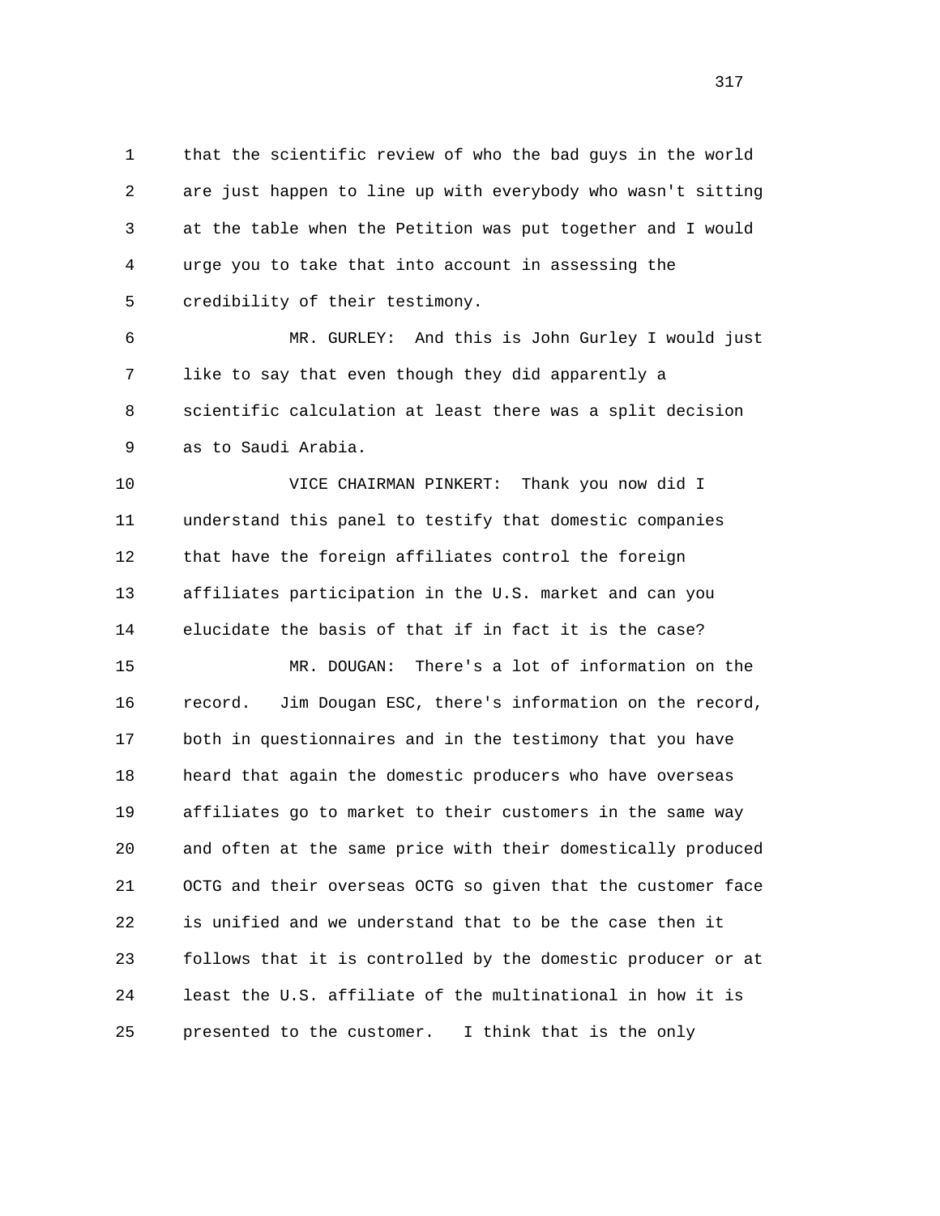that the scientific review of who the bad guys in the world are just happen to line up with everybody who wasn't sitting at the table when the Petition was put together and I would urge you to take that into account in assessing the credibility of their testimony.

MR. GURLEY: And this is John Gurley I would just like to say that even though they did apparently a scientific calculation at least there was a split decision as to Saudi Arabia.

VICE CHAIRMAN PINKERT: Thank you now did I understand this panel to testify that domestic companies that have the foreign affiliates control the foreign affiliates participation in the U.S. market and can you elucidate the basis of that if in fact it is the case?

MR. DOUGAN: There's a lot of information on the record. Jim Dougan ESC, there's information on the record, both in questionnaires and in the testimony that you have heard that again the domestic producers who have overseas affiliates go to market to their customers in the same way and often at the same price with their domestically produced OCTG and their overseas OCTG so given that the customer face is unified and we understand that to be the case then it follows that it is controlled by the domestic producer or at least the U.S. affiliate of the multinational in how it is presented to the customer. I think that is the only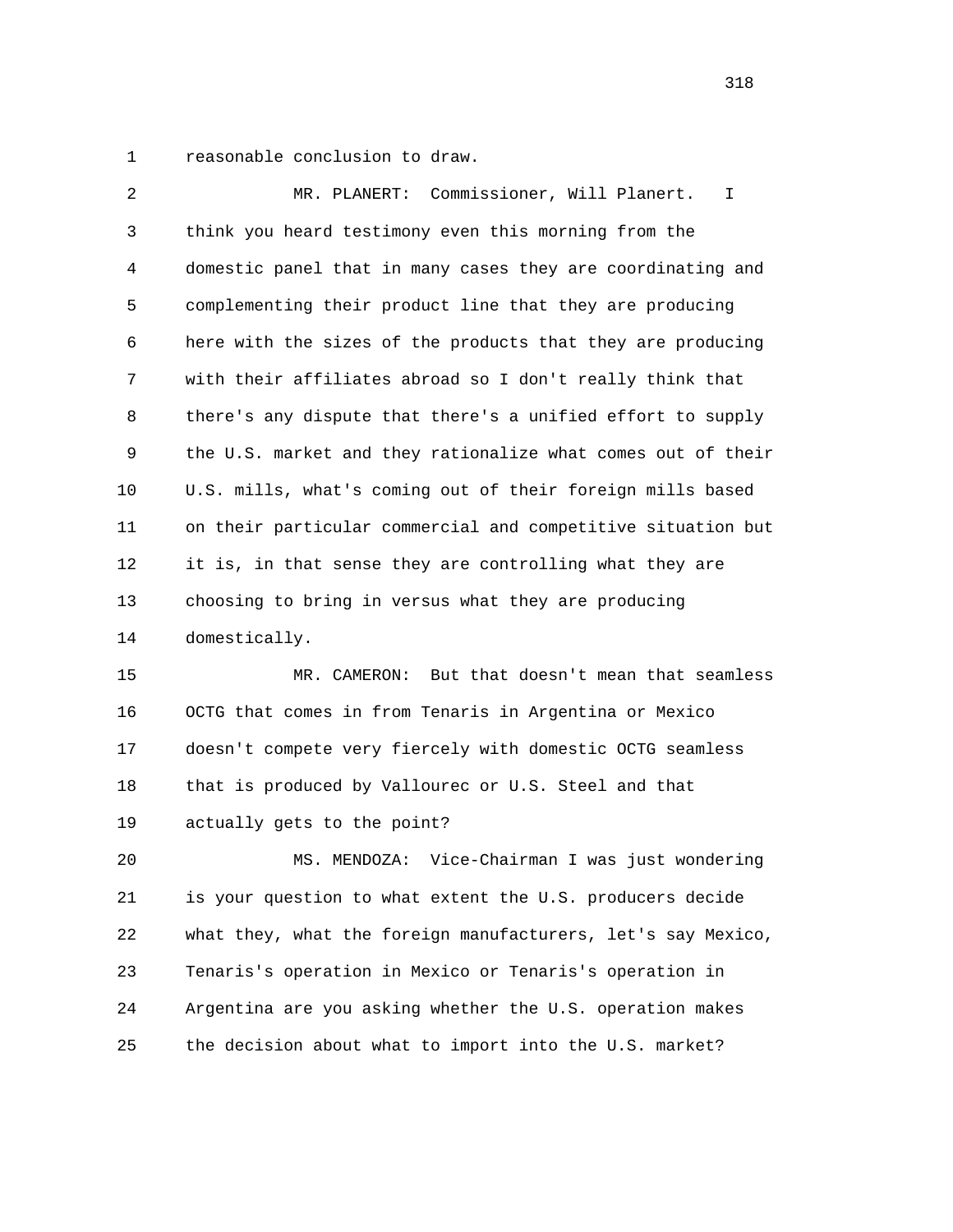1 reasonable conclusion to draw.

2 MR. PLANERT: Commissioner, Will Planert. I
3 think you heard testimony even this morning from the
4 domestic panel that in many cases they are coordinating and
5 complementing their product line that they are producing
6 here with the sizes of the products that they are producing
7 with their affiliates abroad so I don't really think that
8 there's any dispute that there's a unified effort to supply
9 the U.S. market and they rationalize what comes out of their
10 U.S. mills, what's coming out of their foreign mills based
11 on their particular commercial and competitive situation but
12 it is, in that sense they are controlling what they are
13 choosing to bring in versus what they are producing
14 domestically.

15 MR. CAMERON: But that doesn't mean that seamless
16 OCTG that comes in from Tenaris in Argentina or Mexico
17 doesn't compete very fiercely with domestic OCTG seamless
18 that is produced by Vallourec or U.S. Steel and that
19 actually gets to the point?

20 MS. MENDOZA: Vice-Chairman I was just wondering
21 is your question to what extent the U.S. producers decide
22 what they, what the foreign manufacturers, let's say Mexico,
23 Tenaris's operation in Mexico or Tenaris's operation in
24 Argentina are you asking whether the U.S. operation makes
25 the decision about what to import into the U.S. market?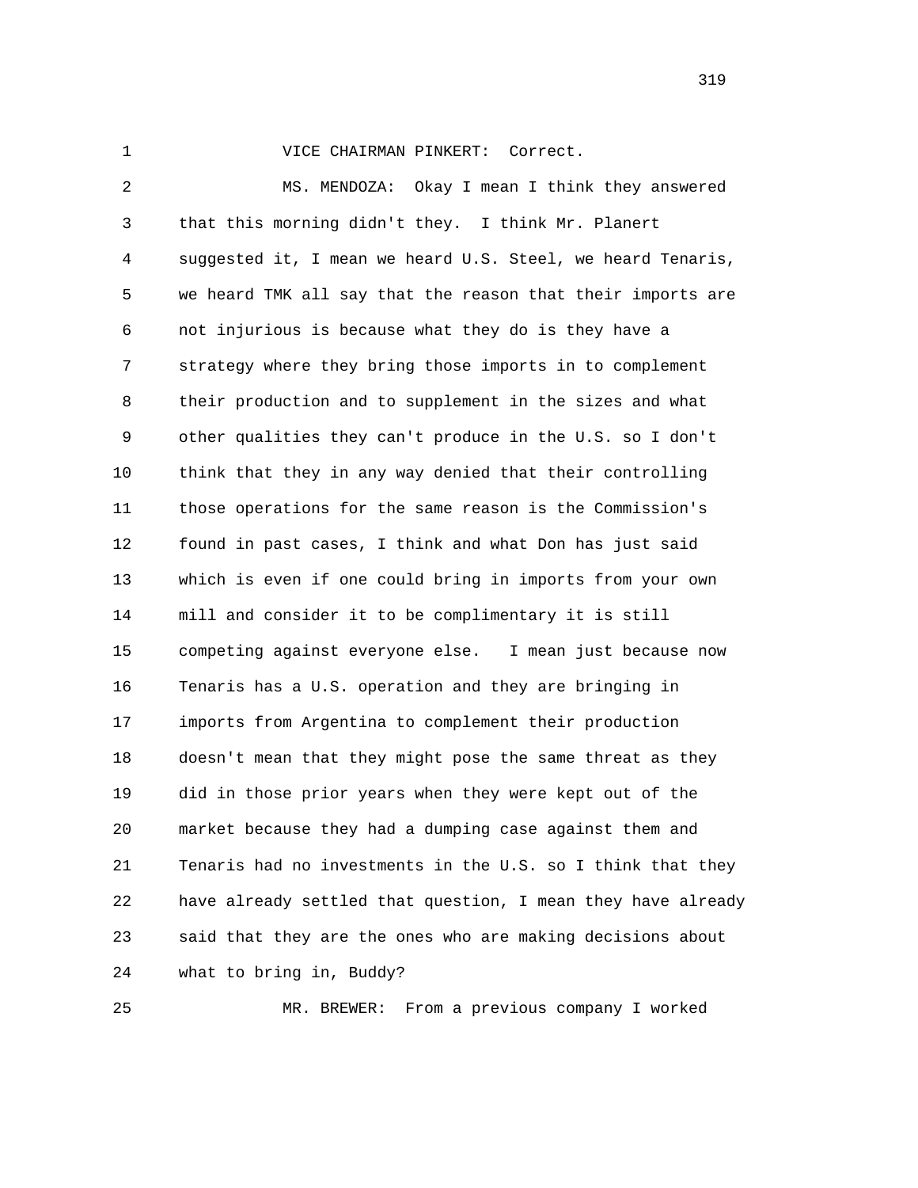VICE CHAIRMAN PINKERT: Correct.

MS. MENDOZA: Okay I mean I think they answered that this morning didn't they. I think Mr. Planert suggested it, I mean we heard U.S. Steel, we heard Tenaris, we heard TMK all say that the reason that their imports are not injurious is because what they do is they have a strategy where they bring those imports in to complement their production and to supplement in the sizes and what other qualities they can't produce in the U.S. so I don't think that they in any way denied that their controlling those operations for the same reason is the Commission's found in past cases, I think and what Don has just said which is even if one could bring in imports from your own mill and consider it to be complimentary it is still competing against everyone else. I mean just because now Tenaris has a U.S. operation and they are bringing in imports from Argentina to complement their production doesn't mean that they might pose the same threat as they did in those prior years when they were kept out of the market because they had a dumping case against them and Tenaris had no investments in the U.S. so I think that they have already settled that question, I mean they have already said that they are the ones who are making decisions about what to bring in, Buddy?

MR. BREWER: From a previous company I worked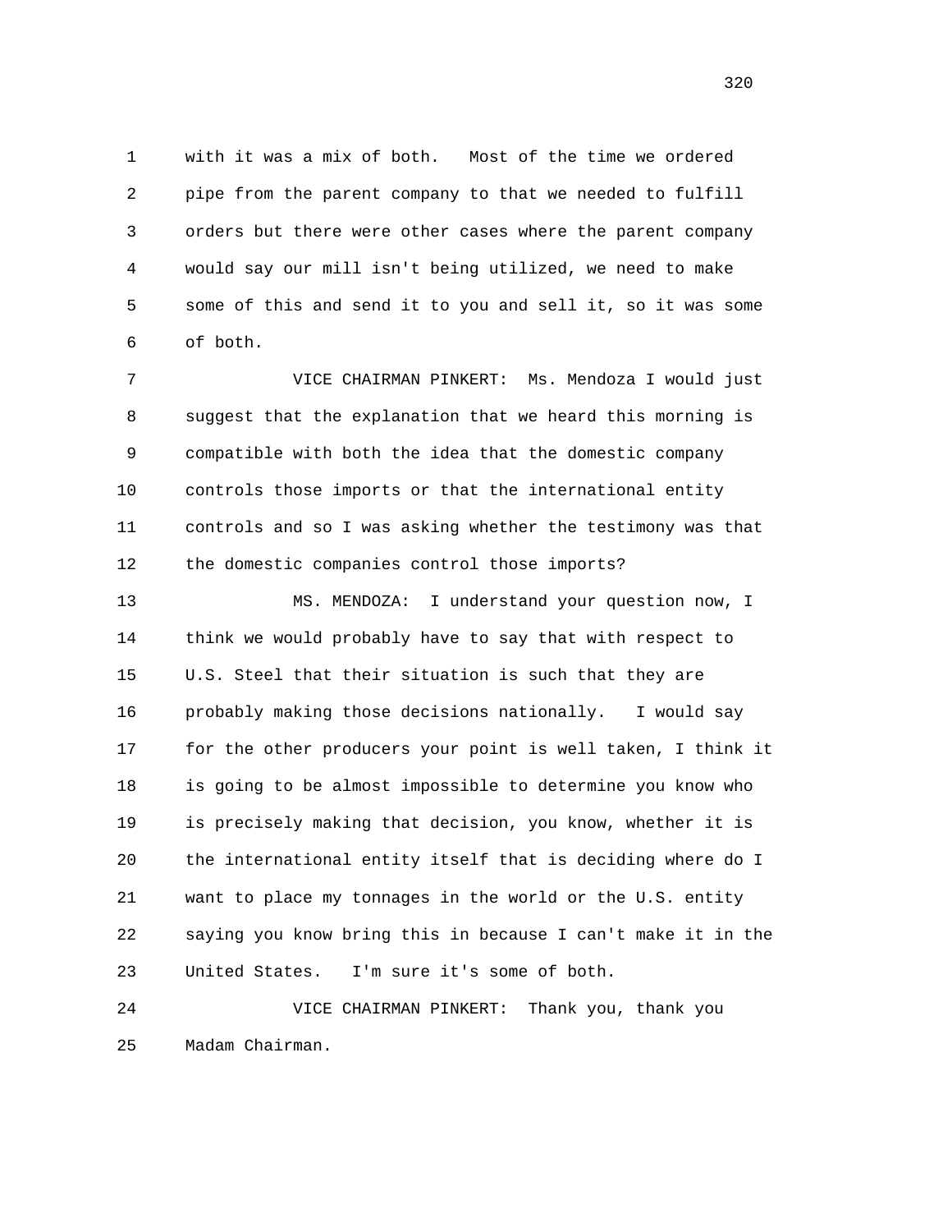with it was a mix of both. Most of the time we ordered pipe from the parent company to that we needed to fulfill orders but there were other cases where the parent company would say our mill isn't being utilized, we need to make some of this and send it to you and sell it, so it was some of both.

VICE CHAIRMAN PINKERT: Ms. Mendoza I would just suggest that the explanation that we heard this morning is compatible with both the idea that the domestic company controls those imports or that the international entity controls and so I was asking whether the testimony was that the domestic companies control those imports?

MS. MENDOZA: I understand your question now, I think we would probably have to say that with respect to U.S. Steel that their situation is such that they are probably making those decisions nationally. I would say for the other producers your point is well taken, I think it is going to be almost impossible to determine you know who is precisely making that decision, you know, whether it is the international entity itself that is deciding where do I want to place my tonnages in the world or the U.S. entity saying you know bring this in because I can't make it in the United States. I'm sure it's some of both.

VICE CHAIRMAN PINKERT: Thank you, thank you Madam Chairman.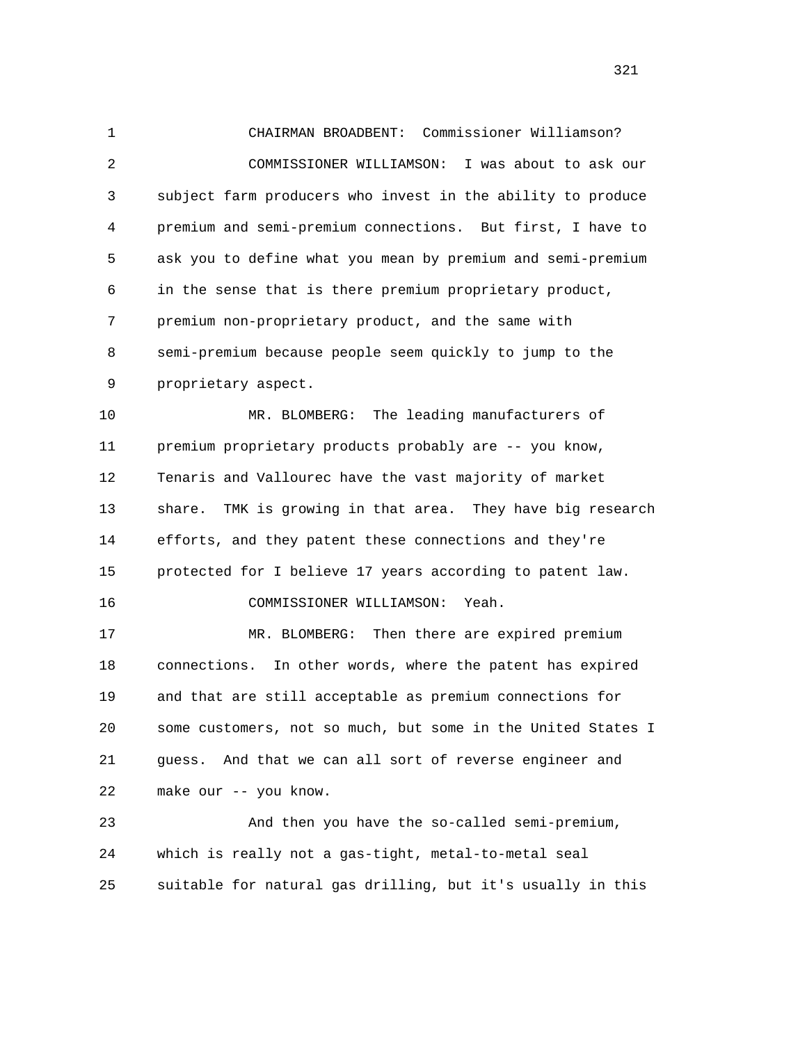CHAIRMAN BROADBENT: Commissioner Williamson?

COMMISSIONER WILLIAMSON: I was about to ask our subject farm producers who invest in the ability to produce premium and semi-premium connections. But first, I have to ask you to define what you mean by premium and semi-premium in the sense that is there premium proprietary product, premium non-proprietary product, and the same with semi-premium because people seem quickly to jump to the proprietary aspect.

MR. BLOMBERG: The leading manufacturers of premium proprietary products probably are -- you know, Tenaris and Vallourec have the vast majority of market share. TMK is growing in that area. They have big research efforts, and they patent these connections and they're protected for I believe 17 years according to patent law.

COMMISSIONER WILLIAMSON: Yeah.

MR. BLOMBERG: Then there are expired premium connections. In other words, where the patent has expired and that are still acceptable as premium connections for some customers, not so much, but some in the United States I guess. And that we can all sort of reverse engineer and make our -- you know.

And then you have the so-called semi-premium, which is really not a gas-tight, metal-to-metal seal suitable for natural gas drilling, but it's usually in this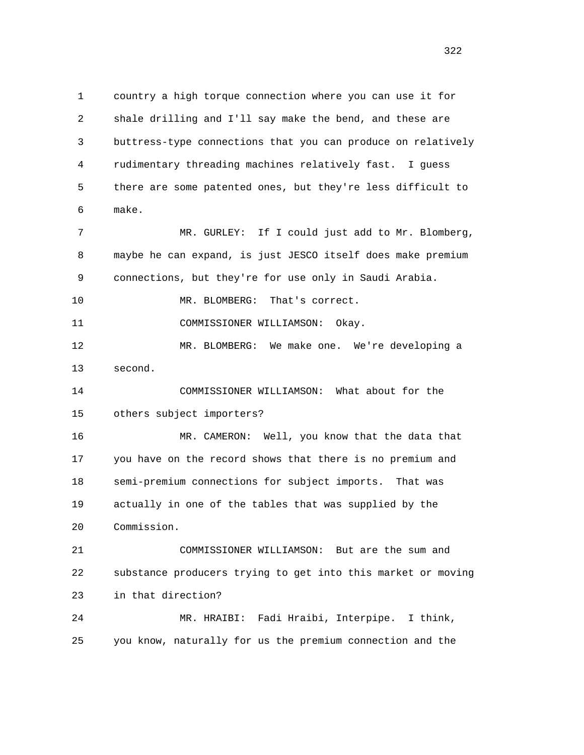country a high torque connection where you can use it for shale drilling and I'll say make the bend, and these are buttress-type connections that you can produce on relatively rudimentary threading machines relatively fast. I guess there are some patented ones, but they're less difficult to make.

MR. GURLEY: If I could just add to Mr. Blomberg, maybe he can expand, is just JESCO itself does make premium connections, but they're for use only in Saudi Arabia.

MR. BLOMBERG: That's correct.

COMMISSIONER WILLIAMSON: Okay.

MR. BLOMBERG: We make one. We're developing a second.

COMMISSIONER WILLIAMSON: What about for the others subject importers?

MR. CAMERON: Well, you know that the data that you have on the record shows that there is no premium and semi-premium connections for subject imports. That was actually in one of the tables that was supplied by the Commission.

COMMISSIONER WILLIAMSON: But are the sum and substance producers trying to get into this market or moving in that direction?

MR. HRAIBI: Fadi Hraibi, Interpipe. I think, you know, naturally for us the premium connection and the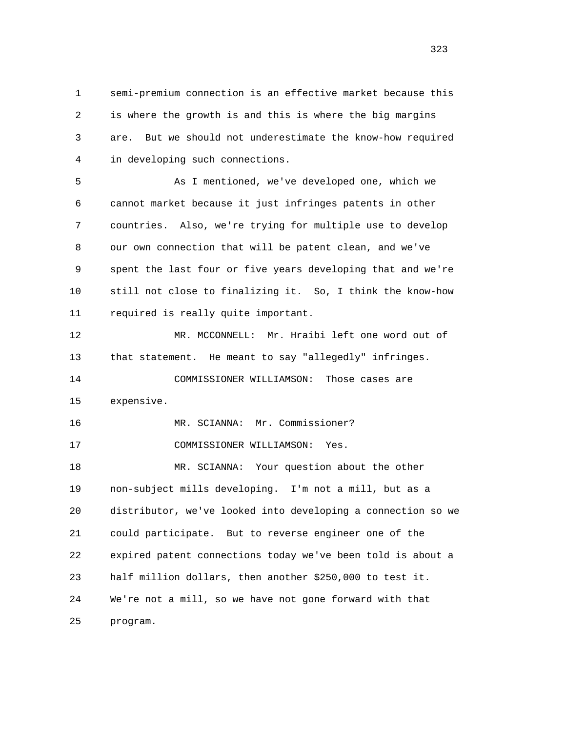semi-premium connection is an effective market because this is where the growth is and this is where the big margins are. But we should not underestimate the know-how required in developing such connections.

As I mentioned, we've developed one, which we cannot market because it just infringes patents in other countries. Also, we're trying for multiple use to develop our own connection that will be patent clean, and we've spent the last four or five years developing that and we're still not close to finalizing it. So, I think the know-how required is really quite important.

MR. MCCONNELL: Mr. Hraibi left one word out of that statement. He meant to say "allegedly" infringes.

COMMISSIONER WILLIAMSON: Those cases are expensive.

MR. SCIANNA: Mr. Commissioner?

COMMISSIONER WILLIAMSON: Yes.

MR. SCIANNA: Your question about the other non-subject mills developing. I'm not a mill, but as a distributor, we've looked into developing a connection so we could participate. But to reverse engineer one of the expired patent connections today we've been told is about a half million dollars, then another $250,000 to test it. We're not a mill, so we have not gone forward with that program.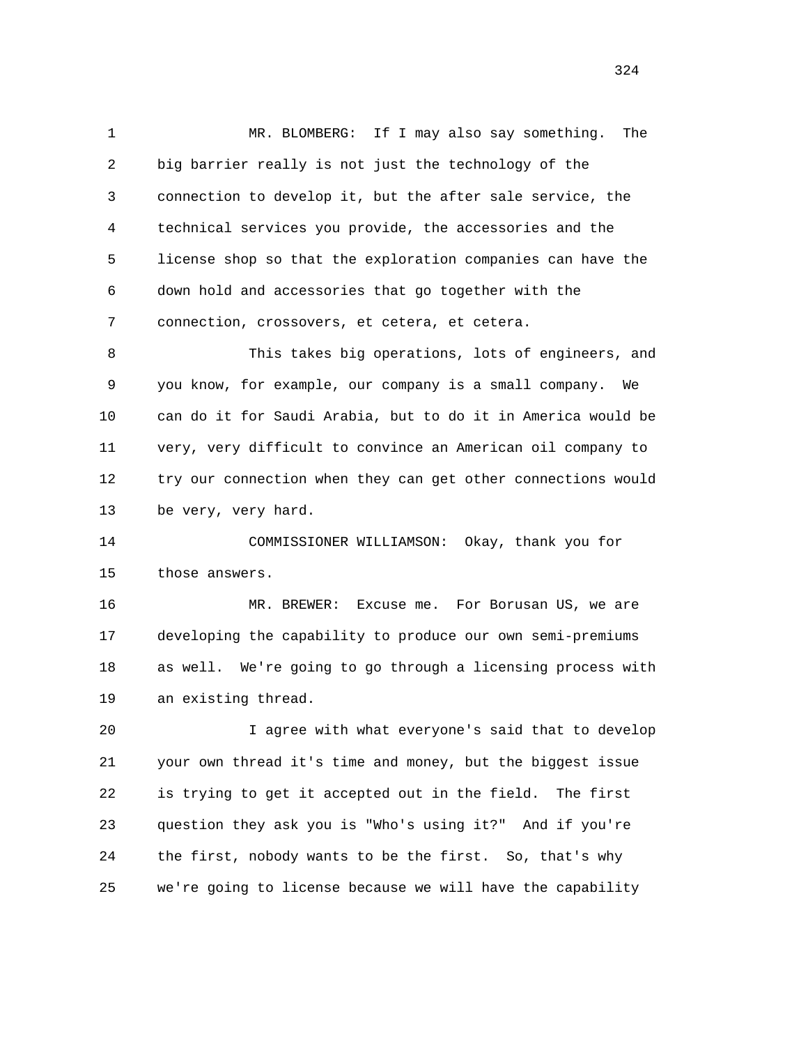MR. BLOMBERG: If I may also say something. The big barrier really is not just the technology of the connection to develop it, but the after sale service, the technical services you provide, the accessories and the license shop so that the exploration companies can have the down hold and accessories that go together with the connection, crossovers, et cetera, et cetera.

This takes big operations, lots of engineers, and you know, for example, our company is a small company. We can do it for Saudi Arabia, but to do it in America would be very, very difficult to convince an American oil company to try our connection when they can get other connections would be very, very hard.

COMMISSIONER WILLIAMSON: Okay, thank you for those answers.

MR. BREWER: Excuse me. For Borusan US, we are developing the capability to produce our own semi-premiums as well. We're going to go through a licensing process with an existing thread.

I agree with what everyone's said that to develop your own thread it's time and money, but the biggest issue is trying to get it accepted out in the field. The first question they ask you is "Who's using it?" And if you're the first, nobody wants to be the first. So, that's why we're going to license because we will have the capability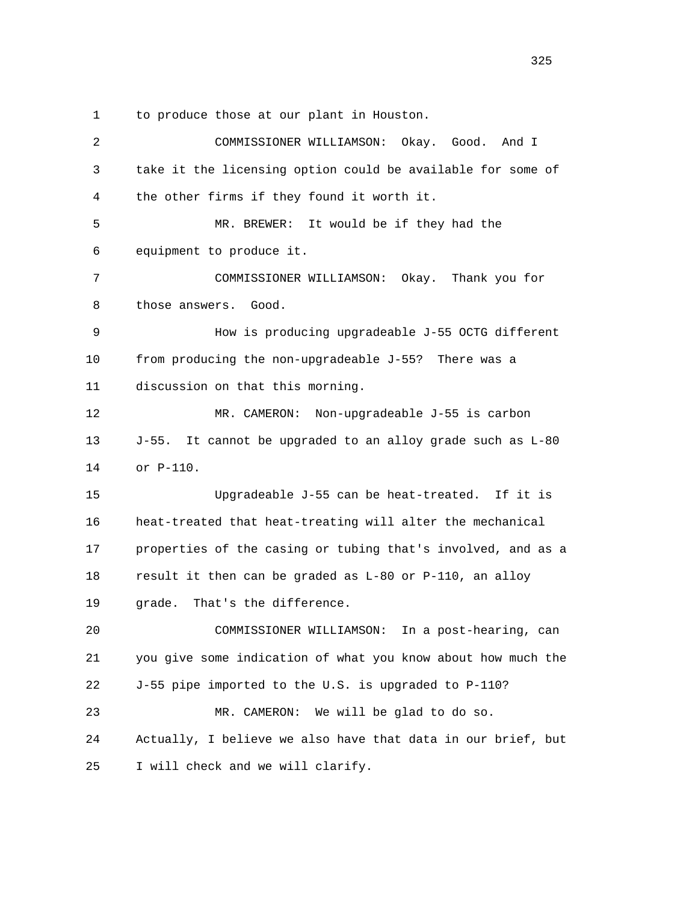to produce those at our plant in Houston.

COMMISSIONER WILLIAMSON: Okay. Good. And I take it the licensing option could be available for some of the other firms if they found it worth it.

MR. BREWER: It would be if they had the equipment to produce it.

COMMISSIONER WILLIAMSON: Okay. Thank you for those answers. Good.

How is producing upgradeable J-55 OCTG different from producing the non-upgradeable J-55? There was a discussion on that this morning.

MR. CAMERON: Non-upgradeable J-55 is carbon J-55. It cannot be upgraded to an alloy grade such as L-80 or P-110.

Upgradeable J-55 can be heat-treated. If it is heat-treated that heat-treating will alter the mechanical properties of the casing or tubing that's involved, and as a result it then can be graded as L-80 or P-110, an alloy grade. That's the difference.

COMMISSIONER WILLIAMSON: In a post-hearing, can you give some indication of what you know about how much the J-55 pipe imported to the U.S. is upgraded to P-110?

MR. CAMERON: We will be glad to do so. Actually, I believe we also have that data in our brief, but I will check and we will clarify.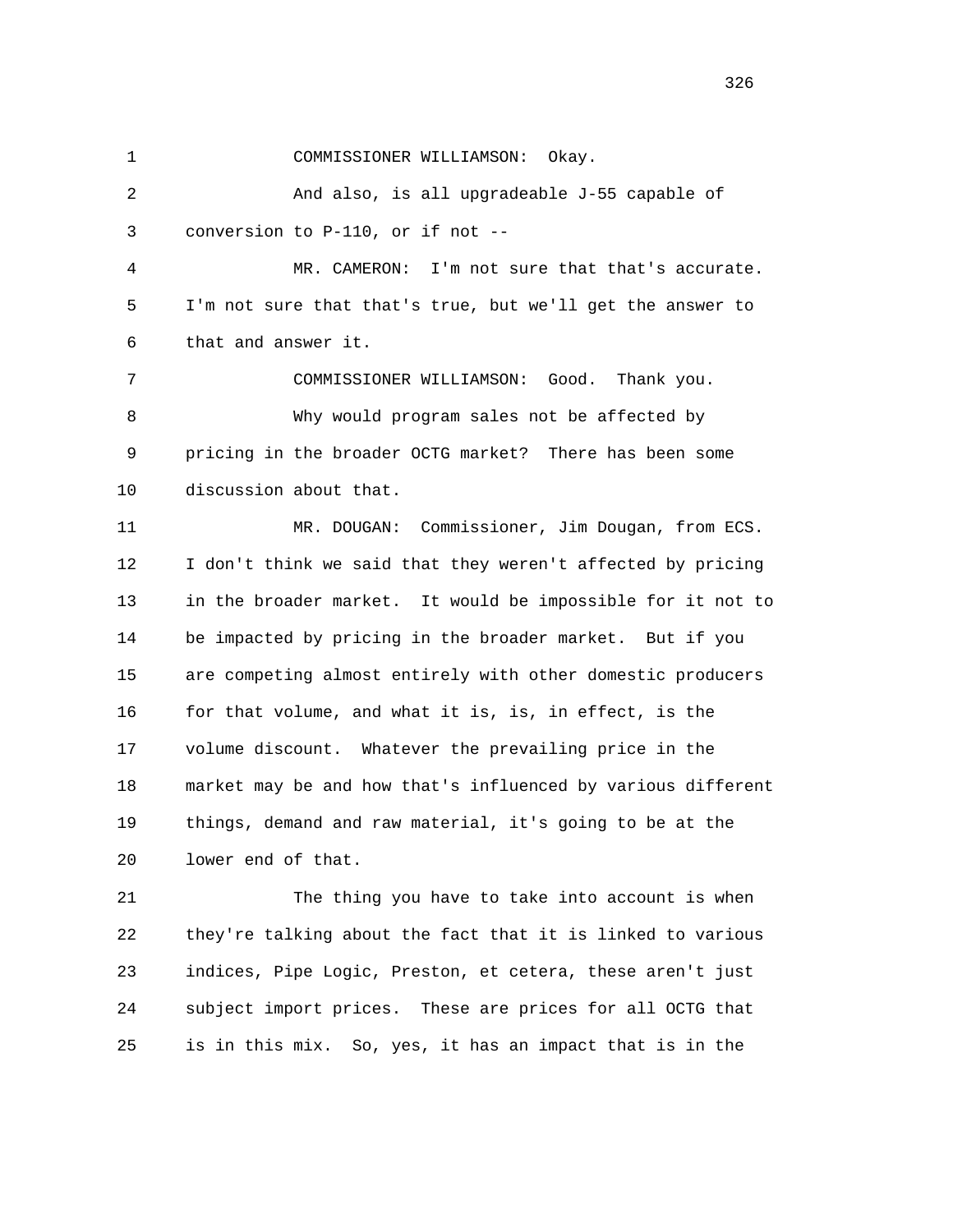COMMISSIONER WILLIAMSON: Okay.

And also, is all upgradeable J-55 capable of conversion to P-110, or if not --

MR. CAMERON: I'm not sure that that's accurate. I'm not sure that that's true, but we'll get the answer to that and answer it.

COMMISSIONER WILLIAMSON: Good. Thank you.

Why would program sales not be affected by pricing in the broader OCTG market? There has been some discussion about that.

MR. DOUGAN: Commissioner, Jim Dougan, from ECS. I don't think we said that they weren't affected by pricing in the broader market. It would be impossible for it not to be impacted by pricing in the broader market. But if you are competing almost entirely with other domestic producers for that volume, and what it is, is, in effect, is the volume discount. Whatever the prevailing price in the market may be and how that's influenced by various different things, demand and raw material, it's going to be at the lower end of that.

The thing you have to take into account is when they're talking about the fact that it is linked to various indices, Pipe Logic, Preston, et cetera, these aren't just subject import prices. These are prices for all OCTG that is in this mix. So, yes, it has an impact that is in the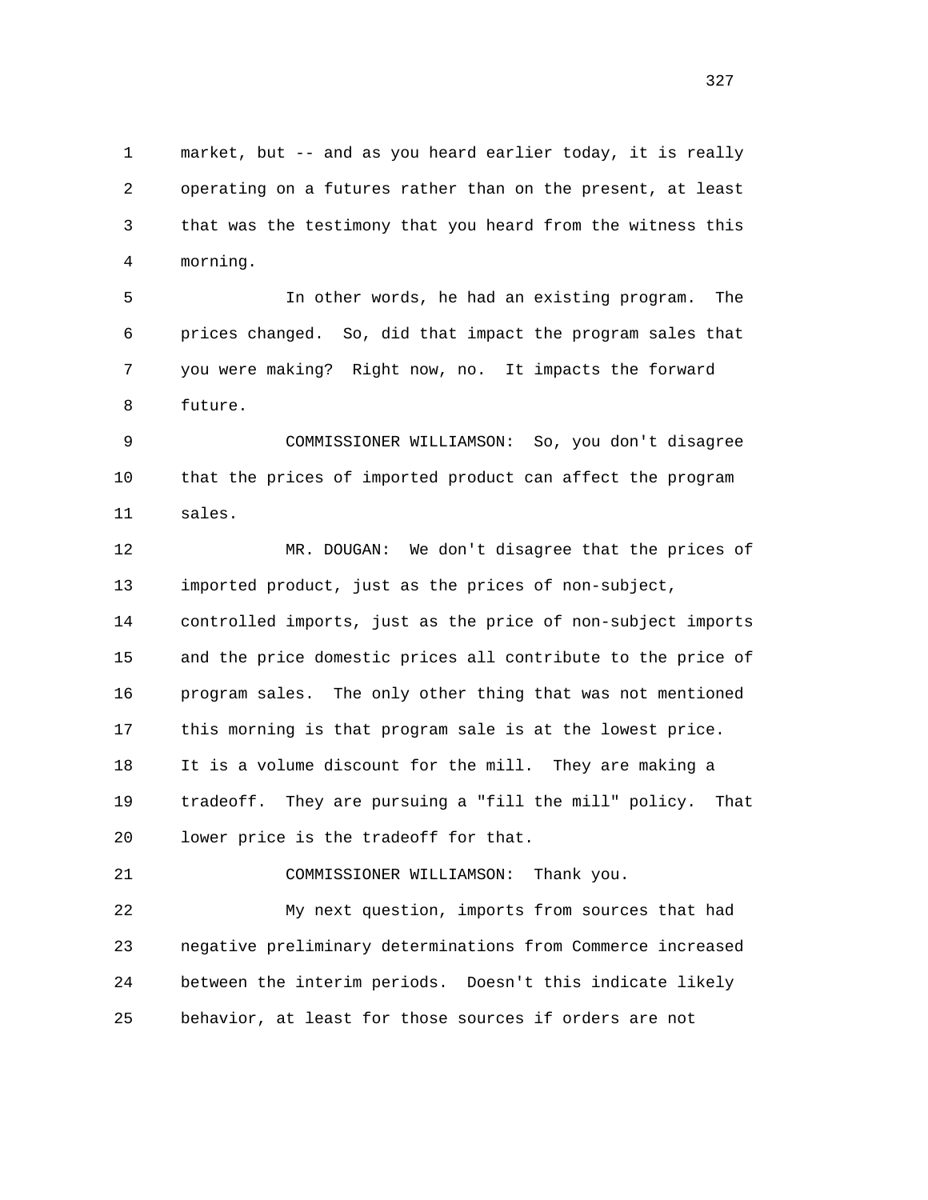market, but -- and as you heard earlier today, it is really operating on a futures rather than on the present, at least that was the testimony that you heard from the witness this morning.

In other words, he had an existing program. The prices changed. So, did that impact the program sales that you were making? Right now, no. It impacts the forward future.

COMMISSIONER WILLIAMSON: So, you don't disagree that the prices of imported product can affect the program sales.

MR. DOUGAN: We don't disagree that the prices of imported product, just as the prices of non-subject, controlled imports, just as the price of non-subject imports and the price domestic prices all contribute to the price of program sales. The only other thing that was not mentioned this morning is that program sale is at the lowest price. It is a volume discount for the mill. They are making a tradeoff. They are pursuing a "fill the mill" policy. That lower price is the tradeoff for that.

COMMISSIONER WILLIAMSON: Thank you.

My next question, imports from sources that had negative preliminary determinations from Commerce increased between the interim periods. Doesn't this indicate likely behavior, at least for those sources if orders are not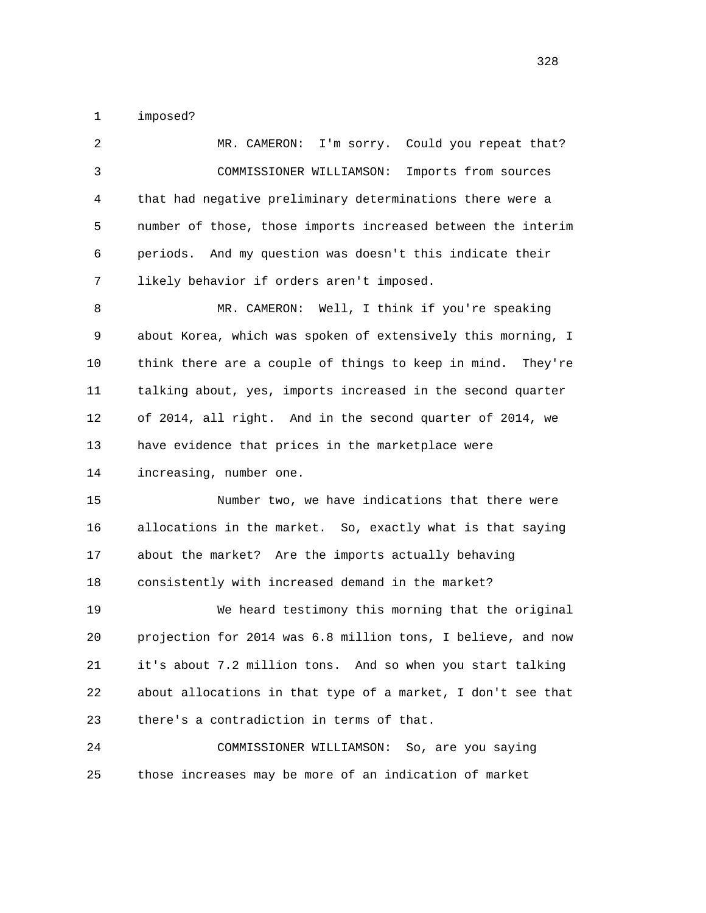imposed?

MR. CAMERON: I'm sorry. Could you repeat that?

COMMISSIONER WILLIAMSON: Imports from sources that had negative preliminary determinations there were a number of those, those imports increased between the interim periods. And my question was doesn't this indicate their likely behavior if orders aren't imposed.

MR. CAMERON: Well, I think if you're speaking about Korea, which was spoken of extensively this morning, I think there are a couple of things to keep in mind. They're talking about, yes, imports increased in the second quarter of 2014, all right. And in the second quarter of 2014, we have evidence that prices in the marketplace were increasing, number one.

Number two, we have indications that there were allocations in the market. So, exactly what is that saying about the market? Are the imports actually behaving consistently with increased demand in the market?

We heard testimony this morning that the original projection for 2014 was 6.8 million tons, I believe, and now it's about 7.2 million tons. And so when you start talking about allocations in that type of a market, I don't see that there's a contradiction in terms of that.

COMMISSIONER WILLIAMSON: So, are you saying those increases may be more of an indication of market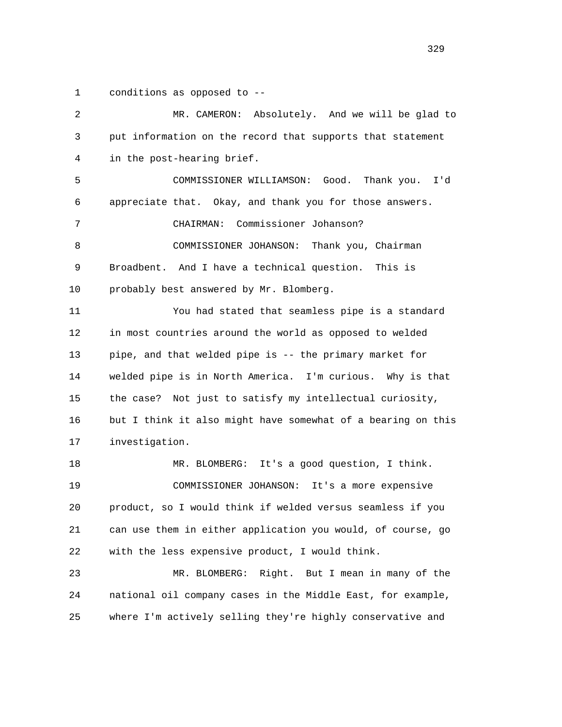conditions as opposed to --

MR. CAMERON: Absolutely. And we will be glad to put information on the record that supports that statement in the post-hearing brief.

COMMISSIONER WILLIAMSON: Good. Thank you. I'd appreciate that. Okay, and thank you for those answers.

CHAIRMAN: Commissioner Johanson?

COMMISSIONER JOHANSON: Thank you, Chairman Broadbent. And I have a technical question. This is probably best answered by Mr. Blomberg.

You had stated that seamless pipe is a standard in most countries around the world as opposed to welded pipe, and that welded pipe is -- the primary market for welded pipe is in North America. I'm curious. Why is that the case? Not just to satisfy my intellectual curiosity, but I think it also might have somewhat of a bearing on this investigation.

MR. BLOMBERG: It's a good question, I think.

COMMISSIONER JOHANSON: It's a more expensive product, so I would think if welded versus seamless if you can use them in either application you would, of course, go with the less expensive product, I would think.

MR. BLOMBERG: Right. But I mean in many of the national oil company cases in the Middle East, for example, where I'm actively selling they're highly conservative and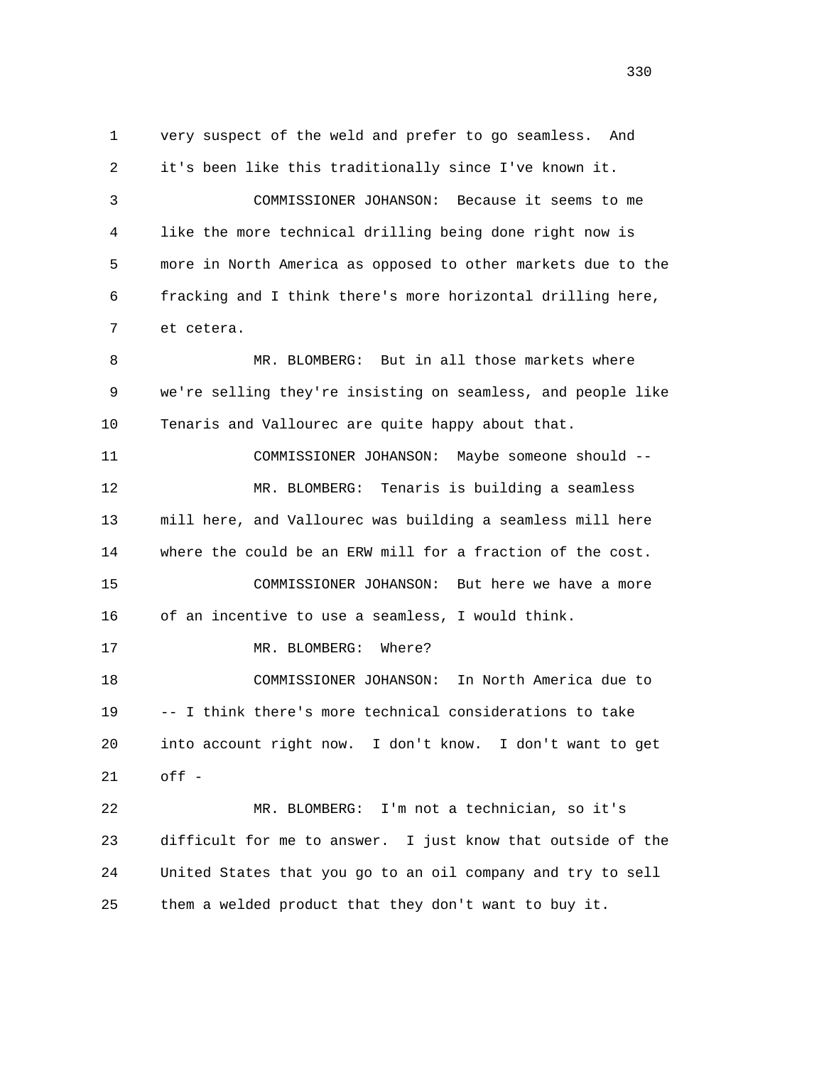very suspect of the weld and prefer to go seamless. And it's been like this traditionally since I've known it.

COMMISSIONER JOHANSON: Because it seems to me like the more technical drilling being done right now is more in North America as opposed to other markets due to the fracking and I think there's more horizontal drilling here, et cetera.

MR. BLOMBERG: But in all those markets where we're selling they're insisting on seamless, and people like Tenaris and Vallourec are quite happy about that.

COMMISSIONER JOHANSON: Maybe someone should --

MR. BLOMBERG: Tenaris is building a seamless mill here, and Vallourec was building a seamless mill here where the could be an ERW mill for a fraction of the cost.

COMMISSIONER JOHANSON: But here we have a more of an incentive to use a seamless, I would think.

MR. BLOMBERG: Where?

COMMISSIONER JOHANSON: In North America due to -- I think there's more technical considerations to take into account right now. I don't know. I don't want to get off -

MR. BLOMBERG: I'm not a technician, so it's difficult for me to answer. I just know that outside of the United States that you go to an oil company and try to sell them a welded product that they don't want to buy it.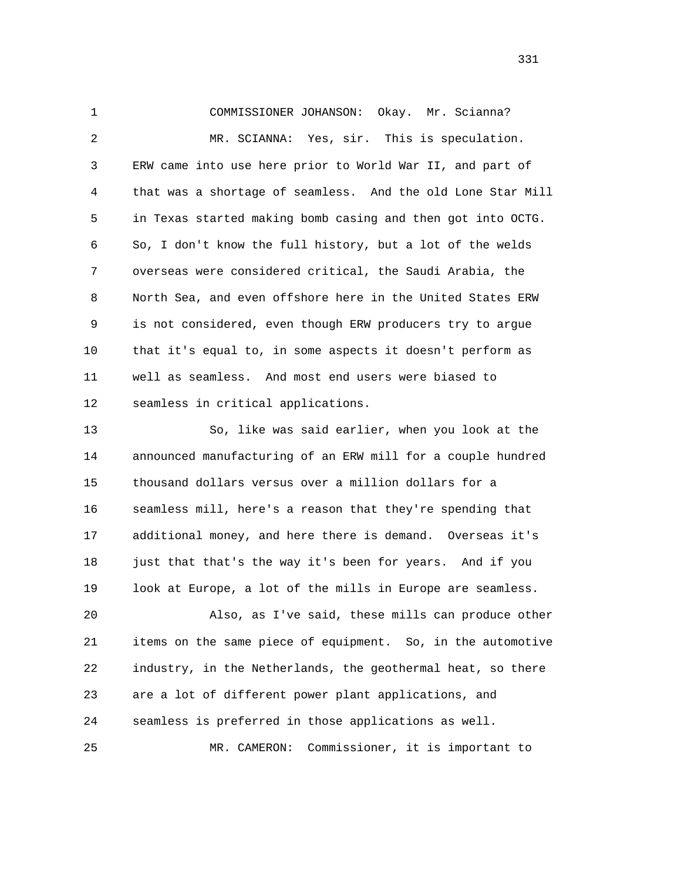COMMISSIONER JOHANSON: Okay. Mr. Scianna?

MR. SCIANNA: Yes, sir. This is speculation. ERW came into use here prior to World War II, and part of that was a shortage of seamless. And the old Lone Star Mill in Texas started making bomb casing and then got into OCTG. So, I don't know the full history, but a lot of the welds overseas were considered critical, the Saudi Arabia, the North Sea, and even offshore here in the United States ERW is not considered, even though ERW producers try to argue that it's equal to, in some aspects it doesn't perform as well as seamless. And most end users were biased to seamless in critical applications.

So, like was said earlier, when you look at the announced manufacturing of an ERW mill for a couple hundred thousand dollars versus over a million dollars for a seamless mill, here's a reason that they're spending that additional money, and here there is demand. Overseas it's just that that's the way it's been for years. And if you look at Europe, a lot of the mills in Europe are seamless.

Also, as I've said, these mills can produce other items on the same piece of equipment. So, in the automotive industry, in the Netherlands, the geothermal heat, so there are a lot of different power plant applications, and seamless is preferred in those applications as well.

MR. CAMERON: Commissioner, it is important to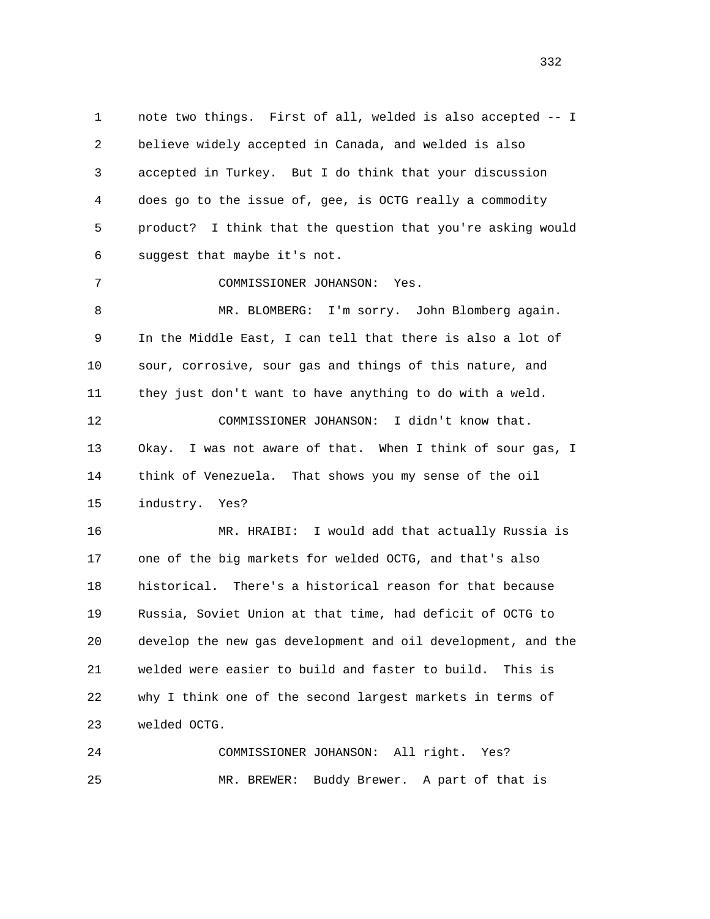note two things. First of all, welded is also accepted -- I believe widely accepted in Canada, and welded is also accepted in Turkey. But I do think that your discussion does go to the issue of, gee, is OCTG really a commodity product? I think that the question that you're asking would suggest that maybe it's not.

COMMISSIONER JOHANSON: Yes.

MR. BLOMBERG: I'm sorry. John Blomberg again. In the Middle East, I can tell that there is also a lot of sour, corrosive, sour gas and things of this nature, and they just don't want to have anything to do with a weld.

COMMISSIONER JOHANSON: I didn't know that. Okay. I was not aware of that. When I think of sour gas, I think of Venezuela. That shows you my sense of the oil industry. Yes?

MR. HRAIBI: I would add that actually Russia is one of the big markets for welded OCTG, and that's also historical. There's a historical reason for that because Russia, Soviet Union at that time, had deficit of OCTG to develop the new gas development and oil development, and the welded were easier to build and faster to build. This is why I think one of the second largest markets in terms of welded OCTG.

COMMISSIONER JOHANSON: All right. Yes?

MR. BREWER: Buddy Brewer. A part of that is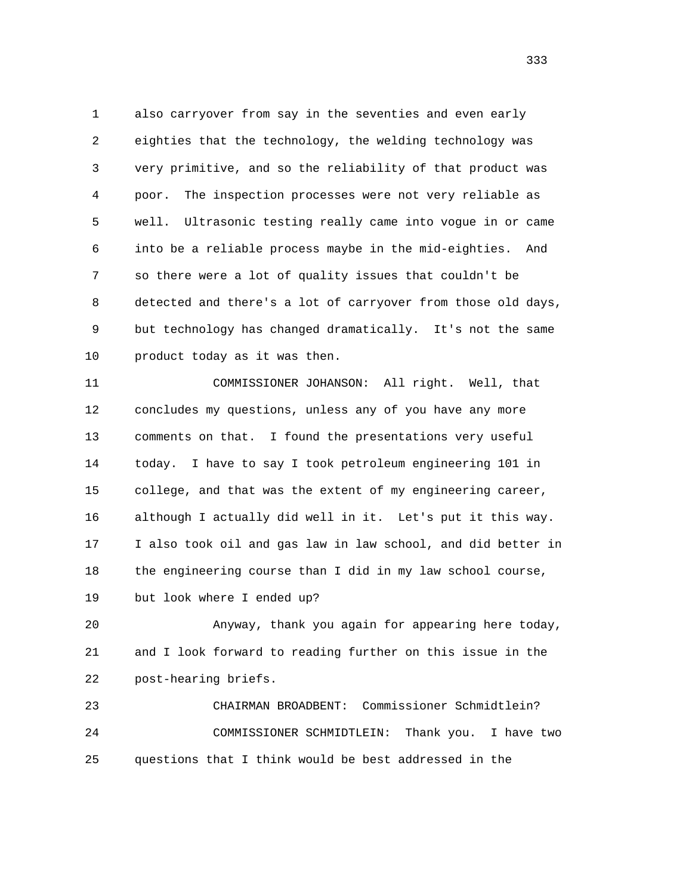also carryover from say in the seventies and even early eighties that the technology, the welding technology was very primitive, and so the reliability of that product was poor. The inspection processes were not very reliable as well. Ultrasonic testing really came into vogue in or came into be a reliable process maybe in the mid-eighties. And so there were a lot of quality issues that couldn't be detected and there's a lot of carryover from those old days, but technology has changed dramatically. It's not the same product today as it was then.

COMMISSIONER JOHANSON: All right. Well, that concludes my questions, unless any of you have any more comments on that. I found the presentations very useful today. I have to say I took petroleum engineering 101 in college, and that was the extent of my engineering career, although I actually did well in it. Let's put it this way. I also took oil and gas law in law school, and did better in the engineering course than I did in my law school course, but look where I ended up?

Anyway, thank you again for appearing here today, and I look forward to reading further on this issue in the post-hearing briefs.

CHAIRMAN BROADBENT: Commissioner Schmidtlein?

COMMISSIONER SCHMIDTLEIN: Thank you. I have two questions that I think would be best addressed in the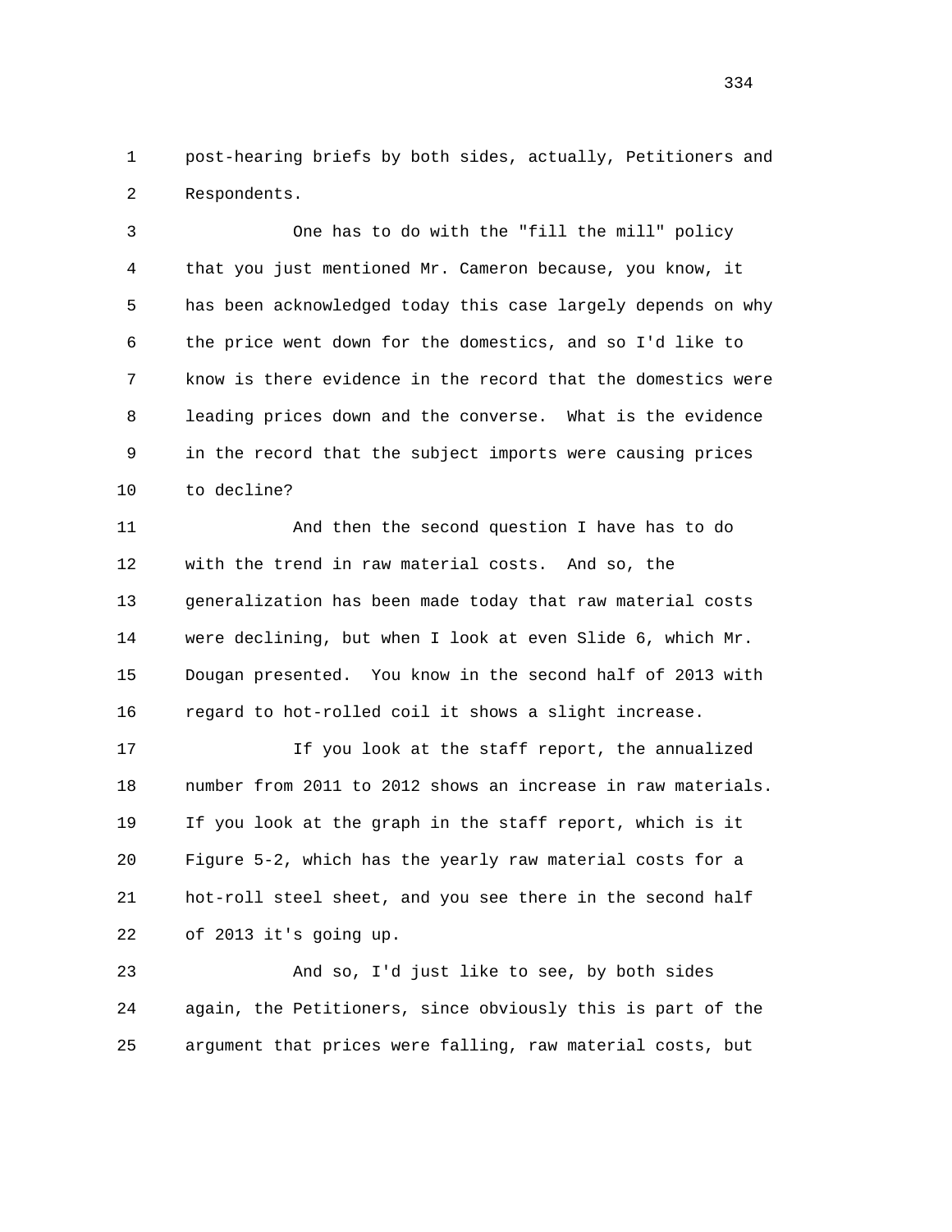post-hearing briefs by both sides, actually, Petitioners and Respondents.

One has to do with the "fill the mill" policy that you just mentioned Mr. Cameron because, you know, it has been acknowledged today this case largely depends on why the price went down for the domestics, and so I'd like to know is there evidence in the record that the domestics were leading prices down and the converse. What is the evidence in the record that the subject imports were causing prices to decline?

And then the second question I have has to do with the trend in raw material costs. And so, the generalization has been made today that raw material costs were declining, but when I look at even Slide 6, which Mr. Dougan presented. You know in the second half of 2013 with regard to hot-rolled coil it shows a slight increase.

If you look at the staff report, the annualized number from 2011 to 2012 shows an increase in raw materials. If you look at the graph in the staff report, which is it Figure 5-2, which has the yearly raw material costs for a hot-roll steel sheet, and you see there in the second half of 2013 it's going up.

And so, I'd just like to see, by both sides again, the Petitioners, since obviously this is part of the argument that prices were falling, raw material costs, but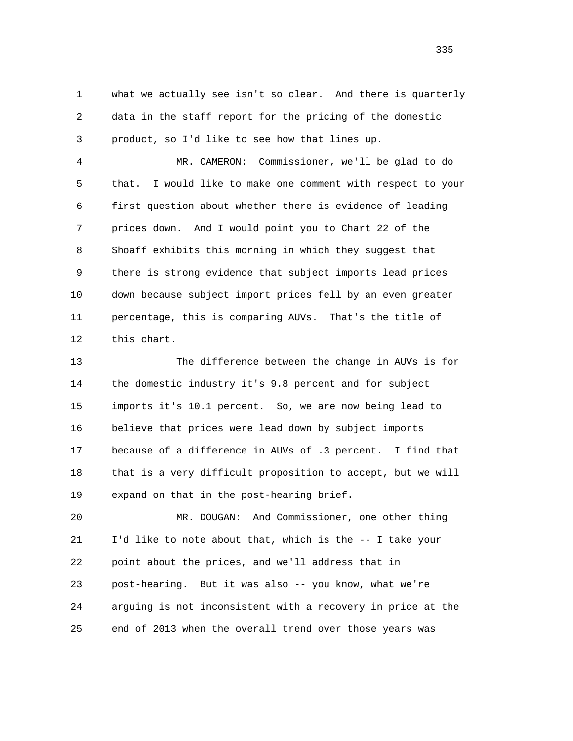what we actually see isn't so clear. And there is quarterly data in the staff report for the pricing of the domestic product, so I'd like to see how that lines up.

MR. CAMERON: Commissioner, we'll be glad to do that. I would like to make one comment with respect to your first question about whether there is evidence of leading prices down. And I would point you to Chart 22 of the Shoaff exhibits this morning in which they suggest that there is strong evidence that subject imports lead prices down because subject import prices fell by an even greater percentage, this is comparing AUVs. That's the title of this chart.

The difference between the change in AUVs is for the domestic industry it's 9.8 percent and for subject imports it's 10.1 percent. So, we are now being lead to believe that prices were lead down by subject imports because of a difference in AUVs of .3 percent. I find that that is a very difficult proposition to accept, but we will expand on that in the post-hearing brief.

MR. DOUGAN: And Commissioner, one other thing I'd like to note about that, which is the -- I take your point about the prices, and we'll address that in post-hearing. But it was also -- you know, what we're arguing is not inconsistent with a recovery in price at the end of 2013 when the overall trend over those years was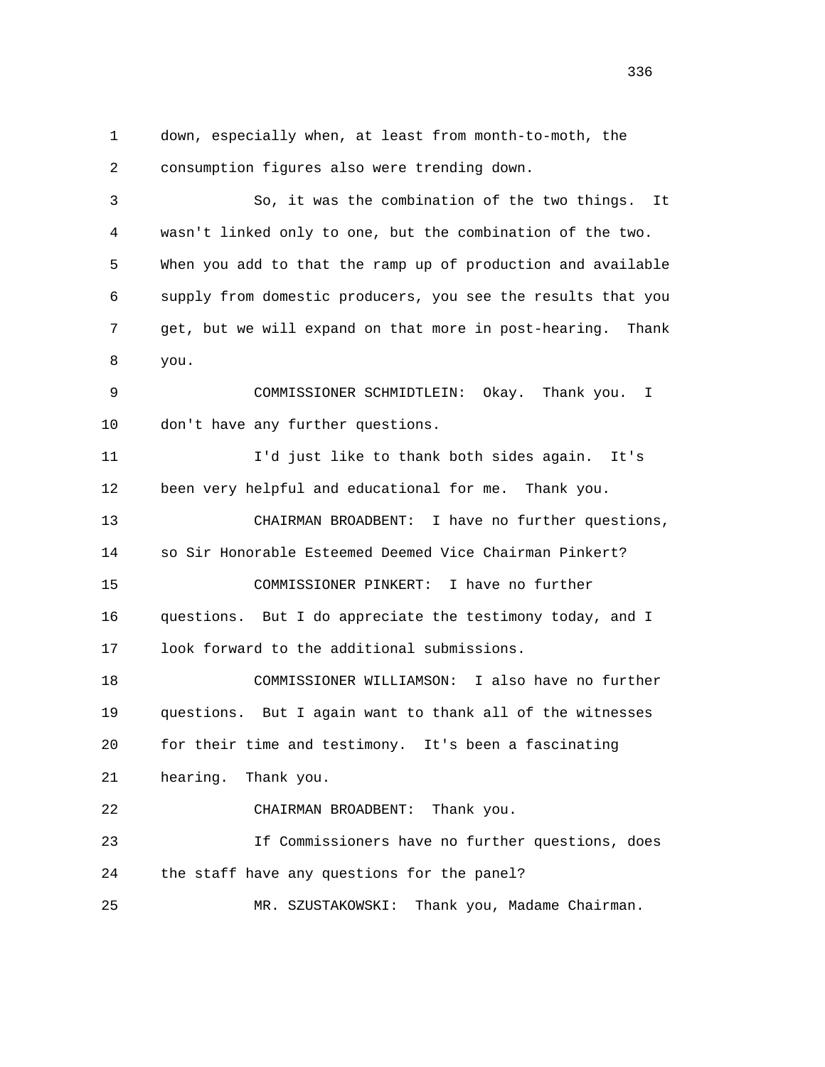down, especially when, at least from month-to-moth, the consumption figures also were trending down.

So, it was the combination of the two things. It wasn't linked only to one, but the combination of the two. When you add to that the ramp up of production and available supply from domestic producers, you see the results that you get, but we will expand on that more in post-hearing. Thank you.

COMMISSIONER SCHMIDTLEIN: Okay. Thank you. I don't have any further questions.

I'd just like to thank both sides again. It's been very helpful and educational for me. Thank you.

CHAIRMAN BROADBENT: I have no further questions, so Sir Honorable Esteemed Deemed Vice Chairman Pinkert?

COMMISSIONER PINKERT: I have no further questions. But I do appreciate the testimony today, and I look forward to the additional submissions.

COMMISSIONER WILLIAMSON: I also have no further questions. But I again want to thank all of the witnesses for their time and testimony. It's been a fascinating hearing. Thank you.

CHAIRMAN BROADBENT: Thank you.

If Commissioners have no further questions, does the staff have any questions for the panel?

MR. SZUSTAKOWSKI: Thank you, Madame Chairman.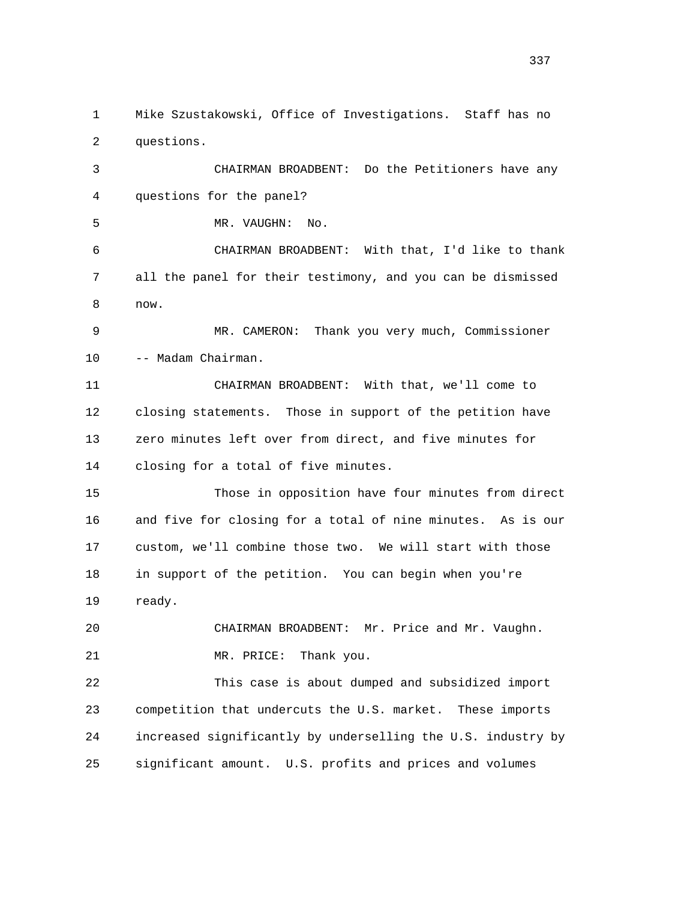Mike Szustakowski, Office of Investigations. Staff has no questions.

CHAIRMAN BROADBENT: Do the Petitioners have any questions for the panel?

MR. VAUGHN: No.

CHAIRMAN BROADBENT: With that, I'd like to thank all the panel for their testimony, and you can be dismissed now.

MR. CAMERON: Thank you very much, Commissioner -- Madam Chairman.

CHAIRMAN BROADBENT: With that, we'll come to closing statements. Those in support of the petition have zero minutes left over from direct, and five minutes for closing for a total of five minutes.

Those in opposition have four minutes from direct and five for closing for a total of nine minutes. As is our custom, we'll combine those two. We will start with those in support of the petition. You can begin when you're ready.

CHAIRMAN BROADBENT: Mr. Price and Mr. Vaughn.

MR. PRICE: Thank you.

This case is about dumped and subsidized import competition that undercuts the U.S. market. These imports increased significantly by underselling the U.S. industry by significant amount. U.S. profits and prices and volumes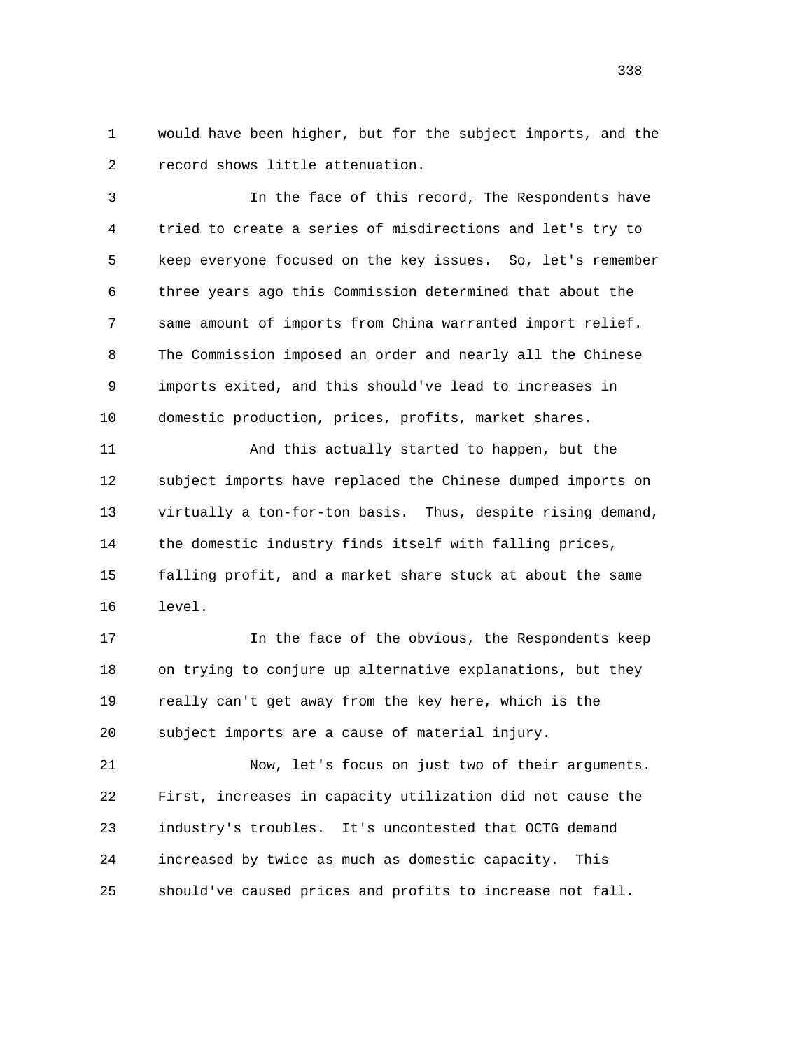1 would have been higher, but for the subject imports, and the
2 record shows little attenuation.

3 In the face of this record, The Respondents have
4 tried to create a series of misdirections and let's try to
5 keep everyone focused on the key issues. So, let's remember
6 three years ago this Commission determined that about the
7 same amount of imports from China warranted import relief.
8 The Commission imposed an order and nearly all the Chinese
9 imports exited, and this should've lead to increases in
10 domestic production, prices, profits, market shares.

11 And this actually started to happen, but the
12 subject imports have replaced the Chinese dumped imports on
13 virtually a ton-for-ton basis. Thus, despite rising demand,
14 the domestic industry finds itself with falling prices,
15 falling profit, and a market share stuck at about the same
16 level.

17 In the face of the obvious, the Respondents keep
18 on trying to conjure up alternative explanations, but they
19 really can't get away from the key here, which is the
20 subject imports are a cause of material injury.

21 Now, let's focus on just two of their arguments.
22 First, increases in capacity utilization did not cause the
23 industry's troubles. It's uncontested that OCTG demand
24 increased by twice as much as domestic capacity. This
25 should've caused prices and profits to increase not fall.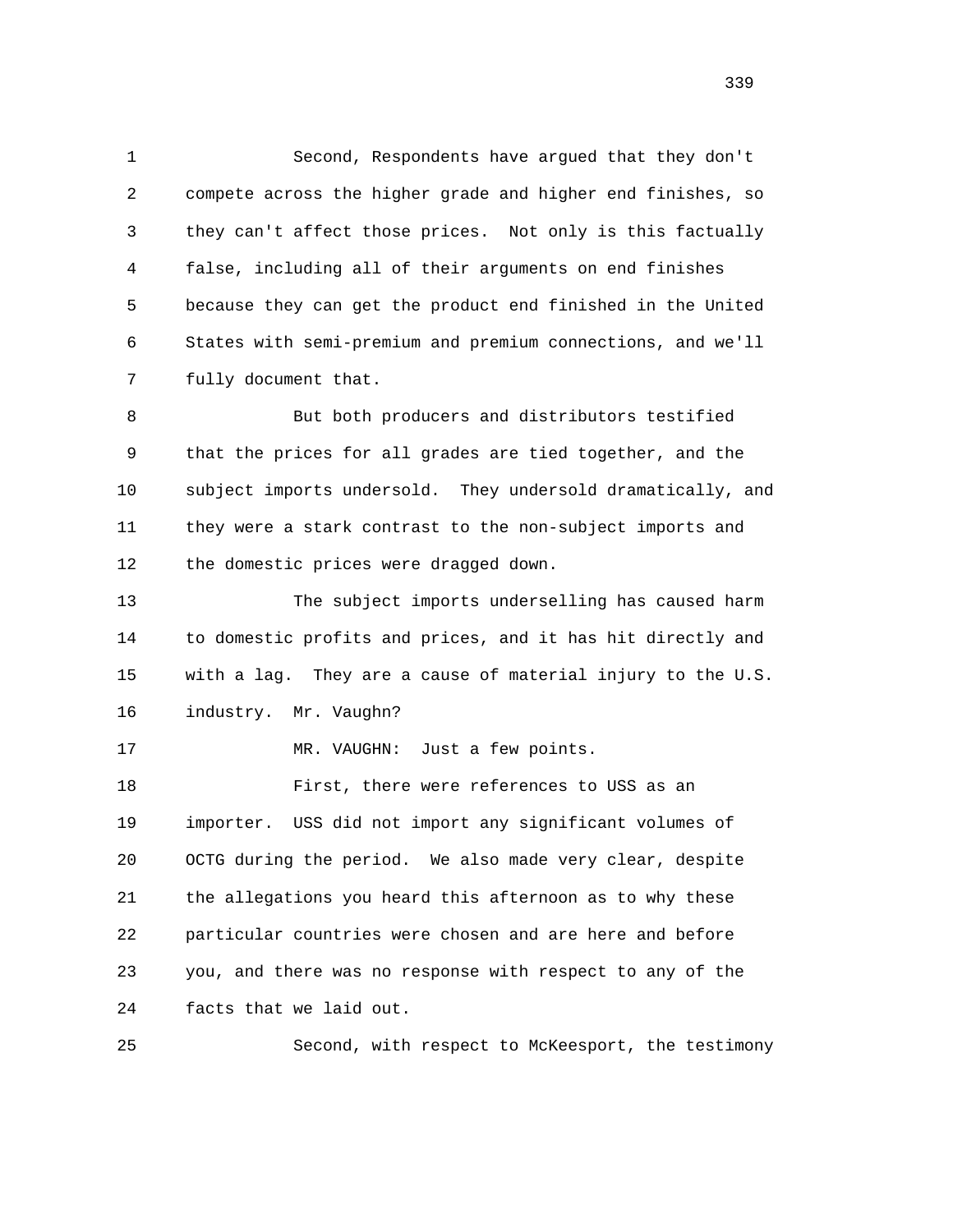Second, Respondents have argued that they don't compete across the higher grade and higher end finishes, so they can't affect those prices. Not only is this factually false, including all of their arguments on end finishes because they can get the product end finished in the United States with semi-premium and premium connections, and we'll fully document that.

But both producers and distributors testified that the prices for all grades are tied together, and the subject imports undersold. They undersold dramatically, and they were a stark contrast to the non-subject imports and the domestic prices were dragged down.

The subject imports underselling has caused harm to domestic profits and prices, and it has hit directly and with a lag. They are a cause of material injury to the U.S. industry. Mr. Vaughn?

MR. VAUGHN: Just a few points.

First, there were references to USS as an importer. USS did not import any significant volumes of OCTG during the period. We also made very clear, despite the allegations you heard this afternoon as to why these particular countries were chosen and are here and before you, and there was no response with respect to any of the facts that we laid out.

Second, with respect to McKeesport, the testimony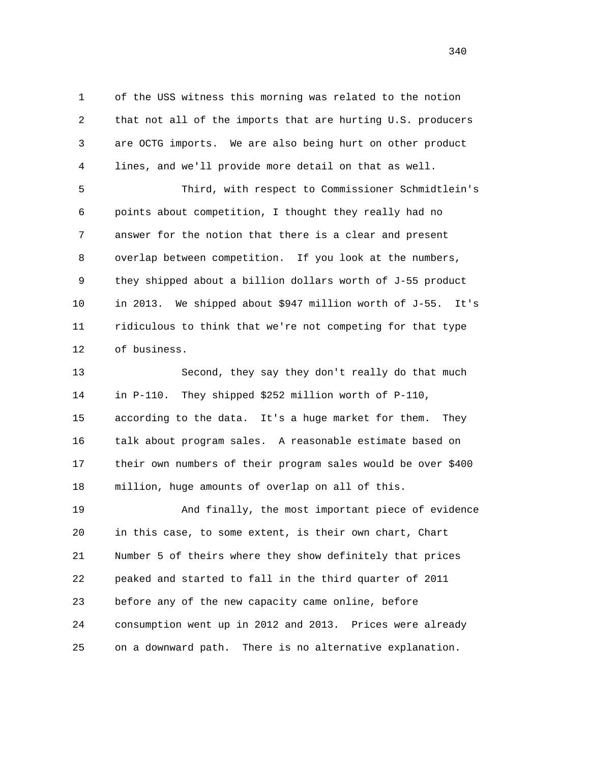of the USS witness this morning was related to the notion that not all of the imports that are hurting U.S. producers are OCTG imports. We are also being hurt on other product lines, and we'll provide more detail on that as well.

Third, with respect to Commissioner Schmidtlein's points about competition, I thought they really had no answer for the notion that there is a clear and present overlap between competition. If you look at the numbers, they shipped about a billion dollars worth of J-55 product in 2013. We shipped about $947 million worth of J-55. It's ridiculous to think that we're not competing for that type of business.

Second, they say they don't really do that much in P-110. They shipped $252 million worth of P-110, according to the data. It's a huge market for them. They talk about program sales. A reasonable estimate based on their own numbers of their program sales would be over $400 million, huge amounts of overlap on all of this.

And finally, the most important piece of evidence in this case, to some extent, is their own chart, Chart Number 5 of theirs where they show definitely that prices peaked and started to fall in the third quarter of 2011 before any of the new capacity came online, before consumption went up in 2012 and 2013. Prices were already on a downward path. There is no alternative explanation.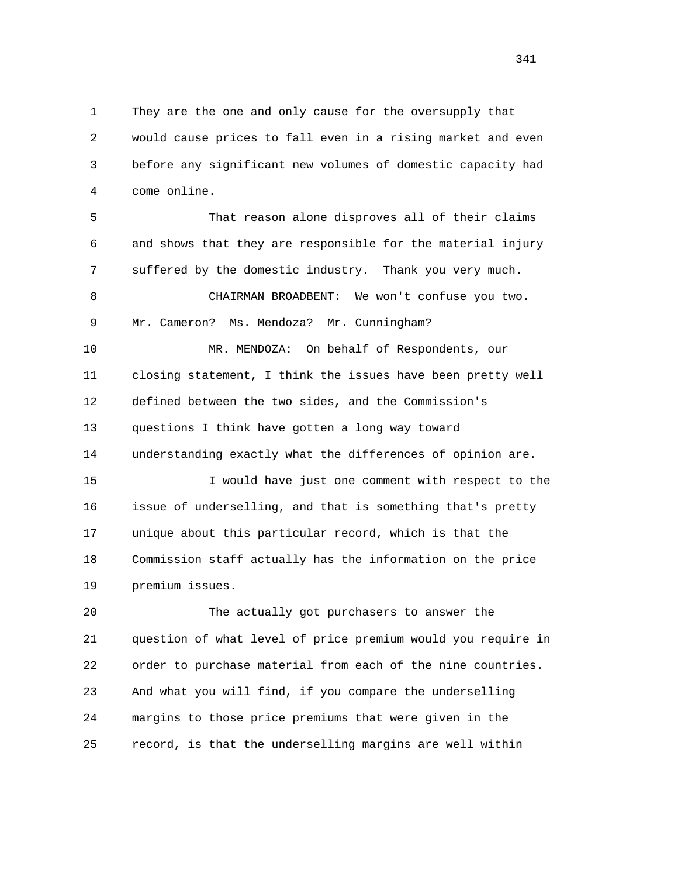They are the one and only cause for the oversupply that would cause prices to fall even in a rising market and even before any significant new volumes of domestic capacity had come online.

That reason alone disproves all of their claims and shows that they are responsible for the material injury suffered by the domestic industry. Thank you very much.

CHAIRMAN BROADBENT: We won't confuse you two. Mr. Cameron? Ms. Mendoza? Mr. Cunningham?

MR. MENDOZA: On behalf of Respondents, our closing statement, I think the issues have been pretty well defined between the two sides, and the Commission's questions I think have gotten a long way toward understanding exactly what the differences of opinion are.

I would have just one comment with respect to the issue of underselling, and that is something that's pretty unique about this particular record, which is that the Commission staff actually has the information on the price premium issues.

The actually got purchasers to answer the question of what level of price premium would you require in order to purchase material from each of the nine countries. And what you will find, if you compare the underselling margins to those price premiums that were given in the record, is that the underselling margins are well within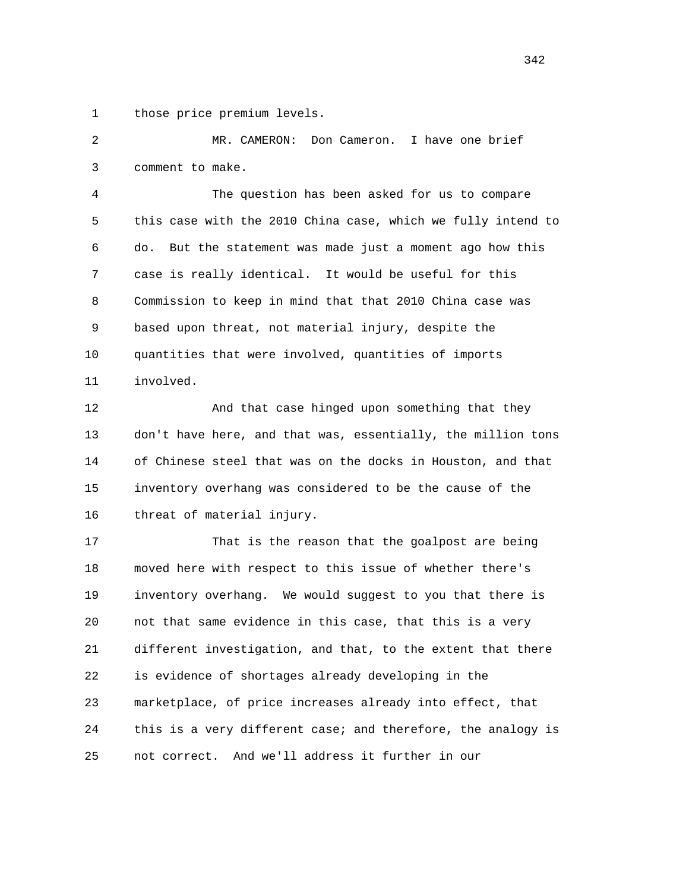those price premium levels.

MR. CAMERON: Don Cameron. I have one brief comment to make.

The question has been asked for us to compare this case with the 2010 China case, which we fully intend to do. But the statement was made just a moment ago how this case is really identical. It would be useful for this Commission to keep in mind that that 2010 China case was based upon threat, not material injury, despite the quantities that were involved, quantities of imports involved.

And that case hinged upon something that they don't have here, and that was, essentially, the million tons of Chinese steel that was on the docks in Houston, and that inventory overhang was considered to be the cause of the threat of material injury.

That is the reason that the goalpost are being moved here with respect to this issue of whether there's inventory overhang. We would suggest to you that there is not that same evidence in this case, that this is a very different investigation, and that, to the extent that there is evidence of shortages already developing in the marketplace, of price increases already into effect, that this is a very different case; and therefore, the analogy is not correct. And we'll address it further in our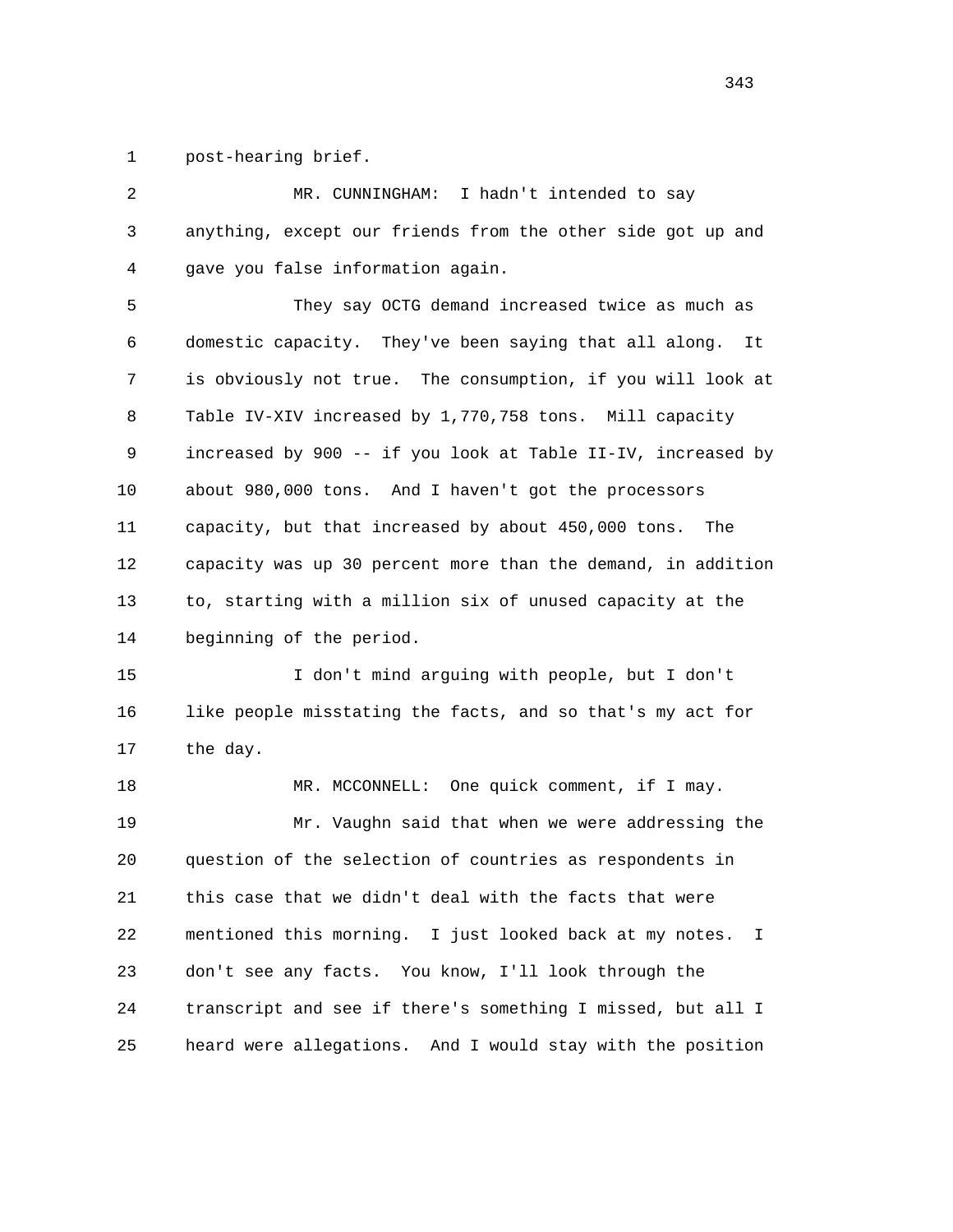post-hearing brief.

MR. CUNNINGHAM: I hadn't intended to say anything, except our friends from the other side got up and gave you false information again.

They say OCTG demand increased twice as much as domestic capacity. They've been saying that all along. It is obviously not true. The consumption, if you will look at Table IV-XIV increased by 1,770,758 tons. Mill capacity increased by 900 -- if you look at Table II-IV, increased by about 980,000 tons. And I haven't got the processors capacity, but that increased by about 450,000 tons. The capacity was up 30 percent more than the demand, in addition to, starting with a million six of unused capacity at the beginning of the period.

I don't mind arguing with people, but I don't like people misstating the facts, and so that's my act for the day.

MR. MCCONNELL: One quick comment, if I may.

Mr. Vaughn said that when we were addressing the question of the selection of countries as respondents in this case that we didn't deal with the facts that were mentioned this morning. I just looked back at my notes. I don't see any facts. You know, I'll look through the transcript and see if there's something I missed, but all I heard were allegations. And I would stay with the position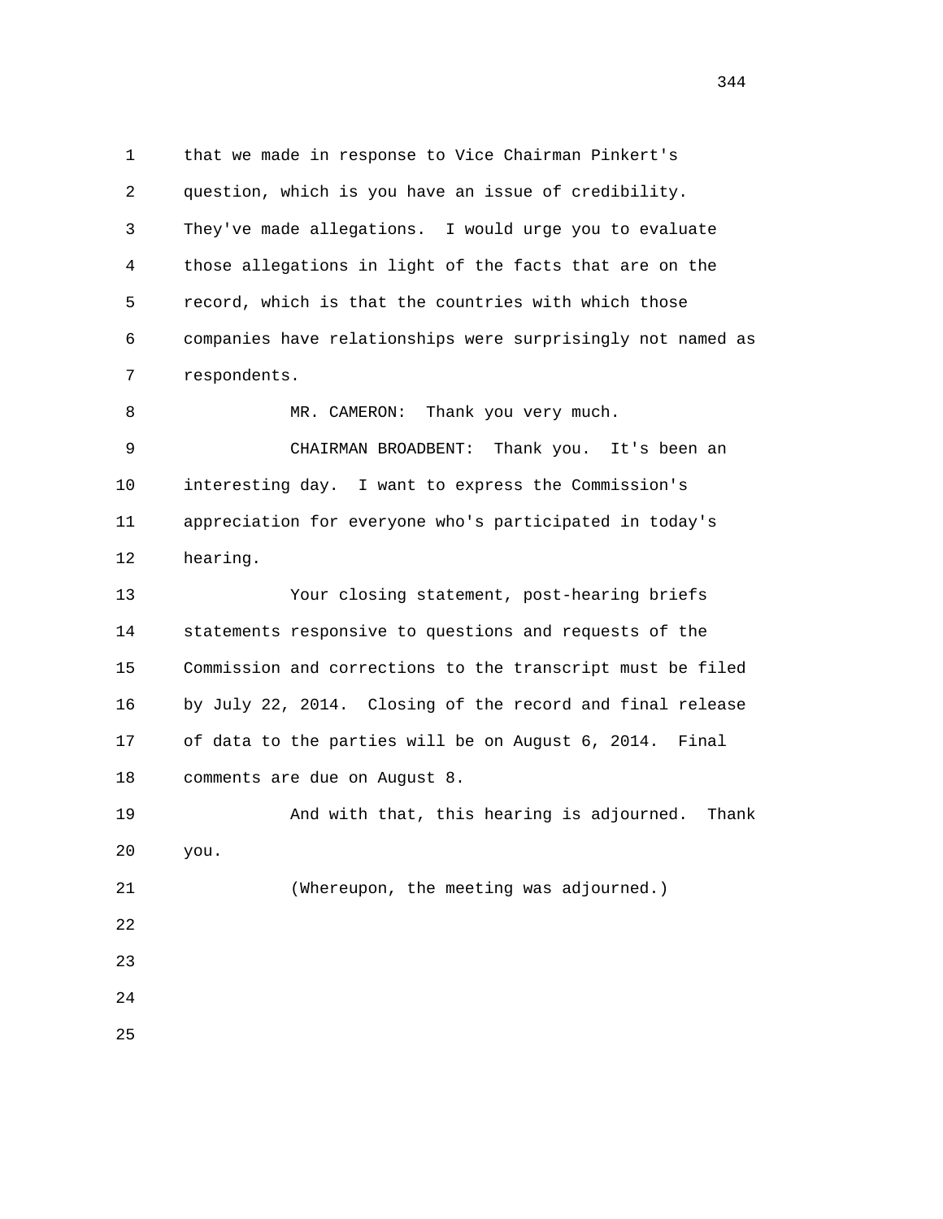that we made in response to Vice Chairman Pinkert's question, which is you have an issue of credibility. They've made allegations. I would urge you to evaluate those allegations in light of the facts that are on the record, which is that the countries with which those companies have relationships were surprisingly not named as respondents.

MR. CAMERON: Thank you very much.

CHAIRMAN BROADBENT: Thank you. It's been an interesting day. I want to express the Commission's appreciation for everyone who's participated in today's hearing.

Your closing statement, post-hearing briefs statements responsive to questions and requests of the Commission and corrections to the transcript must be filed by July 22, 2014. Closing of the record and final release of data to the parties will be on August 6, 2014. Final comments are due on August 8.

And with that, this hearing is adjourned. Thank you.

(Whereupon, the meeting was adjourned.)